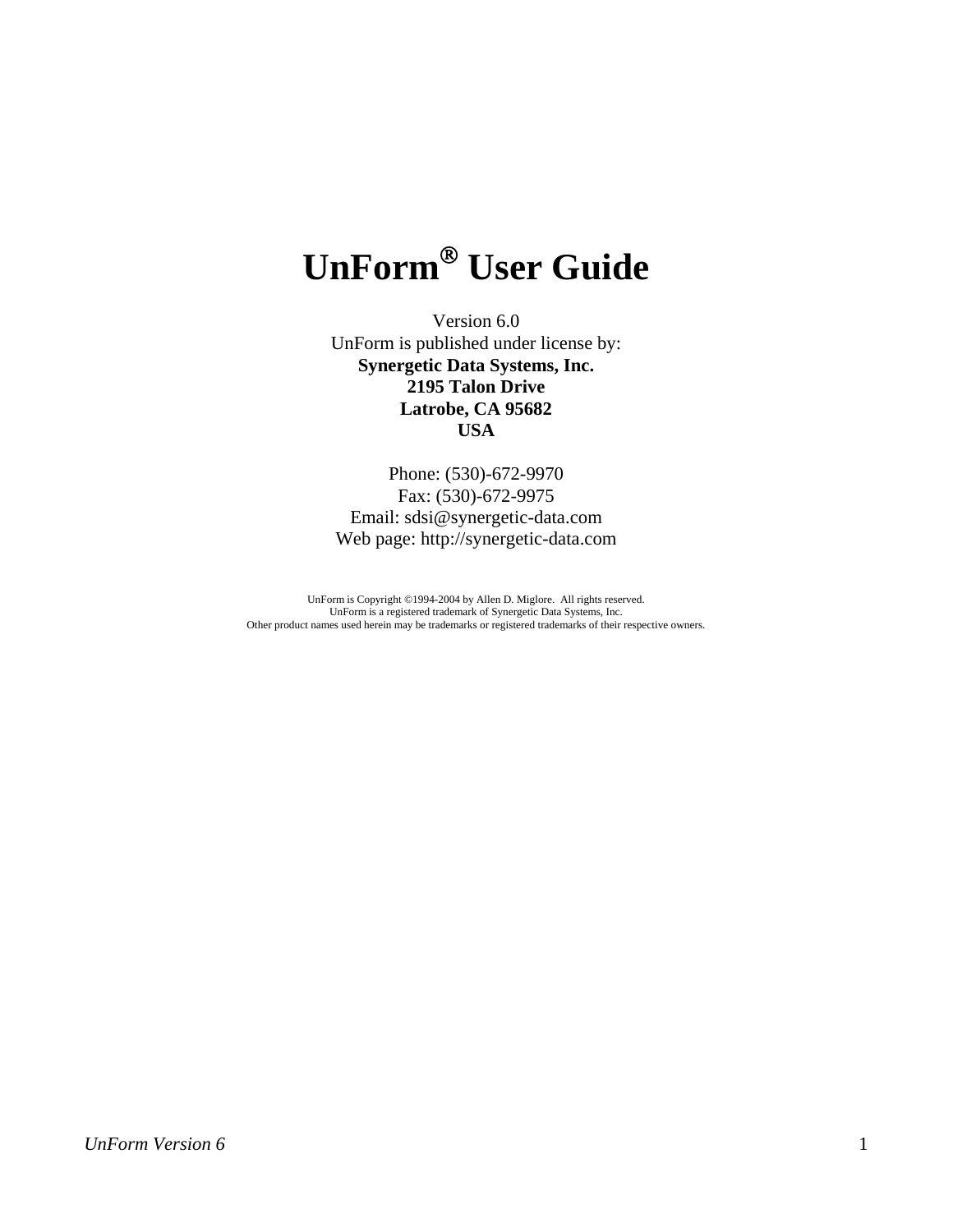# UnForm® User Guide

Version 6.0
UnForm is published under license by:
**Synergetic Data Systems, Inc.**
**2195 Talon Drive**
**Latrobe, CA 95682**
**USA**

Phone: (530)-672-9970
Fax: (530)-672-9975
Email: sdsi@synergetic-data.com
Web page: http://synergetic-data.com

UnForm is Copyright ©1994-2004 by Allen D. Miglore. All rights reserved.
UnForm is a registered trademark of Synergetic Data Systems, Inc.
Other product names used herein may be trademarks or registered trademarks of their respective owners.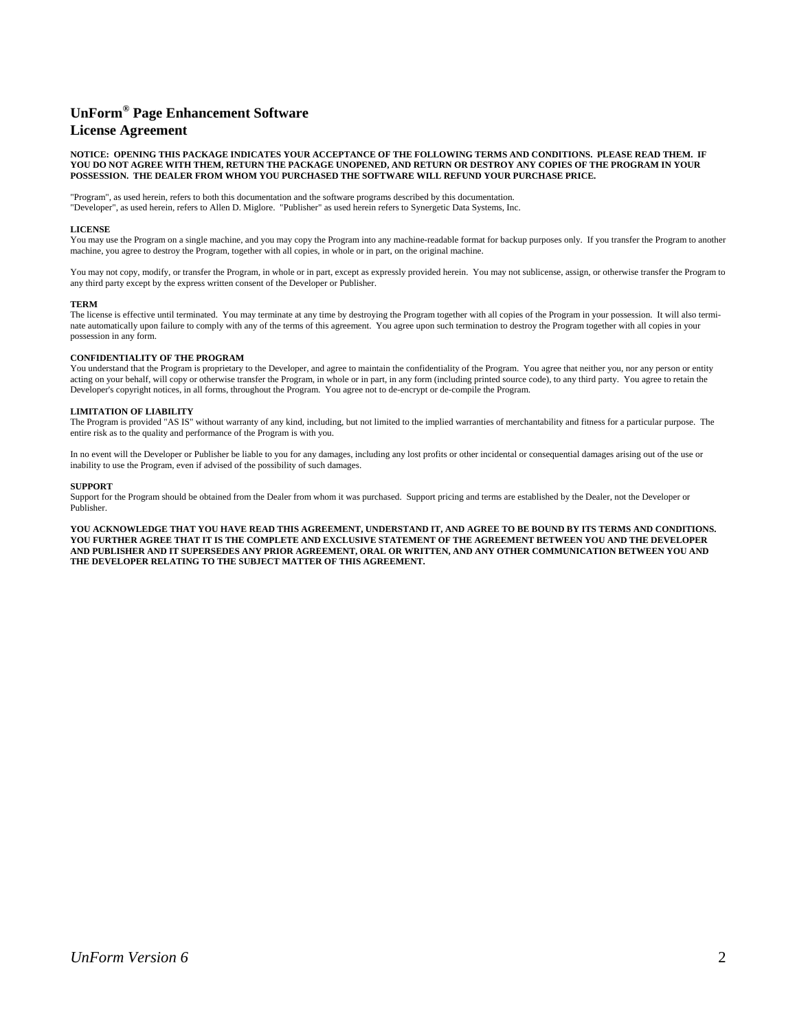# UnForm® Page Enhancement Software
# License Agreement

**NOTICE: OPENING THIS PACKAGE INDICATES YOUR ACCEPTANCE OF THE FOLLOWING TERMS AND CONDITIONS. PLEASE READ THEM. IF YOU DO NOT AGREE WITH THEM, RETURN THE PACKAGE UNOPENED, AND RETURN OR DESTROY ANY COPIES OF THE PROGRAM IN YOUR POSSESSION. THE DEALER FROM WHOM YOU PURCHASED THE SOFTWARE WILL REFUND YOUR PURCHASE PRICE.**

"Program", as used herein, refers to both this documentation and the software programs described by this documentation.
"Developer", as used herein, refers to Allen D. Miglore. "Publisher" as used herein refers to Synergetic Data Systems, Inc.

**LICENSE**
You may use the Program on a single machine, and you may copy the Program into any machine-readable format for backup purposes only. If you transfer the Program to another machine, you agree to destroy the Program, together with all copies, in whole or in part, on the original machine.

You may not copy, modify, or transfer the Program, in whole or in part, except as expressly provided herein. You may not sublicense, assign, or otherwise transfer the Program to any third party except by the express written consent of the Developer or Publisher.

**TERM**
The license is effective until terminated. You may terminate at any time by destroying the Program together with all copies of the Program in your possession. It will also terminate automatically upon failure to comply with any of the terms of this agreement. You agree upon such termination to destroy the Program together with all copies in your possession in any form.

**CONFIDENTIALITY OF THE PROGRAM**
You understand that the Program is proprietary to the Developer, and agree to maintain the confidentiality of the Program. You agree that neither you, nor any person or entity acting on your behalf, will copy or otherwise transfer the Program, in whole or in part, in any form (including printed source code), to any third party. You agree to retain the Developer's copyright notices, in all forms, throughout the Program. You agree not to de-encrypt or de-compile the Program.

**LIMITATION OF LIABILITY**
The Program is provided "AS IS" without warranty of any kind, including, but not limited to the implied warranties of merchantability and fitness for a particular purpose. The entire risk as to the quality and performance of the Program is with you.

In no event will the Developer or Publisher be liable to you for any damages, including any lost profits or other incidental or consequential damages arising out of the use or inability to use the Program, even if advised of the possibility of such damages.

**SUPPORT**
Support for the Program should be obtained from the Dealer from whom it was purchased. Support pricing and terms are established by the Dealer, not the Developer or Publisher.

**YOU ACKNOWLEDGE THAT YOU HAVE READ THIS AGREEMENT, UNDERSTAND IT, AND AGREE TO BE BOUND BY ITS TERMS AND CONDITIONS. YOU FURTHER AGREE THAT IT IS THE COMPLETE AND EXCLUSIVE STATEMENT OF THE AGREEMENT BETWEEN YOU AND THE DEVELOPER AND PUBLISHER AND IT SUPERSEDES ANY PRIOR AGREEMENT, ORAL OR WRITTEN, AND ANY OTHER COMMUNICATION BETWEEN YOU AND THE DEVELOPER RELATING TO THE SUBJECT MATTER OF THIS AGREEMENT.**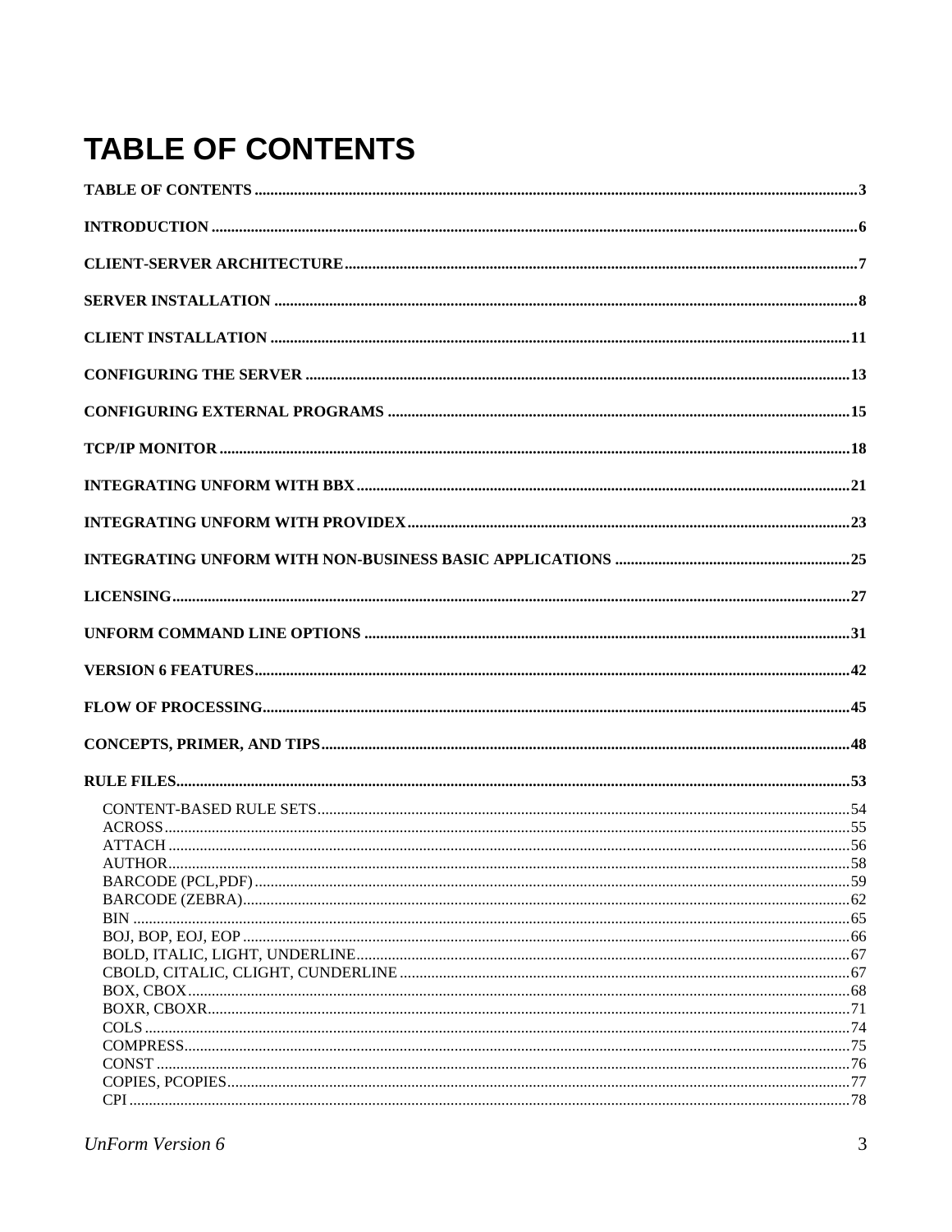# TABLE OF CONTENTS

**TABLE OF CONTENTS** ........ 3

**INTRODUCTION** ........ 6

**CLIENT-SERVER ARCHITECTURE** ........ 7

**SERVER INSTALLATION** ........ 8

**CLIENT INSTALLATION** ........ 11

**CONFIGURING THE SERVER** ........ 13

**CONFIGURING EXTERNAL PROGRAMS** ........ 15

**TCP/IP MONITOR** ........ 18

**INTEGRATING UNFORM WITH BBX** ........ 21

**INTEGRATING UNFORM WITH PROVIDEX** ........ 23

**INTEGRATING UNFORM WITH NON-BUSINESS BASIC APPLICATIONS** ........ 25

**LICENSING** ........ 27

**UNFORM COMMAND LINE OPTIONS** ........ 31

**VERSION 6 FEATURES** ........ 42

**FLOW OF PROCESSING** ........ 45

**CONCEPTS, PRIMER, AND TIPS** ........ 48

**RULE FILES** ........ 53

- CONTENT-BASED RULE SETS ........ 54
- ACROSS ........ 55
- ATTACH ........ 56
- AUTHOR ........ 58
- BARCODE (PCL,PDF) ........ 59
- BARCODE (ZEBRA) ........ 62
- BIN ........ 65
- BOJ, BOP, EOJ, EOP ........ 66
- BOLD, ITALIC, LIGHT, UNDERLINE ........ 67
- CBOLD, CITALIC, CLIGHT, CUNDERLINE ........ 67
- BOX, CBOX ........ 68
- BOXR, CBOXR ........ 71
- COLS ........ 74
- COMPRESS ........ 75
- CONST ........ 76
- COPIES, PCOPIES ........ 77
- CPI ........ 78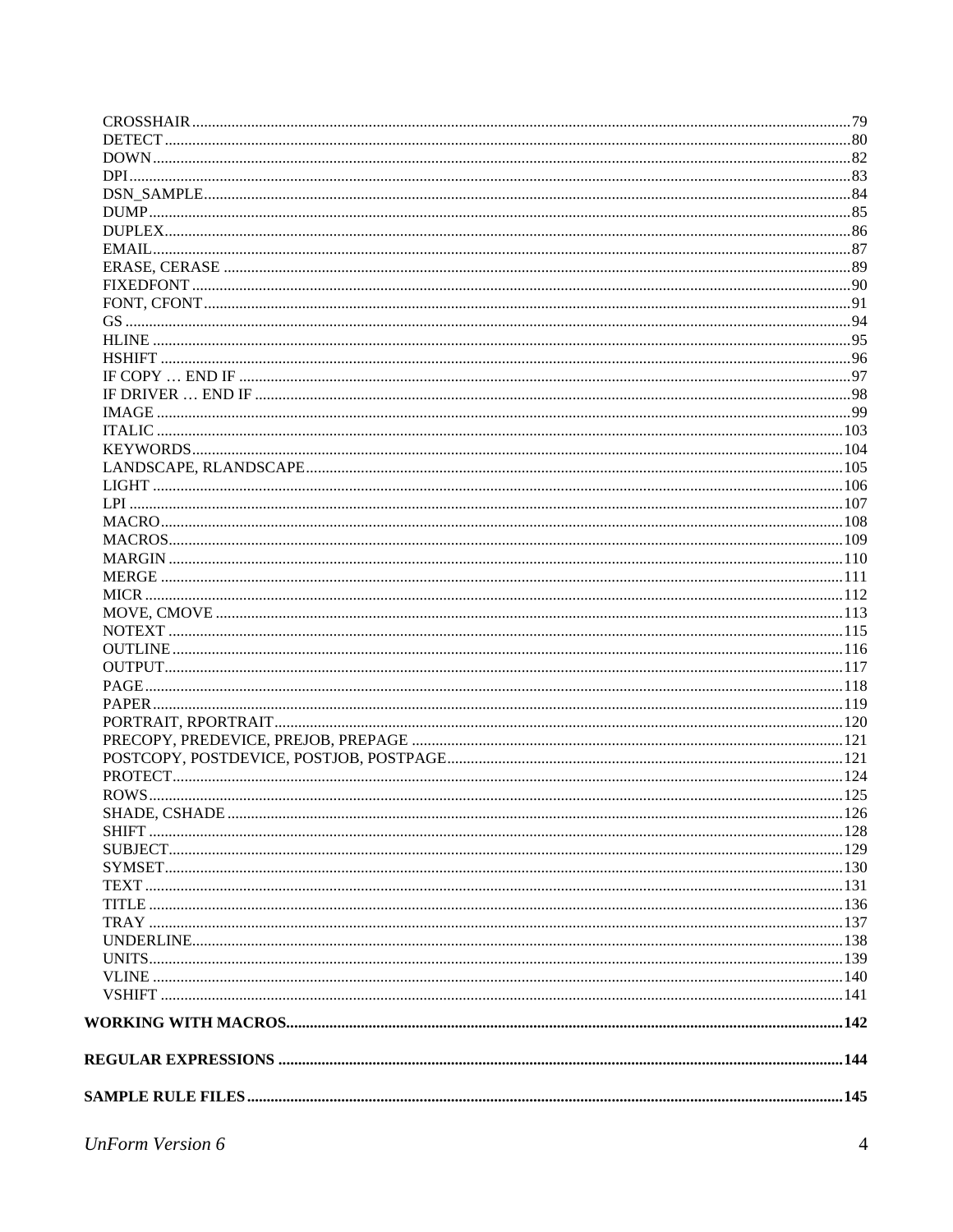CROSSHAIR ....................................................................................................................................................79
DETECT .........................................................................................................................................................80
DOWN ...........................................................................................................................................................82
DPI ..................................................................................................................................................................83
DSN_SAMPLE ................................................................................................................................................84
DUMP ..............................................................................................................................................................85
DUPLEX ..........................................................................................................................................................86
EMAIL .............................................................................................................................................................87
ERASE, CERASE ............................................................................................................................................89
FIXEDFONT ...................................................................................................................................................90
FONT, CFONT .................................................................................................................................................91
GS ...................................................................................................................................................................94
HLINE .............................................................................................................................................................95
HSHIFT ...........................................................................................................................................................96
IF COPY … END IF ........................................................................................................................................97
IF DRIVER … END IF .....................................................................................................................................98
IMAGE ............................................................................................................................................................99
ITALIC ...........................................................................................................................................................103
KEYWORDS ...................................................................................................................................................104
LANDSCAPE, RLANDSCAPE .......................................................................................................................105
LIGHT ............................................................................................................................................................106
LPI .................................................................................................................................................................107
MACRO ..........................................................................................................................................................108
MACROS ........................................................................................................................................................109
MARGIN ........................................................................................................................................................110
MERGE ..........................................................................................................................................................111
MICR .............................................................................................................................................................112
MOVE, CMOVE ............................................................................................................................................113
NOTEXT ........................................................................................................................................................115
OUTLINE .......................................................................................................................................................116
OUTPUT .........................................................................................................................................................117
PAGE .............................................................................................................................................................118
PAPER ...........................................................................................................................................................119
PORTRAIT, RPORTRAIT ..............................................................................................................................120
PRECOPY, PREDEVICE, PREJOB, PREPAGE .............................................................................................121
POSTCOPY, POSTDEVICE, POSTJOB, POSTPAGE ....................................................................................121
PROTECT .......................................................................................................................................................124
ROWS ............................................................................................................................................................125
SHADE, CSHADE ..........................................................................................................................................126
SHIFT ............................................................................................................................................................128
SUBJECT ........................................................................................................................................................129
SYMSET .........................................................................................................................................................130
TEXT .............................................................................................................................................................131
TITLE ............................................................................................................................................................136
TRAY .............................................................................................................................................................137
UNDERLINE ..................................................................................................................................................138
UNITS ............................................................................................................................................................139
VLINE ............................................................................................................................................................140
VSHIFT ..........................................................................................................................................................141

**WORKING WITH MACROS .........................................................................................................................142**

**REGULAR EXPRESSIONS ...........................................................................................................................144**

**SAMPLE RULE FILES ..................................................................................................................................145**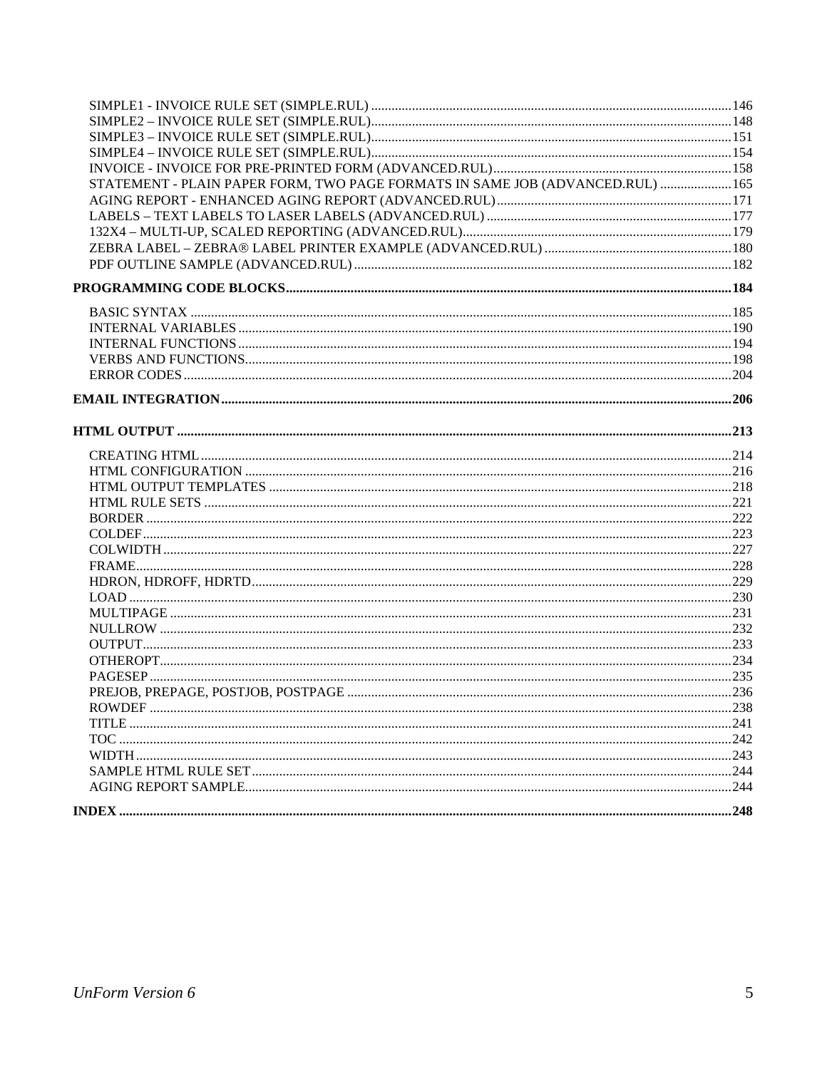SIMPLE1 - INVOICE RULE SET (SIMPLE.RUL) ........................................................................................................ 146
SIMPLE2 – INVOICE RULE SET (SIMPLE.RUL)........................................................................................................ 148
SIMPLE3 – INVOICE RULE SET (SIMPLE.RUL)........................................................................................................ 151
SIMPLE4 – INVOICE RULE SET (SIMPLE.RUL)........................................................................................................ 154
INVOICE - INVOICE FOR PRE-PRINTED FORM (ADVANCED.RUL)..................................................................... 158
STATEMENT - PLAIN PAPER FORM, TWO PAGE FORMATS IN SAME JOB (ADVANCED.RUL) ..................... 165
AGING REPORT - ENHANCED AGING REPORT (ADVANCED.RUL).................................................................... 171
LABELS – TEXT LABELS TO LASER LABELS (ADVANCED.RUL) ....................................................................... 177
132X4 – MULTI-UP, SCALED REPORTING (ADVANCED.RUL).............................................................................. 179
ZEBRA LABEL – ZEBRA® LABEL PRINTER EXAMPLE (ADVANCED.RUL) ...................................................... 180
PDF OUTLINE SAMPLE (ADVANCED.RUL) ............................................................................................................. 182

**PROGRAMMING CODE BLOCKS................................................................................................................ 184**

BASIC SYNTAX ............................................................................................................................................................ 185
INTERNAL VARIABLES .............................................................................................................................................. 190
INTERNAL FUNCTIONS .............................................................................................................................................. 194
VERBS AND FUNCTIONS............................................................................................................................................ 198
ERROR CODES .............................................................................................................................................................. 204

**EMAIL INTEGRATION.................................................................................................................................. 206**

**HTML OUTPUT ................................................................................................................................................ 213**

CREATING HTML ......................................................................................................................................................... 214
HTML CONFIGURATION ............................................................................................................................................ 216
HTML OUTPUT TEMPLATES ...................................................................................................................................... 218
HTML RULE SETS ........................................................................................................................................................ 221
BORDER ......................................................................................................................................................................... 222
COLDEF.......................................................................................................................................................................... 223
COLWIDTH .................................................................................................................................................................... 227
FRAME............................................................................................................................................................................ 228
HDRON, HDROFF, HDRTD.......................................................................................................................................... 229
LOAD .............................................................................................................................................................................. 230
MULTIPAGE .................................................................................................................................................................. 231
NULLROW ..................................................................................................................................................................... 232
OUTPUT.......................................................................................................................................................................... 233
OTHEROPT..................................................................................................................................................................... 234
PAGESEP ........................................................................................................................................................................ 235
PREJOB, PREPAGE, POSTJOB, POSTPAGE ............................................................................................................... 236
ROWDEF ........................................................................................................................................................................ 238
TITLE .............................................................................................................................................................................. 241
TOC ................................................................................................................................................................................. 242
WIDTH ............................................................................................................................................................................ 243
SAMPLE HTML RULE SET........................................................................................................................................... 244
AGING REPORT SAMPLE............................................................................................................................................ 244

**INDEX ................................................................................................................................................................ 248**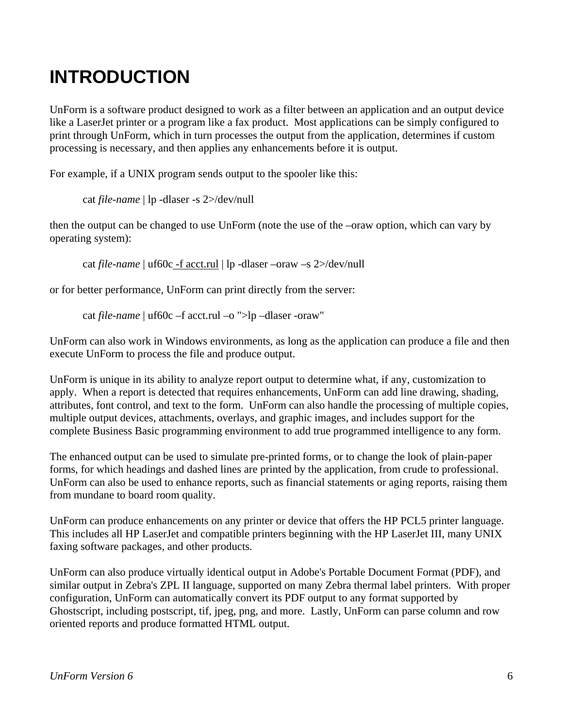# INTRODUCTION

UnForm is a software product designed to work as a filter between an application and an output device like a LaserJet printer or a program like a fax product. Most applications can be simply configured to print through UnForm, which in turn processes the output from the application, determines if custom processing is necessary, and then applies any enhancements before it is output.

For example, if a UNIX program sends output to the spooler like this:

```
cat file-name | lp -dlaser -s 2>/dev/null
```

then the output can be changed to use UnForm (note the use of the –oraw option, which can vary by operating system):

```
cat file-name | uf60c -f acct.rul | lp -dlaser –oraw –s 2>/dev/null
```

or for better performance, UnForm can print directly from the server:

```
cat file-name | uf60c –f acct.rul –o ">lp –dlaser -oraw"
```

UnForm can also work in Windows environments, as long as the application can produce a file and then execute UnForm to process the file and produce output.

UnForm is unique in its ability to analyze report output to determine what, if any, customization to apply. When a report is detected that requires enhancements, UnForm can add line drawing, shading, attributes, font control, and text to the form. UnForm can also handle the processing of multiple copies, multiple output devices, attachments, overlays, and graphic images, and includes support for the complete Business Basic programming environment to add true programmed intelligence to any form.

The enhanced output can be used to simulate pre-printed forms, or to change the look of plain-paper forms, for which headings and dashed lines are printed by the application, from crude to professional. UnForm can also be used to enhance reports, such as financial statements or aging reports, raising them from mundane to board room quality.

UnForm can produce enhancements on any printer or device that offers the HP PCL5 printer language. This includes all HP LaserJet and compatible printers beginning with the HP LaserJet III, many UNIX faxing software packages, and other products.

UnForm can also produce virtually identical output in Adobe's Portable Document Format (PDF), and similar output in Zebra's ZPL II language, supported on many Zebra thermal label printers. With proper configuration, UnForm can automatically convert its PDF output to any format supported by Ghostscript, including postscript, tif, jpeg, png, and more. Lastly, UnForm can parse column and row oriented reports and produce formatted HTML output.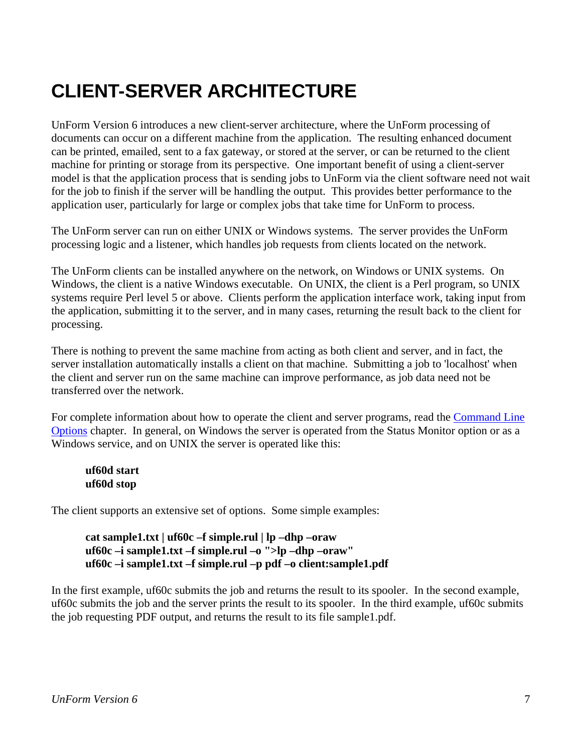# CLIENT-SERVER ARCHITECTURE

UnForm Version 6 introduces a new client-server architecture, where the UnForm processing of documents can occur on a different machine from the application. The resulting enhanced document can be printed, emailed, sent to a fax gateway, or stored at the server, or can be returned to the client machine for printing or storage from its perspective. One important benefit of using a client-server model is that the application process that is sending jobs to UnForm via the client software need not wait for the job to finish if the server will be handling the output. This provides better performance to the application user, particularly for large or complex jobs that take time for UnForm to process.

The UnForm server can run on either UNIX or Windows systems. The server provides the UnForm processing logic and a listener, which handles job requests from clients located on the network.

The UnForm clients can be installed anywhere on the network, on Windows or UNIX systems. On Windows, the client is a native Windows executable. On UNIX, the client is a Perl program, so UNIX systems require Perl level 5 or above. Clients perform the application interface work, taking input from the application, submitting it to the server, and in many cases, returning the result back to the client for processing.

There is nothing to prevent the same machine from acting as both client and server, and in fact, the server installation automatically installs a client on that machine. Submitting a job to 'localhost' when the client and server run on the same machine can improve performance, as job data need not be transferred over the network.

For complete information about how to operate the client and server programs, read the Command Line Options chapter. In general, on Windows the server is operated from the Status Monitor option or as a Windows service, and on UNIX the server is operated like this:

```
uf60d start
uf60d stop
```

The client supports an extensive set of options. Some simple examples:

```
cat sample1.txt | uf60c –f simple.rul | lp –dhp –oraw
uf60c –i sample1.txt –f simple.rul –o ">lp –dhp –oraw"
uf60c –i sample1.txt –f simple.rul –p pdf –o client:sample1.pdf
```

In the first example, uf60c submits the job and returns the result to its spooler. In the second example, uf60c submits the job and the server prints the result to its spooler. In the third example, uf60c submits the job requesting PDF output, and returns the result to its file sample1.pdf.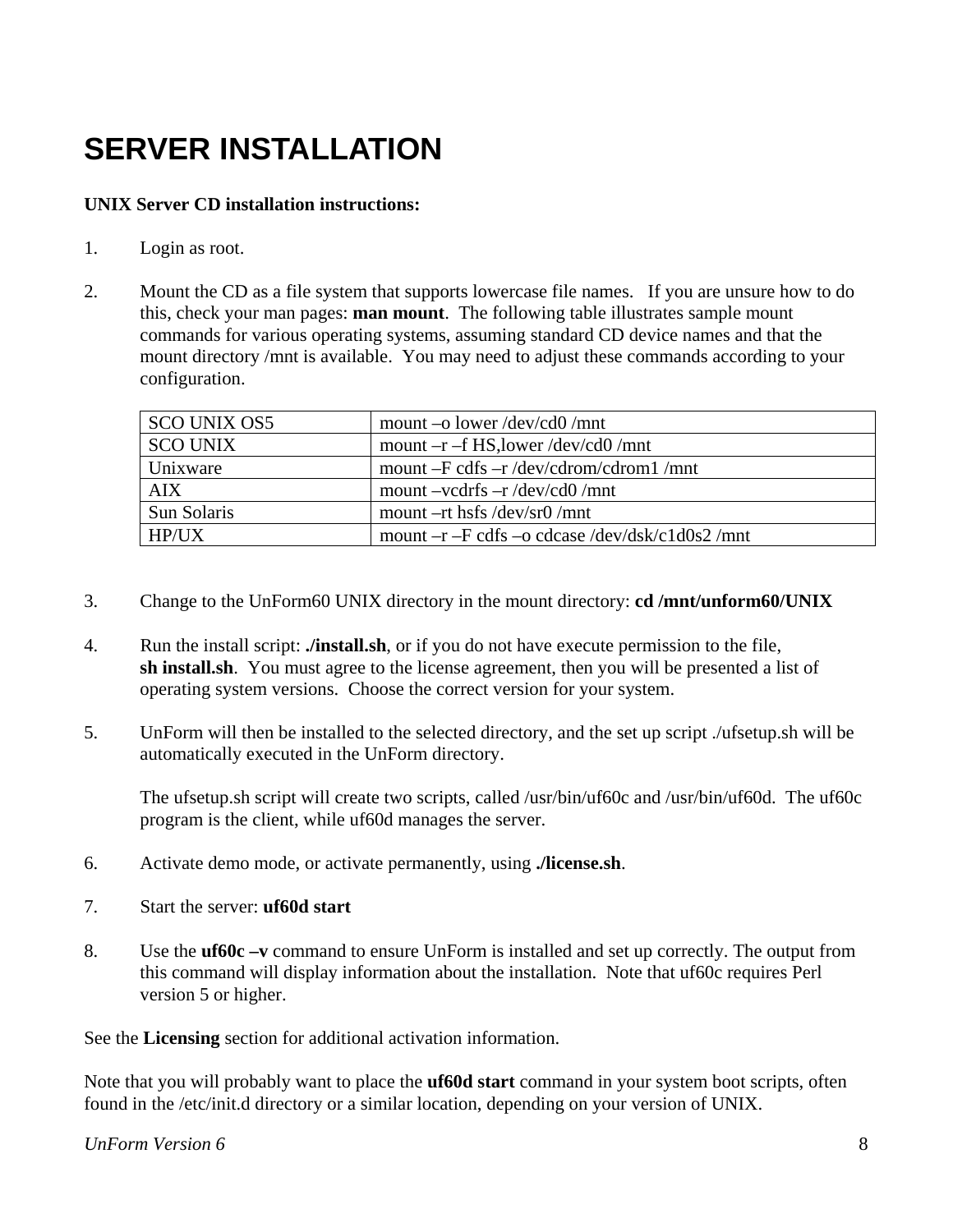# SERVER INSTALLATION

**UNIX Server CD installation instructions:**

1. Login as root.

2. Mount the CD as a file system that supports lowercase file names. If you are unsure how to do this, check your man pages: **man mount**. The following table illustrates sample mount commands for various operating systems, assuming standard CD device names and that the mount directory /mnt is available. You may need to adjust these commands according to your configuration.

| | |
|---|---|
| SCO UNIX OS5 | mount –o lower /dev/cd0 /mnt |
| SCO UNIX | mount –r –f HS,lower /dev/cd0 /mnt |
| Unixware | mount –F cdfs –r /dev/cdrom/cdrom1 /mnt |
| AIX | mount –vcdrfs –r /dev/cd0 /mnt |
| Sun Solaris | mount –rt hsfs /dev/sr0 /mnt |
| HP/UX | mount –r –F cdfs –o cdcase /dev/dsk/c1d0s2 /mnt |

3. Change to the UnForm60 UNIX directory in the mount directory: **cd /mnt/unform60/UNIX**

4. Run the install script: **./install.sh**, or if you do not have execute permission to the file, **sh install.sh**. You must agree to the license agreement, then you will be presented a list of operating system versions. Choose the correct version for your system.

5. UnForm will then be installed to the selected directory, and the set up script ./ufsetup.sh will be automatically executed in the UnForm directory.

   The ufsetup.sh script will create two scripts, called /usr/bin/uf60c and /usr/bin/uf60d. The uf60c program is the client, while uf60d manages the server.

6. Activate demo mode, or activate permanently, using **./license.sh**.

7. Start the server: **uf60d start**

8. Use the **uf60c –v** command to ensure UnForm is installed and set up correctly. The output from this command will display information about the installation. Note that uf60c requires Perl version 5 or higher.

See the **Licensing** section for additional activation information.

Note that you will probably want to place the **uf60d start** command in your system boot scripts, often found in the /etc/init.d directory or a similar location, depending on your version of UNIX.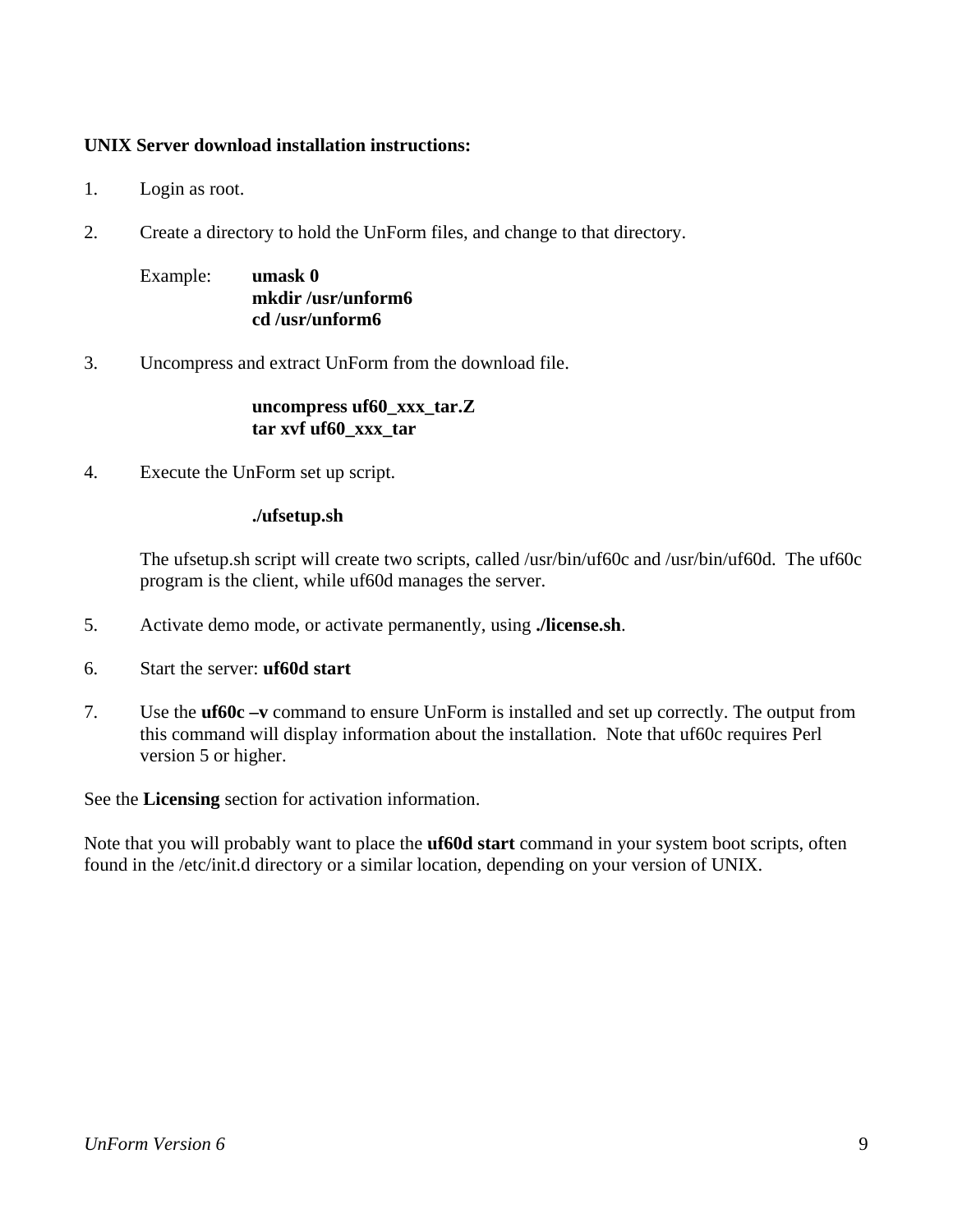**UNIX Server download installation instructions:**

1. Login as root.

2. Create a directory to hold the UnForm files, and change to that directory.

   Example:
   ```
   umask 0
   mkdir /usr/unform6
   cd /usr/unform6
   ```

3. Uncompress and extract UnForm from the download file.

   ```
   uncompress uf60_xxx_tar.Z
   tar xvf uf60_xxx_tar
   ```

4. Execute the UnForm set up script.

   ```
   ./ufsetup.sh
   ```

   The ufsetup.sh script will create two scripts, called /usr/bin/uf60c and /usr/bin/uf60d. The uf60c program is the client, while uf60d manages the server.

5. Activate demo mode, or activate permanently, using **./license.sh**.

6. Start the server: **uf60d start**

7. Use the **uf60c –v** command to ensure UnForm is installed and set up correctly. The output from this command will display information about the installation. Note that uf60c requires Perl version 5 or higher.

See the **Licensing** section for activation information.

Note that you will probably want to place the **uf60d start** command in your system boot scripts, often found in the /etc/init.d directory or a similar location, depending on your version of UNIX.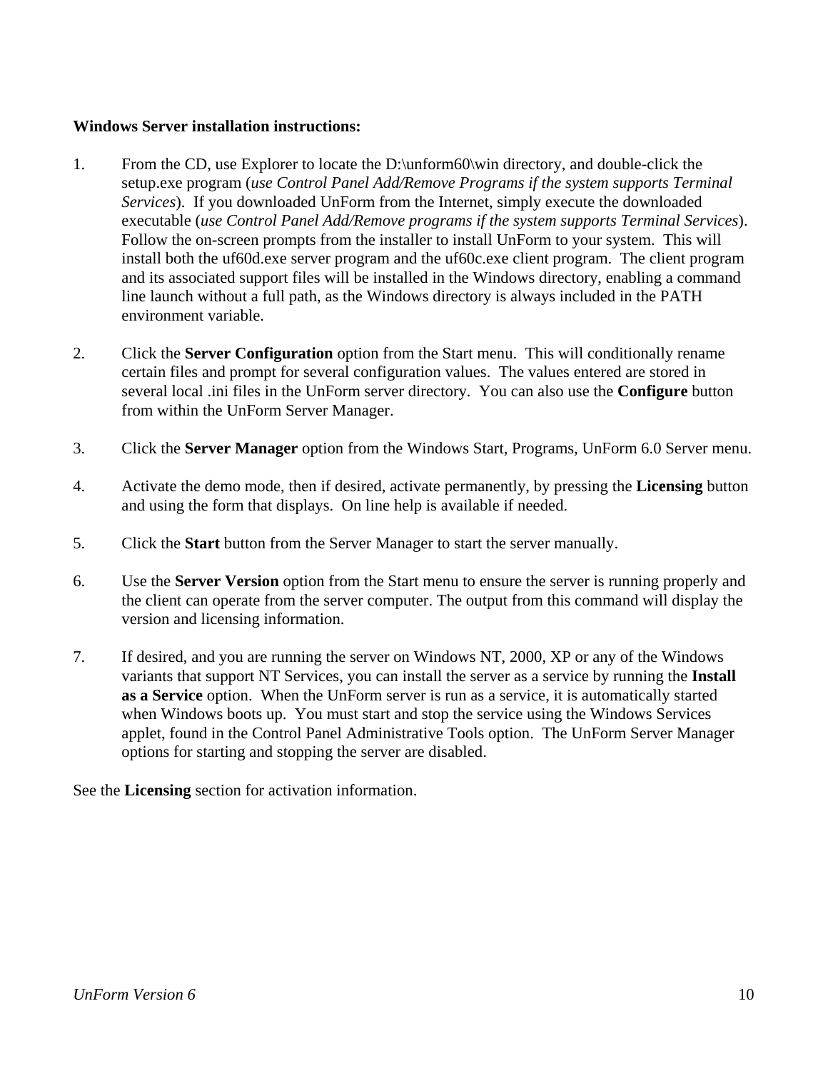**Windows Server installation instructions:**

1. From the CD, use Explorer to locate the D:\unform60\win directory, and double-click the setup.exe program (*use Control Panel Add/Remove Programs if the system supports Terminal Services*). If you downloaded UnForm from the Internet, simply execute the downloaded executable (*use Control Panel Add/Remove programs if the system supports Terminal Services*). Follow the on-screen prompts from the installer to install UnForm to your system. This will install both the uf60d.exe server program and the uf60c.exe client program. The client program and its associated support files will be installed in the Windows directory, enabling a command line launch without a full path, as the Windows directory is always included in the PATH environment variable.

2. Click the **Server Configuration** option from the Start menu. This will conditionally rename certain files and prompt for several configuration values. The values entered are stored in several local .ini files in the UnForm server directory. You can also use the **Configure** button from within the UnForm Server Manager.

3. Click the **Server Manager** option from the Windows Start, Programs, UnForm 6.0 Server menu.

4. Activate the demo mode, then if desired, activate permanently, by pressing the **Licensing** button and using the form that displays. On line help is available if needed.

5. Click the **Start** button from the Server Manager to start the server manually.

6. Use the **Server Version** option from the Start menu to ensure the server is running properly and the client can operate from the server computer. The output from this command will display the version and licensing information.

7. If desired, and you are running the server on Windows NT, 2000, XP or any of the Windows variants that support NT Services, you can install the server as a service by running the **Install as a Service** option. When the UnForm server is run as a service, it is automatically started when Windows boots up. You must start and stop the service using the Windows Services applet, found in the Control Panel Administrative Tools option. The UnForm Server Manager options for starting and stopping the server are disabled.

See the **Licensing** section for activation information.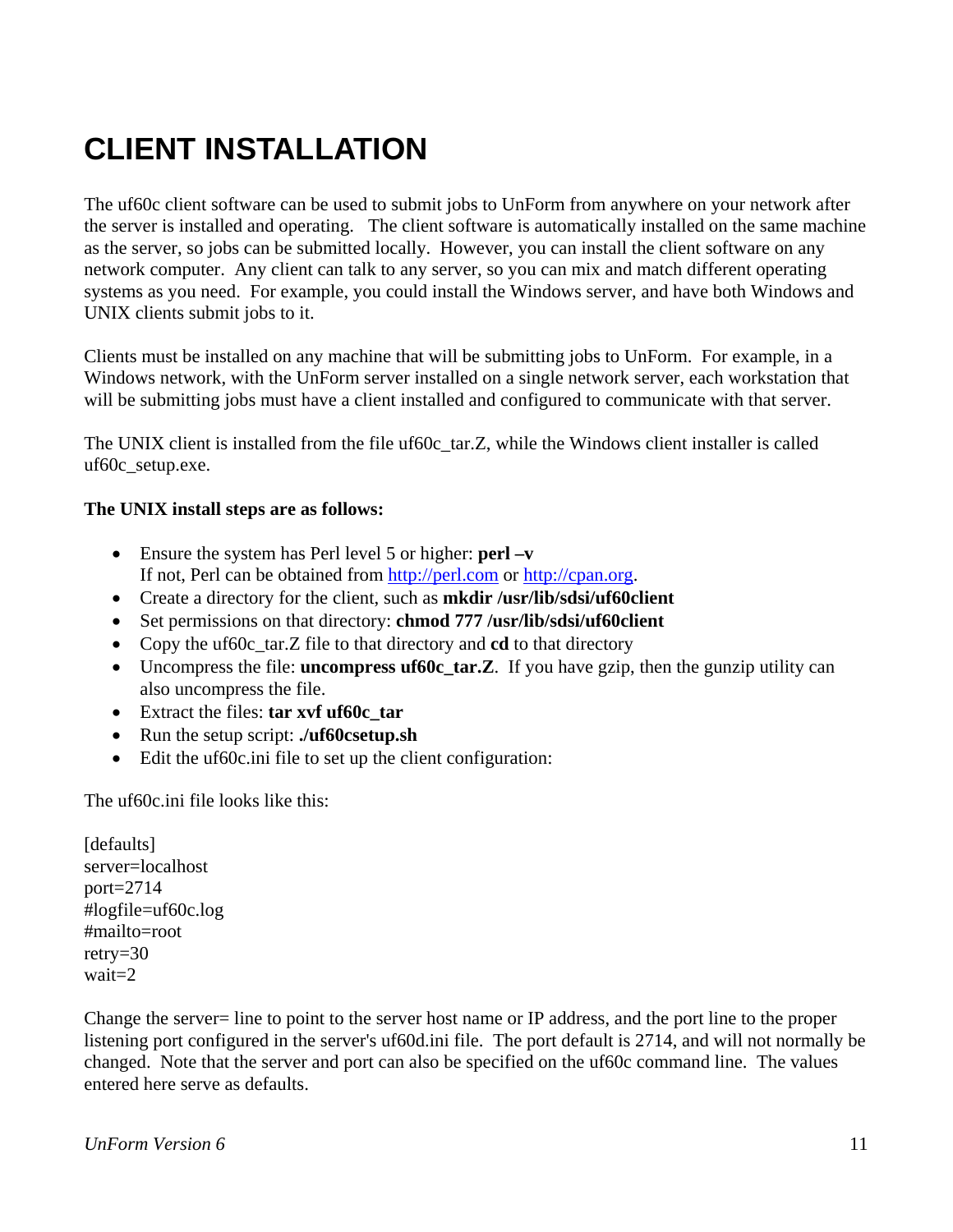# CLIENT INSTALLATION

The uf60c client software can be used to submit jobs to UnForm from anywhere on your network after the server is installed and operating. The client software is automatically installed on the same machine as the server, so jobs can be submitted locally. However, you can install the client software on any network computer. Any client can talk to any server, so you can mix and match different operating systems as you need. For example, you could install the Windows server, and have both Windows and UNIX clients submit jobs to it.

Clients must be installed on any machine that will be submitting jobs to UnForm. For example, in a Windows network, with the UnForm server installed on a single network server, each workstation that will be submitting jobs must have a client installed and configured to communicate with that server.

The UNIX client is installed from the file uf60c_tar.Z, while the Windows client installer is called uf60c_setup.exe.

**The UNIX install steps are as follows:**

- Ensure the system has Perl level 5 or higher: **perl –v**
  If not, Perl can be obtained from http://perl.com or http://cpan.org.
- Create a directory for the client, such as **mkdir /usr/lib/sdsi/uf60client**
- Set permissions on that directory: **chmod 777 /usr/lib/sdsi/uf60client**
- Copy the uf60c_tar.Z file to that directory and **cd** to that directory
- Uncompress the file: **uncompress uf60c_tar.Z**. If you have gzip, then the gunzip utility can also uncompress the file.
- Extract the files: **tar xvf uf60c_tar**
- Run the setup script: **./uf60csetup.sh**
- Edit the uf60c.ini file to set up the client configuration:

The uf60c.ini file looks like this:

```
[defaults]
server=localhost
port=2714
#logfile=uf60c.log
#mailto=root
retry=30
wait=2
```

Change the server= line to point to the server host name or IP address, and the port line to the proper listening port configured in the server's uf60d.ini file. The port default is 2714, and will not normally be changed. Note that the server and port can also be specified on the uf60c command line. The values entered here serve as defaults.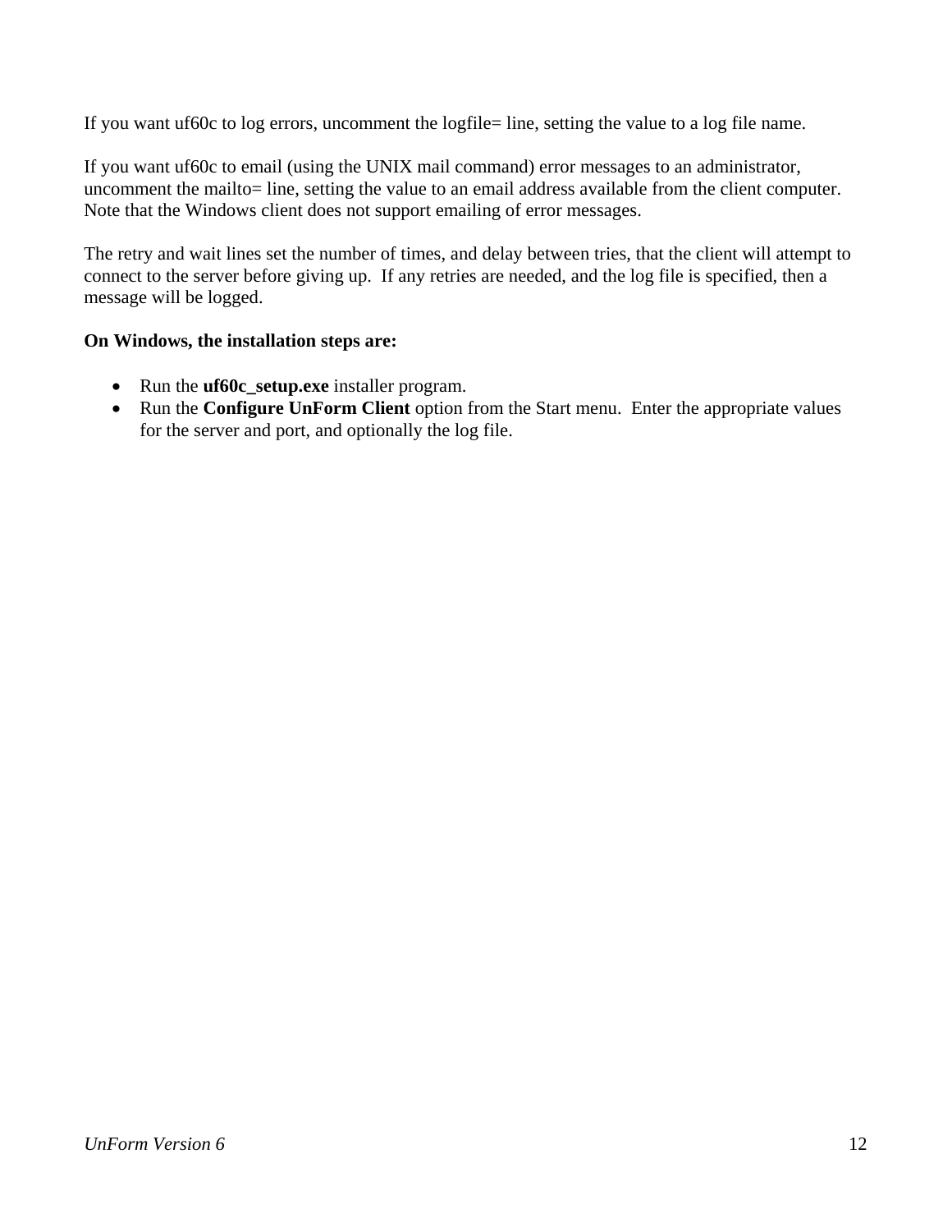If you want uf60c to log errors, uncomment the logfile= line, setting the value to a log file name.

If you want uf60c to email (using the UNIX mail command) error messages to an administrator, uncomment the mailto= line, setting the value to an email address available from the client computer. Note that the Windows client does not support emailing of error messages.

The retry and wait lines set the number of times, and delay between tries, that the client will attempt to connect to the server before giving up. If any retries are needed, and the log file is specified, then a message will be logged.

**On Windows, the installation steps are:**

- Run the **uf60c_setup.exe** installer program.
- Run the **Configure UnForm Client** option from the Start menu. Enter the appropriate values for the server and port, and optionally the log file.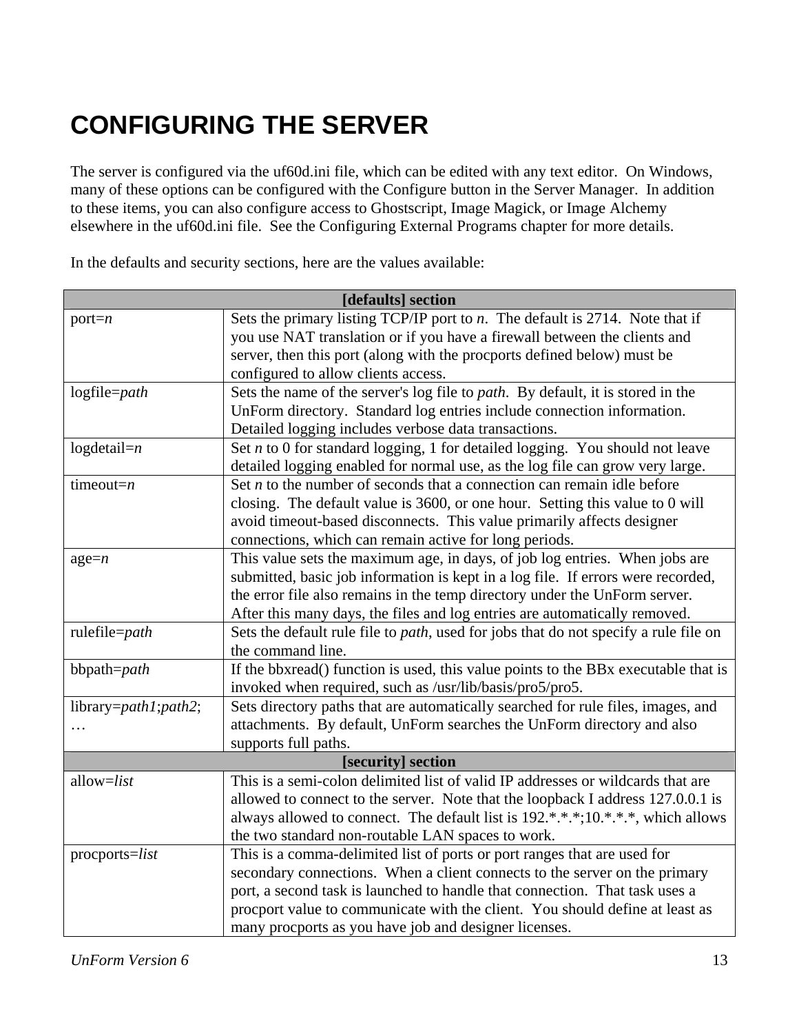# CONFIGURING THE SERVER

The server is configured via the uf60d.ini file, which can be edited with any text editor. On Windows, many of these options can be configured with the Configure button in the Server Manager. In addition to these items, you can also configure access to Ghostscript, Image Magick, or Image Alchemy elsewhere in the uf60d.ini file. See the Configuring External Programs chapter for more details.

In the defaults and security sections, here are the values available:

| **[defaults] section** | |
|---|---|
| port=*n* | Sets the primary listing TCP/IP port to *n*. The default is 2714. Note that if you use NAT translation or if you have a firewall between the clients and server, then this port (along with the procports defined below) must be configured to allow clients access. |
| logfile=*path* | Sets the name of the server's log file to *path*. By default, it is stored in the UnForm directory. Standard log entries include connection information. Detailed logging includes verbose data transactions. |
| logdetail=*n* | Set *n* to 0 for standard logging, 1 for detailed logging. You should not leave detailed logging enabled for normal use, as the log file can grow very large. |
| timeout=*n* | Set *n* to the number of seconds that a connection can remain idle before closing. The default value is 3600, or one hour. Setting this value to 0 will avoid timeout-based disconnects. This value primarily affects designer connections, which can remain active for long periods. |
| age=*n* | This value sets the maximum age, in days, of job log entries. When jobs are submitted, basic job information is kept in a log file. If errors were recorded, the error file also remains in the temp directory under the UnForm server. After this many days, the files and log entries are automatically removed. |
| rulefile=*path* | Sets the default rule file to *path*, used for jobs that do not specify a rule file on the command line. |
| bbpath=*path* | If the bbxread() function is used, this value points to the BBx executable that is invoked when required, such as /usr/lib/basis/pro5/pro5. |
| library=*path1*;*path2*;… | Sets directory paths that are automatically searched for rule files, images, and attachments. By default, UnForm searches the UnForm directory and also supports full paths. |
| **[security] section** | |
| allow=*list* | This is a semi-colon delimited list of valid IP addresses or wildcards that are allowed to connect to the server. Note that the loopback I address 127.0.0.1 is always allowed to connect. The default list is 192.*.*.*;10.*.*.*, which allows the two standard non-routable LAN spaces to work. |
| procports=*list* | This is a comma-delimited list of ports or port ranges that are used for secondary connections. When a client connects to the server on the primary port, a second task is launched to handle that connection. That task uses a procport value to communicate with the client. You should define at least as many procports as you have job and designer licenses. |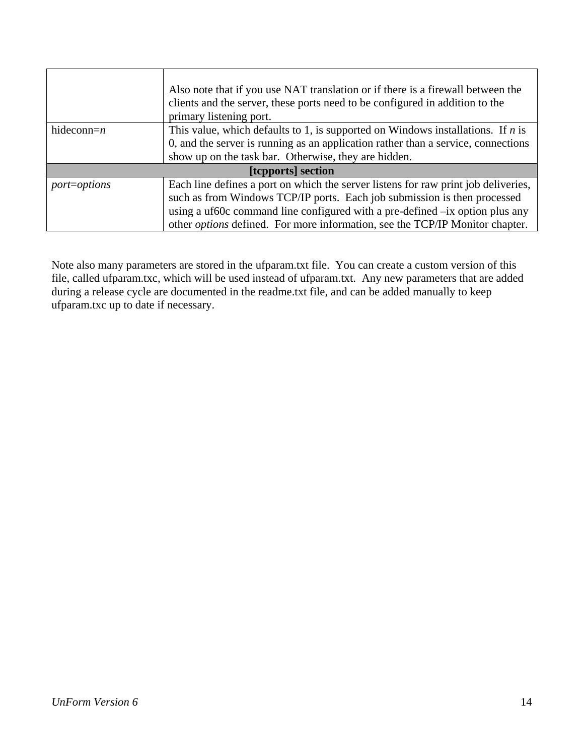| | |
|---|---|
| | Also note that if you use NAT translation or if there is a firewall between the clients and the server, these ports need to be configured in addition to the primary listening port. |
| hideconn=*n* | This value, which defaults to 1, is supported on Windows installations. If *n* is 0, and the server is running as an application rather than a service, connections show up on the task bar. Otherwise, they are hidden. |
| **[tcpports] section** | |
| *port*=*options* | Each line defines a port on which the server listens for raw print job deliveries, such as from Windows TCP/IP ports. Each job submission is then processed using a uf60c command line configured with a pre-defined –ix option plus any other *options* defined. For more information, see the TCP/IP Monitor chapter. |

Note also many parameters are stored in the ufparam.txt file. You can create a custom version of this file, called ufparam.txc, which will be used instead of ufparam.txt. Any new parameters that are added during a release cycle are documented in the readme.txt file, and can be added manually to keep ufparam.txc up to date if necessary.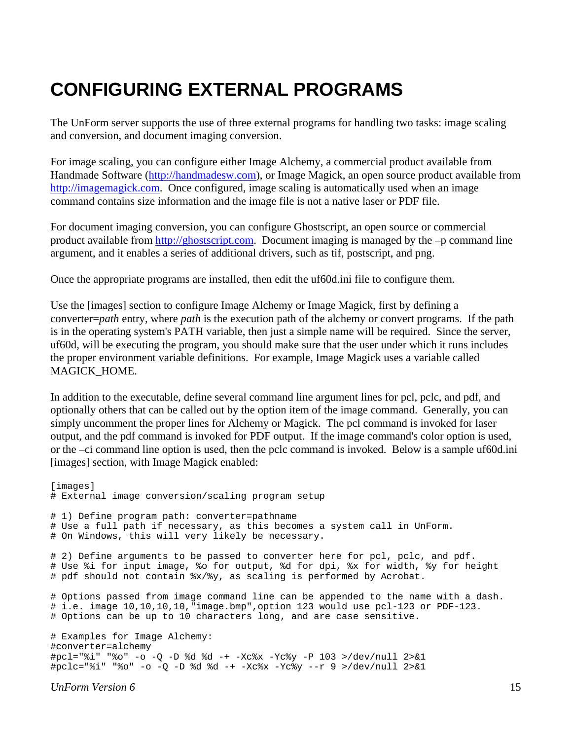# CONFIGURING EXTERNAL PROGRAMS

The UnForm server supports the use of three external programs for handling two tasks: image scaling and conversion, and document imaging conversion.

For image scaling, you can configure either Image Alchemy, a commercial product available from Handmade Software (http://handmadesw.com), or Image Magick, an open source product available from http://imagemagick.com. Once configured, image scaling is automatically used when an image command contains size information and the image file is not a native laser or PDF file.

For document imaging conversion, you can configure Ghostscript, an open source or commercial product available from http://ghostscript.com. Document imaging is managed by the –p command line argument, and it enables a series of additional drivers, such as tif, postscript, and png.

Once the appropriate programs are installed, then edit the uf60d.ini file to configure them.

Use the [images] section to configure Image Alchemy or Image Magick, first by defining a converter=*path* entry, where *path* is the execution path of the alchemy or convert programs. If the path is in the operating system's PATH variable, then just a simple name will be required. Since the server, uf60d, will be executing the program, you should make sure that the user under which it runs includes the proper environment variable definitions. For example, Image Magick uses a variable called MAGICK_HOME.

In addition to the executable, define several command line argument lines for pcl, pclc, and pdf, and optionally others that can be called out by the option item of the image command. Generally, you can simply uncomment the proper lines for Alchemy or Magick. The pcl command is invoked for laser output, and the pdf command is invoked for PDF output. If the image command's color option is used, or the –ci command line option is used, then the pclc command is invoked. Below is a sample uf60d.ini [images] section, with Image Magick enabled:

```
[images]
# External image conversion/scaling program setup

# 1) Define program path: converter=pathname
# Use a full path if necessary, as this becomes a system call in UnForm.
# On Windows, this will very likely be necessary.

# 2) Define arguments to be passed to converter here for pcl, pclc, and pdf.
# Use %i for input image, %o for output, %d for dpi, %x for width, %y for height
# pdf should not contain %x/%y, as scaling is performed by Acrobat.

# Options passed from image command line can be appended to the name with a dash.
# i.e. image 10,10,10,10,"image.bmp",option 123 would use pcl-123 or PDF-123.
# Options can be up to 10 characters long, and are case sensitive.

# Examples for Image Alchemy:
#converter=alchemy
#pcl="%i" "%o" -o -Q -D %d %d -+ -Xc%x -Yc%y -P 103 >/dev/null 2>&1
#pclc="%i" "%o" -o -Q -D %d %d -+ -Xc%x -Yc%y --r 9 >/dev/null 2>&1
```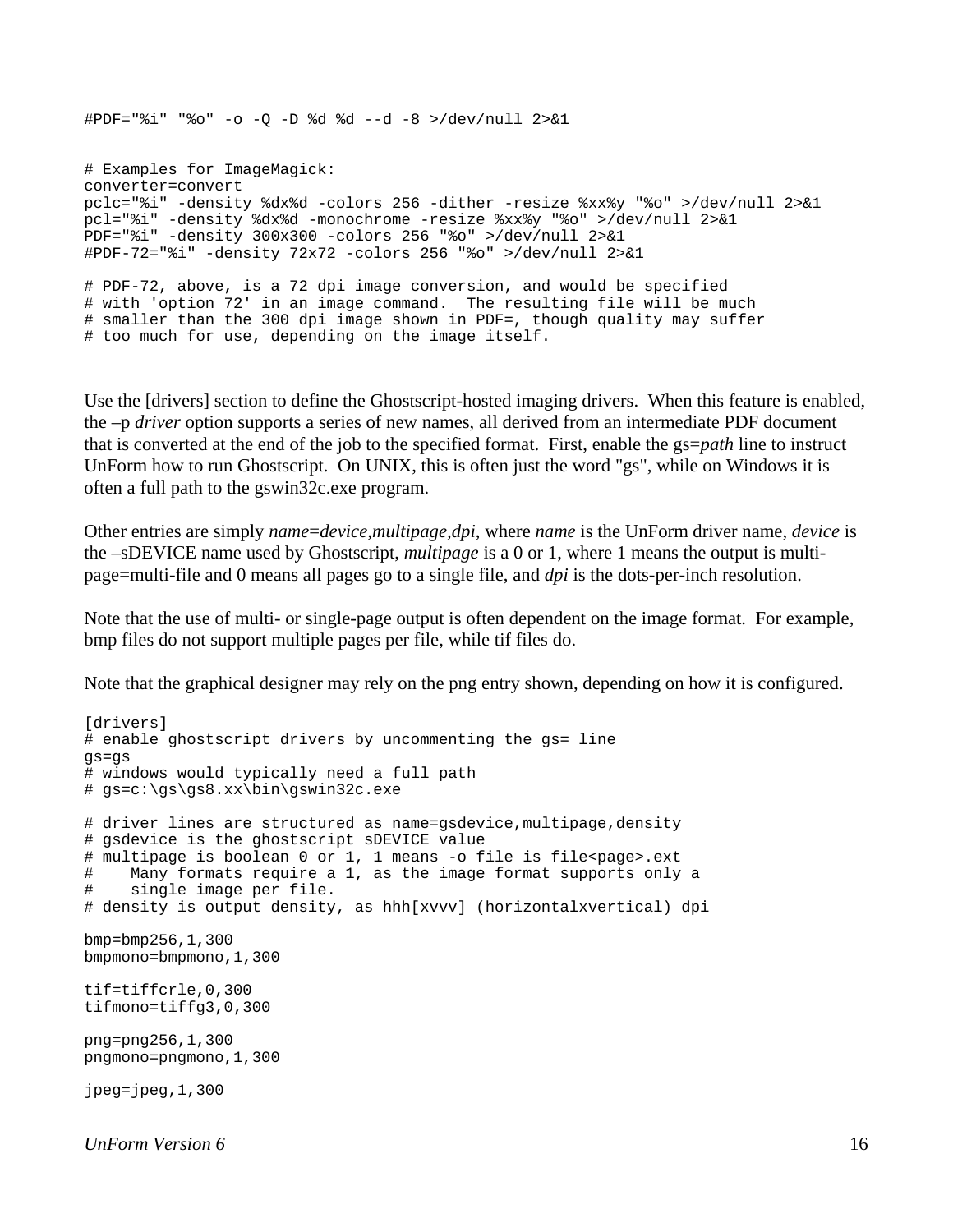```
#PDF="%i" "%o" -o -Q -D %d %d --d -8 >/dev/null 2>&1


# Examples for ImageMagick:
converter=convert
pclc="%i" -density %dx%d -colors 256 -dither -resize %xx%y "%o" >/dev/null 2>&1
pcl="%i" -density %dx%d -monochrome -resize %xx%y "%o" >/dev/null 2>&1
PDF="%i" -density 300x300 -colors 256 "%o" >/dev/null 2>&1
#PDF-72="%i" -density 72x72 -colors 256 "%o" >/dev/null 2>&1

# PDF-72, above, is a 72 dpi image conversion, and would be specified
# with 'option 72' in an image command.  The resulting file will be much
# smaller than the 300 dpi image shown in PDF=, though quality may suffer
# too much for use, depending on the image itself.
```

Use the [drivers] section to define the Ghostscript-hosted imaging drivers. When this feature is enabled, the –p *driver* option supports a series of new names, all derived from an intermediate PDF document that is converted at the end of the job to the specified format. First, enable the gs=*path* line to instruct UnForm how to run Ghostscript. On UNIX, this is often just the word "gs", while on Windows it is often a full path to the gswin32c.exe program.

Other entries are simply *name*=*device*,*multipage*,*dpi*, where *name* is the UnForm driver name, *device* is the –sDEVICE name used by Ghostscript, *multipage* is a 0 or 1, where 1 means the output is multi-page=multi-file and 0 means all pages go to a single file, and *dpi* is the dots-per-inch resolution.

Note that the use of multi- or single-page output is often dependent on the image format. For example, bmp files do not support multiple pages per file, while tif files do.

Note that the graphical designer may rely on the png entry shown, depending on how it is configured.

```
[drivers]
# enable ghostscript drivers by uncommenting the gs= line
gs=gs
# windows would typically need a full path
# gs=c:\gs\gs8.xx\bin\gswin32c.exe

# driver lines are structured as name=gsdevice,multipage,density
# gsdevice is the ghostscript sDEVICE value
# multipage is boolean 0 or 1, 1 means -o file is file<page>.ext
#    Many formats require a 1, as the image format supports only a
#    single image per file.
# density is output density, as hhh[xvvv] (horizontalxvertical) dpi

bmp=bmp256,1,300
bmpmono=bmpmono,1,300

tif=tiffcrle,0,300
tifmono=tiffg3,0,300

png=png256,1,300
pngmono=pngmono,1,300

jpeg=jpeg,1,300
```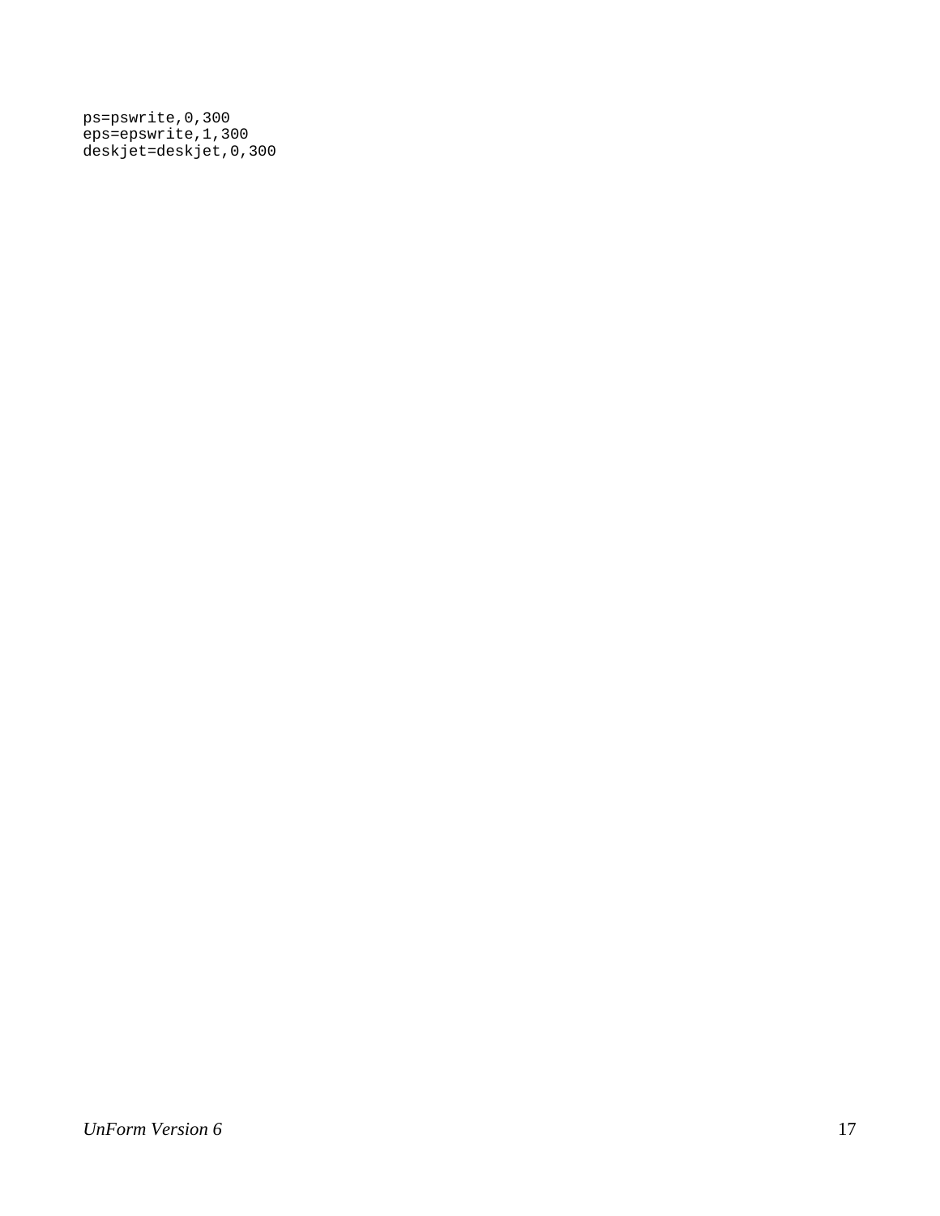```
ps=pswrite,0,300
eps=epswrite,1,300
deskjet=deskjet,0,300
```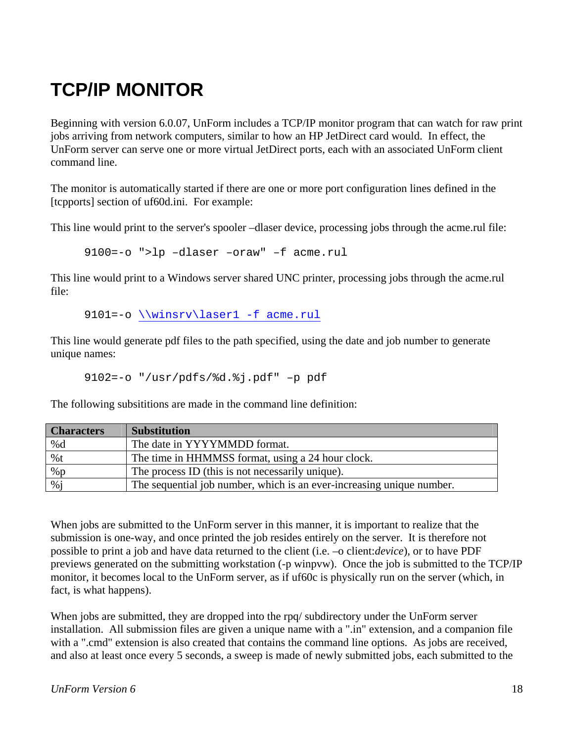# TCP/IP MONITOR

Beginning with version 6.0.07, UnForm includes a TCP/IP monitor program that can watch for raw print jobs arriving from network computers, similar to how an HP JetDirect card would. In effect, the UnForm server can serve one or more virtual JetDirect ports, each with an associated UnForm client command line.

The monitor is automatically started if there are one or more port configuration lines defined in the [tcpports] section of uf60d.ini. For example:

This line would print to the server's spooler –dlaser device, processing jobs through the acme.rul file:

```
9100=-o ">lp –dlaser –oraw" –f acme.rul
```

This line would print to a Windows server shared UNC printer, processing jobs through the acme.rul file:

```
9101=-o \\winsrv\laser1 -f acme.rul
```

This line would generate pdf files to the path specified, using the date and job number to generate unique names:

```
9102=-o "/usr/pdfs/%d.%j.pdf" –p pdf
```

The following subsititions are made in the command line definition:

| Characters | Substitution |
|---|---|
| %d | The date in YYYYMMDD format. |
| %t | The time in HHMMSS format, using a 24 hour clock. |
| %p | The process ID (this is not necessarily unique). |
| %j | The sequential job number, which is an ever-increasing unique number. |

When jobs are submitted to the UnForm server in this manner, it is important to realize that the submission is one-way, and once printed the job resides entirely on the server. It is therefore not possible to print a job and have data returned to the client (i.e. –o client:*device*), or to have PDF previews generated on the submitting workstation (-p winpvw). Once the job is submitted to the TCP/IP monitor, it becomes local to the UnForm server, as if uf60c is physically run on the server (which, in fact, is what happens).

When jobs are submitted, they are dropped into the rpq/ subdirectory under the UnForm server installation. All submission files are given a unique name with a ".in" extension, and a companion file with a ".cmd" extension is also created that contains the command line options. As jobs are received, and also at least once every 5 seconds, a sweep is made of newly submitted jobs, each submitted to the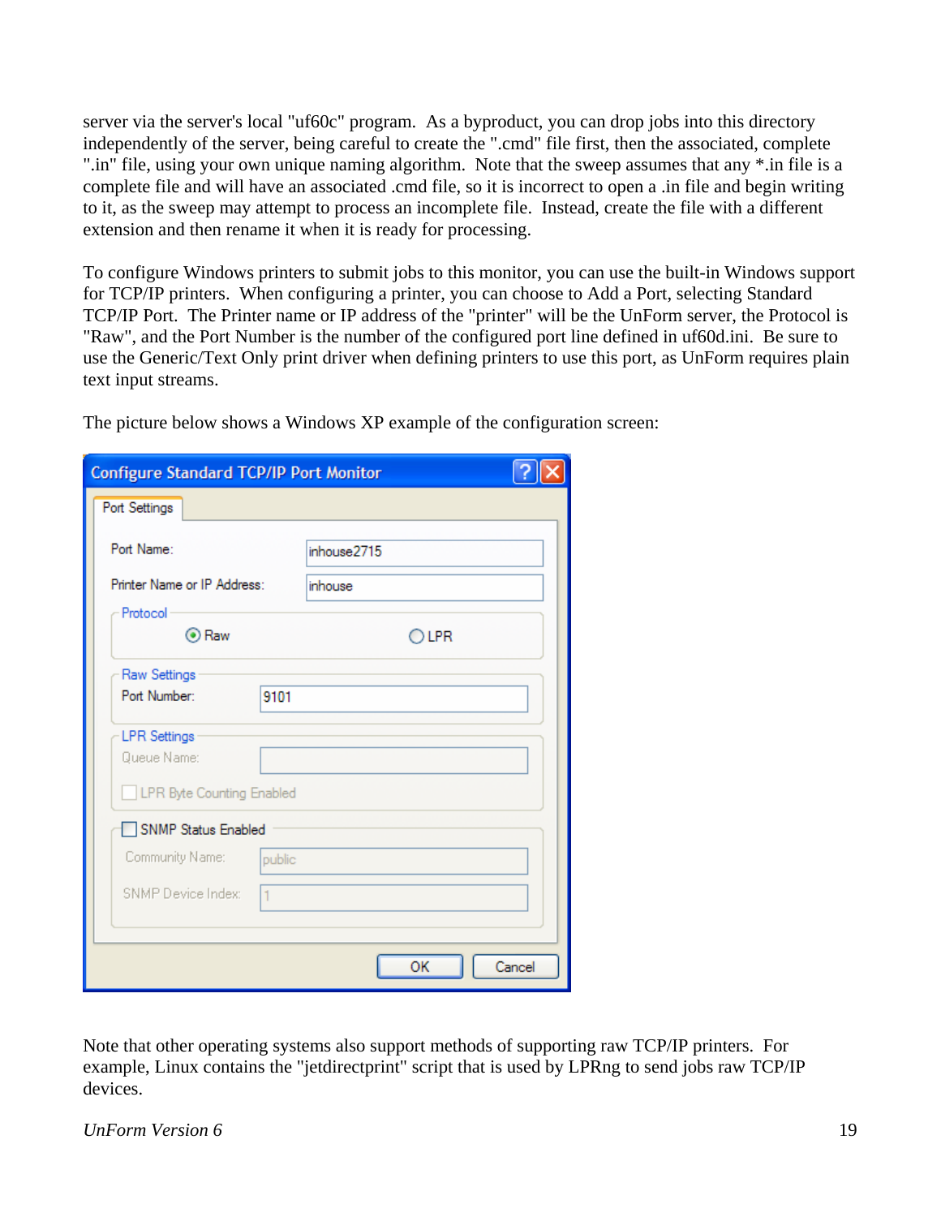server via the server's local "uf60c" program. As a byproduct, you can drop jobs into this directory independently of the server, being careful to create the ".cmd" file first, then the associated, complete ".in" file, using your own unique naming algorithm. Note that the sweep assumes that any *.in file is a complete file and will have an associated .cmd file, so it is incorrect to open a .in file and begin writing to it, as the sweep may attempt to process an incomplete file. Instead, create the file with a different extension and then rename it when it is ready for processing.

To configure Windows printers to submit jobs to this monitor, you can use the built-in Windows support for TCP/IP printers. When configuring a printer, you can choose to Add a Port, selecting Standard TCP/IP Port. The Printer name or IP address of the "printer" will be the UnForm server, the Protocol is "Raw", and the Port Number is the number of the configured port line defined in uf60d.ini. Be sure to use the Generic/Text Only print driver when defining printers to use this port, as UnForm requires plain text input streams.

The picture below shows a Windows XP example of the configuration screen:

Note that other operating systems also support methods of supporting raw TCP/IP printers. For example, Linux contains the "jetdirectprint" script that is used by LPRng to send jobs raw TCP/IP devices.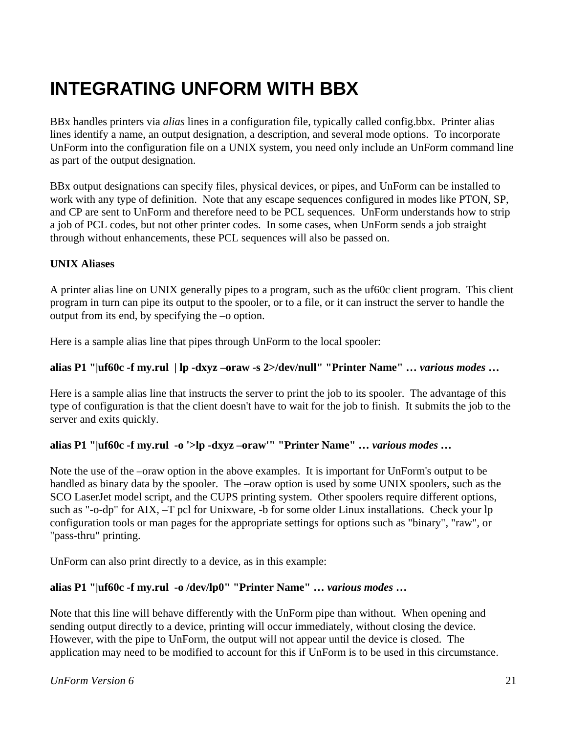# INTEGRATING UNFORM WITH BBX

BBx handles printers via *alias* lines in a configuration file, typically called config.bbx. Printer alias lines identify a name, an output designation, a description, and several mode options. To incorporate UnForm into the configuration file on a UNIX system, you need only include an UnForm command line as part of the output designation.

BBx output designations can specify files, physical devices, or pipes, and UnForm can be installed to work with any type of definition. Note that any escape sequences configured in modes like PTON, SP, and CP are sent to UnForm and therefore need to be PCL sequences. UnForm understands how to strip a job of PCL codes, but not other printer codes. In some cases, when UnForm sends a job straight through without enhancements, these PCL sequences will also be passed on.

**UNIX Aliases**

A printer alias line on UNIX generally pipes to a program, such as the uf60c client program. This client program in turn can pipe its output to the spooler, or to a file, or it can instruct the server to handle the output from its end, by specifying the –o option.

Here is a sample alias line that pipes through UnForm to the local spooler:

**alias P1 "|uf60c -f my.rul | lp -dxyz –oraw -s 2>/dev/null" "Printer Name" …** ***various modes*** **…**

Here is a sample alias line that instructs the server to print the job to its spooler. The advantage of this type of configuration is that the client doesn't have to wait for the job to finish. It submits the job to the server and exits quickly.

**alias P1 "|uf60c -f my.rul -o '>lp -dxyz –oraw'" "Printer Name" …** ***various modes*** **…**

Note the use of the –oraw option in the above examples. It is important for UnForm's output to be handled as binary data by the spooler. The –oraw option is used by some UNIX spoolers, such as the SCO LaserJet model script, and the CUPS printing system. Other spoolers require different options, such as "-o-dp" for AIX, –T pcl for Unixware, -b for some older Linux installations. Check your lp configuration tools or man pages for the appropriate settings for options such as "binary", "raw", or "pass-thru" printing.

UnForm can also print directly to a device, as in this example:

**alias P1 "|uf60c -f my.rul -o /dev/lp0" "Printer Name" …** ***various modes*** **…**

Note that this line will behave differently with the UnForm pipe than without. When opening and sending output directly to a device, printing will occur immediately, without closing the device. However, with the pipe to UnForm, the output will not appear until the device is closed. The application may need to be modified to account for this if UnForm is to be used in this circumstance.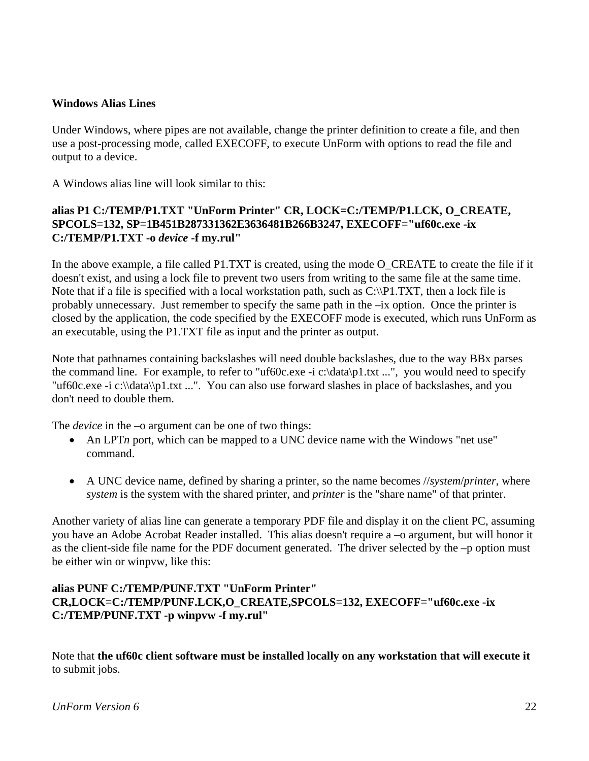**Windows Alias Lines**

Under Windows, where pipes are not available, change the printer definition to create a file, and then use a post-processing mode, called EXECOFF, to execute UnForm with options to read the file and output to a device.

A Windows alias line will look similar to this:

**alias P1 C:/TEMP/P1.TXT "UnForm Printer" CR, LOCK=C:/TEMP/P1.LCK, O_CREATE, SPCOLS=132, SP=1B451B287331362E3636481B266B3247, EXECOFF="uf60c.exe -ix C:/TEMP/P1.TXT -o *device* -f my.rul"**

In the above example, a file called P1.TXT is created, using the mode O_CREATE to create the file if it doesn't exist, and using a lock file to prevent two users from writing to the same file at the same time. Note that if a file is specified with a local workstation path, such as C:\\P1.TXT, then a lock file is probably unnecessary. Just remember to specify the same path in the –ix option. Once the printer is closed by the application, the code specified by the EXECOFF mode is executed, which runs UnForm as an executable, using the P1.TXT file as input and the printer as output.

Note that pathnames containing backslashes will need double backslashes, due to the way BBx parses the command line. For example, to refer to "uf60c.exe -i c:\data\p1.txt ...", you would need to specify "uf60c.exe -i c:\\data\\p1.txt ...". You can also use forward slashes in place of backslashes, and you don't need to double them.

The *device* in the –o argument can be one of two things:

- An LPT*n* port, which can be mapped to a UNC device name with the Windows "net use" command.
- A UNC device name, defined by sharing a printer, so the name becomes //*system*/*printer*, where *system* is the system with the shared printer, and *printer* is the "share name" of that printer.

Another variety of alias line can generate a temporary PDF file and display it on the client PC, assuming you have an Adobe Acrobat Reader installed. This alias doesn't require a –o argument, but will honor it as the client-side file name for the PDF document generated. The driver selected by the –p option must be either win or winpvw, like this:

**alias PUNF C:/TEMP/PUNF.TXT "UnForm Printer" CR,LOCK=C:/TEMP/PUNF.LCK,O_CREATE,SPCOLS=132, EXECOFF="uf60c.exe -ix C:/TEMP/PUNF.TXT -p winpvw -f my.rul"**

Note that **the uf60c client software must be installed locally on any workstation that will execute it** to submit jobs.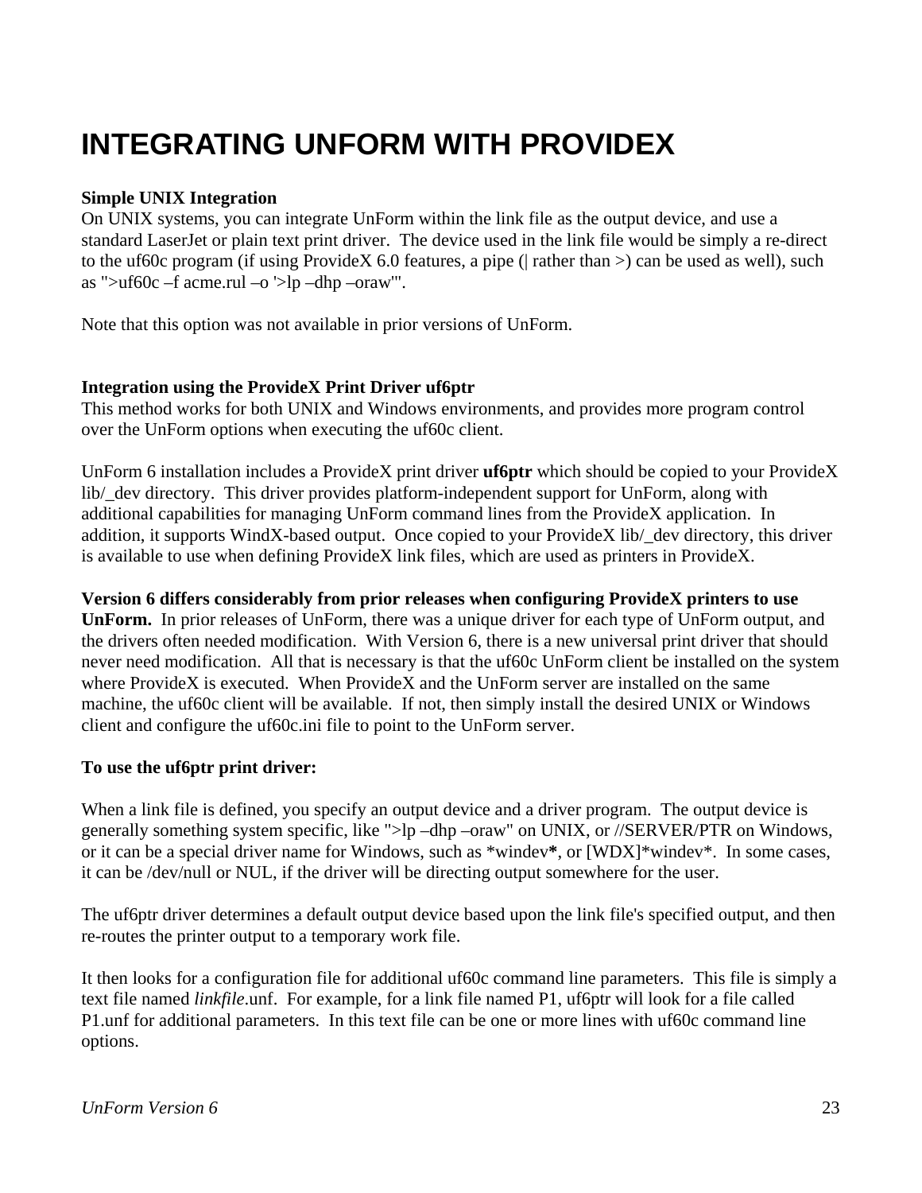# INTEGRATING UNFORM WITH PROVIDEX

**Simple UNIX Integration**
On UNIX systems, you can integrate UnForm within the link file as the output device, and use a standard LaserJet or plain text print driver. The device used in the link file would be simply a re-direct to the uf60c program (if using ProvideX 6.0 features, a pipe (| rather than >) can be used as well), such as ">uf60c –f acme.rul –o '>lp –dhp –oraw'".

Note that this option was not available in prior versions of UnForm.

**Integration using the ProvideX Print Driver uf6ptr**
This method works for both UNIX and Windows environments, and provides more program control over the UnForm options when executing the uf60c client.

UnForm 6 installation includes a ProvideX print driver **uf6ptr** which should be copied to your ProvideX lib/_dev directory. This driver provides platform-independent support for UnForm, along with additional capabilities for managing UnForm command lines from the ProvideX application. In addition, it supports WindX-based output. Once copied to your ProvideX lib/_dev directory, this driver is available to use when defining ProvideX link files, which are used as printers in ProvideX.

**Version 6 differs considerably from prior releases when configuring ProvideX printers to use UnForm.** In prior releases of UnForm, there was a unique driver for each type of UnForm output, and the drivers often needed modification. With Version 6, there is a new universal print driver that should never need modification. All that is necessary is that the uf60c UnForm client be installed on the system where ProvideX is executed. When ProvideX and the UnForm server are installed on the same machine, the uf60c client will be available. If not, then simply install the desired UNIX or Windows client and configure the uf60c.ini file to point to the UnForm server.

**To use the uf6ptr print driver:**

When a link file is defined, you specify an output device and a driver program. The output device is generally something system specific, like ">lp –dhp –oraw" on UNIX, or //SERVER/PTR on Windows, or it can be a special driver name for Windows, such as *windev**, or [WDX]*windev*. In some cases, it can be /dev/null or NUL, if the driver will be directing output somewhere for the user.

The uf6ptr driver determines a default output device based upon the link file's specified output, and then re-routes the printer output to a temporary work file.

It then looks for a configuration file for additional uf60c command line parameters. This file is simply a text file named *linkfile*.unf. For example, for a link file named P1, uf6ptr will look for a file called P1.unf for additional parameters. In this text file can be one or more lines with uf60c command line options.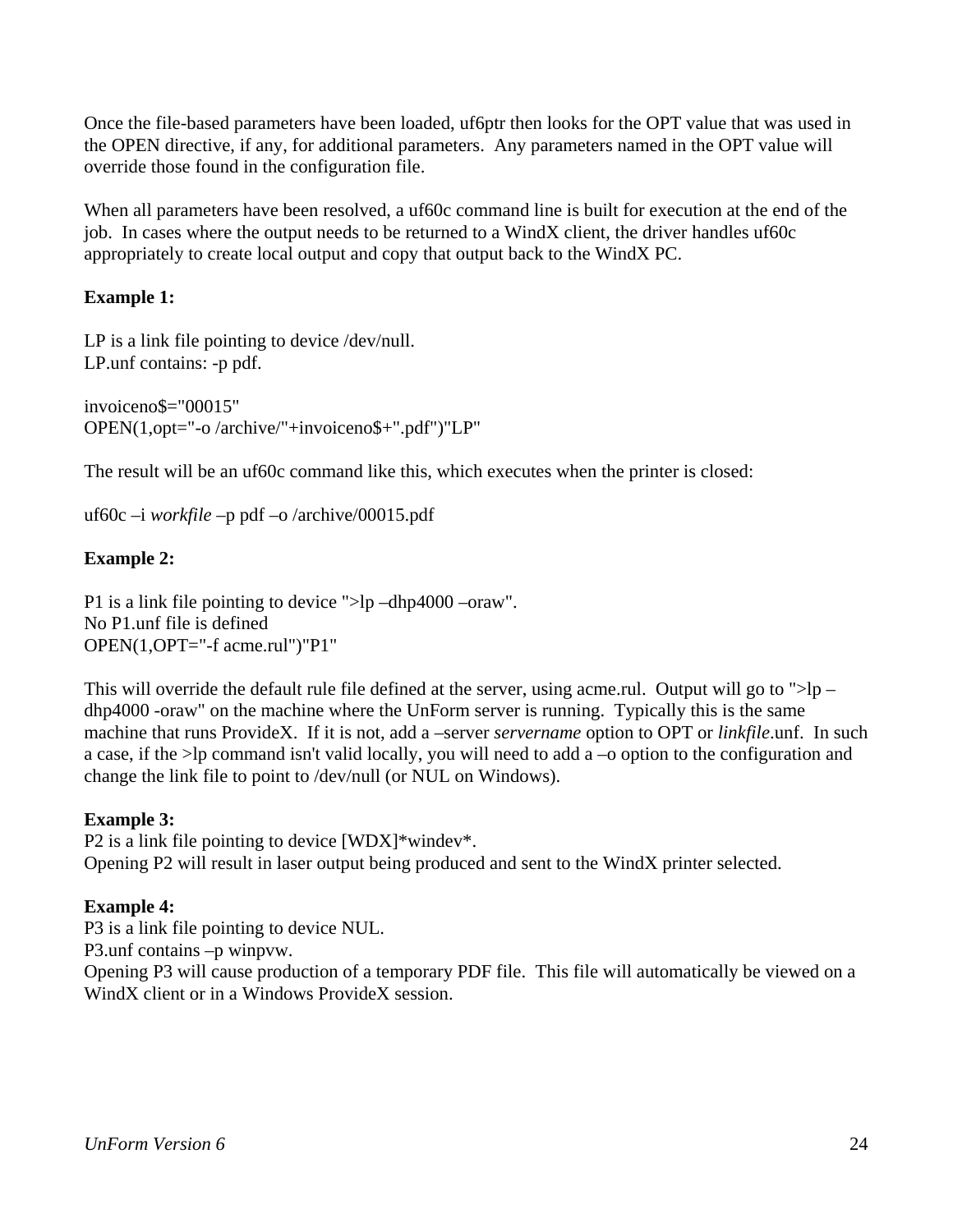Once the file-based parameters have been loaded, uf6ptr then looks for the OPT value that was used in the OPEN directive, if any, for additional parameters. Any parameters named in the OPT value will override those found in the configuration file.

When all parameters have been resolved, a uf60c command line is built for execution at the end of the job. In cases where the output needs to be returned to a WindX client, the driver handles uf60c appropriately to create local output and copy that output back to the WindX PC.

**Example 1:**

LP is a link file pointing to device /dev/null.
LP.unf contains: -p pdf.

invoiceno$="00015"
OPEN(1,opt="-o /archive/"+invoiceno$+".pdf")"LP"

The result will be an uf60c command like this, which executes when the printer is closed:

uf60c –i *workfile* –p pdf –o /archive/00015.pdf

**Example 2:**

P1 is a link file pointing to device ">lp –dhp4000 –oraw".
No P1.unf file is defined
OPEN(1,OPT="-f acme.rul")"P1"

This will override the default rule file defined at the server, using acme.rul. Output will go to ">lp –dhp4000 -oraw" on the machine where the UnForm server is running. Typically this is the same machine that runs ProvideX. If it is not, add a –server *servername* option to OPT or *linkfile*.unf. In such a case, if the >lp command isn't valid locally, you will need to add a –o option to the configuration and change the link file to point to /dev/null (or NUL on Windows).

**Example 3:**
P2 is a link file pointing to device [WDX]*windev*.
Opening P2 will result in laser output being produced and sent to the WindX printer selected.

**Example 4:**
P3 is a link file pointing to device NUL.
P3.unf contains –p winpvw.
Opening P3 will cause production of a temporary PDF file. This file will automatically be viewed on a WindX client or in a Windows ProvideX session.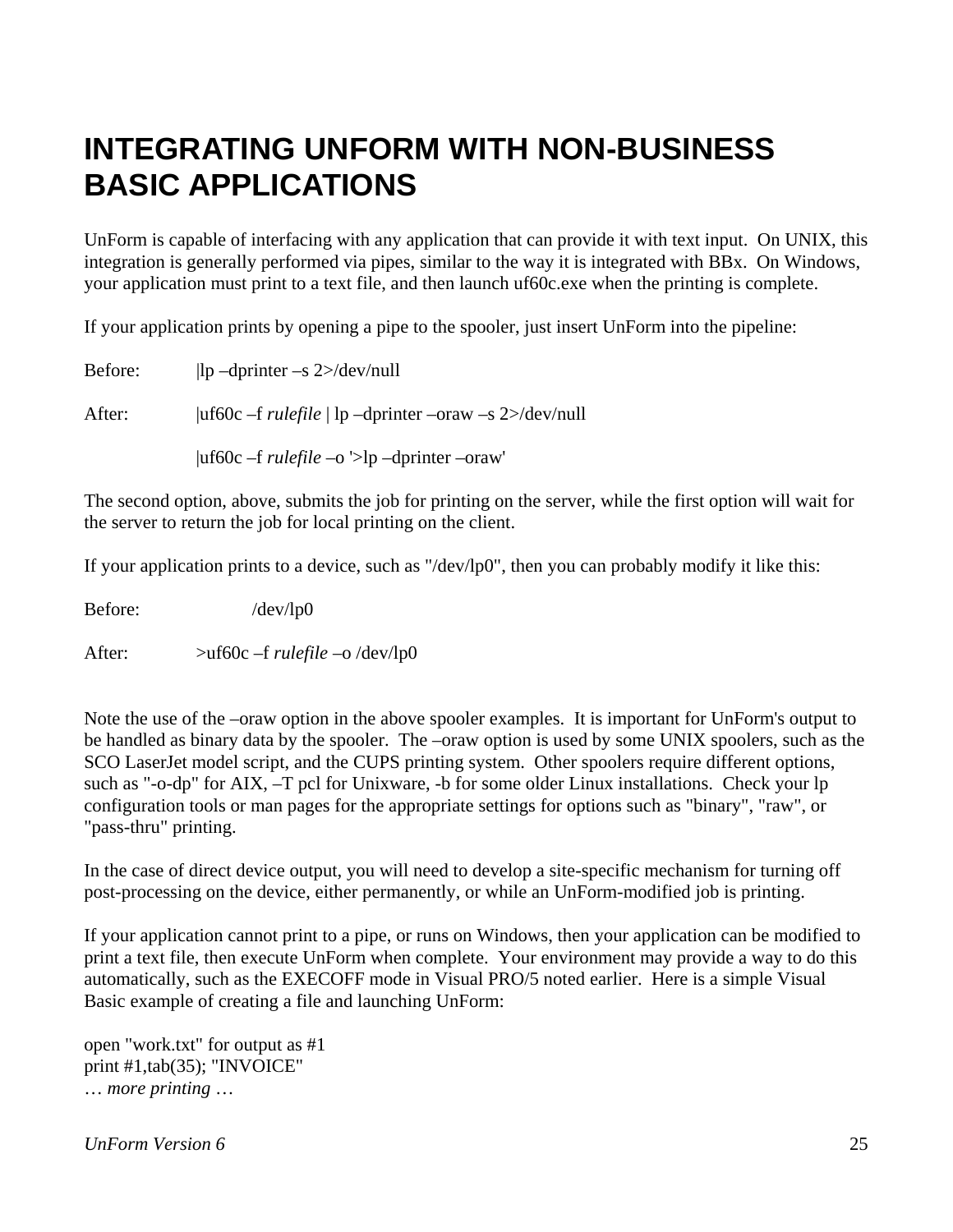# INTEGRATING UNFORM WITH NON-BUSINESS BASIC APPLICATIONS

UnForm is capable of interfacing with any application that can provide it with text input. On UNIX, this integration is generally performed via pipes, similar to the way it is integrated with BBx. On Windows, your application must print to a text file, and then launch uf60c.exe when the printing is complete.

If your application prints by opening a pipe to the spooler, just insert UnForm into the pipeline:

Before: |lp –dprinter –s 2>/dev/null

After: |uf60c –f *rulefile* | lp –dprinter –oraw –s 2>/dev/null

|uf60c –f *rulefile* –o '>lp –dprinter –oraw'

The second option, above, submits the job for printing on the server, while the first option will wait for the server to return the job for local printing on the client.

If your application prints to a device, such as "/dev/lp0", then you can probably modify it like this:

Before: /dev/lp0

After: >uf60c –f *rulefile* –o /dev/lp0

Note the use of the –oraw option in the above spooler examples. It is important for UnForm's output to be handled as binary data by the spooler. The –oraw option is used by some UNIX spoolers, such as the SCO LaserJet model script, and the CUPS printing system. Other spoolers require different options, such as "-o-dp" for AIX, –T pcl for Unixware, -b for some older Linux installations. Check your lp configuration tools or man pages for the appropriate settings for options such as "binary", "raw", or "pass-thru" printing.

In the case of direct device output, you will need to develop a site-specific mechanism for turning off post-processing on the device, either permanently, or while an UnForm-modified job is printing.

If your application cannot print to a pipe, or runs on Windows, then your application can be modified to print a text file, then execute UnForm when complete. Your environment may provide a way to do this automatically, such as the EXECOFF mode in Visual PRO/5 noted earlier. Here is a simple Visual Basic example of creating a file and launching UnForm:

```
open "work.txt" for output as #1
print #1,tab(35); "INVOICE"
… more printing …
```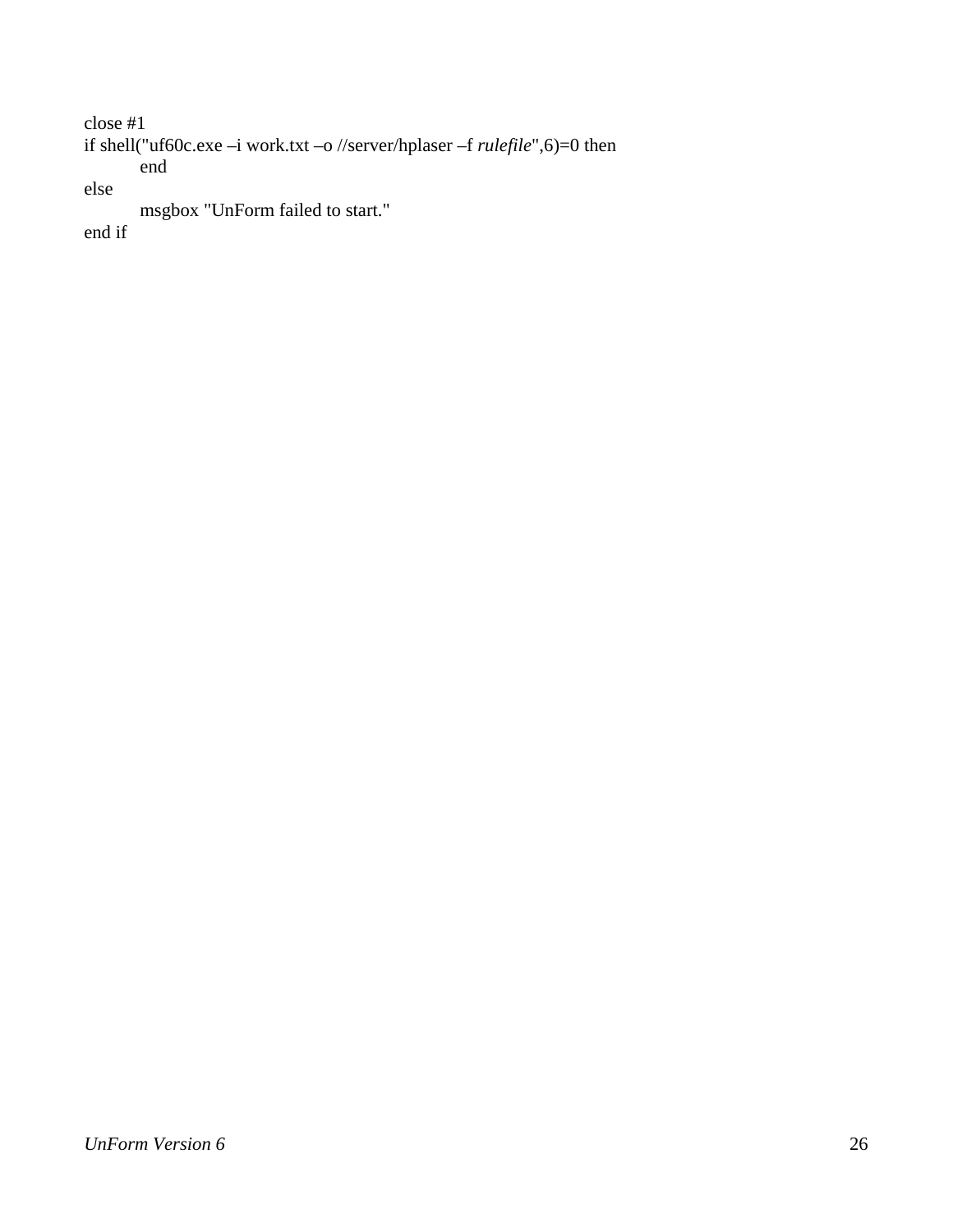```
close #1
if shell("uf60c.exe –i work.txt –o //server/hplaser –f rulefile",6)=0 then
        end
else
        msgbox "UnForm failed to start."
end if
```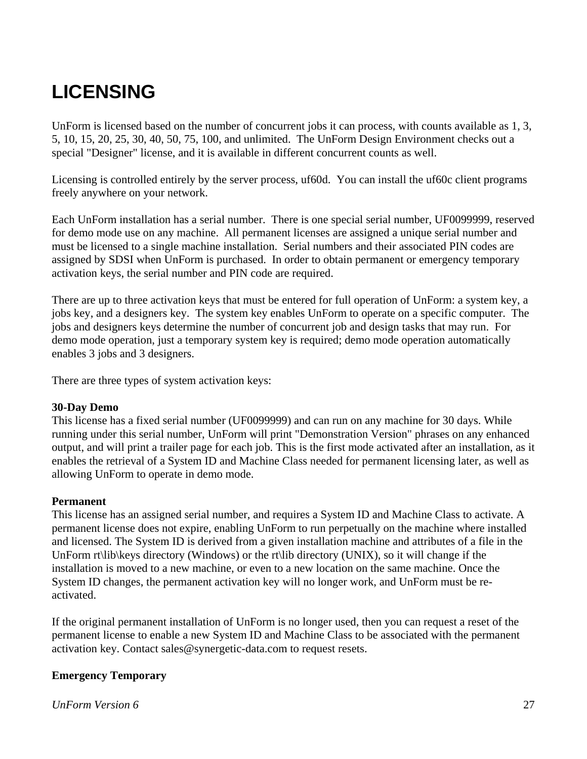# LICENSING

UnForm is licensed based on the number of concurrent jobs it can process, with counts available as 1, 3, 5, 10, 15, 20, 25, 30, 40, 50, 75, 100, and unlimited. The UnForm Design Environment checks out a special "Designer" license, and it is available in different concurrent counts as well.

Licensing is controlled entirely by the server process, uf60d. You can install the uf60c client programs freely anywhere on your network.

Each UnForm installation has a serial number. There is one special serial number, UF0099999, reserved for demo mode use on any machine. All permanent licenses are assigned a unique serial number and must be licensed to a single machine installation. Serial numbers and their associated PIN codes are assigned by SDSI when UnForm is purchased. In order to obtain permanent or emergency temporary activation keys, the serial number and PIN code are required.

There are up to three activation keys that must be entered for full operation of UnForm: a system key, a jobs key, and a designers key. The system key enables UnForm to operate on a specific computer. The jobs and designers keys determine the number of concurrent job and design tasks that may run. For demo mode operation, just a temporary system key is required; demo mode operation automatically enables 3 jobs and 3 designers.

There are three types of system activation keys:

**30-Day Demo**
This license has a fixed serial number (UF0099999) and can run on any machine for 30 days. While running under this serial number, UnForm will print "Demonstration Version" phrases on any enhanced output, and will print a trailer page for each job. This is the first mode activated after an installation, as it enables the retrieval of a System ID and Machine Class needed for permanent licensing later, as well as allowing UnForm to operate in demo mode.

**Permanent**
This license has an assigned serial number, and requires a System ID and Machine Class to activate. A permanent license does not expire, enabling UnForm to run perpetually on the machine where installed and licensed. The System ID is derived from a given installation machine and attributes of a file in the UnForm rt\lib\keys directory (Windows) or the rt\lib directory (UNIX), so it will change if the installation is moved to a new machine, or even to a new location on the same machine. Once the System ID changes, the permanent activation key will no longer work, and UnForm must be re-activated.

If the original permanent installation of UnForm is no longer used, then you can request a reset of the permanent license to enable a new System ID and Machine Class to be associated with the permanent activation key. Contact sales@synergetic-data.com to request resets.

**Emergency Temporary**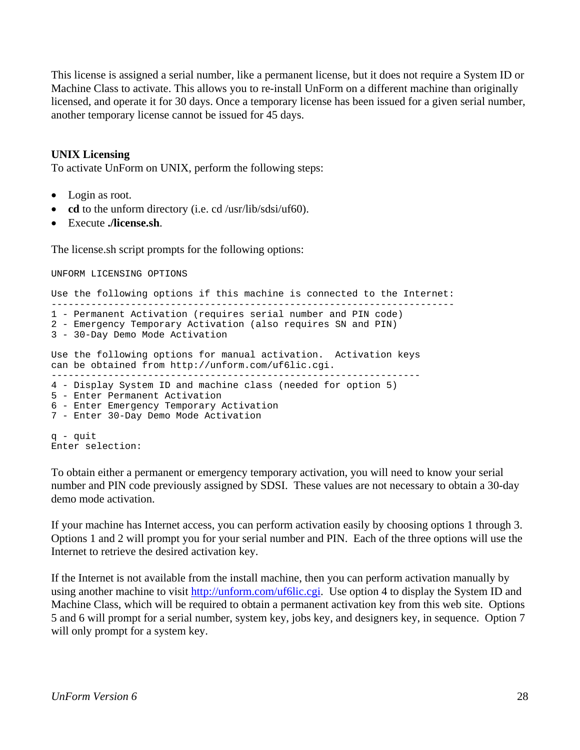This license is assigned a serial number, like a permanent license, but it does not require a System ID or Machine Class to activate. This allows you to re-install UnForm on a different machine than originally licensed, and operate it for 30 days. Once a temporary license has been issued for a given serial number, another temporary license cannot be issued for 45 days.

### UNIX Licensing

To activate UnForm on UNIX, perform the following steps:

- Login as root.
- **cd** to the unform directory (i.e. cd /usr/lib/sdsi/uf60).
- Execute **./license.sh**.

The license.sh script prompts for the following options:

```
UNFORM LICENSING OPTIONS

Use the following options if this machine is connected to the Internet:
-----------------------------------------------------------------------
1 - Permanent Activation (requires serial number and PIN code)
2 - Emergency Temporary Activation (also requires SN and PIN)
3 - 30-Day Demo Mode Activation

Use the following options for manual activation.  Activation keys
can be obtained from http://unform.com/uf6lic.cgi.
-----------------------------------------------------------------
4 - Display System ID and machine class (needed for option 5)
5 - Enter Permanent Activation
6 - Enter Emergency Temporary Activation
7 - Enter 30-Day Demo Mode Activation

q - quit
Enter selection:
```

To obtain either a permanent or emergency temporary activation, you will need to know your serial number and PIN code previously assigned by SDSI. These values are not necessary to obtain a 30-day demo mode activation.

If your machine has Internet access, you can perform activation easily by choosing options 1 through 3. Options 1 and 2 will prompt you for your serial number and PIN. Each of the three options will use the Internet to retrieve the desired activation key.

If the Internet is not available from the install machine, then you can perform activation manually by using another machine to visit http://unform.com/uf6lic.cgi. Use option 4 to display the System ID and Machine Class, which will be required to obtain a permanent activation key from this web site. Options 5 and 6 will prompt for a serial number, system key, jobs key, and designers key, in sequence. Option 7 will only prompt for a system key.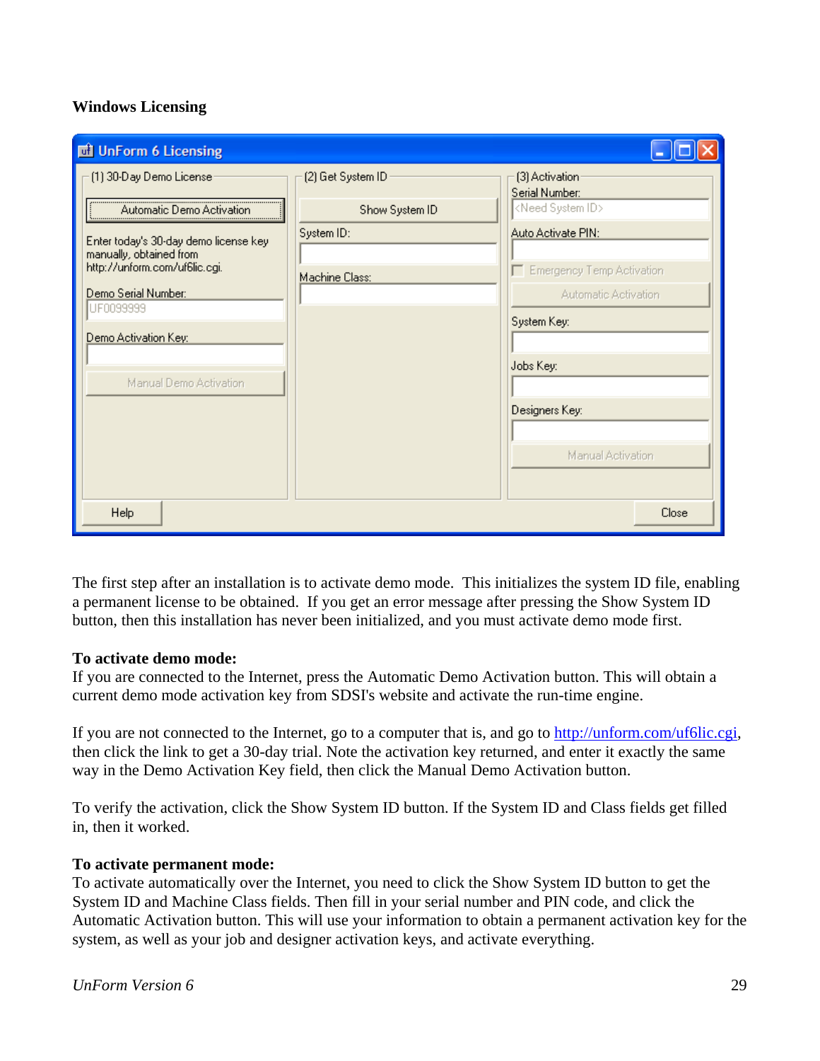**Windows Licensing**

The first step after an installation is to activate demo mode. This initializes the system ID file, enabling a permanent license to be obtained. If you get an error message after pressing the Show System ID button, then this installation has never been initialized, and you must activate demo mode first.

**To activate demo mode:**
If you are connected to the Internet, press the Automatic Demo Activation button. This will obtain a current demo mode activation key from SDSI's website and activate the run-time engine.

If you are not connected to the Internet, go to a computer that is, and go to http://unform.com/uf6lic.cgi, then click the link to get a 30-day trial. Note the activation key returned, and enter it exactly the same way in the Demo Activation Key field, then click the Manual Demo Activation button.

To verify the activation, click the Show System ID button. If the System ID and Class fields get filled in, then it worked.

**To activate permanent mode:**
To activate automatically over the Internet, you need to click the Show System ID button to get the System ID and Machine Class fields. Then fill in your serial number and PIN code, and click the Automatic Activation button. This will use your information to obtain a permanent activation key for the system, as well as your job and designer activation keys, and activate everything.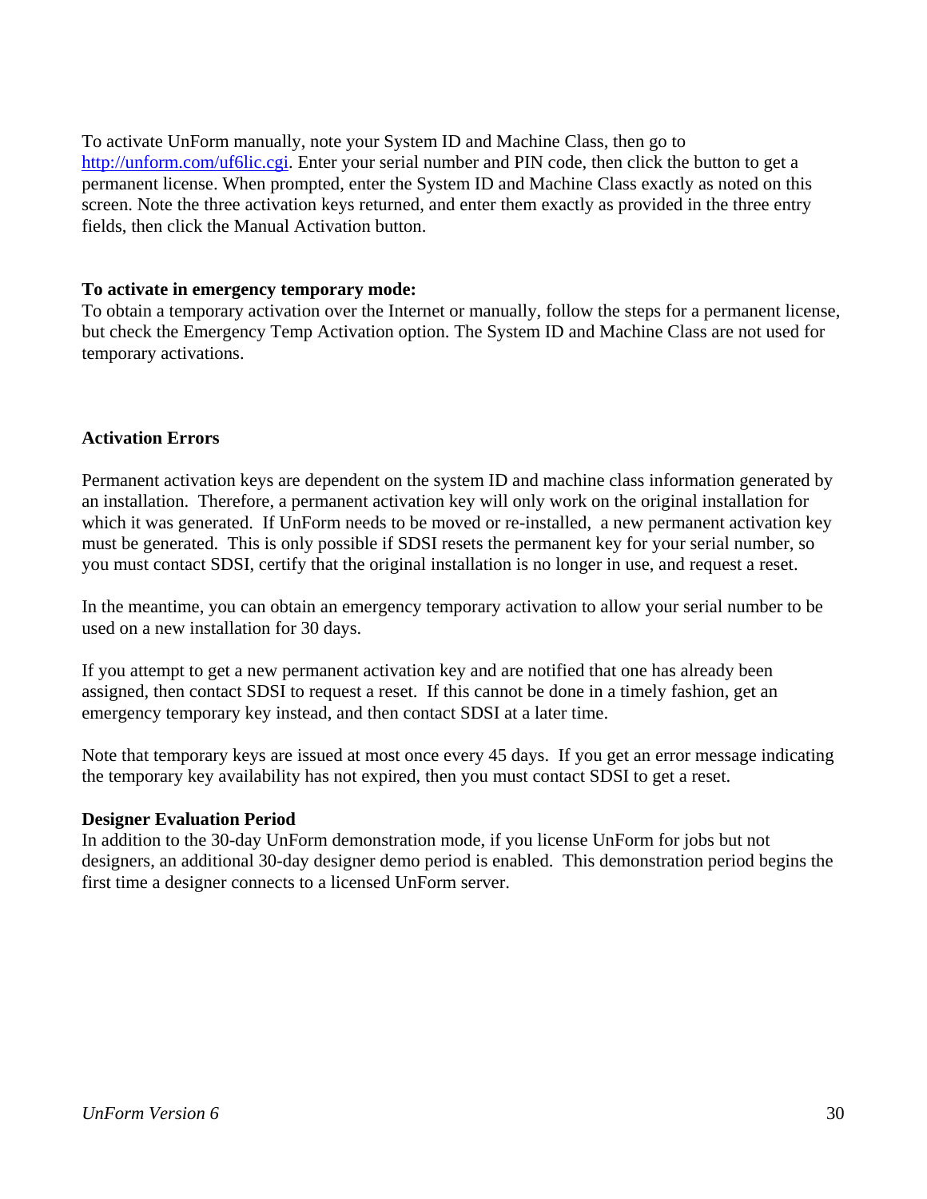To activate UnForm manually, note your System ID and Machine Class, then go to [http://unform.com/uf6lic.cgi](http://unform.com/uf6lic.cgi). Enter your serial number and PIN code, then click the button to get a permanent license. When prompted, enter the System ID and Machine Class exactly as noted on this screen. Note the three activation keys returned, and enter them exactly as provided in the three entry fields, then click the Manual Activation button.

**To activate in emergency temporary mode:**
To obtain a temporary activation over the Internet or manually, follow the steps for a permanent license, but check the Emergency Temp Activation option. The System ID and Machine Class are not used for temporary activations.

**Activation Errors**

Permanent activation keys are dependent on the system ID and machine class information generated by an installation. Therefore, a permanent activation key will only work on the original installation for which it was generated. If UnForm needs to be moved or re-installed, a new permanent activation key must be generated. This is only possible if SDSI resets the permanent key for your serial number, so you must contact SDSI, certify that the original installation is no longer in use, and request a reset.

In the meantime, you can obtain an emergency temporary activation to allow your serial number to be used on a new installation for 30 days.

If you attempt to get a new permanent activation key and are notified that one has already been assigned, then contact SDSI to request a reset. If this cannot be done in a timely fashion, get an emergency temporary key instead, and then contact SDSI at a later time.

Note that temporary keys are issued at most once every 45 days. If you get an error message indicating the temporary key availability has not expired, then you must contact SDSI to get a reset.

**Designer Evaluation Period**
In addition to the 30-day UnForm demonstration mode, if you license UnForm for jobs but not designers, an additional 30-day designer demo period is enabled. This demonstration period begins the first time a designer connects to a licensed UnForm server.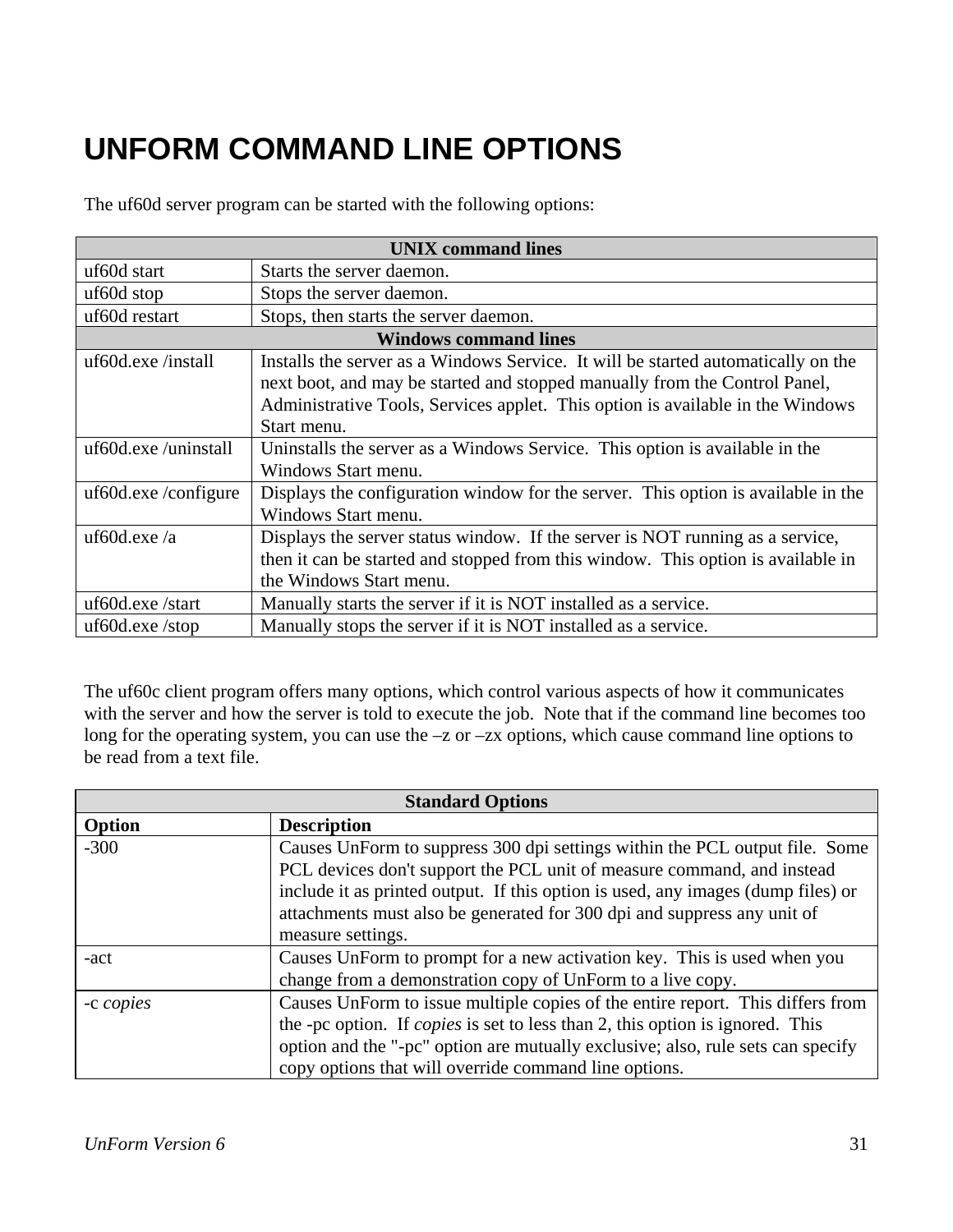# UNFORM COMMAND LINE OPTIONS

The uf60d server program can be started with the following options:

| UNIX command lines | |
|---|---|
| uf60d start | Starts the server daemon. |
| uf60d stop | Stops the server daemon. |
| uf60d restart | Stops, then starts the server daemon. |
| **Windows command lines** | |
| uf60d.exe /install | Installs the server as a Windows Service. It will be started automatically on the next boot, and may be started and stopped manually from the Control Panel, Administrative Tools, Services applet. This option is available in the Windows Start menu. |
| uf60d.exe /uninstall | Uninstalls the server as a Windows Service. This option is available in the Windows Start menu. |
| uf60d.exe /configure | Displays the configuration window for the server. This option is available in the Windows Start menu. |
| uf60d.exe /a | Displays the server status window. If the server is NOT running as a service, then it can be started and stopped from this window. This option is available in the Windows Start menu. |
| uf60d.exe /start | Manually starts the server if it is NOT installed as a service. |
| uf60d.exe /stop | Manually stops the server if it is NOT installed as a service. |

The uf60c client program offers many options, which control various aspects of how it communicates with the server and how the server is told to execute the job. Note that if the command line becomes too long for the operating system, you can use the –z or –zx options, which cause command line options to be read from a text file.

| Standard Options | |
|---|---|
| **Option** | **Description** |
| -300 | Causes UnForm to suppress 300 dpi settings within the PCL output file. Some PCL devices don't support the PCL unit of measure command, and instead include it as printed output. If this option is used, any images (dump files) or attachments must also be generated for 300 dpi and suppress any unit of measure settings. |
| -act | Causes UnForm to prompt for a new activation key. This is used when you change from a demonstration copy of UnForm to a live copy. |
| -c *copies* | Causes UnForm to issue multiple copies of the entire report. This differs from the -pc option. If *copies* is set to less than 2, this option is ignored. This option and the "-pc" option are mutually exclusive; also, rule sets can specify copy options that will override command line options. |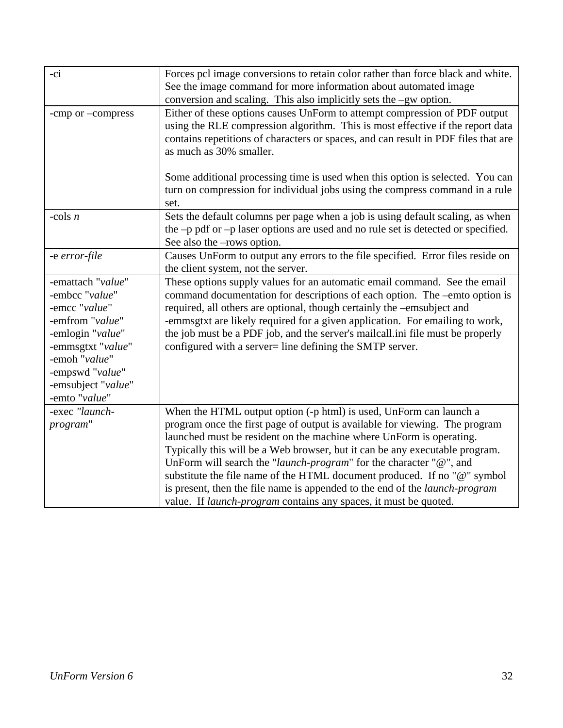| | |
|---|---|
| -ci | Forces pcl image conversions to retain color rather than force black and white. See the image command for more information about automated image conversion and scaling. This also implicitly sets the –gw option. |
| -cmp or –compress | Either of these options causes UnForm to attempt compression of PDF output using the RLE compression algorithm. This is most effective if the report data contains repetitions of characters or spaces, and can result in PDF files that are as much as 30% smaller.<br><br>Some additional processing time is used when this option is selected. You can turn on compression for individual jobs using the compress command in a rule set. |
| -cols *n* | Sets the default columns per page when a job is using default scaling, as when the –p pdf or –p laser options are used and no rule set is detected or specified. See also the –rows option. |
| -e *error-file* | Causes UnForm to output any errors to the file specified. Error files reside on the client system, not the server. |
| -emattach "*value*"<br>-embcc "*value*"<br>-emcc "*value*"<br>-emfrom "*value*"<br>-emlogin "*value*"<br>-emmsgtxt "*value*"<br>-emoh "*value*"<br>-empswd "*value*"<br>-emsubject "*value*"<br>-emto "*value*" | These options supply values for an automatic email command. See the email command documentation for descriptions of each option. The –emto option is required, all others are optional, though certainly the –emsubject and -emmsgtxt are likely required for a given application. For emailing to work, the job must be a PDF job, and the server's mailcall.ini file must be properly configured with a server= line defining the SMTP server. |
| -exec *"launch-program*" | When the HTML output option (-p html) is used, UnForm can launch a program once the first page of output is available for viewing. The program launched must be resident on the machine where UnForm is operating. Typically this will be a Web browser, but it can be any executable program. UnForm will search the "*launch-program*" for the character "@", and substitute the file name of the HTML document produced. If no "@" symbol is present, then the file name is appended to the end of the *launch-program* value. If *launch-program* contains any spaces, it must be quoted. |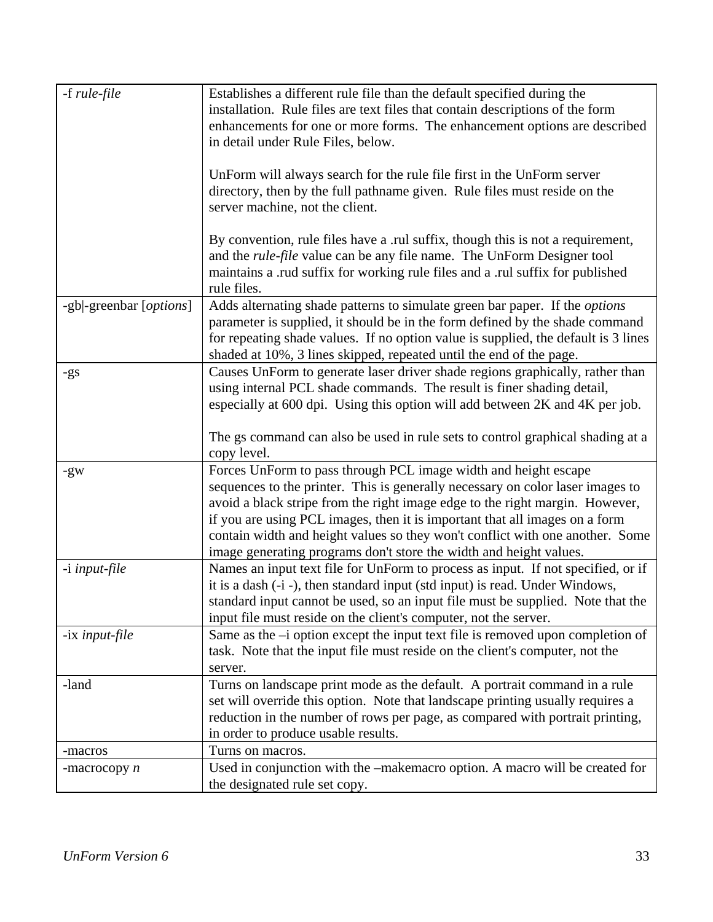| | |
|---|---|
| -f *rule-file* | Establishes a different rule file than the default specified during the installation. Rule files are text files that contain descriptions of the form enhancements for one or more forms. The enhancement options are described in detail under Rule Files, below.<br><br>UnForm will always search for the rule file first in the UnForm server directory, then by the full pathname given. Rule files must reside on the server machine, not the client.<br><br>By convention, rule files have a .rul suffix, though this is not a requirement, and the *rule-file* value can be any file name. The UnForm Designer tool maintains a .rud suffix for working rule files and a .rul suffix for published rule files. |
| -gb\|-greenbar [*options*] | Adds alternating shade patterns to simulate green bar paper. If the *options* parameter is supplied, it should be in the form defined by the shade command for repeating shade values. If no option value is supplied, the default is 3 lines shaded at 10%, 3 lines skipped, repeated until the end of the page. |
| -gs | Causes UnForm to generate laser driver shade regions graphically, rather than using internal PCL shade commands. The result is finer shading detail, especially at 600 dpi. Using this option will add between 2K and 4K per job.<br><br>The gs command can also be used in rule sets to control graphical shading at a copy level. |
| -gw | Forces UnForm to pass through PCL image width and height escape sequences to the printer. This is generally necessary on color laser images to avoid a black stripe from the right image edge to the right margin. However, if you are using PCL images, then it is important that all images on a form contain width and height values so they won't conflict with one another. Some image generating programs don't store the width and height values. |
| -i *input-file* | Names an input text file for UnForm to process as input. If not specified, or if it is a dash (-i -), then standard input (std input) is read. Under Windows, standard input cannot be used, so an input file must be supplied. Note that the input file must reside on the client's computer, not the server. |
| -ix *input-file* | Same as the –i option except the input text file is removed upon completion of task. Note that the input file must reside on the client's computer, not the server. |
| -land | Turns on landscape print mode as the default. A portrait command in a rule set will override this option. Note that landscape printing usually requires a reduction in the number of rows per page, as compared with portrait printing, in order to produce usable results. |
| -macros | Turns on macros. |
| -macrocopy *n* | Used in conjunction with the –makemacro option. A macro will be created for the designated rule set copy. |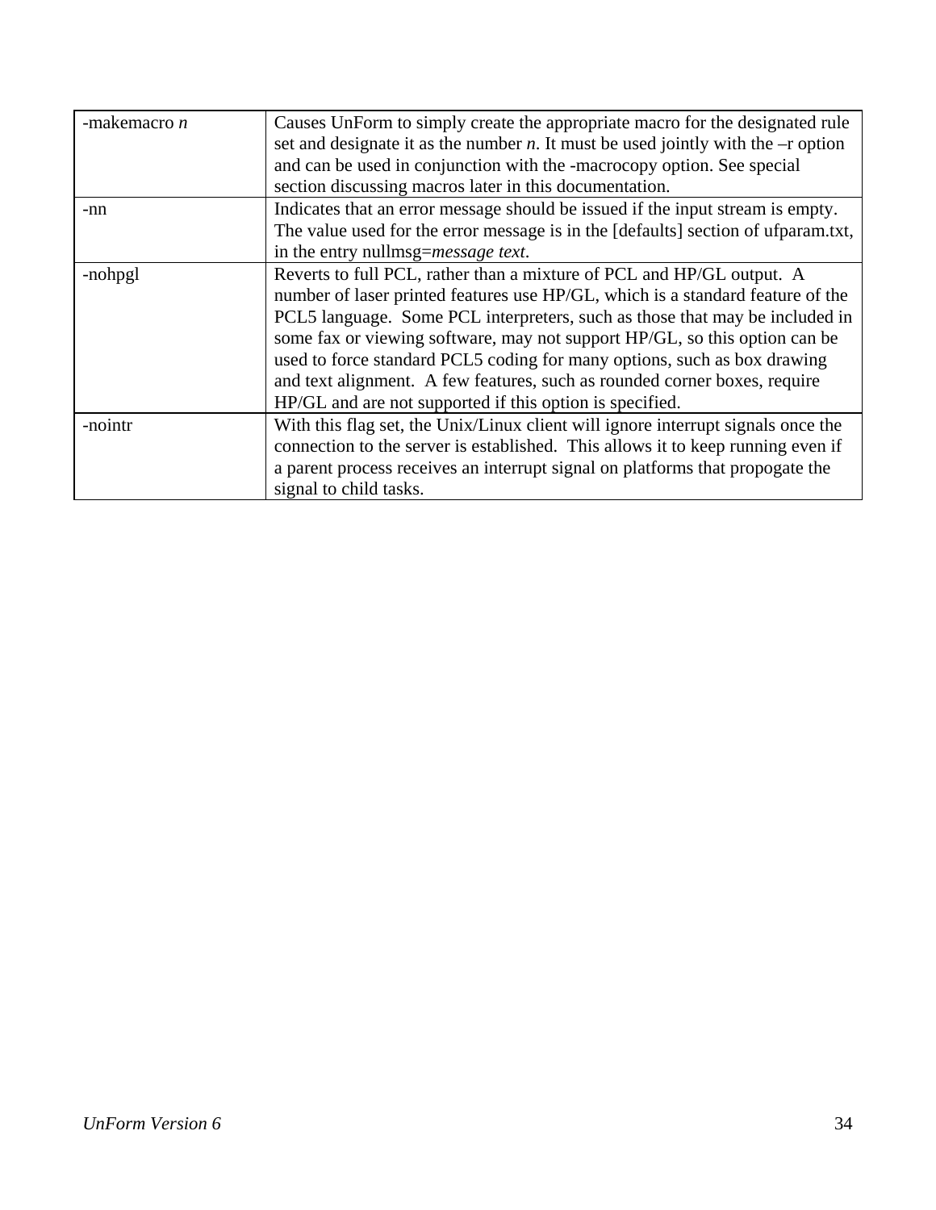| | |
|---|---|
| -makemacro *n* | Causes UnForm to simply create the appropriate macro for the designated rule set and designate it as the number *n*. It must be used jointly with the –r option and can be used in conjunction with the -macrocopy option. See special section discussing macros later in this documentation. |
| -nn | Indicates that an error message should be issued if the input stream is empty. The value used for the error message is in the [defaults] section of ufparam.txt, in the entry nullmsg=*message text*. |
| -nohpgl | Reverts to full PCL, rather than a mixture of PCL and HP/GL output. A number of laser printed features use HP/GL, which is a standard feature of the PCL5 language. Some PCL interpreters, such as those that may be included in some fax or viewing software, may not support HP/GL, so this option can be used to force standard PCL5 coding for many options, such as box drawing and text alignment. A few features, such as rounded corner boxes, require HP/GL and are not supported if this option is specified. |
| -nointr | With this flag set, the Unix/Linux client will ignore interrupt signals once the connection to the server is established. This allows it to keep running even if a parent process receives an interrupt signal on platforms that propogate the signal to child tasks. |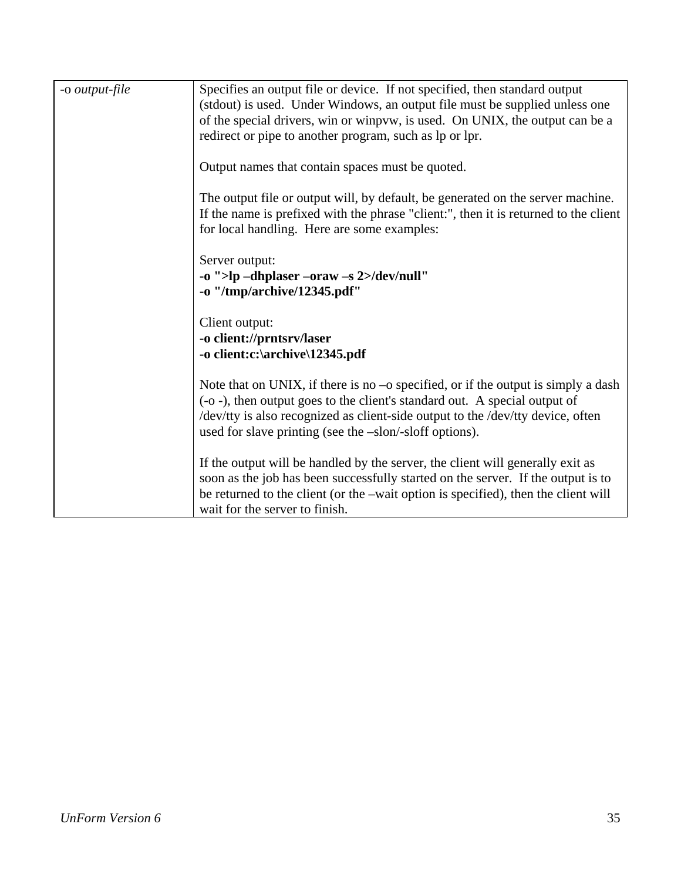| | |
|---|---|
| -o *output-file* | Specifies an output file or device. If not specified, then standard output (stdout) is used. Under Windows, an output file must be supplied unless one of the special drivers, win or winpvw, is used. On UNIX, the output can be a redirect or pipe to another program, such as lp or lpr.<br><br>Output names that contain spaces must be quoted.<br><br>The output file or output will, by default, be generated on the server machine. If the name is prefixed with the phrase "client:", then it is returned to the client for local handling. Here are some examples:<br><br>Server output:<br>**-o ">lp –dhplaser –oraw –s 2>/dev/null"**<br>**-o "/tmp/archive/12345.pdf"**<br><br>Client output:<br>**-o client://prntsrv/laser**<br>**-o client:c:\archive\12345.pdf**<br><br>Note that on UNIX, if there is no –o specified, or if the output is simply a dash (-o -), then output goes to the client's standard out. A special output of /dev/tty is also recognized as client-side output to the /dev/tty device, often used for slave printing (see the –slon/-sloff options).<br><br>If the output will be handled by the server, the client will generally exit as soon as the job has been successfully started on the server. If the output is to be returned to the client (or the –wait option is specified), then the client will wait for the server to finish. |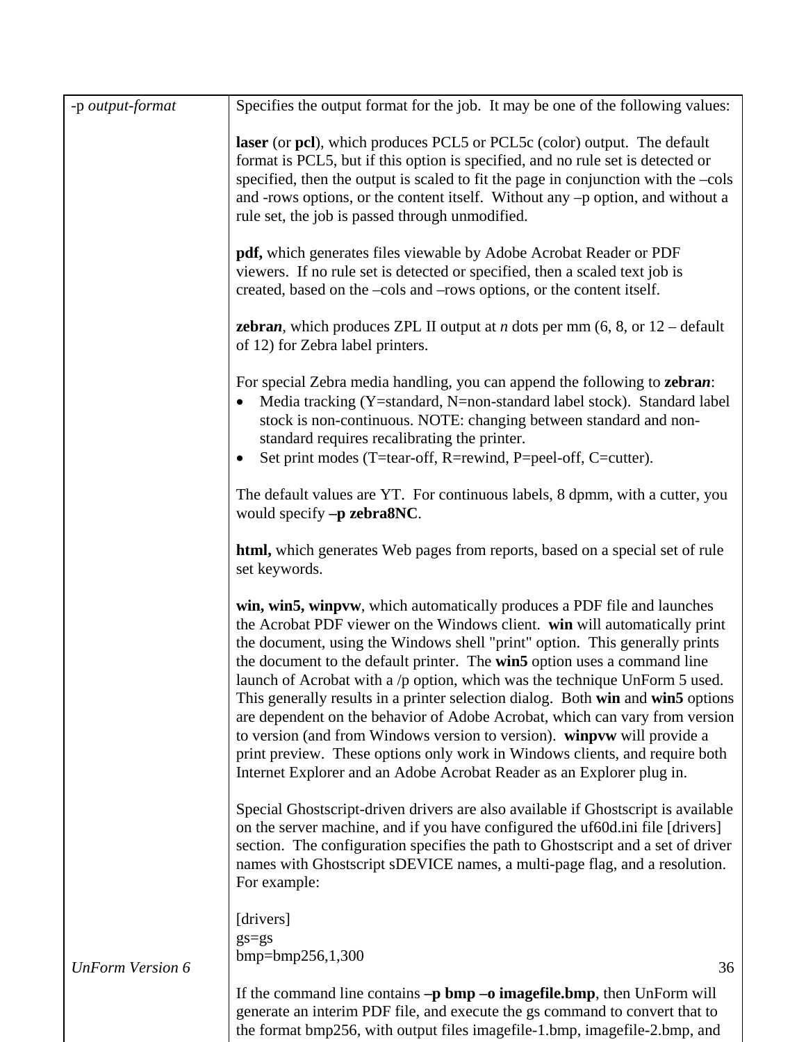| | |
|---|---|
| -p *output-format* | Specifies the output format for the job. It may be one of the following values:<br><br>**laser** (or **pcl**), which produces PCL5 or PCL5c (color) output. The default format is PCL5, but if this option is specified, and no rule set is detected or specified, then the output is scaled to fit the page in conjunction with the –cols and -rows options, or the content itself. Without any –p option, and without a rule set, the job is passed through unmodified.<br><br>**pdf,** which generates files viewable by Adobe Acrobat Reader or PDF viewers. If no rule set is detected or specified, then a scaled text job is created, based on the –cols and –rows options, or the content itself.<br><br>**zebra*n***, which produces ZPL II output at *n* dots per mm (6, 8, or 12 – default of 12) for Zebra label printers.<br><br>For special Zebra media handling, you can append the following to **zebra*n***:<br>• Media tracking (Y=standard, N=non-standard label stock). Standard label stock is non-continuous. NOTE: changing between standard and non-standard requires recalibrating the printer.<br>• Set print modes (T=tear-off, R=rewind, P=peel-off, C=cutter).<br><br>The default values are YT. For continuous labels, 8 dpmm, with a cutter, you would specify **–p zebra8NC**.<br><br>**html,** which generates Web pages from reports, based on a special set of rule set keywords.<br><br>**win, win5, winpvw**, which automatically produces a PDF file and launches the Acrobat PDF viewer on the Windows client. **win** will automatically print the document, using the Windows shell "print" option. This generally prints the document to the default printer. The **win5** option uses a command line launch of Acrobat with a /p option, which was the technique UnForm 5 used. This generally results in a printer selection dialog. Both **win** and **win5** options are dependent on the behavior of Adobe Acrobat, which can vary from version to version (and from Windows version to version). **winpvw** will provide a print preview. These options only work in Windows clients, and require both Internet Explorer and an Adobe Acrobat Reader as an Explorer plug in.<br><br>Special Ghostscript-driven drivers are also available if Ghostscript is available on the server machine, and if you have configured the uf60d.ini file [drivers] section. The configuration specifies the path to Ghostscript and a set of driver names with Ghostscript sDEVICE names, a multi-page flag, and a resolution. For example:<br><br>[drivers]<br>gs=gs<br>bmp=bmp256,1,300<br><br>If the command line contains **–p bmp –o imagefile.bmp**, then UnForm will generate an interim PDF file, and execute the gs command to convert that to the format bmp256, with output files imagefile-1.bmp, imagefile-2.bmp, and |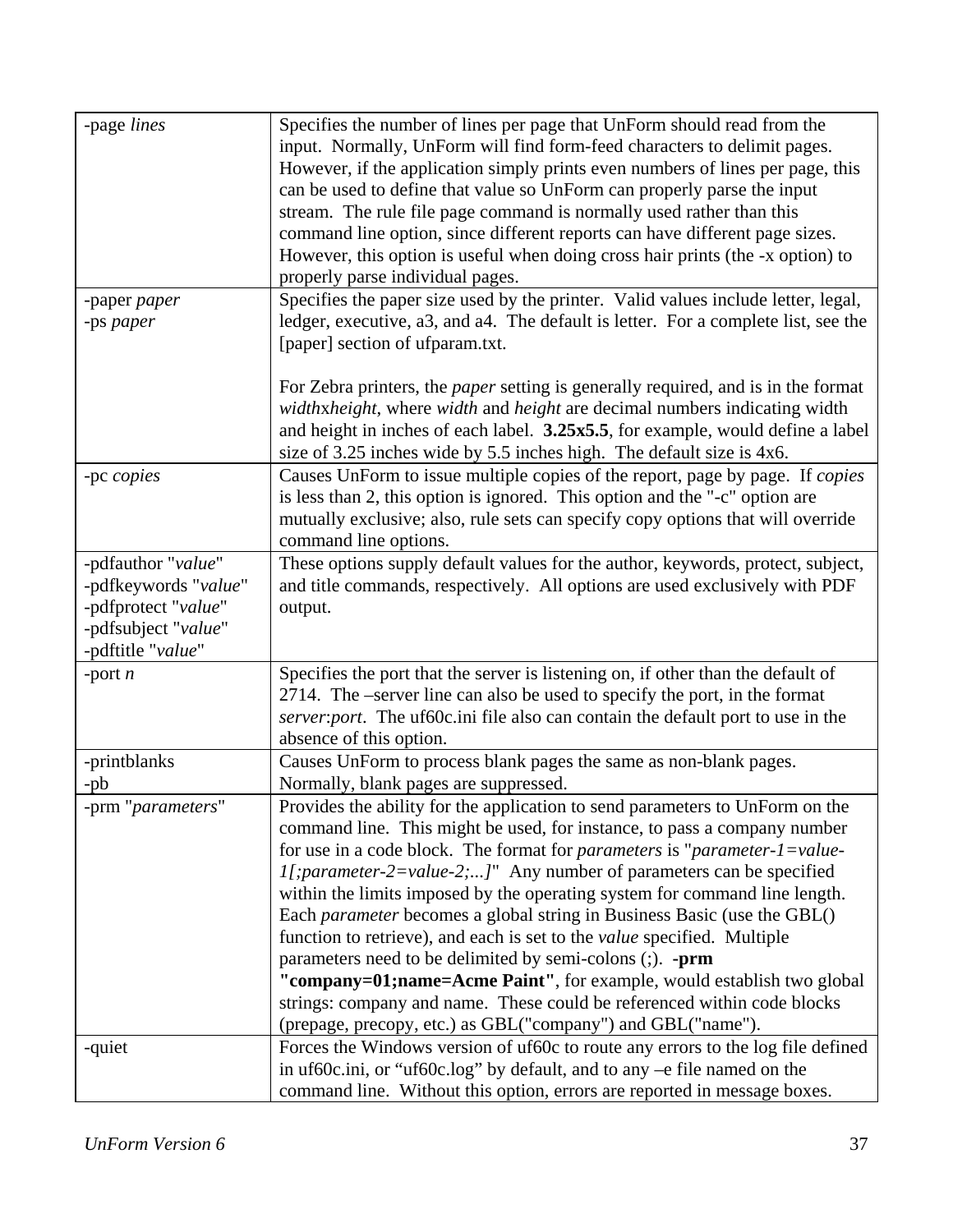| | |
|---|---|
| -page *lines* | Specifies the number of lines per page that UnForm should read from the input. Normally, UnForm will find form-feed characters to delimit pages. However, if the application simply prints even numbers of lines per page, this can be used to define that value so UnForm can properly parse the input stream. The rule file page command is normally used rather than this command line option, since different reports can have different page sizes. However, this option is useful when doing cross hair prints (the -x option) to properly parse individual pages. |
| -paper *paper*<br>-ps *paper* | Specifies the paper size used by the printer. Valid values include letter, legal, ledger, executive, a3, and a4. The default is letter. For a complete list, see the [paper] section of ufparam.txt.<br><br>For Zebra printers, the *paper* setting is generally required, and is in the format *width*x*height*, where *width* and *height* are decimal numbers indicating width and height in inches of each label. **3.25x5.5**, for example, would define a label size of 3.25 inches wide by 5.5 inches high. The default size is 4x6. |
| -pc *copies* | Causes UnForm to issue multiple copies of the report, page by page. If *copies* is less than 2, this option is ignored. This option and the "-c" option are mutually exclusive; also, rule sets can specify copy options that will override command line options. |
| -pdfauthor "*value*"<br>-pdfkeywords "*value*"<br>-pdfprotect "*value*"<br>-pdfsubject "*value*"<br>-pdftitle "*value*" | These options supply default values for the author, keywords, protect, subject, and title commands, respectively. All options are used exclusively with PDF output. |
| -port *n* | Specifies the port that the server is listening on, if other than the default of 2714. The –server line can also be used to specify the port, in the format *server*:*port*. The uf60c.ini file also can contain the default port to use in the absence of this option. |
| -printblanks<br>-pb | Causes UnForm to process blank pages the same as non-blank pages. Normally, blank pages are suppressed. |
| -prm "*parameters*" | Provides the ability for the application to send parameters to UnForm on the command line. This might be used, for instance, to pass a company number for use in a code block. The format for *parameters* is "*parameter-1=value-1[;parameter-2=value-2;...]*" Any number of parameters can be specified within the limits imposed by the operating system for command line length. Each *parameter* becomes a global string in Business Basic (use the GBL() function to retrieve), and each is set to the *value* specified. Multiple parameters need to be delimited by semi-colons (;). **-prm "company=01;name=Acme Paint"**, for example, would establish two global strings: company and name. These could be referenced within code blocks (prepage, precopy, etc.) as GBL("company") and GBL("name"). |
| -quiet | Forces the Windows version of uf60c to route any errors to the log file defined in uf60c.ini, or "uf60c.log" by default, and to any –e file named on the command line. Without this option, errors are reported in message boxes. |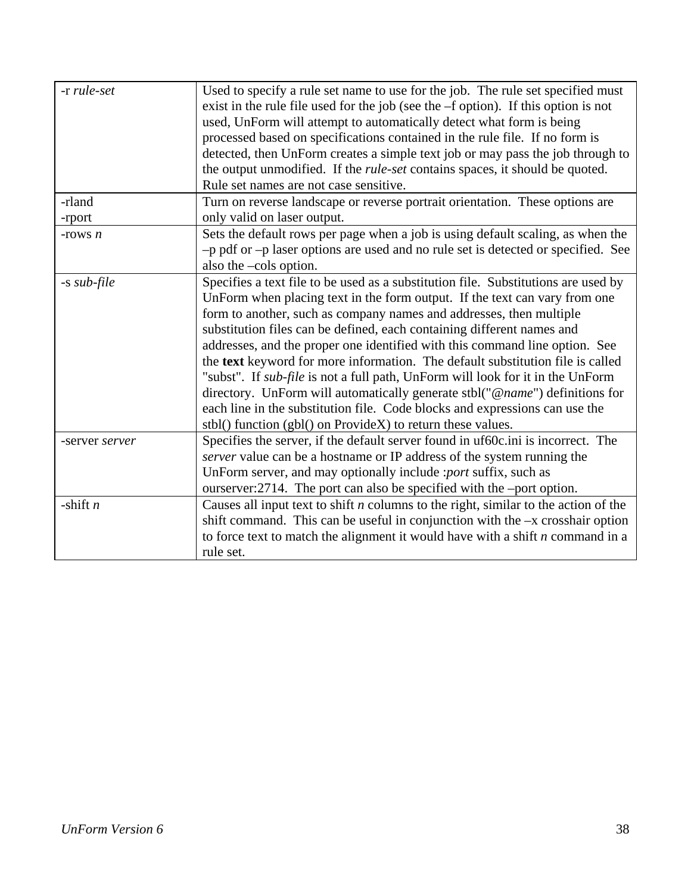| | |
|---|---|
| -r *rule-set* | Used to specify a rule set name to use for the job. The rule set specified must exist in the rule file used for the job (see the –f option). If this option is not used, UnForm will attempt to automatically detect what form is being processed based on specifications contained in the rule file. If no form is detected, then UnForm creates a simple text job or may pass the job through to the output unmodified. If the *rule-set* contains spaces, it should be quoted. Rule set names are not case sensitive. |
| -rland<br>-rport | Turn on reverse landscape or reverse portrait orientation. These options are only valid on laser output. |
| -rows *n* | Sets the default rows per page when a job is using default scaling, as when the –p pdf or –p laser options are used and no rule set is detected or specified. See also the –cols option. |
| -s *sub-file* | Specifies a text file to be used as a substitution file. Substitutions are used by UnForm when placing text in the form output. If the text can vary from one form to another, such as company names and addresses, then multiple substitution files can be defined, each containing different names and addresses, and the proper one identified with this command line option. See the **text** keyword for more information. The default substitution file is called "subst". If *sub-file* is not a full path, UnForm will look for it in the UnForm directory. UnForm will automatically generate stbl("*@name*") definitions for each line in the substitution file. Code blocks and expressions can use the stbl() function (gbl() on ProvideX) to return these values. |
| -server *server* | Specifies the server, if the default server found in uf60c.ini is incorrect. The *server* value can be a hostname or IP address of the system running the UnForm server, and may optionally include :*port* suffix, such as ourserver:2714. The port can also be specified with the –port option. |
| -shift *n* | Causes all input text to shift *n* columns to the right, similar to the action of the shift command. This can be useful in conjunction with the –x crosshair option to force text to match the alignment it would have with a shift *n* command in a rule set. |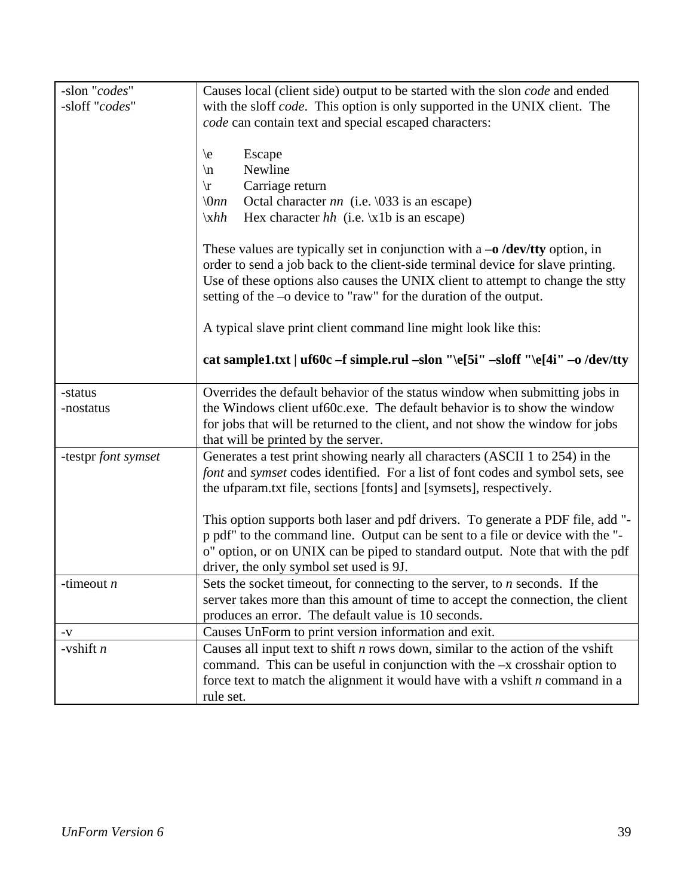| | |
|---|---|
| -slon "*codes*"<br>-sloff "*codes*" | Causes local (client side) output to be started with the slon *code* and ended with the sloff *code*. This option is only supported in the UNIX client. The *code* can contain text and special escaped characters:<br><br>\e Escape<br>\n Newline<br>\r Carriage return<br>\0*nn* Octal character *nn* (i.e. \033 is an escape)<br>\x*hh* Hex character *hh* (i.e. \x1b is an escape)<br><br>These values are typically set in conjunction with a **–o /dev/tty** option, in order to send a job back to the client-side terminal device for slave printing. Use of these options also causes the UNIX client to attempt to change the stty setting of the –o device to "raw" for the duration of the output.<br><br>A typical slave print client command line might look like this:<br><br>**cat sample1.txt \| uf60c –f simple.rul –slon "\e[5i" –sloff "\e[4i" –o /dev/tty** |
| -status<br>-nostatus | Overrides the default behavior of the status window when submitting jobs in the Windows client uf60c.exe. The default behavior is to show the window for jobs that will be returned to the client, and not show the window for jobs that will be printed by the server. |
| -testpr *font symset* | Generates a test print showing nearly all characters (ASCII 1 to 254) in the *font* and *symset* codes identified. For a list of font codes and symbol sets, see the ufparam.txt file, sections [fonts] and [symsets], respectively.<br><br>This option supports both laser and pdf drivers. To generate a PDF file, add "-p pdf" to the command line. Output can be sent to a file or device with the "-o" option, or on UNIX can be piped to standard output. Note that with the pdf driver, the only symbol set used is 9J. |
| -timeout *n* | Sets the socket timeout, for connecting to the server, to *n* seconds. If the server takes more than this amount of time to accept the connection, the client produces an error. The default value is 10 seconds. |
| -v | Causes UnForm to print version information and exit. |
| -vshift *n* | Causes all input text to shift *n* rows down, similar to the action of the vshift command. This can be useful in conjunction with the –x crosshair option to force text to match the alignment it would have with a vshift *n* command in a rule set. |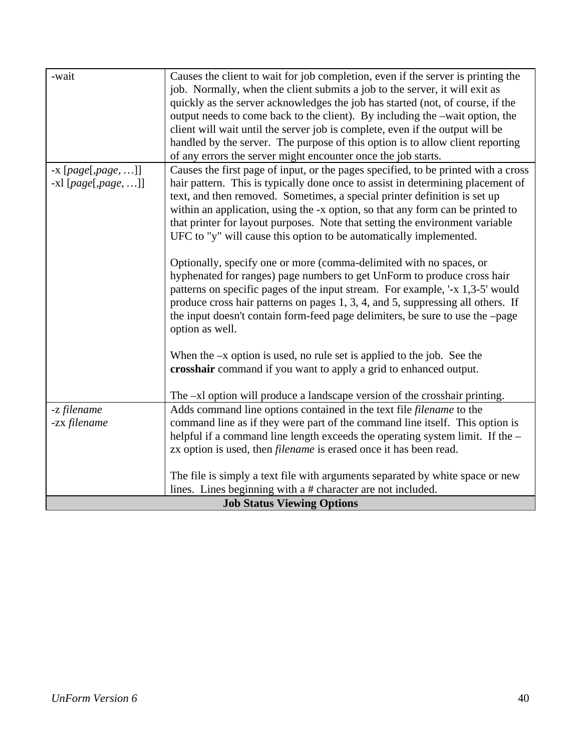| | |
|---|---|
| -wait | Causes the client to wait for job completion, even if the server is printing the job. Normally, when the client submits a job to the server, it will exit as quickly as the server acknowledges the job has started (not, of course, if the output needs to come back to the client). By including the –wait option, the client will wait until the server job is complete, even if the output will be handled by the server. The purpose of this option is to allow client reporting of any errors the server might encounter once the job starts. |
| -x [*page*[,*page*, …]]<br>-xl [*page*[,*page*, …]] | Causes the first page of input, or the pages specified, to be printed with a cross hair pattern. This is typically done once to assist in determining placement of text, and then removed. Sometimes, a special printer definition is set up within an application, using the -x option, so that any form can be printed to that printer for layout purposes. Note that setting the environment variable UFC to "y" will cause this option to be automatically implemented.<br><br>Optionally, specify one or more (comma-delimited with no spaces, or hyphenated for ranges) page numbers to get UnForm to produce cross hair patterns on specific pages of the input stream. For example, '-x 1,3-5' would produce cross hair patterns on pages 1, 3, 4, and 5, suppressing all others. If the input doesn't contain form-feed page delimiters, be sure to use the –page option as well.<br><br>When the –x option is used, no rule set is applied to the job. See the **crosshair** command if you want to apply a grid to enhanced output.<br><br>The –xl option will produce a landscape version of the crosshair printing. |
| -z *filename*<br>-zx *filename* | Adds command line options contained in the text file *filename* to the command line as if they were part of the command line itself. This option is helpful if a command line length exceeds the operating system limit. If the –zx option is used, then *filename* is erased once it has been read.<br><br>The file is simply a text file with arguments separated by white space or new lines. Lines beginning with a # character are not included. |
| **Job Status Viewing Options** | |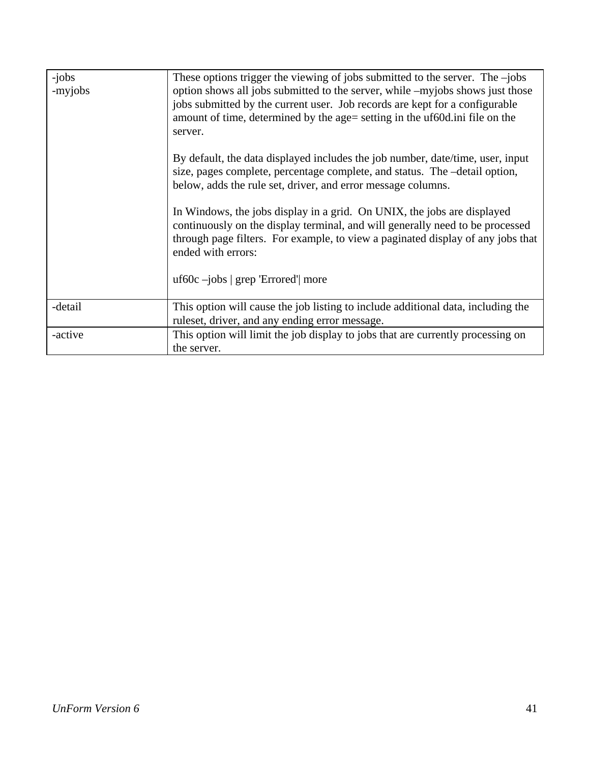| | |
|---|---|
| -jobs<br>-myjobs | These options trigger the viewing of jobs submitted to the server.  The –jobs option shows all jobs submitted to the server, while –myjobs shows just those jobs submitted by the current user.  Job records are kept for a configurable amount of time, determined by the age= setting in the uf60d.ini file on the server.<br><br>By default, the data displayed includes the job number, date/time, user, input size, pages complete, percentage complete, and status.  The –detail option, below, adds the rule set, driver, and error message columns.<br><br>In Windows, the jobs display in a grid.  On UNIX, the jobs are displayed continuously on the display terminal, and will generally need to be processed through page filters.  For example, to view a paginated display of any jobs that ended with errors:<br><br>uf60c –jobs \| grep 'Errored'\| more |
| -detail | This option will cause the job listing to include additional data, including the ruleset, driver, and any ending error message. |
| -active | This option will limit the job display to jobs that are currently processing on the server. |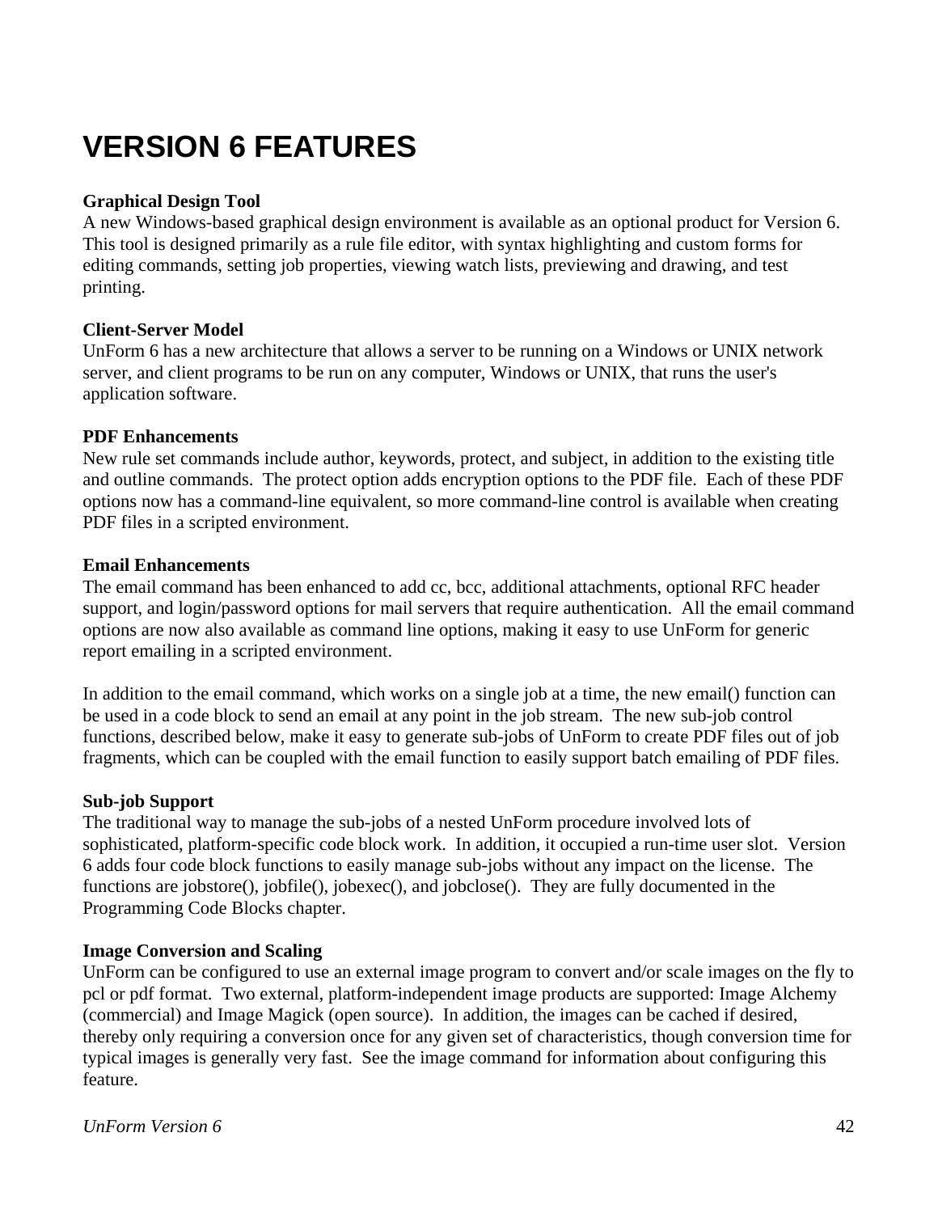# VERSION 6 FEATURES

**Graphical Design Tool**
A new Windows-based graphical design environment is available as an optional product for Version 6. This tool is designed primarily as a rule file editor, with syntax highlighting and custom forms for editing commands, setting job properties, viewing watch lists, previewing and drawing, and test printing.

**Client-Server Model**
UnForm 6 has a new architecture that allows a server to be running on a Windows or UNIX network server, and client programs to be run on any computer, Windows or UNIX, that runs the user's application software.

**PDF Enhancements**
New rule set commands include author, keywords, protect, and subject, in addition to the existing title and outline commands. The protect option adds encryption options to the PDF file. Each of these PDF options now has a command-line equivalent, so more command-line control is available when creating PDF files in a scripted environment.

**Email Enhancements**
The email command has been enhanced to add cc, bcc, additional attachments, optional RFC header support, and login/password options for mail servers that require authentication. All the email command options are now also available as command line options, making it easy to use UnForm for generic report emailing in a scripted environment.

In addition to the email command, which works on a single job at a time, the new email() function can be used in a code block to send an email at any point in the job stream. The new sub-job control functions, described below, make it easy to generate sub-jobs of UnForm to create PDF files out of job fragments, which can be coupled with the email function to easily support batch emailing of PDF files.

**Sub-job Support**
The traditional way to manage the sub-jobs of a nested UnForm procedure involved lots of sophisticated, platform-specific code block work. In addition, it occupied a run-time user slot. Version 6 adds four code block functions to easily manage sub-jobs without any impact on the license. The functions are jobstore(), jobfile(), jobexec(), and jobclose(). They are fully documented in the Programming Code Blocks chapter.

**Image Conversion and Scaling**
UnForm can be configured to use an external image program to convert and/or scale images on the fly to pcl or pdf format. Two external, platform-independent image products are supported: Image Alchemy (commercial) and Image Magick (open source). In addition, the images can be cached if desired, thereby only requiring a conversion once for any given set of characteristics, though conversion time for typical images is generally very fast. See the image command for information about configuring this feature.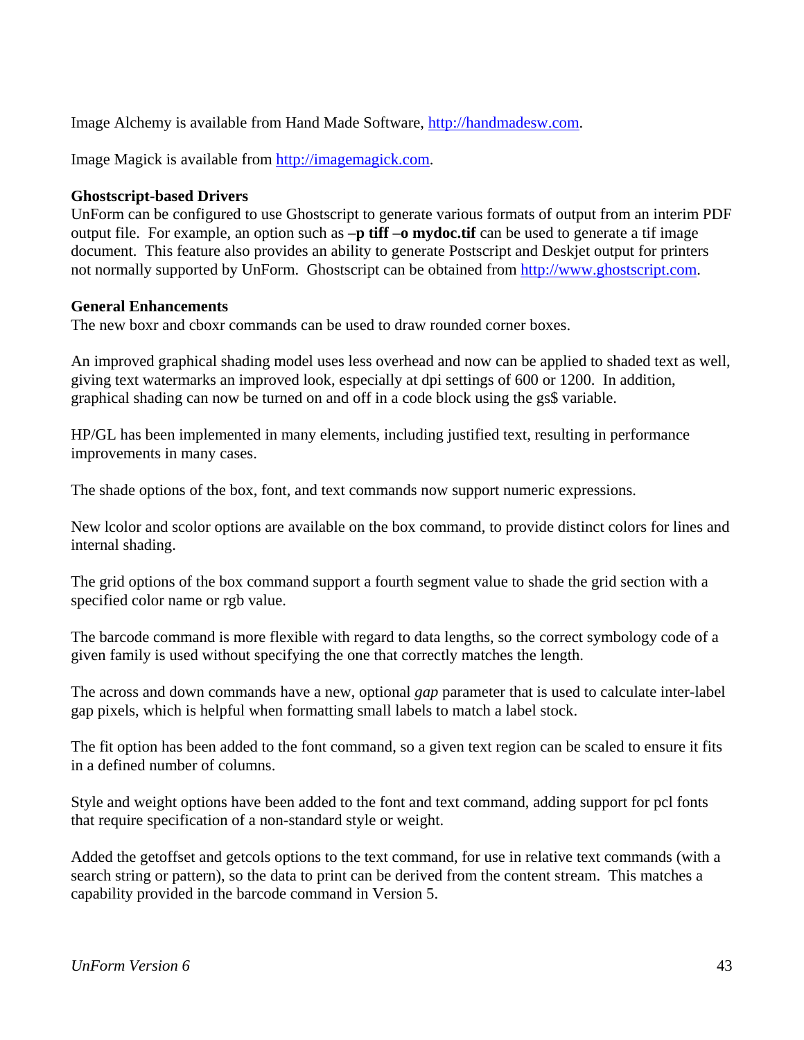Image Alchemy is available from Hand Made Software, http://handmadesw.com.

Image Magick is available from http://imagemagick.com.

**Ghostscript-based Drivers**

UnForm can be configured to use Ghostscript to generate various formats of output from an interim PDF output file. For example, an option such as **–p tiff –o mydoc.tif** can be used to generate a tif image document. This feature also provides an ability to generate Postscript and Deskjet output for printers not normally supported by UnForm. Ghostscript can be obtained from http://www.ghostscript.com.

**General Enhancements**

The new boxr and cboxr commands can be used to draw rounded corner boxes.

An improved graphical shading model uses less overhead and now can be applied to shaded text as well, giving text watermarks an improved look, especially at dpi settings of 600 or 1200. In addition, graphical shading can now be turned on and off in a code block using the gs$ variable.

HP/GL has been implemented in many elements, including justified text, resulting in performance improvements in many cases.

The shade options of the box, font, and text commands now support numeric expressions.

New lcolor and scolor options are available on the box command, to provide distinct colors for lines and internal shading.

The grid options of the box command support a fourth segment value to shade the grid section with a specified color name or rgb value.

The barcode command is more flexible with regard to data lengths, so the correct symbology code of a given family is used without specifying the one that correctly matches the length.

The across and down commands have a new, optional *gap* parameter that is used to calculate inter-label gap pixels, which is helpful when formatting small labels to match a label stock.

The fit option has been added to the font command, so a given text region can be scaled to ensure it fits in a defined number of columns.

Style and weight options have been added to the font and text command, adding support for pcl fonts that require specification of a non-standard style or weight.

Added the getoffset and getcols options to the text command, for use in relative text commands (with a search string or pattern), so the data to print can be derived from the content stream. This matches a capability provided in the barcode command in Version 5.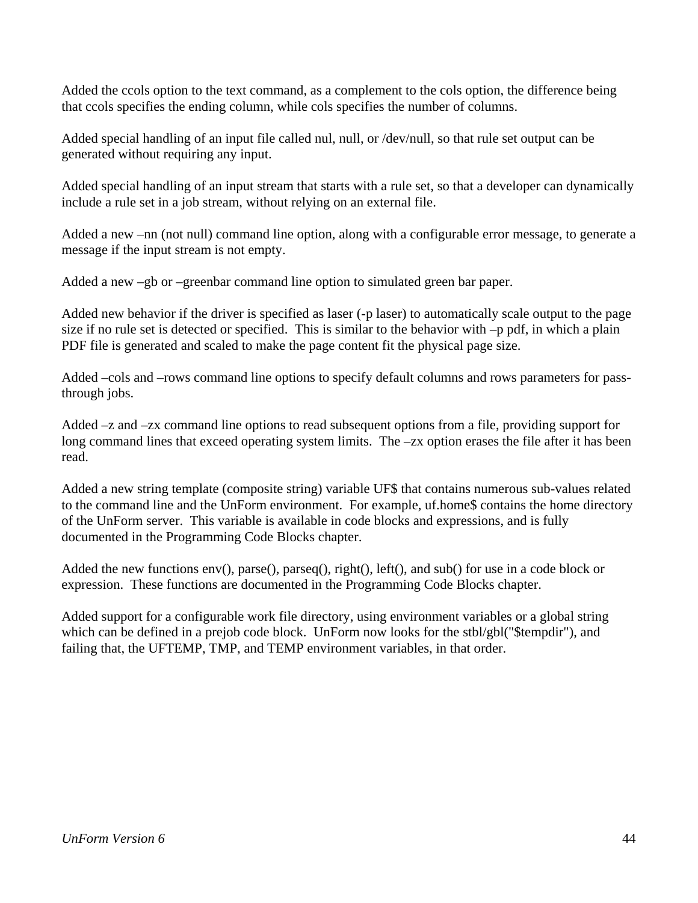Added the ccols option to the text command, as a complement to the cols option, the difference being that ccols specifies the ending column, while cols specifies the number of columns.

Added special handling of an input file called nul, null, or /dev/null, so that rule set output can be generated without requiring any input.

Added special handling of an input stream that starts with a rule set, so that a developer can dynamically include a rule set in a job stream, without relying on an external file.

Added a new –nn (not null) command line option, along with a configurable error message, to generate a message if the input stream is not empty.

Added a new –gb or –greenbar command line option to simulated green bar paper.

Added new behavior if the driver is specified as laser (-p laser) to automatically scale output to the page size if no rule set is detected or specified. This is similar to the behavior with –p pdf, in which a plain PDF file is generated and scaled to make the page content fit the physical page size.

Added –cols and –rows command line options to specify default columns and rows parameters for pass-through jobs.

Added –z and –zx command line options to read subsequent options from a file, providing support for long command lines that exceed operating system limits. The –zx option erases the file after it has been read.

Added a new string template (composite string) variable UF$ that contains numerous sub-values related to the command line and the UnForm environment. For example, uf.home$ contains the home directory of the UnForm server. This variable is available in code blocks and expressions, and is fully documented in the Programming Code Blocks chapter.

Added the new functions env(), parse(), parseq(), right(), left(), and sub() for use in a code block or expression. These functions are documented in the Programming Code Blocks chapter.

Added support for a configurable work file directory, using environment variables or a global string which can be defined in a prejob code block. UnForm now looks for the stbl/gbl("$tempdir"), and failing that, the UFTEMP, TMP, and TEMP environment variables, in that order.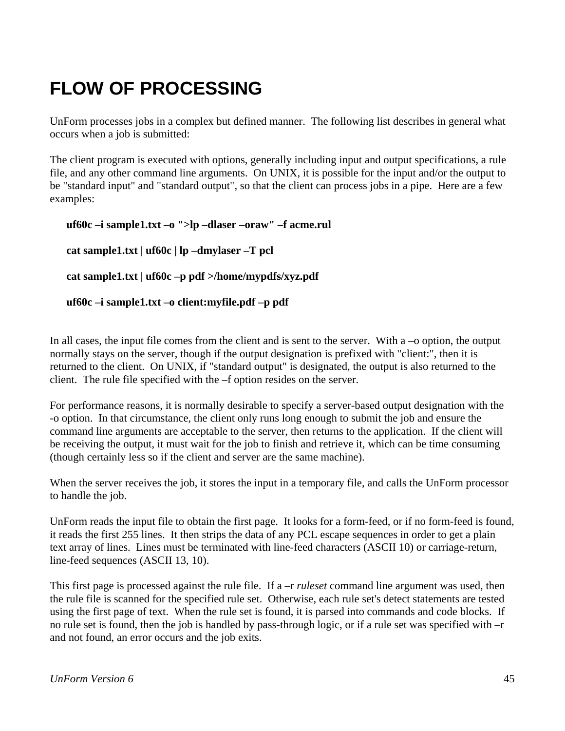# FLOW OF PROCESSING

UnForm processes jobs in a complex but defined manner. The following list describes in general what occurs when a job is submitted:

The client program is executed with options, generally including input and output specifications, a rule file, and any other command line arguments. On UNIX, it is possible for the input and/or the output to be "standard input" and "standard output", so that the client can process jobs in a pipe. Here are a few examples:

**uf60c –i sample1.txt –o ">lp –dlaser –oraw" –f acme.rul**

**cat sample1.txt | uf60c | lp –dmylaser –T pcl**

**cat sample1.txt | uf60c –p pdf >/home/mypdfs/xyz.pdf**

**uf60c –i sample1.txt –o client:myfile.pdf –p pdf**

In all cases, the input file comes from the client and is sent to the server. With a –o option, the output normally stays on the server, though if the output designation is prefixed with "client:", then it is returned to the client. On UNIX, if "standard output" is designated, the output is also returned to the client. The rule file specified with the –f option resides on the server.

For performance reasons, it is normally desirable to specify a server-based output designation with the -o option. In that circumstance, the client only runs long enough to submit the job and ensure the command line arguments are acceptable to the server, then returns to the application. If the client will be receiving the output, it must wait for the job to finish and retrieve it, which can be time consuming (though certainly less so if the client and server are the same machine).

When the server receives the job, it stores the input in a temporary file, and calls the UnForm processor to handle the job.

UnForm reads the input file to obtain the first page. It looks for a form-feed, or if no form-feed is found, it reads the first 255 lines. It then strips the data of any PCL escape sequences in order to get a plain text array of lines. Lines must be terminated with line-feed characters (ASCII 10) or carriage-return, line-feed sequences (ASCII 13, 10).

This first page is processed against the rule file. If a –r *ruleset* command line argument was used, then the rule file is scanned for the specified rule set. Otherwise, each rule set's detect statements are tested using the first page of text. When the rule set is found, it is parsed into commands and code blocks. If no rule set is found, then the job is handled by pass-through logic, or if a rule set was specified with –r and not found, an error occurs and the job exits.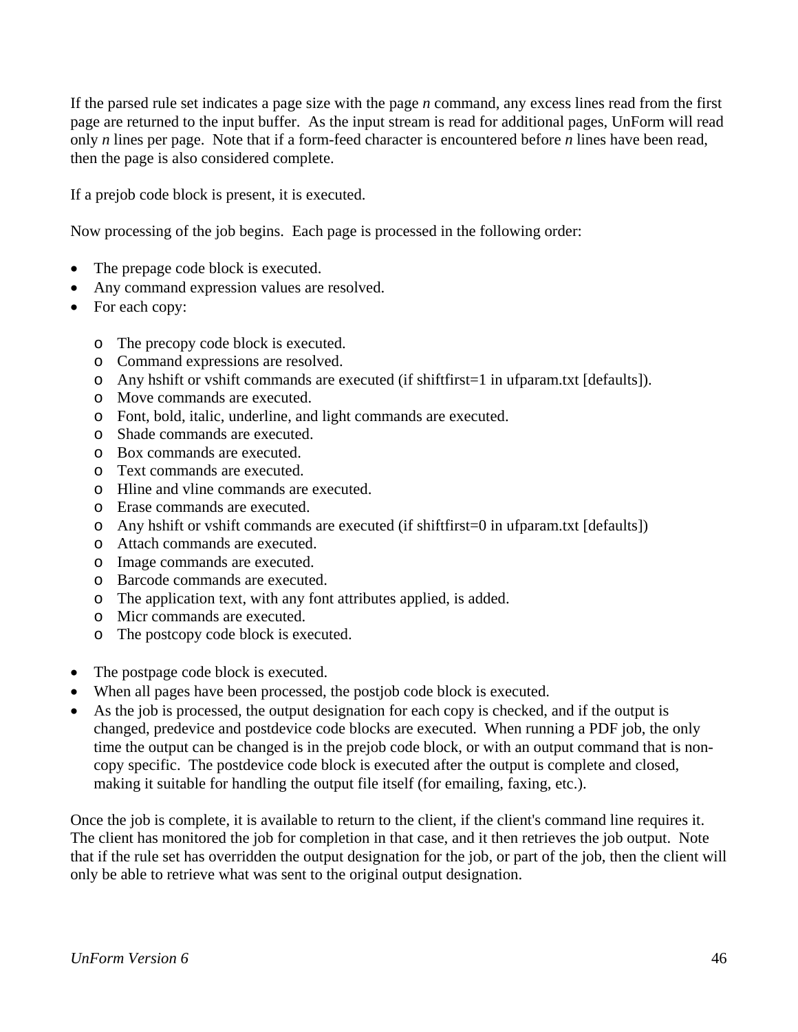If the parsed rule set indicates a page size with the page *n* command, any excess lines read from the first page are returned to the input buffer. As the input stream is read for additional pages, UnForm will read only *n* lines per page. Note that if a form-feed character is encountered before *n* lines have been read, then the page is also considered complete.

If a prejob code block is present, it is executed.

Now processing of the job begins. Each page is processed in the following order:

- The prepage code block is executed.
- Any command expression values are resolved.
- For each copy:
    - The precopy code block is executed.
    - Command expressions are resolved.
    - Any hshift or vshift commands are executed (if shiftfirst=1 in ufparam.txt [defaults]).
    - Move commands are executed.
    - Font, bold, italic, underline, and light commands are executed.
    - Shade commands are executed.
    - Box commands are executed.
    - Text commands are executed.
    - Hline and vline commands are executed.
    - Erase commands are executed.
    - Any hshift or vshift commands are executed (if shiftfirst=0 in ufparam.txt [defaults])
    - Attach commands are executed.
    - Image commands are executed.
    - Barcode commands are executed.
    - The application text, with any font attributes applied, is added.
    - Micr commands are executed.
    - The postcopy code block is executed.
- The postpage code block is executed.
- When all pages have been processed, the postjob code block is executed.
- As the job is processed, the output designation for each copy is checked, and if the output is changed, predevice and postdevice code blocks are executed. When running a PDF job, the only time the output can be changed is in the prejob code block, or with an output command that is non-copy specific. The postdevice code block is executed after the output is complete and closed, making it suitable for handling the output file itself (for emailing, faxing, etc.).

Once the job is complete, it is available to return to the client, if the client's command line requires it. The client has monitored the job for completion in that case, and it then retrieves the job output. Note that if the rule set has overridden the output designation for the job, or part of the job, then the client will only be able to retrieve what was sent to the original output designation.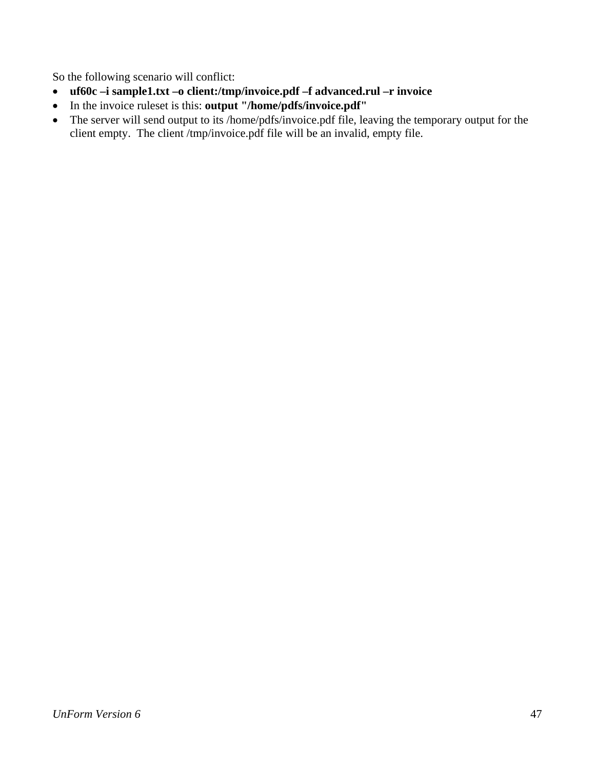So the following scenario will conflict:

- **uf60c –i sample1.txt –o client:/tmp/invoice.pdf –f advanced.rul –r invoice**
- In the invoice ruleset is this: **output "/home/pdfs/invoice.pdf"**
- The server will send output to its /home/pdfs/invoice.pdf file, leaving the temporary output for the client empty. The client /tmp/invoice.pdf file will be an invalid, empty file.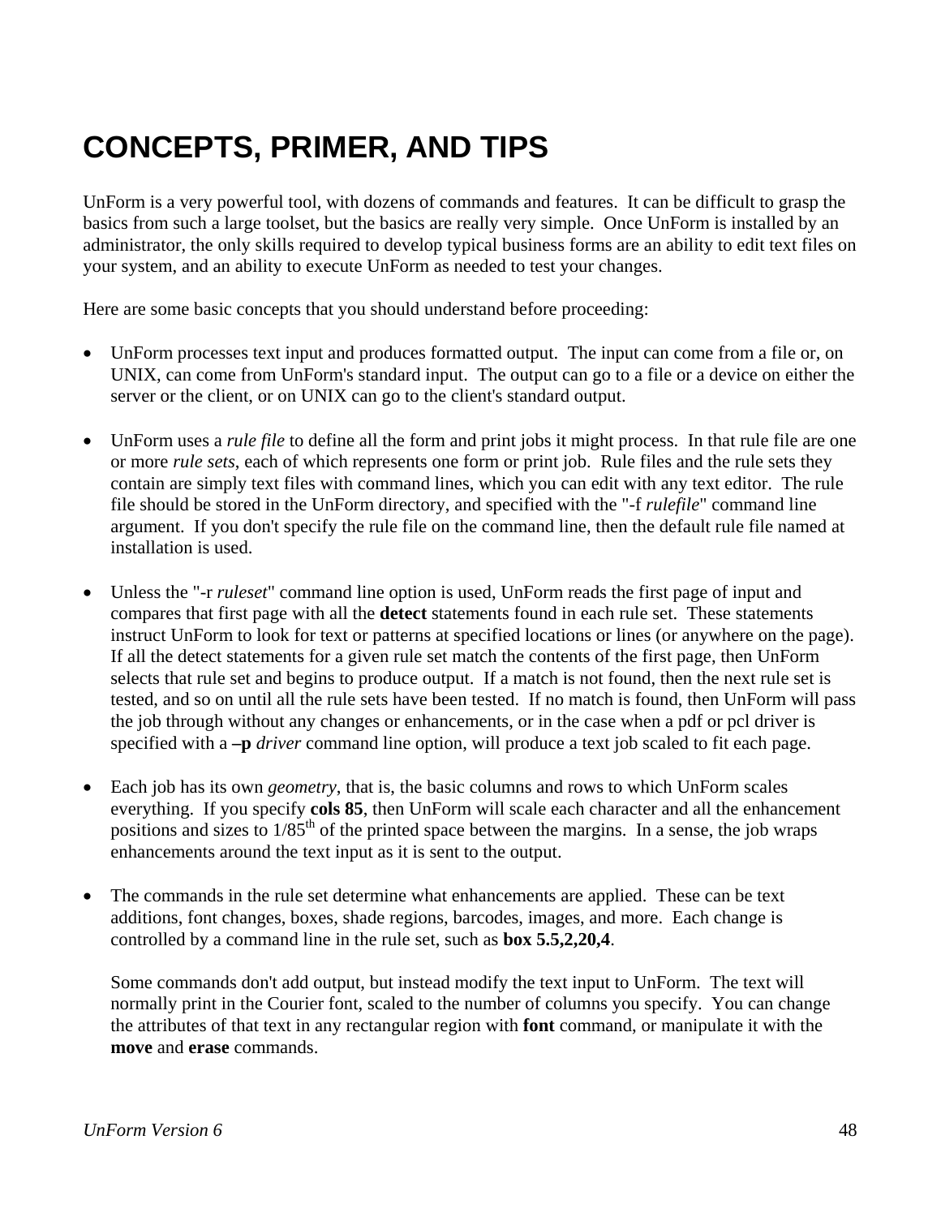# CONCEPTS, PRIMER, AND TIPS

UnForm is a very powerful tool, with dozens of commands and features. It can be difficult to grasp the basics from such a large toolset, but the basics are really very simple. Once UnForm is installed by an administrator, the only skills required to develop typical business forms are an ability to edit text files on your system, and an ability to execute UnForm as needed to test your changes.

Here are some basic concepts that you should understand before proceeding:

- UnForm processes text input and produces formatted output. The input can come from a file or, on UNIX, can come from UnForm's standard input. The output can go to a file or a device on either the server or the client, or on UNIX can go to the client's standard output.

- UnForm uses a *rule file* to define all the form and print jobs it might process. In that rule file are one or more *rule sets*, each of which represents one form or print job. Rule files and the rule sets they contain are simply text files with command lines, which you can edit with any text editor. The rule file should be stored in the UnForm directory, and specified with the "-f *rulefile*" command line argument. If you don't specify the rule file on the command line, then the default rule file named at installation is used.

- Unless the "-r *ruleset*" command line option is used, UnForm reads the first page of input and compares that first page with all the **detect** statements found in each rule set. These statements instruct UnForm to look for text or patterns at specified locations or lines (or anywhere on the page). If all the detect statements for a given rule set match the contents of the first page, then UnForm selects that rule set and begins to produce output. If a match is not found, then the next rule set is tested, and so on until all the rule sets have been tested. If no match is found, then UnForm will pass the job through without any changes or enhancements, or in the case when a pdf or pcl driver is specified with a **–p** *driver* command line option, will produce a text job scaled to fit each page.

- Each job has its own *geometry*, that is, the basic columns and rows to which UnForm scales everything. If you specify **cols 85**, then UnForm will scale each character and all the enhancement positions and sizes to 1/85th of the printed space between the margins. In a sense, the job wraps enhancements around the text input as it is sent to the output.

- The commands in the rule set determine what enhancements are applied. These can be text additions, font changes, boxes, shade regions, barcodes, images, and more. Each change is controlled by a command line in the rule set, such as **box 5.5,2,20,4**.

  Some commands don't add output, but instead modify the text input to UnForm. The text will normally print in the Courier font, scaled to the number of columns you specify. You can change the attributes of that text in any rectangular region with **font** command, or manipulate it with the **move** and **erase** commands.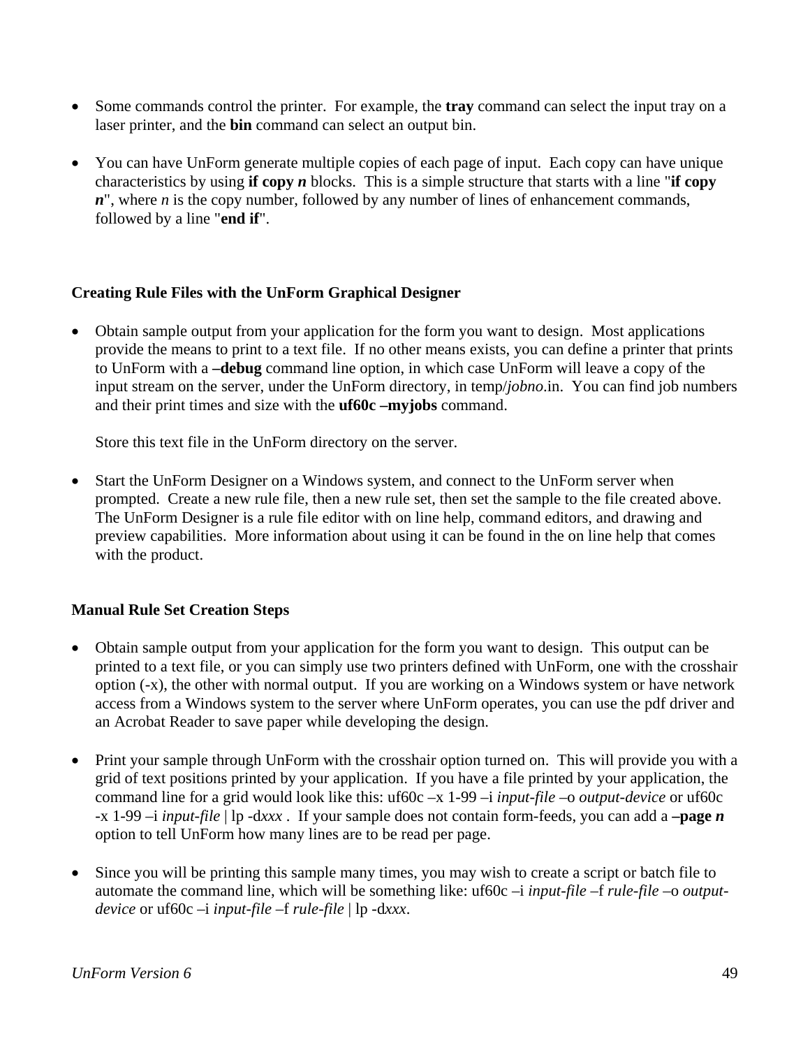- Some commands control the printer. For example, the **tray** command can select the input tray on a laser printer, and the **bin** command can select an output bin.

- You can have UnForm generate multiple copies of each page of input. Each copy can have unique characteristics by using **if copy *n*** blocks. This is a simple structure that starts with a line "**if copy *n***", where *n* is the copy number, followed by any number of lines of enhancement commands, followed by a line "**end if**".

### Creating Rule Files with the UnForm Graphical Designer

- Obtain sample output from your application for the form you want to design. Most applications provide the means to print to a text file. If no other means exists, you can define a printer that prints to UnForm with a **–debug** command line option, in which case UnForm will leave a copy of the input stream on the server, under the UnForm directory, in temp/*jobno*.in. You can find job numbers and their print times and size with the **uf60c –myjobs** command.

  Store this text file in the UnForm directory on the server.

- Start the UnForm Designer on a Windows system, and connect to the UnForm server when prompted. Create a new rule file, then a new rule set, then set the sample to the file created above. The UnForm Designer is a rule file editor with on line help, command editors, and drawing and preview capabilities. More information about using it can be found in the on line help that comes with the product.

### Manual Rule Set Creation Steps

- Obtain sample output from your application for the form you want to design. This output can be printed to a text file, or you can simply use two printers defined with UnForm, one with the crosshair option (-x), the other with normal output. If you are working on a Windows system or have network access from a Windows system to the server where UnForm operates, you can use the pdf driver and an Acrobat Reader to save paper while developing the design.

- Print your sample through UnForm with the crosshair option turned on. This will provide you with a grid of text positions printed by your application. If you have a file printed by your application, the command line for a grid would look like this: uf60c –x 1-99 –i *input-file* –o *output-device* or uf60c -x 1-99 –i *input-file* | lp -d*xxx* . If your sample does not contain form-feeds, you can add a **–page *n*** option to tell UnForm how many lines are to be read per page.

- Since you will be printing this sample many times, you may wish to create a script or batch file to automate the command line, which will be something like: uf60c –i *input-file* –f *rule-file* –o *output-device* or uf60c –i *input-file* –f *rule-file* | lp -d*xxx*.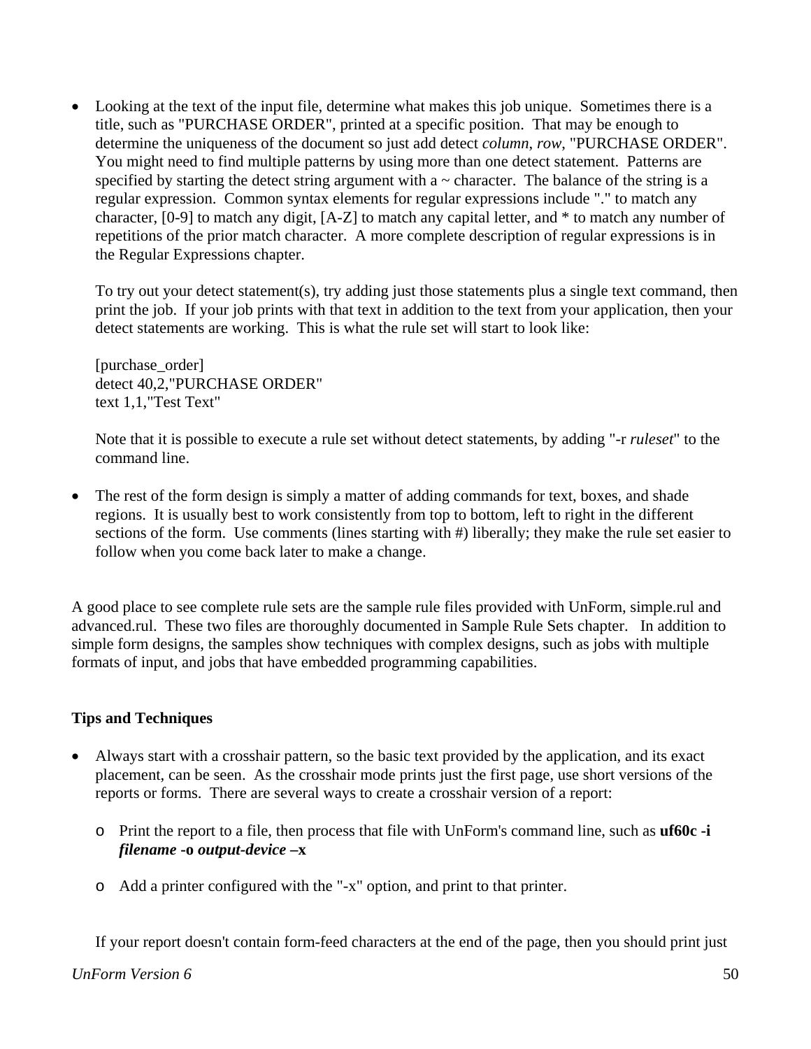- Looking at the text of the input file, determine what makes this job unique. Sometimes there is a title, such as "PURCHASE ORDER", printed at a specific position. That may be enough to determine the uniqueness of the document so just add detect *column*, *row*, "PURCHASE ORDER". You might need to find multiple patterns by using more than one detect statement. Patterns are specified by starting the detect string argument with a ~ character. The balance of the string is a regular expression. Common syntax elements for regular expressions include "." to match any character, [0-9] to match any digit, [A-Z] to match any capital letter, and * to match any number of repetitions of the prior match character. A more complete description of regular expressions is in the Regular Expressions chapter.

  To try out your detect statement(s), try adding just those statements plus a single text command, then print the job. If your job prints with that text in addition to the text from your application, then your detect statements are working. This is what the rule set will start to look like:

  ```
  [purchase_order]
  detect 40,2,"PURCHASE ORDER"
  text 1,1,"Test Text"
  ```

  Note that it is possible to execute a rule set without detect statements, by adding "-r *ruleset*" to the command line.

- The rest of the form design is simply a matter of adding commands for text, boxes, and shade regions. It is usually best to work consistently from top to bottom, left to right in the different sections of the form. Use comments (lines starting with #) liberally; they make the rule set easier to follow when you come back later to make a change.

A good place to see complete rule sets are the sample rule files provided with UnForm, simple.rul and advanced.rul. These two files are thoroughly documented in Sample Rule Sets chapter. In addition to simple form designs, the samples show techniques with complex designs, such as jobs with multiple formats of input, and jobs that have embedded programming capabilities.

**Tips and Techniques**

- Always start with a crosshair pattern, so the basic text provided by the application, and its exact placement, can be seen. As the crosshair mode prints just the first page, use short versions of the reports or forms. There are several ways to create a crosshair version of a report:

  - Print the report to a file, then process that file with UnForm's command line, such as **uf60c -i *filename* -o *output-device* –x**

  - Add a printer configured with the "-x" option, and print to that printer.

  If your report doesn't contain form-feed characters at the end of the page, then you should print just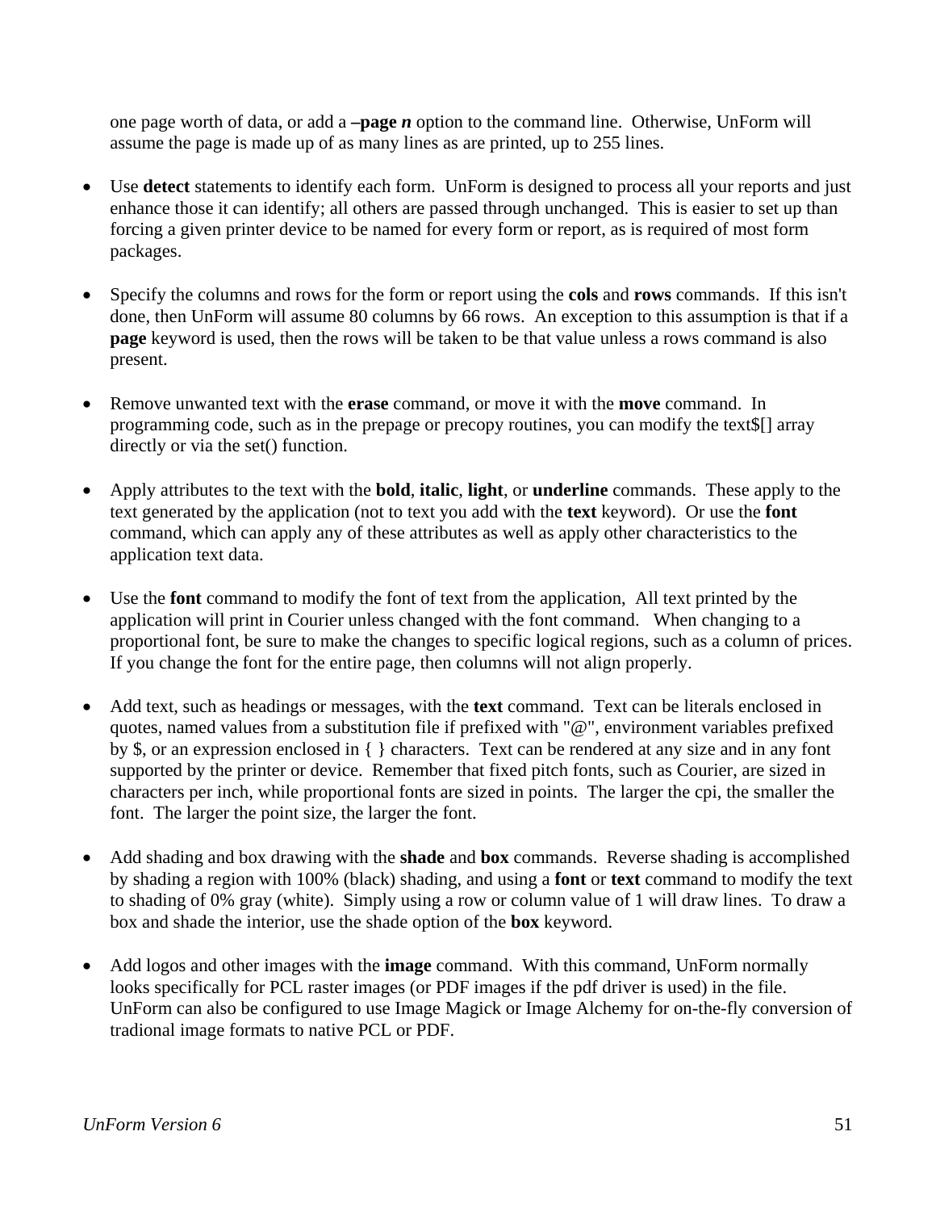one page worth of data, or add a **–page *n*** option to the command line.  Otherwise, UnForm will assume the page is made up of as many lines as are printed, up to 255 lines.

- Use **detect** statements to identify each form.  UnForm is designed to process all your reports and just enhance those it can identify; all others are passed through unchanged.  This is easier to set up than forcing a given printer device to be named for every form or report, as is required of most form packages.

- Specify the columns and rows for the form or report using the **cols** and **rows** commands.  If this isn't done, then UnForm will assume 80 columns by 66 rows.  An exception to this assumption is that if a **page** keyword is used, then the rows will be taken to be that value unless a rows command is also present.

- Remove unwanted text with the **erase** command, or move it with the **move** command.  In programming code, such as in the prepage or precopy routines, you can modify the text$[] array directly or via the set() function.

- Apply attributes to the text with the **bold**, **italic**, **light**, or **underline** commands.  These apply to the text generated by the application (not to text you add with the **text** keyword).  Or use the **font** command, which can apply any of these attributes as well as apply other characteristics to the application text data.

- Use the **font** command to modify the font of text from the application,  All text printed by the application will print in Courier unless changed with the font command.   When changing to a proportional font, be sure to make the changes to specific logical regions, such as a column of prices.  If you change the font for the entire page, then columns will not align properly.

- Add text, such as headings or messages, with the **text** command.  Text can be literals enclosed in quotes, named values from a substitution file if prefixed with "@", environment variables prefixed by $, or an expression enclosed in { } characters.  Text can be rendered at any size and in any font supported by the printer or device.  Remember that fixed pitch fonts, such as Courier, are sized in characters per inch, while proportional fonts are sized in points.  The larger the cpi, the smaller the font.  The larger the point size, the larger the font.

- Add shading and box drawing with the **shade** and **box** commands.  Reverse shading is accomplished by shading a region with 100% (black) shading, and using a **font** or **text** command to modify the text to shading of 0% gray (white).  Simply using a row or column value of 1 will draw lines.  To draw a box and shade the interior, use the shade option of the **box** keyword.

- Add logos and other images with the **image** command.  With this command, UnForm normally looks specifically for PCL raster images (or PDF images if the pdf driver is used) in the file.  UnForm can also be configured to use Image Magick or Image Alchemy for on-the-fly conversion of tradional image formats to native PCL or PDF.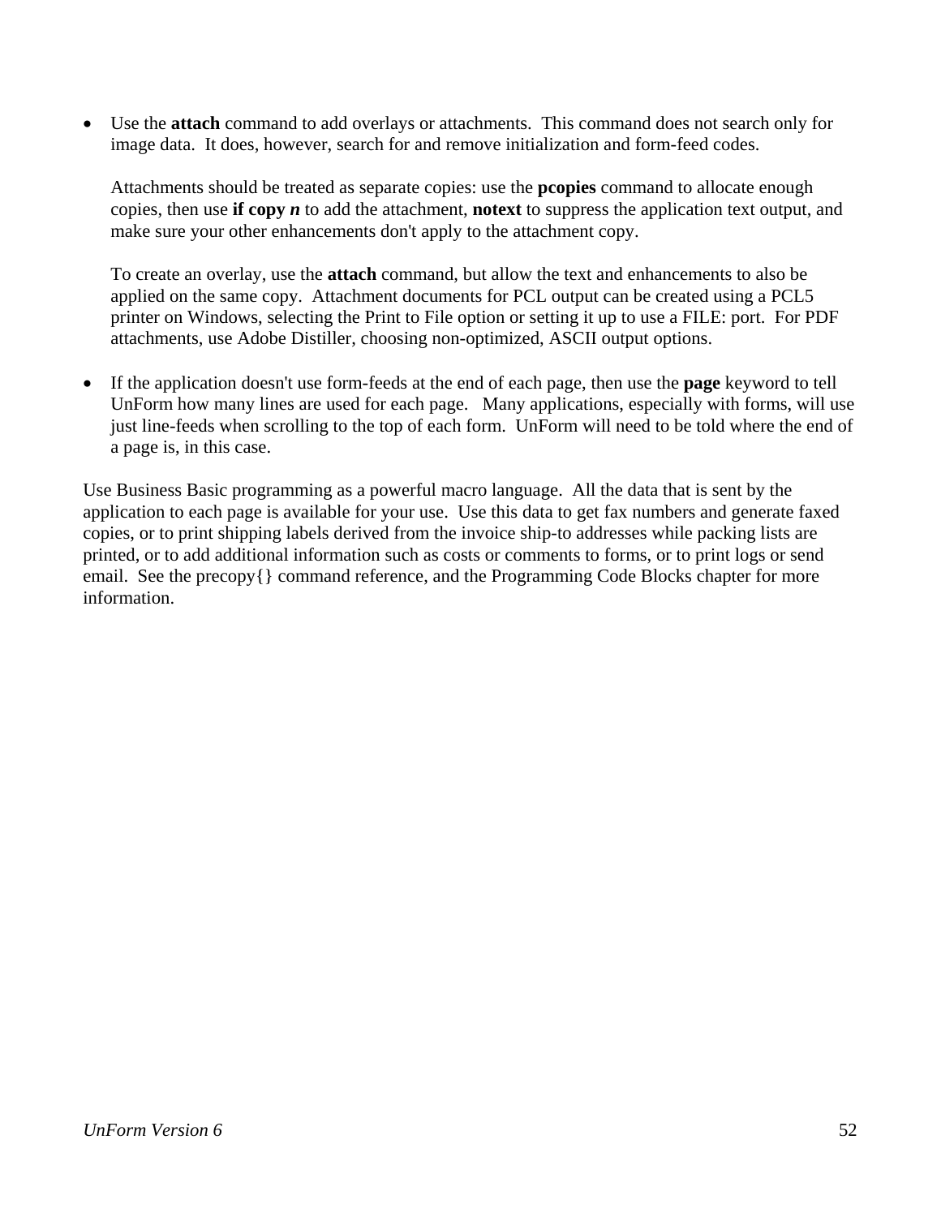- Use the **attach** command to add overlays or attachments. This command does not search only for image data. It does, however, search for and remove initialization and form-feed codes.

  Attachments should be treated as separate copies: use the **pcopies** command to allocate enough copies, then use **if copy** ***n*** to add the attachment, **notext** to suppress the application text output, and make sure your other enhancements don't apply to the attachment copy.

  To create an overlay, use the **attach** command, but allow the text and enhancements to also be applied on the same copy. Attachment documents for PCL output can be created using a PCL5 printer on Windows, selecting the Print to File option or setting it up to use a FILE: port. For PDF attachments, use Adobe Distiller, choosing non-optimized, ASCII output options.

- If the application doesn't use form-feeds at the end of each page, then use the **page** keyword to tell UnForm how many lines are used for each page. Many applications, especially with forms, will use just line-feeds when scrolling to the top of each form. UnForm will need to be told where the end of a page is, in this case.

Use Business Basic programming as a powerful macro language. All the data that is sent by the application to each page is available for your use. Use this data to get fax numbers and generate faxed copies, or to print shipping labels derived from the invoice ship-to addresses while packing lists are printed, or to add additional information such as costs or comments to forms, or to print logs or send email. See the precopy{} command reference, and the Programming Code Blocks chapter for more information.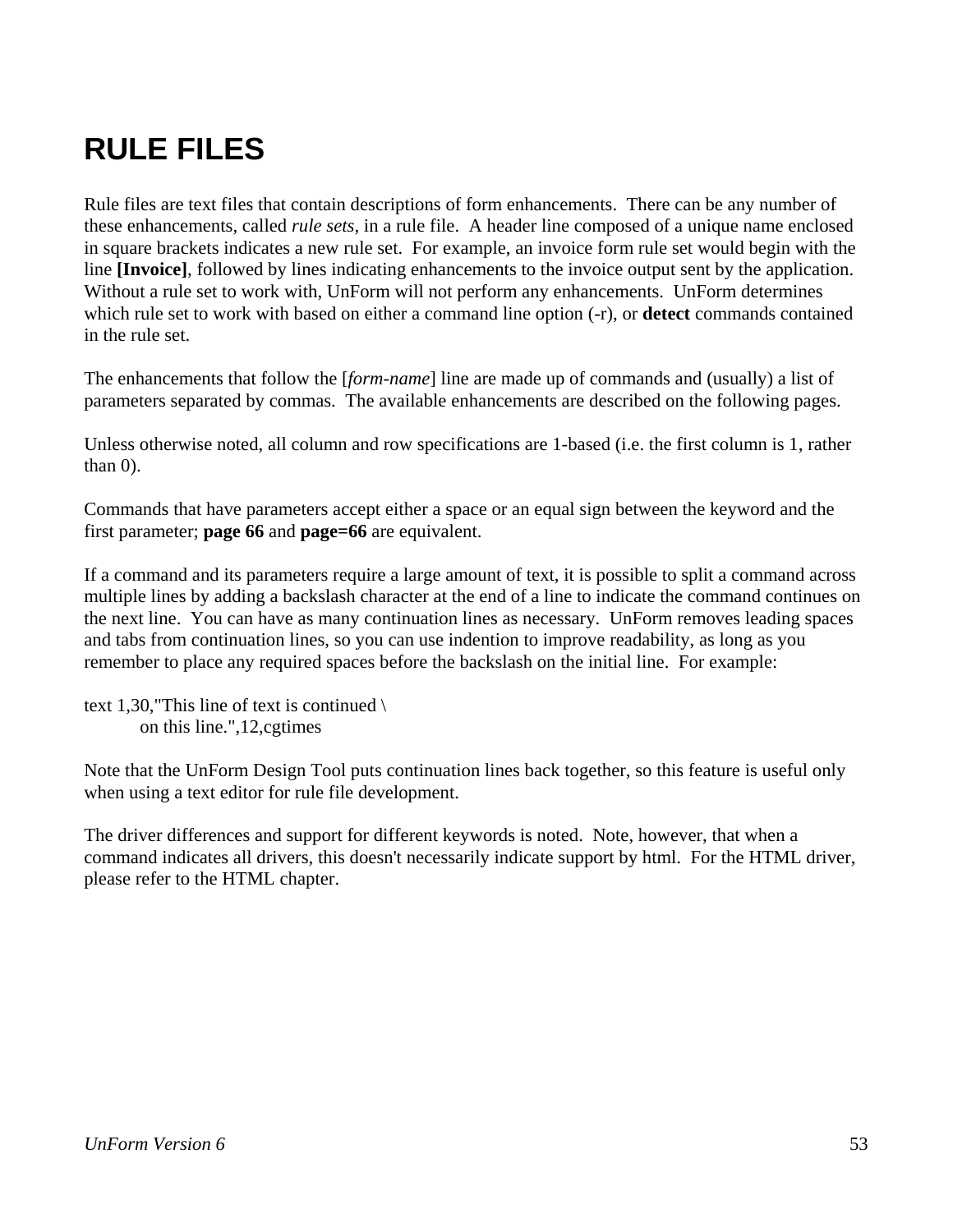# RULE FILES

Rule files are text files that contain descriptions of form enhancements. There can be any number of these enhancements, called *rule sets*, in a rule file. A header line composed of a unique name enclosed in square brackets indicates a new rule set. For example, an invoice form rule set would begin with the line **[Invoice]**, followed by lines indicating enhancements to the invoice output sent by the application. Without a rule set to work with, UnForm will not perform any enhancements. UnForm determines which rule set to work with based on either a command line option (-r), or **detect** commands contained in the rule set.

The enhancements that follow the [*form-name*] line are made up of commands and (usually) a list of parameters separated by commas. The available enhancements are described on the following pages.

Unless otherwise noted, all column and row specifications are 1-based (i.e. the first column is 1, rather than 0).

Commands that have parameters accept either a space or an equal sign between the keyword and the first parameter; **page 66** and **page=66** are equivalent.

If a command and its parameters require a large amount of text, it is possible to split a command across multiple lines by adding a backslash character at the end of a line to indicate the command continues on the next line. You can have as many continuation lines as necessary. UnForm removes leading spaces and tabs from continuation lines, so you can use indention to improve readability, as long as you remember to place any required spaces before the backslash on the initial line. For example:

```
text 1,30,"This line of text is continued \
        on this line.",12,cgtimes
```

Note that the UnForm Design Tool puts continuation lines back together, so this feature is useful only when using a text editor for rule file development.

The driver differences and support for different keywords is noted. Note, however, that when a command indicates all drivers, this doesn't necessarily indicate support by html. For the HTML driver, please refer to the HTML chapter.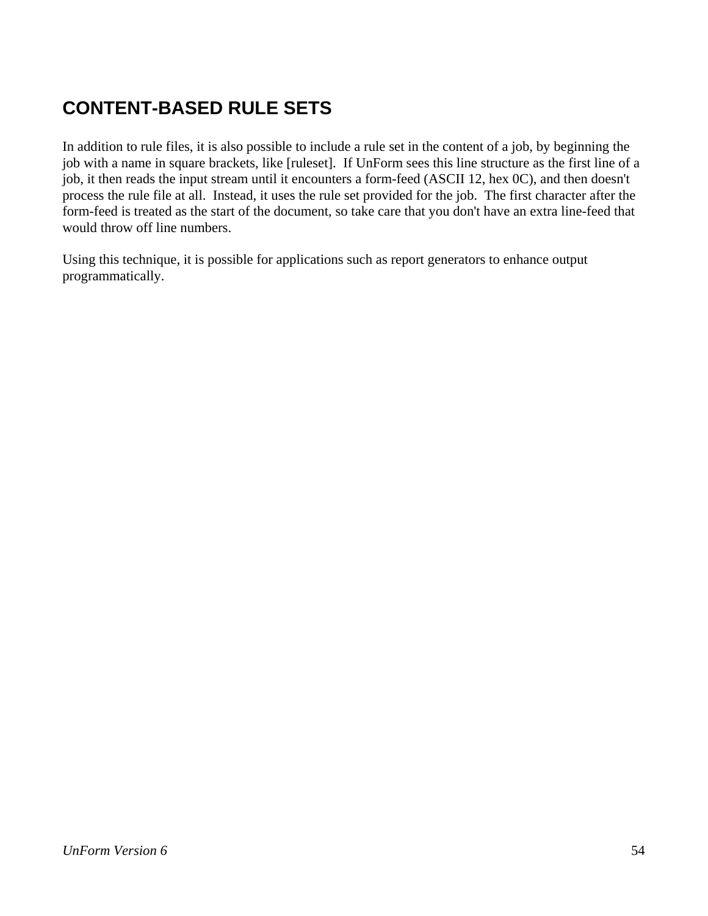# CONTENT-BASED RULE SETS

In addition to rule files, it is also possible to include a rule set in the content of a job, by beginning the job with a name in square brackets, like [ruleset]. If UnForm sees this line structure as the first line of a job, it then reads the input stream until it encounters a form-feed (ASCII 12, hex 0C), and then doesn't process the rule file at all. Instead, it uses the rule set provided for the job. The first character after the form-feed is treated as the start of the document, so take care that you don't have an extra line-feed that would throw off line numbers.

Using this technique, it is possible for applications such as report generators to enhance output programmatically.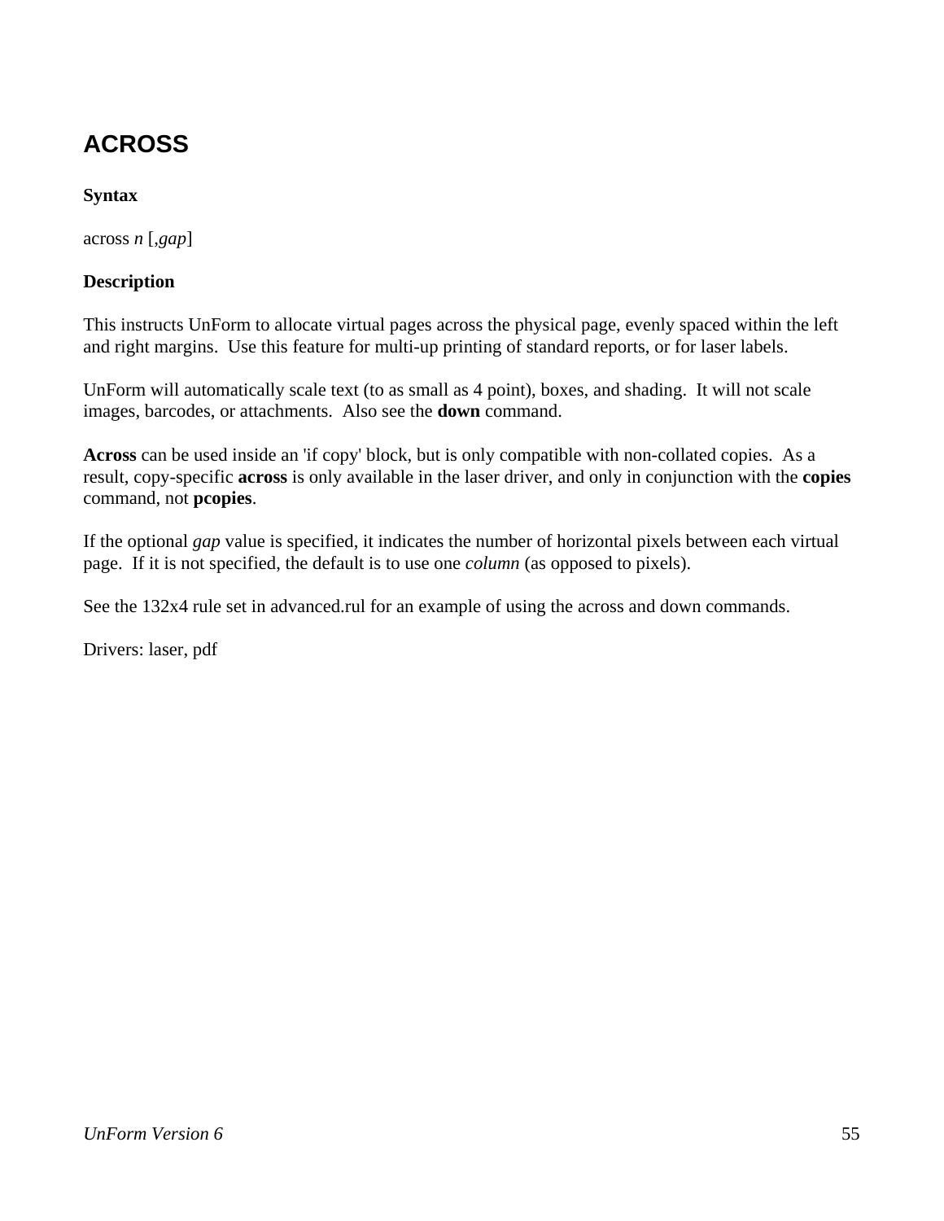# ACROSS

**Syntax**

across *n* [,*gap*]

**Description**

This instructs UnForm to allocate virtual pages across the physical page, evenly spaced within the left and right margins. Use this feature for multi-up printing of standard reports, or for laser labels.

UnForm will automatically scale text (to as small as 4 point), boxes, and shading. It will not scale images, barcodes, or attachments. Also see the **down** command.

**Across** can be used inside an 'if copy' block, but is only compatible with non-collated copies. As a result, copy-specific **across** is only available in the laser driver, and only in conjunction with the **copies** command, not **pcopies**.

If the optional *gap* value is specified, it indicates the number of horizontal pixels between each virtual page. If it is not specified, the default is to use one *column* (as opposed to pixels).

See the 132x4 rule set in advanced.rul for an example of using the across and down commands.

Drivers: laser, pdf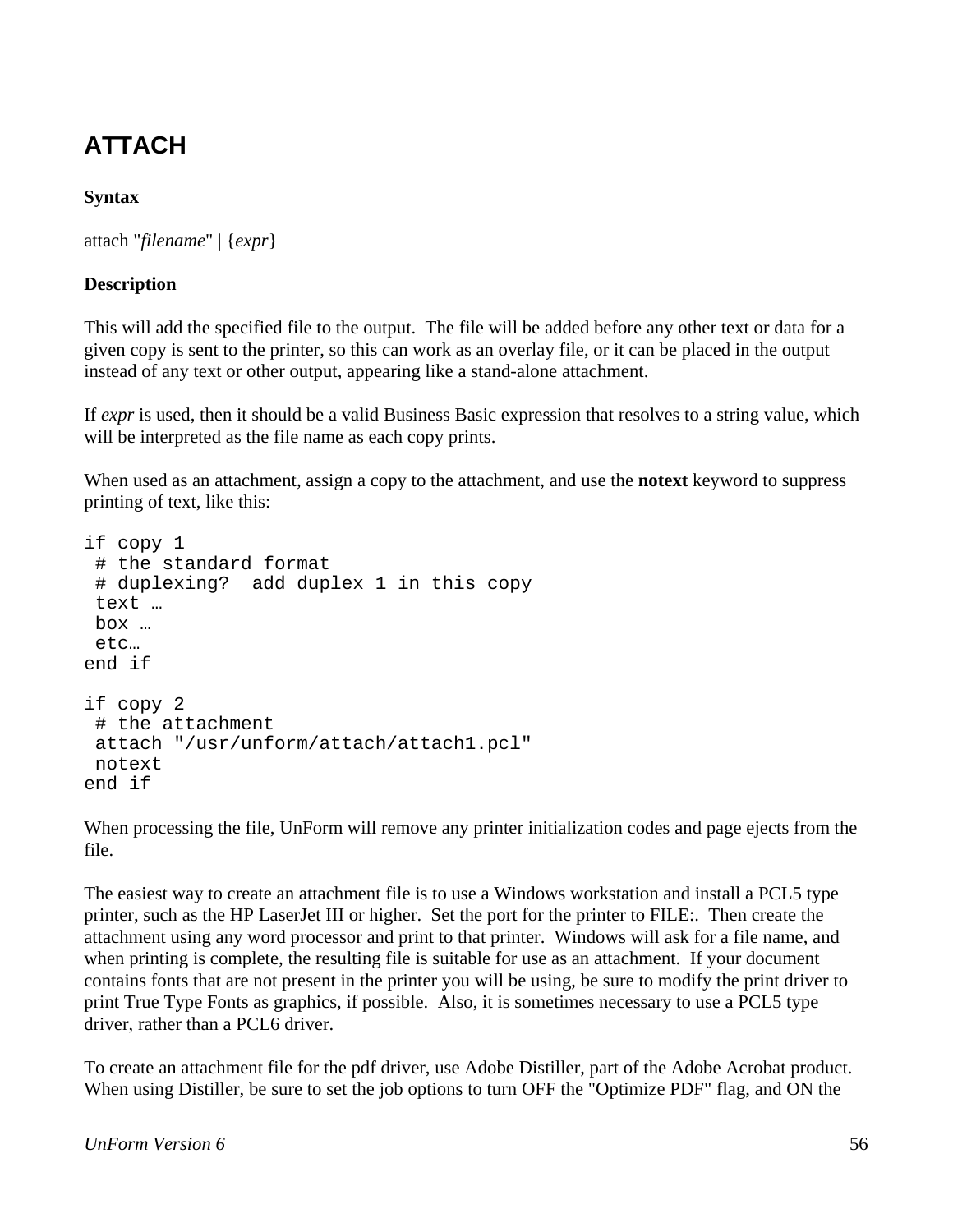## ATTACH

**Syntax**

attach "*filename*" | {*expr*}

**Description**

This will add the specified file to the output. The file will be added before any other text or data for a given copy is sent to the printer, so this can work as an overlay file, or it can be placed in the output instead of any text or other output, appearing like a stand-alone attachment.

If *expr* is used, then it should be a valid Business Basic expression that resolves to a string value, which will be interpreted as the file name as each copy prints.

When used as an attachment, assign a copy to the attachment, and use the **notext** keyword to suppress printing of text, like this:

```
if copy 1
 # the standard format
 # duplexing?  add duplex 1 in this copy
 text …
 box …
 etc…
end if

if copy 2
 # the attachment
 attach "/usr/unform/attach/attach1.pcl"
 notext
end if
```

When processing the file, UnForm will remove any printer initialization codes and page ejects from the file.

The easiest way to create an attachment file is to use a Windows workstation and install a PCL5 type printer, such as the HP LaserJet III or higher. Set the port for the printer to FILE:. Then create the attachment using any word processor and print to that printer. Windows will ask for a file name, and when printing is complete, the resulting file is suitable for use as an attachment. If your document contains fonts that are not present in the printer you will be using, be sure to modify the print driver to print True Type Fonts as graphics, if possible. Also, it is sometimes necessary to use a PCL5 type driver, rather than a PCL6 driver.

To create an attachment file for the pdf driver, use Adobe Distiller, part of the Adobe Acrobat product. When using Distiller, be sure to set the job options to turn OFF the "Optimize PDF" flag, and ON the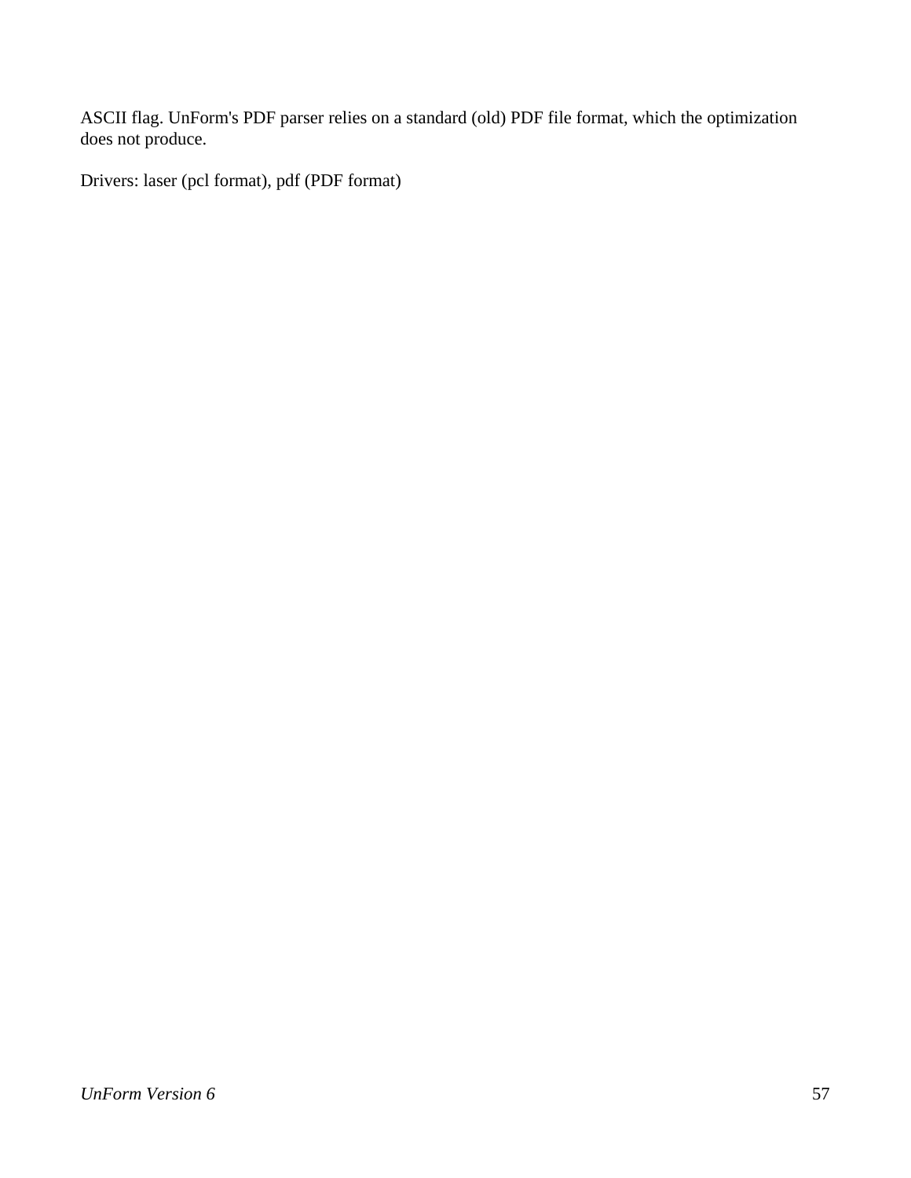ASCII flag. UnForm's PDF parser relies on a standard (old) PDF file format, which the optimization does not produce.

Drivers: laser (pcl format), pdf (PDF format)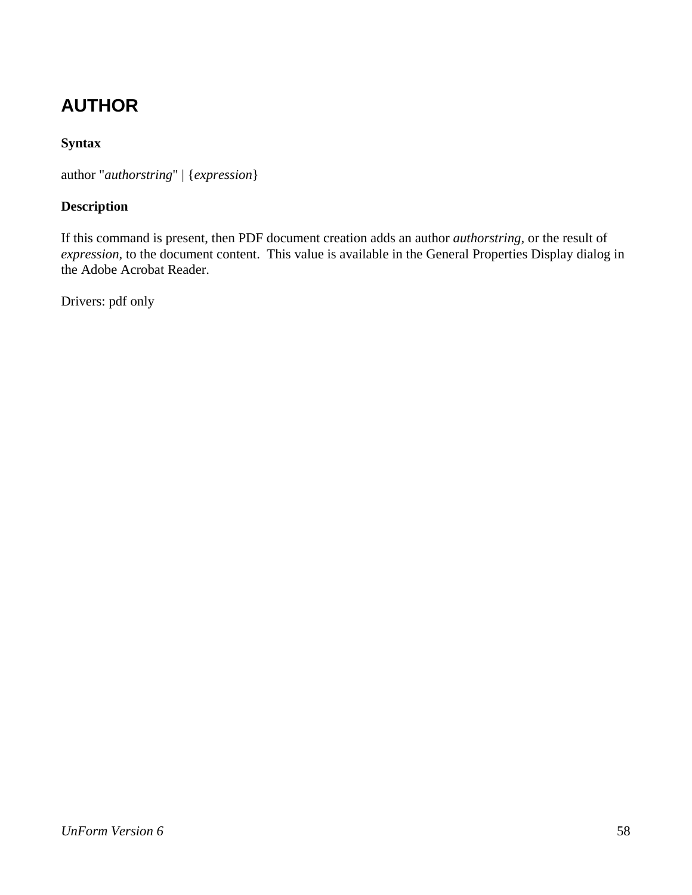# AUTHOR

**Syntax**

author "*authorstring*" | {*expression*}

**Description**

If this command is present, then PDF document creation adds an author *authorstring*, or the result of *expression*, to the document content. This value is available in the General Properties Display dialog in the Adobe Acrobat Reader.

Drivers: pdf only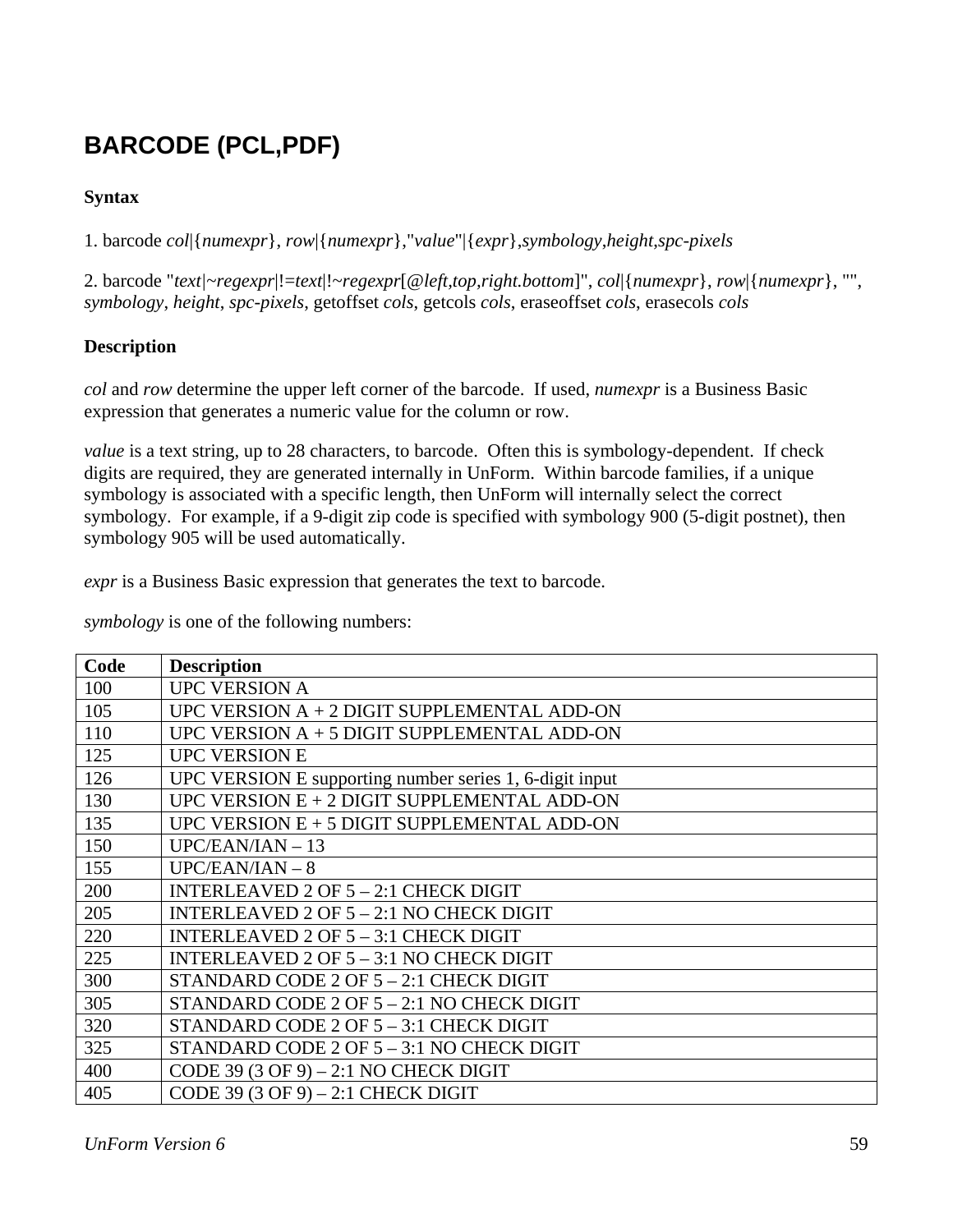# BARCODE (PCL,PDF)

**Syntax**

1. barcode *col*|{*numexpr*}, *row*|{*numexpr*},"*value*"|{*expr*},*symbology*,*height*,*spc-pixels*

2. barcode "*text*|~*regexpr*|!=*text*|!~*regexpr*[@*left,top,right.bottom*]", *col*|{*numexpr*}, *row*|{*numexpr*}, "", *symbology*, *height*, *spc-pixels*, getoffset *cols*, getcols *cols*, eraseoffset *cols*, erasecols *cols*

**Description**

*col* and *row* determine the upper left corner of the barcode. If used, *numexpr* is a Business Basic expression that generates a numeric value for the column or row.

*value* is a text string, up to 28 characters, to barcode. Often this is symbology-dependent. If check digits are required, they are generated internally in UnForm. Within barcode families, if a unique symbology is associated with a specific length, then UnForm will internally select the correct symbology. For example, if a 9-digit zip code is specified with symbology 900 (5-digit postnet), then symbology 905 will be used automatically.

*expr* is a Business Basic expression that generates the text to barcode.

*symbology* is one of the following numbers:

| Code | Description |
|---|---|
| 100 | UPC VERSION A |
| 105 | UPC VERSION A + 2 DIGIT SUPPLEMENTAL ADD-ON |
| 110 | UPC VERSION A + 5 DIGIT SUPPLEMENTAL ADD-ON |
| 125 | UPC VERSION E |
| 126 | UPC VERSION E supporting number series 1, 6-digit input |
| 130 | UPC VERSION E + 2 DIGIT SUPPLEMENTAL ADD-ON |
| 135 | UPC VERSION E + 5 DIGIT SUPPLEMENTAL ADD-ON |
| 150 | UPC/EAN/IAN – 13 |
| 155 | UPC/EAN/IAN – 8 |
| 200 | INTERLEAVED 2 OF 5 – 2:1 CHECK DIGIT |
| 205 | INTERLEAVED 2 OF 5 – 2:1 NO CHECK DIGIT |
| 220 | INTERLEAVED 2 OF 5 – 3:1 CHECK DIGIT |
| 225 | INTERLEAVED 2 OF 5 – 3:1 NO CHECK DIGIT |
| 300 | STANDARD CODE 2 OF 5 – 2:1 CHECK DIGIT |
| 305 | STANDARD CODE 2 OF 5 – 2:1 NO CHECK DIGIT |
| 320 | STANDARD CODE 2 OF 5 – 3:1 CHECK DIGIT |
| 325 | STANDARD CODE 2 OF 5 – 3:1 NO CHECK DIGIT |
| 400 | CODE 39 (3 OF 9) – 2:1 NO CHECK DIGIT |
| 405 | CODE 39 (3 OF 9) – 2:1 CHECK DIGIT |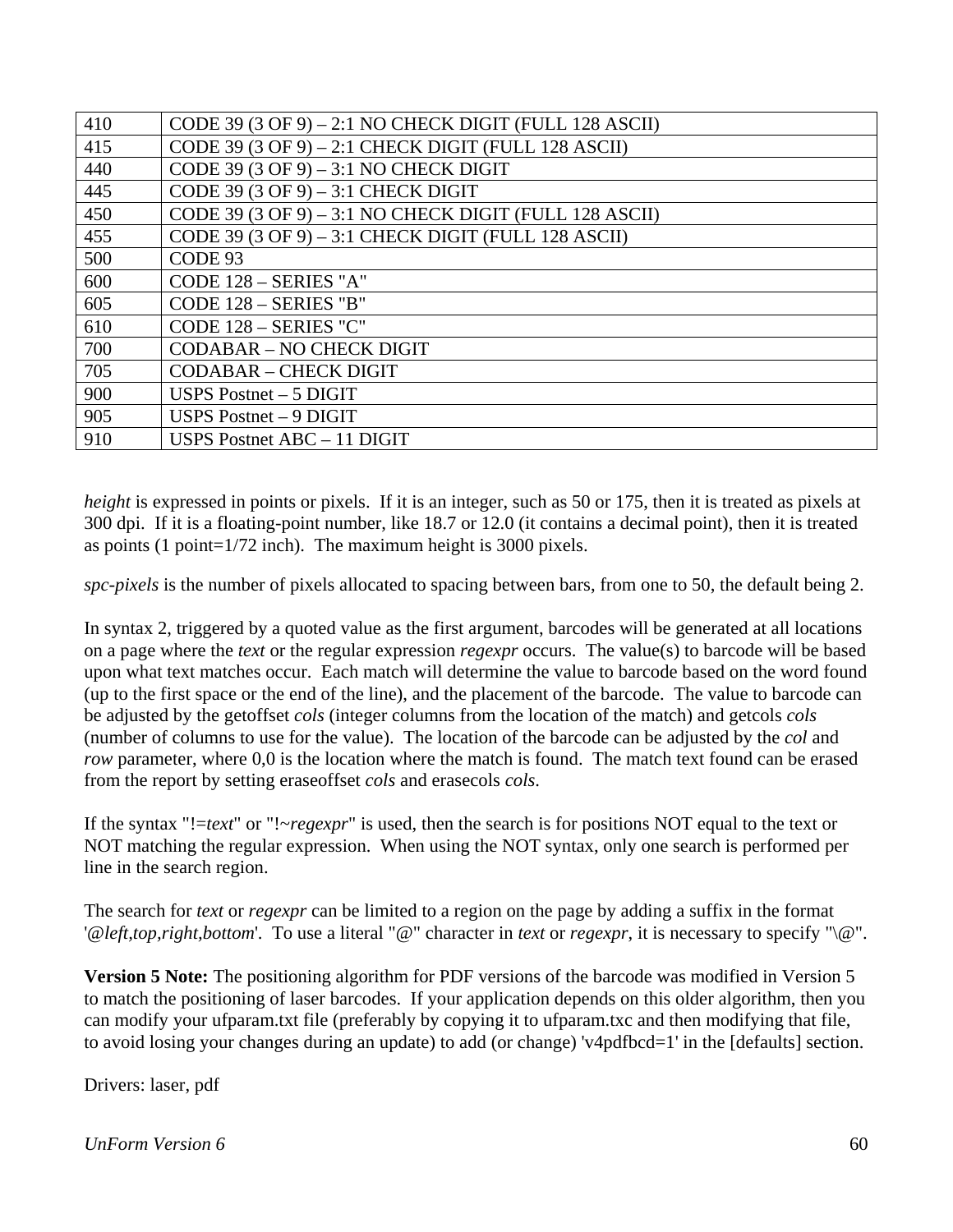| | |
|---|---|
| 410 | CODE 39 (3 OF 9) – 2:1 NO CHECK DIGIT (FULL 128 ASCII) |
| 415 | CODE 39 (3 OF 9) – 2:1 CHECK DIGIT (FULL 128 ASCII) |
| 440 | CODE 39 (3 OF 9) – 3:1 NO CHECK DIGIT |
| 445 | CODE 39 (3 OF 9) – 3:1 CHECK DIGIT |
| 450 | CODE 39 (3 OF 9) – 3:1 NO CHECK DIGIT (FULL 128 ASCII) |
| 455 | CODE 39 (3 OF 9) – 3:1 CHECK DIGIT (FULL 128 ASCII) |
| 500 | CODE 93 |
| 600 | CODE 128 – SERIES "A" |
| 605 | CODE 128 – SERIES "B" |
| 610 | CODE 128 – SERIES "C" |
| 700 | CODABAR – NO CHECK DIGIT |
| 705 | CODABAR – CHECK DIGIT |
| 900 | USPS Postnet – 5 DIGIT |
| 905 | USPS Postnet – 9 DIGIT |
| 910 | USPS Postnet ABC – 11 DIGIT |

*height* is expressed in points or pixels. If it is an integer, such as 50 or 175, then it is treated as pixels at 300 dpi. If it is a floating-point number, like 18.7 or 12.0 (it contains a decimal point), then it is treated as points (1 point=1/72 inch). The maximum height is 3000 pixels.

*spc-pixels* is the number of pixels allocated to spacing between bars, from one to 50, the default being 2.

In syntax 2, triggered by a quoted value as the first argument, barcodes will be generated at all locations on a page where the *text* or the regular expression *regexpr* occurs. The value(s) to barcode will be based upon what text matches occur. Each match will determine the value to barcode based on the word found (up to the first space or the end of the line), and the placement of the barcode. The value to barcode can be adjusted by the getoffset *cols* (integer columns from the location of the match) and getcols *cols* (number of columns to use for the value). The location of the barcode can be adjusted by the *col* and *row* parameter, where 0,0 is the location where the match is found. The match text found can be erased from the report by setting eraseoffset *cols* and erasecols *cols*.

If the syntax "!=*text*" or "!~*regexpr*" is used, then the search is for positions NOT equal to the text or NOT matching the regular expression. When using the NOT syntax, only one search is performed per line in the search region.

The search for *text* or *regexpr* can be limited to a region on the page by adding a suffix in the format '*@left,top,right,bottom*'. To use a literal "@" character in *text* or *regexpr*, it is necessary to specify "\@".

**Version 5 Note:** The positioning algorithm for PDF versions of the barcode was modified in Version 5 to match the positioning of laser barcodes. If your application depends on this older algorithm, then you can modify your ufparam.txt file (preferably by copying it to ufparam.txc and then modifying that file, to avoid losing your changes during an update) to add (or change) 'v4pdfbcd=1' in the [defaults] section.

Drivers: laser, pdf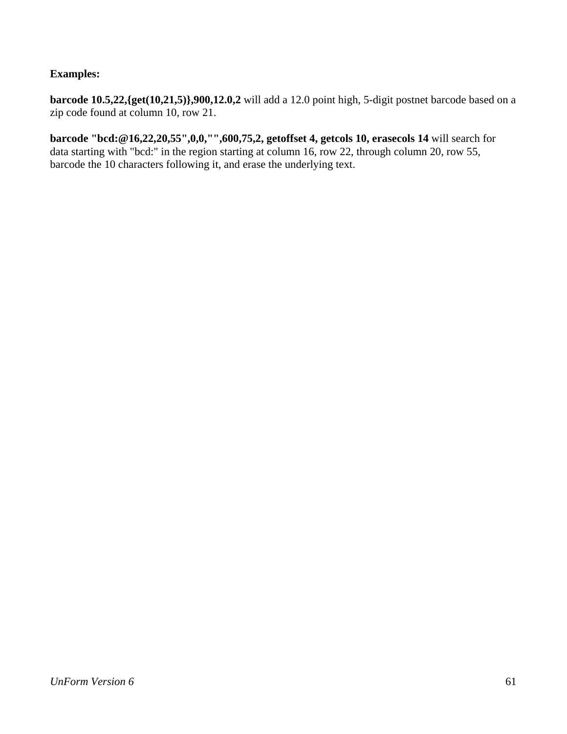**Examples:**

**barcode 10.5,22,{get(10,21,5)},900,12.0,2** will add a 12.0 point high, 5-digit postnet barcode based on a zip code found at column 10, row 21.

**barcode "bcd:@16,22,20,55",0,0,"",600,75,2, getoffset 4, getcols 10, erasecols 14** will search for data starting with "bcd:" in the region starting at column 16, row 22, through column 20, row 55, barcode the 10 characters following it, and erase the underlying text.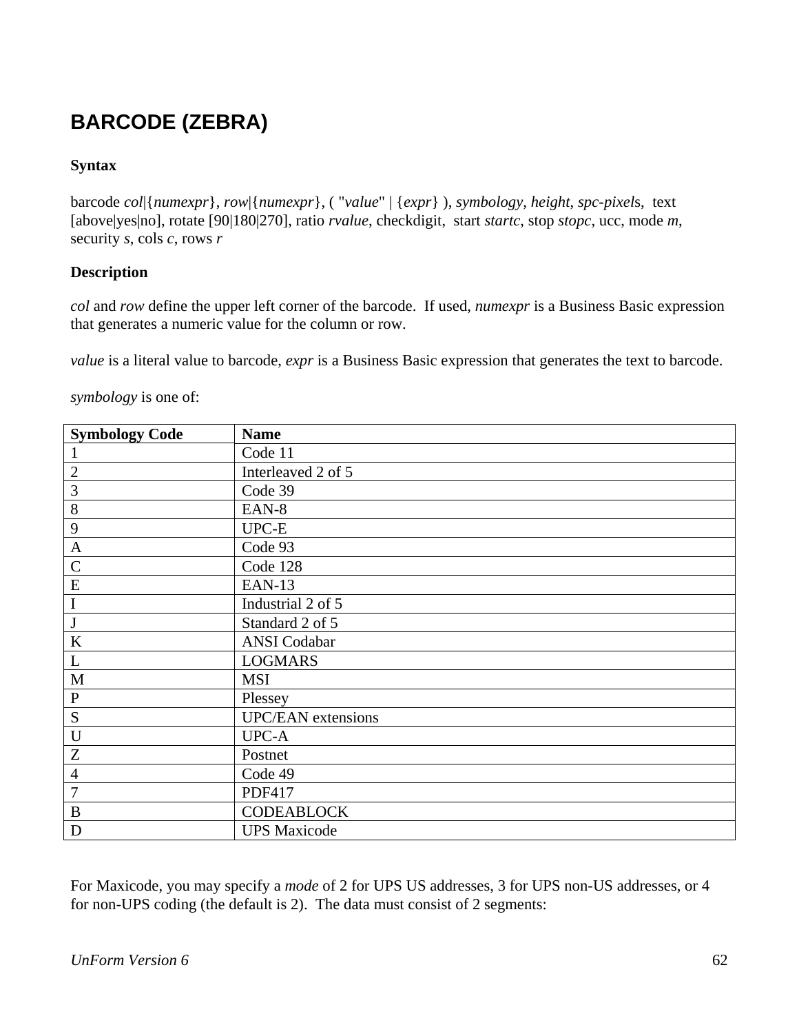# BARCODE (ZEBRA)

**Syntax**

barcode *col*|{*numexpr*}, *row*|{*numexpr*}, ( "*value*" | {*expr*} ), *symbology*, *height*, *spc-pixel*s, text [above|yes|no], rotate [90|180|270], ratio *rvalue*, checkdigit, start *startc*, stop *stopc*, ucc, mode *m*, security *s*, cols *c*, rows *r*

**Description**

*col* and *row* define the upper left corner of the barcode. If used, *numexpr* is a Business Basic expression that generates a numeric value for the column or row.

*value* is a literal value to barcode, *expr* is a Business Basic expression that generates the text to barcode.

*symbology* is one of:

| Symbology Code | Name |
|---|---|
| 1 | Code 11 |
| 2 | Interleaved 2 of 5 |
| 3 | Code 39 |
| 8 | EAN-8 |
| 9 | UPC-E |
| A | Code 93 |
| C | Code 128 |
| E | EAN-13 |
| I | Industrial 2 of 5 |
| J | Standard 2 of 5 |
| K | ANSI Codabar |
| L | LOGMARS |
| M | MSI |
| P | Plessey |
| S | UPC/EAN extensions |
| U | UPC-A |
| Z | Postnet |
| 4 | Code 49 |
| 7 | PDF417 |
| B | CODEABLOCK |
| D | UPS Maxicode |

For Maxicode, you may specify a *mode* of 2 for UPS US addresses, 3 for UPS non-US addresses, or 4 for non-UPS coding (the default is 2). The data must consist of 2 segments: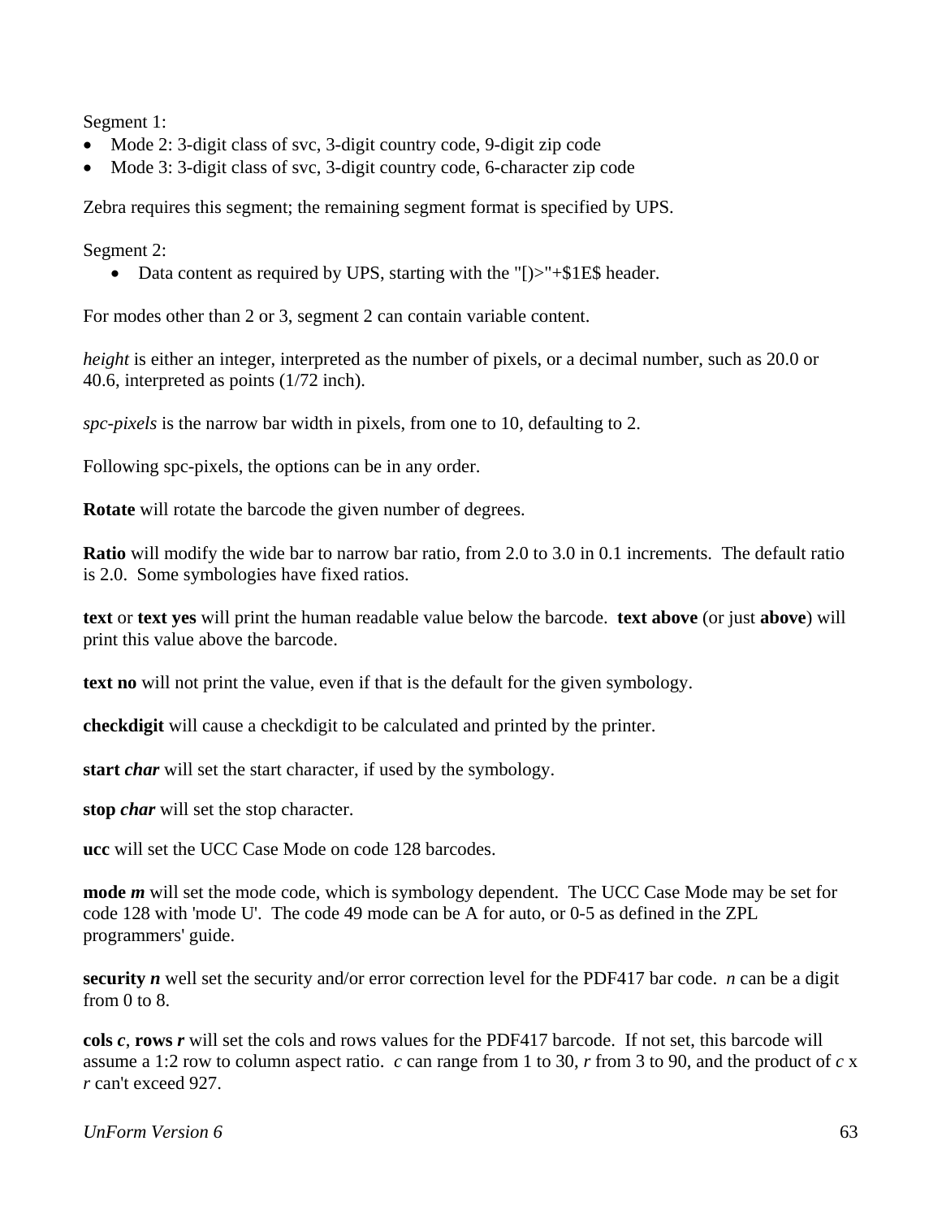Segment 1:

- Mode 2: 3-digit class of svc, 3-digit country code, 9-digit zip code
- Mode 3: 3-digit class of svc, 3-digit country code, 6-character zip code

Zebra requires this segment; the remaining segment format is specified by UPS.

Segment 2:

- Data content as required by UPS, starting with the "[)>"+$1E$ header.

For modes other than 2 or 3, segment 2 can contain variable content.

*height* is either an integer, interpreted as the number of pixels, or a decimal number, such as 20.0 or 40.6, interpreted as points (1/72 inch).

*spc-pixels* is the narrow bar width in pixels, from one to 10, defaulting to 2.

Following spc-pixels, the options can be in any order.

**Rotate** will rotate the barcode the given number of degrees.

**Ratio** will modify the wide bar to narrow bar ratio, from 2.0 to 3.0 in 0.1 increments. The default ratio is 2.0. Some symbologies have fixed ratios.

**text** or **text yes** will print the human readable value below the barcode. **text above** (or just **above**) will print this value above the barcode.

**text no** will not print the value, even if that is the default for the given symbology.

**checkdigit** will cause a checkdigit to be calculated and printed by the printer.

**start *char*** will set the start character, if used by the symbology.

**stop *char*** will set the stop character.

**ucc** will set the UCC Case Mode on code 128 barcodes.

**mode *m*** will set the mode code, which is symbology dependent. The UCC Case Mode may be set for code 128 with 'mode U'. The code 49 mode can be A for auto, or 0-5 as defined in the ZPL programmers' guide.

**security *n*** well set the security and/or error correction level for the PDF417 bar code. *n* can be a digit from 0 to 8.

**cols *c***, **rows *r*** will set the cols and rows values for the PDF417 barcode. If not set, this barcode will assume a 1:2 row to column aspect ratio. *c* can range from 1 to 30, *r* from 3 to 90, and the product of *c* x *r* can't exceed 927.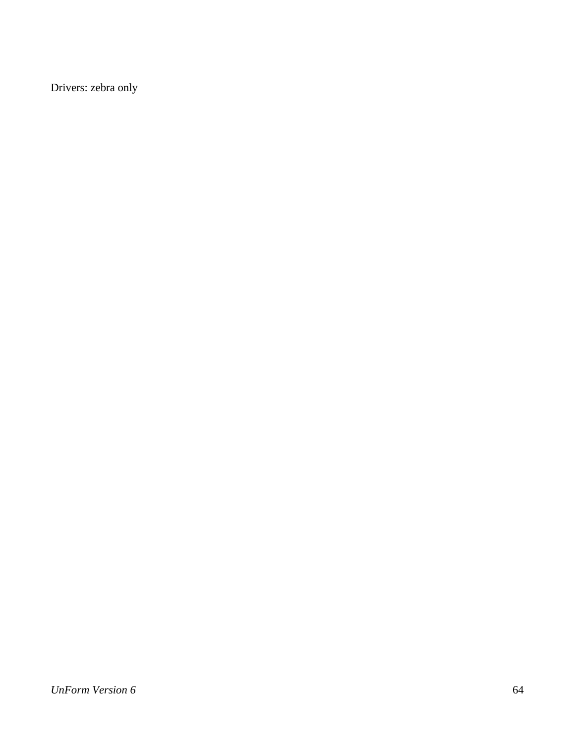Drivers: zebra only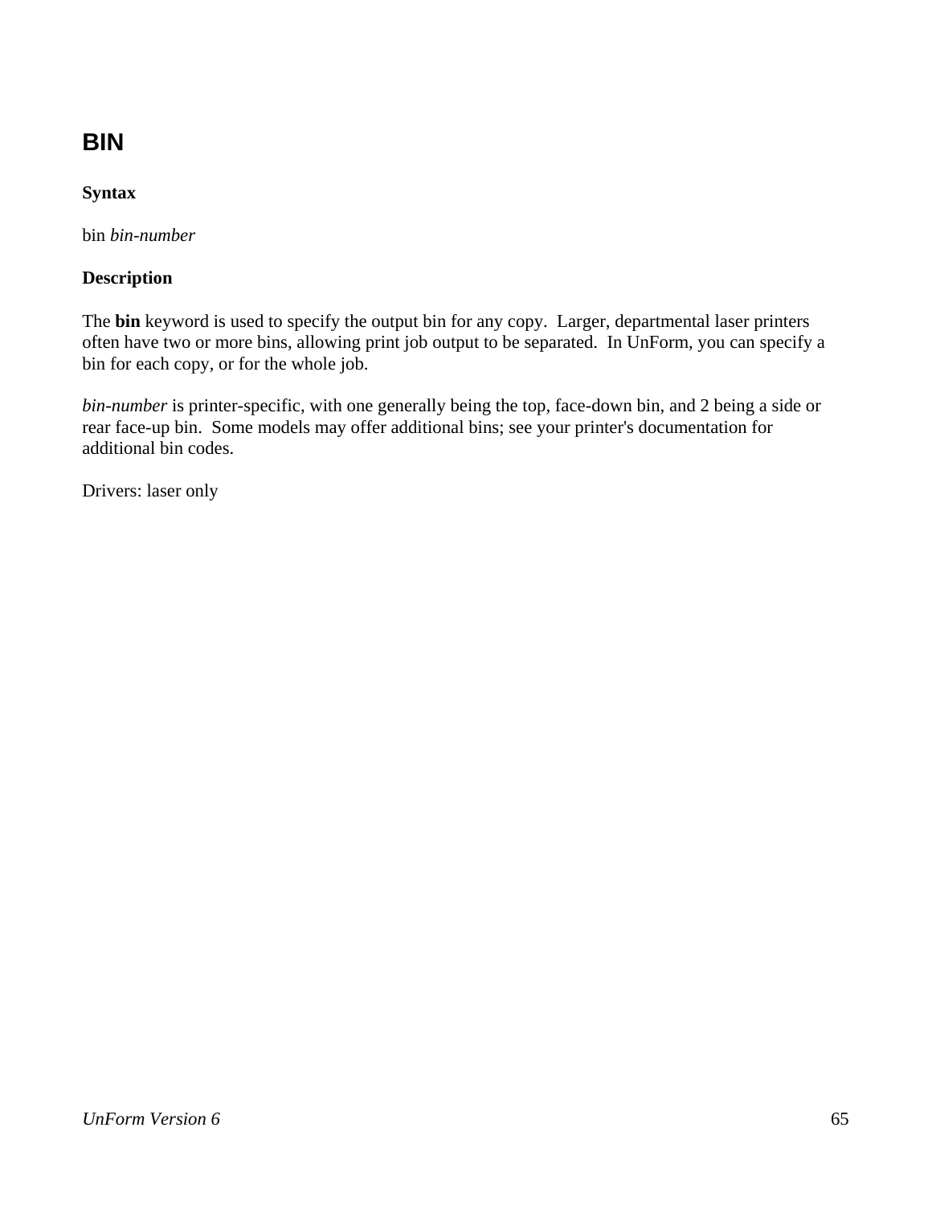# BIN

**Syntax**

bin *bin-number*

**Description**

The **bin** keyword is used to specify the output bin for any copy.  Larger, departmental laser printers often have two or more bins, allowing print job output to be separated.  In UnForm, you can specify a bin for each copy, or for the whole job.

*bin-number* is printer-specific, with one generally being the top, face-down bin, and 2 being a side or rear face-up bin.  Some models may offer additional bins; see your printer's documentation for additional bin codes.

Drivers: laser only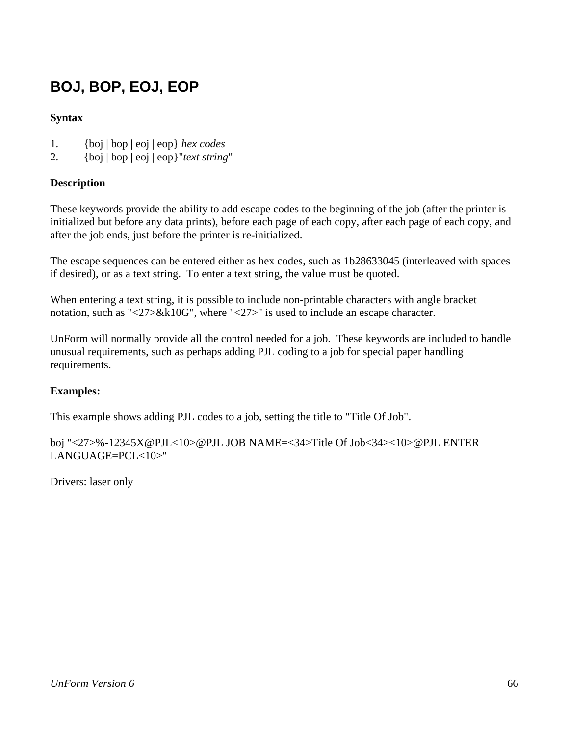## BOJ, BOP, EOJ, EOP

**Syntax**

1. {boj | bop | eoj | eop} *hex codes*
2. {boj | bop | eoj | eop}"*text string*"

**Description**

These keywords provide the ability to add escape codes to the beginning of the job (after the printer is initialized but before any data prints), before each page of each copy, after each page of each copy, and after the job ends, just before the printer is re-initialized.

The escape sequences can be entered either as hex codes, such as 1b28633045 (interleaved with spaces if desired), or as a text string. To enter a text string, the value must be quoted.

When entering a text string, it is possible to include non-printable characters with angle bracket notation, such as "<27>&k10G", where "<27>" is used to include an escape character.

UnForm will normally provide all the control needed for a job. These keywords are included to handle unusual requirements, such as perhaps adding PJL coding to a job for special paper handling requirements.

**Examples:**

This example shows adding PJL codes to a job, setting the title to "Title Of Job".

boj "<27>%-12345X@PJL<10>@PJL JOB NAME=<34>Title Of Job<34><10>@PJL ENTER LANGUAGE=PCL<10>"

Drivers: laser only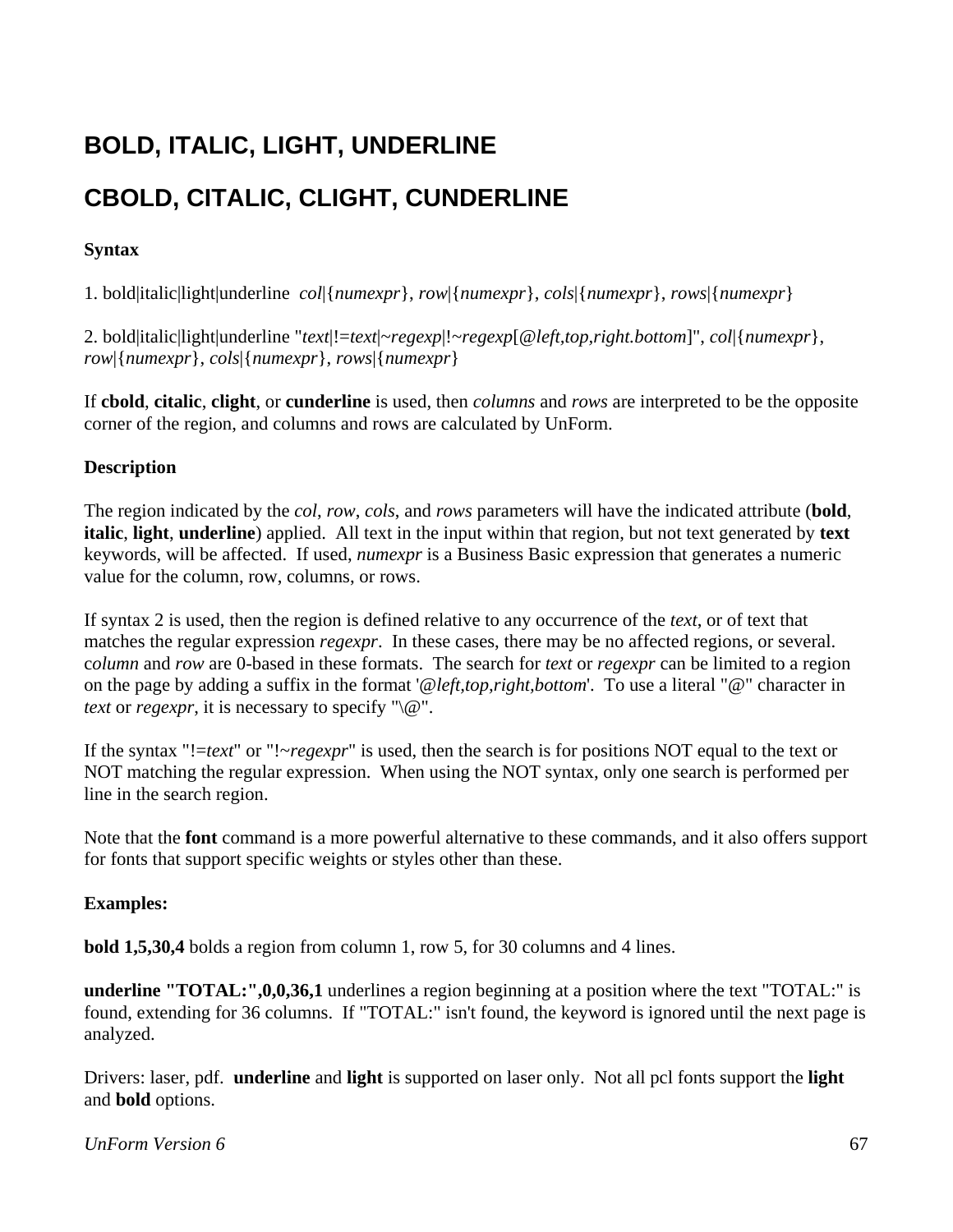## BOLD, ITALIC, LIGHT, UNDERLINE

## CBOLD, CITALIC, CLIGHT, CUNDERLINE

**Syntax**

1. bold|italic|light|underline *col*|{*numexpr*}, *row*|{*numexpr*}, *cols*|{*numexpr*}, *rows*|{*numexpr*}

2. bold|italic|light|underline "*text*|!=*text*|~*regexp*|!~*regexp*[*@left,top,right.bottom*]", *col*|{*numexpr*}, *row*|{*numexpr*}, *cols*|{*numexpr*}, *rows*|{*numexpr*}

If **cbold**, **citalic**, **clight**, or **cunderline** is used, then *columns* and *rows* are interpreted to be the opposite corner of the region, and columns and rows are calculated by UnForm.

**Description**

The region indicated by the *col*, *row*, *cols*, and *rows* parameters will have the indicated attribute (**bold**, **italic**, **light**, **underline**) applied. All text in the input within that region, but not text generated by **text** keywords, will be affected. If used, *numexpr* is a Business Basic expression that generates a numeric value for the column, row, columns, or rows.

If syntax 2 is used, then the region is defined relative to any occurrence of the *text*, or of text that matches the regular expression *regexpr*. In these cases, there may be no affected regions, or several. c*olumn* and *row* are 0-based in these formats. The search for *text* or *regexpr* can be limited to a region on the page by adding a suffix in the format '*@left,top,right,bottom*'. To use a literal "@" character in *text* or *regexpr*, it is necessary to specify "\@".

If the syntax "!=*text*" or "!~*regexpr*" is used, then the search is for positions NOT equal to the text or NOT matching the regular expression. When using the NOT syntax, only one search is performed per line in the search region.

Note that the **font** command is a more powerful alternative to these commands, and it also offers support for fonts that support specific weights or styles other than these.

**Examples:**

**bold 1,5,30,4** bolds a region from column 1, row 5, for 30 columns and 4 lines.

**underline "TOTAL:",0,0,36,1** underlines a region beginning at a position where the text "TOTAL:" is found, extending for 36 columns. If "TOTAL:" isn't found, the keyword is ignored until the next page is analyzed.

Drivers: laser, pdf. **underline** and **light** is supported on laser only. Not all pcl fonts support the **light** and **bold** options.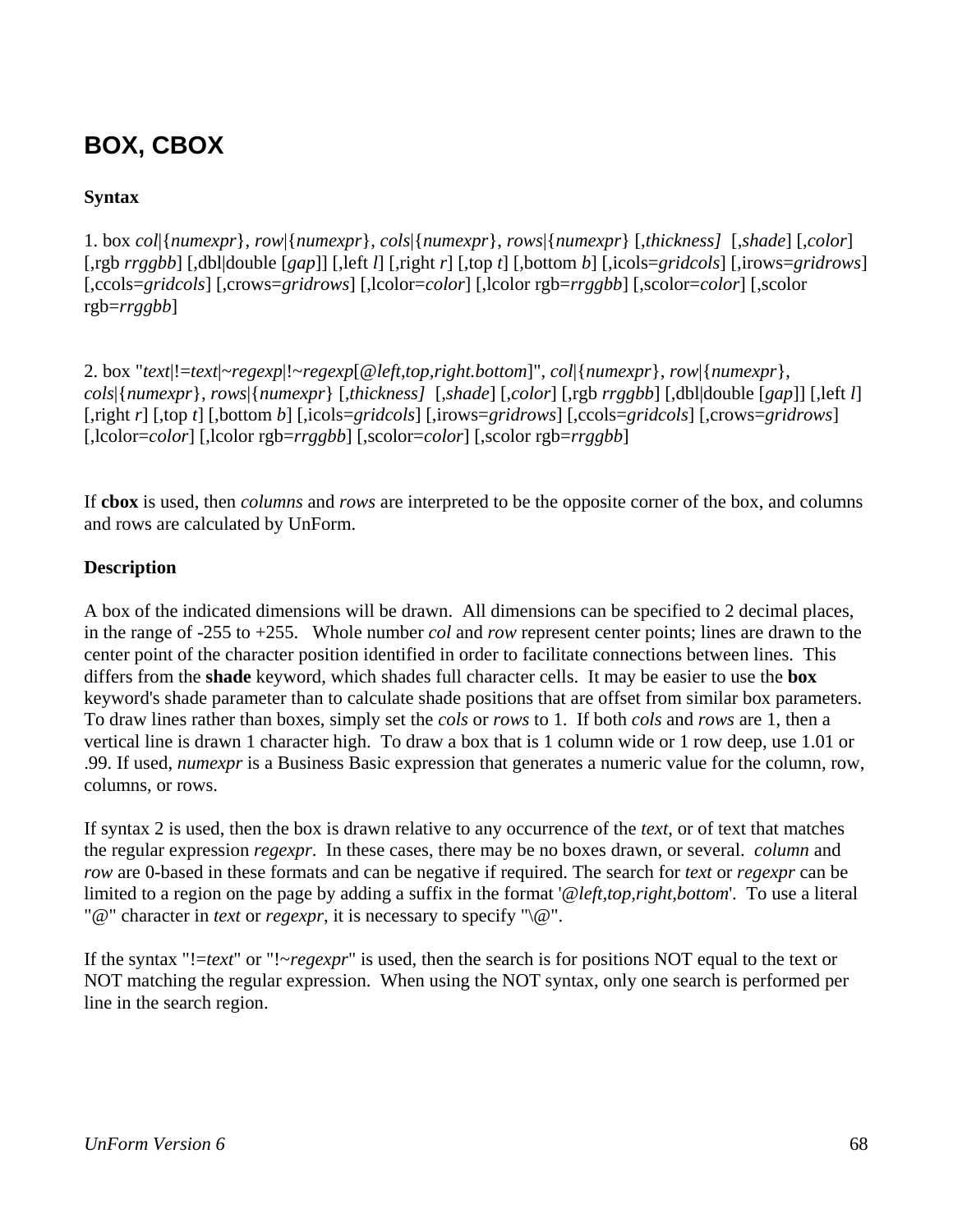## BOX, CBOX

**Syntax**

1. box *col*|{*numexpr*}, *row*|{*numexpr*}, *cols*|{*numexpr*}, *rows*|{*numexpr*} [,*thickness]* [,*shade*] [,*color*] [,rgb *rrggbb*] [,dbl|double [*gap*]] [,left *l*] [,right *r*] [,top *t*] [,bottom *b*] [,icols=*gridcols*] [,irows=*gridrows*] [,ccols=*gridcols*] [,crows=*gridrows*] [,lcolor=*color*] [,lcolor rgb=*rrggbb*] [,scolor=*color*] [,scolor rgb=*rrggbb*]

2. box "*text*|!=*text*|~*regexp*|!~*regexp*[@*left,top,right.bottom*]", *col*|{*numexpr*}, *row*|{*numexpr*}, *cols*|{*numexpr*}, *rows*|{*numexpr*} [,*thickness]* [,*shade*] [,*color*] [,rgb *rrggbb*] [,dbl|double [*gap*]] [,left *l*] [,right *r*] [,top *t*] [,bottom *b*] [,icols=*gridcols*] [,irows=*gridrows*] [,ccols=*gridcols*] [,crows=*gridrows*] [,lcolor=*color*] [,lcolor rgb=*rrggbb*] [,scolor=*color*] [,scolor rgb=*rrggbb*]

If **cbox** is used, then *columns* and *rows* are interpreted to be the opposite corner of the box, and columns and rows are calculated by UnForm.

**Description**

A box of the indicated dimensions will be drawn. All dimensions can be specified to 2 decimal places, in the range of -255 to +255. Whole number *col* and *row* represent center points; lines are drawn to the center point of the character position identified in order to facilitate connections between lines. This differs from the **shade** keyword, which shades full character cells. It may be easier to use the **box** keyword's shade parameter than to calculate shade positions that are offset from similar box parameters. To draw lines rather than boxes, simply set the *cols* or *rows* to 1. If both *cols* and *rows* are 1, then a vertical line is drawn 1 character high. To draw a box that is 1 column wide or 1 row deep, use 1.01 or .99. If used, *numexpr* is a Business Basic expression that generates a numeric value for the column, row, columns, or rows.

If syntax 2 is used, then the box is drawn relative to any occurrence of the *text*, or of text that matches the regular expression *regexpr*. In these cases, there may be no boxes drawn, or several. *column* and *row* are 0-based in these formats and can be negative if required. The search for *text* or *regexpr* can be limited to a region on the page by adding a suffix in the format '*@left,top,right,bottom*'. To use a literal "@" character in *text* or *regexpr*, it is necessary to specify "\@".

If the syntax "!=*text*" or "!~*regexpr*" is used, then the search is for positions NOT equal to the text or NOT matching the regular expression. When using the NOT syntax, only one search is performed per line in the search region.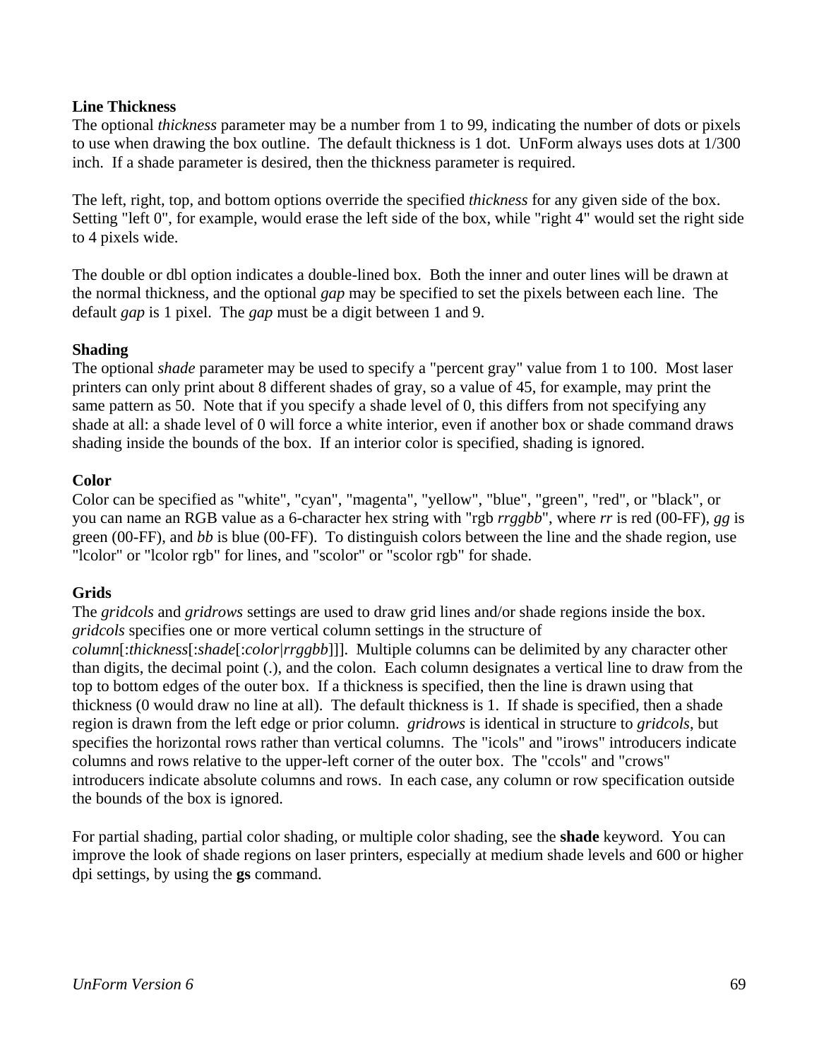**Line Thickness**
The optional *thickness* parameter may be a number from 1 to 99, indicating the number of dots or pixels to use when drawing the box outline. The default thickness is 1 dot. UnForm always uses dots at 1/300 inch. If a shade parameter is desired, then the thickness parameter is required.

The left, right, top, and bottom options override the specified *thickness* for any given side of the box. Setting "left 0", for example, would erase the left side of the box, while "right 4" would set the right side to 4 pixels wide.

The double or dbl option indicates a double-lined box. Both the inner and outer lines will be drawn at the normal thickness, and the optional *gap* may be specified to set the pixels between each line. The default *gap* is 1 pixel. The *gap* must be a digit between 1 and 9.

**Shading**
The optional *shade* parameter may be used to specify a "percent gray" value from 1 to 100. Most laser printers can only print about 8 different shades of gray, so a value of 45, for example, may print the same pattern as 50. Note that if you specify a shade level of 0, this differs from not specifying any shade at all: a shade level of 0 will force a white interior, even if another box or shade command draws shading inside the bounds of the box. If an interior color is specified, shading is ignored.

**Color**
Color can be specified as "white", "cyan", "magenta", "yellow", "blue", "green", "red", or "black", or you can name an RGB value as a 6-character hex string with "rgb *rrggbb*", where *rr* is red (00-FF), *gg* is green (00-FF), and *bb* is blue (00-FF). To distinguish colors between the line and the shade region, use "lcolor" or "lcolor rgb" for lines, and "scolor" or "scolor rgb" for shade.

**Grids**
The *gridcols* and *gridrows* settings are used to draw grid lines and/or shade regions inside the box. *gridcols* specifies one or more vertical column settings in the structure of *column*[:*thickness*[:*shade*[:*color*|*rrggbb*]]]. Multiple columns can be delimited by any character other than digits, the decimal point (.), and the colon. Each column designates a vertical line to draw from the top to bottom edges of the outer box. If a thickness is specified, then the line is drawn using that thickness (0 would draw no line at all). The default thickness is 1. If shade is specified, then a shade region is drawn from the left edge or prior column. *gridrows* is identical in structure to *gridcols*, but specifies the horizontal rows rather than vertical columns. The "icols" and "irows" introducers indicate columns and rows relative to the upper-left corner of the outer box. The "ccols" and "crows" introducers indicate absolute columns and rows. In each case, any column or row specification outside the bounds of the box is ignored.

For partial shading, partial color shading, or multiple color shading, see the **shade** keyword. You can improve the look of shade regions on laser printers, especially at medium shade levels and 600 or higher dpi settings, by using the **gs** command.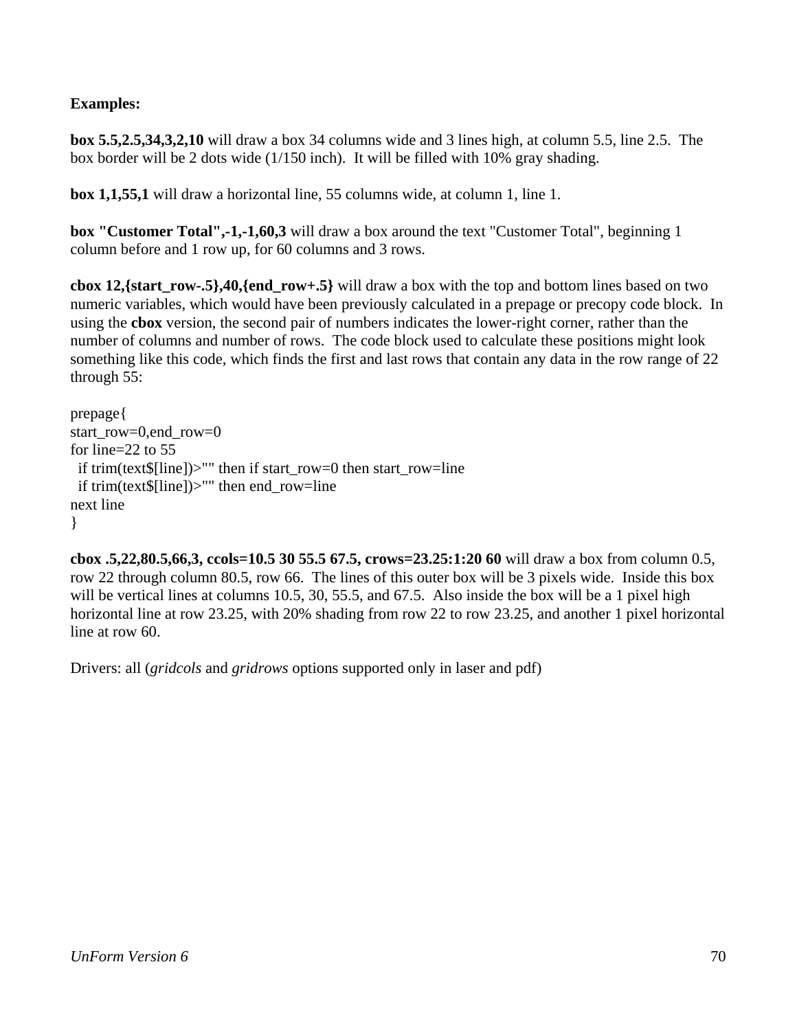**Examples:**

**box 5.5,2.5,34,3,2,10** will draw a box 34 columns wide and 3 lines high, at column 5.5, line 2.5. The box border will be 2 dots wide (1/150 inch). It will be filled with 10% gray shading.

**box 1,1,55,1** will draw a horizontal line, 55 columns wide, at column 1, line 1.

**box "Customer Total",-1,-1,60,3** will draw a box around the text "Customer Total", beginning 1 column before and 1 row up, for 60 columns and 3 rows.

**cbox 12,{start_row-.5},40,{end_row+.5}** will draw a box with the top and bottom lines based on two numeric variables, which would have been previously calculated in a prepage or precopy code block. In using the **cbox** version, the second pair of numbers indicates the lower-right corner, rather than the number of columns and number of rows. The code block used to calculate these positions might look something like this code, which finds the first and last rows that contain any data in the row range of 22 through 55:

```
prepage{
start_row=0,end_row=0
for line=22 to 55
  if trim(text$[line])>"" then if start_row=0 then start_row=line
  if trim(text$[line])>"" then end_row=line
next line
}
```

**cbox .5,22,80.5,66,3, ccols=10.5 30 55.5 67.5, crows=23.25:1:20 60** will draw a box from column 0.5, row 22 through column 80.5, row 66. The lines of this outer box will be 3 pixels wide. Inside this box will be vertical lines at columns 10.5, 30, 55.5, and 67.5. Also inside the box will be a 1 pixel high horizontal line at row 23.25, with 20% shading from row 22 to row 23.25, and another 1 pixel horizontal line at row 60.

Drivers: all (*gridcols* and *gridrows* options supported only in laser and pdf)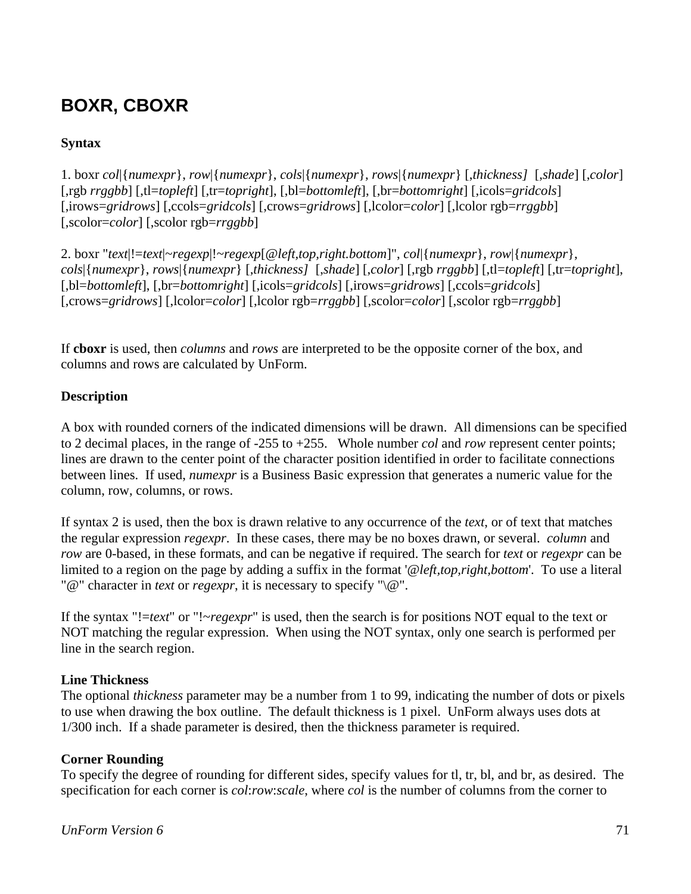# BOXR, CBOXR

**Syntax**

1. boxr *col*|{*numexpr*}, *row*|{*numexpr*}, *cols*|{*numexpr*}, *rows*|{*numexpr*} [*,thickness]* [,*shade*] [,*color*] [,rgb *rrggbb*] [,tl=*topleft*] [,tr=*topright*], [,bl=*bottomleft*], [,br=*bottomright*] [,icols=*gridcols*] [,irows=*gridrows*] [,ccols=*gridcols*] [,crows=*gridrows*] [,lcolor=*color*] [,lcolor rgb=*rrggbb*] [,scolor=*color*] [,scolor rgb=*rrggbb*]

2. boxr "*text*|!=*text*|~*regexp*|!~*regexp*[*@left,top,right.bottom*]", *col*|{*numexpr*}, *row*|{*numexpr*}, *cols*|{*numexpr*}, *rows*|{*numexpr*} [*,thickness]* [,*shade*] [,*color*] [,rgb *rrggbb*] [,tl=*topleft*] [,tr=*topright*], [,bl=*bottomleft*], [,br=*bottomright*] [,icols=*gridcols*] [,irows=*gridrows*] [,ccols=*gridcols*] [,crows=*gridrows*] [,lcolor=*color*] [,lcolor rgb=*rrggbb*] [,scolor=*color*] [,scolor rgb=*rrggbb*]

If **cboxr** is used, then *columns* and *rows* are interpreted to be the opposite corner of the box, and columns and rows are calculated by UnForm.

**Description**

A box with rounded corners of the indicated dimensions will be drawn. All dimensions can be specified to 2 decimal places, in the range of -255 to +255. Whole number *col* and *row* represent center points; lines are drawn to the center point of the character position identified in order to facilitate connections between lines. If used, *numexpr* is a Business Basic expression that generates a numeric value for the column, row, columns, or rows.

If syntax 2 is used, then the box is drawn relative to any occurrence of the *text*, or of text that matches the regular expression *regexpr*. In these cases, there may be no boxes drawn, or several. *column* and *row* are 0-based, in these formats, and can be negative if required. The search for *text* or *regexpr* can be limited to a region on the page by adding a suffix in the format '*@left,top,right,bottom*'. To use a literal "@" character in *text* or *regexpr*, it is necessary to specify "\@".

If the syntax "!=*text*" or "!~*regexpr*" is used, then the search is for positions NOT equal to the text or NOT matching the regular expression. When using the NOT syntax, only one search is performed per line in the search region.

**Line Thickness**
The optional *thickness* parameter may be a number from 1 to 99, indicating the number of dots or pixels to use when drawing the box outline. The default thickness is 1 pixel. UnForm always uses dots at 1/300 inch. If a shade parameter is desired, then the thickness parameter is required.

**Corner Rounding**
To specify the degree of rounding for different sides, specify values for tl, tr, bl, and br, as desired. The specification for each corner is *col*:*row*:*scale*, where *col* is the number of columns from the corner to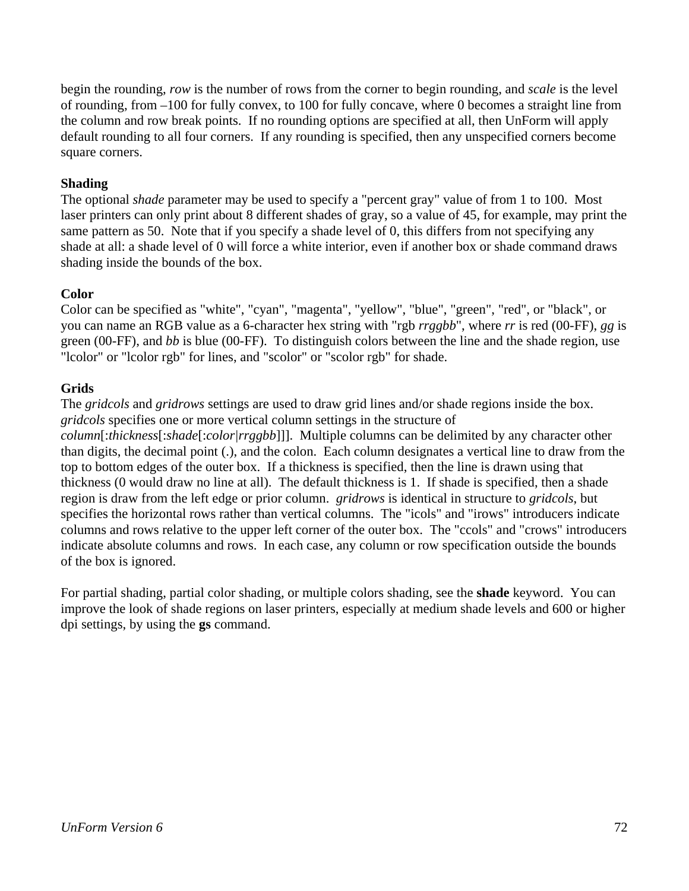begin the rounding, *row* is the number of rows from the corner to begin rounding, and *scale* is the level of rounding, from –100 for fully convex, to 100 for fully concave, where 0 becomes a straight line from the column and row break points. If no rounding options are specified at all, then UnForm will apply default rounding to all four corners. If any rounding is specified, then any unspecified corners become square corners.

**Shading**

The optional *shade* parameter may be used to specify a "percent gray" value of from 1 to 100. Most laser printers can only print about 8 different shades of gray, so a value of 45, for example, may print the same pattern as 50. Note that if you specify a shade level of 0, this differs from not specifying any shade at all: a shade level of 0 will force a white interior, even if another box or shade command draws shading inside the bounds of the box.

**Color**

Color can be specified as "white", "cyan", "magenta", "yellow", "blue", "green", "red", or "black", or you can name an RGB value as a 6-character hex string with "rgb *rrggbb*", where *rr* is red (00-FF), *gg* is green (00-FF), and *bb* is blue (00-FF). To distinguish colors between the line and the shade region, use "lcolor" or "lcolor rgb" for lines, and "scolor" or "scolor rgb" for shade.

**Grids**

The *gridcols* and *gridrows* settings are used to draw grid lines and/or shade regions inside the box. *gridcols* specifies one or more vertical column settings in the structure of *column*[:*thickness*[:*shade*[:*color*|*rrggbb*]]]. Multiple columns can be delimited by any character other than digits, the decimal point (.), and the colon. Each column designates a vertical line to draw from the top to bottom edges of the outer box. If a thickness is specified, then the line is drawn using that thickness (0 would draw no line at all). The default thickness is 1. If shade is specified, then a shade region is draw from the left edge or prior column. *gridrows* is identical in structure to *gridcols*, but specifies the horizontal rows rather than vertical columns. The "icols" and "irows" introducers indicate columns and rows relative to the upper left corner of the outer box. The "ccols" and "crows" introducers indicate absolute columns and rows. In each case, any column or row specification outside the bounds of the box is ignored.

For partial shading, partial color shading, or multiple colors shading, see the **shade** keyword. You can improve the look of shade regions on laser printers, especially at medium shade levels and 600 or higher dpi settings, by using the **gs** command.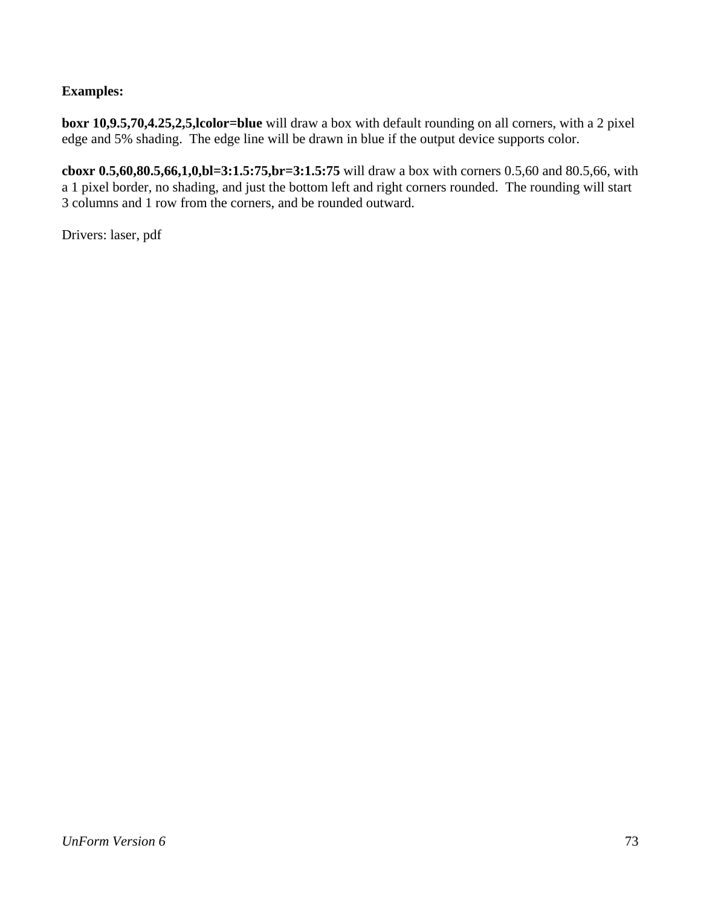**Examples:**

**boxr 10,9.5,70,4.25,2,5,lcolor=blue** will draw a box with default rounding on all corners, with a 2 pixel edge and 5% shading.  The edge line will be drawn in blue if the output device supports color.

**cboxr 0.5,60,80.5,66,1,0,bl=3:1.5:75,br=3:1.5:75** will draw a box with corners 0.5,60 and 80.5,66, with a 1 pixel border, no shading, and just the bottom left and right corners rounded.  The rounding will start 3 columns and 1 row from the corners, and be rounded outward.

Drivers: laser, pdf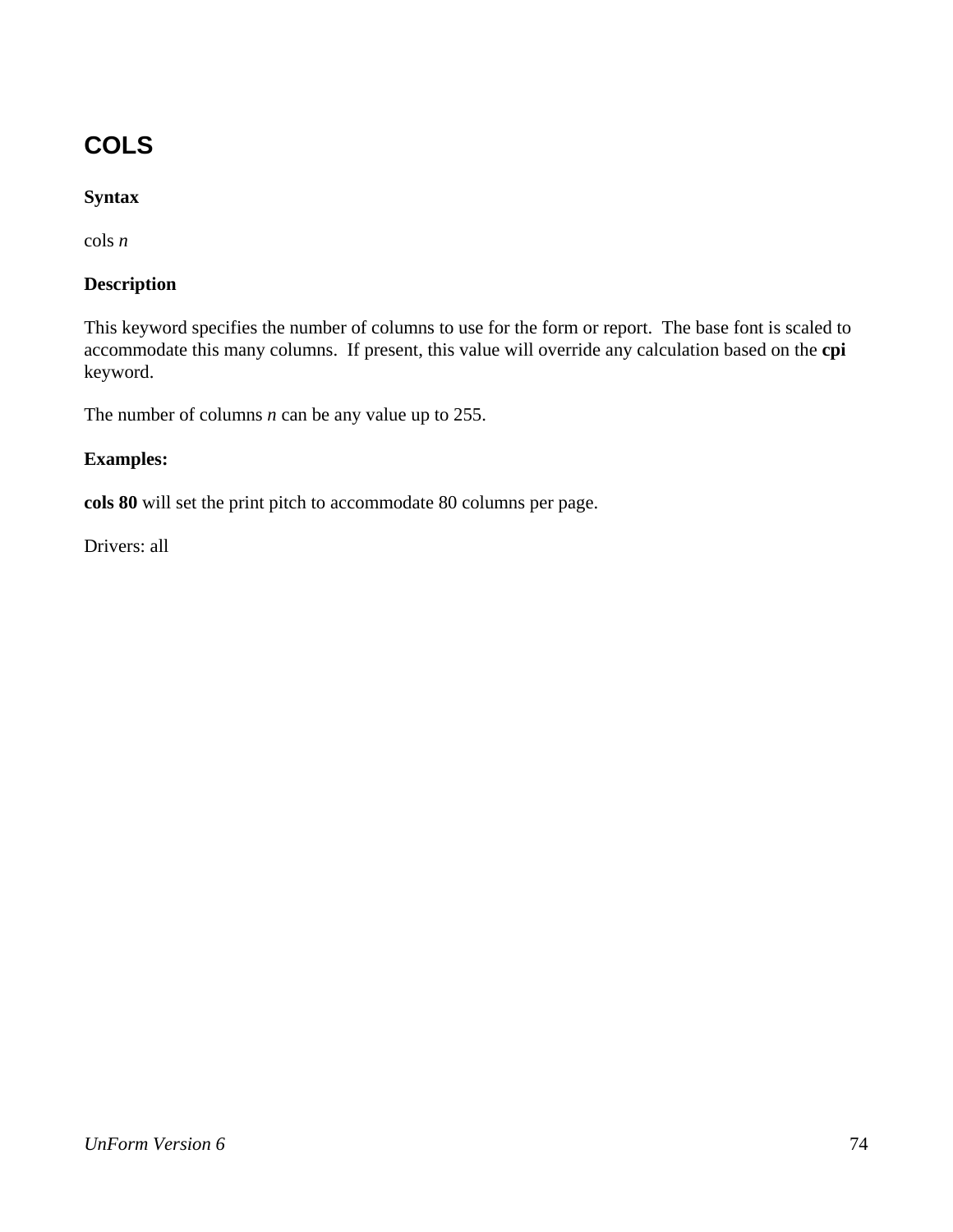## COLS

**Syntax**

cols *n*

**Description**

This keyword specifies the number of columns to use for the form or report. The base font is scaled to accommodate this many columns. If present, this value will override any calculation based on the **cpi** keyword.

The number of columns *n* can be any value up to 255.

**Examples:**

**cols 80** will set the print pitch to accommodate 80 columns per page.

Drivers: all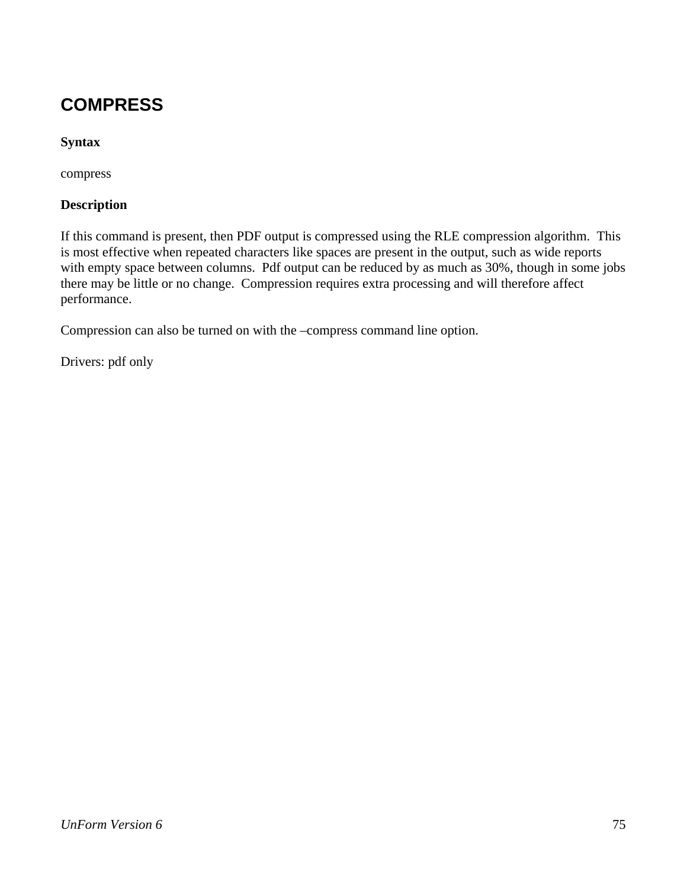# COMPRESS

**Syntax**

compress

**Description**

If this command is present, then PDF output is compressed using the RLE compression algorithm. This is most effective when repeated characters like spaces are present in the output, such as wide reports with empty space between columns. Pdf output can be reduced by as much as 30%, though in some jobs there may be little or no change. Compression requires extra processing and will therefore affect performance.

Compression can also be turned on with the –compress command line option.

Drivers: pdf only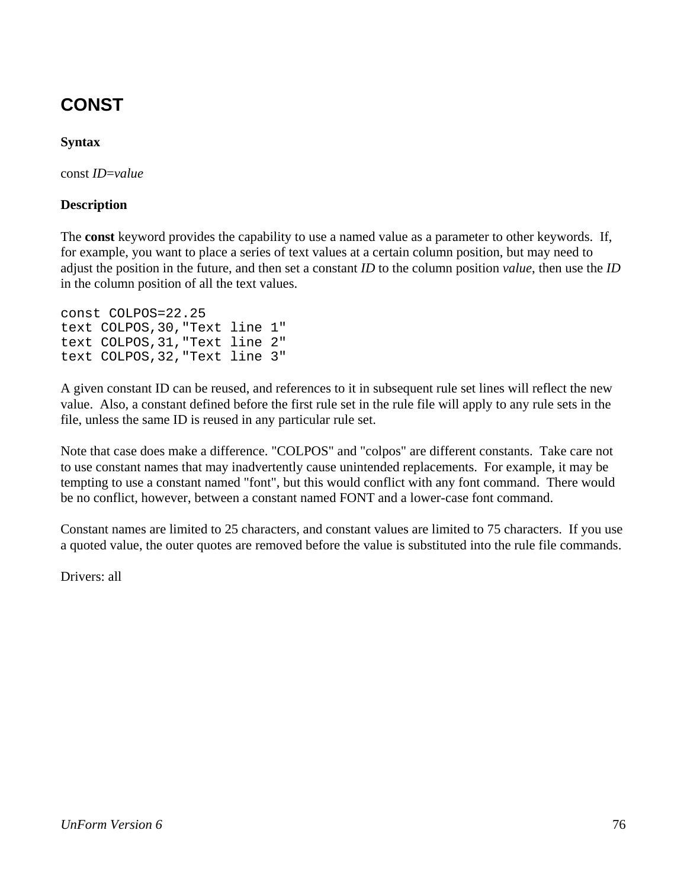## CONST

**Syntax**

const *ID*=*value*

**Description**

The **const** keyword provides the capability to use a named value as a parameter to other keywords. If, for example, you want to place a series of text values at a certain column position, but may need to adjust the position in the future, and then set a constant *ID* to the column position *value*, then use the *ID* in the column position of all the text values.

```
const COLPOS=22.25
text COLPOS,30,"Text line 1"
text COLPOS,31,"Text line 2"
text COLPOS,32,"Text line 3"
```

A given constant ID can be reused, and references to it in subsequent rule set lines will reflect the new value. Also, a constant defined before the first rule set in the rule file will apply to any rule sets in the file, unless the same ID is reused in any particular rule set.

Note that case does make a difference. "COLPOS" and "colpos" are different constants. Take care not to use constant names that may inadvertently cause unintended replacements. For example, it may be tempting to use a constant named "font", but this would conflict with any font command. There would be no conflict, however, between a constant named FONT and a lower-case font command.

Constant names are limited to 25 characters, and constant values are limited to 75 characters. If you use a quoted value, the outer quotes are removed before the value is substituted into the rule file commands.

Drivers: all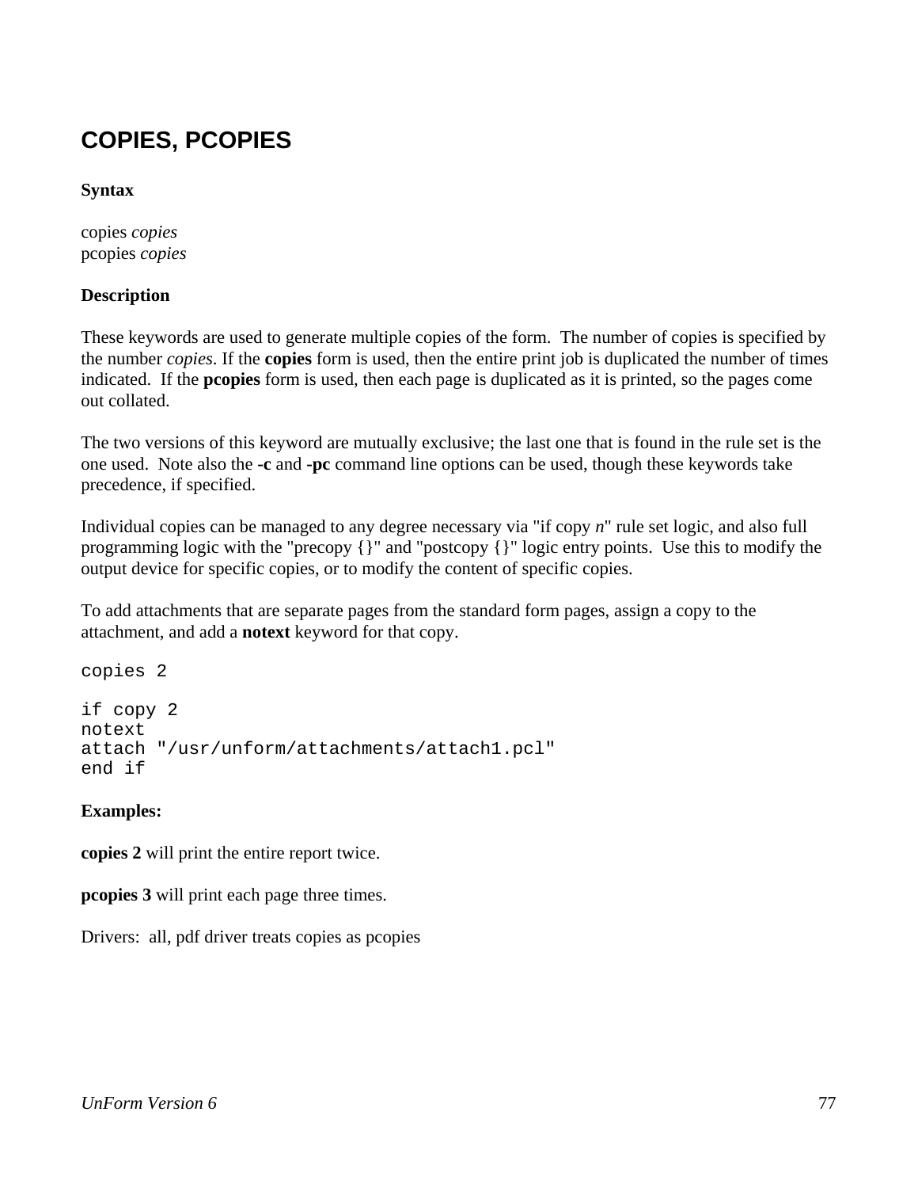# COPIES, PCOPIES

**Syntax**

copies *copies*
pcopies *copies*

**Description**

These keywords are used to generate multiple copies of the form. The number of copies is specified by the number *copies*. If the **copies** form is used, then the entire print job is duplicated the number of times indicated. If the **pcopies** form is used, then each page is duplicated as it is printed, so the pages come out collated.

The two versions of this keyword are mutually exclusive; the last one that is found in the rule set is the one used. Note also the **-c** and **-pc** command line options can be used, though these keywords take precedence, if specified.

Individual copies can be managed to any degree necessary via "if copy *n*" rule set logic, and also full programming logic with the "precopy {}" and "postcopy {}" logic entry points. Use this to modify the output device for specific copies, or to modify the content of specific copies.

To add attachments that are separate pages from the standard form pages, assign a copy to the attachment, and add a **notext** keyword for that copy.

```
copies 2

if copy 2
notext
attach "/usr/unform/attachments/attach1.pcl"
end if
```

**Examples:**

**copies 2** will print the entire report twice.

**pcopies 3** will print each page three times.

Drivers: all, pdf driver treats copies as pcopies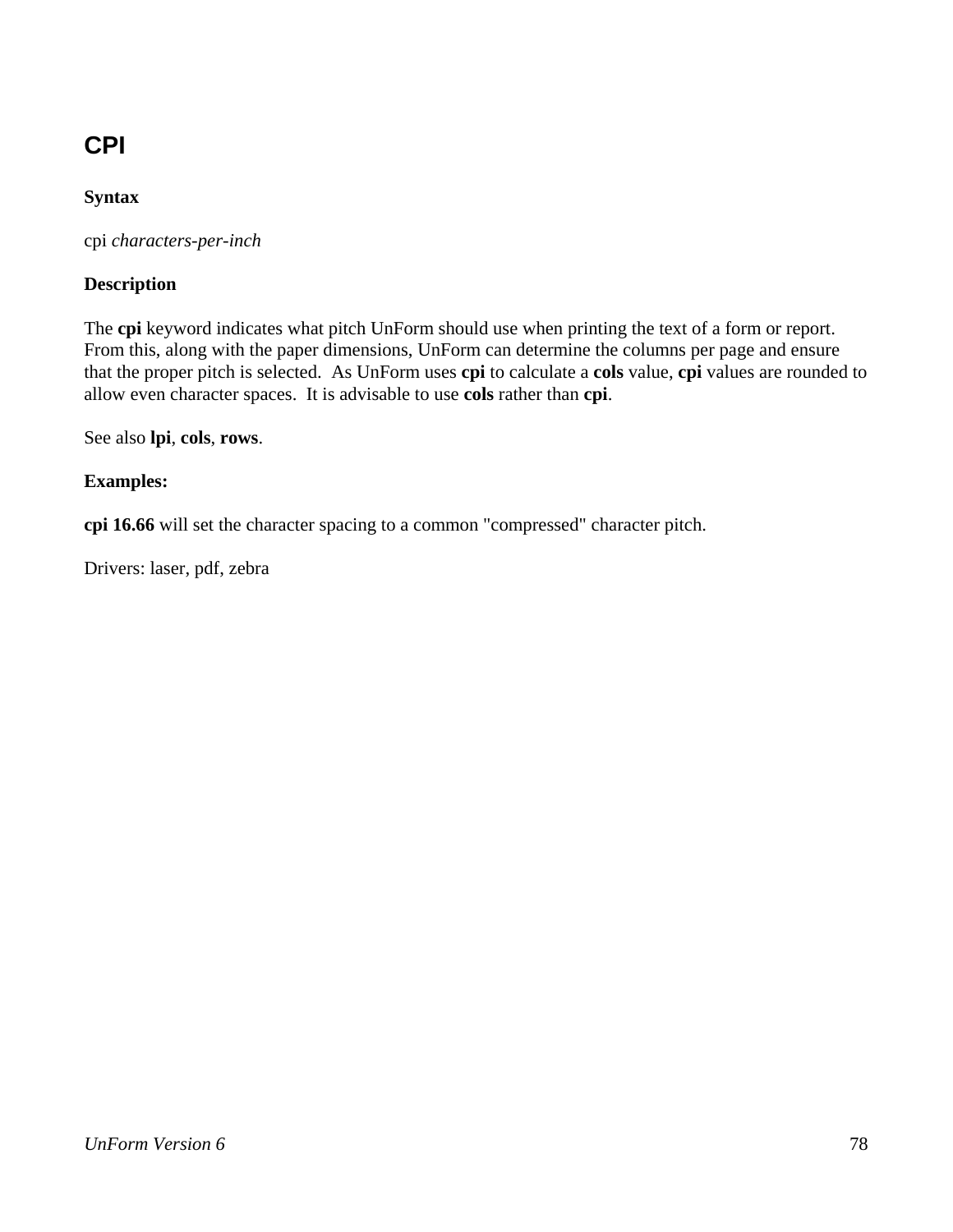# CPI

**Syntax**

cpi *characters-per-inch*

**Description**

The **cpi** keyword indicates what pitch UnForm should use when printing the text of a form or report. From this, along with the paper dimensions, UnForm can determine the columns per page and ensure that the proper pitch is selected. As UnForm uses **cpi** to calculate a **cols** value, **cpi** values are rounded to allow even character spaces. It is advisable to use **cols** rather than **cpi**.

See also **lpi**, **cols**, **rows**.

**Examples:**

**cpi 16.66** will set the character spacing to a common "compressed" character pitch.

Drivers: laser, pdf, zebra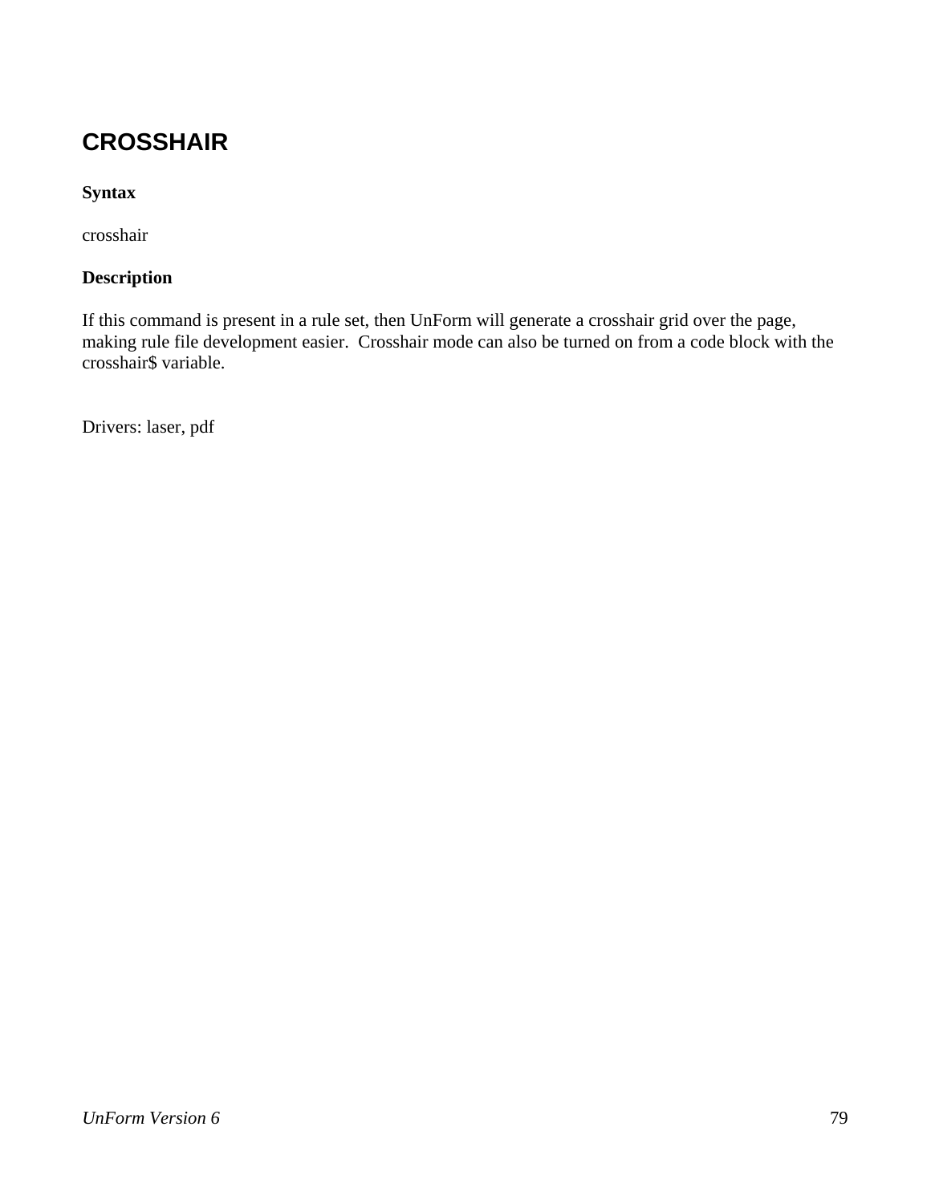# CROSSHAIR

**Syntax**

crosshair

**Description**

If this command is present in a rule set, then UnForm will generate a crosshair grid over the page, making rule file development easier. Crosshair mode can also be turned on from a code block with the crosshair$ variable.

Drivers: laser, pdf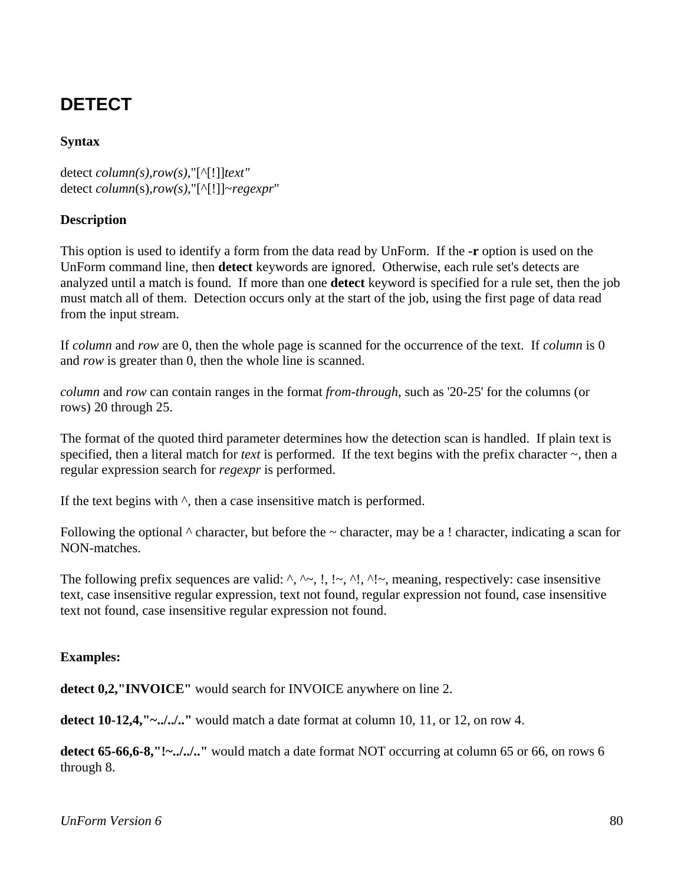# DETECT

**Syntax**

detect *column(s)*,*row(s)*,"[^[!]]*text"*
detect *column*(s),*row(s)*,"[^[!]]~*regexpr*"

**Description**

This option is used to identify a form from the data read by UnForm. If the **-r** option is used on the UnForm command line, then **detect** keywords are ignored. Otherwise, each rule set's detects are analyzed until a match is found. If more than one **detect** keyword is specified for a rule set, then the job must match all of them. Detection occurs only at the start of the job, using the first page of data read from the input stream.

If *column* and *row* are 0, then the whole page is scanned for the occurrence of the text. If *column* is 0 and *row* is greater than 0, then the whole line is scanned.

*column* and *row* can contain ranges in the format *from-through*, such as '20-25' for the columns (or rows) 20 through 25.

The format of the quoted third parameter determines how the detection scan is handled. If plain text is specified, then a literal match for *text* is performed. If the text begins with the prefix character ~, then a regular expression search for *regexpr* is performed.

If the text begins with ^, then a case insensitive match is performed.

Following the optional ^ character, but before the ~ character, may be a ! character, indicating a scan for NON-matches.

The following prefix sequences are valid: ^, ^~, !, !~, ^!, ^!~, meaning, respectively: case insensitive text, case insensitive regular expression, text not found, regular expression not found, case insensitive text not found, case insensitive regular expression not found.

**Examples:**

**detect 0,2,"INVOICE"** would search for INVOICE anywhere on line 2.

**detect 10-12,4,"~../../.."** would match a date format at column 10, 11, or 12, on row 4.

**detect 65-66,6-8,"!~../../.."** would match a date format NOT occurring at column 65 or 66, on rows 6 through 8.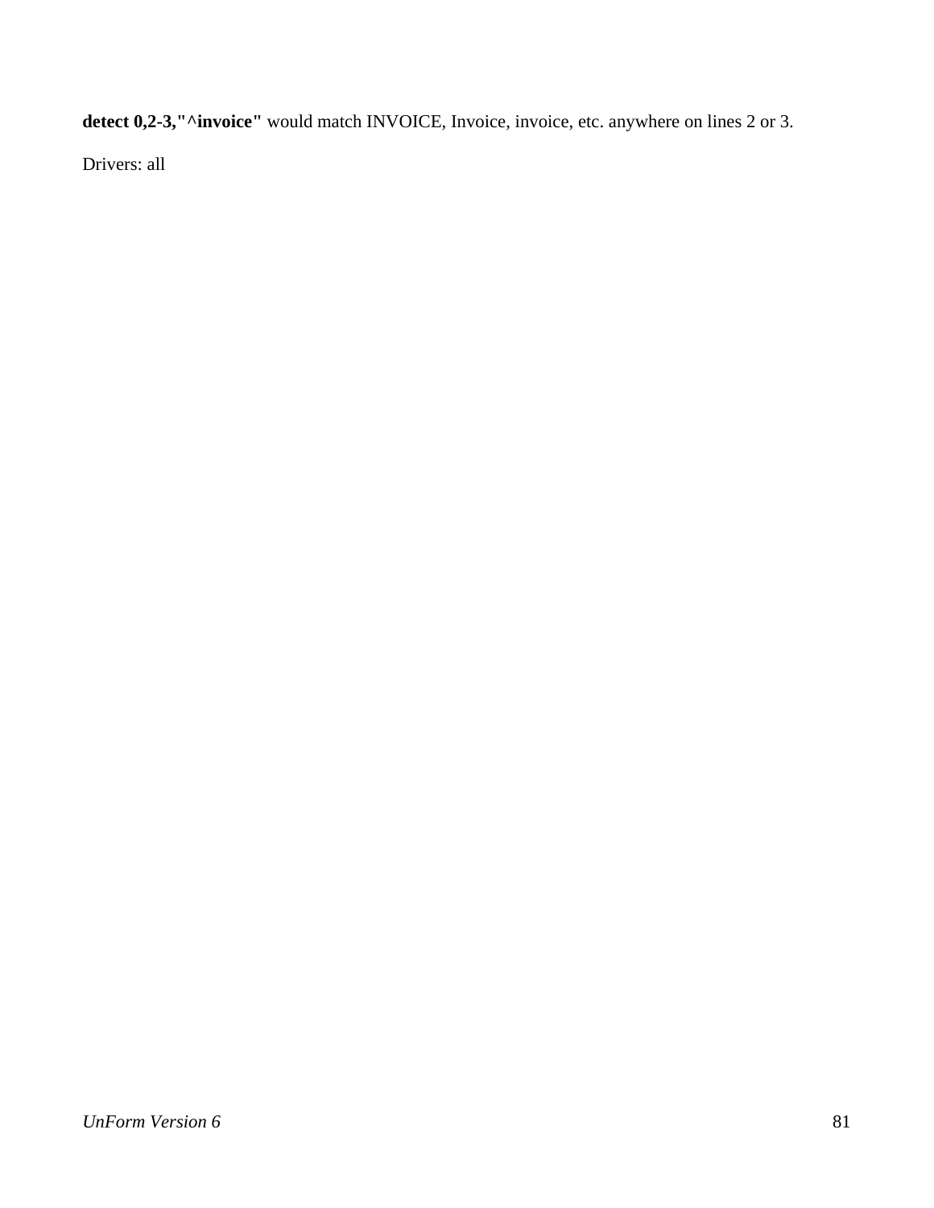**detect 0,2-3,"^invoice"** would match INVOICE, Invoice, invoice, etc. anywhere on lines 2 or 3.

Drivers: all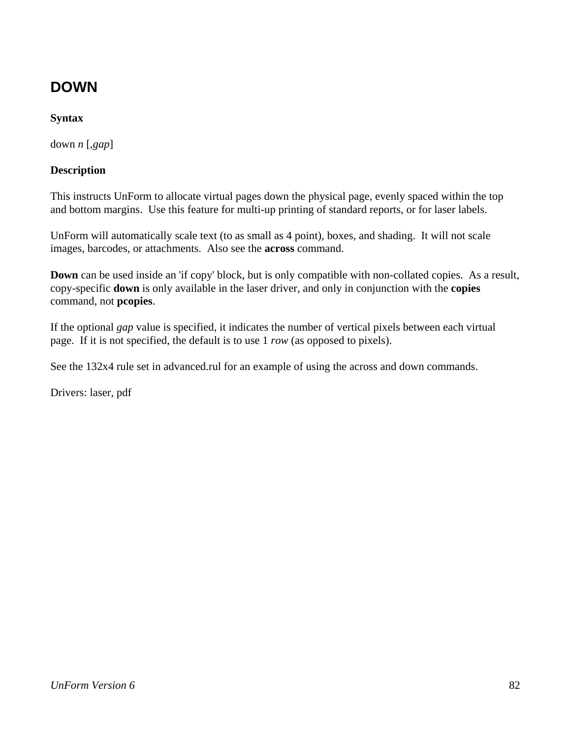## DOWN

**Syntax**

down *n* [,*gap*]

**Description**

This instructs UnForm to allocate virtual pages down the physical page, evenly spaced within the top and bottom margins.  Use this feature for multi-up printing of standard reports, or for laser labels.

UnForm will automatically scale text (to as small as 4 point), boxes, and shading.  It will not scale images, barcodes, or attachments.  Also see the **across** command.

**Down** can be used inside an 'if copy' block, but is only compatible with non-collated copies.  As a result, copy-specific **down** is only available in the laser driver, and only in conjunction with the **copies** command, not **pcopies**.

If the optional *gap* value is specified, it indicates the number of vertical pixels between each virtual page.  If it is not specified, the default is to use 1 *row* (as opposed to pixels).

See the 132x4 rule set in advanced.rul for an example of using the across and down commands.

Drivers: laser, pdf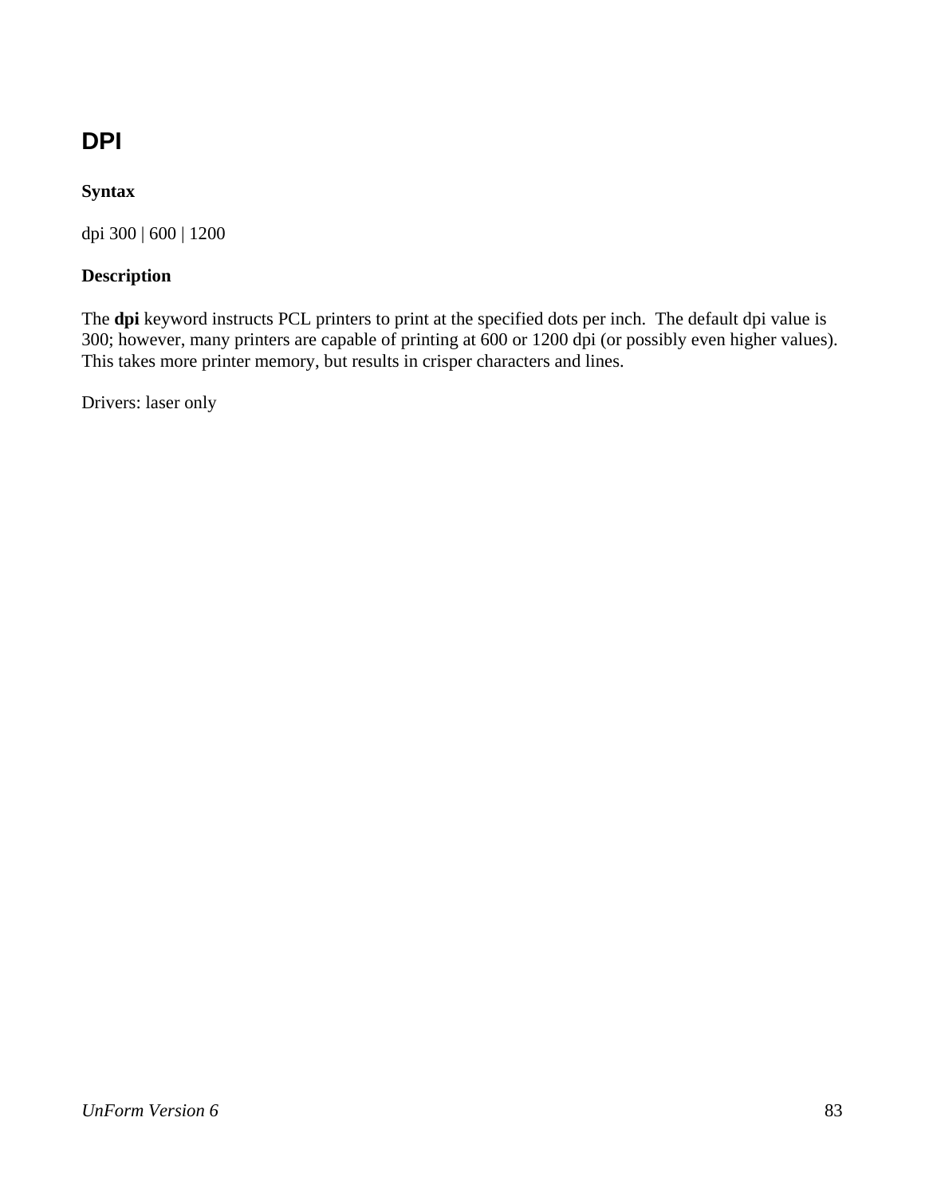## DPI

**Syntax**

dpi 300 | 600 | 1200

**Description**

The **dpi** keyword instructs PCL printers to print at the specified dots per inch. The default dpi value is 300; however, many printers are capable of printing at 600 or 1200 dpi (or possibly even higher values). This takes more printer memory, but results in crisper characters and lines.

Drivers: laser only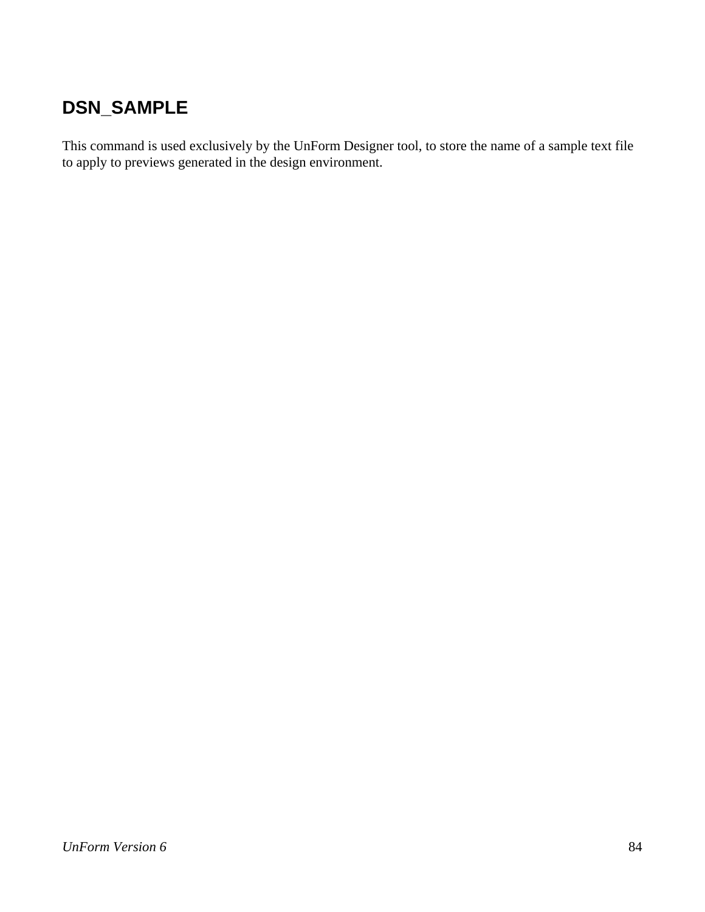## DSN_SAMPLE

This command is used exclusively by the UnForm Designer tool, to store the name of a sample text file to apply to previews generated in the design environment.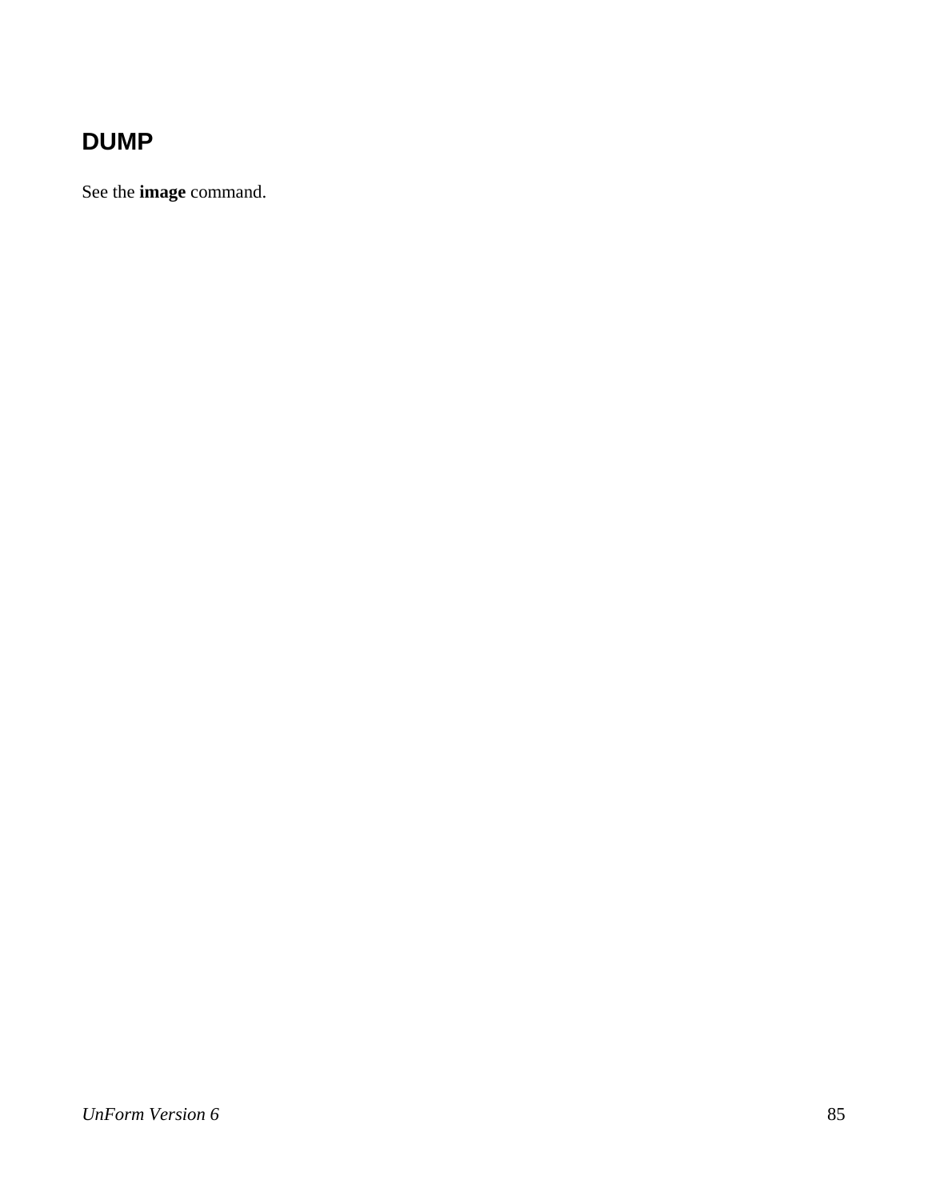## DUMP

See the **image** command.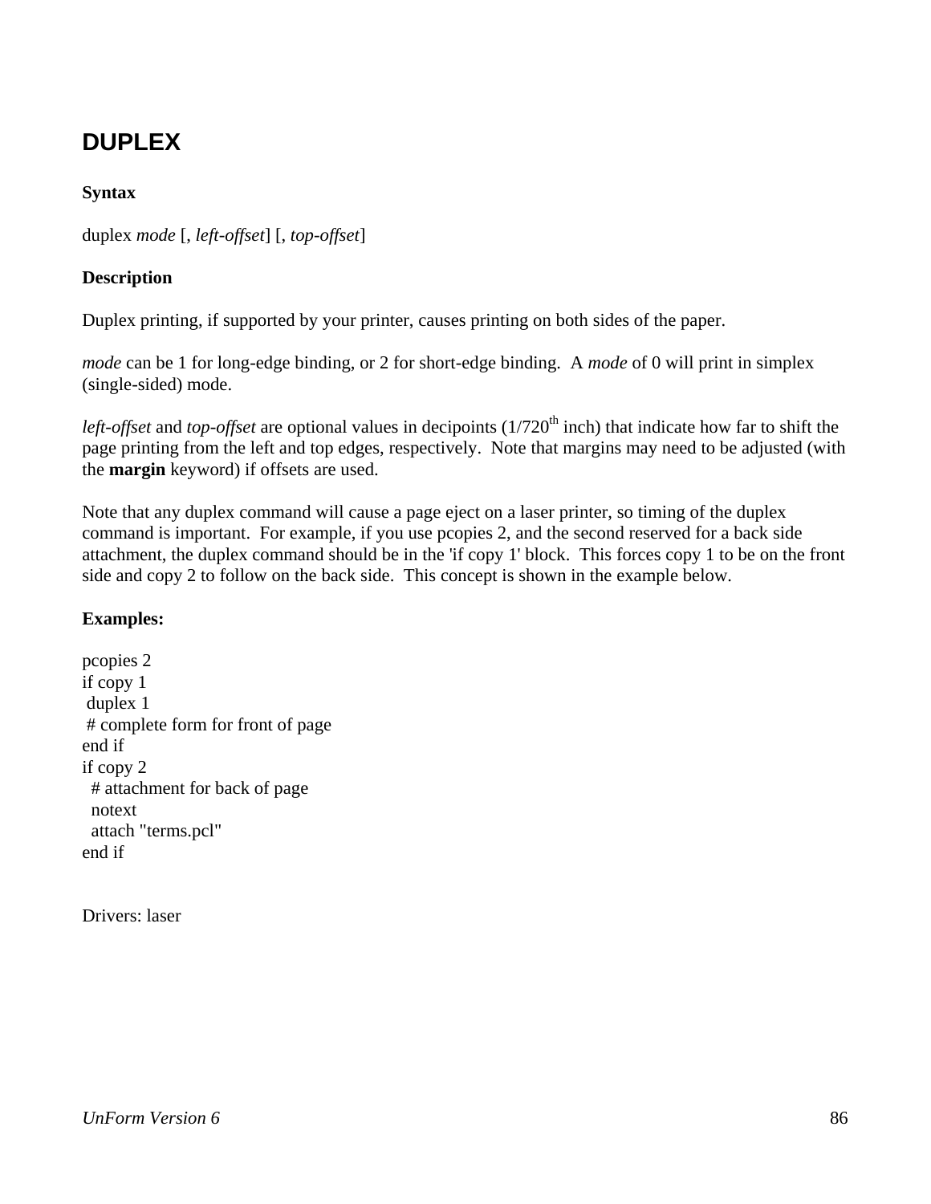## DUPLEX

**Syntax**

duplex *mode* [, *left-offset*] [, *top-offset*]

**Description**

Duplex printing, if supported by your printer, causes printing on both sides of the paper.

*mode* can be 1 for long-edge binding, or 2 for short-edge binding. A *mode* of 0 will print in simplex (single-sided) mode.

*left-offset* and *top-offset* are optional values in decipoints (1/720th inch) that indicate how far to shift the page printing from the left and top edges, respectively. Note that margins may need to be adjusted (with the **margin** keyword) if offsets are used.

Note that any duplex command will cause a page eject on a laser printer, so timing of the duplex command is important. For example, if you use pcopies 2, and the second reserved for a back side attachment, the duplex command should be in the 'if copy 1' block. This forces copy 1 to be on the front side and copy 2 to follow on the back side. This concept is shown in the example below.

**Examples:**

```
pcopies 2
if copy 1
 duplex 1
 # complete form for front of page
end if
if copy 2
  # attachment for back of page
  notext
  attach "terms.pcl"
end if
```

Drivers: laser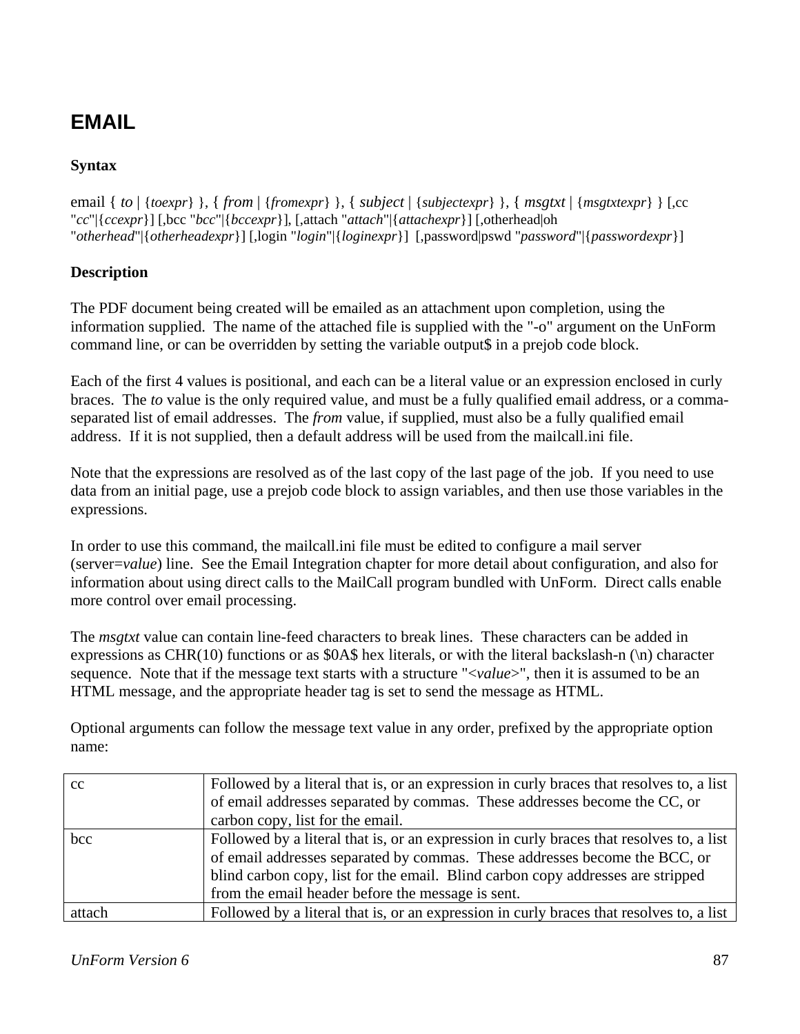# EMAIL

**Syntax**

email { *to* | {*toexpr*} }, { *from* | {*fromexpr*} }, { *subject* | {*subjectexpr*} }, { *msgtxt* | {*msgtxtexpr*} } [,cc "*cc*"|{*ccexpr*}] [,bcc "*bcc*"|{*bccexpr*}], [,attach "*attach*"|{*attachexpr*}] [,otherhead|oh "*otherhead*"|{*otherheadexpr*}] [,login "*login*"|{*loginexpr*}] [,password|pswd "*password*"|{*passwordexpr*}]

**Description**

The PDF document being created will be emailed as an attachment upon completion, using the information supplied. The name of the attached file is supplied with the "-o" argument on the UnForm command line, or can be overridden by setting the variable output$ in a prejob code block.

Each of the first 4 values is positional, and each can be a literal value or an expression enclosed in curly braces. The *to* value is the only required value, and must be a fully qualified email address, or a comma-separated list of email addresses. The *from* value, if supplied, must also be a fully qualified email address. If it is not supplied, then a default address will be used from the mailcall.ini file.

Note that the expressions are resolved as of the last copy of the last page of the job. If you need to use data from an initial page, use a prejob code block to assign variables, and then use those variables in the expressions.

In order to use this command, the mailcall.ini file must be edited to configure a mail server (server=*value*) line. See the Email Integration chapter for more detail about configuration, and also for information about using direct calls to the MailCall program bundled with UnForm. Direct calls enable more control over email processing.

The *msgtxt* value can contain line-feed characters to break lines. These characters can be added in expressions as CHR(10) functions or as $0A$ hex literals, or with the literal backslash-n (\n) character sequence. Note that if the message text starts with a structure "<*value*>", then it is assumed to be an HTML message, and the appropriate header tag is set to send the message as HTML.

Optional arguments can follow the message text value in any order, prefixed by the appropriate option name:

| | |
|---|---|
| cc | Followed by a literal that is, or an expression in curly braces that resolves to, a list of email addresses separated by commas. These addresses become the CC, or carbon copy, list for the email. |
| bcc | Followed by a literal that is, or an expression in curly braces that resolves to, a list of email addresses separated by commas. These addresses become the BCC, or blind carbon copy, list for the email. Blind carbon copy addresses are stripped from the email header before the message is sent. |
| attach | Followed by a literal that is, or an expression in curly braces that resolves to, a list |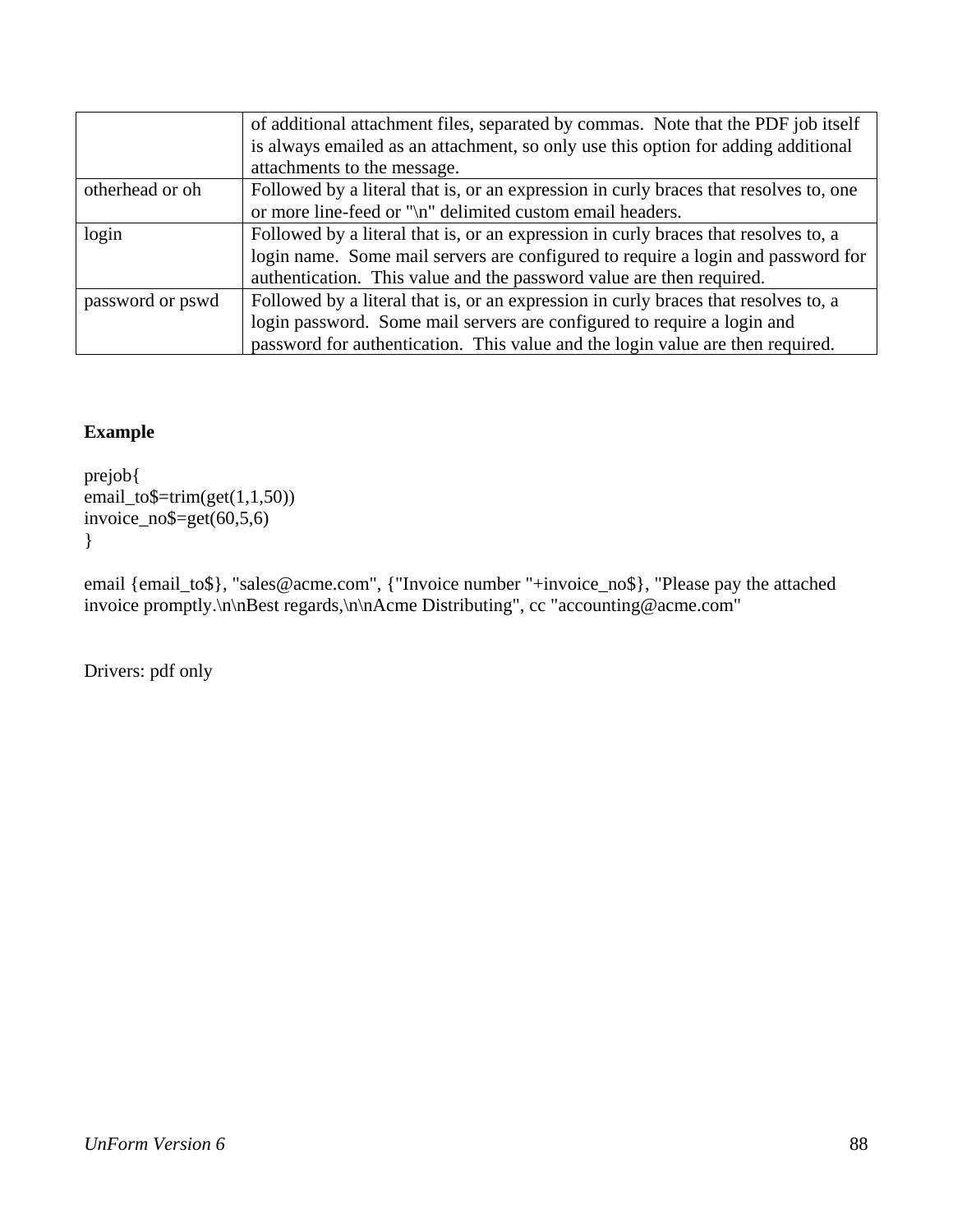| | |
|---|---|
| | of additional attachment files, separated by commas. Note that the PDF job itself is always emailed as an attachment, so only use this option for adding additional attachments to the message. |
| otherhead or oh | Followed by a literal that is, or an expression in curly braces that resolves to, one or more line-feed or "\n" delimited custom email headers. |
| login | Followed by a literal that is, or an expression in curly braces that resolves to, a login name. Some mail servers are configured to require a login and password for authentication. This value and the password value are then required. |
| password or pswd | Followed by a literal that is, or an expression in curly braces that resolves to, a login password. Some mail servers are configured to require a login and password for authentication. This value and the login value are then required. |

**Example**

```
prejob{
email_to$=trim(get(1,1,50))
invoice_no$=get(60,5,6)
}

email {email_to$}, "sales@acme.com", {"Invoice number "+invoice_no$}, "Please pay the attached invoice promptly.\n\nBest regards,\n\nAcme Distributing", cc "accounting@acme.com"
```

Drivers: pdf only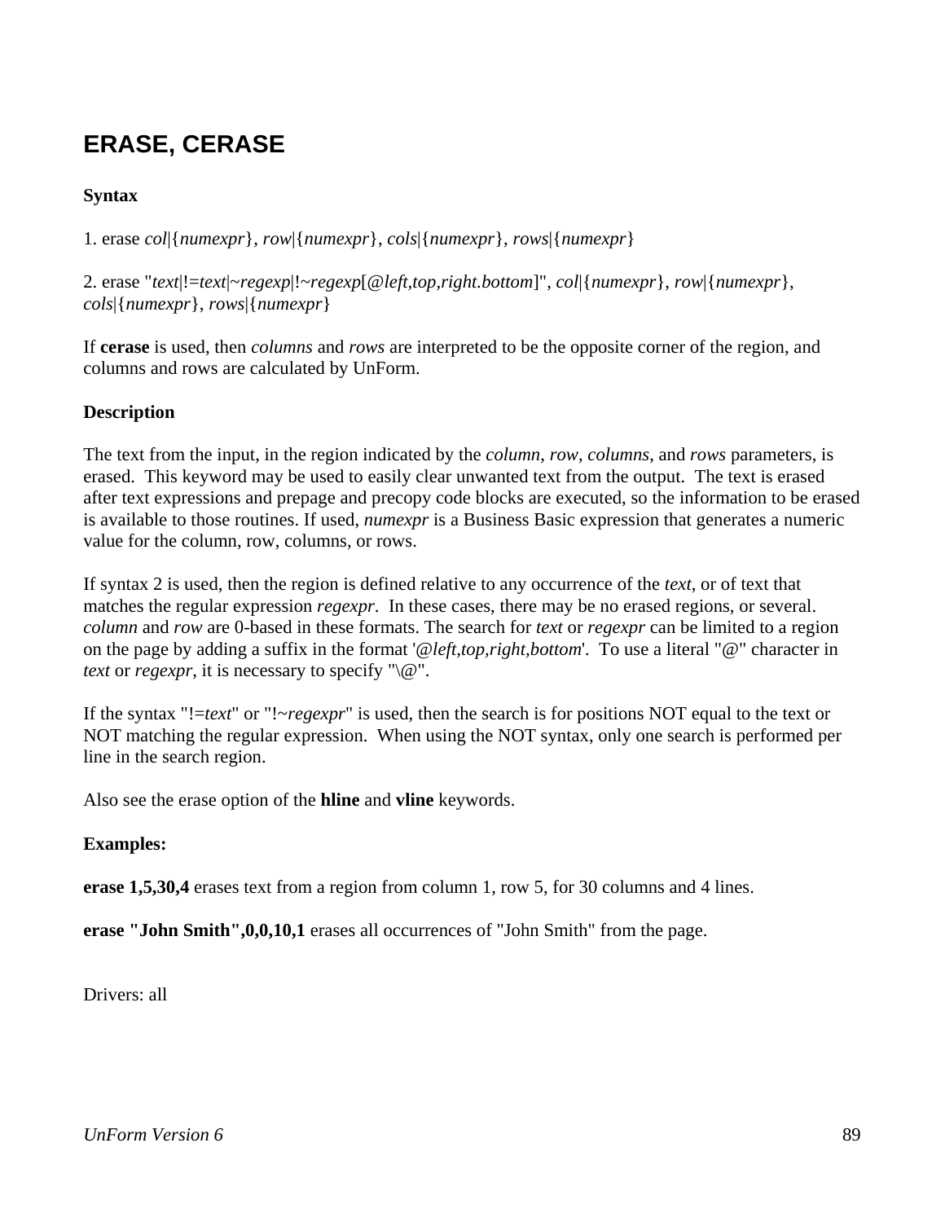## ERASE, CERASE

**Syntax**

1. erase *col*|{*numexpr*}, *row*|{*numexpr*}, *cols*|{*numexpr*}, *rows*|{*numexpr*}

2. erase "*text*|!=*text*|~*regexp*|!~*regexp*[@*left,top,right.bottom*]", *col*|{*numexpr*}, *row*|{*numexpr*}, *cols*|{*numexpr*}, *rows*|{*numexpr*}

If **cerase** is used, then *columns* and *rows* are interpreted to be the opposite corner of the region, and columns and rows are calculated by UnForm.

**Description**

The text from the input, in the region indicated by the *column*, *row*, *columns*, and *rows* parameters, is erased. This keyword may be used to easily clear unwanted text from the output. The text is erased after text expressions and prepage and precopy code blocks are executed, so the information to be erased is available to those routines. If used, *numexpr* is a Business Basic expression that generates a numeric value for the column, row, columns, or rows.

If syntax 2 is used, then the region is defined relative to any occurrence of the *text*, or of text that matches the regular expression *regexpr*. In these cases, there may be no erased regions, or several. *column* and *row* are 0-based in these formats. The search for *text* or *regexpr* can be limited to a region on the page by adding a suffix in the format '@*left,top,right,bottom*'. To use a literal "@" character in *text* or *regexpr*, it is necessary to specify "\@".

If the syntax "!=*text*" or "!~*regexpr*" is used, then the search is for positions NOT equal to the text or NOT matching the regular expression. When using the NOT syntax, only one search is performed per line in the search region.

Also see the erase option of the **hline** and **vline** keywords.

**Examples:**

**erase 1,5,30,4** erases text from a region from column 1, row 5, for 30 columns and 4 lines.

**erase "John Smith",0,0,10,1** erases all occurrences of "John Smith" from the page.

Drivers: all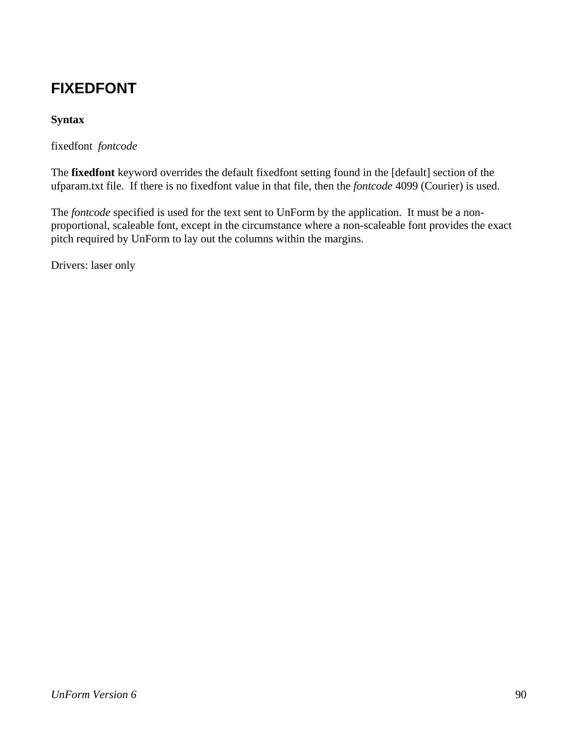## FIXEDFONT

**Syntax**

fixedfont *fontcode*

The **fixedfont** keyword overrides the default fixedfont setting found in the [default] section of the ufparam.txt file. If there is no fixedfont value in that file, then the *fontcode* 4099 (Courier) is used.

The *fontcode* specified is used for the text sent to UnForm by the application. It must be a non-proportional, scaleable font, except in the circumstance where a non-scaleable font provides the exact pitch required by UnForm to lay out the columns within the margins.

Drivers: laser only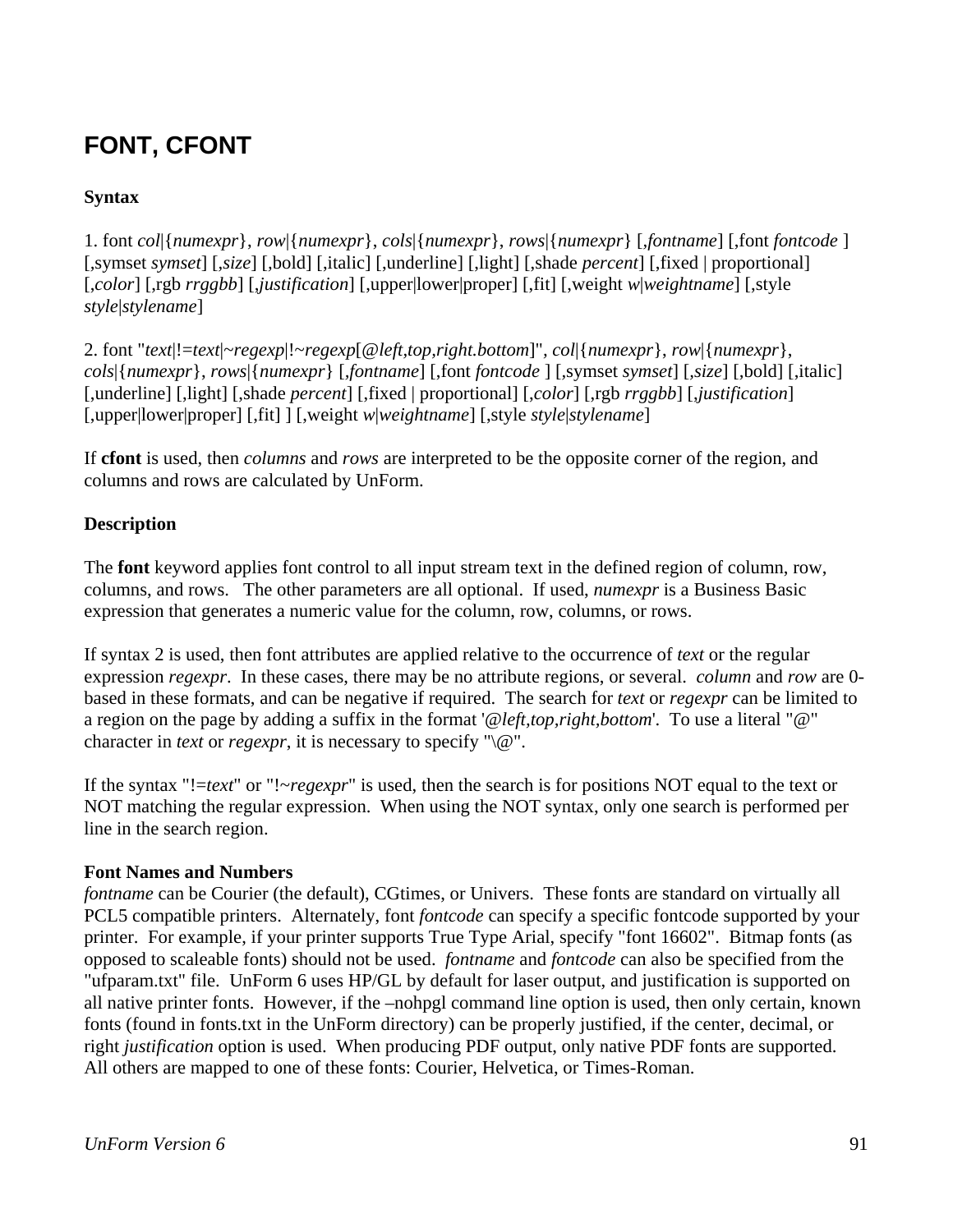# FONT, CFONT

**Syntax**

1. font *col*|{*numexpr*}, *row*|{*numexpr*}, *cols*|{*numexpr*}, *rows*|{*numexpr*} [,*fontname*] [,font *fontcode* ] [,symset *symset*] [,*size*] [,bold] [,italic] [,underline] [,light] [,shade *percent*] [,fixed | proportional] [,*color*] [,rgb *rrggbb*] [,*justification*] [,upper|lower|proper] [,fit] [,weight *w*|*weightname*] [,style *style*|*stylename*]

2. font "*text*|!=*text*|~*regexp*|!~*regexp*[*@left,top,right.bottom*]", *col*|{*numexpr*}, *row*|{*numexpr*}, *cols*|{*numexpr*}, *rows*|{*numexpr*} [,*fontname*] [,font *fontcode* ] [,symset *symset*] [,*size*] [,bold] [,italic] [,underline] [,light] [,shade *percent*] [,fixed | proportional] [,*color*] [,rgb *rrggbb*] [,*justification*] [,upper|lower|proper] [,fit] ] [,weight *w*|*weightname*] [,style *style*|*stylename*]

If **cfont** is used, then *columns* and *rows* are interpreted to be the opposite corner of the region, and columns and rows are calculated by UnForm.

**Description**

The **font** keyword applies font control to all input stream text in the defined region of column, row, columns, and rows. The other parameters are all optional. If used, *numexpr* is a Business Basic expression that generates a numeric value for the column, row, columns, or rows.

If syntax 2 is used, then font attributes are applied relative to the occurrence of *text* or the regular expression *regexpr*. In these cases, there may be no attribute regions, or several. *column* and *row* are 0-based in these formats, and can be negative if required. The search for *text* or *regexpr* can be limited to a region on the page by adding a suffix in the format '*@left,top,right,bottom*'. To use a literal "@" character in *text* or *regexpr*, it is necessary to specify "\@".

If the syntax "!=*text*" or "!~*regexpr*" is used, then the search is for positions NOT equal to the text or NOT matching the regular expression. When using the NOT syntax, only one search is performed per line in the search region.

**Font Names and Numbers**

*fontname* can be Courier (the default), CGtimes, or Univers. These fonts are standard on virtually all PCL5 compatible printers. Alternately, font *fontcode* can specify a specific fontcode supported by your printer. For example, if your printer supports True Type Arial, specify "font 16602". Bitmap fonts (as opposed to scaleable fonts) should not be used. *fontname* and *fontcode* can also be specified from the "ufparam.txt" file. UnForm 6 uses HP/GL by default for laser output, and justification is supported on all native printer fonts. However, if the –nohpgl command line option is used, then only certain, known fonts (found in fonts.txt in the UnForm directory) can be properly justified, if the center, decimal, or right *justification* option is used. When producing PDF output, only native PDF fonts are supported. All others are mapped to one of these fonts: Courier, Helvetica, or Times-Roman.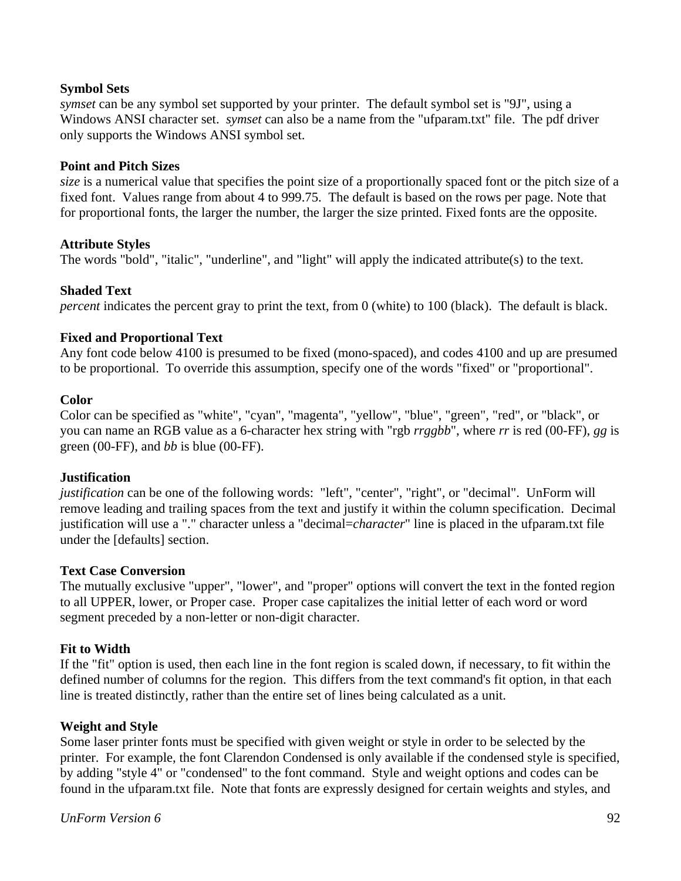**Symbol Sets**
*symset* can be any symbol set supported by your printer. The default symbol set is "9J", using a Windows ANSI character set. *symset* can also be a name from the "ufparam.txt" file. The pdf driver only supports the Windows ANSI symbol set.

**Point and Pitch Sizes**
*size* is a numerical value that specifies the point size of a proportionally spaced font or the pitch size of a fixed font. Values range from about 4 to 999.75. The default is based on the rows per page. Note that for proportional fonts, the larger the number, the larger the size printed. Fixed fonts are the opposite.

**Attribute Styles**
The words "bold", "italic", "underline", and "light" will apply the indicated attribute(s) to the text.

**Shaded Text**
*percent* indicates the percent gray to print the text, from 0 (white) to 100 (black). The default is black.

**Fixed and Proportional Text**
Any font code below 4100 is presumed to be fixed (mono-spaced), and codes 4100 and up are presumed to be proportional. To override this assumption, specify one of the words "fixed" or "proportional".

**Color**
Color can be specified as "white", "cyan", "magenta", "yellow", "blue", "green", "red", or "black", or you can name an RGB value as a 6-character hex string with "rgb *rrggbb*", where *rr* is red (00-FF), *gg* is green (00-FF), and *bb* is blue (00-FF).

**Justification**
*justification* can be one of the following words: "left", "center", "right", or "decimal". UnForm will remove leading and trailing spaces from the text and justify it within the column specification. Decimal justification will use a "." character unless a "decimal=*character*" line is placed in the ufparam.txt file under the [defaults] section.

**Text Case Conversion**
The mutually exclusive "upper", "lower", and "proper" options will convert the text in the fonted region to all UPPER, lower, or Proper case. Proper case capitalizes the initial letter of each word or word segment preceded by a non-letter or non-digit character.

**Fit to Width**
If the "fit" option is used, then each line in the font region is scaled down, if necessary, to fit within the defined number of columns for the region. This differs from the text command's fit option, in that each line is treated distinctly, rather than the entire set of lines being calculated as a unit.

**Weight and Style**
Some laser printer fonts must be specified with given weight or style in order to be selected by the printer. For example, the font Clarendon Condensed is only available if the condensed style is specified, by adding "style 4" or "condensed" to the font command. Style and weight options and codes can be found in the ufparam.txt file. Note that fonts are expressly designed for certain weights and styles, and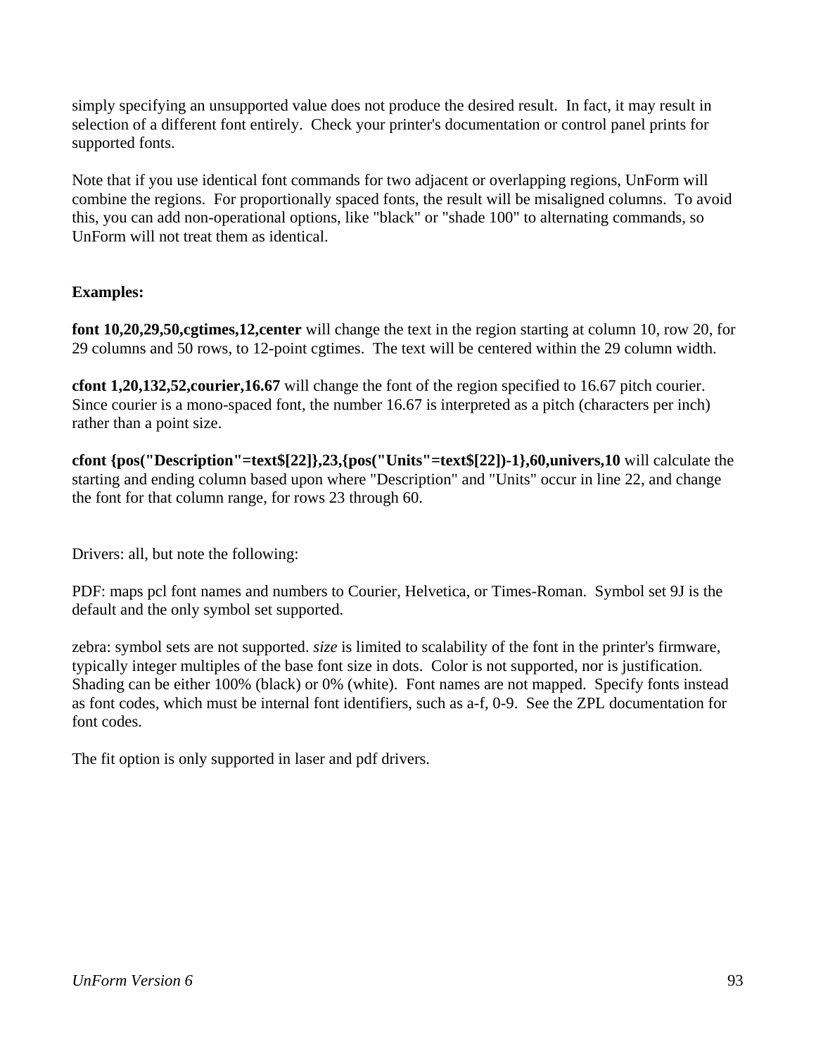simply specifying an unsupported value does not produce the desired result.  In fact, it may result in selection of a different font entirely.  Check your printer's documentation or control panel prints for supported fonts.

Note that if you use identical font commands for two adjacent or overlapping regions, UnForm will combine the regions.  For proportionally spaced fonts, the result will be misaligned columns.  To avoid this, you can add non-operational options, like "black" or "shade 100" to alternating commands, so UnForm will not treat them as identical.

**Examples:**

**font 10,20,29,50,cgtimes,12,center** will change the text in the region starting at column 10, row 20, for 29 columns and 50 rows, to 12-point cgtimes.  The text will be centered within the 29 column width.

**cfont 1,20,132,52,courier,16.67** will change the font of the region specified to 16.67 pitch courier.  Since courier is a mono-spaced font, the number 16.67 is interpreted as a pitch (characters per inch) rather than a point size.

**cfont {pos("Description"=text$[22]},23,{pos("Units"=text$[22])-1},60,univers,10** will calculate the starting and ending column based upon where "Description" and "Units" occur in line 22, and change the font for that column range, for rows 23 through 60.

Drivers: all, but note the following:

PDF: maps pcl font names and numbers to Courier, Helvetica, or Times-Roman.  Symbol set 9J is the default and the only symbol set supported.

zebra: symbol sets are not supported. *size* is limited to scalability of the font in the printer's firmware, typically integer multiples of the base font size in dots.  Color is not supported, nor is justification.  Shading can be either 100% (black) or 0% (white).  Font names are not mapped.  Specify fonts instead as font codes, which must be internal font identifiers, such as a-f, 0-9.  See the ZPL documentation for font codes.

The fit option is only supported in laser and pdf drivers.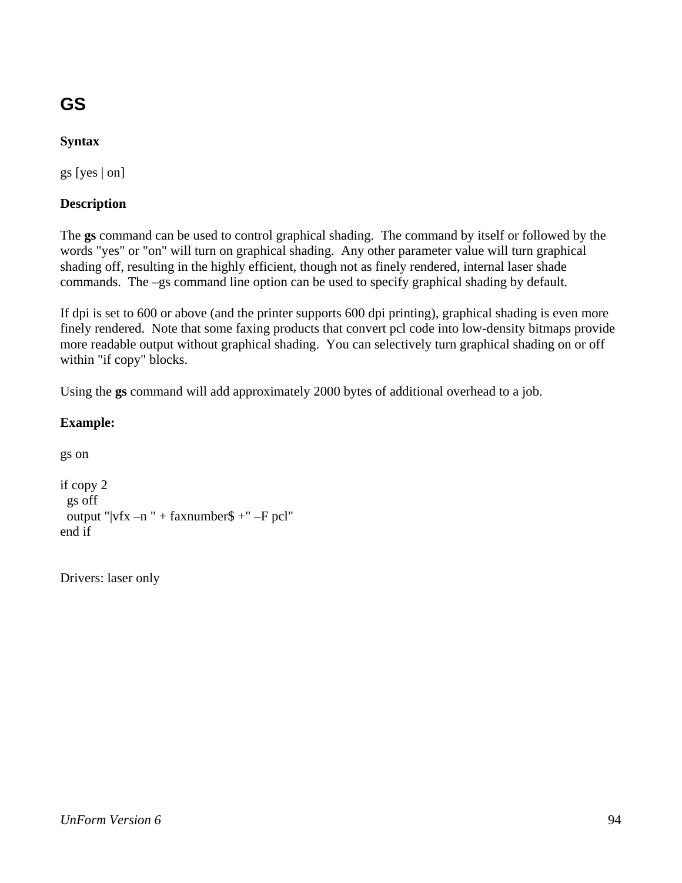## GS

**Syntax**

gs [yes | on]

**Description**

The **gs** command can be used to control graphical shading. The command by itself or followed by the words "yes" or "on" will turn on graphical shading. Any other parameter value will turn graphical shading off, resulting in the highly efficient, though not as finely rendered, internal laser shade commands. The –gs command line option can be used to specify graphical shading by default.

If dpi is set to 600 or above (and the printer supports 600 dpi printing), graphical shading is even more finely rendered. Note that some faxing products that convert pcl code into low-density bitmaps provide more readable output without graphical shading. You can selectively turn graphical shading on or off within "if copy" blocks.

Using the **gs** command will add approximately 2000 bytes of additional overhead to a job.

**Example:**

```
gs on

if copy 2
  gs off
  output "|vfx –n " + faxnumber$ +" –F pcl"
end if
```

Drivers: laser only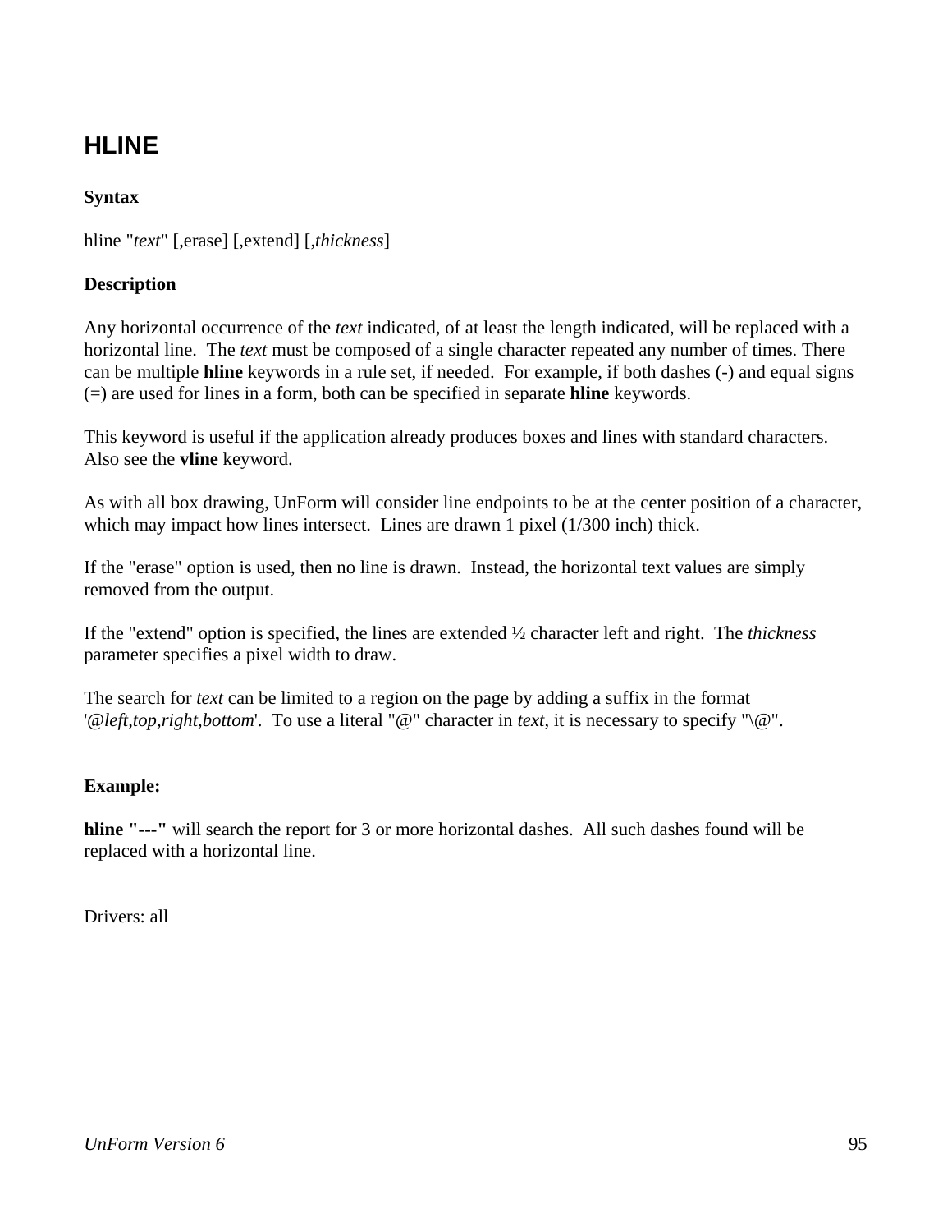## HLINE

**Syntax**

hline "*text*" [,erase] [,extend] [,*thickness*]

**Description**

Any horizontal occurrence of the *text* indicated, of at least the length indicated, will be replaced with a horizontal line. The *text* must be composed of a single character repeated any number of times. There can be multiple **hline** keywords in a rule set, if needed. For example, if both dashes (-) and equal signs (=) are used for lines in a form, both can be specified in separate **hline** keywords.

This keyword is useful if the application already produces boxes and lines with standard characters. Also see the **vline** keyword.

As with all box drawing, UnForm will consider line endpoints to be at the center position of a character, which may impact how lines intersect. Lines are drawn 1 pixel (1/300 inch) thick.

If the "erase" option is used, then no line is drawn. Instead, the horizontal text values are simply removed from the output.

If the "extend" option is specified, the lines are extended ½ character left and right. The *thickness* parameter specifies a pixel width to draw.

The search for *text* can be limited to a region on the page by adding a suffix in the format '@*left*,*top*,*right*,*bottom*'. To use a literal "@" character in *text*, it is necessary to specify "\@".

**Example:**

**hline "---"** will search the report for 3 or more horizontal dashes. All such dashes found will be replaced with a horizontal line.

Drivers: all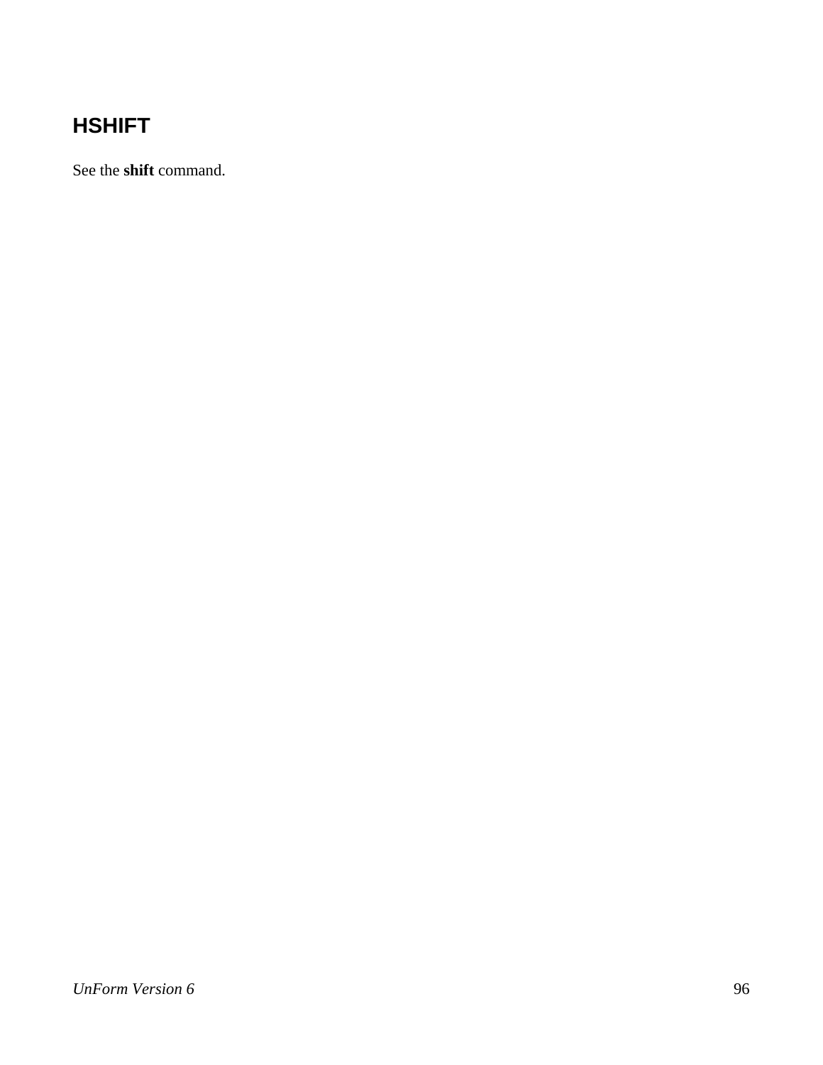## HSHIFT

See the **shift** command.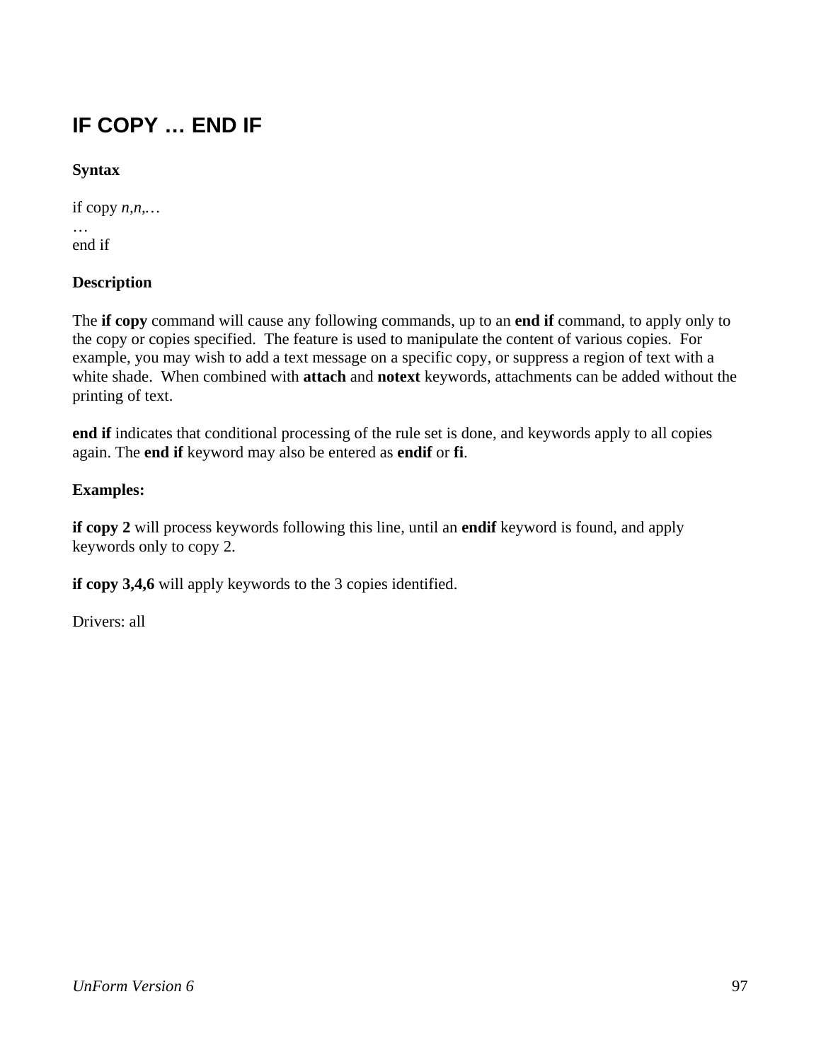## IF COPY … END IF

**Syntax**

if copy *n,n,…*  
…  
end if

**Description**

The **if copy** command will cause any following commands, up to an **end if** command, to apply only to the copy or copies specified. The feature is used to manipulate the content of various copies. For example, you may wish to add a text message on a specific copy, or suppress a region of text with a white shade. When combined with **attach** and **notext** keywords, attachments can be added without the printing of text.

**end if** indicates that conditional processing of the rule set is done, and keywords apply to all copies again. The **end if** keyword may also be entered as **endif** or **fi**.

**Examples:**

**if copy 2** will process keywords following this line, until an **endif** keyword is found, and apply keywords only to copy 2.

**if copy 3,4,6** will apply keywords to the 3 copies identified.

Drivers: all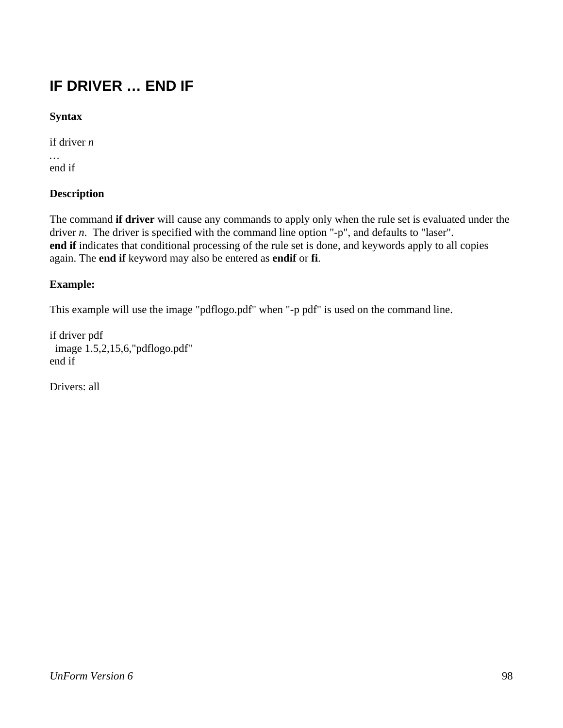## IF DRIVER … END IF

**Syntax**

```
if driver n
…
end if
```

**Description**

The command **if driver** will cause any commands to apply only when the rule set is evaluated under the driver *n*. The driver is specified with the command line option "-p", and defaults to "laser".
**end if** indicates that conditional processing of the rule set is done, and keywords apply to all copies again. The **end if** keyword may also be entered as **endif** or **fi**.

**Example:**

This example will use the image "pdflogo.pdf" when "-p pdf" is used on the command line.

```
if driver pdf
  image 1.5,2,15,6,"pdflogo.pdf"
end if
```

Drivers: all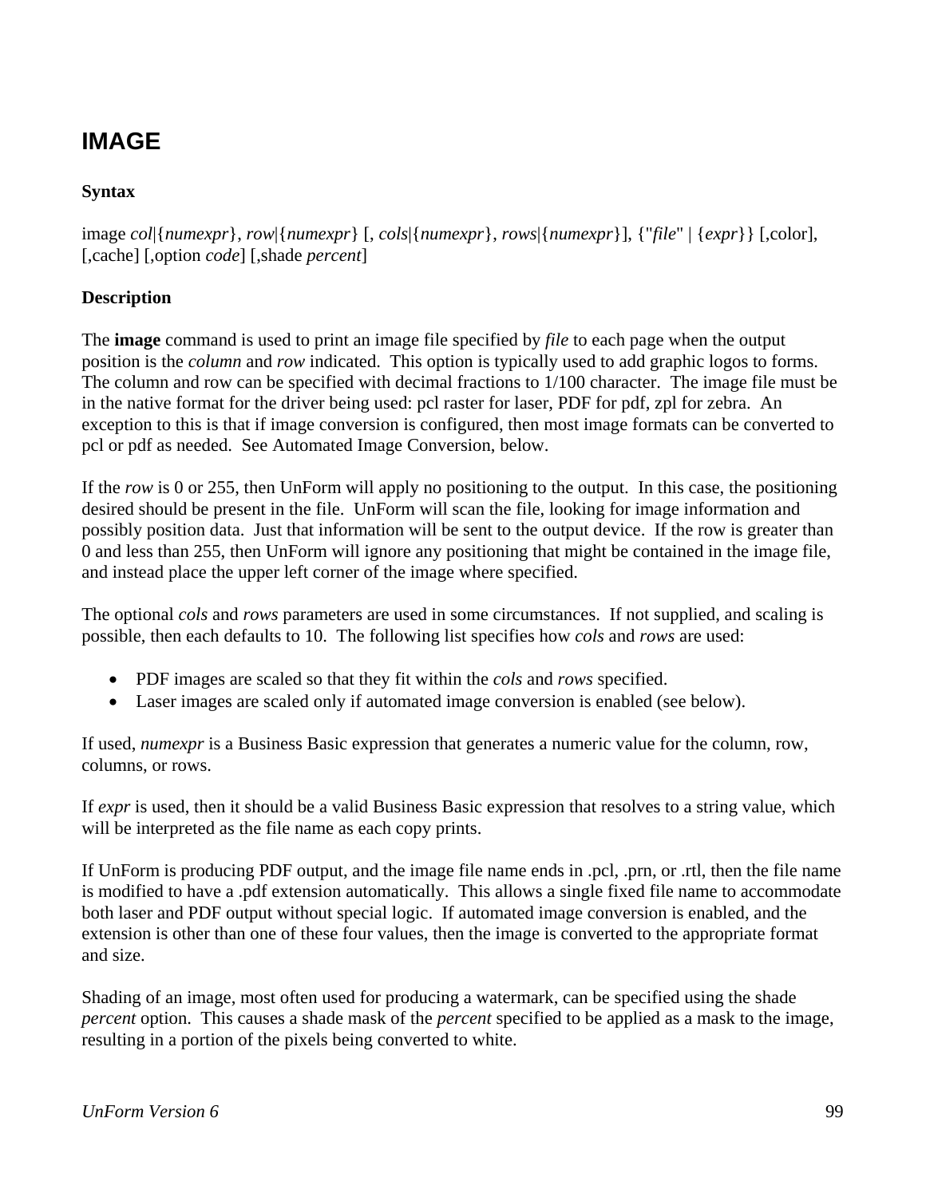# IMAGE

**Syntax**

image *col*|{*numexpr*}, *row*|{*numexpr*} [, *cols*|{*numexpr*}, *rows*|{*numexpr*}], {"*file*" | {*expr*}} [,color], [,cache] [,option *code*] [,shade *percent*]

**Description**

The **image** command is used to print an image file specified by *file* to each page when the output position is the *column* and *row* indicated. This option is typically used to add graphic logos to forms. The column and row can be specified with decimal fractions to 1/100 character. The image file must be in the native format for the driver being used: pcl raster for laser, PDF for pdf, zpl for zebra. An exception to this is that if image conversion is configured, then most image formats can be converted to pcl or pdf as needed. See Automated Image Conversion, below.

If the *row* is 0 or 255, then UnForm will apply no positioning to the output. In this case, the positioning desired should be present in the file. UnForm will scan the file, looking for image information and possibly position data. Just that information will be sent to the output device. If the row is greater than 0 and less than 255, then UnForm will ignore any positioning that might be contained in the image file, and instead place the upper left corner of the image where specified.

The optional *cols* and *rows* parameters are used in some circumstances. If not supplied, and scaling is possible, then each defaults to 10. The following list specifies how *cols* and *rows* are used:

- PDF images are scaled so that they fit within the *cols* and *rows* specified.
- Laser images are scaled only if automated image conversion is enabled (see below).

If used, *numexpr* is a Business Basic expression that generates a numeric value for the column, row, columns, or rows.

If *expr* is used, then it should be a valid Business Basic expression that resolves to a string value, which will be interpreted as the file name as each copy prints.

If UnForm is producing PDF output, and the image file name ends in .pcl, .prn, or .rtl, then the file name is modified to have a .pdf extension automatically. This allows a single fixed file name to accommodate both laser and PDF output without special logic. If automated image conversion is enabled, and the extension is other than one of these four values, then the image is converted to the appropriate format and size.

Shading of an image, most often used for producing a watermark, can be specified using the shade *percent* option. This causes a shade mask of the *percent* specified to be applied as a mask to the image, resulting in a portion of the pixels being converted to white.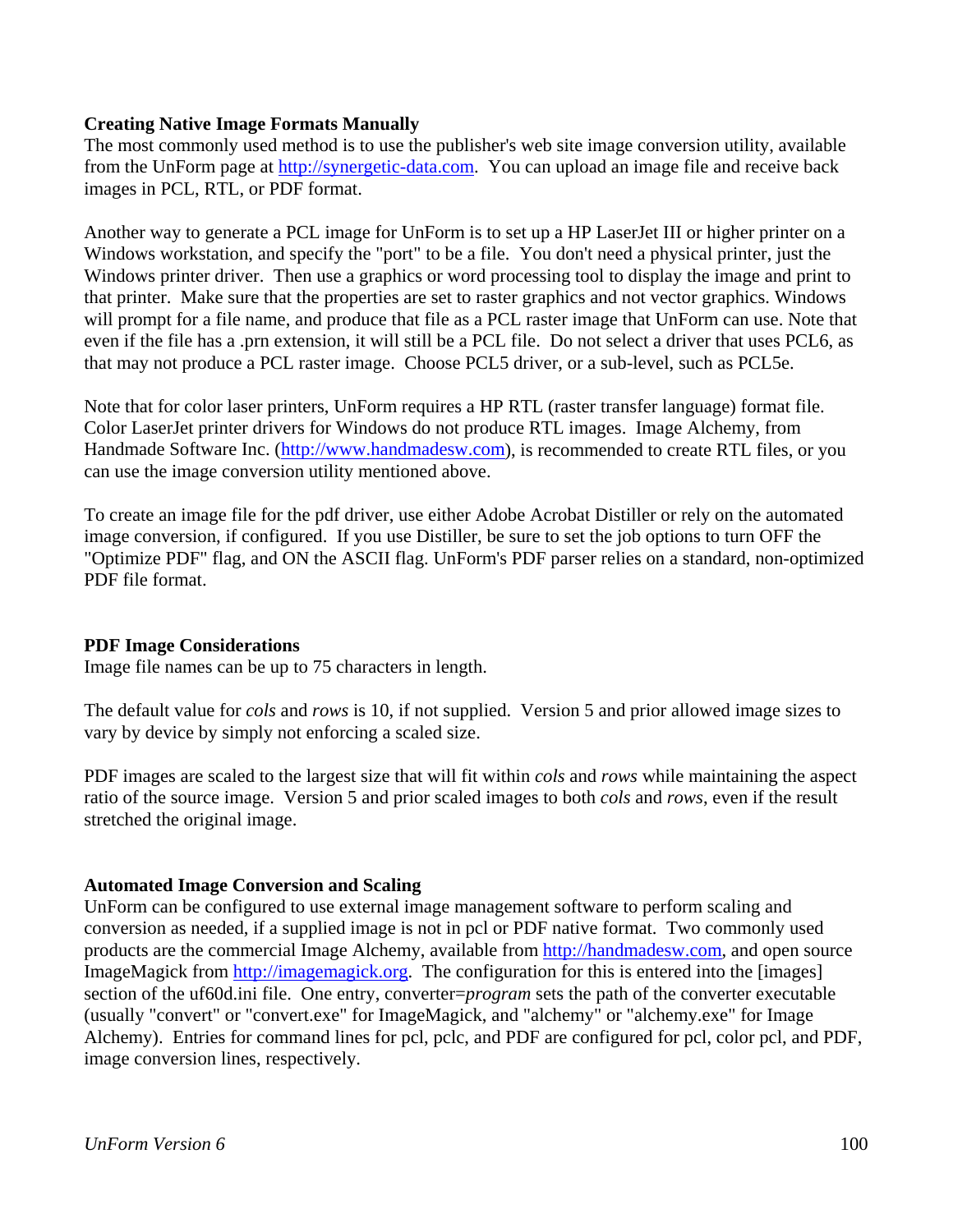**Creating Native Image Formats Manually**

The most commonly used method is to use the publisher's web site image conversion utility, available from the UnForm page at http://synergetic-data.com. You can upload an image file and receive back images in PCL, RTL, or PDF format.

Another way to generate a PCL image for UnForm is to set up a HP LaserJet III or higher printer on a Windows workstation, and specify the "port" to be a file. You don't need a physical printer, just the Windows printer driver. Then use a graphics or word processing tool to display the image and print to that printer. Make sure that the properties are set to raster graphics and not vector graphics. Windows will prompt for a file name, and produce that file as a PCL raster image that UnForm can use. Note that even if the file has a .prn extension, it will still be a PCL file. Do not select a driver that uses PCL6, as that may not produce a PCL raster image. Choose PCL5 driver, or a sub-level, such as PCL5e.

Note that for color laser printers, UnForm requires a HP RTL (raster transfer language) format file. Color LaserJet printer drivers for Windows do not produce RTL images. Image Alchemy, from Handmade Software Inc. (http://www.handmadesw.com), is recommended to create RTL files, or you can use the image conversion utility mentioned above.

To create an image file for the pdf driver, use either Adobe Acrobat Distiller or rely on the automated image conversion, if configured. If you use Distiller, be sure to set the job options to turn OFF the "Optimize PDF" flag, and ON the ASCII flag. UnForm's PDF parser relies on a standard, non-optimized PDF file format.

**PDF Image Considerations**

Image file names can be up to 75 characters in length.

The default value for *cols* and *rows* is 10, if not supplied. Version 5 and prior allowed image sizes to vary by device by simply not enforcing a scaled size.

PDF images are scaled to the largest size that will fit within *cols* and *rows* while maintaining the aspect ratio of the source image. Version 5 and prior scaled images to both *cols* and *rows*, even if the result stretched the original image.

**Automated Image Conversion and Scaling**

UnForm can be configured to use external image management software to perform scaling and conversion as needed, if a supplied image is not in pcl or PDF native format. Two commonly used products are the commercial Image Alchemy, available from http://handmadesw.com, and open source ImageMagick from http://imagemagick.org. The configuration for this is entered into the [images] section of the uf60d.ini file. One entry, converter=*program* sets the path of the converter executable (usually "convert" or "convert.exe" for ImageMagick, and "alchemy" or "alchemy.exe" for Image Alchemy). Entries for command lines for pcl, pclc, and PDF are configured for pcl, color pcl, and PDF, image conversion lines, respectively.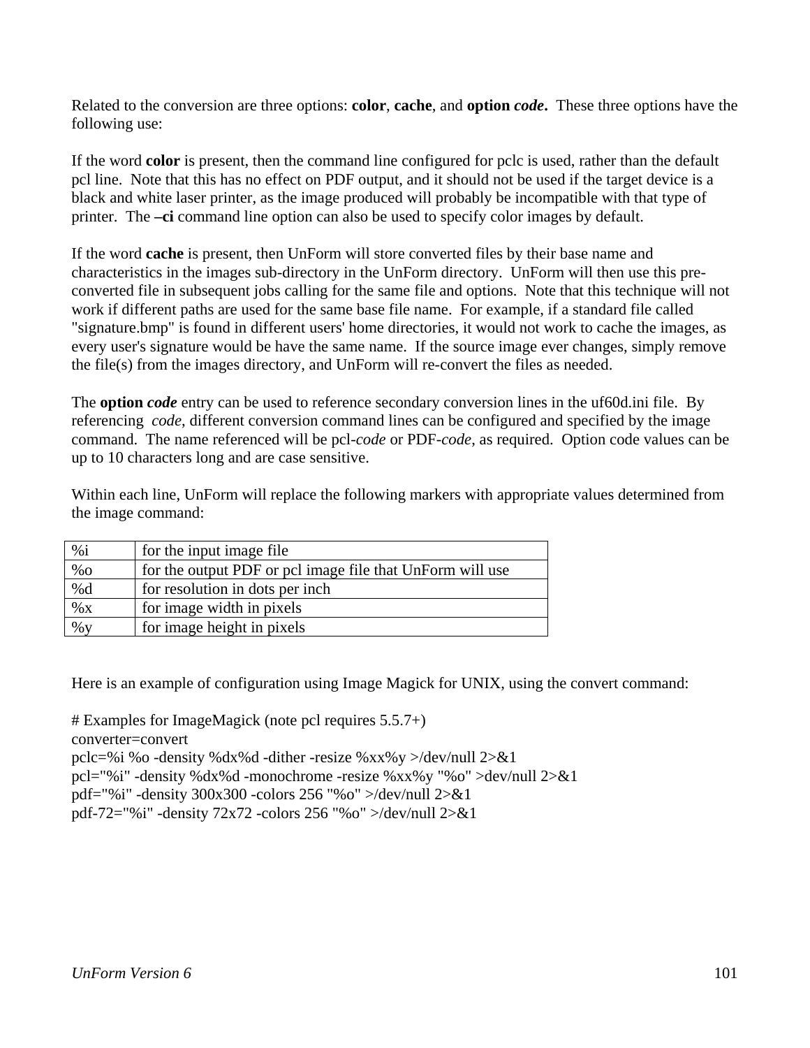Related to the conversion are three options: **color**, **cache**, and **option** ***code***. These three options have the following use:

If the word **color** is present, then the command line configured for pclc is used, rather than the default pcl line. Note that this has no effect on PDF output, and it should not be used if the target device is a black and white laser printer, as the image produced will probably be incompatible with that type of printer. The **–ci** command line option can also be used to specify color images by default.

If the word **cache** is present, then UnForm will store converted files by their base name and characteristics in the images sub-directory in the UnForm directory. UnForm will then use this pre-converted file in subsequent jobs calling for the same file and options. Note that this technique will not work if different paths are used for the same base file name. For example, if a standard file called "signature.bmp" is found in different users' home directories, it would not work to cache the images, as every user's signature would be have the same name. If the source image ever changes, simply remove the file(s) from the images directory, and UnForm will re-convert the files as needed.

The **option** ***code*** entry can be used to reference secondary conversion lines in the uf60d.ini file. By referencing *code*, different conversion command lines can be configured and specified by the image command. The name referenced will be pcl-*code* or PDF-*code*, as required. Option code values can be up to 10 characters long and are case sensitive.

Within each line, UnForm will replace the following markers with appropriate values determined from the image command:

| | |
|---|---|
| %i | for the input image file |
| %o | for the output PDF or pcl image file that UnForm will use |
| %d | for resolution in dots per inch |
| %x | for image width in pixels |
| %y | for image height in pixels |

Here is an example of configuration using Image Magick for UNIX, using the convert command:

```
# Examples for ImageMagick (note pcl requires 5.5.7+)
converter=convert
pclc=%i %o -density %dx%d -dither -resize %xx%y >/dev/null 2>&1
pcl="%i" -density %dx%d -monochrome -resize %xx%y "%o" >dev/null 2>&1
pdf="%i" -density 300x300 -colors 256 "%o" >/dev/null 2>&1
pdf-72="%i" -density 72x72 -colors 256 "%o" >/dev/null 2>&1
```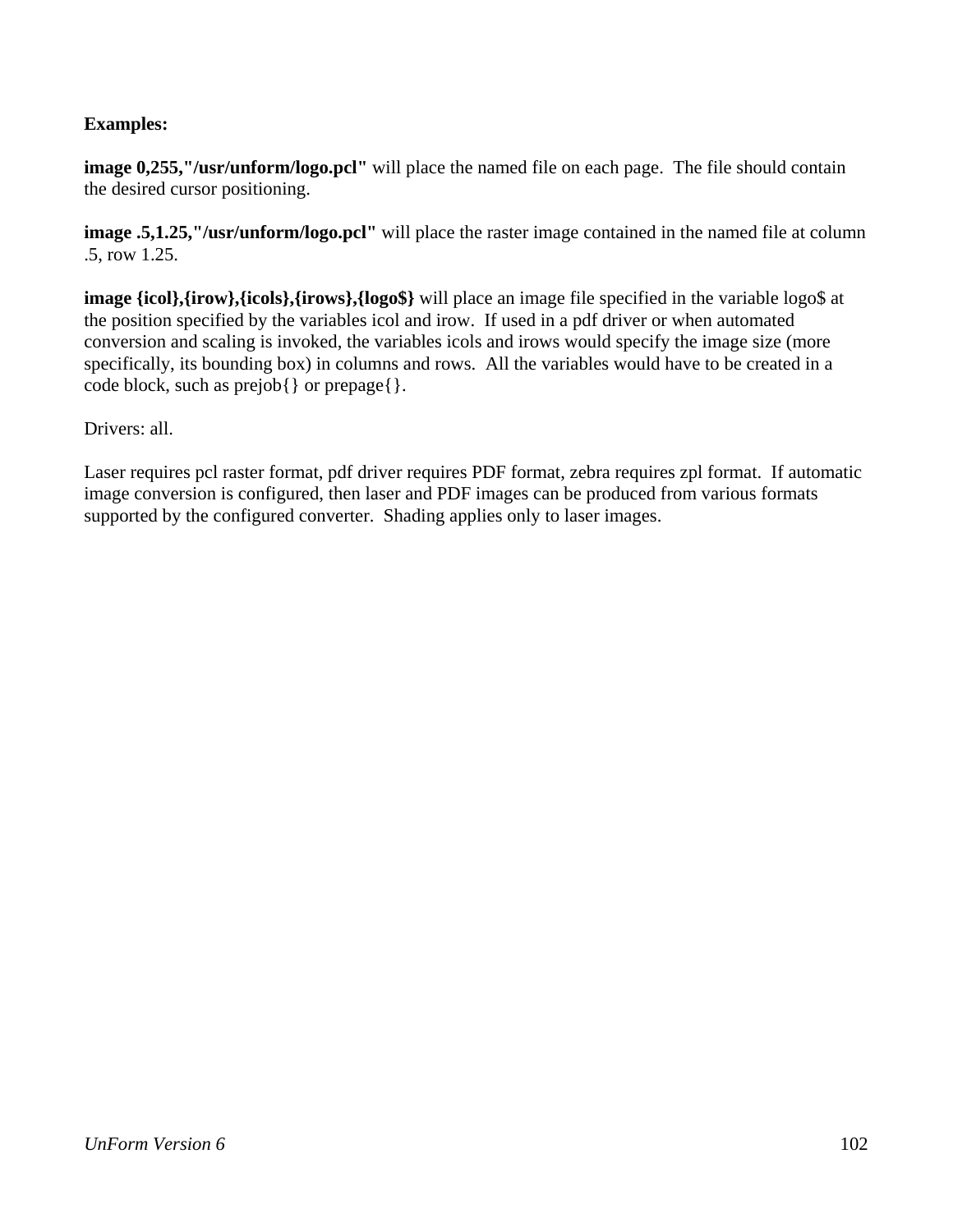**Examples:**

**image 0,255,"/usr/unform/logo.pcl"** will place the named file on each page. The file should contain the desired cursor positioning.

**image .5,1.25,"/usr/unform/logo.pcl"** will place the raster image contained in the named file at column .5, row 1.25.

**image {icol},{irow},{icols},{irows},{logo$}** will place an image file specified in the variable logo$ at the position specified by the variables icol and irow. If used in a pdf driver or when automated conversion and scaling is invoked, the variables icols and irows would specify the image size (more specifically, its bounding box) in columns and rows. All the variables would have to be created in a code block, such as prejob{} or prepage{}.

Drivers: all.

Laser requires pcl raster format, pdf driver requires PDF format, zebra requires zpl format. If automatic image conversion is configured, then laser and PDF images can be produced from various formats supported by the configured converter. Shading applies only to laser images.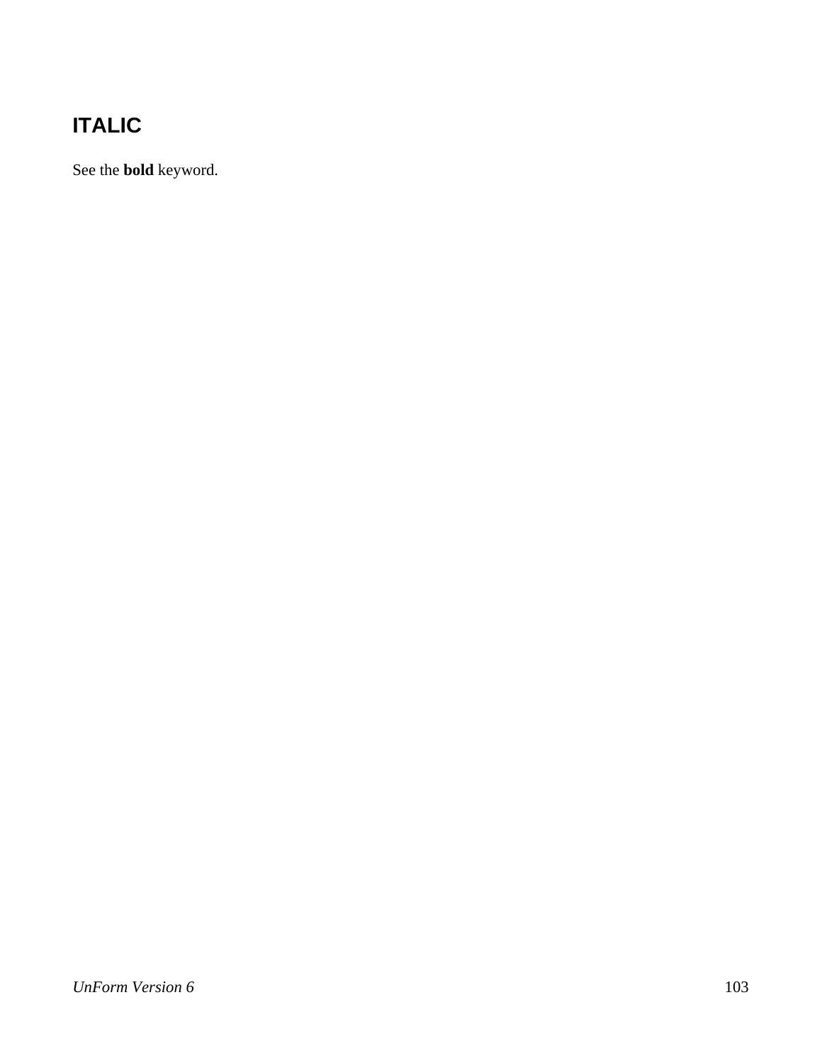# ITALIC

See the **bold** keyword.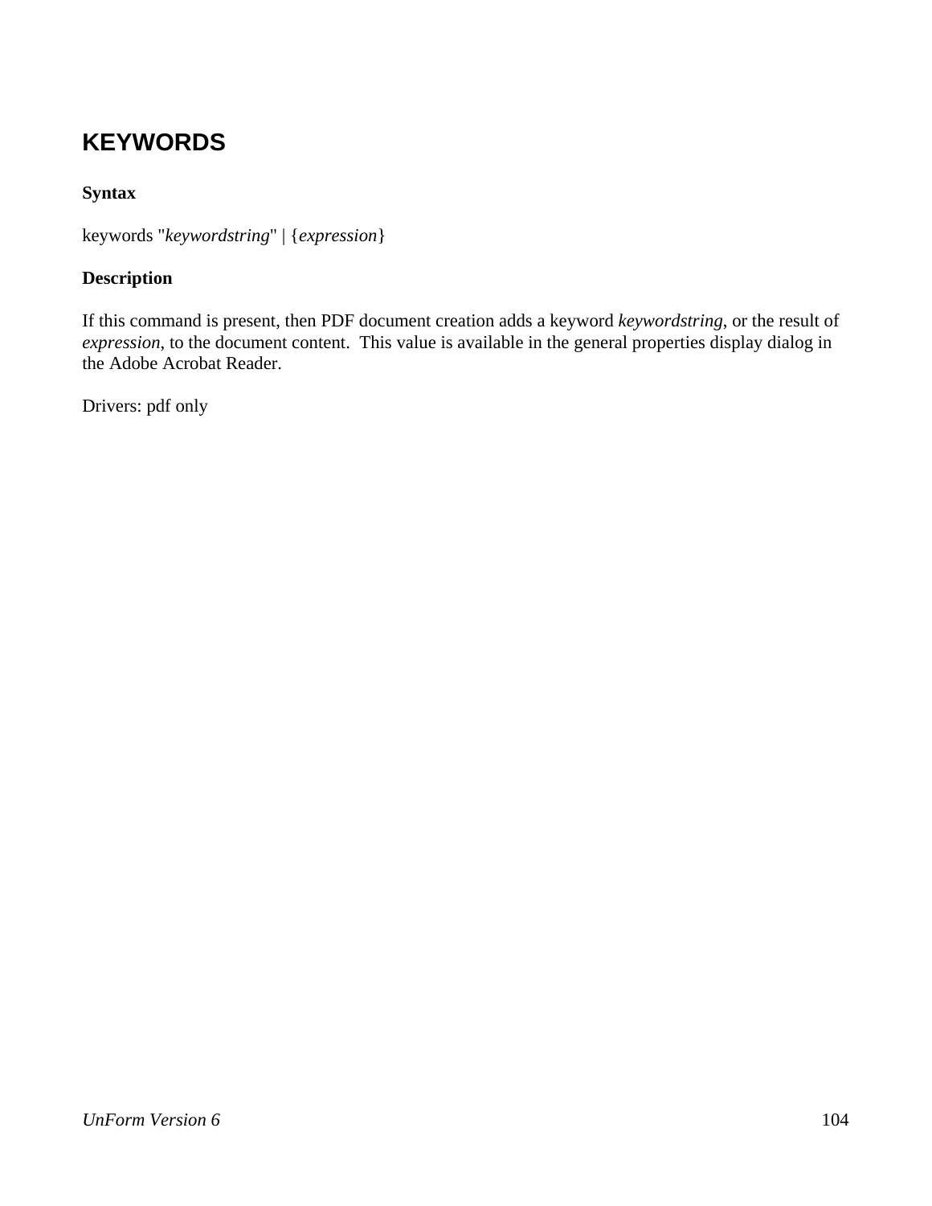## KEYWORDS

**Syntax**

keywords "*keywordstring*" | {*expression*}

**Description**

If this command is present, then PDF document creation adds a keyword *keywordstring*, or the result of *expression*, to the document content. This value is available in the general properties display dialog in the Adobe Acrobat Reader.

Drivers: pdf only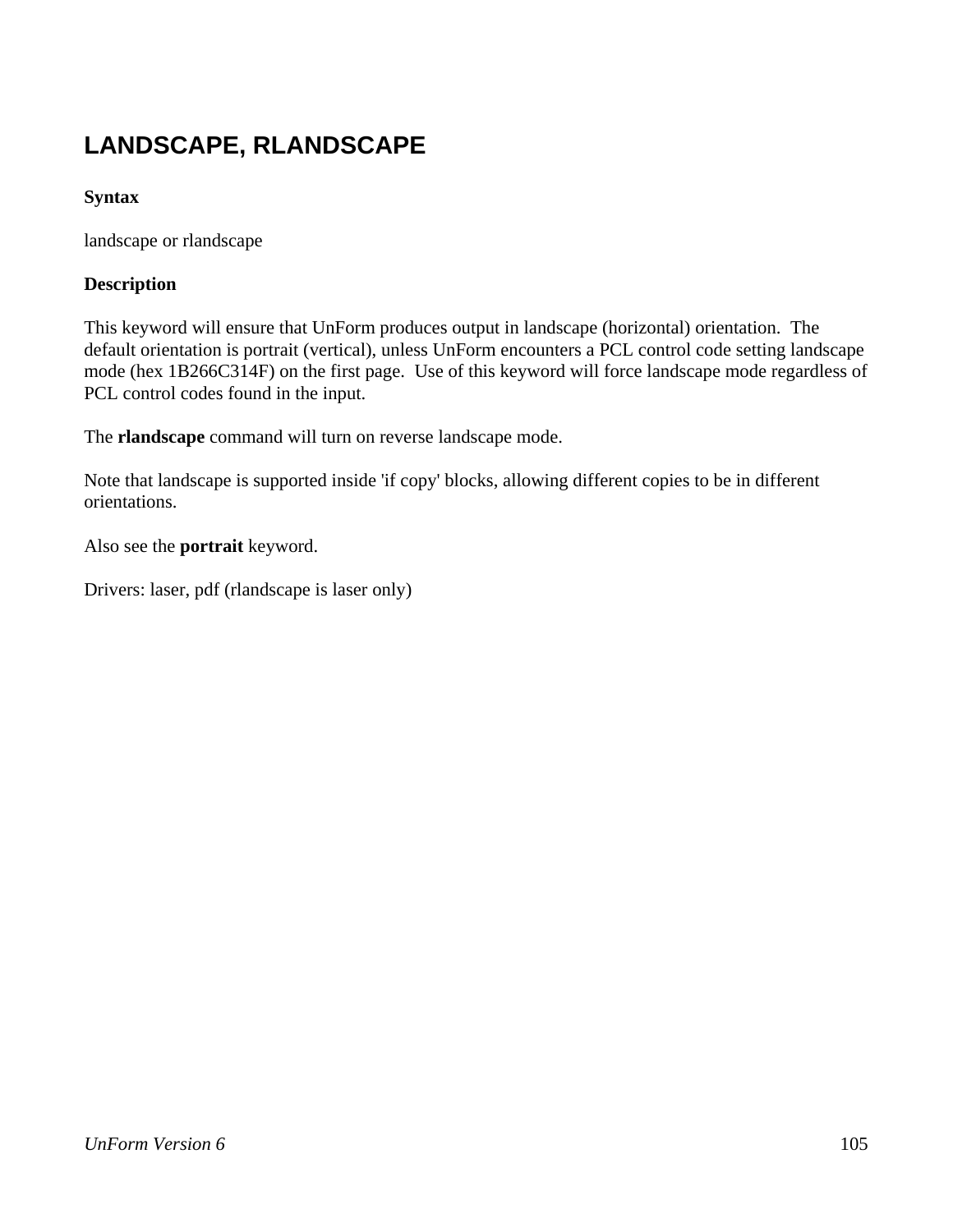# LANDSCAPE, RLANDSCAPE

**Syntax**

landscape or rlandscape

**Description**

This keyword will ensure that UnForm produces output in landscape (horizontal) orientation. The default orientation is portrait (vertical), unless UnForm encounters a PCL control code setting landscape mode (hex 1B266C314F) on the first page. Use of this keyword will force landscape mode regardless of PCL control codes found in the input.

The **rlandscape** command will turn on reverse landscape mode.

Note that landscape is supported inside 'if copy' blocks, allowing different copies to be in different orientations.

Also see the **portrait** keyword.

Drivers: laser, pdf (rlandscape is laser only)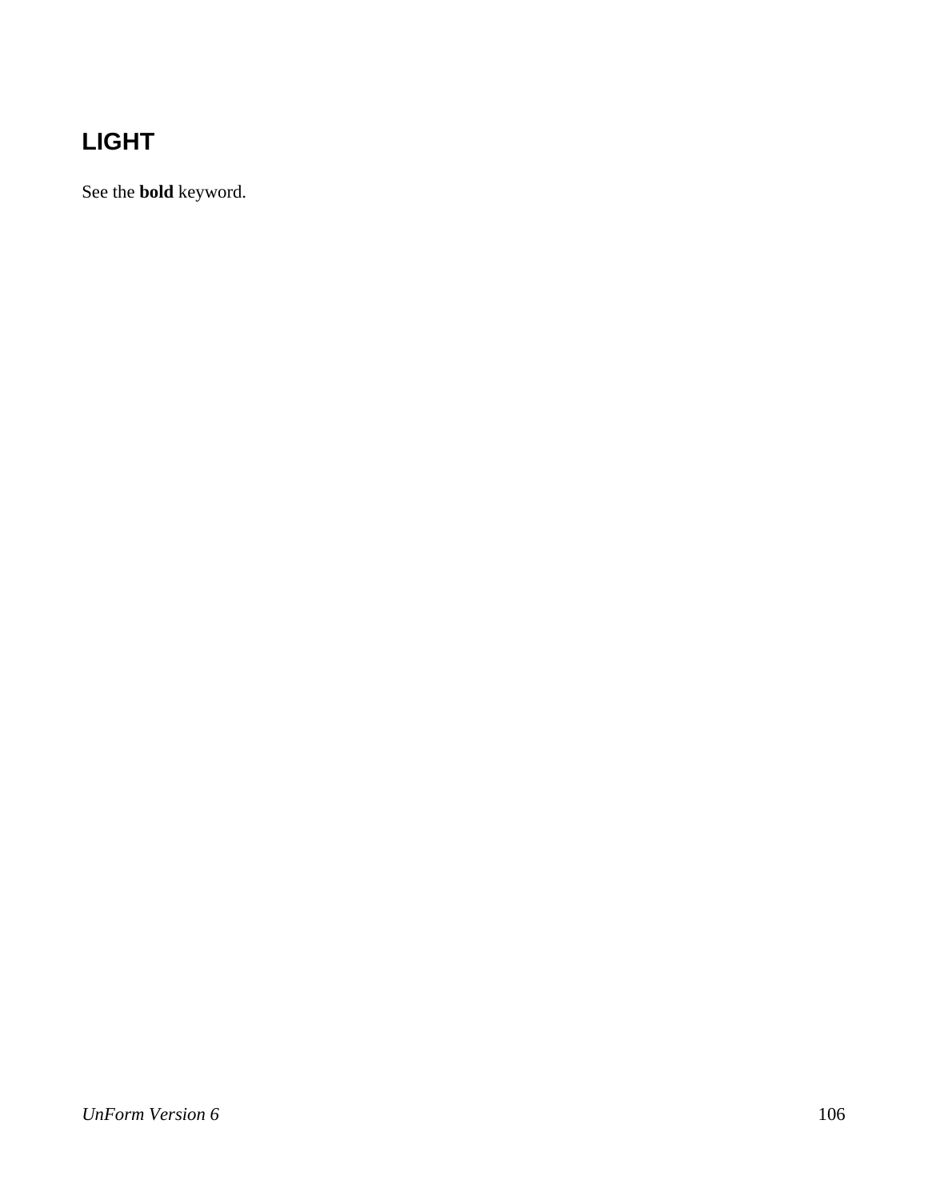## LIGHT

See the **bold** keyword.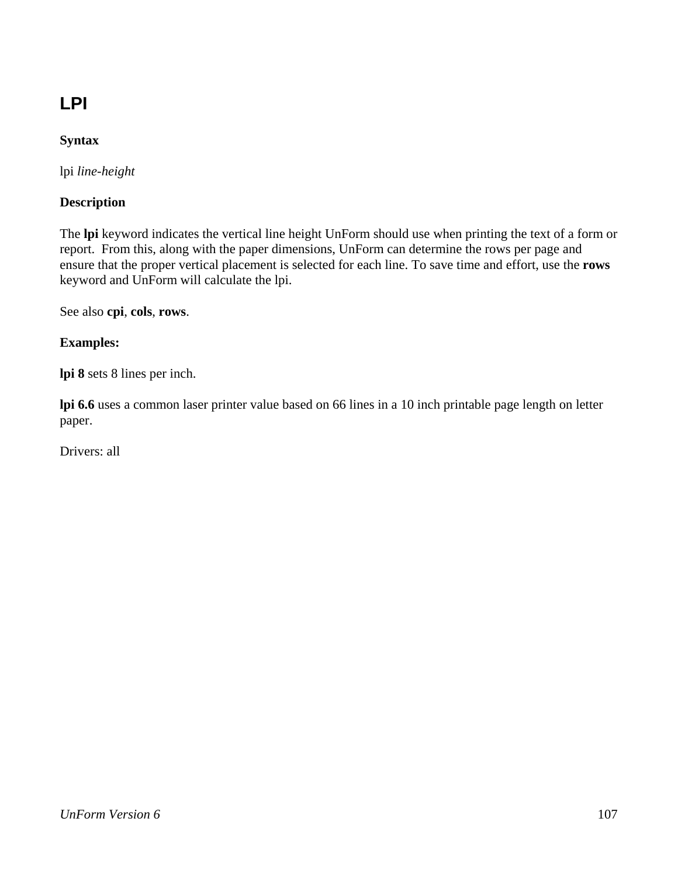## LPI

**Syntax**

lpi *line-height*

**Description**

The **lpi** keyword indicates the vertical line height UnForm should use when printing the text of a form or report. From this, along with the paper dimensions, UnForm can determine the rows per page and ensure that the proper vertical placement is selected for each line. To save time and effort, use the **rows** keyword and UnForm will calculate the lpi.

See also **cpi**, **cols**, **rows**.

**Examples:**

**lpi 8** sets 8 lines per inch.

**lpi 6.6** uses a common laser printer value based on 66 lines in a 10 inch printable page length on letter paper.

Drivers: all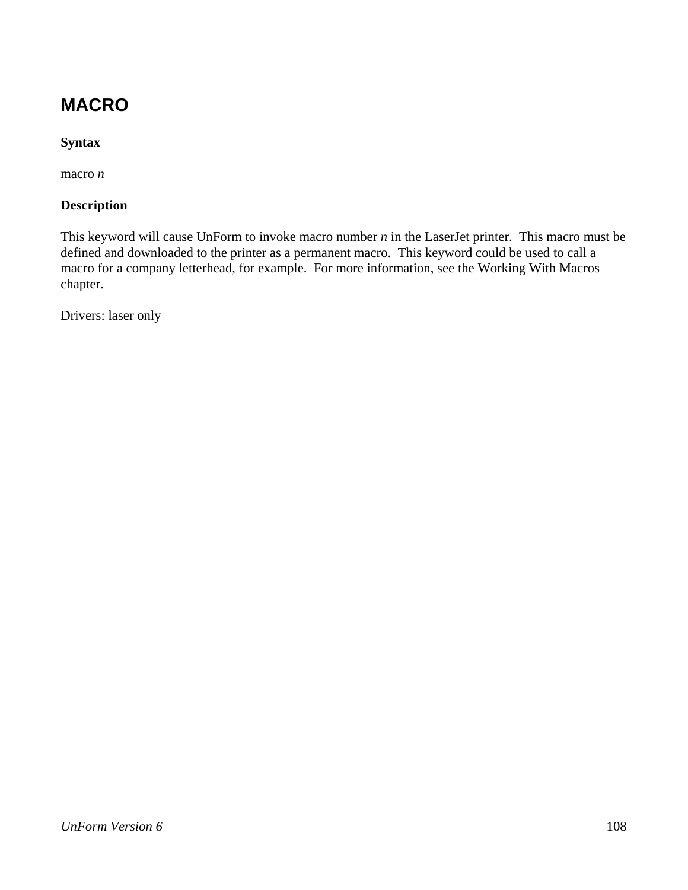## MACRO

**Syntax**

macro *n*

**Description**

This keyword will cause UnForm to invoke macro number *n* in the LaserJet printer. This macro must be defined and downloaded to the printer as a permanent macro. This keyword could be used to call a macro for a company letterhead, for example. For more information, see the Working With Macros chapter.

Drivers: laser only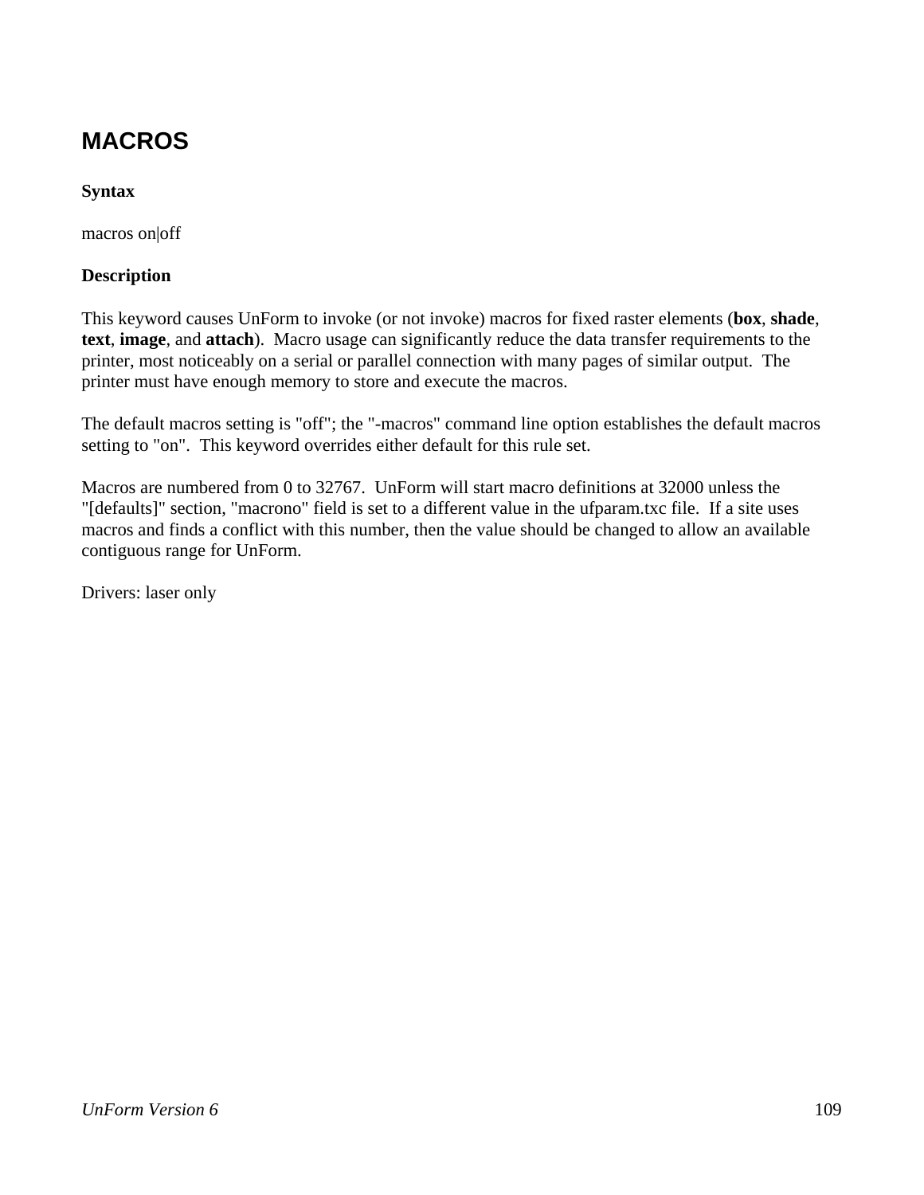## MACROS

**Syntax**

macros on|off

**Description**

This keyword causes UnForm to invoke (or not invoke) macros for fixed raster elements (**box**, **shade**, **text**, **image**, and **attach**). Macro usage can significantly reduce the data transfer requirements to the printer, most noticeably on a serial or parallel connection with many pages of similar output. The printer must have enough memory to store and execute the macros.

The default macros setting is "off"; the "-macros" command line option establishes the default macros setting to "on". This keyword overrides either default for this rule set.

Macros are numbered from 0 to 32767. UnForm will start macro definitions at 32000 unless the "[defaults]" section, "macrono" field is set to a different value in the ufparam.txc file. If a site uses macros and finds a conflict with this number, then the value should be changed to allow an available contiguous range for UnForm.

Drivers: laser only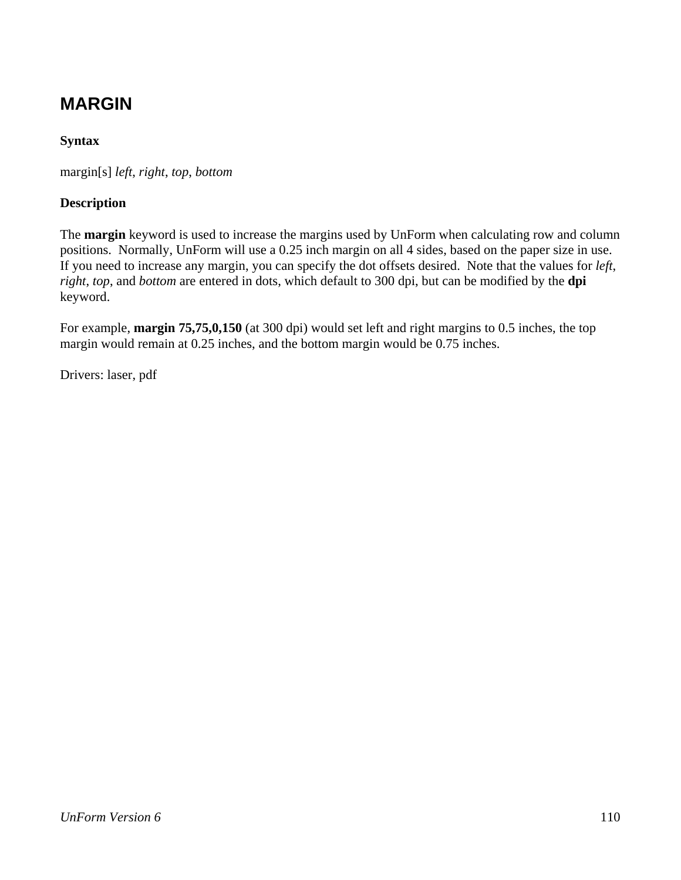## MARGIN

**Syntax**

margin[s] *left*, *right*, *top*, *bottom*

**Description**

The **margin** keyword is used to increase the margins used by UnForm when calculating row and column positions. Normally, UnForm will use a 0.25 inch margin on all 4 sides, based on the paper size in use. If you need to increase any margin, you can specify the dot offsets desired. Note that the values for *left*, *right*, *top*, and *bottom* are entered in dots, which default to 300 dpi, but can be modified by the **dpi** keyword.

For example, **margin 75,75,0,150** (at 300 dpi) would set left and right margins to 0.5 inches, the top margin would remain at 0.25 inches, and the bottom margin would be 0.75 inches.

Drivers: laser, pdf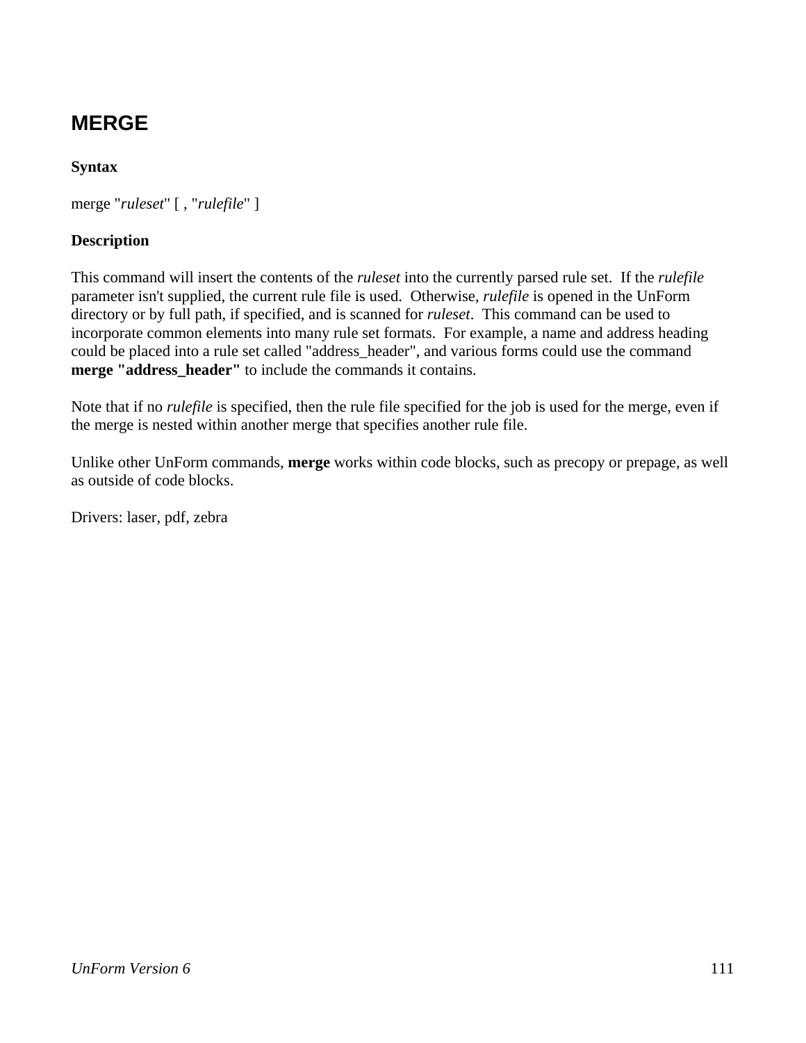## MERGE

**Syntax**

merge "*ruleset*" [ , "*rulefile*" ]

**Description**

This command will insert the contents of the *ruleset* into the currently parsed rule set. If the *rulefile* parameter isn't supplied, the current rule file is used. Otherwise, *rulefile* is opened in the UnForm directory or by full path, if specified, and is scanned for *ruleset*. This command can be used to incorporate common elements into many rule set formats. For example, a name and address heading could be placed into a rule set called "address_header", and various forms could use the command **merge "address_header"** to include the commands it contains.

Note that if no *rulefile* is specified, then the rule file specified for the job is used for the merge, even if the merge is nested within another merge that specifies another rule file.

Unlike other UnForm commands, **merge** works within code blocks, such as precopy or prepage, as well as outside of code blocks.

Drivers: laser, pdf, zebra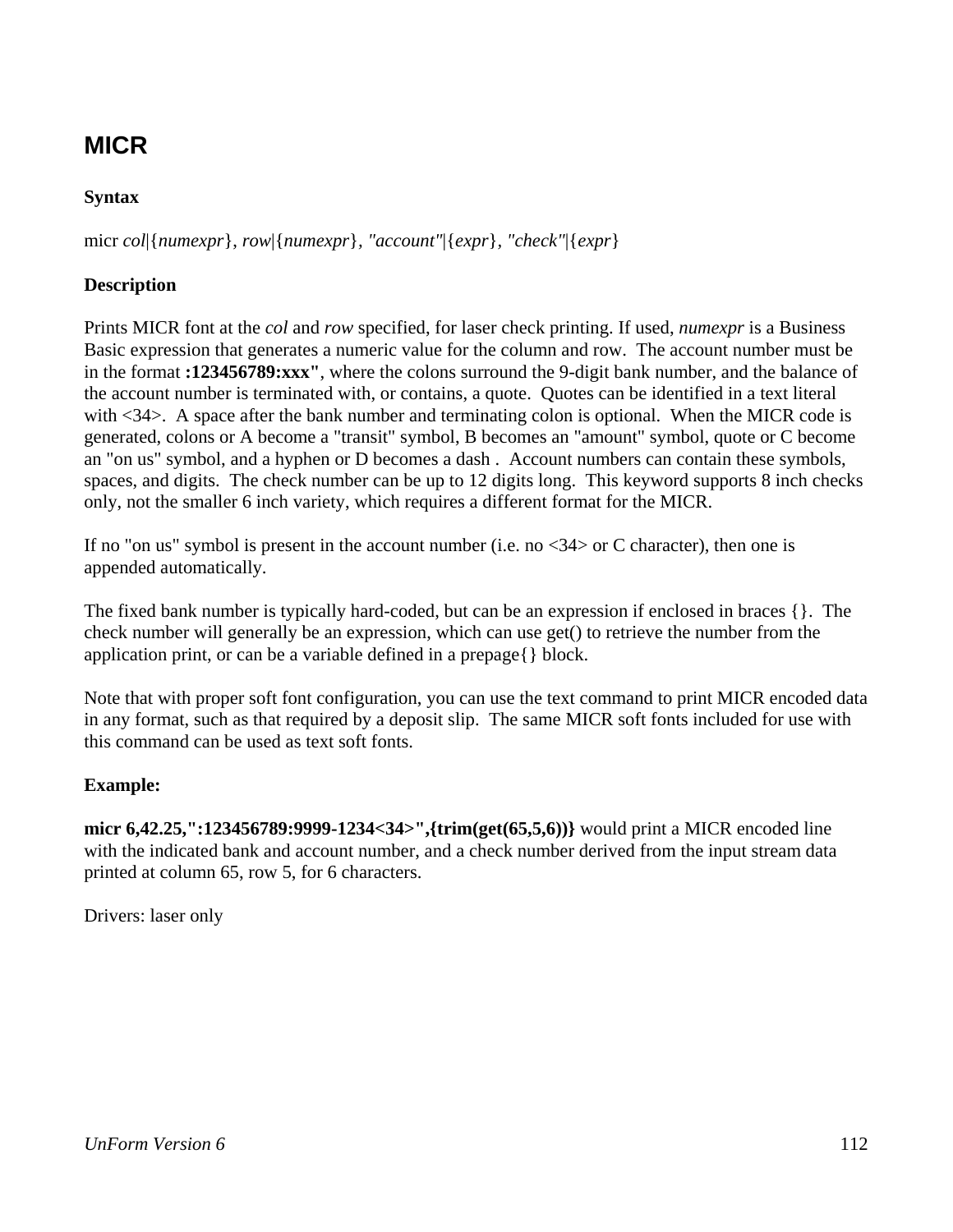## MICR

**Syntax**

micr *col*|{*numexpr*}, *row*|{*numexpr*}, *"account"*|{*expr*}, *"check"*|{*expr*}

**Description**

Prints MICR font at the *col* and *row* specified, for laser check printing. If used, *numexpr* is a Business Basic expression that generates a numeric value for the column and row. The account number must be in the format **:123456789:xxx"**, where the colons surround the 9-digit bank number, and the balance of the account number is terminated with, or contains, a quote. Quotes can be identified in a text literal with <34>. A space after the bank number and terminating colon is optional. When the MICR code is generated, colons or A become a "transit" symbol, B becomes an "amount" symbol, quote or C become an "on us" symbol, and a hyphen or D becomes a dash . Account numbers can contain these symbols, spaces, and digits. The check number can be up to 12 digits long. This keyword supports 8 inch checks only, not the smaller 6 inch variety, which requires a different format for the MICR.

If no "on us" symbol is present in the account number (i.e. no <34> or C character), then one is appended automatically.

The fixed bank number is typically hard-coded, but can be an expression if enclosed in braces {}. The check number will generally be an expression, which can use get() to retrieve the number from the application print, or can be a variable defined in a prepage{} block.

Note that with proper soft font configuration, you can use the text command to print MICR encoded data in any format, such as that required by a deposit slip. The same MICR soft fonts included for use with this command can be used as text soft fonts.

**Example:**

**micr 6,42.25,":123456789:9999-1234<34>",{trim(get(65,5,6))}** would print a MICR encoded line with the indicated bank and account number, and a check number derived from the input stream data printed at column 65, row 5, for 6 characters.

Drivers: laser only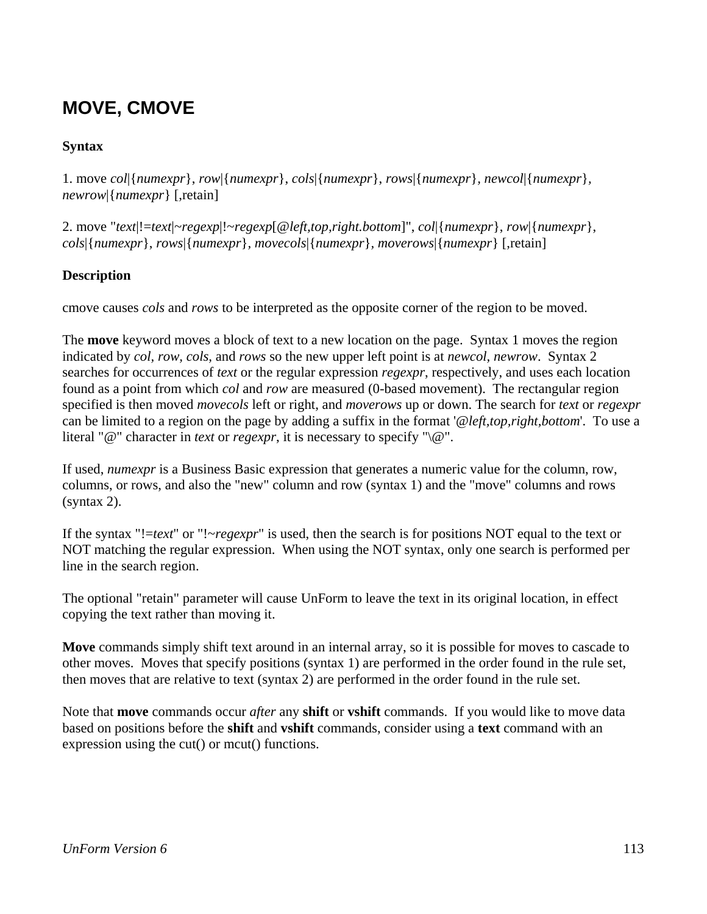## MOVE, CMOVE

**Syntax**

1. move *col*|{*numexpr*}, *row*|{*numexpr*}, *cols*|{*numexpr*}, *rows*|{*numexpr*}, *newcol*|{*numexpr*}, *newrow*|{*numexpr*} [,retain]

2. move "*text*|!=*text*|~*regexp*|!~*regexp*[@*left,top,right.bottom*]", *col*|{*numexpr*}, *row*|{*numexpr*}, *cols*|{*numexpr*}, *rows*|{*numexpr*}, *movecols*|{*numexpr*}, *moverows*|{*numexpr*} [,retain]

**Description**

cmove causes *cols* and *rows* to be interpreted as the opposite corner of the region to be moved.

The **move** keyword moves a block of text to a new location on the page. Syntax 1 moves the region indicated by *col*, *row*, *cols*, and *rows* so the new upper left point is at *newcol*, *newrow*. Syntax 2 searches for occurrences of *text* or the regular expression *regexpr*, respectively, and uses each location found as a point from which *col* and *row* are measured (0-based movement). The rectangular region specified is then moved *movecols* left or right, and *moverows* up or down. The search for *text* or *regexpr* can be limited to a region on the page by adding a suffix in the format '@*left,top,right,bottom*'. To use a literal "@" character in *text* or *regexpr*, it is necessary to specify "\@".

If used, *numexpr* is a Business Basic expression that generates a numeric value for the column, row, columns, or rows, and also the "new" column and row (syntax 1) and the "move" columns and rows (syntax 2).

If the syntax "!=*text*" or "!~*regexpr*" is used, then the search is for positions NOT equal to the text or NOT matching the regular expression. When using the NOT syntax, only one search is performed per line in the search region.

The optional "retain" parameter will cause UnForm to leave the text in its original location, in effect copying the text rather than moving it.

**Move** commands simply shift text around in an internal array, so it is possible for moves to cascade to other moves. Moves that specify positions (syntax 1) are performed in the order found in the rule set, then moves that are relative to text (syntax 2) are performed in the order found in the rule set.

Note that **move** commands occur *after* any **shift** or **vshift** commands. If you would like to move data based on positions before the **shift** and **vshift** commands, consider using a **text** command with an expression using the cut() or mcut() functions.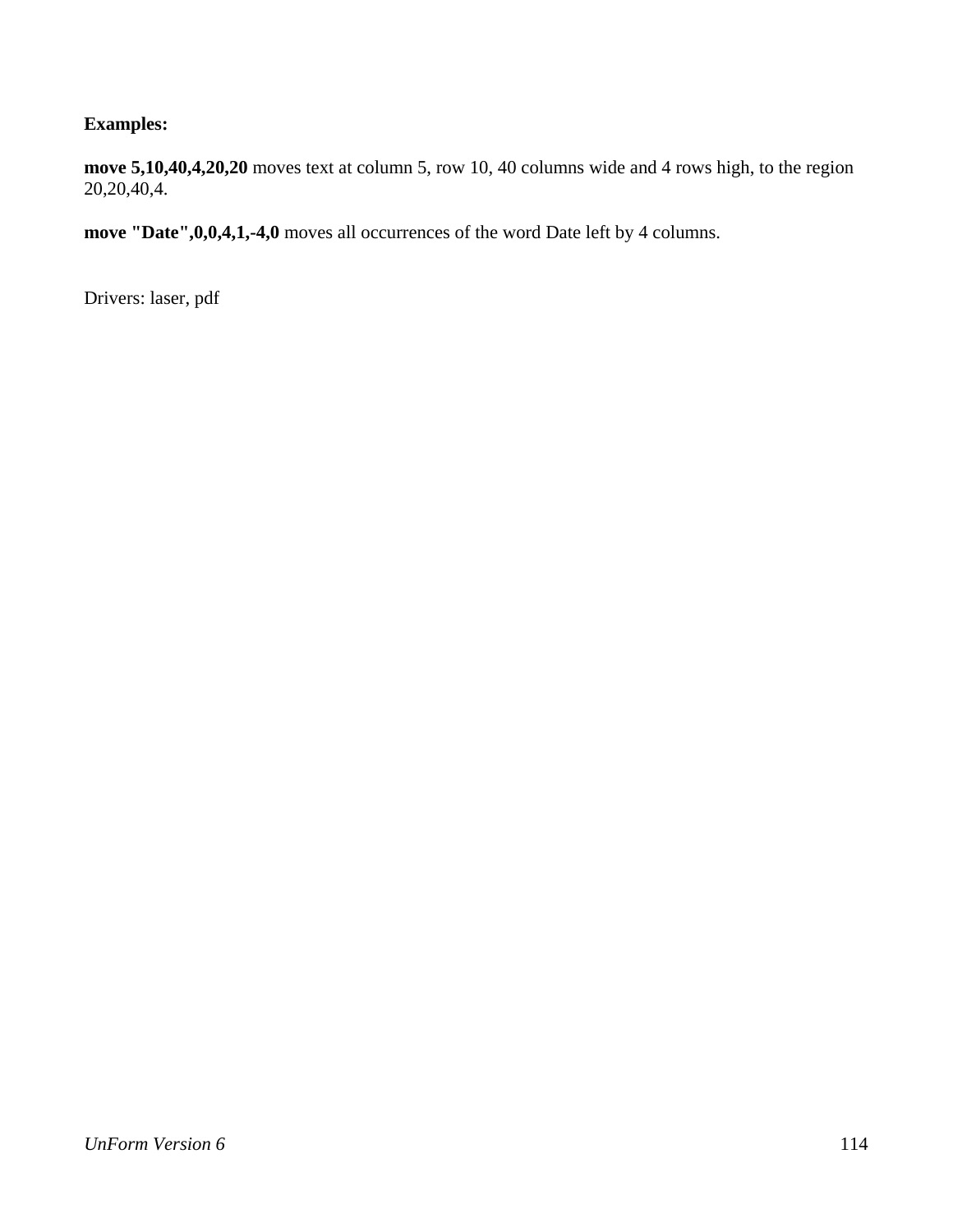**Examples:**

**move 5,10,40,4,20,20** moves text at column 5, row 10, 40 columns wide and 4 rows high, to the region 20,20,40,4.

**move "Date",0,0,4,1,-4,0** moves all occurrences of the word Date left by 4 columns.

Drivers: laser, pdf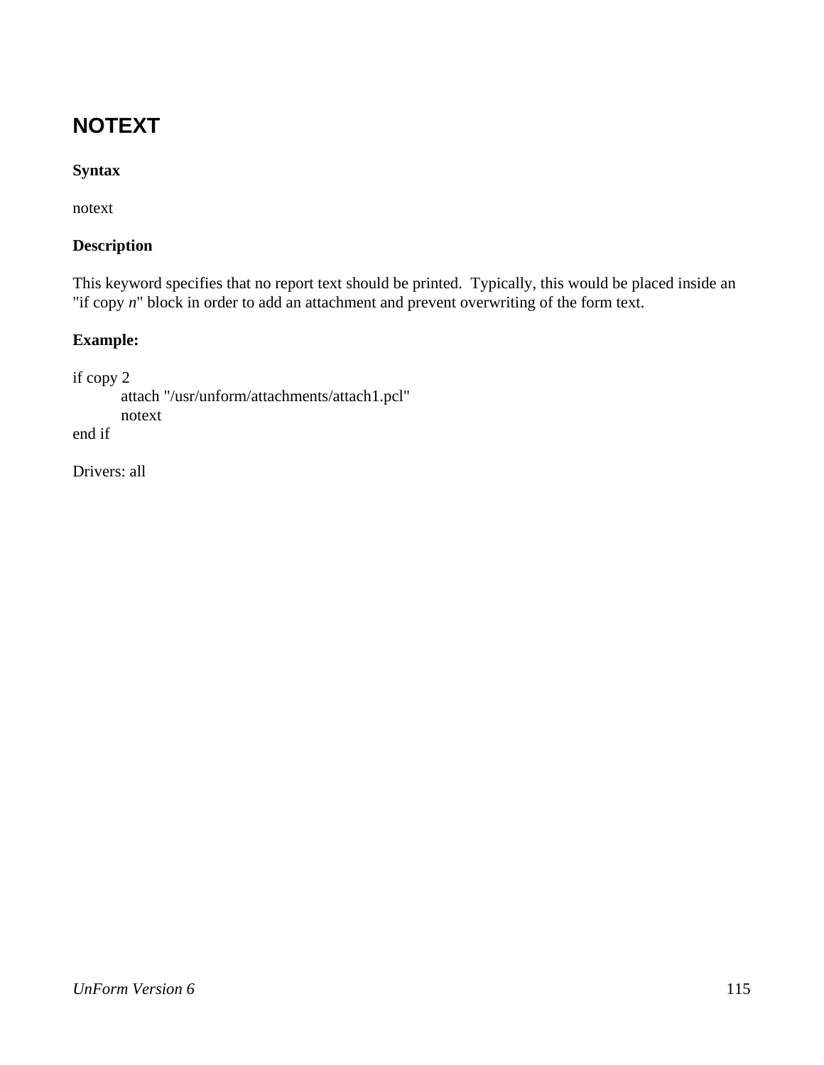## NOTEXT

**Syntax**

notext

**Description**

This keyword specifies that no report text should be printed. Typically, this would be placed inside an "if copy *n*" block in order to add an attachment and prevent overwriting of the form text.

**Example:**

```
if copy 2
        attach "/usr/unform/attachments/attach1.pcl"
        notext
end if
```

Drivers: all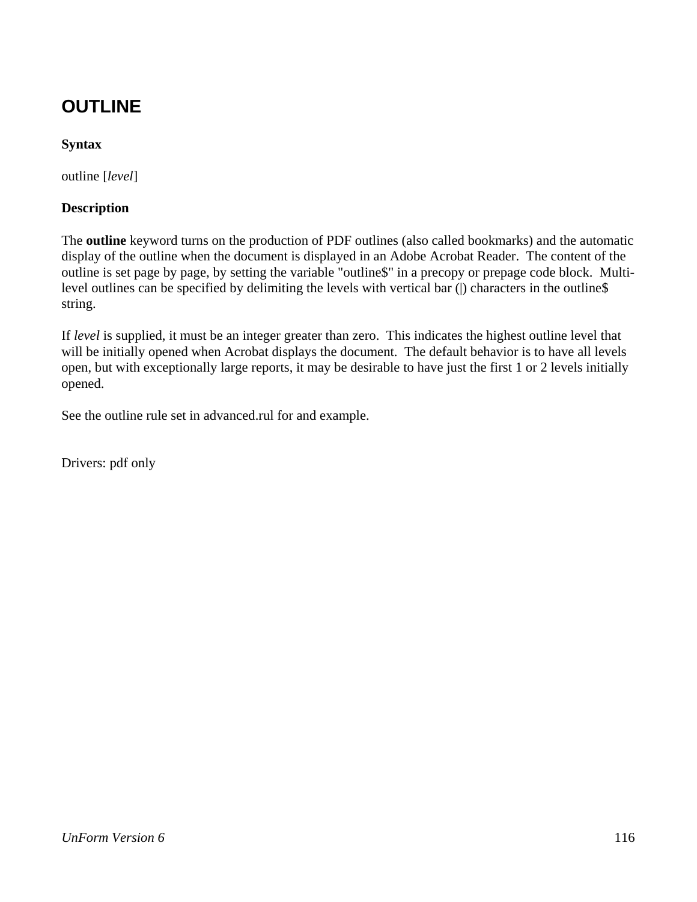# OUTLINE

**Syntax**

outline [*level*]

**Description**

The **outline** keyword turns on the production of PDF outlines (also called bookmarks) and the automatic display of the outline when the document is displayed in an Adobe Acrobat Reader. The content of the outline is set page by page, by setting the variable "outline$" in a precopy or prepage code block. Multi-level outlines can be specified by delimiting the levels with vertical bar (|) characters in the outline$ string.

If *level* is supplied, it must be an integer greater than zero. This indicates the highest outline level that will be initially opened when Acrobat displays the document. The default behavior is to have all levels open, but with exceptionally large reports, it may be desirable to have just the first 1 or 2 levels initially opened.

See the outline rule set in advanced.rul for and example.

Drivers: pdf only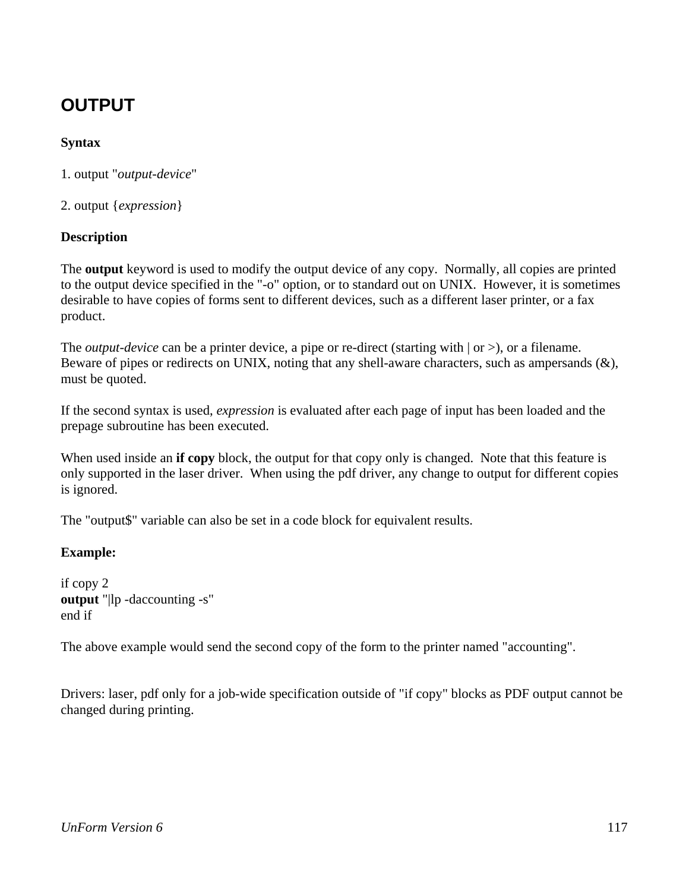# OUTPUT

**Syntax**

1. output "*output-device*"

2. output {*expression*}

**Description**

The **output** keyword is used to modify the output device of any copy. Normally, all copies are printed to the output device specified in the "-o" option, or to standard out on UNIX. However, it is sometimes desirable to have copies of forms sent to different devices, such as a different laser printer, or a fax product.

The *output-device* can be a printer device, a pipe or re-direct (starting with | or >), or a filename. Beware of pipes or redirects on UNIX, noting that any shell-aware characters, such as ampersands (&), must be quoted.

If the second syntax is used, *expression* is evaluated after each page of input has been loaded and the prepage subroutine has been executed.

When used inside an **if copy** block, the output for that copy only is changed. Note that this feature is only supported in the laser driver. When using the pdf driver, any change to output for different copies is ignored.

The "output$" variable can also be set in a code block for equivalent results.

**Example:**

if copy 2
**output** "|lp -daccounting -s"
end if

The above example would send the second copy of the form to the printer named "accounting".

Drivers: laser, pdf only for a job-wide specification outside of "if copy" blocks as PDF output cannot be changed during printing.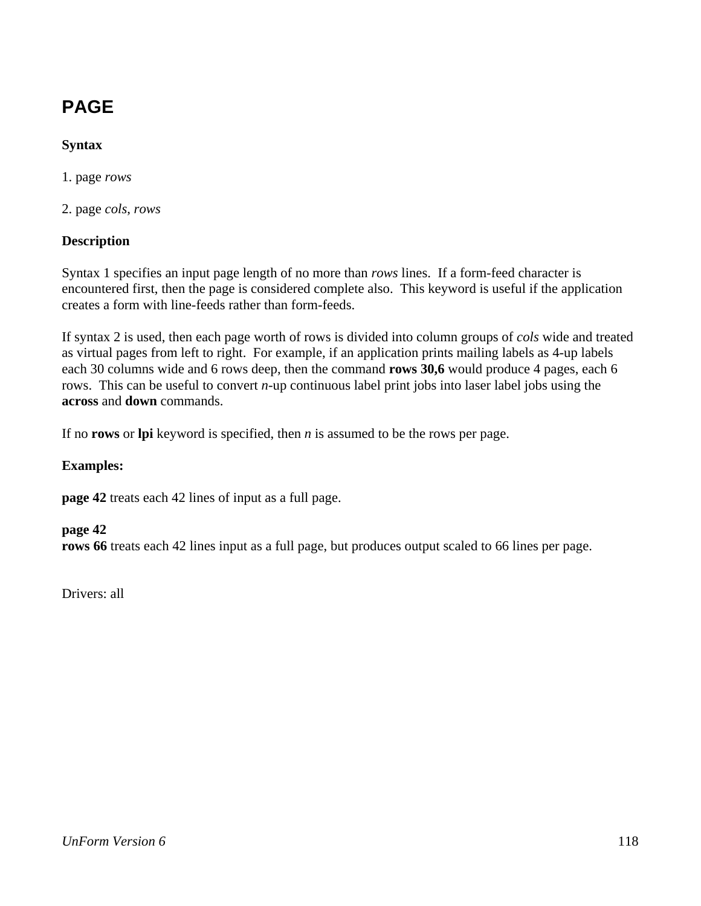# PAGE

**Syntax**

1. page *rows*

2. page *cols*, *rows*

**Description**

Syntax 1 specifies an input page length of no more than *rows* lines. If a form-feed character is encountered first, then the page is considered complete also. This keyword is useful if the application creates a form with line-feeds rather than form-feeds.

If syntax 2 is used, then each page worth of rows is divided into column groups of *cols* wide and treated as virtual pages from left to right. For example, if an application prints mailing labels as 4-up labels each 30 columns wide and 6 rows deep, then the command **rows 30,6** would produce 4 pages, each 6 rows. This can be useful to convert *n*-up continuous label print jobs into laser label jobs using the **across** and **down** commands.

If no **rows** or **lpi** keyword is specified, then *n* is assumed to be the rows per page.

**Examples:**

**page 42** treats each 42 lines of input as a full page.

**page 42**
**rows 66** treats each 42 lines input as a full page, but produces output scaled to 66 lines per page.

Drivers: all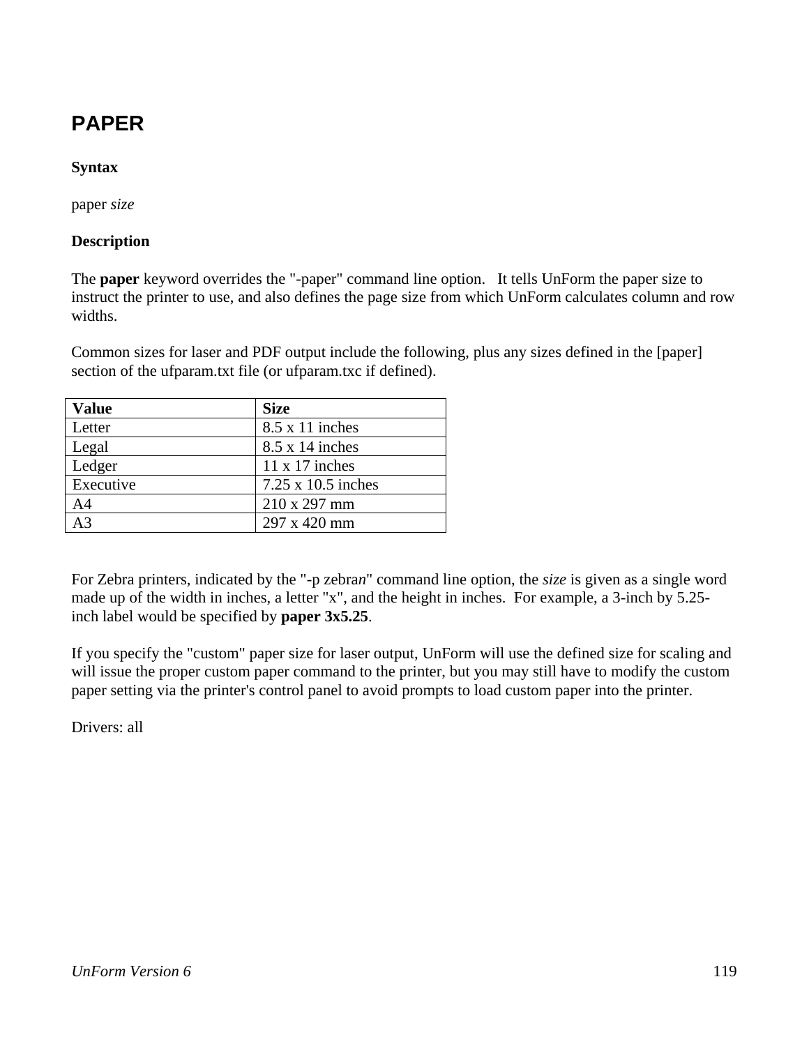# PAPER

**Syntax**

paper *size*

**Description**

The **paper** keyword overrides the "-paper" command line option. It tells UnForm the paper size to instruct the printer to use, and also defines the page size from which UnForm calculates column and row widths.

Common sizes for laser and PDF output include the following, plus any sizes defined in the [paper] section of the ufparam.txt file (or ufparam.txc if defined).

| Value | Size |
| --- | --- |
| Letter | 8.5 x 11 inches |
| Legal | 8.5 x 14 inches |
| Ledger | 11 x 17 inches |
| Executive | 7.25 x 10.5 inches |
| A4 | 210 x 297 mm |
| A3 | 297 x 420 mm |

For Zebra printers, indicated by the "-p zebra*n*" command line option, the *size* is given as a single word made up of the width in inches, a letter "x", and the height in inches. For example, a 3-inch by 5.25-inch label would be specified by **paper 3x5.25**.

If you specify the "custom" paper size for laser output, UnForm will use the defined size for scaling and will issue the proper custom paper command to the printer, but you may still have to modify the custom paper setting via the printer's control panel to avoid prompts to load custom paper into the printer.

Drivers: all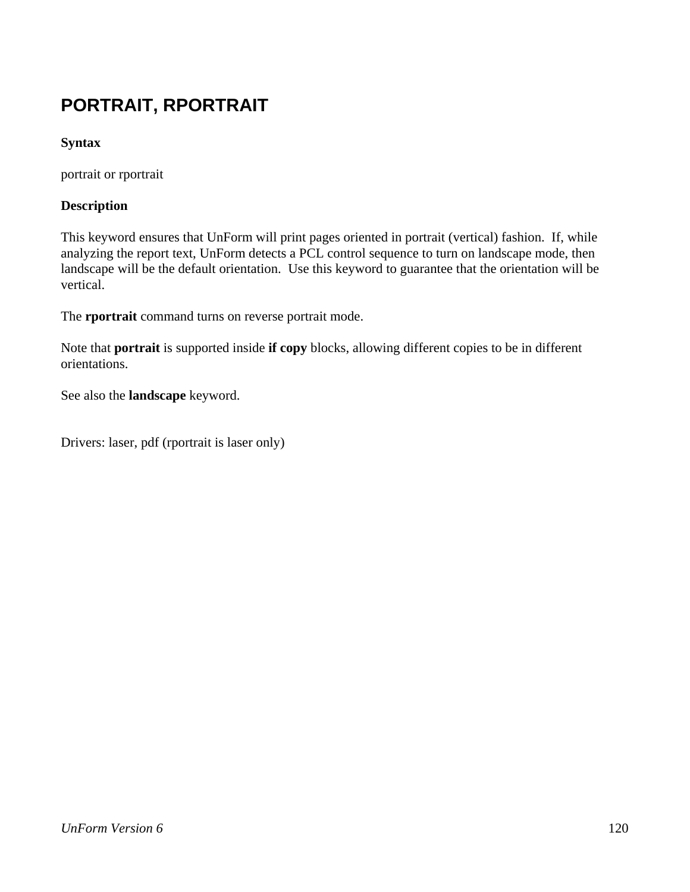# PORTRAIT, RPORTRAIT

**Syntax**

portrait or rportrait

**Description**

This keyword ensures that UnForm will print pages oriented in portrait (vertical) fashion.  If, while analyzing the report text, UnForm detects a PCL control sequence to turn on landscape mode, then landscape will be the default orientation.  Use this keyword to guarantee that the orientation will be vertical.

The **rportrait** command turns on reverse portrait mode.

Note that **portrait** is supported inside **if copy** blocks, allowing different copies to be in different orientations.

See also the **landscape** keyword.

Drivers: laser, pdf (rportrait is laser only)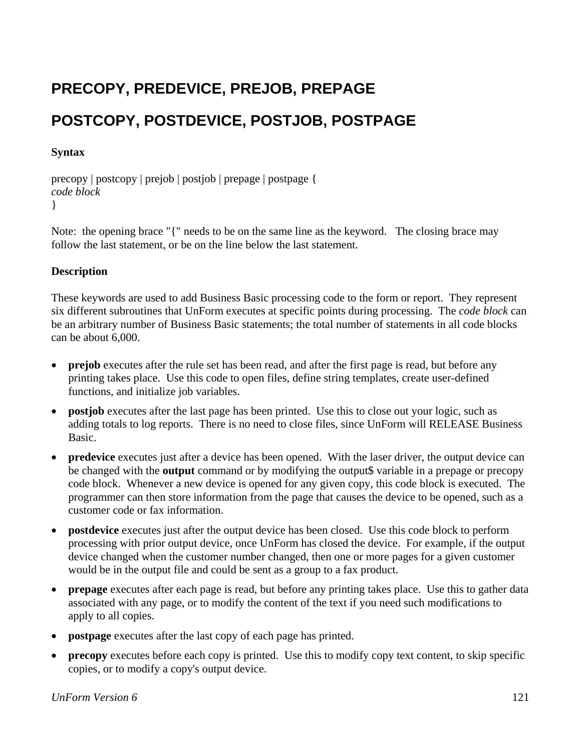## PRECOPY, PREDEVICE, PREJOB, PREPAGE

## POSTCOPY, POSTDEVICE, POSTJOB, POSTPAGE

**Syntax**

precopy | postcopy | prejob | postjob | prepage | postpage {
*code block*
}

Note: the opening brace "{" needs to be on the same line as the keyword. The closing brace may follow the last statement, or be on the line below the last statement.

**Description**

These keywords are used to add Business Basic processing code to the form or report. They represent six different subroutines that UnForm executes at specific points during processing. The *code block* can be an arbitrary number of Business Basic statements; the total number of statements in all code blocks can be about 6,000.

- **prejob** executes after the rule set has been read, and after the first page is read, but before any printing takes place. Use this code to open files, define string templates, create user-defined functions, and initialize job variables.
- **postjob** executes after the last page has been printed. Use this to close out your logic, such as adding totals to log reports. There is no need to close files, since UnForm will RELEASE Business Basic.
- **predevice** executes just after a device has been opened. With the laser driver, the output device can be changed with the **output** command or by modifying the output$ variable in a prepage or precopy code block. Whenever a new device is opened for any given copy, this code block is executed. The programmer can then store information from the page that causes the device to be opened, such as a customer code or fax information.
- **postdevice** executes just after the output device has been closed. Use this code block to perform processing with prior output device, once UnForm has closed the device. For example, if the output device changed when the customer number changed, then one or more pages for a given customer would be in the output file and could be sent as a group to a fax product.
- **prepage** executes after each page is read, but before any printing takes place. Use this to gather data associated with any page, or to modify the content of the text if you need such modifications to apply to all copies.
- **postpage** executes after the last copy of each page has printed.
- **precopy** executes before each copy is printed. Use this to modify copy text content, to skip specific copies, or to modify a copy's output device.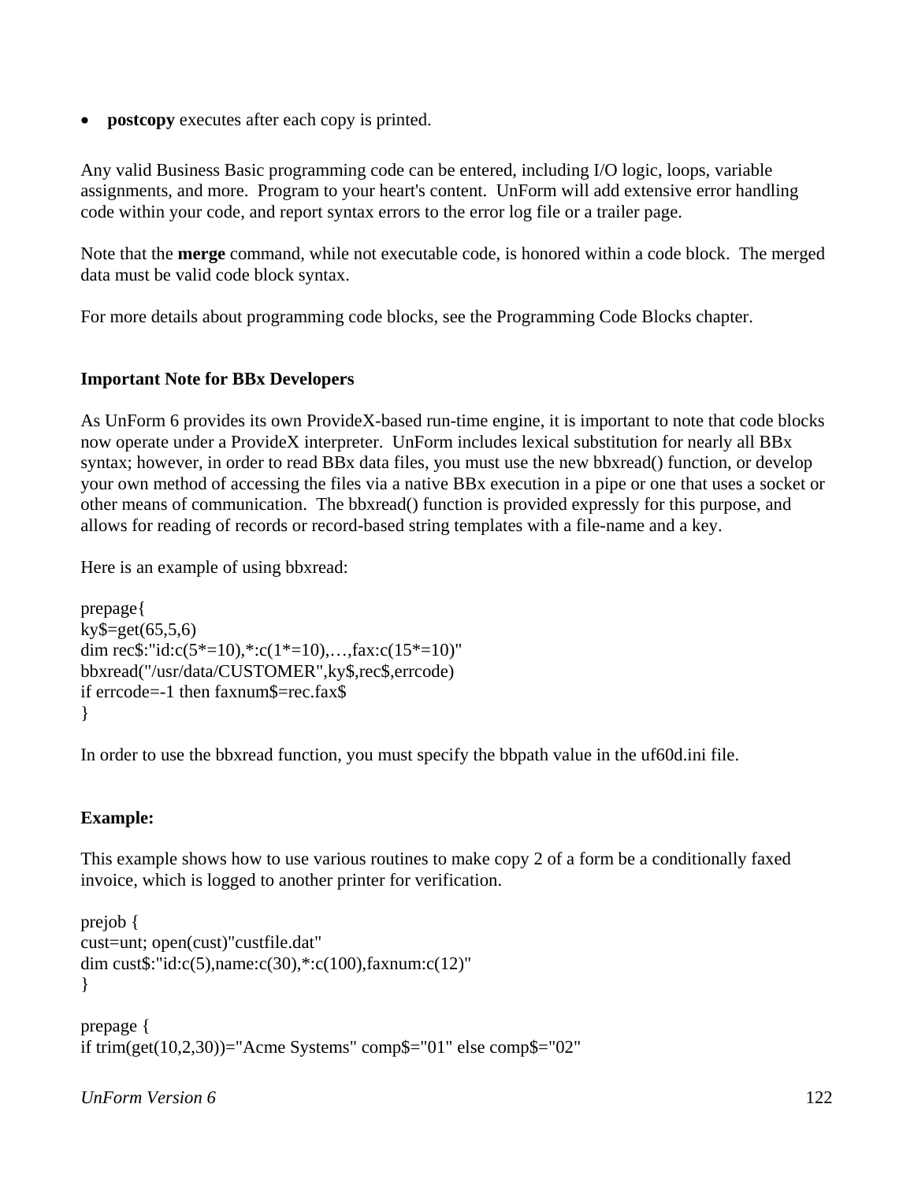- **postcopy** executes after each copy is printed.

Any valid Business Basic programming code can be entered, including I/O logic, loops, variable assignments, and more. Program to your heart's content. UnForm will add extensive error handling code within your code, and report syntax errors to the error log file or a trailer page.

Note that the **merge** command, while not executable code, is honored within a code block. The merged data must be valid code block syntax.

For more details about programming code blocks, see the Programming Code Blocks chapter.

**Important Note for BBx Developers**

As UnForm 6 provides its own ProvideX-based run-time engine, it is important to note that code blocks now operate under a ProvideX interpreter. UnForm includes lexical substitution for nearly all BBx syntax; however, in order to read BBx data files, you must use the new bbxread() function, or develop your own method of accessing the files via a native BBx execution in a pipe or one that uses a socket or other means of communication. The bbxread() function is provided expressly for this purpose, and allows for reading of records or record-based string templates with a file-name and a key.

Here is an example of using bbxread:

```
prepage{
ky$=get(65,5,6)
dim rec$:"id:c(5*=10),*:c(1*=10),…,fax:c(15*=10)"
bbxread("/usr/data/CUSTOMER",ky$,rec$,errcode)
if errcode=-1 then faxnum$=rec.fax$
}
```

In order to use the bbxread function, you must specify the bbpath value in the uf60d.ini file.

**Example:**

This example shows how to use various routines to make copy 2 of a form be a conditionally faxed invoice, which is logged to another printer for verification.

```
prejob {
cust=unt; open(cust)"custfile.dat"
dim cust$:"id:c(5),name:c(30),*:c(100),faxnum:c(12)"
}

prepage {
if trim(get(10,2,30))="Acme Systems" comp$="01" else comp$="02"
```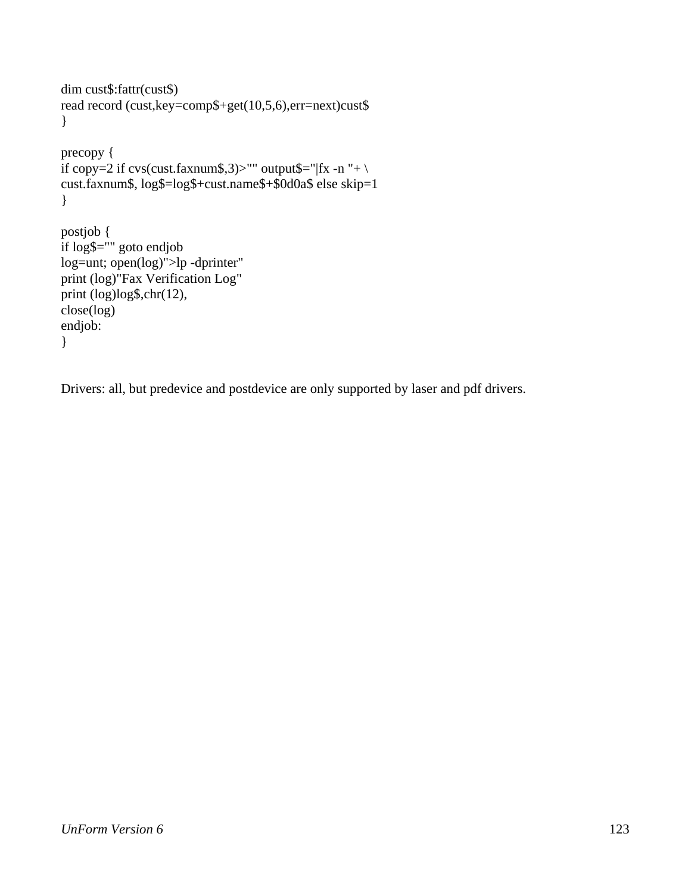```
dim cust$:fattr(cust$)
read record (cust,key=comp$+get(10,5,6),err=next)cust$
}

precopy {
if copy=2 if cvs(cust.faxnum$,3)>"" output$="|fx -n "+ \
cust.faxnum$, log$=log$+cust.name$+$0d0a$ else skip=1
}

postjob {
if log$="" goto endjob
log=unt; open(log)">lp -dprinter"
print (log)"Fax Verification Log"
print (log)log$,chr(12),
close(log)
endjob:
}
```

Drivers: all, but predevice and postdevice are only supported by laser and pdf drivers.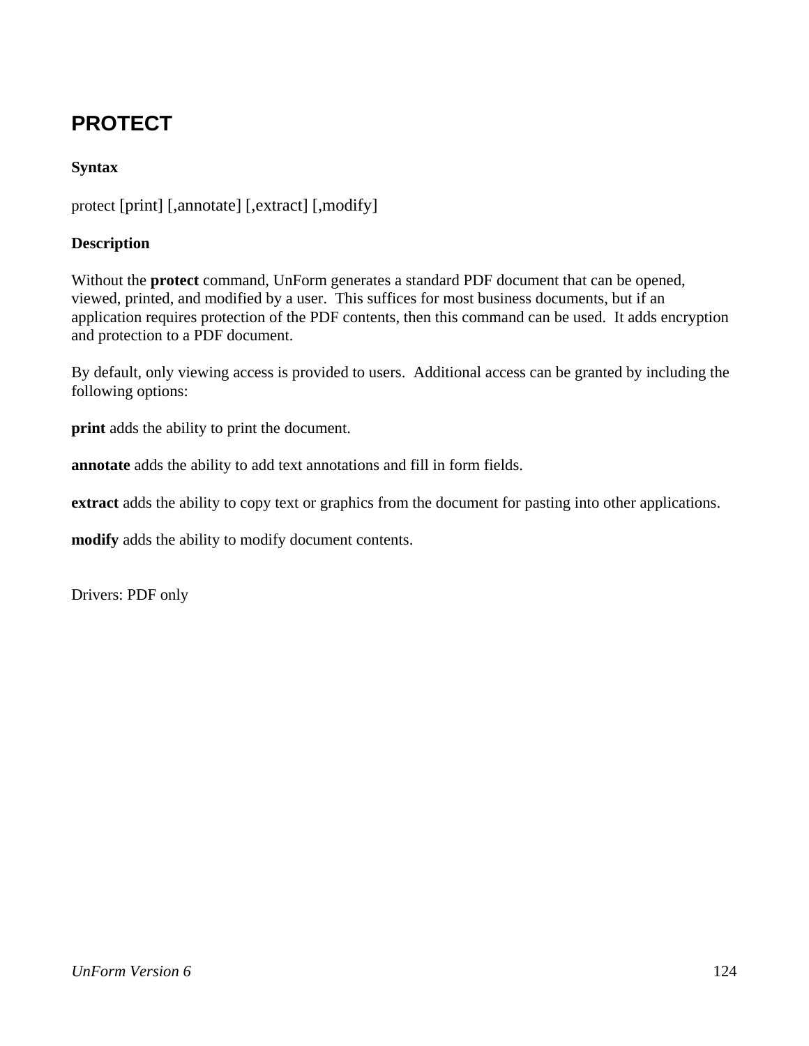## PROTECT

**Syntax**

protect [print] [,annotate] [,extract] [,modify]

**Description**

Without the **protect** command, UnForm generates a standard PDF document that can be opened, viewed, printed, and modified by a user. This suffices for most business documents, but if an application requires protection of the PDF contents, then this command can be used. It adds encryption and protection to a PDF document.

By default, only viewing access is provided to users. Additional access can be granted by including the following options:

**print** adds the ability to print the document.

**annotate** adds the ability to add text annotations and fill in form fields.

**extract** adds the ability to copy text or graphics from the document for pasting into other applications.

**modify** adds the ability to modify document contents.

Drivers: PDF only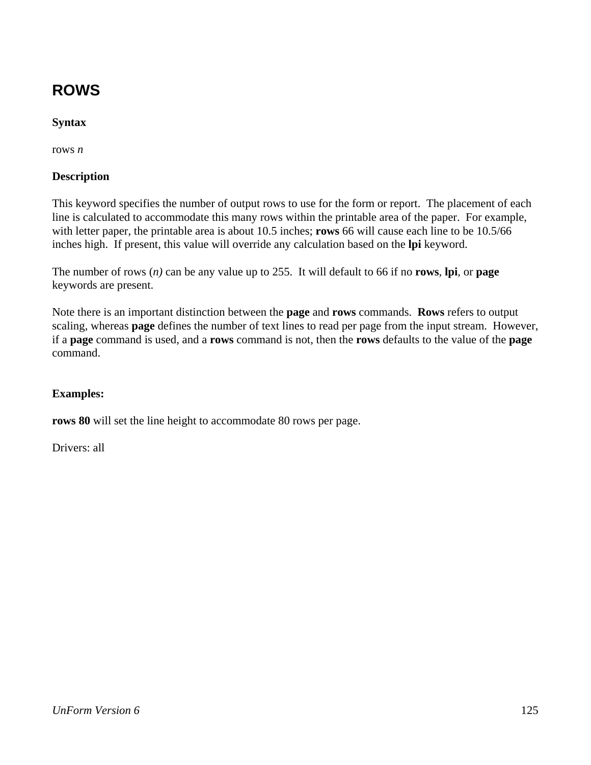## ROWS

**Syntax**

rows *n*

**Description**

This keyword specifies the number of output rows to use for the form or report. The placement of each line is calculated to accommodate this many rows within the printable area of the paper. For example, with letter paper, the printable area is about 10.5 inches; **rows** 66 will cause each line to be 10.5/66 inches high. If present, this value will override any calculation based on the **lpi** keyword.

The number of rows (*n)* can be any value up to 255. It will default to 66 if no **rows**, **lpi**, or **page** keywords are present.

Note there is an important distinction between the **page** and **rows** commands. **Rows** refers to output scaling, whereas **page** defines the number of text lines to read per page from the input stream. However, if a **page** command is used, and a **rows** command is not, then the **rows** defaults to the value of the **page** command.

**Examples:**

**rows 80** will set the line height to accommodate 80 rows per page.

Drivers: all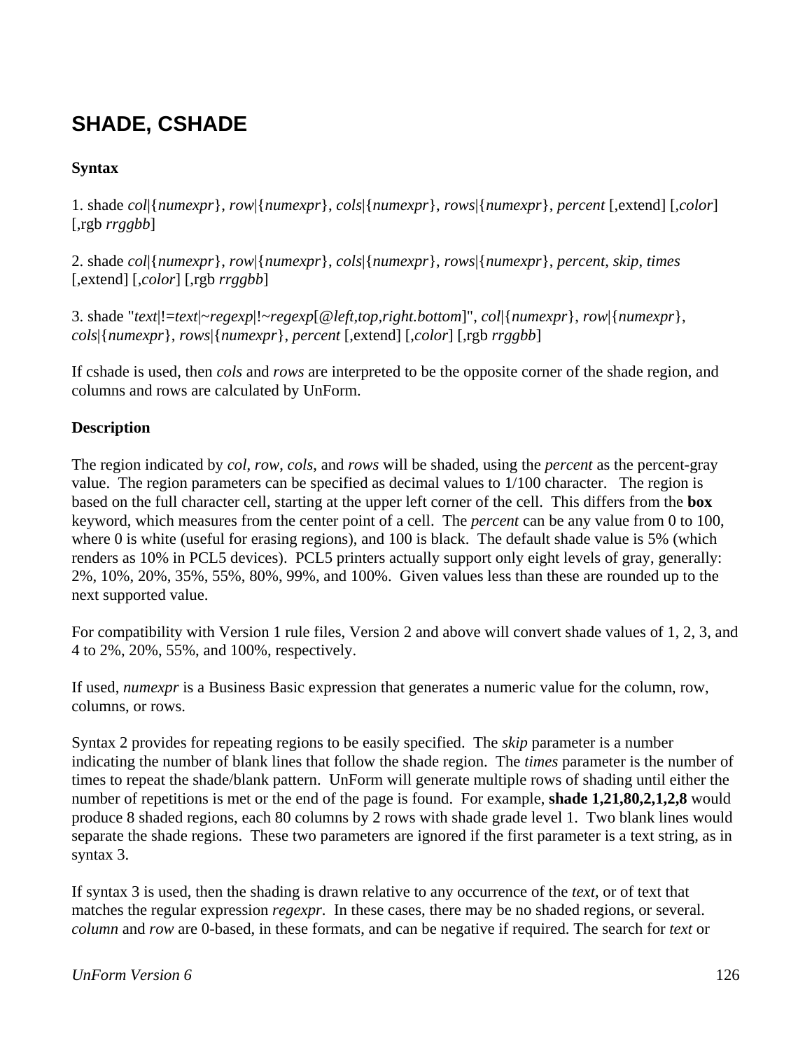## SHADE, CSHADE

**Syntax**

1. shade *col*|{*numexpr*}, *row*|{*numexpr*}, *cols*|{*numexpr*}, *rows*|{*numexpr*}, *percent* [,extend] [,*color*] [,rgb *rrggbb*]

2. shade *col*|{*numexpr*}, *row*|{*numexpr*}, *cols*|{*numexpr*}, *rows*|{*numexpr*}, *percent*, *skip*, *times* [,extend] [,*color*] [,rgb *rrggbb*]

3. shade "*text*|!=*text*|~*regexp*|!~*regexp*[@*left,top,right.bottom*]", *col*|{*numexpr*}, *row*|{*numexpr*}, *cols*|{*numexpr*}, *rows*|{*numexpr*}, *percent* [,extend] [,*color*] [,rgb *rrggbb*]

If cshade is used, then *cols* and *rows* are interpreted to be the opposite corner of the shade region, and columns and rows are calculated by UnForm.

**Description**

The region indicated by *col*, *row*, *cols*, and *rows* will be shaded, using the *percent* as the percent-gray value. The region parameters can be specified as decimal values to 1/100 character. The region is based on the full character cell, starting at the upper left corner of the cell. This differs from the **box** keyword, which measures from the center point of a cell. The *percent* can be any value from 0 to 100, where 0 is white (useful for erasing regions), and 100 is black. The default shade value is 5% (which renders as 10% in PCL5 devices). PCL5 printers actually support only eight levels of gray, generally: 2%, 10%, 20%, 35%, 55%, 80%, 99%, and 100%. Given values less than these are rounded up to the next supported value.

For compatibility with Version 1 rule files, Version 2 and above will convert shade values of 1, 2, 3, and 4 to 2%, 20%, 55%, and 100%, respectively.

If used, *numexpr* is a Business Basic expression that generates a numeric value for the column, row, columns, or rows.

Syntax 2 provides for repeating regions to be easily specified. The *skip* parameter is a number indicating the number of blank lines that follow the shade region. The *times* parameter is the number of times to repeat the shade/blank pattern. UnForm will generate multiple rows of shading until either the number of repetitions is met or the end of the page is found. For example, **shade 1,21,80,2,1,2,8** would produce 8 shaded regions, each 80 columns by 2 rows with shade grade level 1. Two blank lines would separate the shade regions. These two parameters are ignored if the first parameter is a text string, as in syntax 3.

If syntax 3 is used, then the shading is drawn relative to any occurrence of the *text*, or of text that matches the regular expression *regexpr*. In these cases, there may be no shaded regions, or several. *column* and *row* are 0-based, in these formats, and can be negative if required. The search for *text* or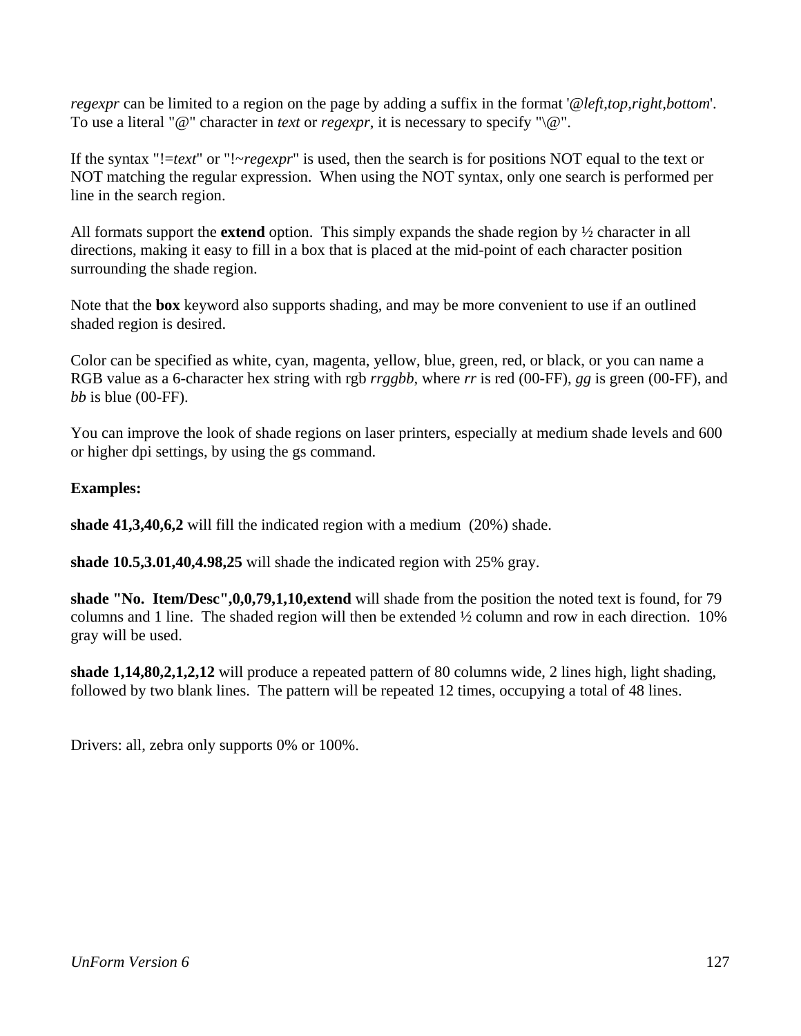*regexpr* can be limited to a region on the page by adding a suffix in the format '@*left,top,right,bottom*'. To use a literal "@" character in *text* or *regexpr*, it is necessary to specify "\@".

If the syntax "!=*text*" or "!~*regexpr*" is used, then the search is for positions NOT equal to the text or NOT matching the regular expression. When using the NOT syntax, only one search is performed per line in the search region.

All formats support the **extend** option. This simply expands the shade region by ½ character in all directions, making it easy to fill in a box that is placed at the mid-point of each character position surrounding the shade region.

Note that the **box** keyword also supports shading, and may be more convenient to use if an outlined shaded region is desired.

Color can be specified as white, cyan, magenta, yellow, blue, green, red, or black, or you can name a RGB value as a 6-character hex string with rgb *rrggbb*, where *rr* is red (00-FF), *gg* is green (00-FF), and *bb* is blue (00-FF).

You can improve the look of shade regions on laser printers, especially at medium shade levels and 600 or higher dpi settings, by using the gs command.

**Examples:**

**shade 41,3,40,6,2** will fill the indicated region with a medium (20%) shade.

**shade 10.5,3.01,40,4.98,25** will shade the indicated region with 25% gray.

**shade "No. Item/Desc",0,0,79,1,10,extend** will shade from the position the noted text is found, for 79 columns and 1 line. The shaded region will then be extended ½ column and row in each direction. 10% gray will be used.

**shade 1,14,80,2,1,2,12** will produce a repeated pattern of 80 columns wide, 2 lines high, light shading, followed by two blank lines. The pattern will be repeated 12 times, occupying a total of 48 lines.

Drivers: all, zebra only supports 0% or 100%.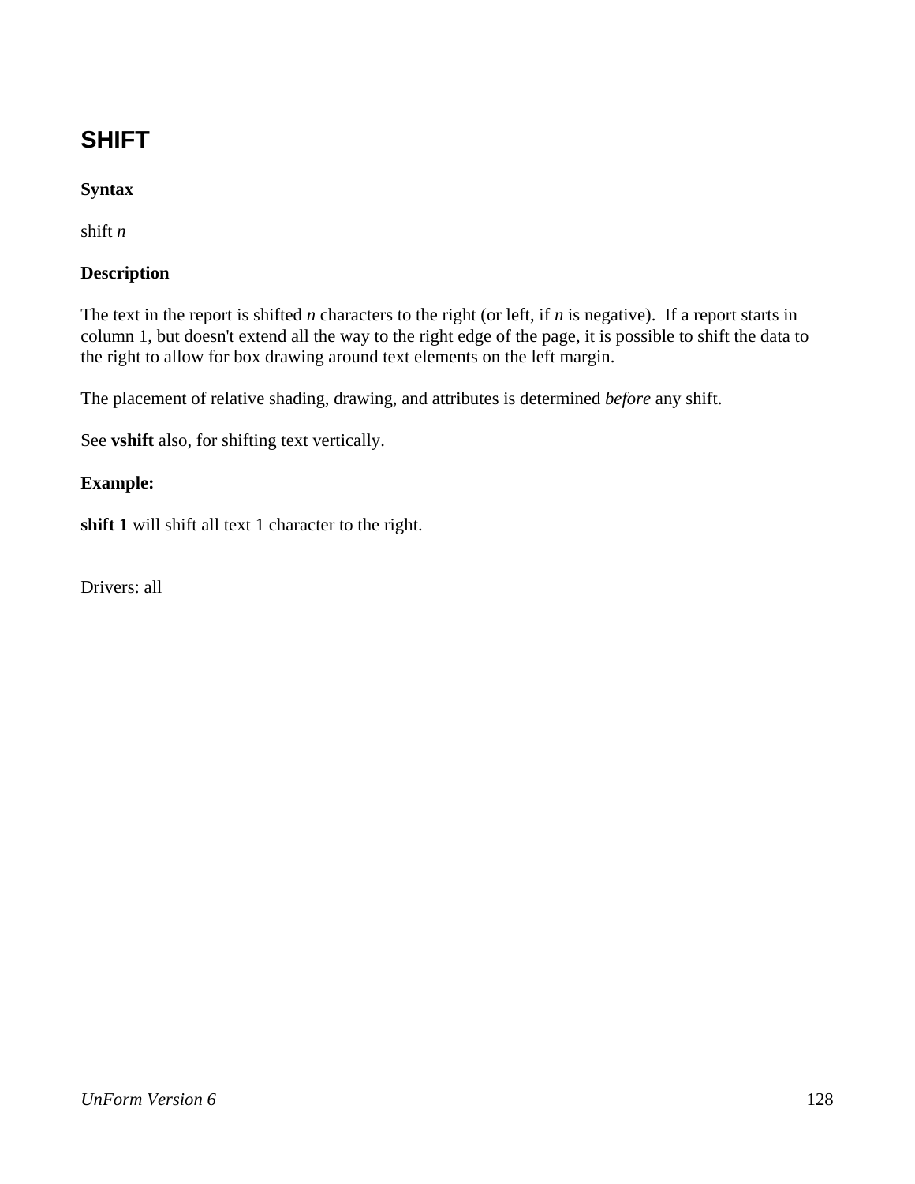## SHIFT

**Syntax**

shift *n*

**Description**

The text in the report is shifted *n* characters to the right (or left, if *n* is negative).  If a report starts in column 1, but doesn't extend all the way to the right edge of the page, it is possible to shift the data to the right to allow for box drawing around text elements on the left margin.

The placement of relative shading, drawing, and attributes is determined *before* any shift.

See **vshift** also, for shifting text vertically.

**Example:**

**shift 1** will shift all text 1 character to the right.

Drivers: all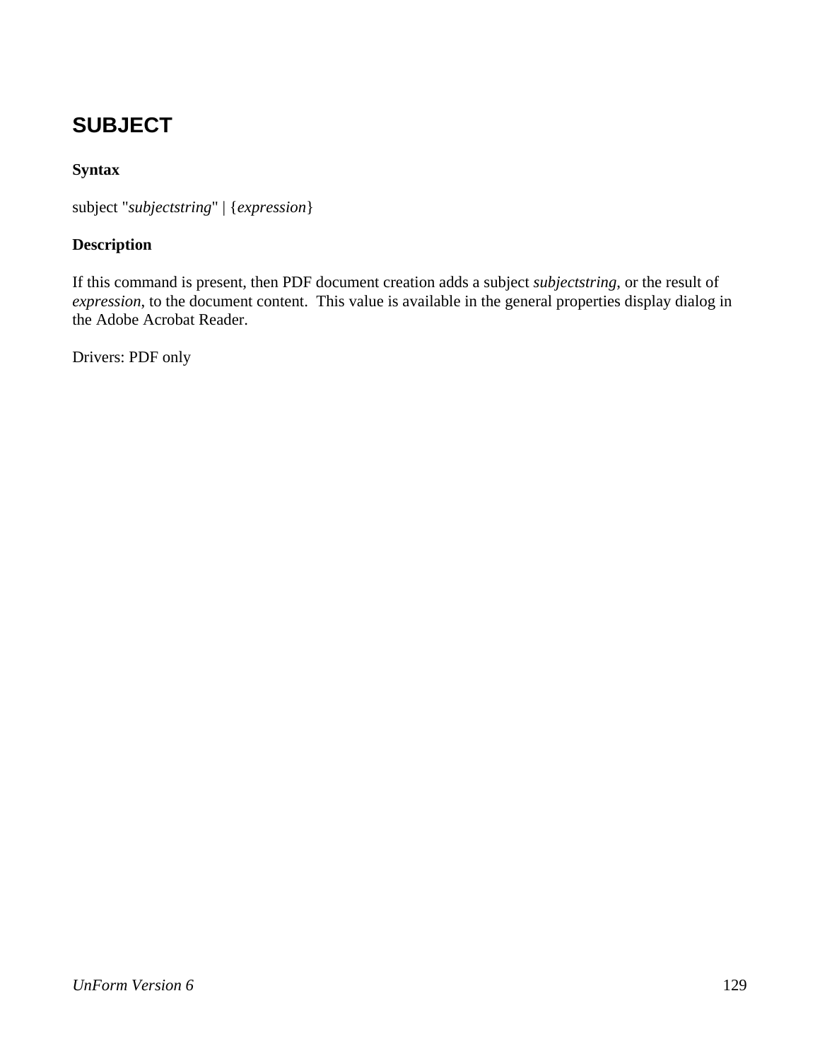## SUBJECT

**Syntax**

subject "*subjectstring*" | {*expression*}

**Description**

If this command is present, then PDF document creation adds a subject *subjectstring*, or the result of *expression*, to the document content. This value is available in the general properties display dialog in the Adobe Acrobat Reader.

Drivers: PDF only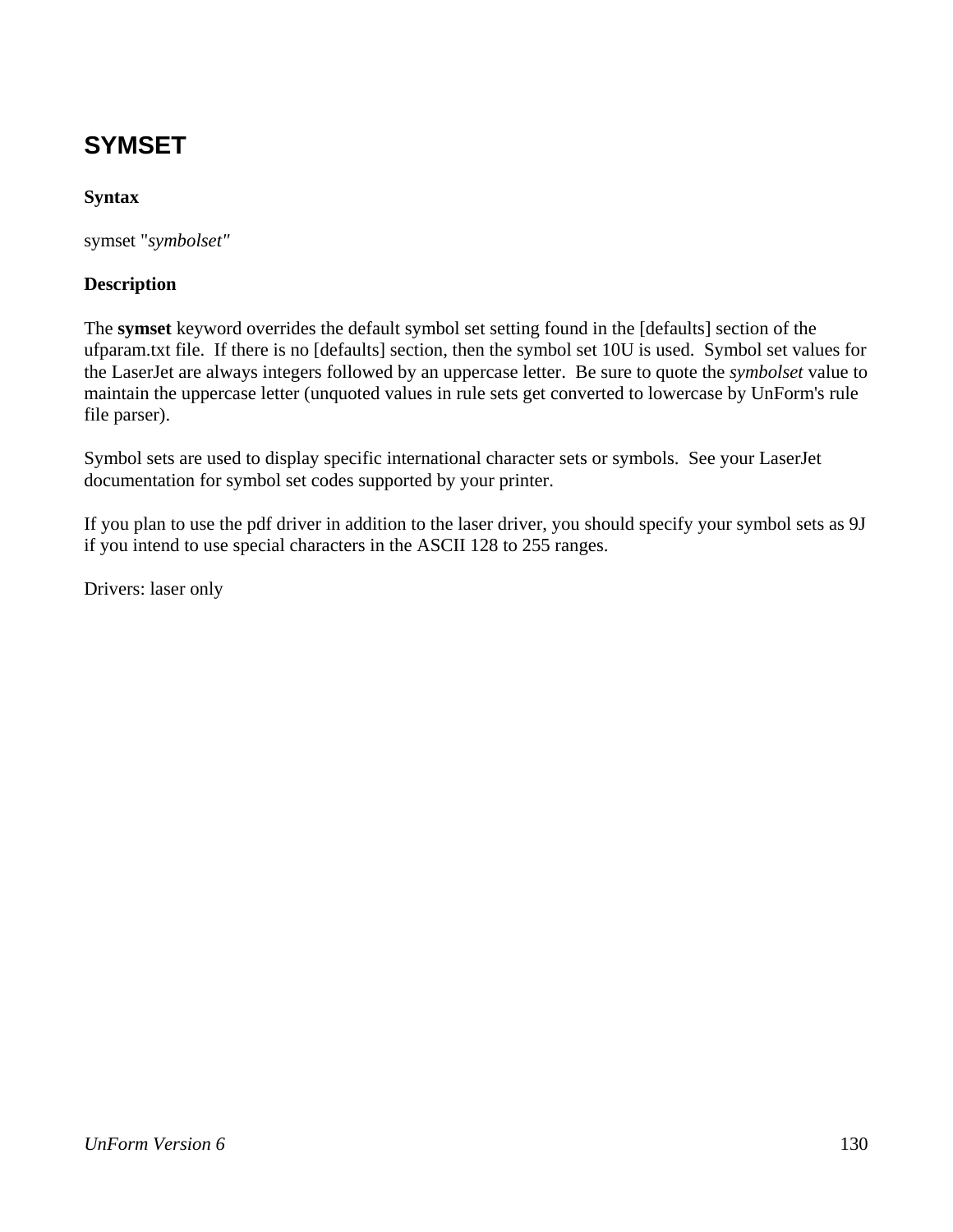## SYMSET

**Syntax**

symset "*symbolset*"

**Description**

The **symset** keyword overrides the default symbol set setting found in the [defaults] section of the ufparam.txt file. If there is no [defaults] section, then the symbol set 10U is used. Symbol set values for the LaserJet are always integers followed by an uppercase letter. Be sure to quote the *symbolset* value to maintain the uppercase letter (unquoted values in rule sets get converted to lowercase by UnForm's rule file parser).

Symbol sets are used to display specific international character sets or symbols. See your LaserJet documentation for symbol set codes supported by your printer.

If you plan to use the pdf driver in addition to the laser driver, you should specify your symbol sets as 9J if you intend to use special characters in the ASCII 128 to 255 ranges.

Drivers: laser only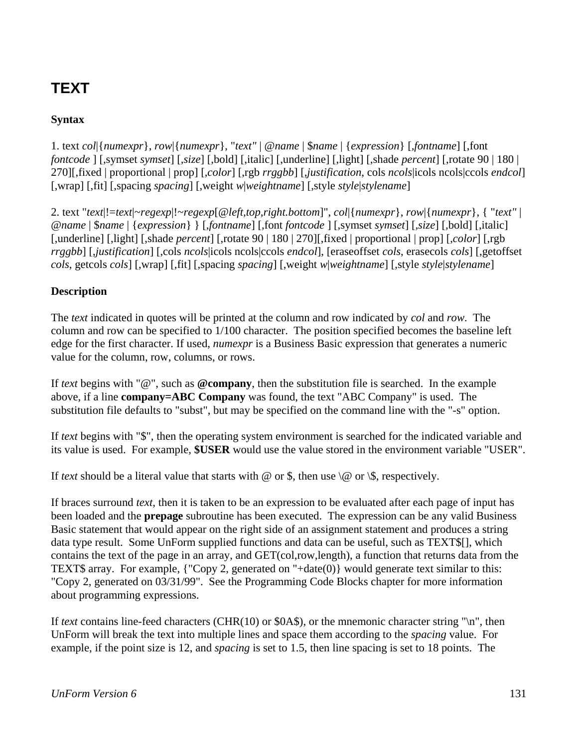# TEXT

**Syntax**

1. text *col*|{*numexpr*}, *row*|{*numexpr*}, "*text"* | @*name* | $*name* | {*expression*} [,*fontname*] [,font *fontcode* ] [,symset *symset*] [,*size*] [,bold] [,italic] [,underline] [,light] [,shade *percent*] [,rotate 90 | 180 | 270][,fixed | proportional | prop] [,*color*] [,rgb *rrggbb*] [,*justification*, cols *ncols*|icols ncols|ccols *endcol*] [,wrap] [,fit] [,spacing *spacing*] [,weight *w*|*weightname*] [,style *style*|*stylename*]

2. text "*text*|!=*text*|~*regexp*|!~*regexp*[@*left,top,right.bottom*]", *col*|{*numexpr*}, *row*|{*numexpr*}, { "*text"* | @*name* | $*name* | {*expression*} } [,*fontname*] [,font *fontcode* ] [,symset *symset*] [,*size*] [,bold] [,italic] [,underline] [,light] [,shade *percent*] [,rotate 90 | 180 | 270][,fixed | proportional | prop] [,*color*] [,rgb *rrggbb*] [,*justification*] [,cols *ncols*|icols ncols|ccols *endcol*], [eraseoffset *cols*, erasecols *cols*] [,getoffset *cols*, getcols *cols*] [,wrap] [,fit] [,spacing *spacing*] [,weight *w*|*weightname*] [,style *style*|*stylename*]

**Description**

The *text* indicated in quotes will be printed at the column and row indicated by *col* and *row*. The column and row can be specified to 1/100 character. The position specified becomes the baseline left edge for the first character. If used, *numexpr* is a Business Basic expression that generates a numeric value for the column, row, columns, or rows.

If *text* begins with "@", such as **@company**, then the substitution file is searched. In the example above, if a line **company=ABC Company** was found, the text "ABC Company" is used. The substitution file defaults to "subst", but may be specified on the command line with the "-s" option.

If *text* begins with "$", then the operating system environment is searched for the indicated variable and its value is used. For example, **$USER** would use the value stored in the environment variable "USER".

If *text* should be a literal value that starts with @ or $, then use \@ or \$, respectively.

If braces surround *text*, then it is taken to be an expression to be evaluated after each page of input has been loaded and the **prepage** subroutine has been executed. The expression can be any valid Business Basic statement that would appear on the right side of an assignment statement and produces a string data type result. Some UnForm supplied functions and data can be useful, such as TEXT$[], which contains the text of the page in an array, and GET(col,row,length), a function that returns data from the TEXT$ array. For example, {"Copy 2, generated on "+date(0)} would generate text similar to this: "Copy 2, generated on 03/31/99". See the Programming Code Blocks chapter for more information about programming expressions.

If *text* contains line-feed characters (CHR(10) or $0A$), or the mnemonic character string "\n", then UnForm will break the text into multiple lines and space them according to the *spacing* value. For example, if the point size is 12, and *spacing* is set to 1.5, then line spacing is set to 18 points. The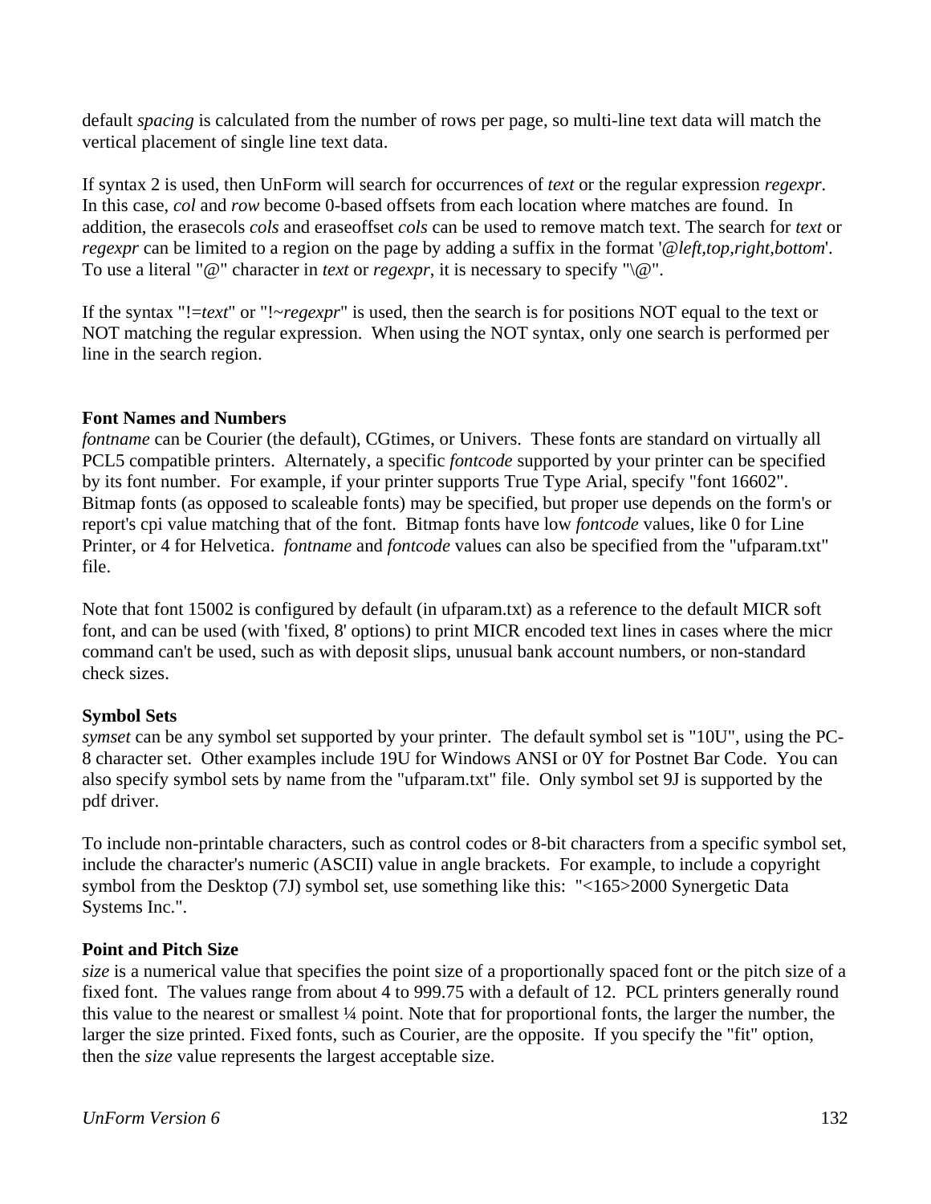default *spacing* is calculated from the number of rows per page, so multi-line text data will match the vertical placement of single line text data.

If syntax 2 is used, then UnForm will search for occurrences of *text* or the regular expression *regexpr*. In this case, *col* and *row* become 0-based offsets from each location where matches are found. In addition, the erasecols *cols* and eraseoffset *cols* can be used to remove match text. The search for *text* or *regexpr* can be limited to a region on the page by adding a suffix in the format '@*left,top,right,bottom*'. To use a literal "@" character in *text* or *regexpr*, it is necessary to specify "\@".

If the syntax "!=*text*" or "!~*regexpr*" is used, then the search is for positions NOT equal to the text or NOT matching the regular expression. When using the NOT syntax, only one search is performed per line in the search region.

**Font Names and Numbers**

*fontname* can be Courier (the default), CGtimes, or Univers. These fonts are standard on virtually all PCL5 compatible printers. Alternately, a specific *fontcode* supported by your printer can be specified by its font number. For example, if your printer supports True Type Arial, specify "font 16602". Bitmap fonts (as opposed to scaleable fonts) may be specified, but proper use depends on the form's or report's cpi value matching that of the font. Bitmap fonts have low *fontcode* values, like 0 for Line Printer, or 4 for Helvetica. *fontname* and *fontcode* values can also be specified from the "ufparam.txt" file.

Note that font 15002 is configured by default (in ufparam.txt) as a reference to the default MICR soft font, and can be used (with 'fixed, 8' options) to print MICR encoded text lines in cases where the micr command can't be used, such as with deposit slips, unusual bank account numbers, or non-standard check sizes.

**Symbol Sets**

*symset* can be any symbol set supported by your printer. The default symbol set is "10U", using the PC-8 character set. Other examples include 19U for Windows ANSI or 0Y for Postnet Bar Code. You can also specify symbol sets by name from the "ufparam.txt" file. Only symbol set 9J is supported by the pdf driver.

To include non-printable characters, such as control codes or 8-bit characters from a specific symbol set, include the character's numeric (ASCII) value in angle brackets. For example, to include a copyright symbol from the Desktop (7J) symbol set, use something like this: "<165>2000 Synergetic Data Systems Inc.".

**Point and Pitch Size**

*size* is a numerical value that specifies the point size of a proportionally spaced font or the pitch size of a fixed font. The values range from about 4 to 999.75 with a default of 12. PCL printers generally round this value to the nearest or smallest ¼ point. Note that for proportional fonts, the larger the number, the larger the size printed. Fixed fonts, such as Courier, are the opposite. If you specify the "fit" option, then the *size* value represents the largest acceptable size.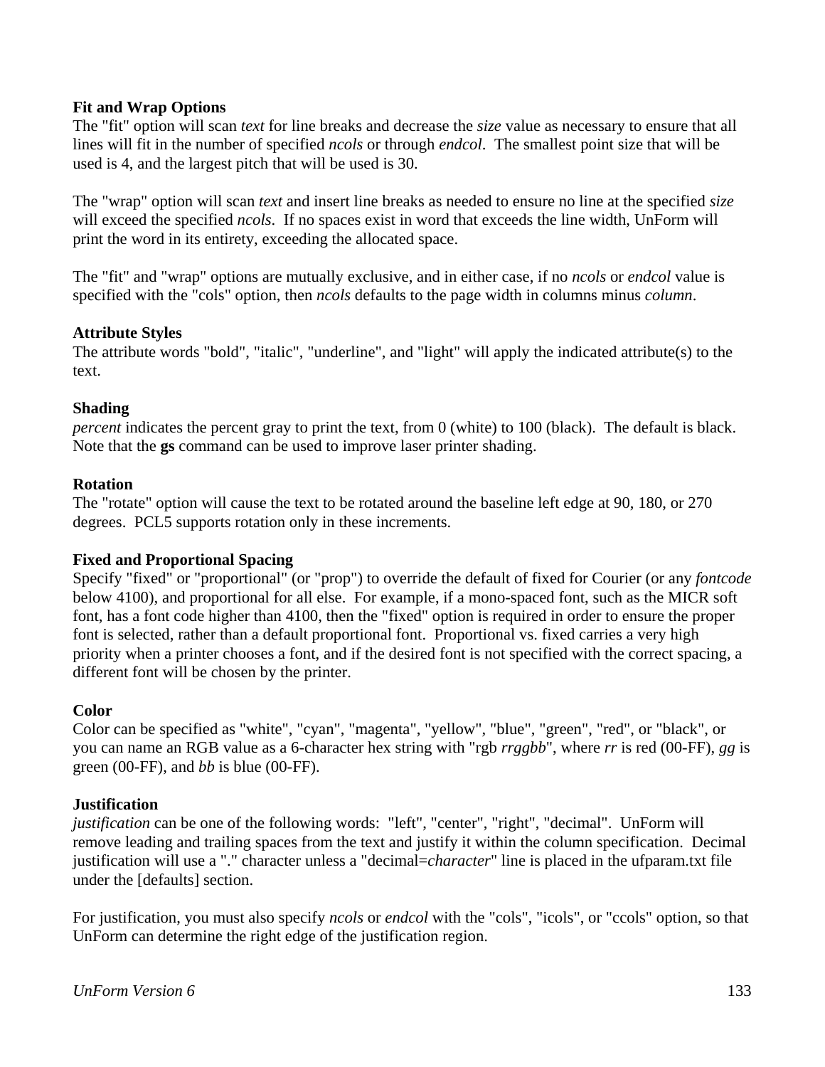**Fit and Wrap Options**

The "fit" option will scan *text* for line breaks and decrease the *size* value as necessary to ensure that all lines will fit in the number of specified *ncols* or through *endcol*. The smallest point size that will be used is 4, and the largest pitch that will be used is 30.

The "wrap" option will scan *text* and insert line breaks as needed to ensure no line at the specified *size* will exceed the specified *ncols*. If no spaces exist in word that exceeds the line width, UnForm will print the word in its entirety, exceeding the allocated space.

The "fit" and "wrap" options are mutually exclusive, and in either case, if no *ncols* or *endcol* value is specified with the "cols" option, then *ncols* defaults to the page width in columns minus *column*.

**Attribute Styles**

The attribute words "bold", "italic", "underline", and "light" will apply the indicated attribute(s) to the text.

**Shading**

*percent* indicates the percent gray to print the text, from 0 (white) to 100 (black). The default is black. Note that the **gs** command can be used to improve laser printer shading.

**Rotation**

The "rotate" option will cause the text to be rotated around the baseline left edge at 90, 180, or 270 degrees. PCL5 supports rotation only in these increments.

**Fixed and Proportional Spacing**

Specify "fixed" or "proportional" (or "prop") to override the default of fixed for Courier (or any *fontcode* below 4100), and proportional for all else. For example, if a mono-spaced font, such as the MICR soft font, has a font code higher than 4100, then the "fixed" option is required in order to ensure the proper font is selected, rather than a default proportional font. Proportional vs. fixed carries a very high priority when a printer chooses a font, and if the desired font is not specified with the correct spacing, a different font will be chosen by the printer.

**Color**

Color can be specified as "white", "cyan", "magenta", "yellow", "blue", "green", "red", or "black", or you can name an RGB value as a 6-character hex string with "rgb *rrggbb*", where *rr* is red (00-FF), *gg* is green (00-FF), and *bb* is blue (00-FF).

**Justification**

*justification* can be one of the following words: "left", "center", "right", "decimal". UnForm will remove leading and trailing spaces from the text and justify it within the column specification. Decimal justification will use a "." character unless a "decimal=*character*" line is placed in the ufparam.txt file under the [defaults] section.

For justification, you must also specify *ncols* or *endcol* with the "cols", "icols", or "ccols" option, so that UnForm can determine the right edge of the justification region.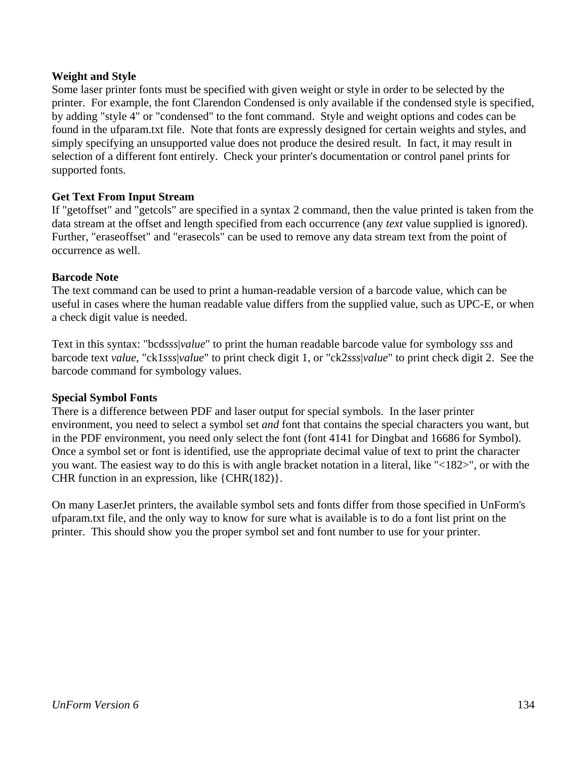**Weight and Style**

Some laser printer fonts must be specified with given weight or style in order to be selected by the printer. For example, the font Clarendon Condensed is only available if the condensed style is specified, by adding "style 4" or "condensed" to the font command. Style and weight options and codes can be found in the ufparam.txt file. Note that fonts are expressly designed for certain weights and styles, and simply specifying an unsupported value does not produce the desired result. In fact, it may result in selection of a different font entirely. Check your printer's documentation or control panel prints for supported fonts.

**Get Text From Input Stream**

If "getoffset" and "getcols" are specified in a syntax 2 command, then the value printed is taken from the data stream at the offset and length specified from each occurrence (any *text* value supplied is ignored). Further, "eraseoffset" and "erasecols" can be used to remove any data stream text from the point of occurrence as well.

**Barcode Note**

The text command can be used to print a human-readable version of a barcode value, which can be useful in cases where the human readable value differs from the supplied value, such as UPC-E, or when a check digit value is needed.

Text in this syntax: "bcd*sss*|*value*" to print the human readable barcode value for symbology *sss* and barcode text *value*, "ck1*sss*|*value*" to print check digit 1, or "ck2*sss*|*value*" to print check digit 2. See the barcode command for symbology values.

**Special Symbol Fonts**

There is a difference between PDF and laser output for special symbols. In the laser printer environment, you need to select a symbol set *and* font that contains the special characters you want, but in the PDF environment, you need only select the font (font 4141 for Dingbat and 16686 for Symbol). Once a symbol set or font is identified, use the appropriate decimal value of text to print the character you want. The easiest way to do this is with angle bracket notation in a literal, like "<182>", or with the CHR function in an expression, like {CHR(182)}.

On many LaserJet printers, the available symbol sets and fonts differ from those specified in UnForm's ufparam.txt file, and the only way to know for sure what is available is to do a font list print on the printer. This should show you the proper symbol set and font number to use for your printer.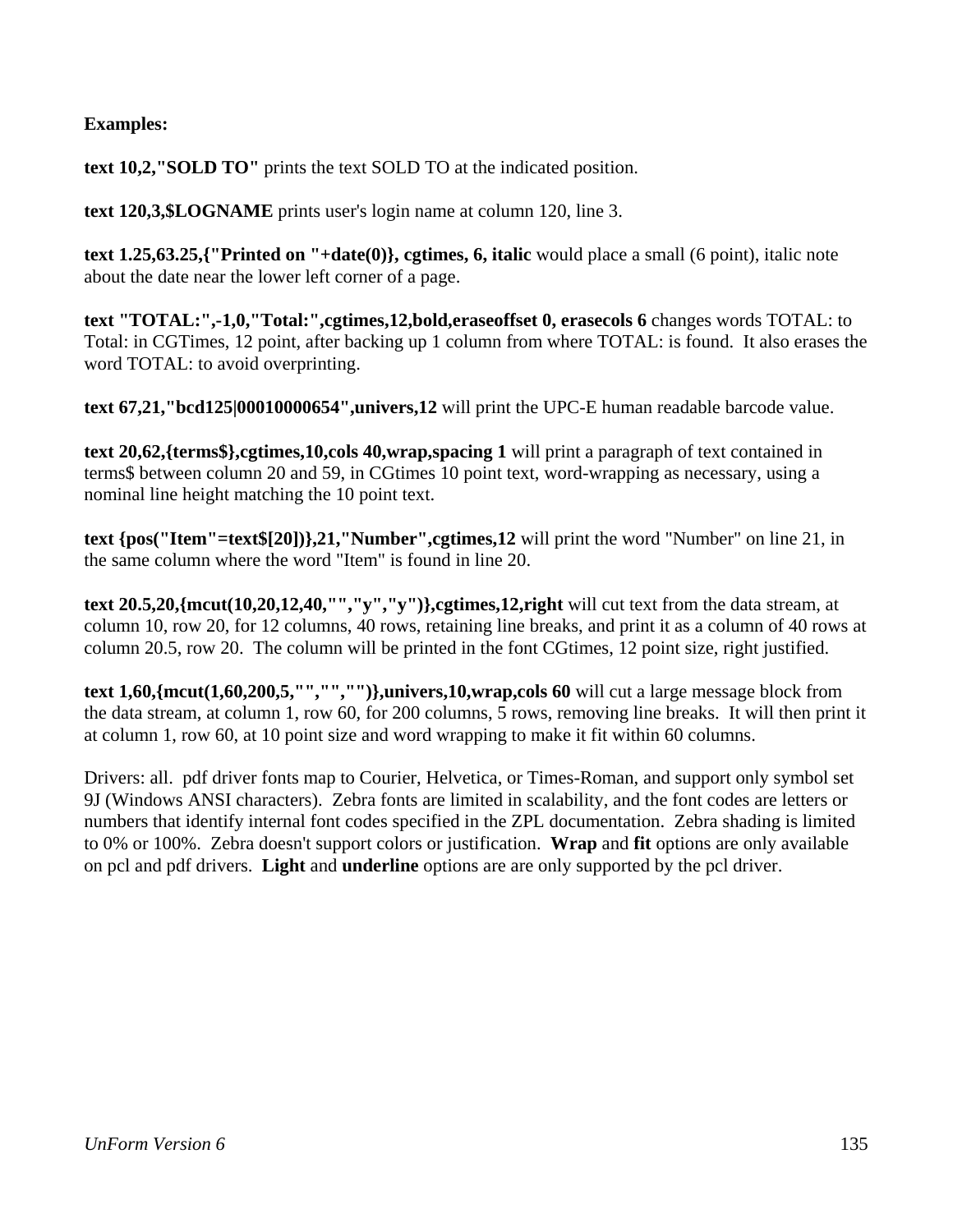**Examples:**

**text 10,2,"SOLD TO"** prints the text SOLD TO at the indicated position.

**text 120,3,$LOGNAME** prints user's login name at column 120, line 3.

**text 1.25,63.25,{"Printed on "+date(0)}, cgtimes, 6, italic** would place a small (6 point), italic note about the date near the lower left corner of a page.

**text "TOTAL:",-1,0,"Total:",cgtimes,12,bold,eraseoffset 0, erasecols 6** changes words TOTAL: to Total: in CGTimes, 12 point, after backing up 1 column from where TOTAL: is found. It also erases the word TOTAL: to avoid overprinting.

**text 67,21,"bcd125|00010000654",univers,12** will print the UPC-E human readable barcode value.

**text 20,62,{terms$},cgtimes,10,cols 40,wrap,spacing 1** will print a paragraph of text contained in terms$ between column 20 and 59, in CGtimes 10 point text, word-wrapping as necessary, using a nominal line height matching the 10 point text.

**text {pos("Item"=text$[20])},21,"Number",cgtimes,12** will print the word "Number" on line 21, in the same column where the word "Item" is found in line 20.

**text 20.5,20,{mcut(10,20,12,40,"","y","y")},cgtimes,12,right** will cut text from the data stream, at column 10, row 20, for 12 columns, 40 rows, retaining line breaks, and print it as a column of 40 rows at column 20.5, row 20. The column will be printed in the font CGtimes, 12 point size, right justified.

**text 1,60,{mcut(1,60,200,5,"","","")},univers,10,wrap,cols 60** will cut a large message block from the data stream, at column 1, row 60, for 200 columns, 5 rows, removing line breaks. It will then print it at column 1, row 60, at 10 point size and word wrapping to make it fit within 60 columns.

Drivers: all. pdf driver fonts map to Courier, Helvetica, or Times-Roman, and support only symbol set 9J (Windows ANSI characters). Zebra fonts are limited in scalability, and the font codes are letters or numbers that identify internal font codes specified in the ZPL documentation. Zebra shading is limited to 0% or 100%. Zebra doesn't support colors or justification. **Wrap** and **fit** options are only available on pcl and pdf drivers. **Light** and **underline** options are are only supported by the pcl driver.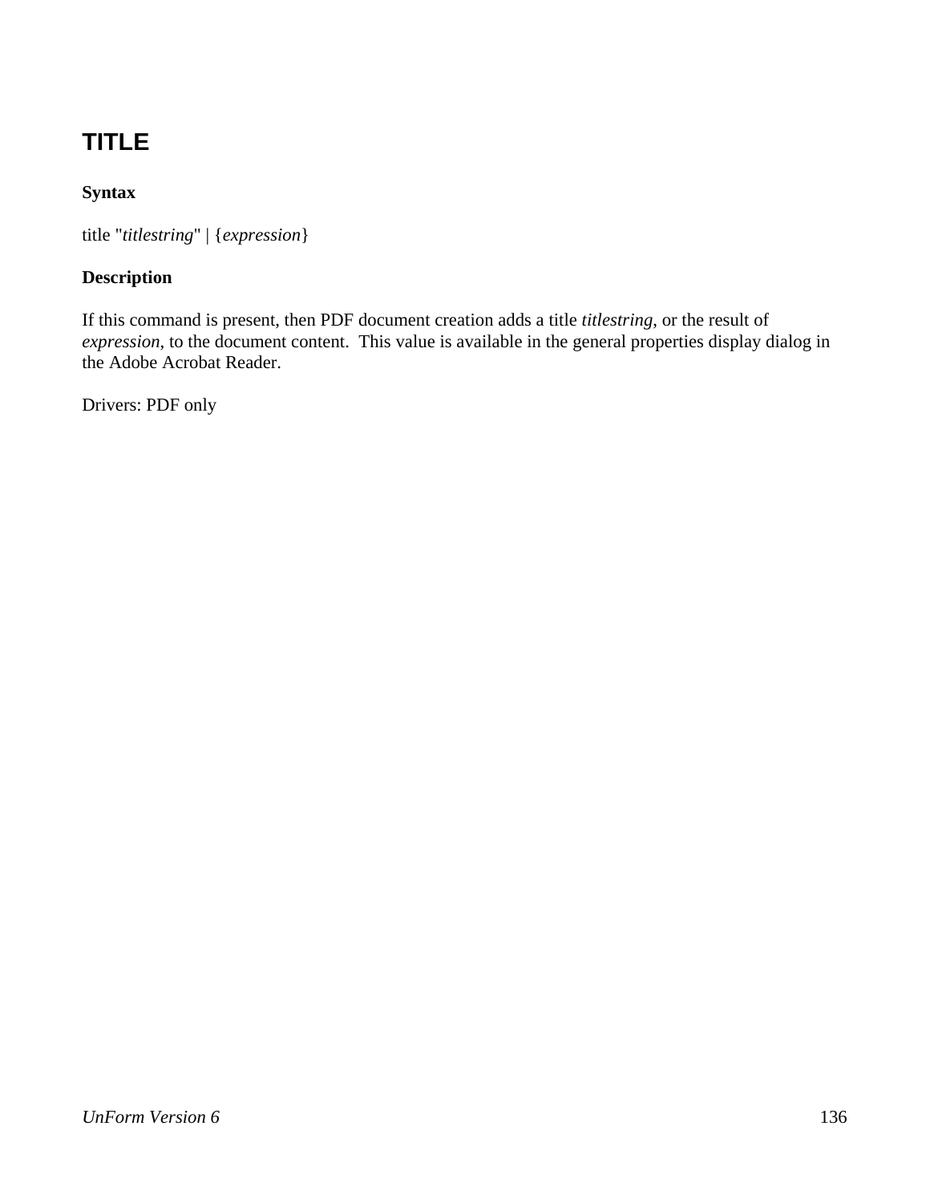# TITLE

**Syntax**

title "*titlestring*" | {*expression*}

**Description**

If this command is present, then PDF document creation adds a title *titlestring*, or the result of *expression*, to the document content.  This value is available in the general properties display dialog in the Adobe Acrobat Reader.

Drivers: PDF only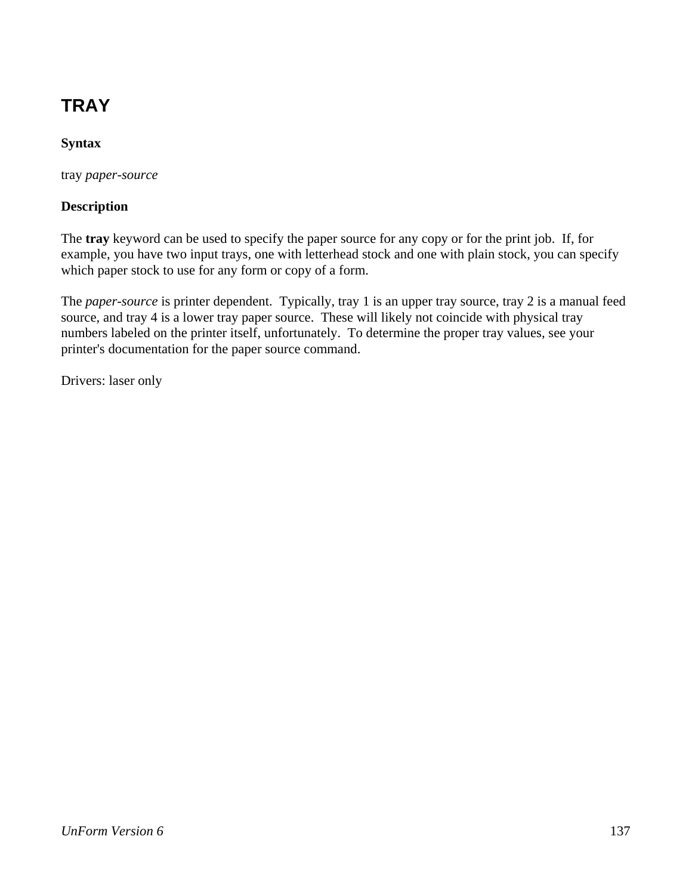## TRAY

**Syntax**

tray *paper-source*

**Description**

The **tray** keyword can be used to specify the paper source for any copy or for the print job. If, for example, you have two input trays, one with letterhead stock and one with plain stock, you can specify which paper stock to use for any form or copy of a form.

The *paper-source* is printer dependent. Typically, tray 1 is an upper tray source, tray 2 is a manual feed source, and tray 4 is a lower tray paper source. These will likely not coincide with physical tray numbers labeled on the printer itself, unfortunately. To determine the proper tray values, see your printer's documentation for the paper source command.

Drivers: laser only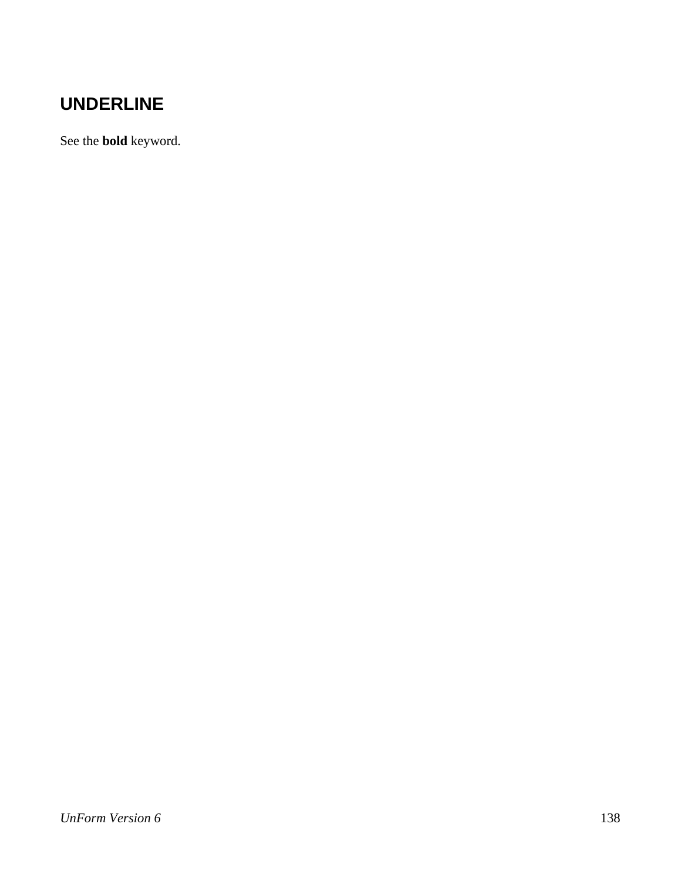## UNDERLINE

See the **bold** keyword.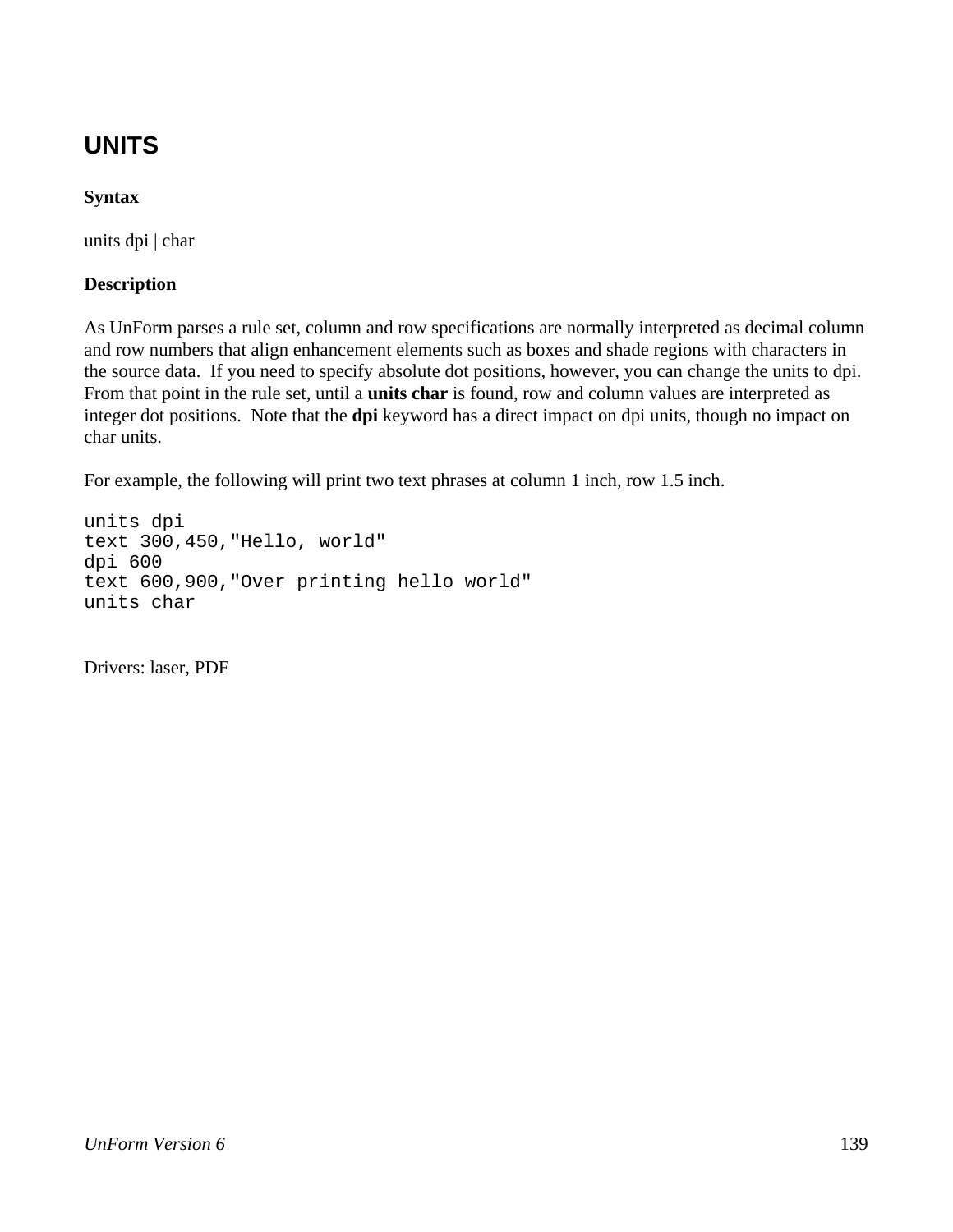## UNITS

**Syntax**

units dpi | char

**Description**

As UnForm parses a rule set, column and row specifications are normally interpreted as decimal column and row numbers that align enhancement elements such as boxes and shade regions with characters in the source data. If you need to specify absolute dot positions, however, you can change the units to dpi. From that point in the rule set, until a **units char** is found, row and column values are interpreted as integer dot positions. Note that the **dpi** keyword has a direct impact on dpi units, though no impact on char units.

For example, the following will print two text phrases at column 1 inch, row 1.5 inch.

```
units dpi
text 300,450,"Hello, world"
dpi 600
text 600,900,"Over printing hello world"
units char
```

Drivers: laser, PDF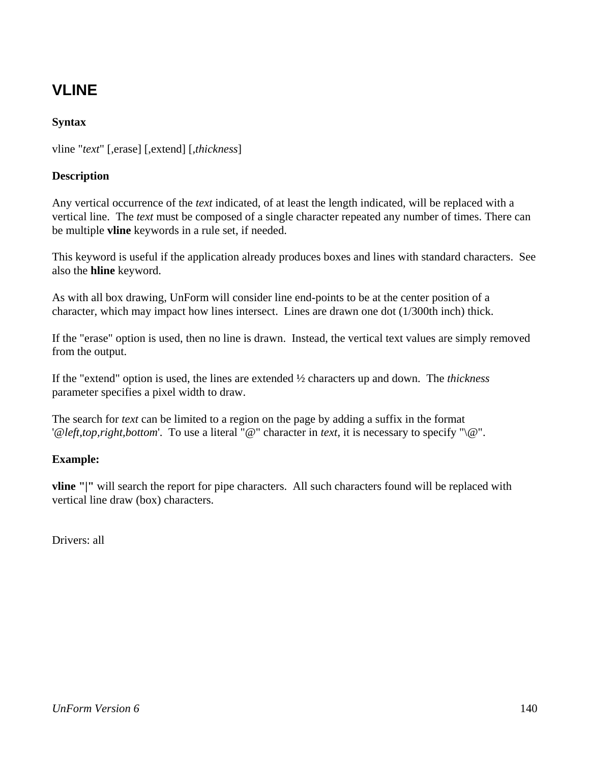## VLINE

**Syntax**

vline "*text*" [,erase] [,extend] [,*thickness*]

**Description**

Any vertical occurrence of the *text* indicated, of at least the length indicated, will be replaced with a vertical line. The *text* must be composed of a single character repeated any number of times. There can be multiple **vline** keywords in a rule set, if needed.

This keyword is useful if the application already produces boxes and lines with standard characters. See also the **hline** keyword.

As with all box drawing, UnForm will consider line end-points to be at the center position of a character, which may impact how lines intersect. Lines are drawn one dot (1/300th inch) thick.

If the "erase" option is used, then no line is drawn. Instead, the vertical text values are simply removed from the output.

If the "extend" option is used, the lines are extended ½ characters up and down. The *thickness* parameter specifies a pixel width to draw.

The search for *text* can be limited to a region on the page by adding a suffix in the format '*@left,top,right,bottom*'. To use a literal "@" character in *text*, it is necessary to specify "\@".

**Example:**

**vline "|"** will search the report for pipe characters. All such characters found will be replaced with vertical line draw (box) characters.

Drivers: all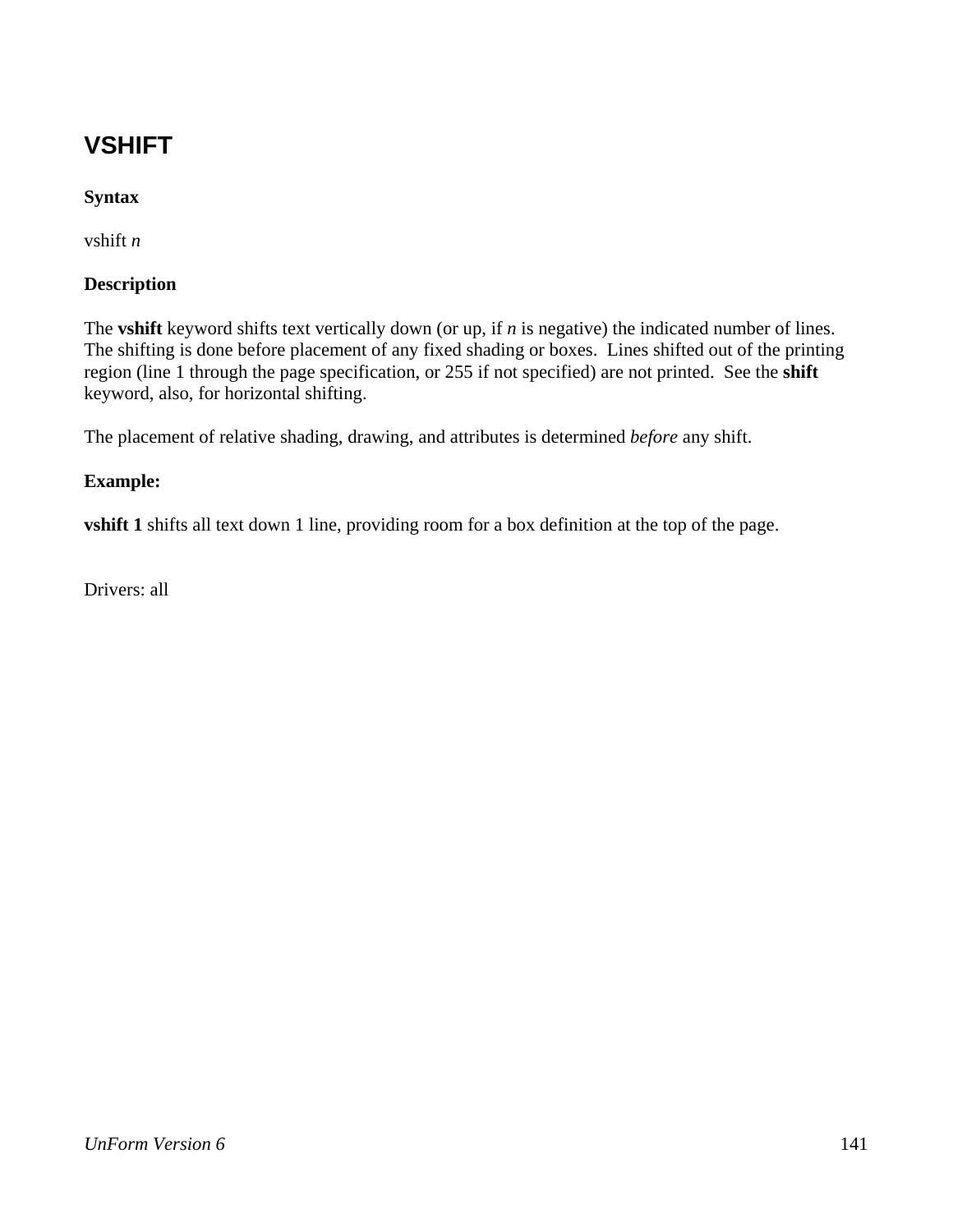# VSHIFT

**Syntax**

vshift *n*

**Description**

The **vshift** keyword shifts text vertically down (or up, if *n* is negative) the indicated number of lines. The shifting is done before placement of any fixed shading or boxes. Lines shifted out of the printing region (line 1 through the page specification, or 255 if not specified) are not printed. See the **shift** keyword, also, for horizontal shifting.

The placement of relative shading, drawing, and attributes is determined *before* any shift.

**Example:**

**vshift 1** shifts all text down 1 line, providing room for a box definition at the top of the page.

Drivers: all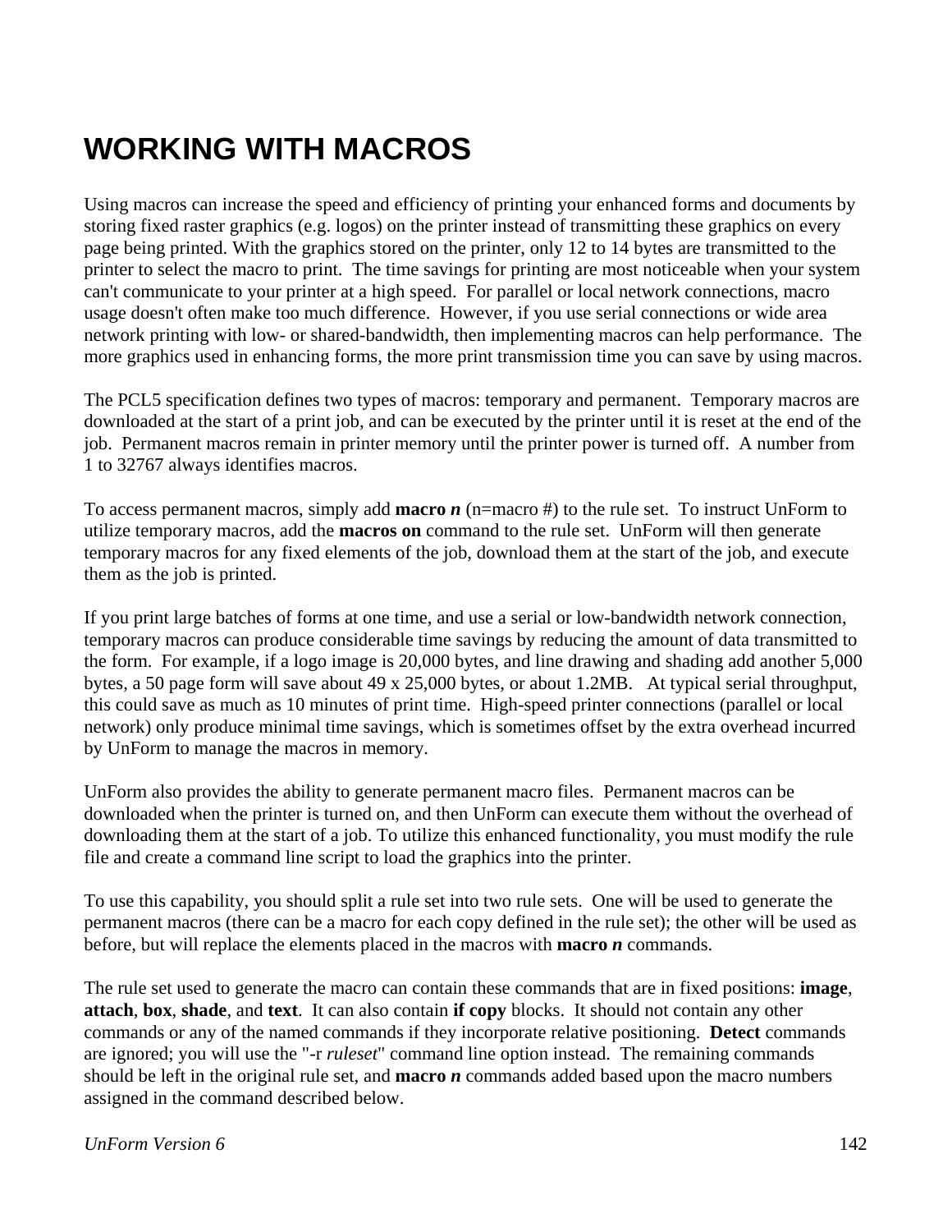# WORKING WITH MACROS

Using macros can increase the speed and efficiency of printing your enhanced forms and documents by storing fixed raster graphics (e.g. logos) on the printer instead of transmitting these graphics on every page being printed. With the graphics stored on the printer, only 12 to 14 bytes are transmitted to the printer to select the macro to print. The time savings for printing are most noticeable when your system can't communicate to your printer at a high speed. For parallel or local network connections, macro usage doesn't often make too much difference. However, if you use serial connections or wide area network printing with low- or shared-bandwidth, then implementing macros can help performance. The more graphics used in enhancing forms, the more print transmission time you can save by using macros.

The PCL5 specification defines two types of macros: temporary and permanent. Temporary macros are downloaded at the start of a print job, and can be executed by the printer until it is reset at the end of the job. Permanent macros remain in printer memory until the printer power is turned off. A number from 1 to 32767 always identifies macros.

To access permanent macros, simply add **macro *n*** (n=macro #) to the rule set. To instruct UnForm to utilize temporary macros, add the **macros on** command to the rule set. UnForm will then generate temporary macros for any fixed elements of the job, download them at the start of the job, and execute them as the job is printed.

If you print large batches of forms at one time, and use a serial or low-bandwidth network connection, temporary macros can produce considerable time savings by reducing the amount of data transmitted to the form. For example, if a logo image is 20,000 bytes, and line drawing and shading add another 5,000 bytes, a 50 page form will save about 49 x 25,000 bytes, or about 1.2MB. At typical serial throughput, this could save as much as 10 minutes of print time. High-speed printer connections (parallel or local network) only produce minimal time savings, which is sometimes offset by the extra overhead incurred by UnForm to manage the macros in memory.

UnForm also provides the ability to generate permanent macro files. Permanent macros can be downloaded when the printer is turned on, and then UnForm can execute them without the overhead of downloading them at the start of a job. To utilize this enhanced functionality, you must modify the rule file and create a command line script to load the graphics into the printer.

To use this capability, you should split a rule set into two rule sets. One will be used to generate the permanent macros (there can be a macro for each copy defined in the rule set); the other will be used as before, but will replace the elements placed in the macros with **macro *n*** commands.

The rule set used to generate the macro can contain these commands that are in fixed positions: **image**, **attach**, **box**, **shade**, and **text**. It can also contain **if copy** blocks. It should not contain any other commands or any of the named commands if they incorporate relative positioning. **Detect** commands are ignored; you will use the "-r *ruleset*" command line option instead. The remaining commands should be left in the original rule set, and **macro *n*** commands added based upon the macro numbers assigned in the command described below.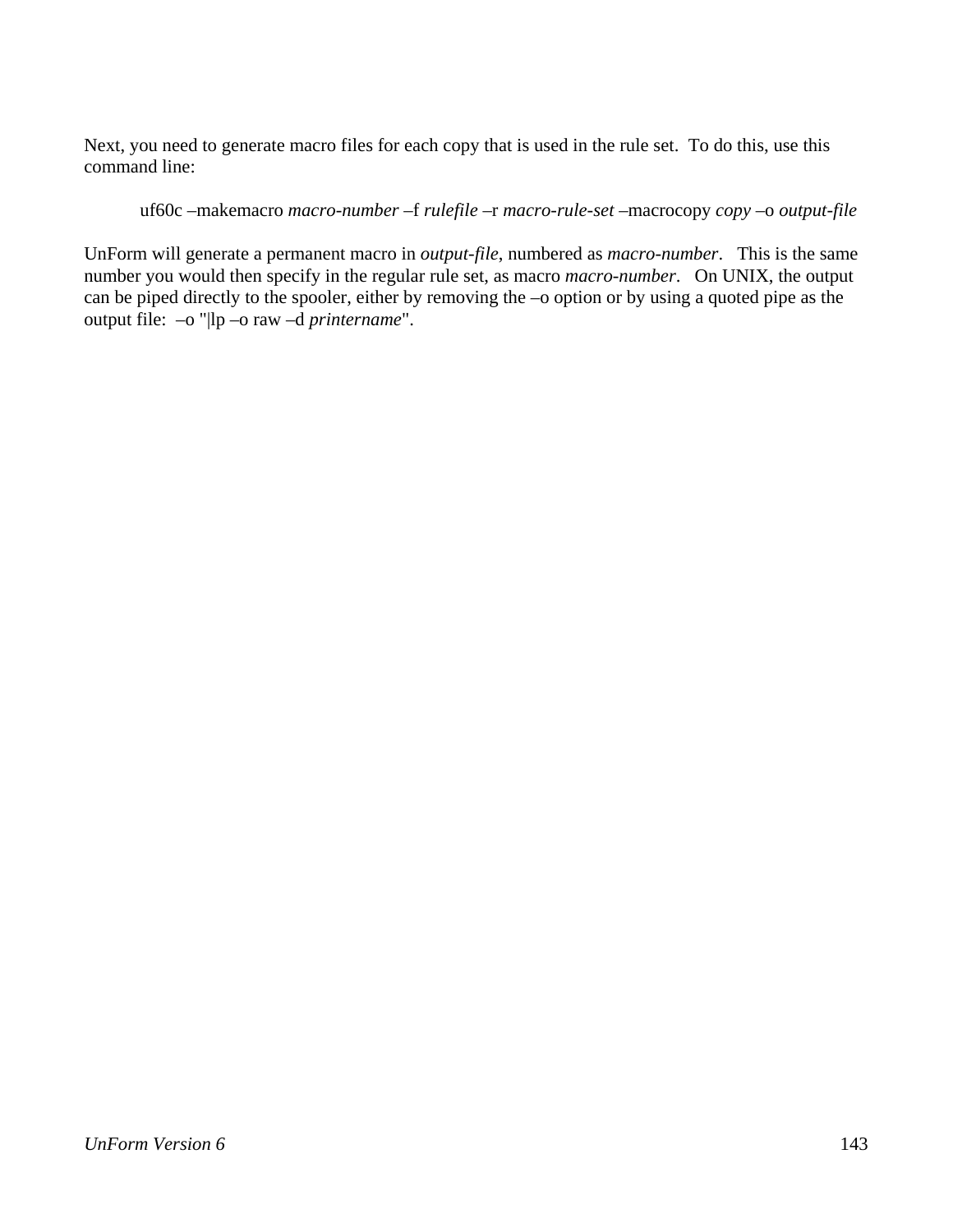Next, you need to generate macro files for each copy that is used in the rule set. To do this, use this command line:

> uf60c –makemacro *macro-number* –f *rulefile* –r *macro-rule-set* –macrocopy *copy* –o *output-file*

UnForm will generate a permanent macro in *output-file*, numbered as *macro-number*. This is the same number you would then specify in the regular rule set, as macro *macro-number*. On UNIX, the output can be piped directly to the spooler, either by removing the –o option or by using a quoted pipe as the output file: –o "|lp –o raw –d *printername*".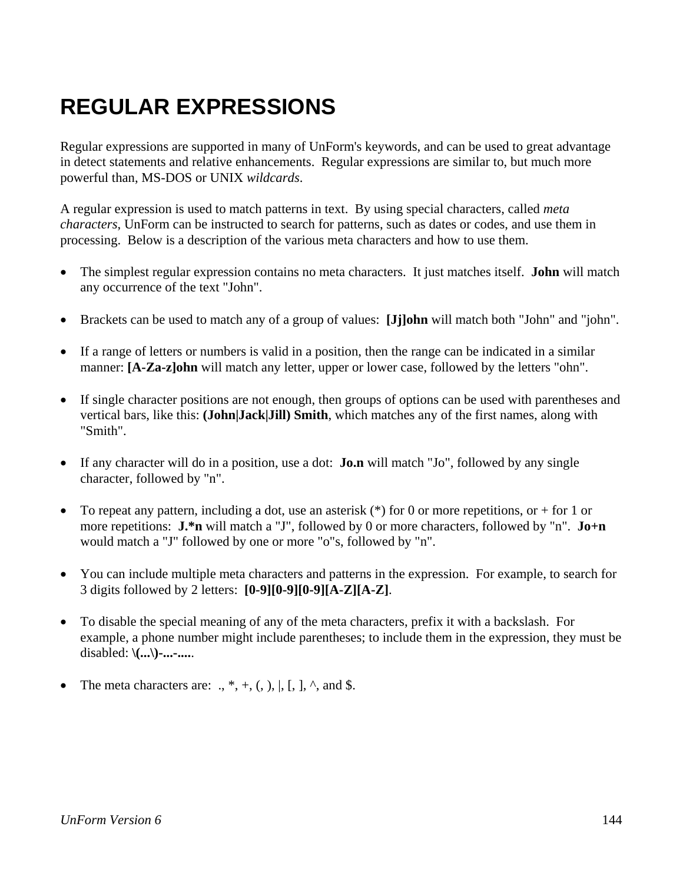# REGULAR EXPRESSIONS

Regular expressions are supported in many of UnForm's keywords, and can be used to great advantage in detect statements and relative enhancements. Regular expressions are similar to, but much more powerful than, MS-DOS or UNIX *wildcards*.

A regular expression is used to match patterns in text. By using special characters, called *meta characters*, UnForm can be instructed to search for patterns, such as dates or codes, and use them in processing. Below is a description of the various meta characters and how to use them.

- The simplest regular expression contains no meta characters. It just matches itself. **John** will match any occurrence of the text "John".
- Brackets can be used to match any of a group of values: **[Jj]ohn** will match both "John" and "john".
- If a range of letters or numbers is valid in a position, then the range can be indicated in a similar manner: **[A-Za-z]ohn** will match any letter, upper or lower case, followed by the letters "ohn".
- If single character positions are not enough, then groups of options can be used with parentheses and vertical bars, like this: **(John|Jack|Jill) Smith**, which matches any of the first names, along with "Smith".
- If any character will do in a position, use a dot: **Jo.n** will match "Jo", followed by any single character, followed by "n".
- To repeat any pattern, including a dot, use an asterisk (*) for 0 or more repetitions, or + for 1 or more repetitions: **J.*n** will match a "J", followed by 0 or more characters, followed by "n". **Jo+n** would match a "J" followed by one or more "o"s, followed by "n".
- You can include multiple meta characters and patterns in the expression. For example, to search for 3 digits followed by 2 letters: **[0-9][0-9][0-9][A-Z][A-Z]**.
- To disable the special meaning of any of the meta characters, prefix it with a backslash. For example, a phone number might include parentheses; to include them in the expression, they must be disabled: **\(...\)-...-....**.
- The meta characters are: ., *, +, (, ), |, [, ], ^, and $.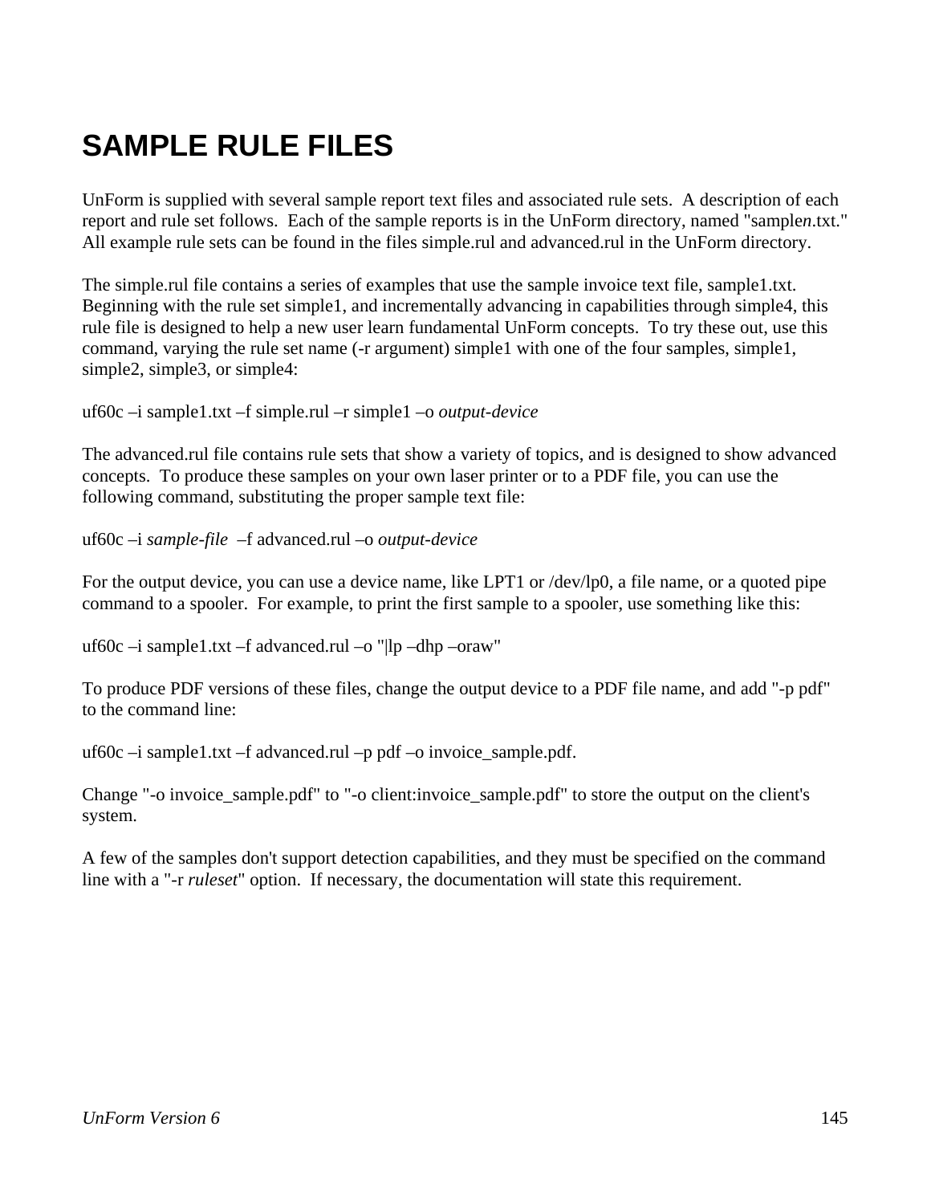# SAMPLE RULE FILES

UnForm is supplied with several sample report text files and associated rule sets. A description of each report and rule set follows. Each of the sample reports is in the UnForm directory, named "sample*n*.txt." All example rule sets can be found in the files simple.rul and advanced.rul in the UnForm directory.

The simple.rul file contains a series of examples that use the sample invoice text file, sample1.txt. Beginning with the rule set simple1, and incrementally advancing in capabilities through simple4, this rule file is designed to help a new user learn fundamental UnForm concepts. To try these out, use this command, varying the rule set name (-r argument) simple1 with one of the four samples, simple1, simple2, simple3, or simple4:

uf60c –i sample1.txt –f simple.rul –r simple1 –o *output-device*

The advanced.rul file contains rule sets that show a variety of topics, and is designed to show advanced concepts. To produce these samples on your own laser printer or to a PDF file, you can use the following command, substituting the proper sample text file:

uf60c –i *sample-file* –f advanced.rul –o *output-device*

For the output device, you can use a device name, like LPT1 or /dev/lp0, a file name, or a quoted pipe command to a spooler. For example, to print the first sample to a spooler, use something like this:

uf60c –i sample1.txt –f advanced.rul –o "|lp –dhp –oraw"

To produce PDF versions of these files, change the output device to a PDF file name, and add "-p pdf" to the command line:

uf60c –i sample1.txt –f advanced.rul –p pdf –o invoice_sample.pdf.

Change "-o invoice_sample.pdf" to "-o client:invoice_sample.pdf" to store the output on the client's system.

A few of the samples don't support detection capabilities, and they must be specified on the command line with a "-r *ruleset*" option. If necessary, the documentation will state this requirement.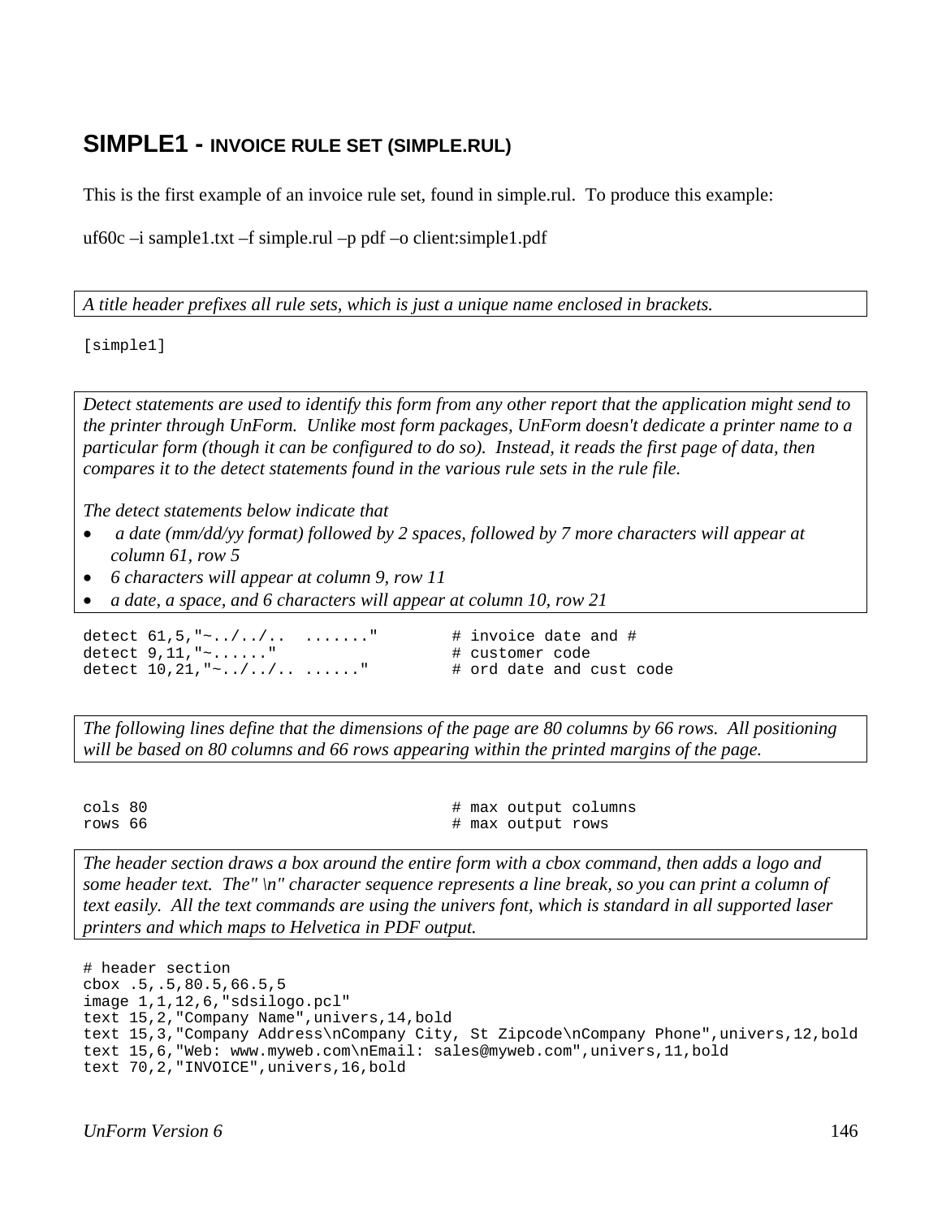## SIMPLE1 - INVOICE RULE SET (SIMPLE.RUL)

This is the first example of an invoice rule set, found in simple.rul. To produce this example:

uf60c –i sample1.txt –f simple.rul –p pdf –o client:simple1.pdf

*A title header prefixes all rule sets, which is just a unique name enclosed in brackets.*

```
[simple1]
```

*Detect statements are used to identify this form from any other report that the application might send to the printer through UnForm. Unlike most form packages, UnForm doesn't dedicate a printer name to a particular form (though it can be configured to do so). Instead, it reads the first page of data, then compares it to the detect statements found in the various rule sets in the rule file.*

*The detect statements below indicate that*

- *a date (mm/dd/yy format) followed by 2 spaces, followed by 7 more characters will appear at column 61, row 5*
- *6 characters will appear at column 9, row 11*
- *a date, a space, and 6 characters will appear at column 10, row 21*

```
detect 61,5,"~../../..  ......."        # invoice date and #
detect 9,11,"~......"                   # customer code
detect 10,21,"~../../.. ......"         # ord date and cust code
```

*The following lines define that the dimensions of the page are 80 columns by 66 rows. All positioning will be based on 80 columns and 66 rows appearing within the printed margins of the page.*

```
cols 80                                 # max output columns
rows 66                                 # max output rows
```

*The header section draws a box around the entire form with a cbox command, then adds a logo and some header text. The" \n" character sequence represents a line break, so you can print a column of text easily. All the text commands are using the univers font, which is standard in all supported laser printers and which maps to Helvetica in PDF output.*

```
# header section
cbox .5,.5,80.5,66.5,5
image 1,1,12,6,"sdsilogo.pcl"
text 15,2,"Company Name",univers,14,bold
text 15,3,"Company Address\nCompany City, St Zipcode\nCompany Phone",univers,12,bold
text 15,6,"Web: www.myweb.com\nEmail: sales@myweb.com",univers,11,bold
text 70,2,"INVOICE",univers,16,bold
```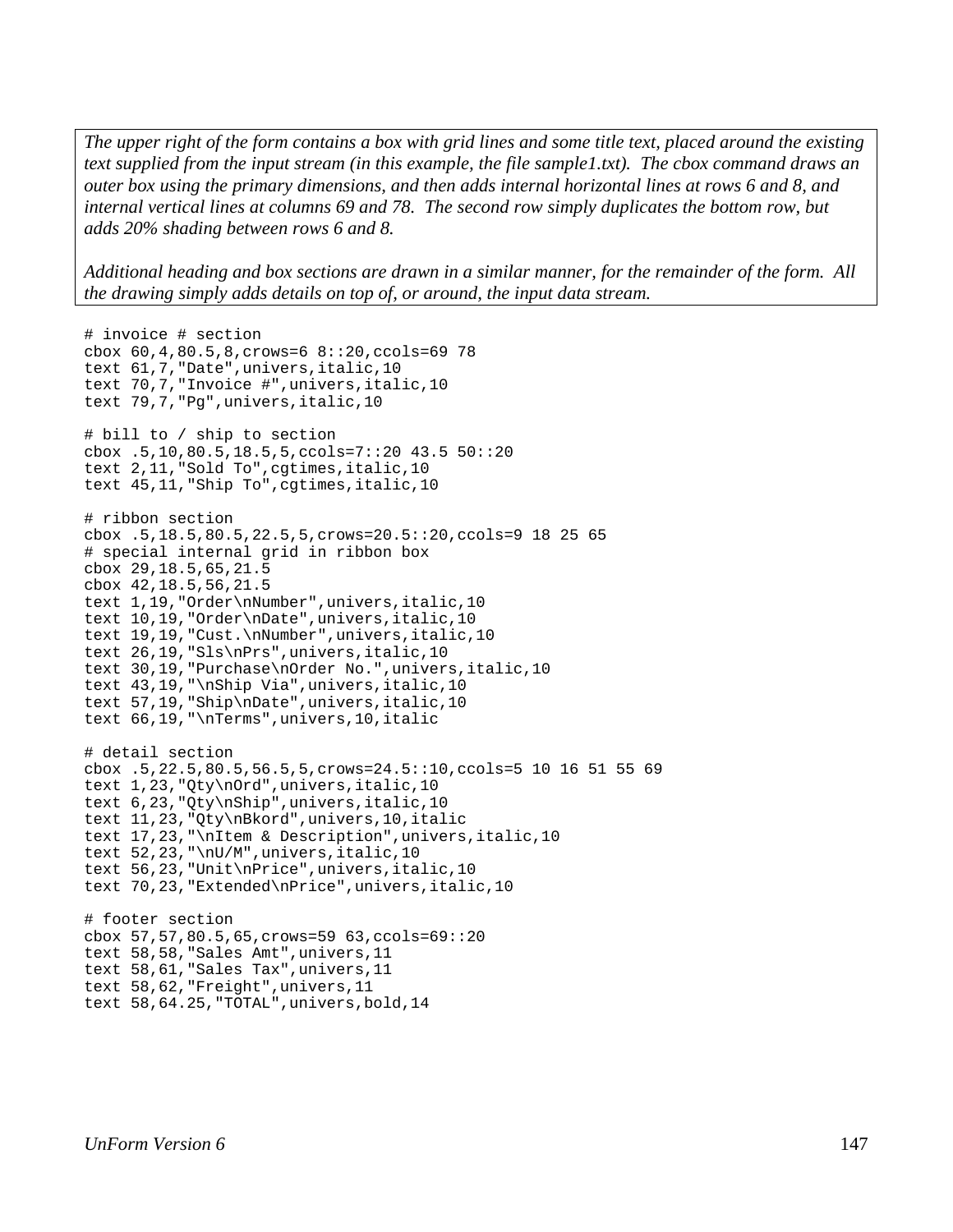*The upper right of the form contains a box with grid lines and some title text, placed around the existing text supplied from the input stream (in this example, the file sample1.txt). The cbox command draws an outer box using the primary dimensions, and then adds internal horizontal lines at rows 6 and 8, and internal vertical lines at columns 69 and 78. The second row simply duplicates the bottom row, but adds 20% shading between rows 6 and 8.*

*Additional heading and box sections are drawn in a similar manner, for the remainder of the form. All the drawing simply adds details on top of, or around, the input data stream.*

```
# invoice # section
cbox 60,4,80.5,8,crows=6 8::20,ccols=69 78
text 61,7,"Date",univers,italic,10
text 70,7,"Invoice #",univers,italic,10
text 79,7,"Pg",univers,italic,10

# bill to / ship to section
cbox .5,10,80.5,18.5,5,ccols=7::20 43.5 50::20
text 2,11,"Sold To",cgtimes,italic,10
text 45,11,"Ship To",cgtimes,italic,10

# ribbon section
cbox .5,18.5,80.5,22.5,5,crows=20.5::20,ccols=9 18 25 65
# special internal grid in ribbon box
cbox 29,18.5,65,21.5
cbox 42,18.5,56,21.5
text 1,19,"Order\nNumber",univers,italic,10
text 10,19,"Order\nDate",univers,italic,10
text 19,19,"Cust.\nNumber",univers,italic,10
text 26,19,"Sls\nPrs",univers,italic,10
text 30,19,"Purchase\nOrder No.",univers,italic,10
text 43,19,"\nShip Via",univers,italic,10
text 57,19,"Ship\nDate",univers,italic,10
text 66,19,"\nTerms",univers,10,italic

# detail section
cbox .5,22.5,80.5,56.5,5,crows=24.5::10,ccols=5 10 16 51 55 69
text 1,23,"Qty\nOrd",univers,italic,10
text 6,23,"Qty\nShip",univers,italic,10
text 11,23,"Qty\nBkord",univers,10,italic
text 17,23,"\nItem & Description",univers,italic,10
text 52,23,"\nU/M",univers,italic,10
text 56,23,"Unit\nPrice",univers,italic,10
text 70,23,"Extended\nPrice",univers,italic,10

# footer section
cbox 57,57,80.5,65,crows=59 63,ccols=69::20
text 58,58,"Sales Amt",univers,11
text 58,61,"Sales Tax",univers,11
text 58,62,"Freight",univers,11
text 58,64.25,"TOTAL",univers,bold,14
```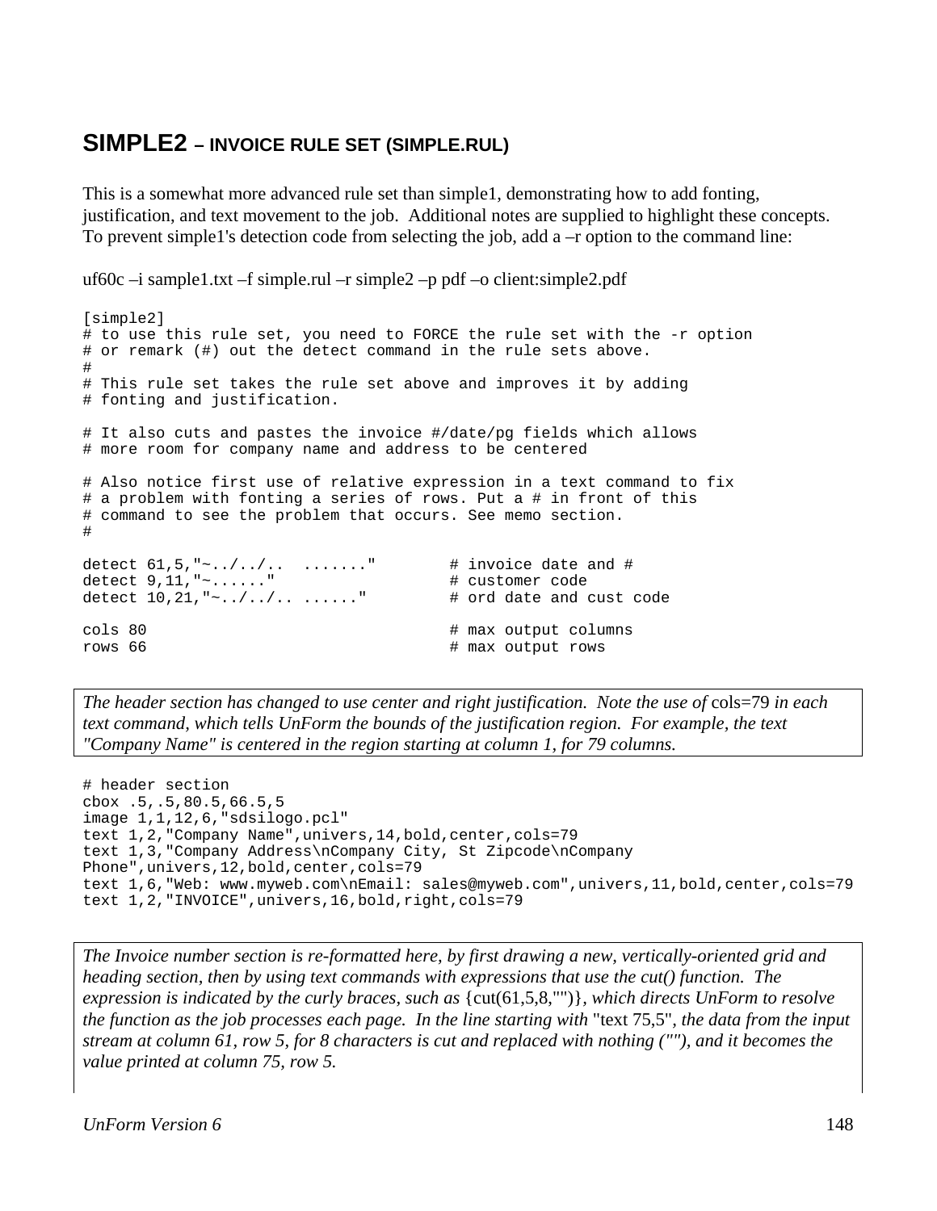## SIMPLE2 – INVOICE RULE SET (SIMPLE.RUL)

This is a somewhat more advanced rule set than simple1, demonstrating how to add fonting, justification, and text movement to the job. Additional notes are supplied to highlight these concepts. To prevent simple1's detection code from selecting the job, add a –r option to the command line:

uf60c –i sample1.txt –f simple.rul –r simple2 –p pdf –o client:simple2.pdf

```
[simple2]
# to use this rule set, you need to FORCE the rule set with the -r option
# or remark (#) out the detect command in the rule sets above.
#
# This rule set takes the rule set above and improves it by adding
# fonting and justification.

# It also cuts and pastes the invoice #/date/pg fields which allows
# more room for company name and address to be centered

# Also notice first use of relative expression in a text command to fix
# a problem with fonting a series of rows. Put a # in front of this
# command to see the problem that occurs. See memo section.
#

detect 61,5,"~../../..  ......."        # invoice date and #
detect 9,11,"~......"                   # customer code
detect 10,21,"~../../.. ......"         # ord date and cust code

cols 80                                 # max output columns
rows 66                                 # max output rows
```

*The header section has changed to use center and right justification. Note the use of* cols=79 *in each text command, which tells UnForm the bounds of the justification region. For example, the text "Company Name" is centered in the region starting at column 1, for 79 columns.*

```
# header section
cbox .5,.5,80.5,66.5,5
image 1,1,12,6,"sdsilogo.pcl"
text 1,2,"Company Name",univers,14,bold,center,cols=79
text 1,3,"Company Address\nCompany City, St Zipcode\nCompany
Phone",univers,12,bold,center,cols=79
text 1,6,"Web: www.myweb.com\nEmail: sales@myweb.com",univers,11,bold,center,cols=79
text 1,2,"INVOICE",univers,16,bold,right,cols=79
```

*The Invoice number section is re-formatted here, by first drawing a new, vertically-oriented grid and heading section, then by using text commands with expressions that use the cut() function. The expression is indicated by the curly braces, such as* {cut(61,5,8,"")}*, which directs UnForm to resolve the function as the job processes each page. In the line starting with* "text 75,5"*, the data from the input stream at column 61, row 5, for 8 characters is cut and replaced with nothing (""), and it becomes the value printed at column 75, row 5.*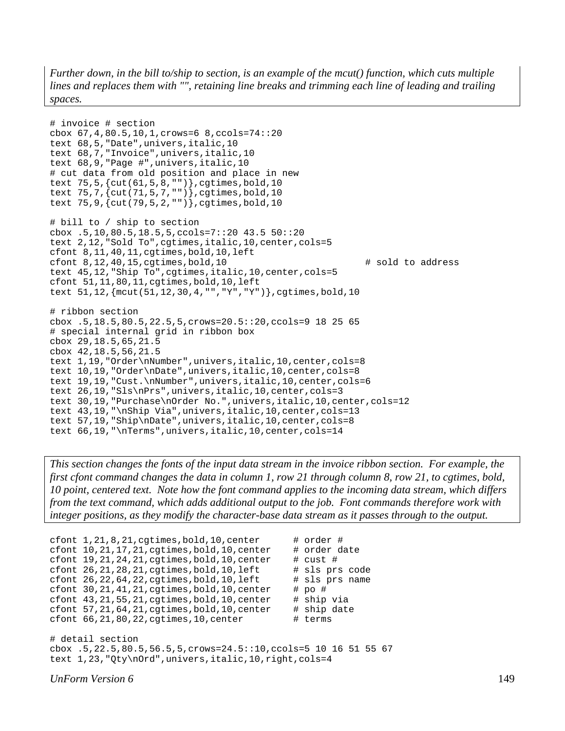*Further down, in the bill to/ship to section, is an example of the mcut() function, which cuts multiple lines and replaces them with "", retaining line breaks and trimming each line of leading and trailing spaces.*

```
# invoice # section
cbox 67,4,80.5,10,1,crows=6 8,ccols=74::20
text 68,5,"Date",univers,italic,10
text 68,7,"Invoice",univers,italic,10
text 68,9,"Page #",univers,italic,10
# cut data from old position and place in new
text 75,5,{cut(61,5,8,"")},cgtimes,bold,10
text 75,7,{cut(71,5,7,"")},cgtimes,bold,10
text 75,9,{cut(79,5,2,"")},cgtimes,bold,10

# bill to / ship to section
cbox .5,10,80.5,18.5,5,ccols=7::20 43.5 50::20
text 2,12,"Sold To",cgtimes,italic,10,center,cols=5
cfont 8,11,40,11,cgtimes,bold,10,left
cfont 8,12,40,15,cgtimes,bold,10                        # sold to address
text 45,12,"Ship To",cgtimes,italic,10,center,cols=5
cfont 51,11,80,11,cgtimes,bold,10,left
text 51,12,{mcut(51,12,30,4,"","Y","Y")},cgtimes,bold,10

# ribbon section
cbox .5,18.5,80.5,22.5,5,crows=20.5::20,ccols=9 18 25 65
# special internal grid in ribbon box
cbox 29,18.5,65,21.5
cbox 42,18.5,56,21.5
text 1,19,"Order\nNumber",univers,italic,10,center,cols=8
text 10,19,"Order\nDate",univers,italic,10,center,cols=8
text 19,19,"Cust.\nNumber",univers,italic,10,center,cols=6
text 26,19,"Sls\nPrs",univers,italic,10,center,cols=3
text 30,19,"Purchase\nOrder No.",univers,italic,10,center,cols=12
text 43,19,"\nShip Via",univers,italic,10,center,cols=13
text 57,19,"Ship\nDate",univers,italic,10,center,cols=8
text 66,19,"\nTerms",univers,italic,10,center,cols=14
```

*This section changes the fonts of the input data stream in the invoice ribbon section. For example, the first cfont command changes the data in column 1, row 21 through column 8, row 21, to cgtimes, bold, 10 point, centered text. Note how the font command applies to the incoming data stream, which differs from the text command, which adds additional output to the job. Font commands therefore work with integer positions, as they modify the character-base data stream as it passes through to the output.*

```
cfont 1,21,8,21,cgtimes,bold,10,center      # order #
cfont 10,21,17,21,cgtimes,bold,10,center    # order date
cfont 19,21,24,21,cgtimes,bold,10,center    # cust #
cfont 26,21,28,21,cgtimes,bold,10,left      # sls prs code
cfont 26,22,64,22,cgtimes,bold,10,left      # sls prs name
cfont 30,21,41,21,cgtimes,bold,10,center    # po #
cfont 43,21,55,21,cgtimes,bold,10,center    # ship via
cfont 57,21,64,21,cgtimes,bold,10,center    # ship date
cfont 66,21,80,22,cgtimes,10,center         # terms

# detail section
cbox .5,22.5,80.5,56.5,5,crows=24.5::10,ccols=5 10 16 51 55 67
text 1,23,"Qty\nOrd",univers,italic,10,right,cols=4
```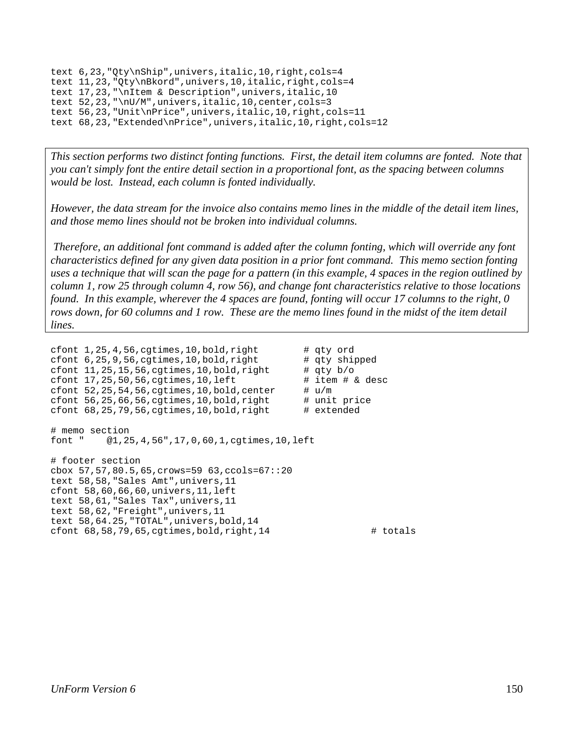```
text 6,23,"Qty\nShip",univers,italic,10,right,cols=4
text 11,23,"Qty\nBkord",univers,10,italic,right,cols=4
text 17,23,"\nItem & Description",univers,italic,10
text 52,23,"\nU/M",univers,italic,10,center,cols=3
text 56,23,"Unit\nPrice",univers,italic,10,right,cols=11
text 68,23,"Extended\nPrice",univers,italic,10,right,cols=12
```

*This section performs two distinct fonting functions. First, the detail item columns are fonted. Note that you can't simply font the entire detail section in a proportional font, as the spacing between columns would be lost. Instead, each column is fonted individually.*

*However, the data stream for the invoice also contains memo lines in the middle of the detail item lines, and those memo lines should not be broken into individual columns.*

*Therefore, an additional font command is added after the column fonting, which will override any font characteristics defined for any given data position in a prior font command. This memo section fonting uses a technique that will scan the page for a pattern (in this example, 4 spaces in the region outlined by column 1, row 25 through column 4, row 56), and change font characteristics relative to those locations found. In this example, wherever the 4 spaces are found, fonting will occur 17 columns to the right, 0 rows down, for 60 columns and 1 row. These are the memo lines found in the midst of the item detail lines.*

```
cfont 1,25,4,56,cgtimes,10,bold,right        # qty ord
cfont 6,25,9,56,cgtimes,10,bold,right        # qty shipped
cfont 11,25,15,56,cgtimes,10,bold,right      # qty b/o
cfont 17,25,50,56,cgtimes,10,left            # item # & desc
cfont 52,25,54,56,cgtimes,10,bold,center     # u/m
cfont 56,25,66,56,cgtimes,10,bold,right      # unit price
cfont 68,25,79,56,cgtimes,10,bold,right      # extended

# memo section
font "    @1,25,4,56",17,0,60,1,cgtimes,10,left

# footer section
cbox 57,57,80.5,65,crows=59 63,ccols=67::20
text 58,58,"Sales Amt",univers,11
cfont 58,60,66,60,univers,11,left
text 58,61,"Sales Tax",univers,11
text 58,62,"Freight",univers,11
text 58,64.25,"TOTAL",univers,bold,14
cfont 68,58,79,65,cgtimes,bold,right,14                # totals
```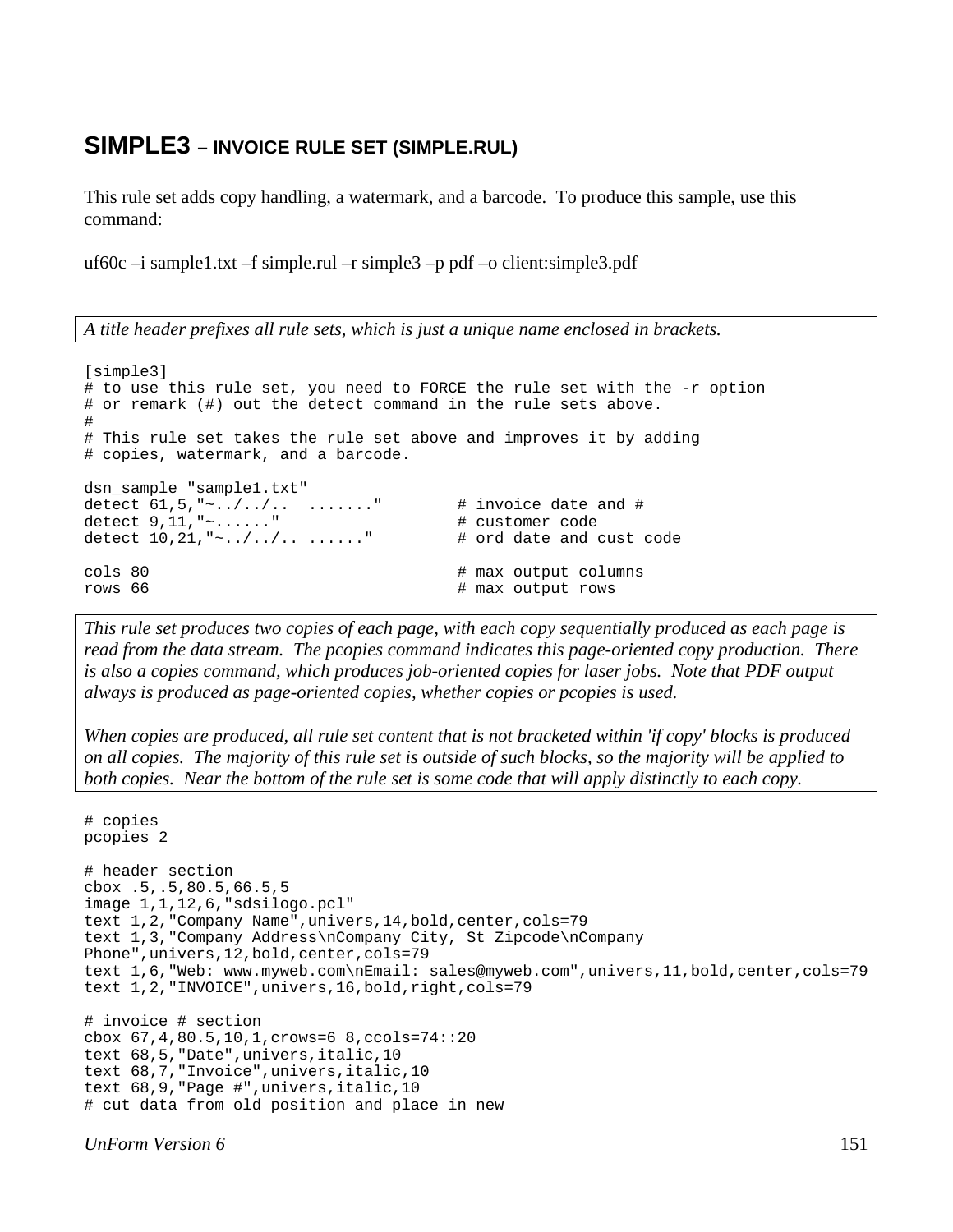## SIMPLE3 – INVOICE RULE SET (SIMPLE.RUL)

This rule set adds copy handling, a watermark, and a barcode. To produce this sample, use this command:

uf60c –i sample1.txt –f simple.rul –r simple3 –p pdf –o client:simple3.pdf

*A title header prefixes all rule sets, which is just a unique name enclosed in brackets.*

```
[simple3]
# to use this rule set, you need to FORCE the rule set with the -r option
# or remark (#) out the detect command in the rule sets above.
#
# This rule set takes the rule set above and improves it by adding
# copies, watermark, and a barcode.

dsn_sample "sample1.txt"
detect 61,5,"~../../..  ......."        # invoice date and #
detect 9,11,"~......"                   # customer code
detect 10,21,"~../../.. ......"         # ord date and cust code

cols 80                                 # max output columns
rows 66                                 # max output rows
```

*This rule set produces two copies of each page, with each copy sequentially produced as each page is read from the data stream. The pcopies command indicates this page-oriented copy production. There is also a copies command, which produces job-oriented copies for laser jobs. Note that PDF output always is produced as page-oriented copies, whether copies or pcopies is used.*

*When copies are produced, all rule set content that is not bracketed within 'if copy' blocks is produced on all copies. The majority of this rule set is outside of such blocks, so the majority will be applied to both copies. Near the bottom of the rule set is some code that will apply distinctly to each copy.*

```
# copies
pcopies 2

# header section
cbox .5,.5,80.5,66.5,5
image 1,1,12,6,"sdsilogo.pcl"
text 1,2,"Company Name",univers,14,bold,center,cols=79
text 1,3,"Company Address\nCompany City, St Zipcode\nCompany
Phone",univers,12,bold,center,cols=79
text 1,6,"Web: www.myweb.com\nEmail: sales@myweb.com",univers,11,bold,center,cols=79
text 1,2,"INVOICE",univers,16,bold,right,cols=79

# invoice # section
cbox 67,4,80.5,10,1,crows=6 8,ccols=74::20
text 68,5,"Date",univers,italic,10
text 68,7,"Invoice",univers,italic,10
text 68,9,"Page #",univers,italic,10
# cut data from old position and place in new
```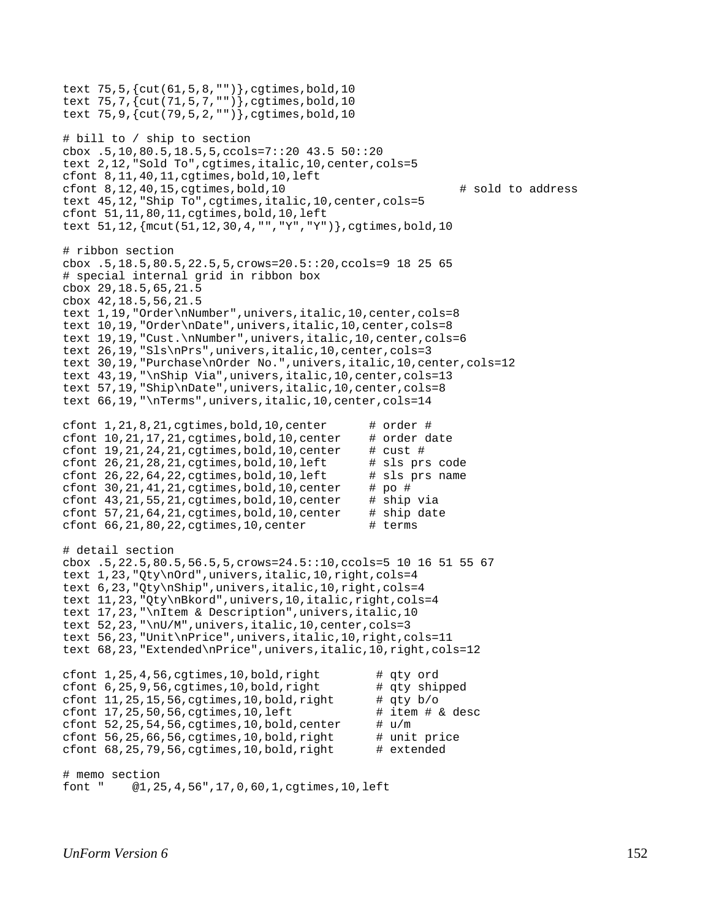```
text 75,5,{cut(61,5,8,"")},cgtimes,bold,10
text 75,7,{cut(71,5,7,"")},cgtimes,bold,10
text 75,9,{cut(79,5,2,"")},cgtimes,bold,10

# bill to / ship to section
cbox .5,10,80.5,18.5,5,ccols=7::20 43.5 50::20
text 2,12,"Sold To",cgtimes,italic,10,center,cols=5
cfont 8,11,40,11,cgtimes,bold,10,left
cfont 8,12,40,15,cgtimes,bold,10                         # sold to address
text 45,12,"Ship To",cgtimes,italic,10,center,cols=5
cfont 51,11,80,11,cgtimes,bold,10,left
text 51,12,{mcut(51,12,30,4,"","Y","Y")},cgtimes,bold,10

# ribbon section
cbox .5,18.5,80.5,22.5,5,crows=20.5::20,ccols=9 18 25 65
# special internal grid in ribbon box
cbox 29,18.5,65,21.5
cbox 42,18.5,56,21.5
text 1,19,"Order\nNumber",univers,italic,10,center,cols=8
text 10,19,"Order\nDate",univers,italic,10,center,cols=8
text 19,19,"Cust.\nNumber",univers,italic,10,center,cols=6
text 26,19,"Sls\nPrs",univers,italic,10,center,cols=3
text 30,19,"Purchase\nOrder No.",univers,italic,10,center,cols=12
text 43,19,"\nShip Via",univers,italic,10,center,cols=13
text 57,19,"Ship\nDate",univers,italic,10,center,cols=8
text 66,19,"\nTerms",univers,italic,10,center,cols=14

cfont 1,21,8,21,cgtimes,bold,10,center      # order #
cfont 10,21,17,21,cgtimes,bold,10,center    # order date
cfont 19,21,24,21,cgtimes,bold,10,center    # cust #
cfont 26,21,28,21,cgtimes,bold,10,left      # sls prs code
cfont 26,22,64,22,cgtimes,bold,10,left      # sls prs name
cfont 30,21,41,21,cgtimes,bold,10,center    # po #
cfont 43,21,55,21,cgtimes,bold,10,center    # ship via
cfont 57,21,64,21,cgtimes,bold,10,center    # ship date
cfont 66,21,80,22,cgtimes,10,center         # terms

# detail section
cbox .5,22.5,80.5,56.5,5,crows=24.5::10,ccols=5 10 16 51 55 67
text 1,23,"Qty\nOrd",univers,italic,10,right,cols=4
text 6,23,"Qty\nShip",univers,italic,10,right,cols=4
text 11,23,"Qty\nBkord",univers,10,italic,right,cols=4
text 17,23,"\nItem & Description",univers,italic,10
text 52,23,"\nU/M",univers,italic,10,center,cols=3
text 56,23,"Unit\nPrice",univers,italic,10,right,cols=11
text 68,23,"Extended\nPrice",univers,italic,10,right,cols=12

cfont 1,25,4,56,cgtimes,10,bold,right        # qty ord
cfont 6,25,9,56,cgtimes,10,bold,right        # qty shipped
cfont 11,25,15,56,cgtimes,10,bold,right      # qty b/o
cfont 17,25,50,56,cgtimes,10,left            # item # & desc
cfont 52,25,54,56,cgtimes,10,bold,center     # u/m
cfont 56,25,66,56,cgtimes,10,bold,right      # unit price
cfont 68,25,79,56,cgtimes,10,bold,right      # extended

# memo section
font "    @1,25,4,56",17,0,60,1,cgtimes,10,left
```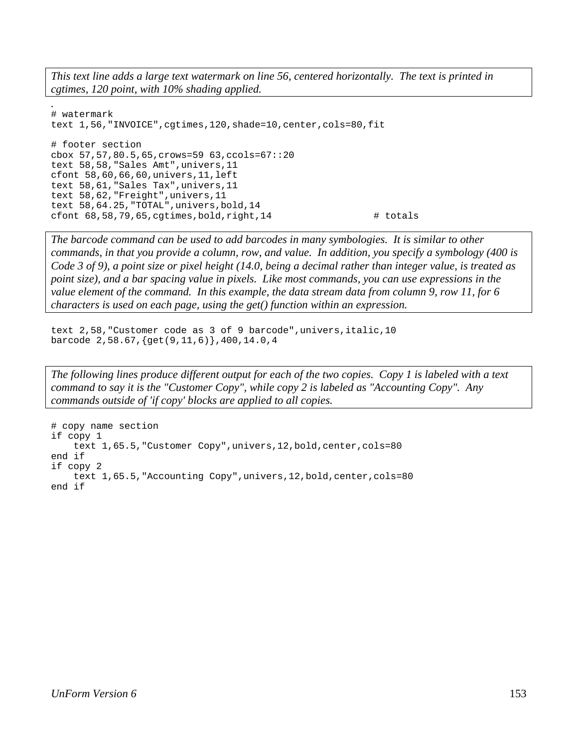*This text line adds a large text watermark on line 56, centered horizontally. The text is printed in cgtimes, 120 point, with 10% shading applied.*

```
.
# watermark
text 1,56,"INVOICE",cgtimes,120,shade=10,center,cols=80,fit

# footer section
cbox 57,57,80.5,65,crows=59 63,ccols=67::20
text 58,58,"Sales Amt",univers,11
cfont 58,60,66,60,univers,11,left
text 58,61,"Sales Tax",univers,11
text 58,62,"Freight",univers,11
text 58,64.25,"TOTAL",univers,bold,14
cfont 68,58,79,65,cgtimes,bold,right,14                # totals
```

*The barcode command can be used to add barcodes in many symbologies. It is similar to other commands, in that you provide a column, row, and value. In addition, you specify a symbology (400 is Code 3 of 9), a point size or pixel height (14.0, being a decimal rather than integer value, is treated as point size), and a bar spacing value in pixels. Like most commands, you can use expressions in the value element of the command. In this example, the data stream data from column 9, row 11, for 6 characters is used on each page, using the get() function within an expression.*

```
text 2,58,"Customer code as 3 of 9 barcode",univers,italic,10
barcode 2,58.67,{get(9,11,6)},400,14.0,4
```

*The following lines produce different output for each of the two copies. Copy 1 is labeled with a text command to say it is the "Customer Copy", while copy 2 is labeled as "Accounting Copy". Any commands outside of 'if copy' blocks are applied to all copies.*

```
# copy name section
if copy 1
    text 1,65.5,"Customer Copy",univers,12,bold,center,cols=80
end if
if copy 2
    text 1,65.5,"Accounting Copy",univers,12,bold,center,cols=80
end if
```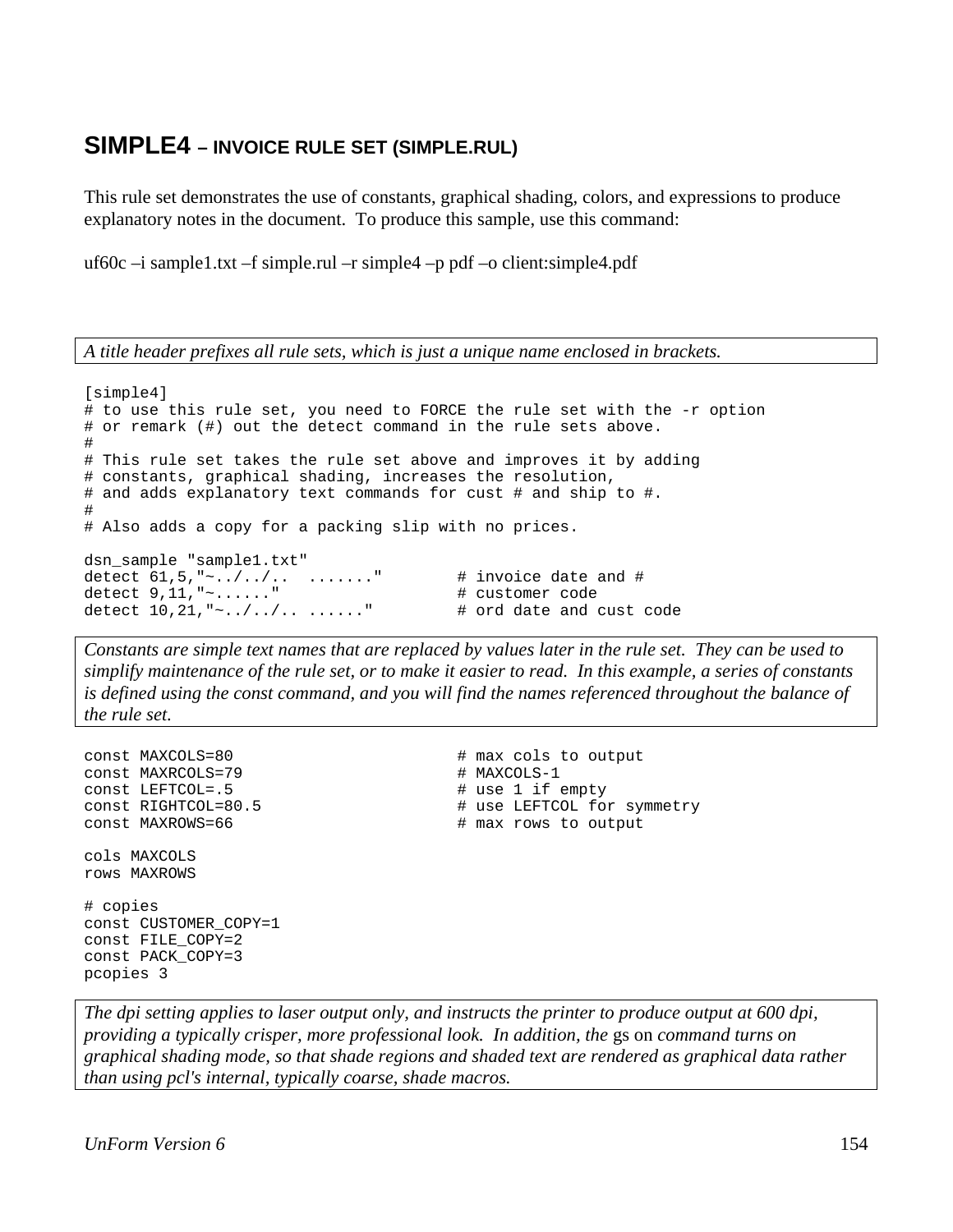## SIMPLE4 – INVOICE RULE SET (SIMPLE.RUL)

This rule set demonstrates the use of constants, graphical shading, colors, and expressions to produce explanatory notes in the document. To produce this sample, use this command:

uf60c –i sample1.txt –f simple.rul –r simple4 –p pdf –o client:simple4.pdf

*A title header prefixes all rule sets, which is just a unique name enclosed in brackets.*

```
[simple4]
# to use this rule set, you need to FORCE the rule set with the -r option
# or remark (#) out the detect command in the rule sets above.
#
# This rule set takes the rule set above and improves it by adding
# constants, graphical shading, increases the resolution,
# and adds explanatory text commands for cust # and ship to #.
#
# Also adds a copy for a packing slip with no prices.

dsn_sample "sample1.txt"
detect 61,5,"~../../..  ......."        # invoice date and #
detect 9,11,"~......"                   # customer code
detect 10,21,"~../../.. ......"         # ord date and cust code
```

*Constants are simple text names that are replaced by values later in the rule set. They can be used to simplify maintenance of the rule set, or to make it easier to read. In this example, a series of constants is defined using the const command, and you will find the names referenced throughout the balance of the rule set.*

```
const MAXCOLS=80                        # max cols to output
const MAXRCOLS=79                       # MAXCOLS-1
const LEFTCOL=.5                        # use 1 if empty
const RIGHTCOL=80.5                     # use LEFTCOL for symmetry
const MAXROWS=66                        # max rows to output

cols MAXCOLS
rows MAXROWS

# copies
const CUSTOMER_COPY=1
const FILE_COPY=2
const PACK_COPY=3
pcopies 3
```

*The dpi setting applies to laser output only, and instructs the printer to produce output at 600 dpi, providing a typically crisper, more professional look. In addition, the* gs on *command turns on graphical shading mode, so that shade regions and shaded text are rendered as graphical data rather than using pcl's internal, typically coarse, shade macros.*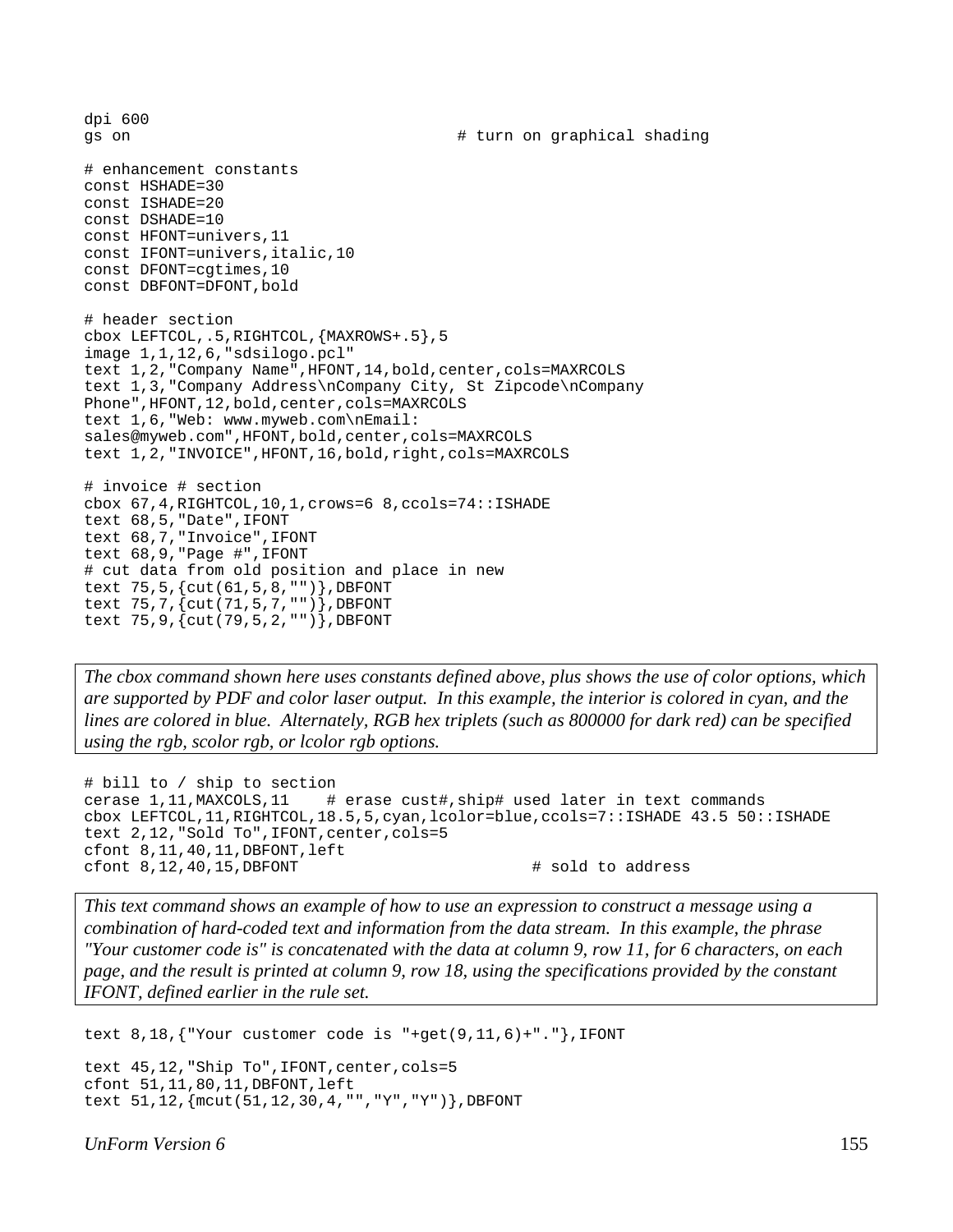```
dpi 600
gs on                                    # turn on graphical shading

# enhancement constants
const HSHADE=30
const ISHADE=20
const DSHADE=10
const HFONT=univers,11
const IFONT=univers,italic,10
const DFONT=cgtimes,10
const DBFONT=DFONT,bold

# header section
cbox LEFTCOL,.5,RIGHTCOL,{MAXROWS+.5},5
image 1,1,12,6,"sdsilogo.pcl"
text 1,2,"Company Name",HFONT,14,bold,center,cols=MAXRCOLS
text 1,3,"Company Address\nCompany City, St Zipcode\nCompany
Phone",HFONT,12,bold,center,cols=MAXRCOLS
text 1,6,"Web: www.myweb.com\nEmail:
sales@myweb.com",HFONT,bold,center,cols=MAXRCOLS
text 1,2,"INVOICE",HFONT,16,bold,right,cols=MAXRCOLS

# invoice # section
cbox 67,4,RIGHTCOL,10,1,crows=6 8,ccols=74::ISHADE
text 68,5,"Date",IFONT
text 68,7,"Invoice",IFONT
text 68,9,"Page #",IFONT
# cut data from old position and place in new
text 75,5,{cut(61,5,8,"")},DBFONT
text 75,7,{cut(71,5,7,"")},DBFONT
text 75,9,{cut(79,5,2,"")},DBFONT
```

*The cbox command shown here uses constants defined above, plus shows the use of color options, which are supported by PDF and color laser output. In this example, the interior is colored in cyan, and the lines are colored in blue. Alternately, RGB hex triplets (such as 800000 for dark red) can be specified using the rgb, scolor rgb, or lcolor rgb options.*

```
# bill to / ship to section
cerase 1,11,MAXCOLS,11    # erase cust#,ship# used later in text commands
cbox LEFTCOL,11,RIGHTCOL,18.5,5,cyan,lcolor=blue,ccols=7::ISHADE 43.5 50::ISHADE
text 2,12,"Sold To",IFONT,center,cols=5
cfont 8,11,40,11,DBFONT,left
cfont 8,12,40,15,DBFONT                        # sold to address
```

*This text command shows an example of how to use an expression to construct a message using a combination of hard-coded text and information from the data stream. In this example, the phrase "Your customer code is" is concatenated with the data at column 9, row 11, for 6 characters, on each page, and the result is printed at column 9, row 18, using the specifications provided by the constant IFONT, defined earlier in the rule set.*

```
text 8,18,{"Your customer code is "+get(9,11,6)+"."},IFONT

text 45,12,"Ship To",IFONT,center,cols=5
cfont 51,11,80,11,DBFONT,left
text 51,12,{mcut(51,12,30,4,"","Y","Y")},DBFONT
```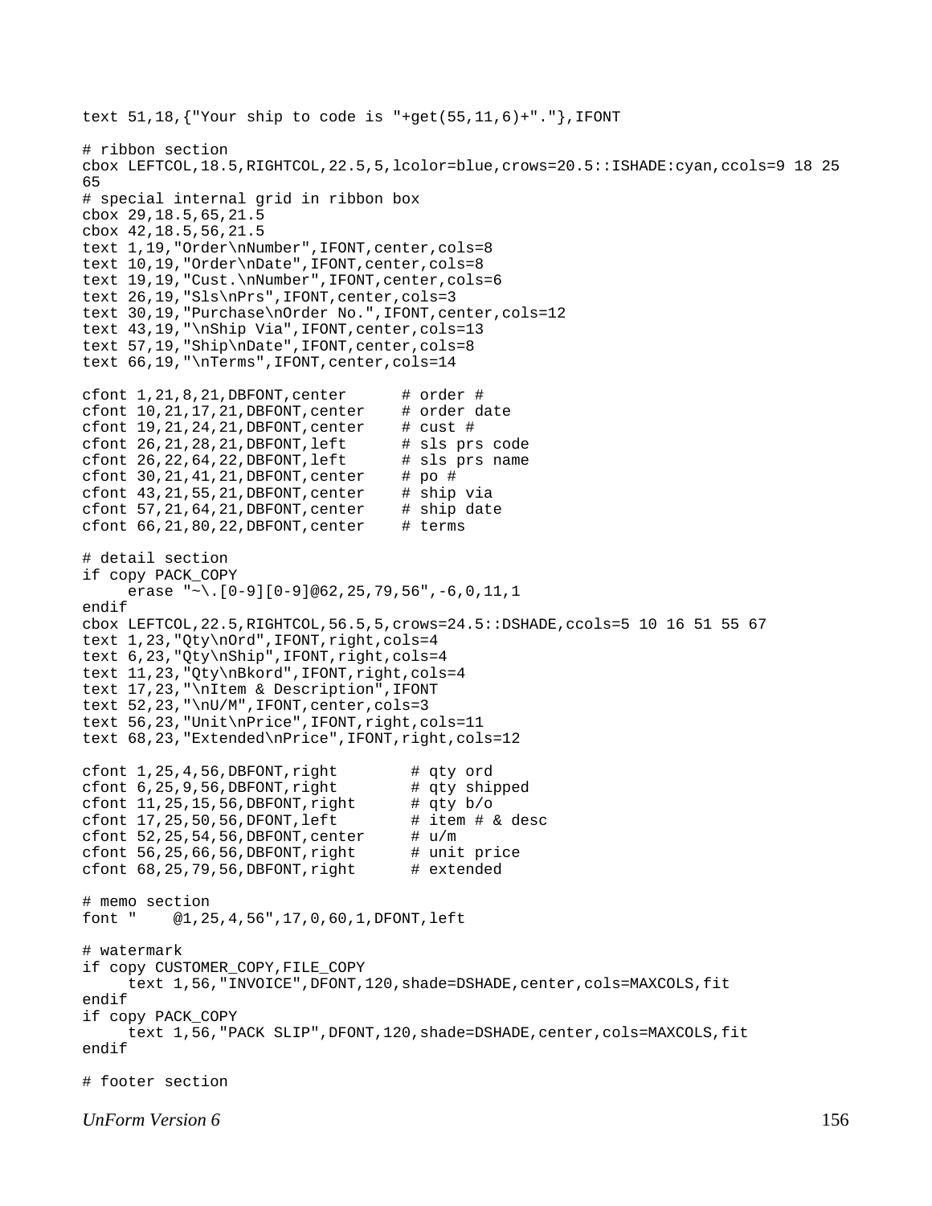```
text 51,18,{"Your ship to code is "+get(55,11,6)+"."},IFONT

# ribbon section
cbox LEFTCOL,18.5,RIGHTCOL,22.5,5,lcolor=blue,crows=20.5::ISHADE:cyan,ccols=9 18 25
65
# special internal grid in ribbon box
cbox 29,18.5,65,21.5
cbox 42,18.5,56,21.5
text 1,19,"Order\nNumber",IFONT,center,cols=8
text 10,19,"Order\nDate",IFONT,center,cols=8
text 19,19,"Cust.\nNumber",IFONT,center,cols=6
text 26,19,"Sls\nPrs",IFONT,center,cols=3
text 30,19,"Purchase\nOrder No.",IFONT,center,cols=12
text 43,19,"\nShip Via",IFONT,center,cols=13
text 57,19,"Ship\nDate",IFONT,center,cols=8
text 66,19,"\nTerms",IFONT,center,cols=14

cfont 1,21,8,21,DBFONT,center      # order #
cfont 10,21,17,21,DBFONT,center    # order date
cfont 19,21,24,21,DBFONT,center    # cust #
cfont 26,21,28,21,DBFONT,left      # sls prs code
cfont 26,22,64,22,DBFONT,left      # sls prs name
cfont 30,21,41,21,DBFONT,center    # po #
cfont 43,21,55,21,DBFONT,center    # ship via
cfont 57,21,64,21,DBFONT,center    # ship date
cfont 66,21,80,22,DBFONT,center    # terms

# detail section
if copy PACK_COPY
     erase "~\.[0-9][0-9]@62,25,79,56",-6,0,11,1
endif
cbox LEFTCOL,22.5,RIGHTCOL,56.5,5,crows=24.5::DSHADE,ccols=5 10 16 51 55 67
text 1,23,"Qty\nOrd",IFONT,right,cols=4
text 6,23,"Qty\nShip",IFONT,right,cols=4
text 11,23,"Qty\nBkord",IFONT,right,cols=4
text 17,23,"\nItem & Description",IFONT
text 52,23,"\nU/M",IFONT,center,cols=3
text 56,23,"Unit\nPrice",IFONT,right,cols=11
text 68,23,"Extended\nPrice",IFONT,right,cols=12

cfont 1,25,4,56,DBFONT,right        # qty ord
cfont 6,25,9,56,DBFONT,right        # qty shipped
cfont 11,25,15,56,DBFONT,right      # qty b/o
cfont 17,25,50,56,DFONT,left        # item # & desc
cfont 52,25,54,56,DBFONT,center     # u/m
cfont 56,25,66,56,DBFONT,right      # unit price
cfont 68,25,79,56,DBFONT,right      # extended

# memo section
font "    @1,25,4,56",17,0,60,1,DFONT,left

# watermark
if copy CUSTOMER_COPY,FILE_COPY
     text 1,56,"INVOICE",DFONT,120,shade=DSHADE,center,cols=MAXCOLS,fit
endif
if copy PACK_COPY
     text 1,56,"PACK SLIP",DFONT,120,shade=DSHADE,center,cols=MAXCOLS,fit
endif

# footer section
```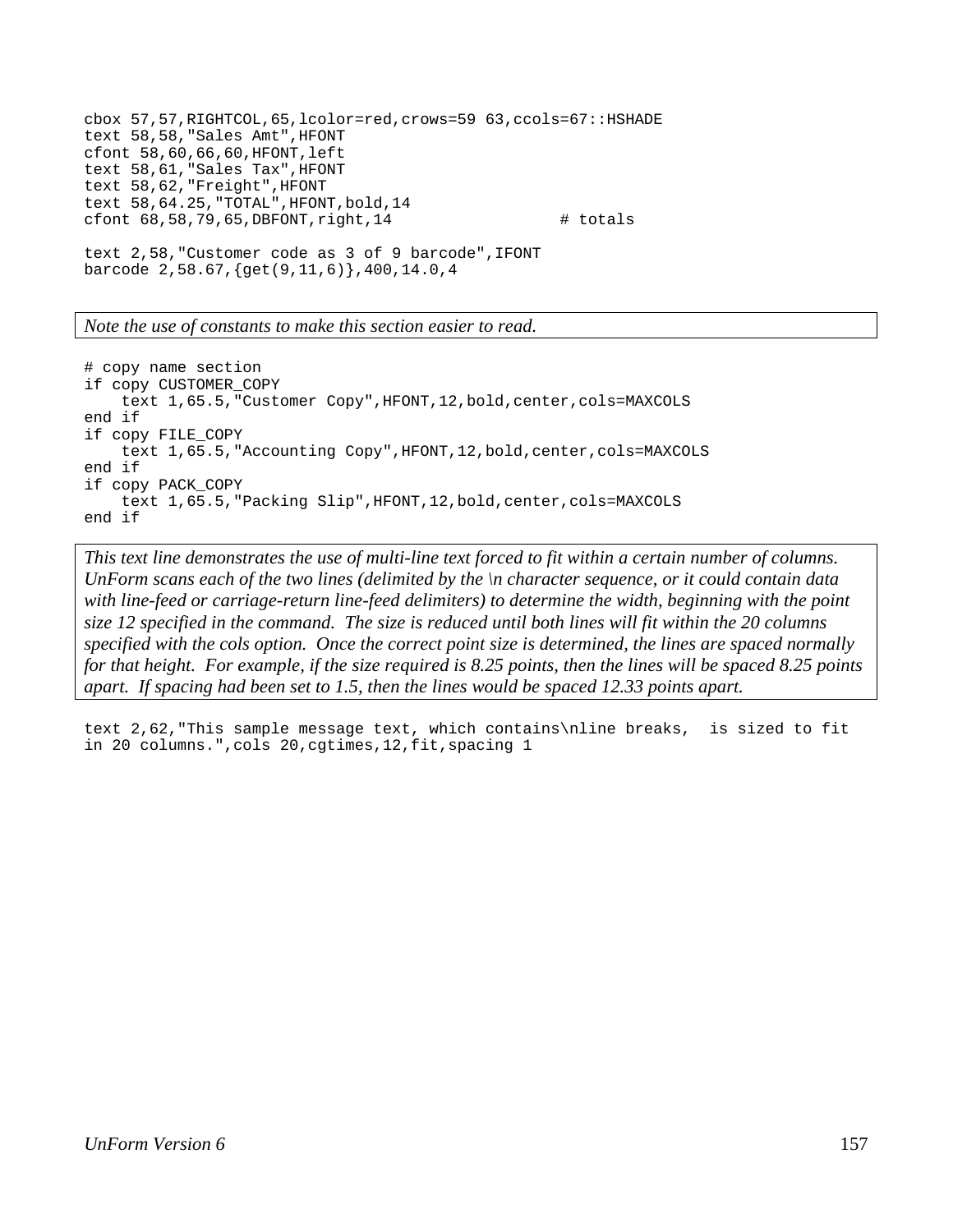```
cbox 57,57,RIGHTCOL,65,lcolor=red,crows=59 63,ccols=67::HSHADE
text 58,58,"Sales Amt",HFONT
cfont 58,60,66,60,HFONT,left
text 58,61,"Sales Tax",HFONT
text 58,62,"Freight",HFONT
text 58,64.25,"TOTAL",HFONT,bold,14
cfont 68,58,79,65,DBFONT,right,14                 # totals

text 2,58,"Customer code as 3 of 9 barcode",IFONT
barcode 2,58.67,{get(9,11,6)},400,14.0,4
```

*Note the use of constants to make this section easier to read.*

```
# copy name section
if copy CUSTOMER_COPY
    text 1,65.5,"Customer Copy",HFONT,12,bold,center,cols=MAXCOLS
end if
if copy FILE_COPY
    text 1,65.5,"Accounting Copy",HFONT,12,bold,center,cols=MAXCOLS
end if
if copy PACK_COPY
    text 1,65.5,"Packing Slip",HFONT,12,bold,center,cols=MAXCOLS
end if
```

*This text line demonstrates the use of multi-line text forced to fit within a certain number of columns. UnForm scans each of the two lines (delimited by the \n character sequence, or it could contain data with line-feed or carriage-return line-feed delimiters) to determine the width, beginning with the point size 12 specified in the command. The size is reduced until both lines will fit within the 20 columns specified with the cols option. Once the correct point size is determined, the lines are spaced normally for that height. For example, if the size required is 8.25 points, then the lines will be spaced 8.25 points apart. If spacing had been set to 1.5, then the lines would be spaced 12.33 points apart.*

```
text 2,62,"This sample message text, which contains\nline breaks,  is sized to fit
in 20 columns.",cols 20,cgtimes,12,fit,spacing 1
```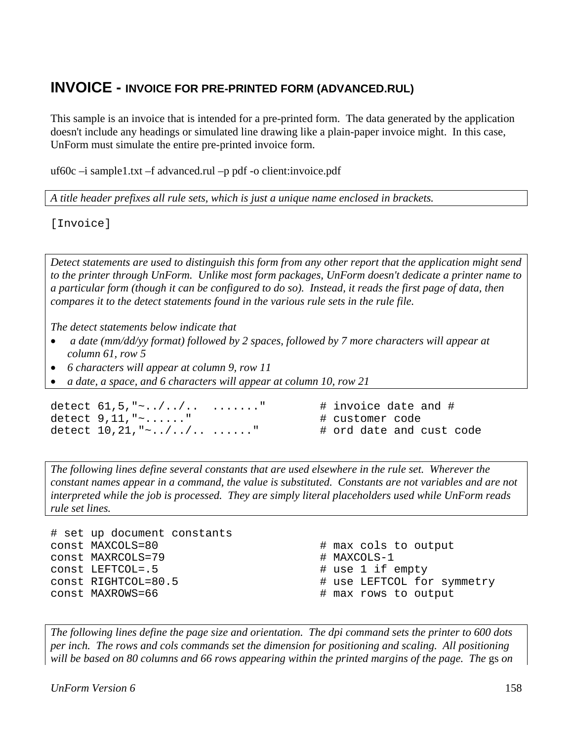## INVOICE - INVOICE FOR PRE-PRINTED FORM (ADVANCED.RUL)

This sample is an invoice that is intended for a pre-printed form. The data generated by the application doesn't include any headings or simulated line drawing like a plain-paper invoice might. In this case, UnForm must simulate the entire pre-printed invoice form.

uf60c –i sample1.txt –f advanced.rul –p pdf -o client:invoice.pdf

*A title header prefixes all rule sets, which is just a unique name enclosed in brackets.*

```
[Invoice]
```

*Detect statements are used to distinguish this form from any other report that the application might send to the printer through UnForm. Unlike most form packages, UnForm doesn't dedicate a printer name to a particular form (though it can be configured to do so). Instead, it reads the first page of data, then compares it to the detect statements found in the various rule sets in the rule file.*

*The detect statements below indicate that*

- *a date (mm/dd/yy format) followed by 2 spaces, followed by 7 more characters will appear at column 61, row 5*
- *6 characters will appear at column 9, row 11*
- *a date, a space, and 6 characters will appear at column 10, row 21*

```
detect 61,5,"~../../..  ......."        # invoice date and #
detect 9,11,"~......"                   # customer code
detect 10,21,"~../../.. ......"         # ord date and cust code
```

*The following lines define several constants that are used elsewhere in the rule set. Wherever the constant names appear in a command, the value is substituted. Constants are not variables and are not interpreted while the job is processed. They are simply literal placeholders used while UnForm reads rule set lines.*

```
# set up document constants
const MAXCOLS=80                        # max cols to output
const MAXRCOLS=79                       # MAXCOLS-1
const LEFTCOL=.5                        # use 1 if empty
const RIGHTCOL=80.5                     # use LEFTCOL for symmetry
const MAXROWS=66                        # max rows to output
```

*The following lines define the page size and orientation. The dpi command sets the printer to 600 dots per inch. The rows and cols commands set the dimension for positioning and scaling. All positioning will be based on 80 columns and 66 rows appearing within the printed margins of the page. The* gs *on*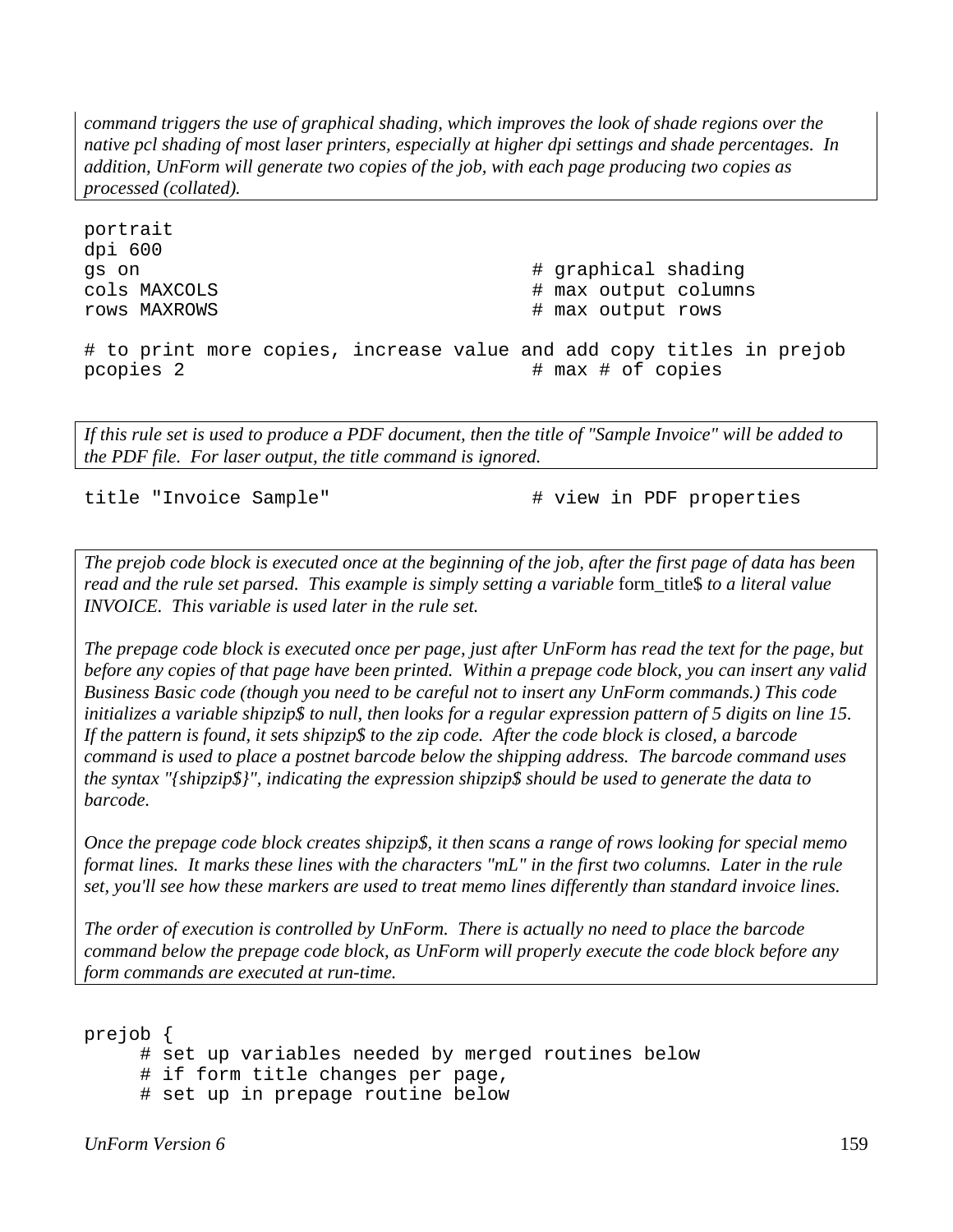*command triggers the use of graphical shading, which improves the look of shade regions over the native pcl shading of most laser printers, especially at higher dpi settings and shade percentages. In addition, UnForm will generate two copies of the job, with each page producing two copies as processed (collated).*

```
portrait
dpi 600
gs on                                   # graphical shading
cols MAXCOLS                            # max output columns
rows MAXROWS                            # max output rows

# to print more copies, increase value and add copy titles in prejob
pcopies 2                               # max # of copies
```

*If this rule set is used to produce a PDF document, then the title of "Sample Invoice" will be added to the PDF file. For laser output, the title command is ignored.*

```
title "Invoice Sample"                  # view in PDF properties
```

*The prejob code block is executed once at the beginning of the job, after the first page of data has been read and the rule set parsed. This example is simply setting a variable* form_title$ *to a literal value INVOICE. This variable is used later in the rule set.*

*The prepage code block is executed once per page, just after UnForm has read the text for the page, but before any copies of that page have been printed. Within a prepage code block, you can insert any valid Business Basic code (though you need to be careful not to insert any UnForm commands.) This code initializes a variable shipzip$ to null, then looks for a regular expression pattern of 5 digits on line 15. If the pattern is found, it sets shipzip$ to the zip code. After the code block is closed, a barcode command is used to place a postnet barcode below the shipping address. The barcode command uses the syntax "{shipzip$}", indicating the expression shipzip$ should be used to generate the data to barcode.*

*Once the prepage code block creates shipzip$, it then scans a range of rows looking for special memo format lines. It marks these lines with the characters "mL" in the first two columns. Later in the rule set, you'll see how these markers are used to treat memo lines differently than standard invoice lines.*

*The order of execution is controlled by UnForm. There is actually no need to place the barcode command below the prepage code block, as UnForm will properly execute the code block before any form commands are executed at run-time.*

```
prejob {
     # set up variables needed by merged routines below
     # if form title changes per page,
     # set up in prepage routine below
```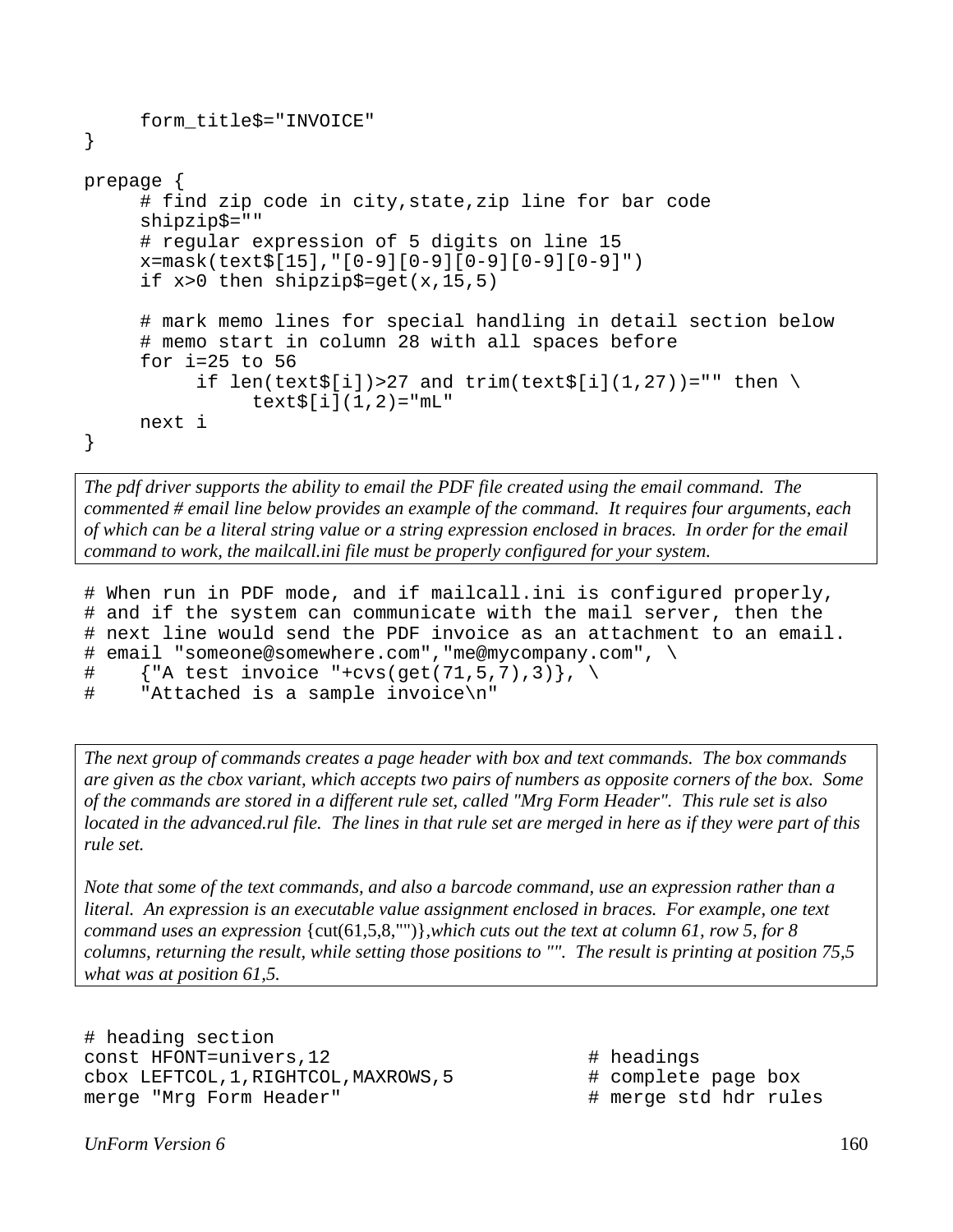```
     form_title$="INVOICE"
}

prepage {
     # find zip code in city,state,zip line for bar code
     shipzip$=""
     # regular expression of 5 digits on line 15
     x=mask(text$[15],"[0-9][0-9][0-9][0-9][0-9]")
     if x>0 then shipzip$=get(x,15,5)

     # mark memo lines for special handling in detail section below
     # memo start in column 28 with all spaces before
     for i=25 to 56
          if len(text$[i])>27 and trim(text$[i](1,27))="" then \
               text$[i](1,2)="mL"
     next i
}
```

*The pdf driver supports the ability to email the PDF file created using the email command. The commented # email line below provides an example of the command. It requires four arguments, each of which can be a literal string value or a string expression enclosed in braces. In order for the email command to work, the mailcall.ini file must be properly configured for your system.*

```
# When run in PDF mode, and if mailcall.ini is configured properly,
# and if the system can communicate with the mail server, then the
# next line would send the PDF invoice as an attachment to an email.
# email "someone@somewhere.com","me@mycompany.com", \
#    {"A test invoice "+cvs(get(71,5,7),3)}, \
#    "Attached is a sample invoice\n"
```

*The next group of commands creates a page header with box and text commands. The box commands are given as the cbox variant, which accepts two pairs of numbers as opposite corners of the box. Some of the commands are stored in a different rule set, called "Mrg Form Header". This rule set is also located in the advanced.rul file. The lines in that rule set are merged in here as if they were part of this rule set.*

*Note that some of the text commands, and also a barcode command, use an expression rather than a literal. An expression is an executable value assignment enclosed in braces. For example, one text command uses an expression* {cut(61,5,8,"")}*,which cuts out the text at column 61, row 5, for 8 columns, returning the result, while setting those positions to "". The result is printing at position 75,5 what was at position 61,5.*

```
# heading section
const HFONT=univers,12                       # headings
cbox LEFTCOL,1,RIGHTCOL,MAXROWS,5            # complete page box
merge "Mrg Form Header"                      # merge std hdr rules
```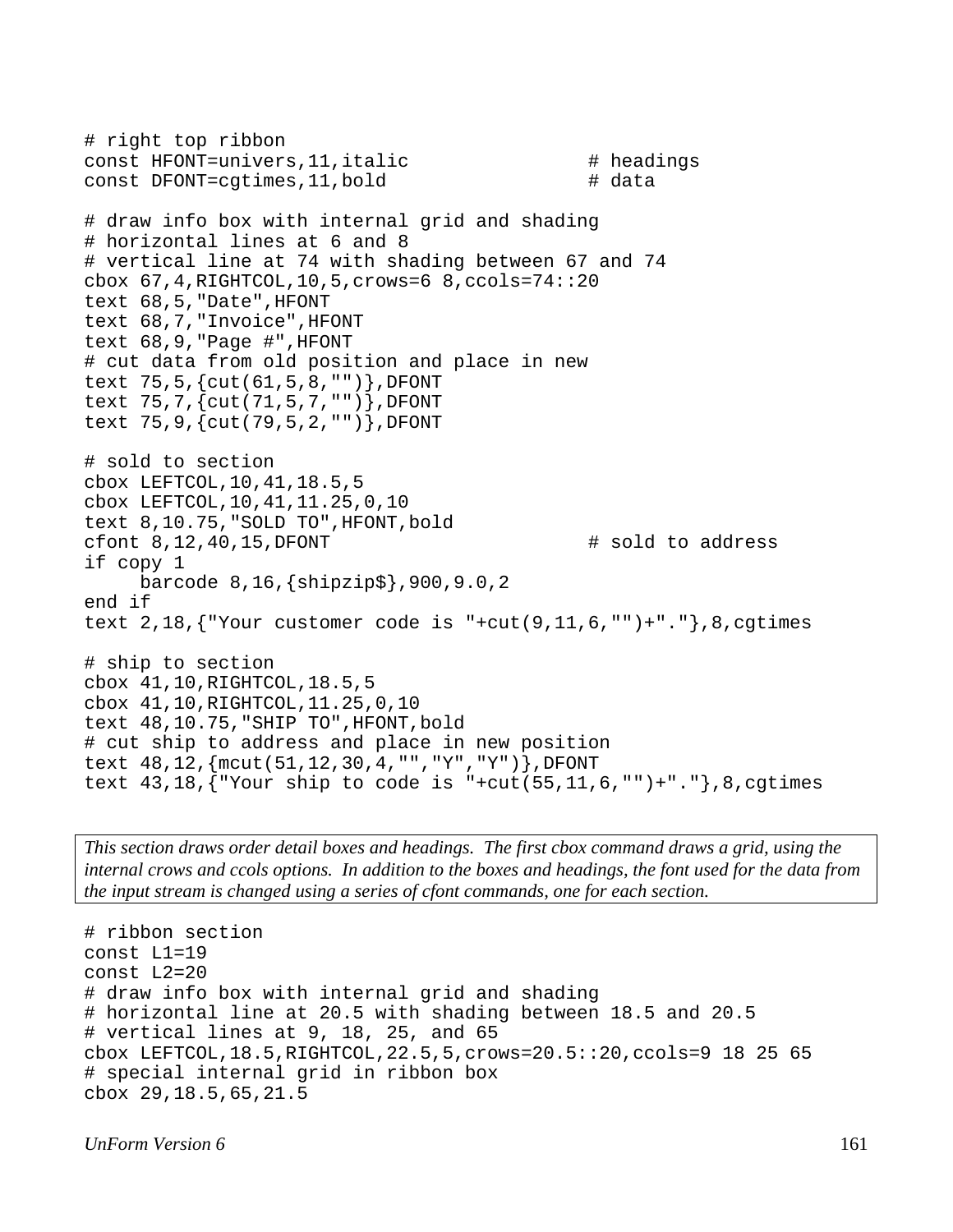```
# right top ribbon
const HFONT=univers,11,italic                # headings
const DFONT=cgtimes,11,bold                  # data

# draw info box with internal grid and shading
# horizontal lines at 6 and 8
# vertical line at 74 with shading between 67 and 74
cbox 67,4,RIGHTCOL,10,5,crows=6 8,ccols=74::20
text 68,5,"Date",HFONT
text 68,7,"Invoice",HFONT
text 68,9,"Page #",HFONT
# cut data from old position and place in new
text 75,5,{cut(61,5,8,"")},DFONT
text 75,7,{cut(71,5,7,"")},DFONT
text 75,9,{cut(79,5,2,"")},DFONT

# sold to section
cbox LEFTCOL,10,41,18.5,5
cbox LEFTCOL,10,41,11.25,0,10
text 8,10.75,"SOLD TO",HFONT,bold
cfont 8,12,40,15,DFONT                       # sold to address
if copy 1
     barcode 8,16,{shipzip$},900,9.0,2
end if
text 2,18,{"Your customer code is "+cut(9,11,6,"")+"."},8,cgtimes

# ship to section
cbox 41,10,RIGHTCOL,18.5,5
cbox 41,10,RIGHTCOL,11.25,0,10
text 48,10.75,"SHIP TO",HFONT,bold
# cut ship to address and place in new position
text 48,12,{mcut(51,12,30,4,"","Y","Y")},DFONT
text 43,18,{"Your ship to code is "+cut(55,11,6,"")+"."},8,cgtimes
```

*This section draws order detail boxes and headings. The first cbox command draws a grid, using the internal crows and ccols options. In addition to the boxes and headings, the font used for the data from the input stream is changed using a series of cfont commands, one for each section.*

```
# ribbon section
const L1=19
const L2=20
# draw info box with internal grid and shading
# horizontal line at 20.5 with shading between 18.5 and 20.5
# vertical lines at 9, 18, 25, and 65
cbox LEFTCOL,18.5,RIGHTCOL,22.5,5,crows=20.5::20,ccols=9 18 25 65
# special internal grid in ribbon box
cbox 29,18.5,65,21.5
```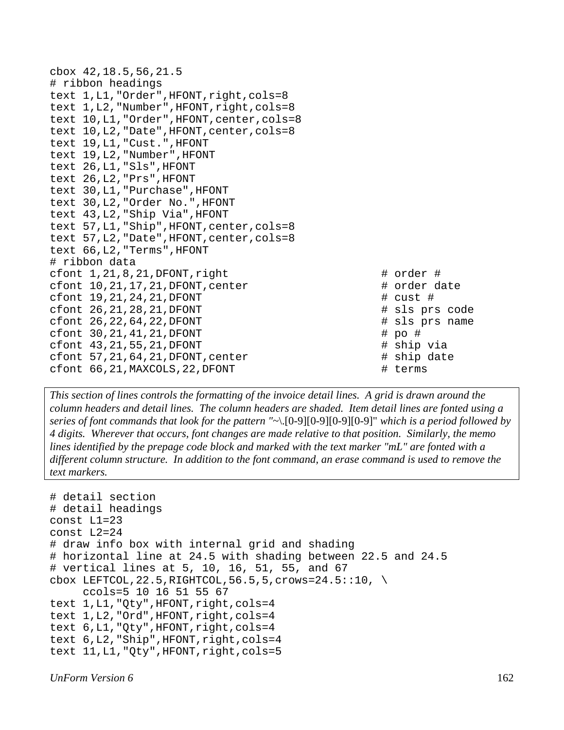```
cbox 42,18.5,56,21.5
# ribbon headings
text 1,L1,"Order",HFONT,right,cols=8
text 1,L2,"Number",HFONT,right,cols=8
text 10,L1,"Order",HFONT,center,cols=8
text 10,L2,"Date",HFONT,center,cols=8
text 19,L1,"Cust.",HFONT
text 19,L2,"Number",HFONT
text 26,L1,"Sls",HFONT
text 26,L2,"Prs",HFONT
text 30,L1,"Purchase",HFONT
text 30,L2,"Order No.",HFONT
text 43,L2,"Ship Via",HFONT
text 57,L1,"Ship",HFONT,center,cols=8
text 57,L2,"Date",HFONT,center,cols=8
text 66,L2,"Terms",HFONT
# ribbon data
cfont 1,21,8,21,DFONT,right                        # order #
cfont 10,21,17,21,DFONT,center                     # order date
cfont 19,21,24,21,DFONT                            # cust #
cfont 26,21,28,21,DFONT                            # sls prs code
cfont 26,22,64,22,DFONT                            # sls prs name
cfont 30,21,41,21,DFONT                            # po #
cfont 43,21,55,21,DFONT                            # ship via
cfont 57,21,64,21,DFONT,center                     # ship date
cfont 66,21,MAXCOLS,22,DFONT                       # terms
```

*This section of lines controls the formatting of the invoice detail lines. A grid is drawn around the column headers and detail lines. The column headers are shaded. Item detail lines are fonted using a series of font commands that look for the pattern "~\.[0-9][0-9][0-9][0-9]" which is a period followed by 4 digits. Wherever that occurs, font changes are made relative to that position. Similarly, the memo lines identified by the prepage code block and marked with the text marker "mL" are fonted with a different column structure. In addition to the font command, an erase command is used to remove the text markers.*

```
# detail section
# detail headings
const L1=23
const L2=24
# draw info box with internal grid and shading
# horizontal line at 24.5 with shading between 22.5 and 24.5
# vertical lines at 5, 10, 16, 51, 55, and 67
cbox LEFTCOL,22.5,RIGHTCOL,56.5,5,crows=24.5::10, \
     ccols=5 10 16 51 55 67
text 1,L1,"Qty",HFONT,right,cols=4
text 1,L2,"Ord",HFONT,right,cols=4
text 6,L1,"Qty",HFONT,right,cols=4
text 6,L2,"Ship",HFONT,right,cols=4
text 11,L1,"Qty",HFONT,right,cols=5
```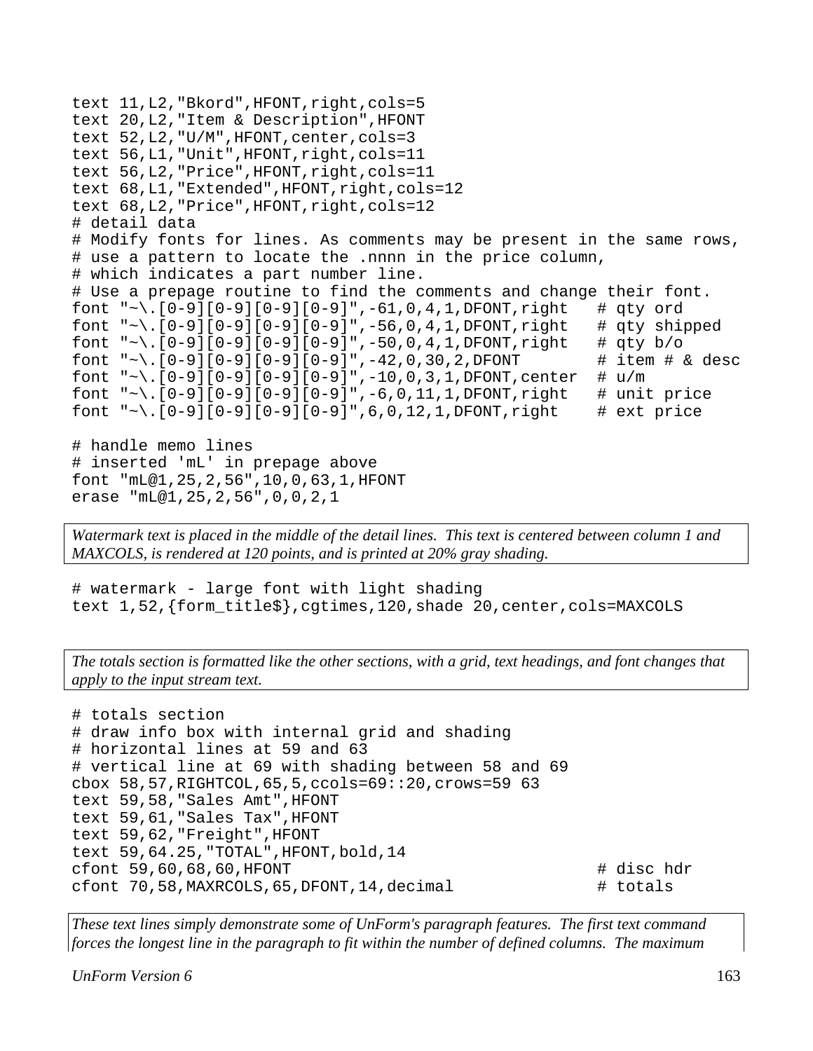```
text 11,L2,"Bkord",HFONT,right,cols=5
text 20,L2,"Item & Description",HFONT
text 52,L2,"U/M",HFONT,center,cols=3
text 56,L1,"Unit",HFONT,right,cols=11
text 56,L2,"Price",HFONT,right,cols=11
text 68,L1,"Extended",HFONT,right,cols=12
text 68,L2,"Price",HFONT,right,cols=12
# detail data
# Modify fonts for lines. As comments may be present in the same rows,
# use a pattern to locate the .nnnn in the price column,
# which indicates a part number line.
# Use a prepage routine to find the comments and change their font.
font "~\.[0-9][0-9][0-9][0-9]",-61,0,4,1,DFONT,right   # qty ord
font "~\.[0-9][0-9][0-9][0-9]",-56,0,4,1,DFONT,right   # qty shipped
font "~\.[0-9][0-9][0-9][0-9]",-50,0,4,1,DFONT,right   # qty b/o
font "~\.[0-9][0-9][0-9][0-9]",-42,0,30,2,DFONT        # item # & desc
font "~\.[0-9][0-9][0-9][0-9]",-10,0,3,1,DFONT,center  # u/m
font "~\.[0-9][0-9][0-9][0-9]",-6,0,11,1,DFONT,right   # unit price
font "~\.[0-9][0-9][0-9][0-9]",6,0,12,1,DFONT,right    # ext price

# handle memo lines
# inserted 'mL' in prepage above
font "mL@1,25,2,56",10,0,63,1,HFONT
erase "mL@1,25,2,56",0,0,2,1
```

*Watermark text is placed in the middle of the detail lines. This text is centered between column 1 and MAXCOLS, is rendered at 120 points, and is printed at 20% gray shading.*

```
# watermark - large font with light shading
text 1,52,{form_title$},cgtimes,120,shade 20,center,cols=MAXCOLS
```

*The totals section is formatted like the other sections, with a grid, text headings, and font changes that apply to the input stream text.*

```
# totals section
# draw info box with internal grid and shading
# horizontal lines at 59 and 63
# vertical line at 69 with shading between 58 and 69
cbox 58,57,RIGHTCOL,65,5,ccols=69::20,crows=59 63
text 59,58,"Sales Amt",HFONT
text 59,61,"Sales Tax",HFONT
text 59,62,"Freight",HFONT
text 59,64.25,"TOTAL",HFONT,bold,14
cfont 59,60,68,60,HFONT                                # disc hdr
cfont 70,58,MAXRCOLS,65,DFONT,14,decimal               # totals
```

*These text lines simply demonstrate some of UnForm's paragraph features. The first text command forces the longest line in the paragraph to fit within the number of defined columns. The maximum*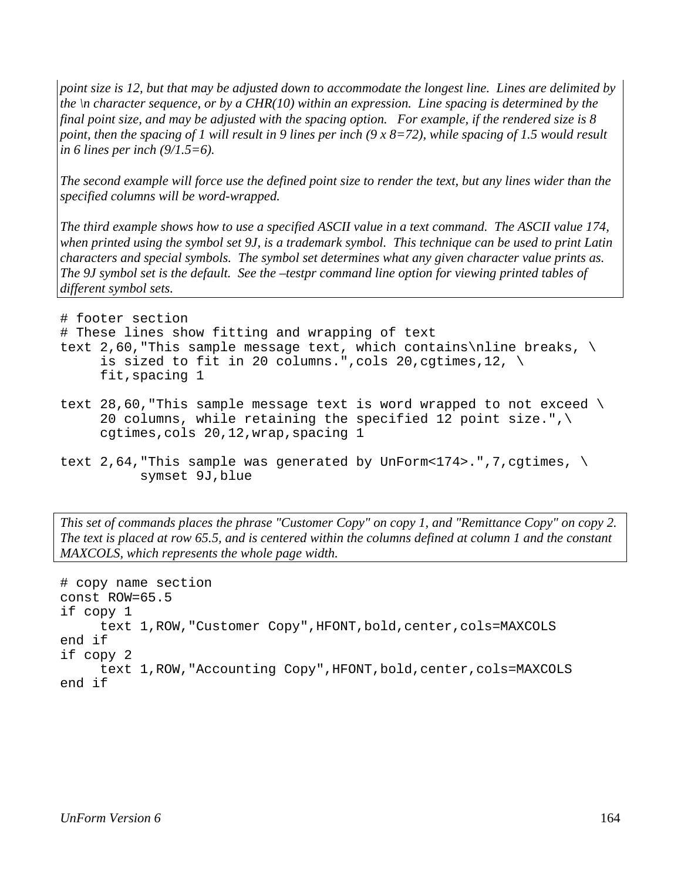*point size is 12, but that may be adjusted down to accommodate the longest line. Lines are delimited by the \n character sequence, or by a CHR(10) within an expression. Line spacing is determined by the final point size, and may be adjusted with the spacing option. For example, if the rendered size is 8 point, then the spacing of 1 will result in 9 lines per inch (9 x 8=72), while spacing of 1.5 would result in 6 lines per inch (9/1.5=6).*

*The second example will force use the defined point size to render the text, but any lines wider than the specified columns will be word-wrapped.*

*The third example shows how to use a specified ASCII value in a text command. The ASCII value 174, when printed using the symbol set 9J, is a trademark symbol. This technique can be used to print Latin characters and special symbols. The symbol set determines what any given character value prints as. The 9J symbol set is the default. See the –testpr command line option for viewing printed tables of different symbol sets.*

```
# footer section
# These lines show fitting and wrapping of text
text 2,60,"This sample message text, which contains\nline breaks, \
     is sized to fit in 20 columns.",cols 20,cgtimes,12, \
     fit,spacing 1

text 28,60,"This sample message text is word wrapped to not exceed \
     20 columns, while retaining the specified 12 point size.",\
     cgtimes,cols 20,12,wrap,spacing 1

text 2,64,"This sample was generated by UnForm<174>.",7,cgtimes, \
          symset 9J,blue
```

*This set of commands places the phrase "Customer Copy" on copy 1, and "Remittance Copy" on copy 2. The text is placed at row 65.5, and is centered within the columns defined at column 1 and the constant MAXCOLS, which represents the whole page width.*

```
# copy name section
const ROW=65.5
if copy 1
     text 1,ROW,"Customer Copy",HFONT,bold,center,cols=MAXCOLS
end if
if copy 2
     text 1,ROW,"Accounting Copy",HFONT,bold,center,cols=MAXCOLS
end if
```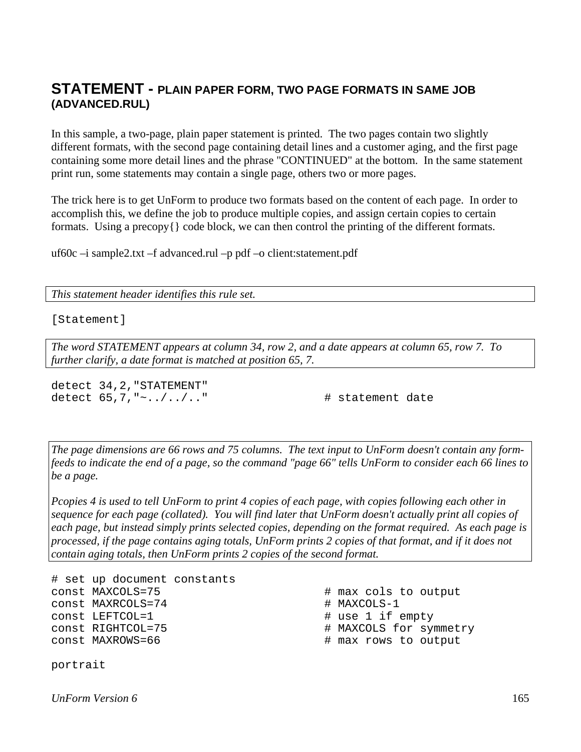## STATEMENT - PLAIN PAPER FORM, TWO PAGE FORMATS IN SAME JOB (ADVANCED.RUL)

In this sample, a two-page, plain paper statement is printed. The two pages contain two slightly different formats, with the second page containing detail lines and a customer aging, and the first page containing some more detail lines and the phrase "CONTINUED" at the bottom. In the same statement print run, some statements may contain a single page, others two or more pages.

The trick here is to get UnForm to produce two formats based on the content of each page. In order to accomplish this, we define the job to produce multiple copies, and assign certain copies to certain formats. Using a precopy{} code block, we can then control the printing of the different formats.

uf60c –i sample2.txt –f advanced.rul –p pdf –o client:statement.pdf

*This statement header identifies this rule set.*

```
[Statement]
```

*The word STATEMENT appears at column 34, row 2, and a date appears at column 65, row 7. To further clarify, a date format is matched at position 65, 7.*

```
detect 34,2,"STATEMENT"
detect 65,7,"~../../.."                # statement date
```

*The page dimensions are 66 rows and 75 columns. The text input to UnForm doesn't contain any form-feeds to indicate the end of a page, so the command "page 66" tells UnForm to consider each 66 lines to be a page.*

*Pcopies 4 is used to tell UnForm to print 4 copies of each page, with copies following each other in sequence for each page (collated). You will find later that UnForm doesn't actually print all copies of each page, but instead simply prints selected copies, depending on the format required. As each page is processed, if the page contains aging totals, UnForm prints 2 copies of that format, and if it does not contain aging totals, then UnForm prints 2 copies of the second format.*

```
# set up document constants
const MAXCOLS=75                        # max cols to output
const MAXRCOLS=74                       # MAXCOLS-1
const LEFTCOL=1                         # use 1 if empty
const RIGHTCOL=75                       # MAXCOLS for symmetry
const MAXROWS=66                        # max rows to output

portrait
```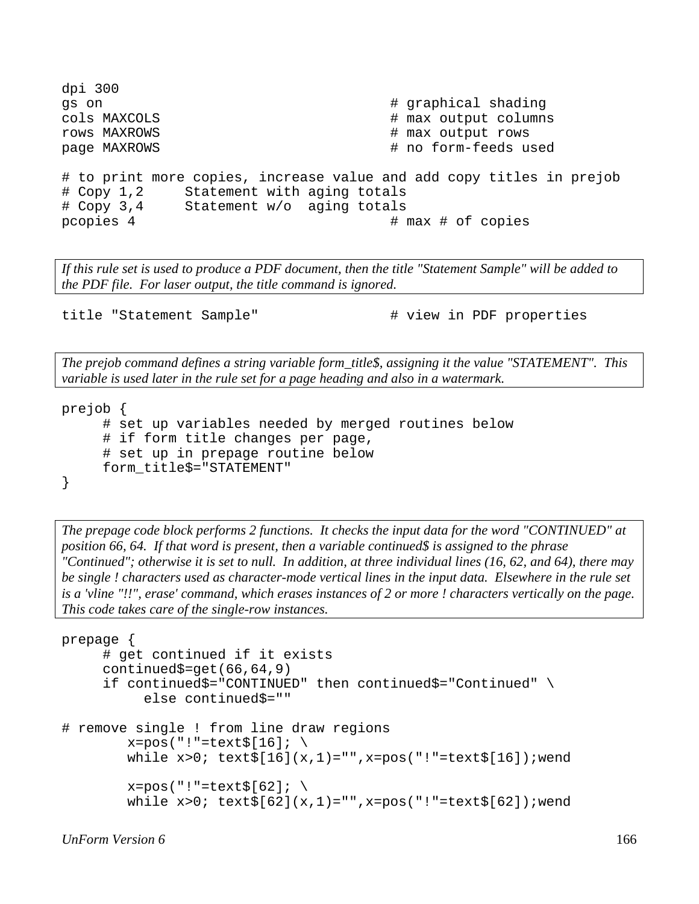```
dpi 300
gs on                                   # graphical shading
cols MAXCOLS                            # max output columns
rows MAXROWS                            # max output rows
page MAXROWS                            # no form-feeds used

# to print more copies, increase value and add copy titles in prejob
# Copy 1,2     Statement with aging totals
# Copy 3,4     Statement w/o  aging totals
pcopies 4                               # max # of copies
```

*If this rule set is used to produce a PDF document, then the title "Statement Sample" will be added to the PDF file. For laser output, the title command is ignored.*

```
title "Statement Sample"                # view in PDF properties
```

*The prejob command defines a string variable form_title$, assigning it the value "STATEMENT". This variable is used later in the rule set for a page heading and also in a watermark.*

```
prejob {
     # set up variables needed by merged routines below
     # if form title changes per page,
     # set up in prepage routine below
     form_title$="STATEMENT"
}
```

*The prepage code block performs 2 functions. It checks the input data for the word "CONTINUED" at position 66, 64. If that word is present, then a variable continued$ is assigned to the phrase "Continued"; otherwise it is set to null. In addition, at three individual lines (16, 62, and 64), there may be single ! characters used as character-mode vertical lines in the input data. Elsewhere in the rule set is a 'vline "!!", erase' command, which erases instances of 2 or more ! characters vertically on the page. This code takes care of the single-row instances.*

```
prepage {
     # get continued if it exists
     continued$=get(66,64,9)
     if continued$="CONTINUED" then continued$="Continued" \
          else continued$=""

# remove single ! from line draw regions
        x=pos("!"=text$[16]; \
        while x>0; text$[16](x,1)="",x=pos("!"=text$[16]);wend

        x=pos("!"=text$[62]; \
        while x>0; text$[62](x,1)="",x=pos("!"=text$[62]);wend
```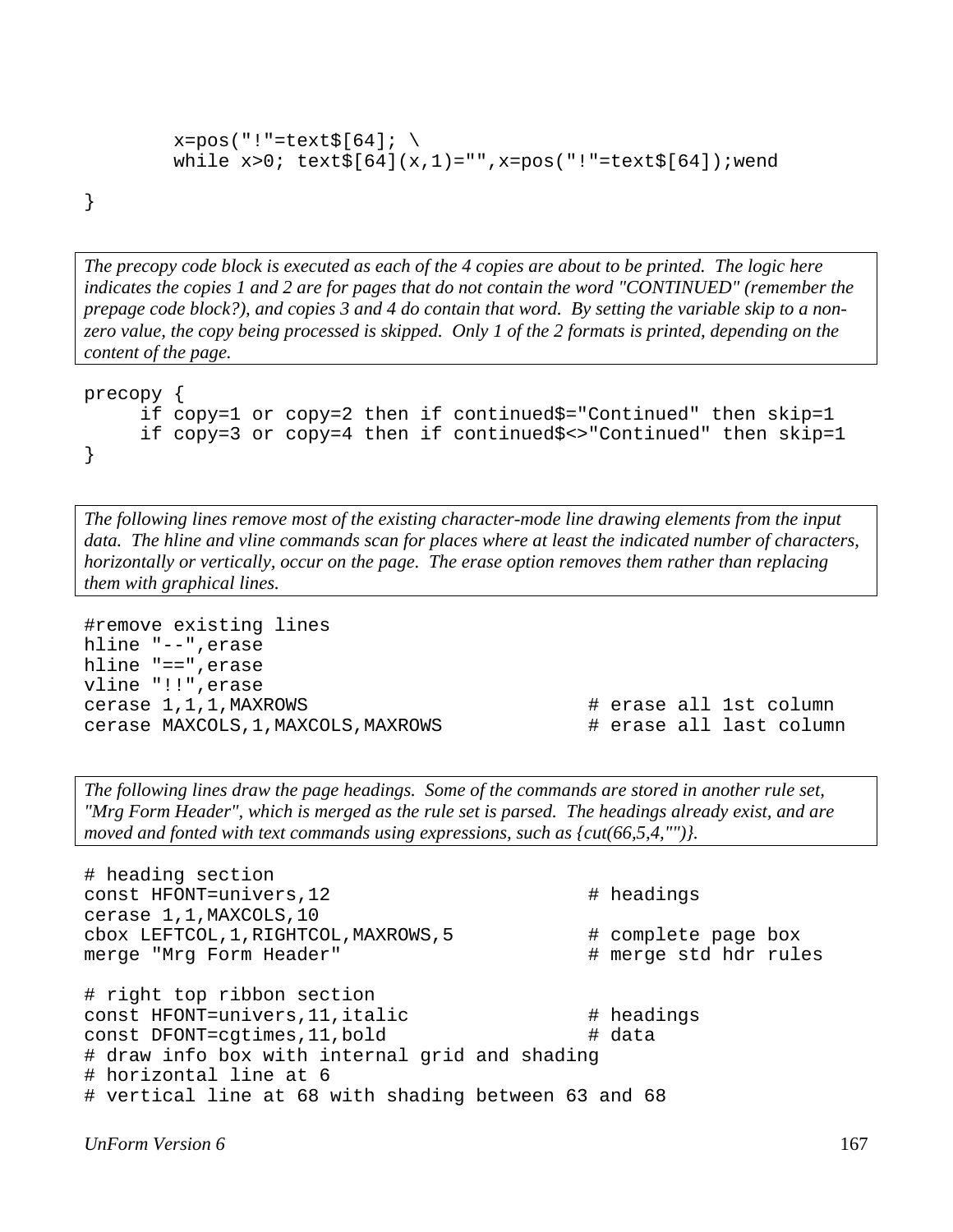```
        x=pos("!"=text$[64]; \
        while x>0; text$[64](x,1)="",x=pos("!"=text$[64]);wend
}
```

*The precopy code block is executed as each of the 4 copies are about to be printed. The logic here indicates the copies 1 and 2 are for pages that do not contain the word "CONTINUED" (remember the prepage code block?), and copies 3 and 4 do contain that word. By setting the variable skip to a non-zero value, the copy being processed is skipped. Only 1 of the 2 formats is printed, depending on the content of the page.*

```
precopy {
     if copy=1 or copy=2 then if continued$="Continued" then skip=1
     if copy=3 or copy=4 then if continued$<>"Continued" then skip=1
}
```

*The following lines remove most of the existing character-mode line drawing elements from the input data. The hline and vline commands scan for places where at least the indicated number of characters, horizontally or vertically, occur on the page. The erase option removes them rather than replacing them with graphical lines.*

```
#remove existing lines
hline "--",erase
hline "==",erase
vline "!!",erase
cerase 1,1,1,MAXROWS                      # erase all 1st column
cerase MAXCOLS,1,MAXCOLS,MAXROWS          # erase all last column
```

*The following lines draw the page headings. Some of the commands are stored in another rule set, "Mrg Form Header", which is merged as the rule set is parsed. The headings already exist, and are moved and fonted with text commands using expressions, such as {cut(66,5,4,"")}.*

```
# heading section
const HFONT=univers,12                    # headings
cerase 1,1,MAXCOLS,10
cbox LEFTCOL,1,RIGHTCOL,MAXROWS,5         # complete page box
merge "Mrg Form Header"                   # merge std hdr rules

# right top ribbon section
const HFONT=univers,11,italic             # headings
const DFONT=cgtimes,11,bold               # data
# draw info box with internal grid and shading
# horizontal line at 6
# vertical line at 68 with shading between 63 and 68
```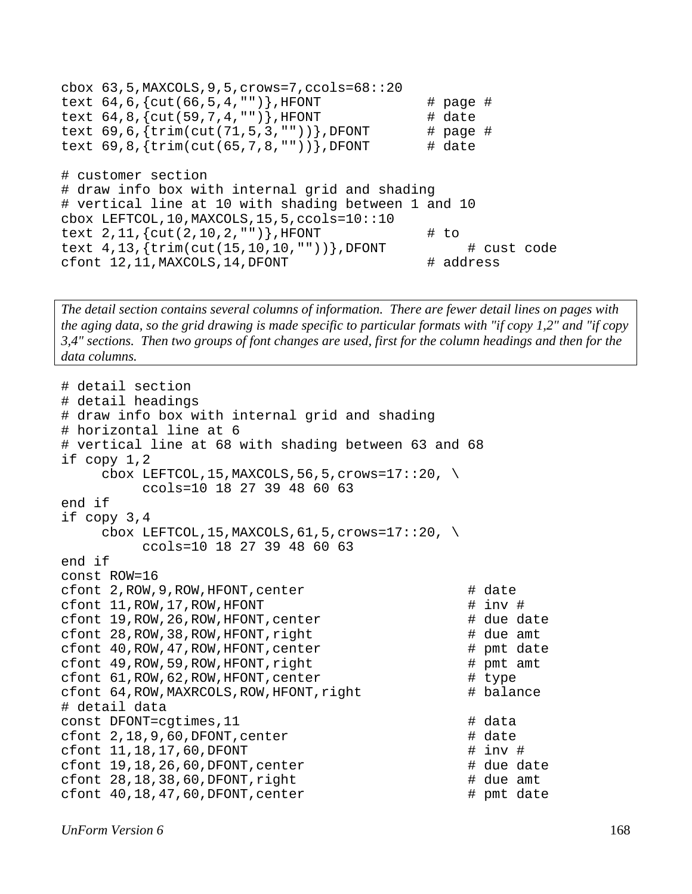```
cbox 63,5,MAXCOLS,9,5,crows=7,ccols=68::20
text 64,6,{cut(66,5,4,"")},HFONT            # page #
text 64,8,{cut(59,7,4,"")},HFONT            # date
text 69,6,{trim(cut(71,5,3,""))},DFONT      # page #
text 69,8,{trim(cut(65,7,8,""))},DFONT      # date

# customer section
# draw info box with internal grid and shading
# vertical line at 10 with shading between 1 and 10
cbox LEFTCOL,10,MAXCOLS,15,5,ccols=10::10
text 2,11,{cut(2,10,2,"")},HFONT            # to
text 4,13,{trim(cut(15,10,10,""))},DFONT         # cust code
cfont 12,11,MAXCOLS,14,DFONT                # address
```

*The detail section contains several columns of information. There are fewer detail lines on pages with the aging data, so the grid drawing is made specific to particular formats with "if copy 1,2" and "if copy 3,4" sections. Then two groups of font changes are used, first for the column headings and then for the data columns.*

```
# detail section
# detail headings
# draw info box with internal grid and shading
# horizontal line at 6
# vertical line at 68 with shading between 63 and 68
if copy 1,2
     cbox LEFTCOL,15,MAXCOLS,56,5,crows=17::20, \
          ccols=10 18 27 39 48 60 63
end if
if copy 3,4
     cbox LEFTCOL,15,MAXCOLS,61,5,crows=17::20, \
          ccols=10 18 27 39 48 60 63
end if
const ROW=16
cfont 2,ROW,9,ROW,HFONT,center                   # date
cfont 11,ROW,17,ROW,HFONT                        # inv #
cfont 19,ROW,26,ROW,HFONT,center                 # due date
cfont 28,ROW,38,ROW,HFONT,right                  # due amt
cfont 40,ROW,47,ROW,HFONT,center                 # pmt date
cfont 49,ROW,59,ROW,HFONT,right                  # pmt amt
cfont 61,ROW,62,ROW,HFONT,center                 # type
cfont 64,ROW,MAXRCOLS,ROW,HFONT,right            # balance
# detail data
const DFONT=cgtimes,11                           # data
cfont 2,18,9,60,DFONT,center                     # date
cfont 11,18,17,60,DFONT                          # inv #
cfont 19,18,26,60,DFONT,center                   # due date
cfont 28,18,38,60,DFONT,right                    # due amt
cfont 40,18,47,60,DFONT,center                   # pmt date
```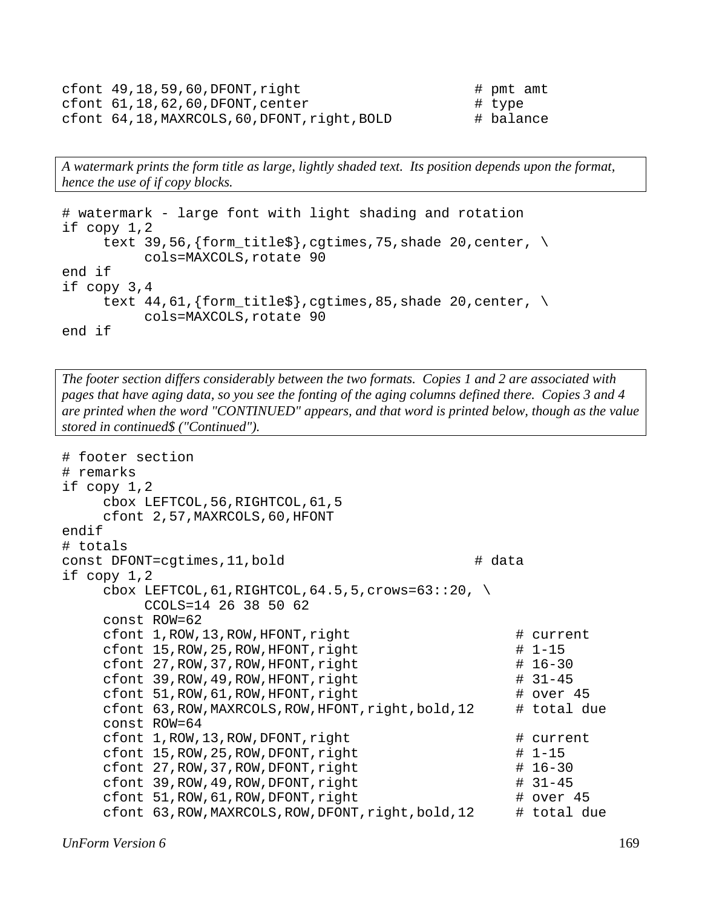```
cfont 49,18,59,60,DFONT,right                        # pmt amt
cfont 61,18,62,60,DFONT,center                       # type
cfont 64,18,MAXRCOLS,60,DFONT,right,BOLD             # balance
```

*A watermark prints the form title as large, lightly shaded text. Its position depends upon the format, hence the use of if copy blocks.*

```
# watermark - large font with light shading and rotation
if copy 1,2
     text 39,56,{form_title$},cgtimes,75,shade 20,center, \
          cols=MAXCOLS,rotate 90
end if
if copy 3,4
     text 44,61,{form_title$},cgtimes,85,shade 20,center, \
          cols=MAXCOLS,rotate 90
end if
```

*The footer section differs considerably between the two formats. Copies 1 and 2 are associated with pages that have aging data, so you see the fonting of the aging columns defined there. Copies 3 and 4 are printed when the word "CONTINUED" appears, and that word is printed below, though as the value stored in continued$ ("Continued").*

```
# footer section
# remarks
if copy 1,2
     cbox LEFTCOL,56,RIGHTCOL,61,5
     cfont 2,57,MAXRCOLS,60,HFONT
endif
# totals
const DFONT=cgtimes,11,bold                          # data
if copy 1,2
     cbox LEFTCOL,61,RIGHTCOL,64.5,5,crows=63::20, \
          CCOLS=14 26 38 50 62
     const ROW=62
     cfont 1,ROW,13,ROW,HFONT,right                       # current
     cfont 15,ROW,25,ROW,HFONT,right                      # 1-15
     cfont 27,ROW,37,ROW,HFONT,right                      # 16-30
     cfont 39,ROW,49,ROW,HFONT,right                      # 31-45
     cfont 51,ROW,61,ROW,HFONT,right                      # over 45
     cfont 63,ROW,MAXRCOLS,ROW,HFONT,right,bold,12        # total due
     const ROW=64
     cfont 1,ROW,13,ROW,DFONT,right                       # current
     cfont 15,ROW,25,ROW,DFONT,right                      # 1-15
     cfont 27,ROW,37,ROW,DFONT,right                      # 16-30
     cfont 39,ROW,49,ROW,DFONT,right                      # 31-45
     cfont 51,ROW,61,ROW,DFONT,right                      # over 45
     cfont 63,ROW,MAXRCOLS,ROW,DFONT,right,bold,12        # total due
```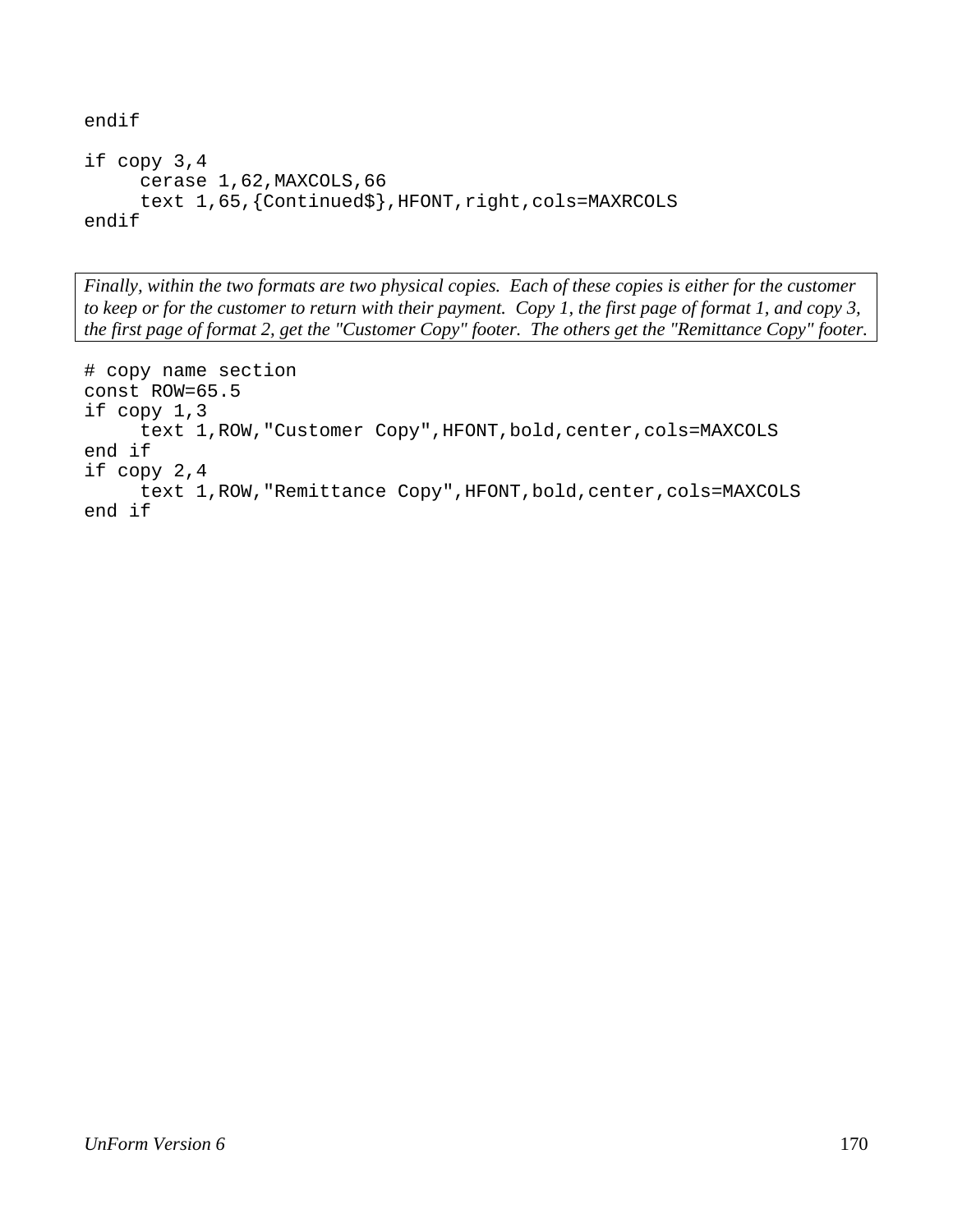```
endif

if copy 3,4
     cerase 1,62,MAXCOLS,66
     text 1,65,{Continued$},HFONT,right,cols=MAXRCOLS
endif
```

*Finally, within the two formats are two physical copies. Each of these copies is either for the customer to keep or for the customer to return with their payment. Copy 1, the first page of format 1, and copy 3, the first page of format 2, get the "Customer Copy" footer. The others get the "Remittance Copy" footer.*

```
# copy name section
const ROW=65.5
if copy 1,3
     text 1,ROW,"Customer Copy",HFONT,bold,center,cols=MAXCOLS
end if
if copy 2,4
     text 1,ROW,"Remittance Copy",HFONT,bold,center,cols=MAXCOLS
end if
```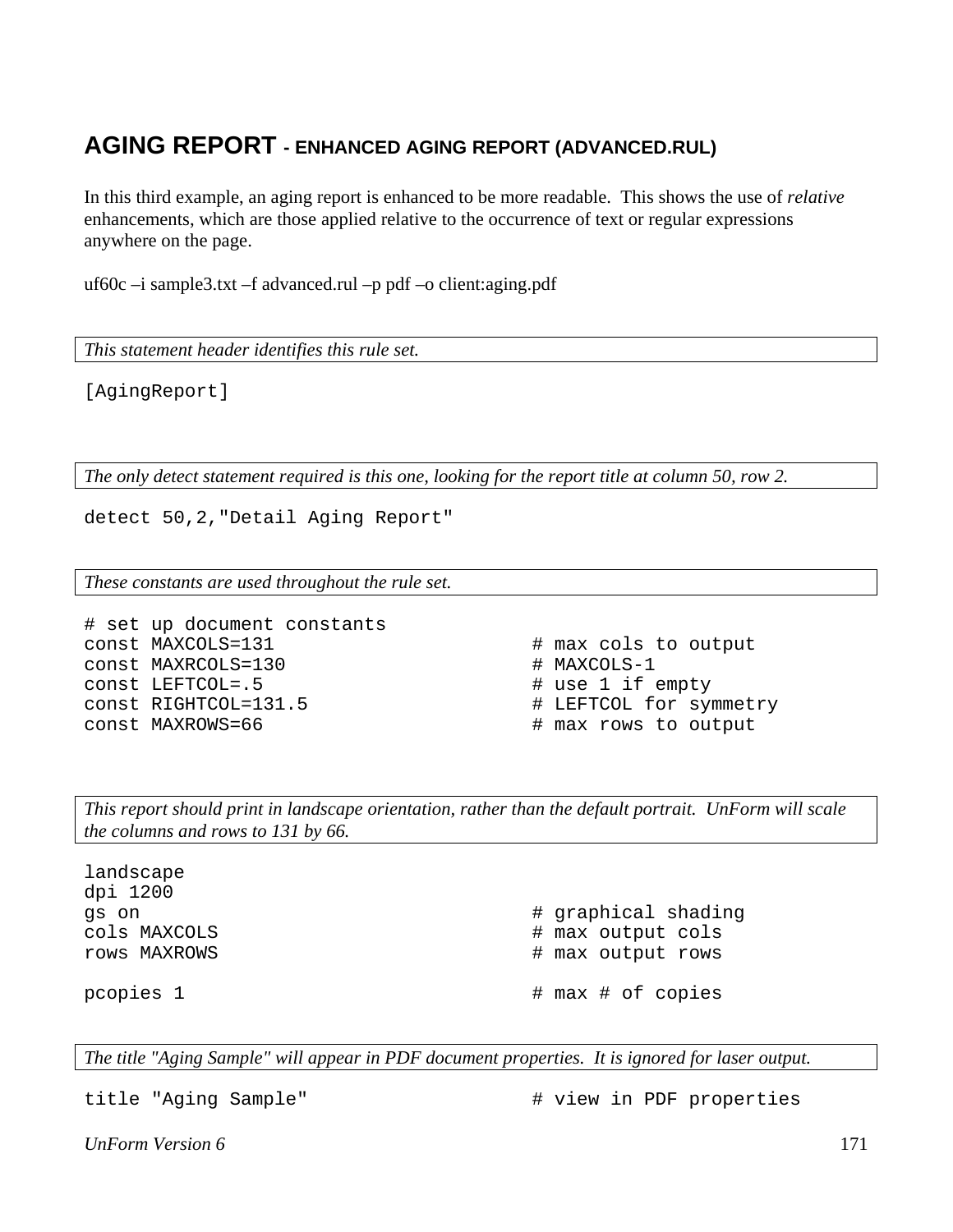## AGING REPORT - ENHANCED AGING REPORT (ADVANCED.RUL)

In this third example, an aging report is enhanced to be more readable. This shows the use of *relative* enhancements, which are those applied relative to the occurrence of text or regular expressions anywhere on the page.

uf60c –i sample3.txt –f advanced.rul –p pdf –o client:aging.pdf

*This statement header identifies this rule set.*

```
[AgingReport]
```

*The only detect statement required is this one, looking for the report title at column 50, row 2.*

```
detect 50,2,"Detail Aging Report"
```

*These constants are used throughout the rule set.*

```
# set up document constants
const MAXCOLS=131                       # max cols to output
const MAXRCOLS=130                      # MAXCOLS-1
const LEFTCOL=.5                        # use 1 if empty
const RIGHTCOL=131.5                    # LEFTCOL for symmetry
const MAXROWS=66                        # max rows to output
```

*This report should print in landscape orientation, rather than the default portrait. UnForm will scale the columns and rows to 131 by 66.*

```
landscape
dpi 1200
gs on                                   # graphical shading
cols MAXCOLS                            # max output cols
rows MAXROWS                            # max output rows

pcopies 1                               # max # of copies
```

*The title "Aging Sample" will appear in PDF document properties. It is ignored for laser output.*

```
title "Aging Sample"                    # view in PDF properties
```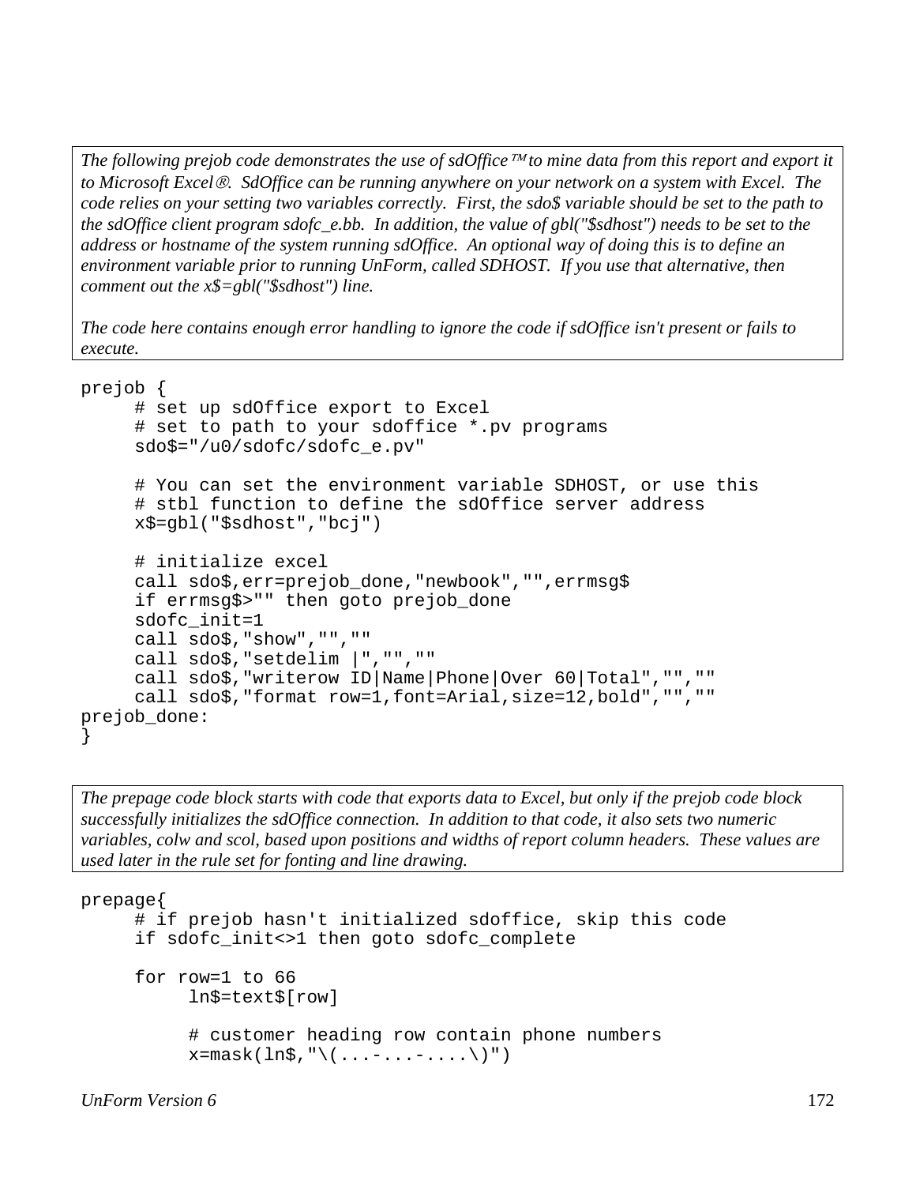*The following prejob code demonstrates the use of sdOffice™ to mine data from this report and export it to Microsoft Excel®. SdOffice can be running anywhere on your network on a system with Excel. The code relies on your setting two variables correctly. First, the sdo$ variable should be set to the path to the sdOffice client program sdofc_e.bb. In addition, the value of gbl("$sdhost") needs to be set to the address or hostname of the system running sdOffice. An optional way of doing this is to define an environment variable prior to running UnForm, called SDHOST. If you use that alternative, then comment out the x$=gbl("$sdhost") line.*

*The code here contains enough error handling to ignore the code if sdOffice isn't present or fails to execute.*

```
prejob {
     # set up sdOffice export to Excel
     # set to path to your sdoffice *.pv programs
     sdo$="/u0/sdofc/sdofc_e.pv"

     # You can set the environment variable SDHOST, or use this
     # stbl function to define the sdOffice server address
     x$=gbl("$sdhost","bcj")

     # initialize excel
     call sdo$,err=prejob_done,"newbook","",errmsg$
     if errmsg$>"" then goto prejob_done
     sdofc_init=1
     call sdo$,"show","",""
     call sdo$,"setdelim |","",""
     call sdo$,"writerow ID|Name|Phone|Over 60|Total","",""
     call sdo$,"format row=1,font=Arial,size=12,bold","",""
prejob_done:
}
```

*The prepage code block starts with code that exports data to Excel, but only if the prejob code block successfully initializes the sdOffice connection. In addition to that code, it also sets two numeric variables, colw and scol, based upon positions and widths of report column headers. These values are used later in the rule set for fonting and line drawing.*

```
prepage{
     # if prejob hasn't initialized sdoffice, skip this code
     if sdofc_init<>1 then goto sdofc_complete

     for row=1 to 66
          ln$=text$[row]

          # customer heading row contain phone numbers
          x=mask(ln$,"\(...-...-....\)")
```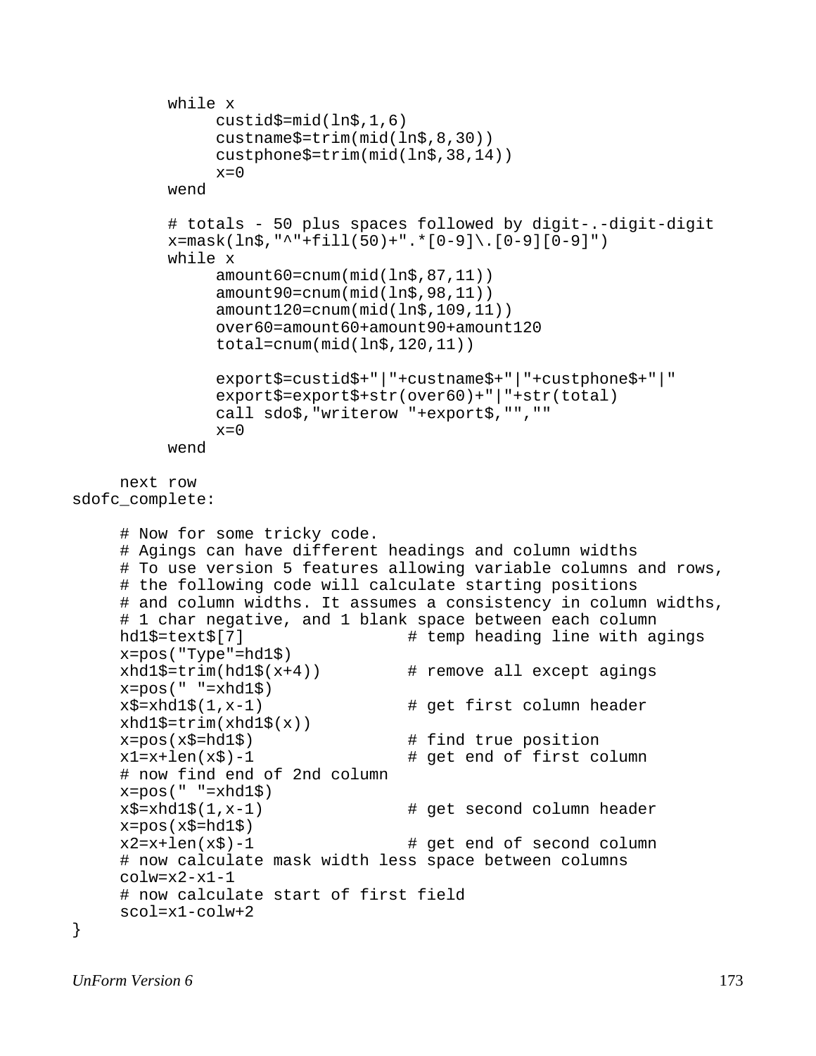```
          while x
               custid$=mid(ln$,1,6)
               custname$=trim(mid(ln$,8,30))
               custphone$=trim(mid(ln$,38,14))
               x=0
          wend

          # totals - 50 plus spaces followed by digit-.-digit-digit
          x=mask(ln$,"^"+fill(50)+".*[0-9]\.[0-9][0-9]")
          while x
               amount60=cnum(mid(ln$,87,11))
               amount90=cnum(mid(ln$,98,11))
               amount120=cnum(mid(ln$,109,11))
               over60=amount60+amount90+amount120
               total=cnum(mid(ln$,120,11))

               export$=custid$+"|"+custname$+"|"+custphone$+"|"
               export$=export$+str(over60)+"|"+str(total)
               call sdo$,"writerow "+export$,"",""
               x=0
          wend

     next row
sdofc_complete:

     # Now for some tricky code.
     # Agings can have different headings and column widths
     # To use version 5 features allowing variable columns and rows,
     # the following code will calculate starting positions
     # and column widths. It assumes a consistency in column widths,
     # 1 char negative, and 1 blank space between each column
     hd1$=text$[7]                # temp heading line with agings
     x=pos("Type"=hd1$)
     xhd1$=trim(hd1$(x+4))        # remove all except agings
     x=pos(" "=xhd1$)
     x$=xhd1$(1,x-1)              # get first column header
     xhd1$=trim(xhd1$(x))
     x=pos(x$=hd1$)               # find true position
     x1=x+len(x$)-1               # get end of first column
     # now find end of 2nd column
     x=pos(" "=xhd1$)
     x$=xhd1$(1,x-1)              # get second column header
     x=pos(x$=hd1$)
     x2=x+len(x$)-1               # get end of second column
     # now calculate mask width less space between columns
     colw=x2-x1-1
     # now calculate start of first field
     scol=x1-colw+2
}
```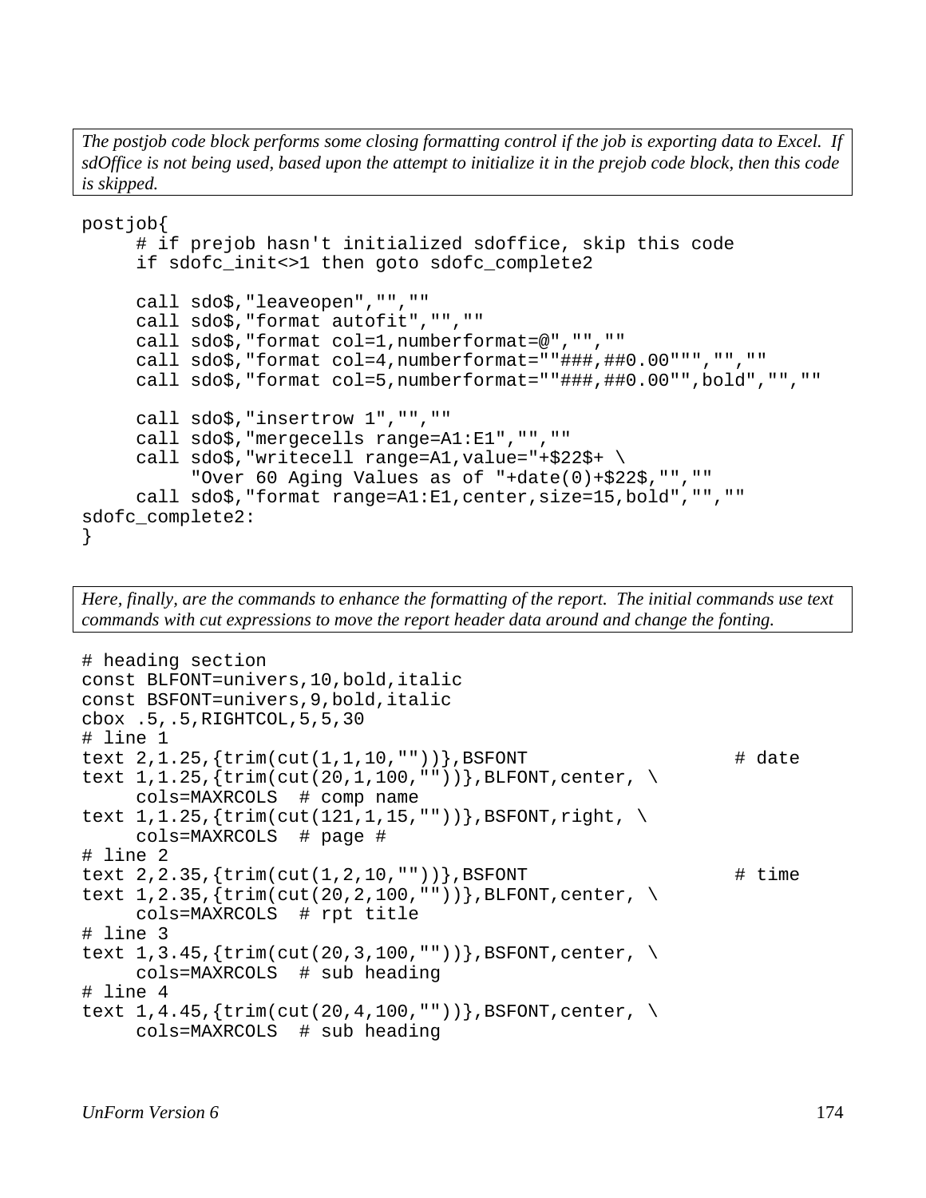*The postjob code block performs some closing formatting control if the job is exporting data to Excel. If sdOffice is not being used, based upon the attempt to initialize it in the prejob code block, then this code is skipped.*

```
postjob{
     # if prejob hasn't initialized sdoffice, skip this code
     if sdofc_init<>1 then goto sdofc_complete2

     call sdo$,"leaveopen","",""
     call sdo$,"format autofit","",""
     call sdo$,"format col=1,numberformat=@","",""
     call sdo$,"format col=4,numberformat=""###,##0.00""","",""
     call sdo$,"format col=5,numberformat=""###,##0.00"",bold","",""

     call sdo$,"insertrow 1","",""
     call sdo$,"mergecells range=A1:E1","",""
     call sdo$,"writecell range=A1,value="+$22$+ \
          "Over 60 Aging Values as of "+date(0)+$22$,"",""
     call sdo$,"format range=A1:E1,center,size=15,bold","",""
sdofc_complete2:
}
```

*Here, finally, are the commands to enhance the formatting of the report. The initial commands use text commands with cut expressions to move the report header data around and change the fonting.*

```
# heading section
const BLFONT=univers,10,bold,italic
const BSFONT=univers,9,bold,italic
cbox .5,.5,RIGHTCOL,5,5,30
# line 1
text 2,1.25,{trim(cut(1,1,10,""))},BSFONT                    # date
text 1,1.25,{trim(cut(20,1,100,""))},BLFONT,center, \
     cols=MAXRCOLS  # comp name
text 1,1.25,{trim(cut(121,1,15,""))},BSFONT,right, \
     cols=MAXRCOLS  # page #
# line 2
text 2,2.35,{trim(cut(1,2,10,""))},BSFONT                    # time
text 1,2.35,{trim(cut(20,2,100,""))},BLFONT,center, \
     cols=MAXRCOLS  # rpt title
# line 3
text 1,3.45,{trim(cut(20,3,100,""))},BSFONT,center, \
     cols=MAXRCOLS  # sub heading
# line 4
text 1,4.45,{trim(cut(20,4,100,""))},BSFONT,center, \
     cols=MAXRCOLS  # sub heading
```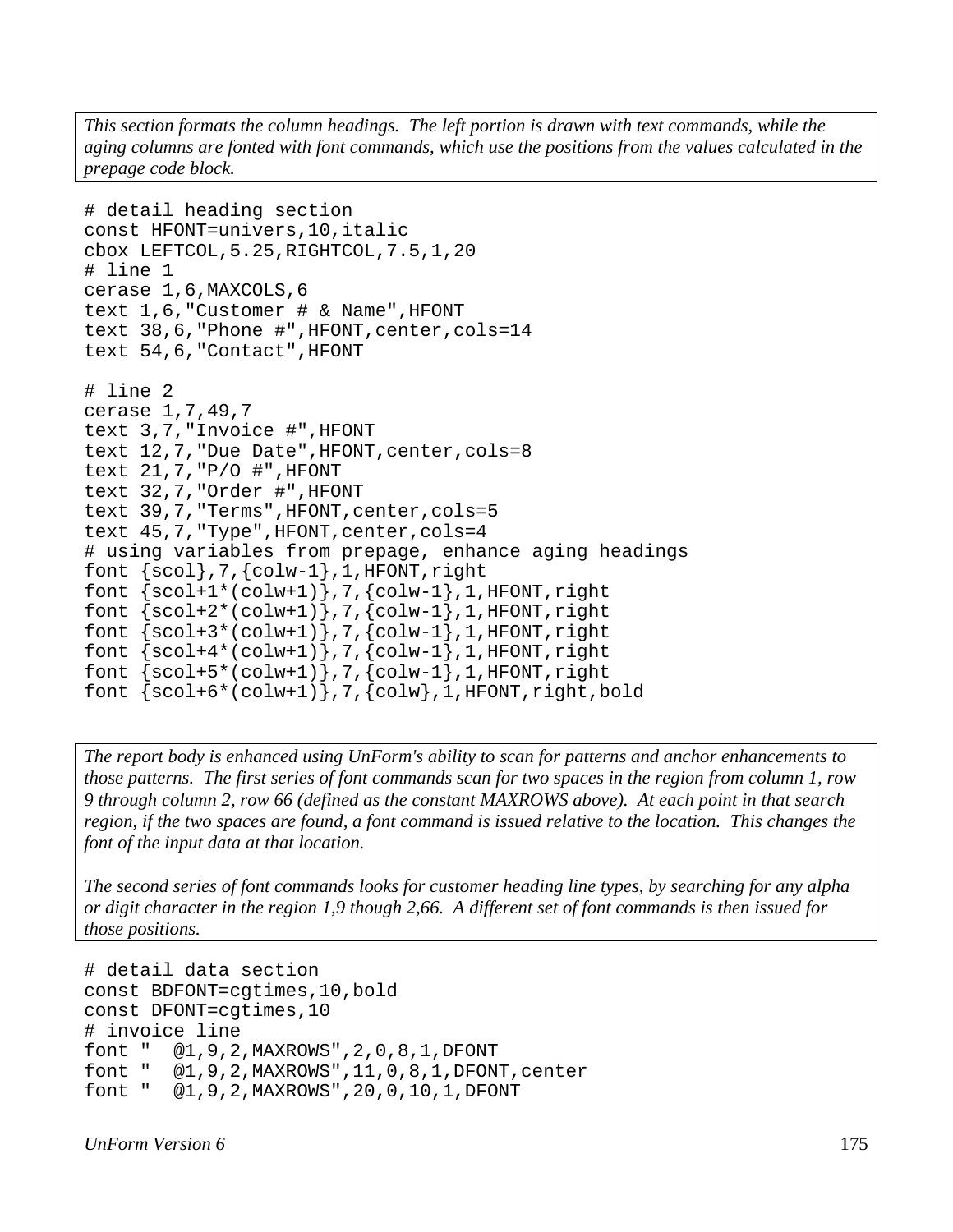*This section formats the column headings. The left portion is drawn with text commands, while the aging columns are fonted with font commands, which use the positions from the values calculated in the prepage code block.*

```
# detail heading section
const HFONT=univers,10,italic
cbox LEFTCOL,5.25,RIGHTCOL,7.5,1,20
# line 1
cerase 1,6,MAXCOLS,6
text 1,6,"Customer # & Name",HFONT
text 38,6,"Phone #",HFONT,center,cols=14
text 54,6,"Contact",HFONT

# line 2
cerase 1,7,49,7
text 3,7,"Invoice #",HFONT
text 12,7,"Due Date",HFONT,center,cols=8
text 21,7,"P/O #",HFONT
text 32,7,"Order #",HFONT
text 39,7,"Terms",HFONT,center,cols=5
text 45,7,"Type",HFONT,center,cols=4
# using variables from prepage, enhance aging headings
font {scol},7,{colw-1},1,HFONT,right
font {scol+1*(colw+1)},7,{colw-1},1,HFONT,right
font {scol+2*(colw+1)},7,{colw-1},1,HFONT,right
font {scol+3*(colw+1)},7,{colw-1},1,HFONT,right
font {scol+4*(colw+1)},7,{colw-1},1,HFONT,right
font {scol+5*(colw+1)},7,{colw-1},1,HFONT,right
font {scol+6*(colw+1)},7,{colw},1,HFONT,right,bold
```

*The report body is enhanced using UnForm's ability to scan for patterns and anchor enhancements to those patterns. The first series of font commands scan for two spaces in the region from column 1, row 9 through column 2, row 66 (defined as the constant MAXROWS above). At each point in that search region, if the two spaces are found, a font command is issued relative to the location. This changes the font of the input data at that location.*

*The second series of font commands looks for customer heading line types, by searching for any alpha or digit character in the region 1,9 though 2,66. A different set of font commands is then issued for those positions.*

```
# detail data section
const BDFONT=cgtimes,10,bold
const DFONT=cgtimes,10
# invoice line
font "  @1,9,2,MAXROWS",2,0,8,1,DFONT
font "  @1,9,2,MAXROWS",11,0,8,1,DFONT,center
font "  @1,9,2,MAXROWS",20,0,10,1,DFONT
```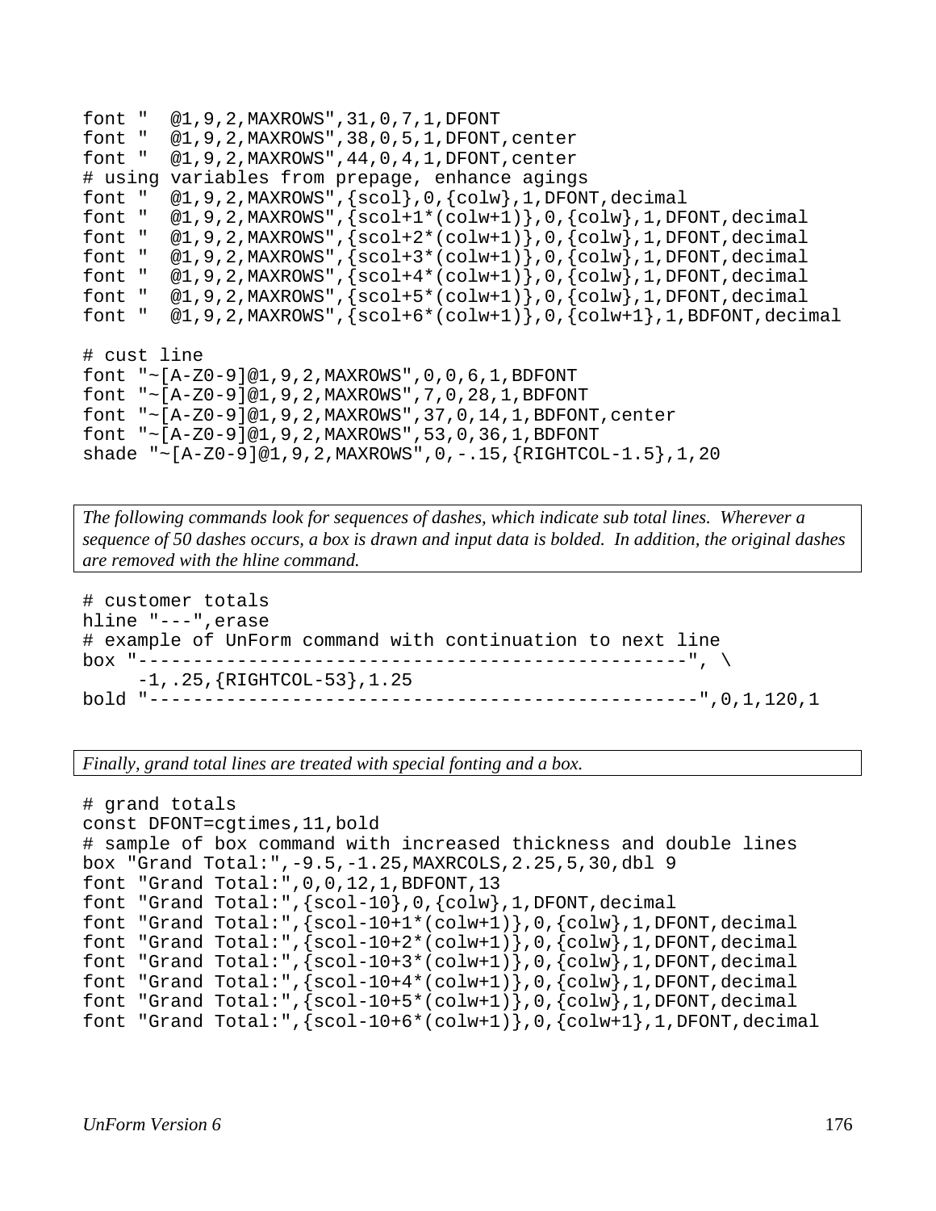```
font "  @1,9,2,MAXROWS",31,0,7,1,DFONT
font "  @1,9,2,MAXROWS",38,0,5,1,DFONT,center
font "  @1,9,2,MAXROWS",44,0,4,1,DFONT,center
# using variables from prepage, enhance agings
font "  @1,9,2,MAXROWS",{scol},0,{colw},1,DFONT,decimal
font "  @1,9,2,MAXROWS",{scol+1*(colw+1)},0,{colw},1,DFONT,decimal
font "  @1,9,2,MAXROWS",{scol+2*(colw+1)},0,{colw},1,DFONT,decimal
font "  @1,9,2,MAXROWS",{scol+3*(colw+1)},0,{colw},1,DFONT,decimal
font "  @1,9,2,MAXROWS",{scol+4*(colw+1)},0,{colw},1,DFONT,decimal
font "  @1,9,2,MAXROWS",{scol+5*(colw+1)},0,{colw},1,DFONT,decimal
font "  @1,9,2,MAXROWS",{scol+6*(colw+1)},0,{colw+1},1,BDFONT,decimal

# cust line
font "~[A-Z0-9]@1,9,2,MAXROWS",0,0,6,1,BDFONT
font "~[A-Z0-9]@1,9,2,MAXROWS",7,0,28,1,BDFONT
font "~[A-Z0-9]@1,9,2,MAXROWS",37,0,14,1,BDFONT,center
font "~[A-Z0-9]@1,9,2,MAXROWS",53,0,36,1,BDFONT
shade "~[A-Z0-9]@1,9,2,MAXROWS",0,-.15,{RIGHTCOL-1.5},1,20
```

*The following commands look for sequences of dashes, which indicate sub total lines. Wherever a sequence of 50 dashes occurs, a box is drawn and input data is bolded. In addition, the original dashes are removed with the hline command.*

```
# customer totals
hline "---",erase
# example of UnForm command with continuation to next line
box "--------------------------------------------------", \
     -1,.25,{RIGHTCOL-53},1.25
bold "--------------------------------------------------",0,1,120,1
```

*Finally, grand total lines are treated with special fonting and a box.*

```
# grand totals
const DFONT=cgtimes,11,bold
# sample of box command with increased thickness and double lines
box "Grand Total:",-9.5,-1.25,MAXRCOLS,2.25,5,30,dbl 9
font "Grand Total:",0,0,12,1,BDFONT,13
font "Grand Total:",{scol-10},0,{colw},1,DFONT,decimal
font "Grand Total:",{scol-10+1*(colw+1)},0,{colw},1,DFONT,decimal
font "Grand Total:",{scol-10+2*(colw+1)},0,{colw},1,DFONT,decimal
font "Grand Total:",{scol-10+3*(colw+1)},0,{colw},1,DFONT,decimal
font "Grand Total:",{scol-10+4*(colw+1)},0,{colw},1,DFONT,decimal
font "Grand Total:",{scol-10+5*(colw+1)},0,{colw},1,DFONT,decimal
font "Grand Total:",{scol-10+6*(colw+1)},0,{colw+1},1,DFONT,decimal
```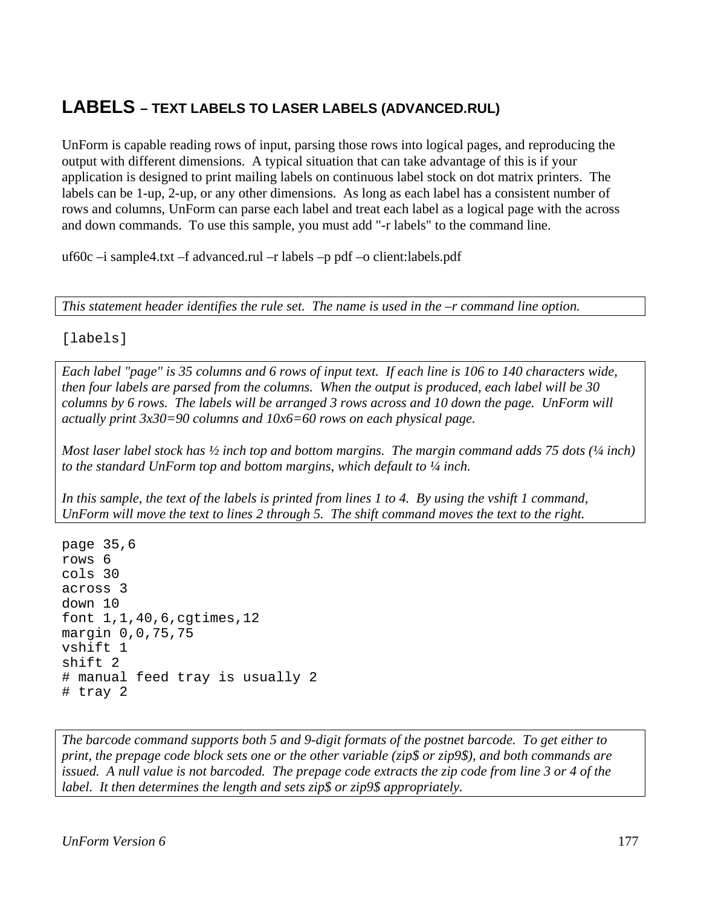## LABELS – TEXT LABELS TO LASER LABELS (ADVANCED.RUL)

UnForm is capable reading rows of input, parsing those rows into logical pages, and reproducing the output with different dimensions. A typical situation that can take advantage of this is if your application is designed to print mailing labels on continuous label stock on dot matrix printers. The labels can be 1-up, 2-up, or any other dimensions. As long as each label has a consistent number of rows and columns, UnForm can parse each label and treat each label as a logical page with the across and down commands. To use this sample, you must add "-r labels" to the command line.

uf60c –i sample4.txt –f advanced.rul –r labels –p pdf –o client:labels.pdf

*This statement header identifies the rule set. The name is used in the –r command line option.*

```
[labels]
```

*Each label "page" is 35 columns and 6 rows of input text. If each line is 106 to 140 characters wide, then four labels are parsed from the columns. When the output is produced, each label will be 30 columns by 6 rows. The labels will be arranged 3 rows across and 10 down the page. UnForm will actually print 3x30=90 columns and 10x6=60 rows on each physical page.*

*Most laser label stock has ½ inch top and bottom margins. The margin command adds 75 dots (¼ inch) to the standard UnForm top and bottom margins, which default to ¼ inch.*

*In this sample, the text of the labels is printed from lines 1 to 4. By using the vshift 1 command, UnForm will move the text to lines 2 through 5. The shift command moves the text to the right.*

```
page 35,6
rows 6
cols 30
across 3
down 10
font 1,1,40,6,cgtimes,12
margin 0,0,75,75
vshift 1
shift 2
# manual feed tray is usually 2
# tray 2
```

*The barcode command supports both 5 and 9-digit formats of the postnet barcode. To get either to print, the prepage code block sets one or the other variable (zip$ or zip9$), and both commands are issued. A null value is not barcoded. The prepage code extracts the zip code from line 3 or 4 of the label. It then determines the length and sets zip$ or zip9$ appropriately.*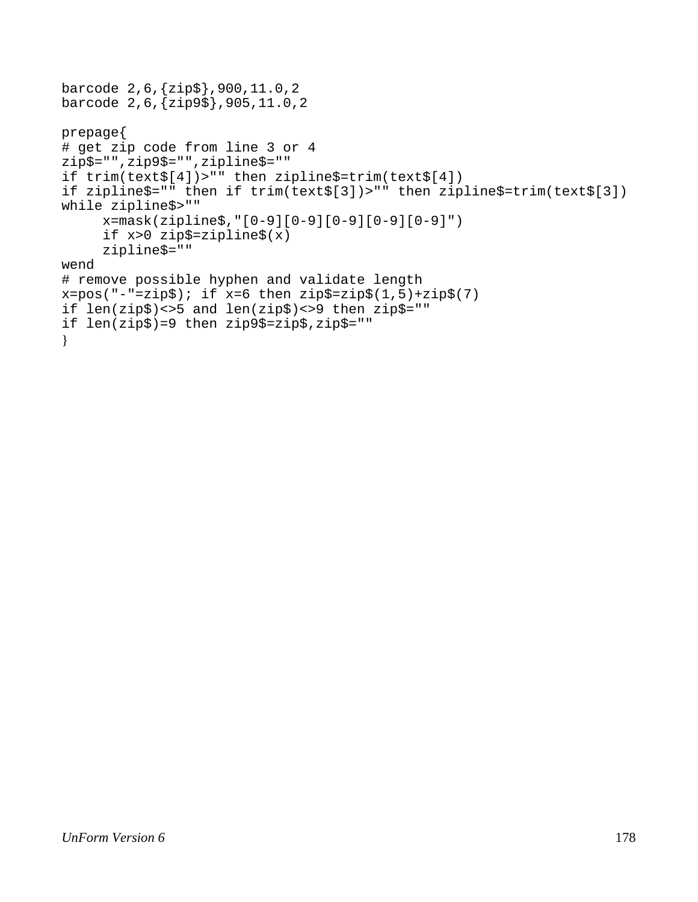```
barcode 2,6,{zip$},900,11.0,2
barcode 2,6,{zip9$},905,11.0,2

prepage{
# get zip code from line 3 or 4
zip$="",zip9$="",zipline$=""
if trim(text$[4])>"" then zipline$=trim(text$[4])
if zipline$="" then if trim(text$[3])>"" then zipline$=trim(text$[3])
while zipline$>""
     x=mask(zipline$,"[0-9][0-9][0-9][0-9][0-9]")
     if x>0 zip$=zipline$(x)
     zipline$=""
wend
# remove possible hyphen and validate length
x=pos("-"=zip$); if x=6 then zip$=zip$(1,5)+zip$(7)
if len(zip$)<>5 and len(zip$)<>9 then zip$=""
if len(zip$)=9 then zip9$=zip$,zip$=""
}
```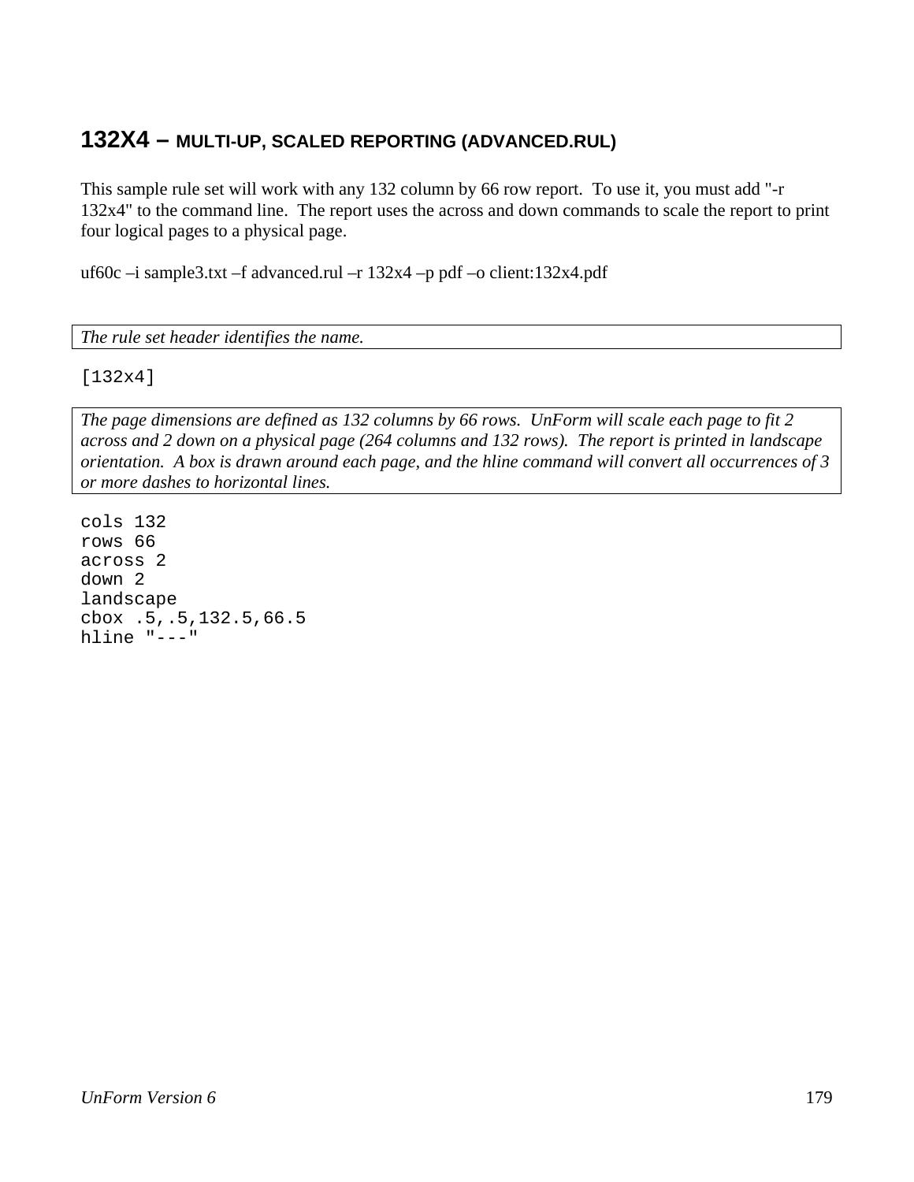## 132X4 – MULTI-UP, SCALED REPORTING (ADVANCED.RUL)

This sample rule set will work with any 132 column by 66 row report. To use it, you must add "-r 132x4" to the command line. The report uses the across and down commands to scale the report to print four logical pages to a physical page.

uf60c –i sample3.txt –f advanced.rul –r 132x4 –p pdf –o client:132x4.pdf

*The rule set header identifies the name.*

```
[132x4]
```

*The page dimensions are defined as 132 columns by 66 rows. UnForm will scale each page to fit 2 across and 2 down on a physical page (264 columns and 132 rows). The report is printed in landscape orientation. A box is drawn around each page, and the hline command will convert all occurrences of 3 or more dashes to horizontal lines.*

```
cols 132
rows 66
across 2
down 2
landscape
cbox .5,.5,132.5,66.5
hline "---"
```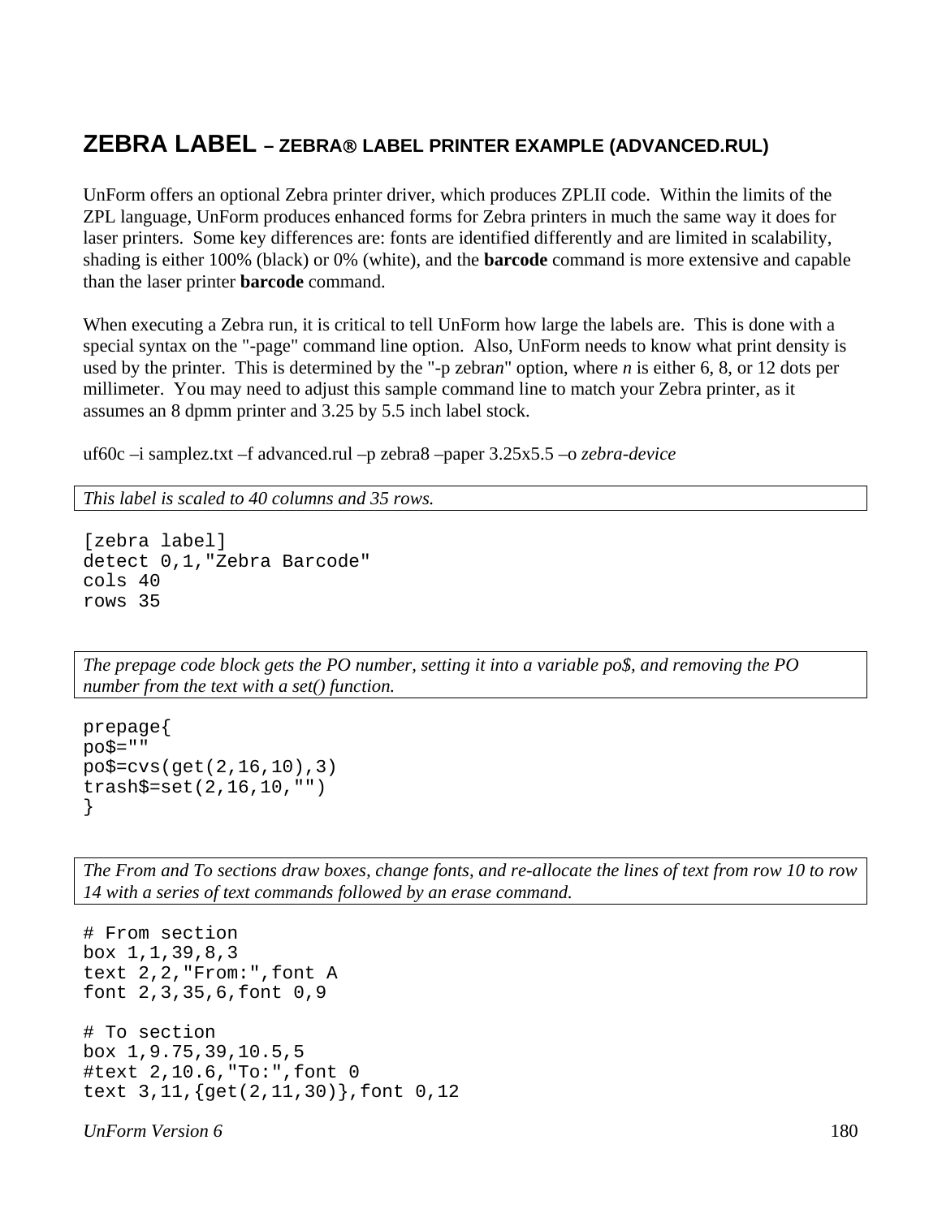## ZEBRA LABEL – ZEBRA® LABEL PRINTER EXAMPLE (ADVANCED.RUL)

UnForm offers an optional Zebra printer driver, which produces ZPLII code. Within the limits of the ZPL language, UnForm produces enhanced forms for Zebra printers in much the same way it does for laser printers. Some key differences are: fonts are identified differently and are limited in scalability, shading is either 100% (black) or 0% (white), and the **barcode** command is more extensive and capable than the laser printer **barcode** command.

When executing a Zebra run, it is critical to tell UnForm how large the labels are. This is done with a special syntax on the "-page" command line option. Also, UnForm needs to know what print density is used by the printer. This is determined by the "-p zebra*n*" option, where *n* is either 6, 8, or 12 dots per millimeter. You may need to adjust this sample command line to match your Zebra printer, as it assumes an 8 dpmm printer and 3.25 by 5.5 inch label stock.

uf60c –i samplez.txt –f advanced.rul –p zebra8 –paper 3.25x5.5 –o *zebra-device*

*This label is scaled to 40 columns and 35 rows.*

```
[zebra label]
detect 0,1,"Zebra Barcode"
cols 40
rows 35
```

*The prepage code block gets the PO number, setting it into a variable po$, and removing the PO number from the text with a set() function.*

```
prepage{
po$=""
po$=cvs(get(2,16,10),3)
trash$=set(2,16,10,"")
}
```

*The From and To sections draw boxes, change fonts, and re-allocate the lines of text from row 10 to row 14 with a series of text commands followed by an erase command.*

```
# From section
box 1,1,39,8,3
text 2,2,"From:",font A
font 2,3,35,6,font 0,9

# To section
box 1,9.75,39,10.5,5
#text 2,10.6,"To:",font 0
text 3,11,{get(2,11,30)},font 0,12
```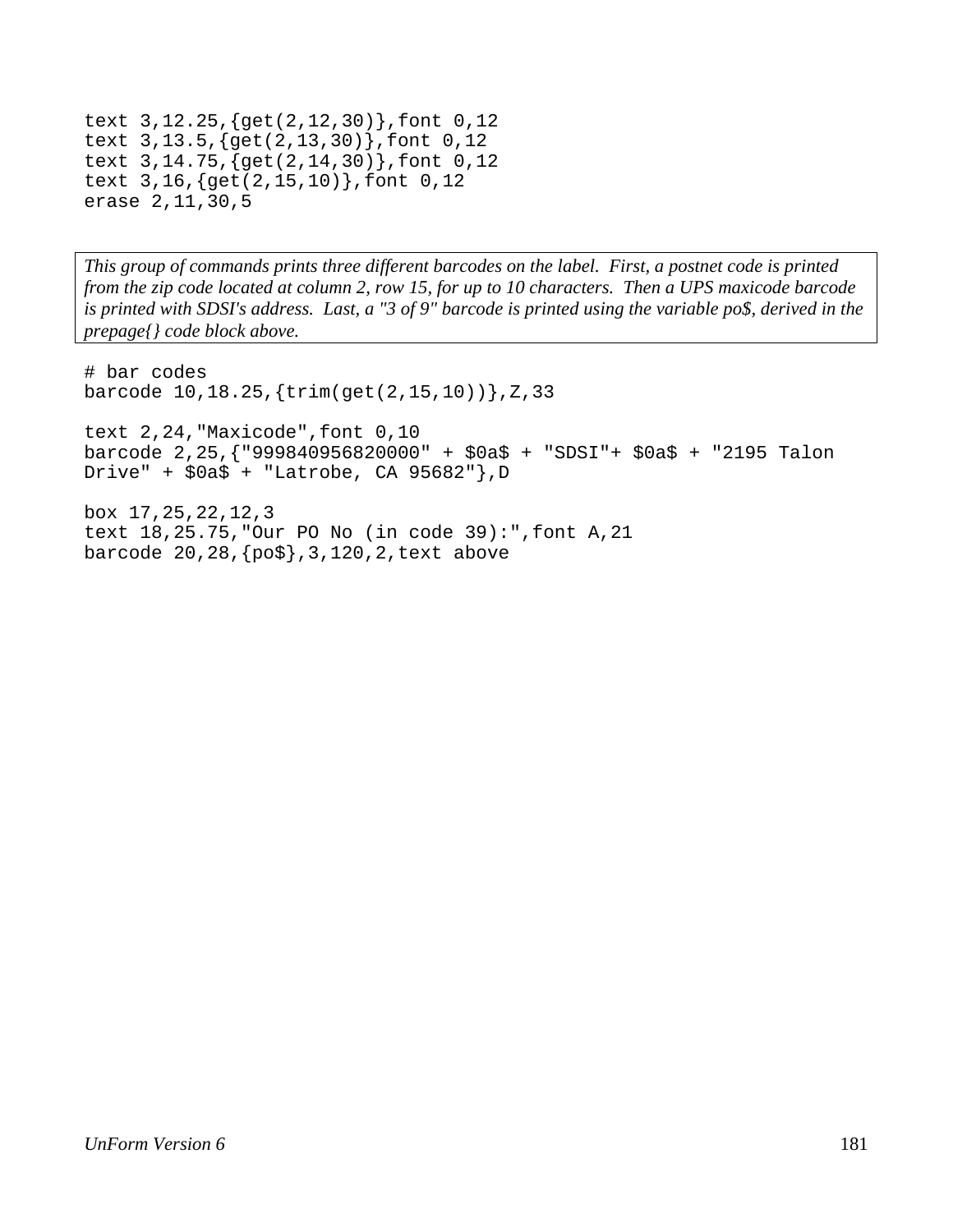```
text 3,12.25,{get(2,12,30)},font 0,12
text 3,13.5,{get(2,13,30)},font 0,12
text 3,14.75,{get(2,14,30)},font 0,12
text 3,16,{get(2,15,10)},font 0,12
erase 2,11,30,5
```

*This group of commands prints three different barcodes on the label. First, a postnet code is printed from the zip code located at column 2, row 15, for up to 10 characters. Then a UPS maxicode barcode is printed with SDSI's address. Last, a "3 of 9" barcode is printed using the variable po$, derived in the prepage{} code block above.*

```
# bar codes
barcode 10,18.25,{trim(get(2,15,10))},Z,33

text 2,24,"Maxicode",font 0,10
barcode 2,25,{"999840956820000" + $0a$ + "SDSI"+ $0a$ + "2195 Talon
Drive" + $0a$ + "Latrobe, CA 95682"},D

box 17,25,22,12,3
text 18,25.75,"Our PO No (in code 39):",font A,21
barcode 20,28,{po$},3,120,2,text above
```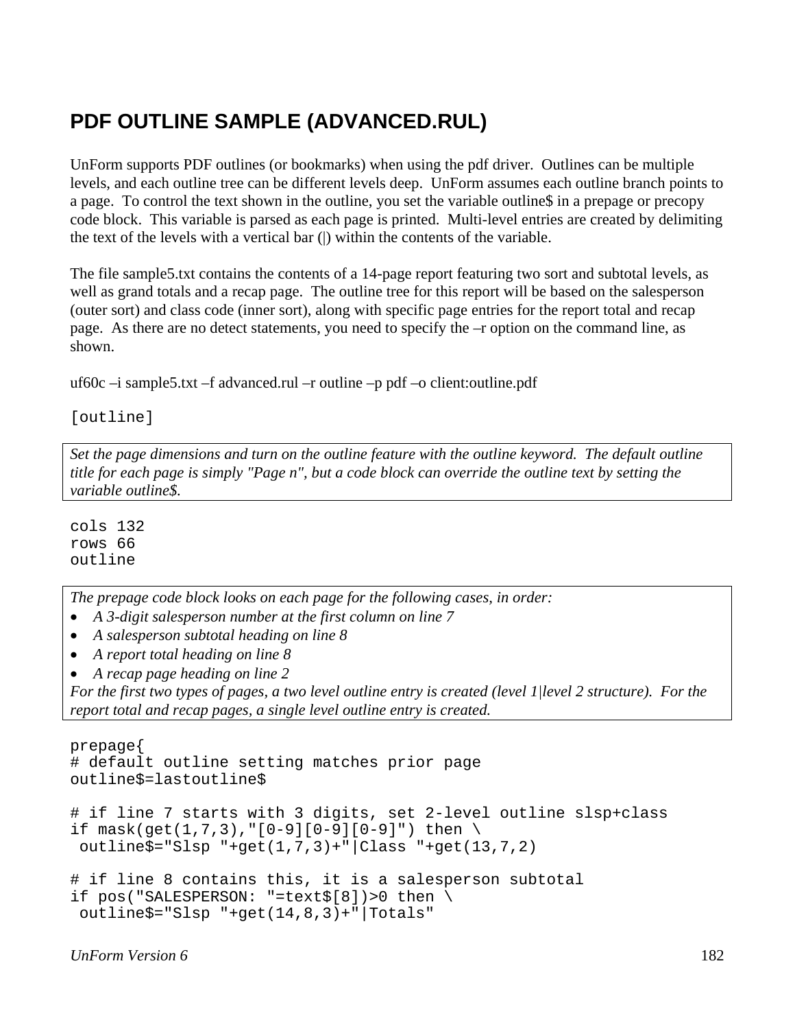# PDF OUTLINE SAMPLE (ADVANCED.RUL)

UnForm supports PDF outlines (or bookmarks) when using the pdf driver. Outlines can be multiple levels, and each outline tree can be different levels deep. UnForm assumes each outline branch points to a page. To control the text shown in the outline, you set the variable outline$ in a prepage or precopy code block. This variable is parsed as each page is printed. Multi-level entries are created by delimiting the text of the levels with a vertical bar (|) within the contents of the variable.

The file sample5.txt contains the contents of a 14-page report featuring two sort and subtotal levels, as well as grand totals and a recap page. The outline tree for this report will be based on the salesperson (outer sort) and class code (inner sort), along with specific page entries for the report total and recap page. As there are no detect statements, you need to specify the –r option on the command line, as shown.

uf60c –i sample5.txt –f advanced.rul –r outline –p pdf –o client:outline.pdf

```
[outline]
```

*Set the page dimensions and turn on the outline feature with the outline keyword. The default outline title for each page is simply "Page n", but a code block can override the outline text by setting the variable outline$.*

```
cols 132
rows 66
outline
```

*The prepage code block looks on each page for the following cases, in order:*

- *A 3-digit salesperson number at the first column on line 7*
- *A salesperson subtotal heading on line 8*
- *A report total heading on line 8*
- *A recap page heading on line 2*

*For the first two types of pages, a two level outline entry is created (level 1|level 2 structure). For the report total and recap pages, a single level outline entry is created.*

```
prepage{
# default outline setting matches prior page
outline$=lastoutline$

# if line 7 starts with 3 digits, set 2-level outline slsp+class
if mask(get(1,7,3),"[0-9][0-9][0-9]") then \
 outline$="Slsp "+get(1,7,3)+"|Class "+get(13,7,2)

# if line 8 contains this, it is a salesperson subtotal
if pos("SALESPERSON: "=text$[8])>0 then \
 outline$="Slsp "+get(14,8,3)+"|Totals"
```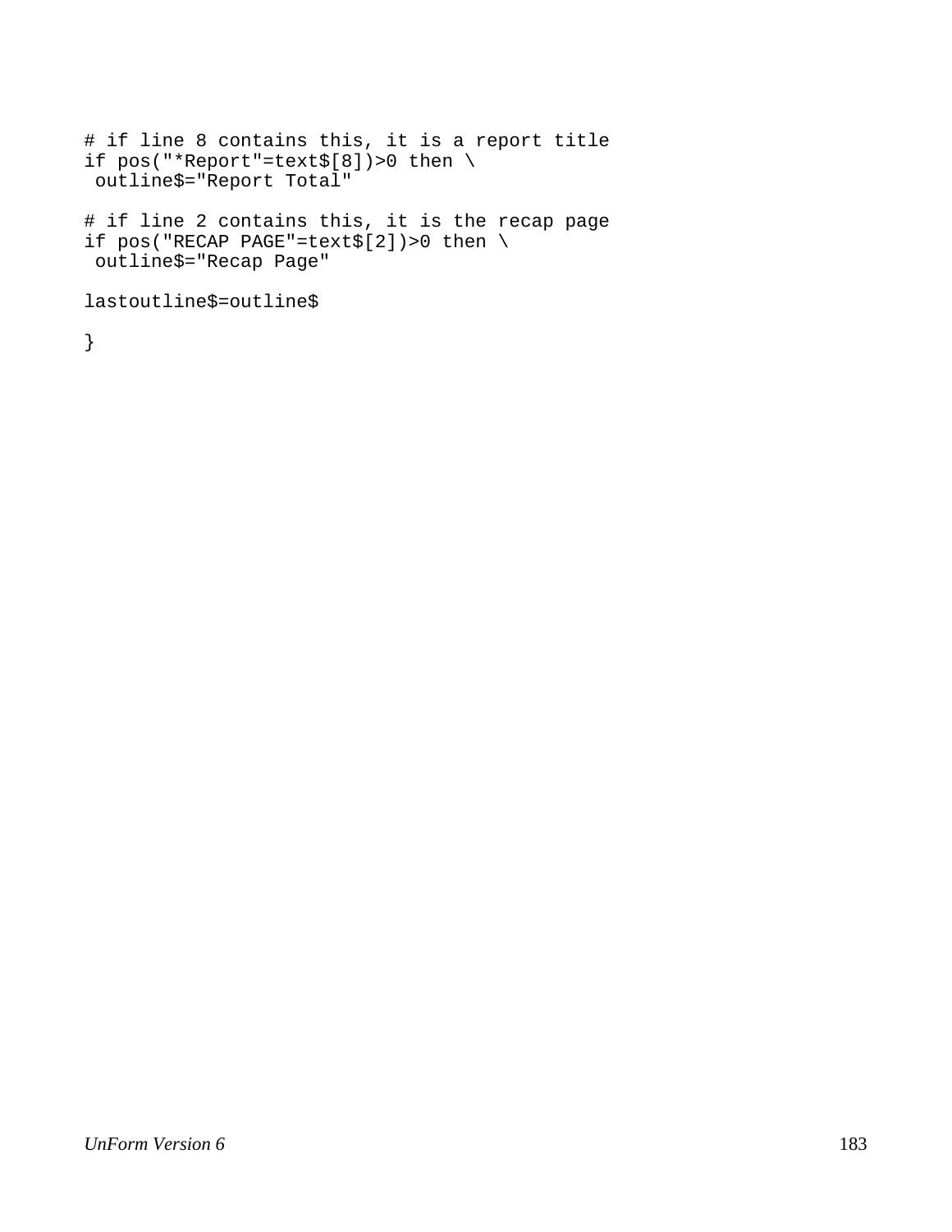```
# if line 8 contains this, it is a report title
if pos("*Report"=text$[8])>0 then \
 outline$="Report Total"

# if line 2 contains this, it is the recap page
if pos("RECAP PAGE"=text$[2])>0 then \
 outline$="Recap Page"

lastoutline$=outline$

}
```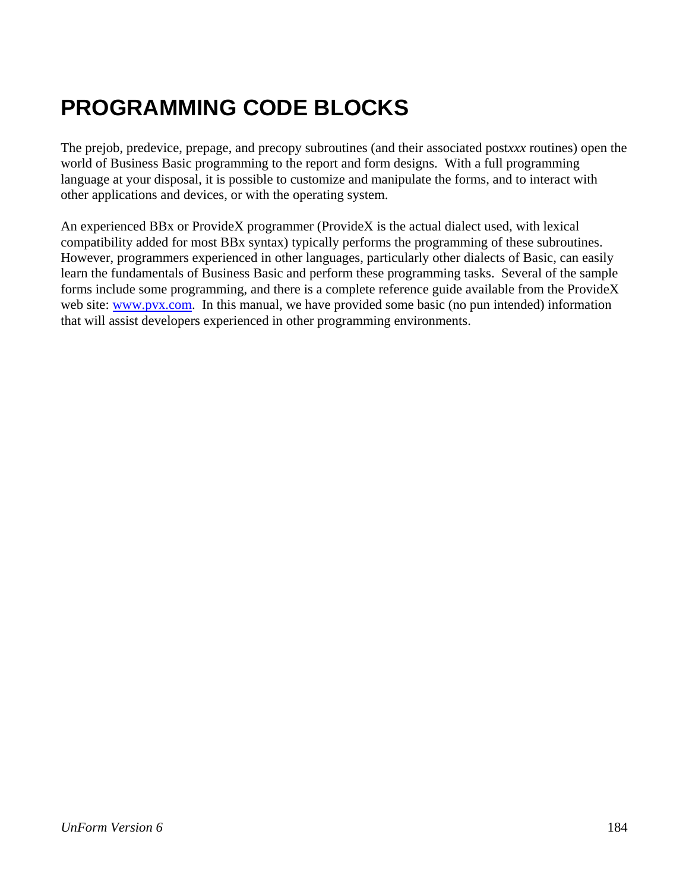# PROGRAMMING CODE BLOCKS

The prejob, predevice, prepage, and precopy subroutines (and their associated post*xxx* routines) open the world of Business Basic programming to the report and form designs. With a full programming language at your disposal, it is possible to customize and manipulate the forms, and to interact with other applications and devices, or with the operating system.

An experienced BBx or ProvideX programmer (ProvideX is the actual dialect used, with lexical compatibility added for most BBx syntax) typically performs the programming of these subroutines. However, programmers experienced in other languages, particularly other dialects of Basic, can easily learn the fundamentals of Business Basic and perform these programming tasks. Several of the sample forms include some programming, and there is a complete reference guide available from the ProvideX web site: [www.pvx.com](http://www.pvx.com). In this manual, we have provided some basic (no pun intended) information that will assist developers experienced in other programming environments.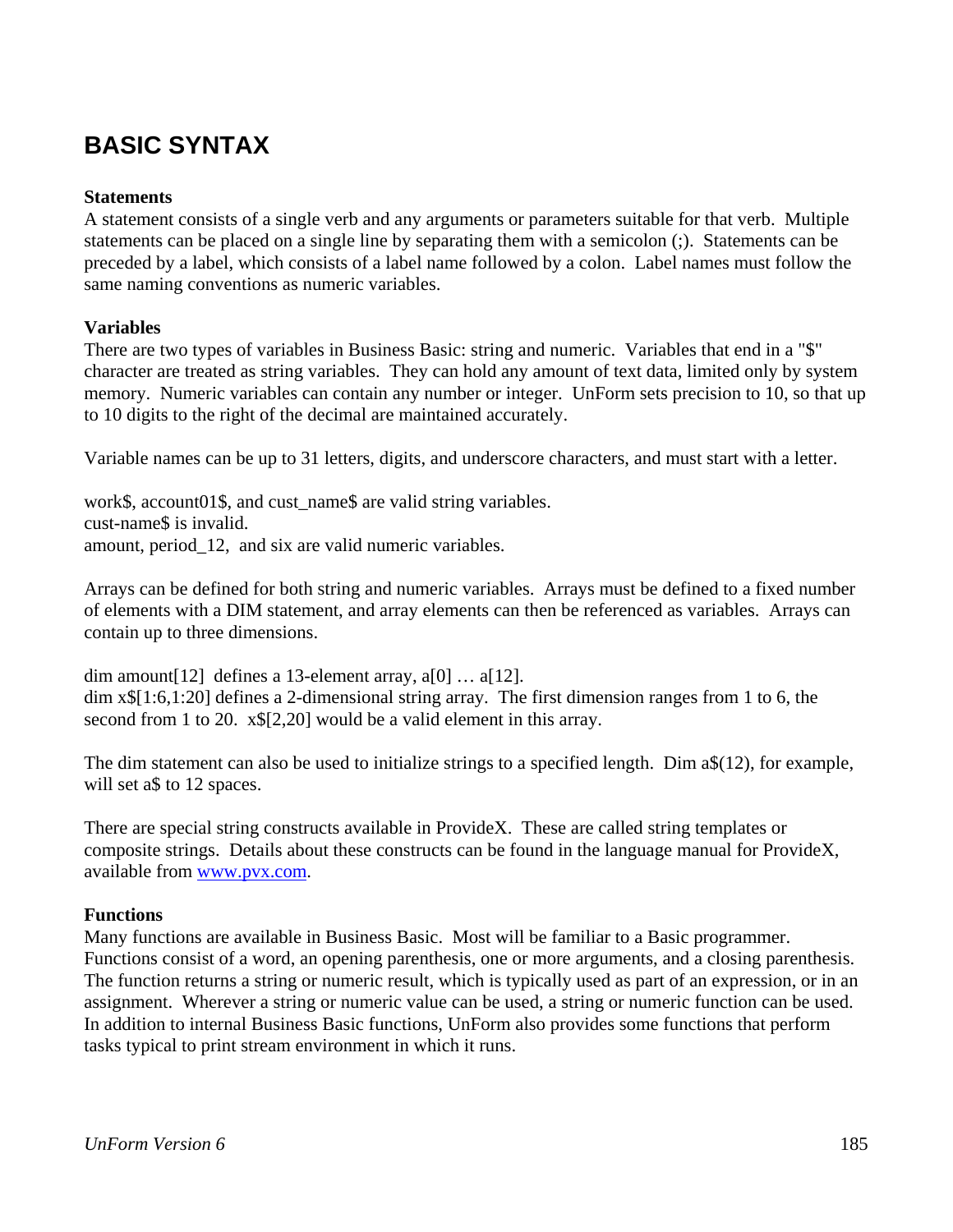# BASIC SYNTAX

**Statements**

A statement consists of a single verb and any arguments or parameters suitable for that verb. Multiple statements can be placed on a single line by separating them with a semicolon (;). Statements can be preceded by a label, which consists of a label name followed by a colon. Label names must follow the same naming conventions as numeric variables.

**Variables**

There are two types of variables in Business Basic: string and numeric. Variables that end in a "$" character are treated as string variables. They can hold any amount of text data, limited only by system memory. Numeric variables can contain any number or integer. UnForm sets precision to 10, so that up to 10 digits to the right of the decimal are maintained accurately.

Variable names can be up to 31 letters, digits, and underscore characters, and must start with a letter.

work$, account01$, and cust_name$ are valid string variables.
cust-name$ is invalid.
amount, period_12, and six are valid numeric variables.

Arrays can be defined for both string and numeric variables. Arrays must be defined to a fixed number of elements with a DIM statement, and array elements can then be referenced as variables. Arrays can contain up to three dimensions.

dim amount[12] defines a 13-element array, a[0] … a[12].
dim x$[1:6,1:20] defines a 2-dimensional string array. The first dimension ranges from 1 to 6, the second from 1 to 20. x$[2,20] would be a valid element in this array.

The dim statement can also be used to initialize strings to a specified length. Dim a$(12), for example, will set a$ to 12 spaces.

There are special string constructs available in ProvideX. These are called string templates or composite strings. Details about these constructs can be found in the language manual for ProvideX, available from [www.pvx.com](http://www.pvx.com).

**Functions**

Many functions are available in Business Basic. Most will be familiar to a Basic programmer. Functions consist of a word, an opening parenthesis, one or more arguments, and a closing parenthesis. The function returns a string or numeric result, which is typically used as part of an expression, or in an assignment. Wherever a string or numeric value can be used, a string or numeric function can be used. In addition to internal Business Basic functions, UnForm also provides some functions that perform tasks typical to print stream environment in which it runs.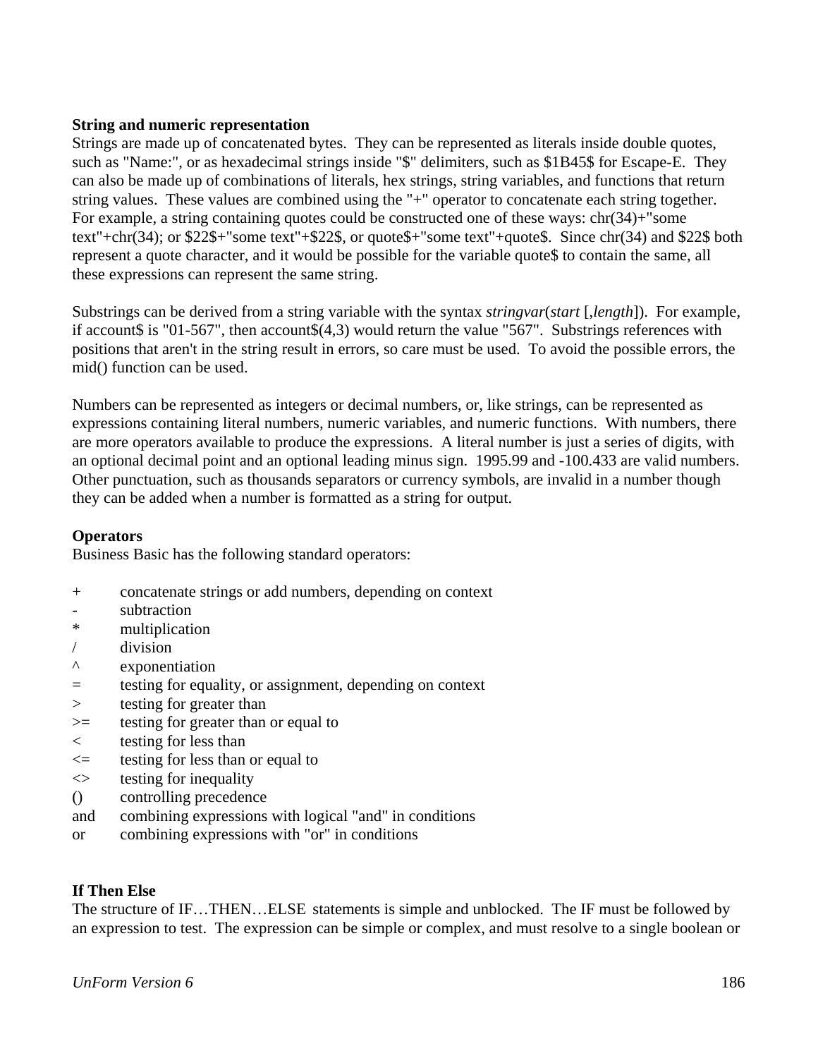**String and numeric representation**

Strings are made up of concatenated bytes. They can be represented as literals inside double quotes, such as "Name:", or as hexadecimal strings inside "$" delimiters, such as $1B45$ for Escape-E. They can also be made up of combinations of literals, hex strings, string variables, and functions that return string values. These values are combined using the "+" operator to concatenate each string together. For example, a string containing quotes could be constructed one of these ways: chr(34)+"some text"+chr(34); or $22$+"some text"+$22$, or quote$+"some text"+quote$. Since chr(34) and $22$ both represent a quote character, and it would be possible for the variable quote$ to contain the same, all these expressions can represent the same string.

Substrings can be derived from a string variable with the syntax *stringvar*(*start* [,*length*]). For example, if account$ is "01-567", then account$(4,3) would return the value "567". Substrings references with positions that aren't in the string result in errors, so care must be used. To avoid the possible errors, the mid() function can be used.

Numbers can be represented as integers or decimal numbers, or, like strings, can be represented as expressions containing literal numbers, numeric variables, and numeric functions. With numbers, there are more operators available to produce the expressions. A literal number is just a series of digits, with an optional decimal point and an optional leading minus sign. 1995.99 and -100.433 are valid numbers. Other punctuation, such as thousands separators or currency symbols, are invalid in a number though they can be added when a number is formatted as a string for output.

**Operators**

Business Basic has the following standard operators:

| | |
|---|---|
| + | concatenate strings or add numbers, depending on context |
| - | subtraction |
| * | multiplication |
| / | division |
| ^ | exponentiation |
| = | testing for equality, or assignment, depending on context |
| > | testing for greater than |
| >= | testing for greater than or equal to |
| < | testing for less than |
| <= | testing for less than or equal to |
| <> | testing for inequality |
| () | controlling precedence |
| and | combining expressions with logical "and" in conditions |
| or | combining expressions with "or" in conditions |

**If Then Else**

The structure of IF…THEN…ELSE statements is simple and unblocked. The IF must be followed by an expression to test. The expression can be simple or complex, and must resolve to a single boolean or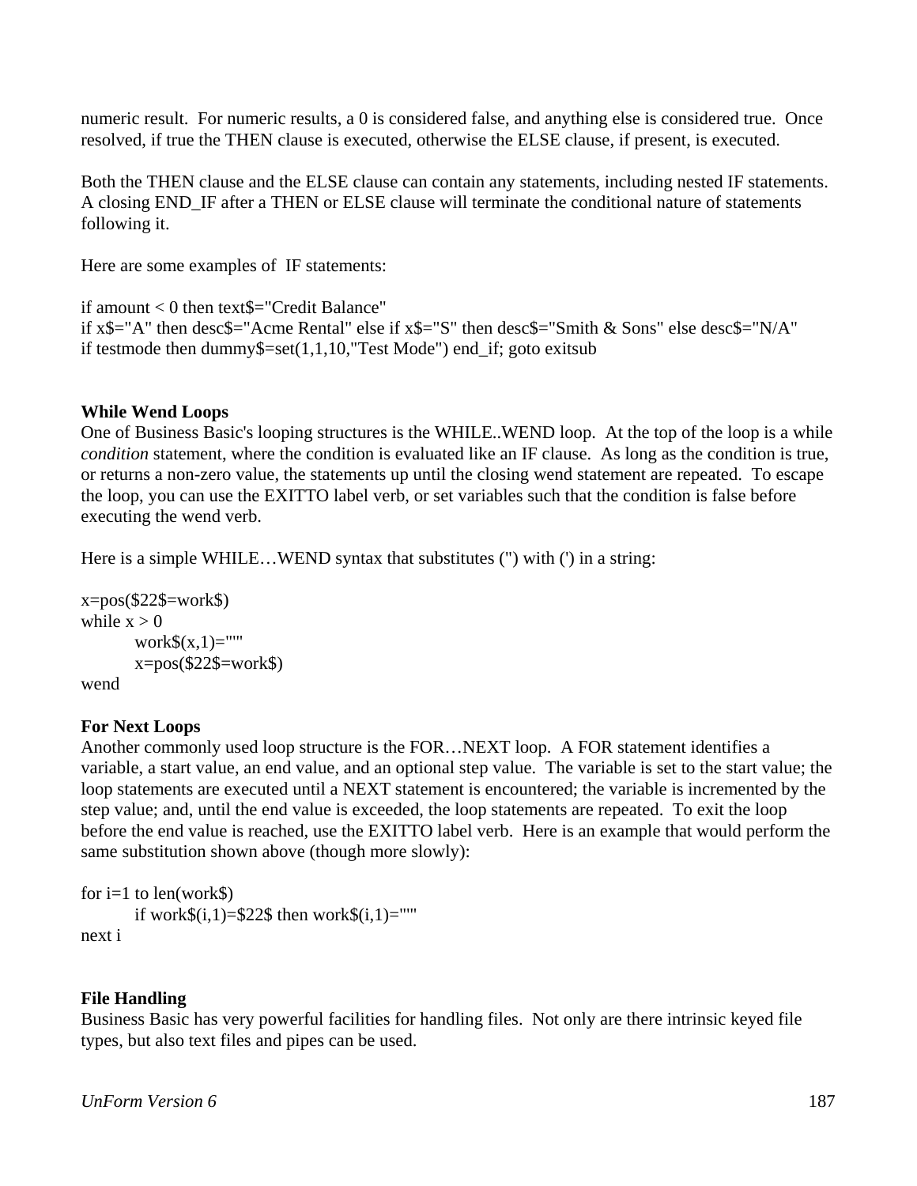numeric result.  For numeric results, a 0 is considered false, and anything else is considered true.  Once resolved, if true the THEN clause is executed, otherwise the ELSE clause, if present, is executed.

Both the THEN clause and the ELSE clause can contain any statements, including nested IF statements.  A closing END_IF after a THEN or ELSE clause will terminate the conditional nature of statements following it.

Here are some examples of  IF statements:

```
if amount < 0 then text$="Credit Balance"
if x$="A" then desc$="Acme Rental" else if x$="S" then desc$="Smith & Sons" else desc$="N/A"
if testmode then dummy$=set(1,1,10,"Test Mode") end_if; goto exitsub
```

**While Wend Loops**

One of Business Basic's looping structures is the WHILE..WEND loop.  At the top of the loop is a while *condition* statement, where the condition is evaluated like an IF clause.  As long as the condition is true, or returns a non-zero value, the statements up until the closing wend statement are repeated.  To escape the loop, you can use the EXITTO label verb, or set variables such that the condition is false before executing the wend verb.

Here is a simple WHILE…WEND syntax that substitutes (") with (') in a string:

```
x=pos($22$=work$)
while x > 0
        work$(x,1)="'"
        x=pos($22$=work$)
wend
```

**For Next Loops**

Another commonly used loop structure is the FOR…NEXT loop.  A FOR statement identifies a variable, a start value, an end value, and an optional step value.  The variable is set to the start value; the loop statements are executed until a NEXT statement is encountered; the variable is incremented by the step value; and, until the end value is exceeded, the loop statements are repeated.  To exit the loop before the end value is reached, use the EXITTO label verb.  Here is an example that would perform the same substitution shown above (though more slowly):

```
for i=1 to len(work$)
        if work$(i,1)=$22$ then work$(i,1)="'"
next i
```

**File Handling**

Business Basic has very powerful facilities for handling files.  Not only are there intrinsic keyed file types, but also text files and pipes can be used.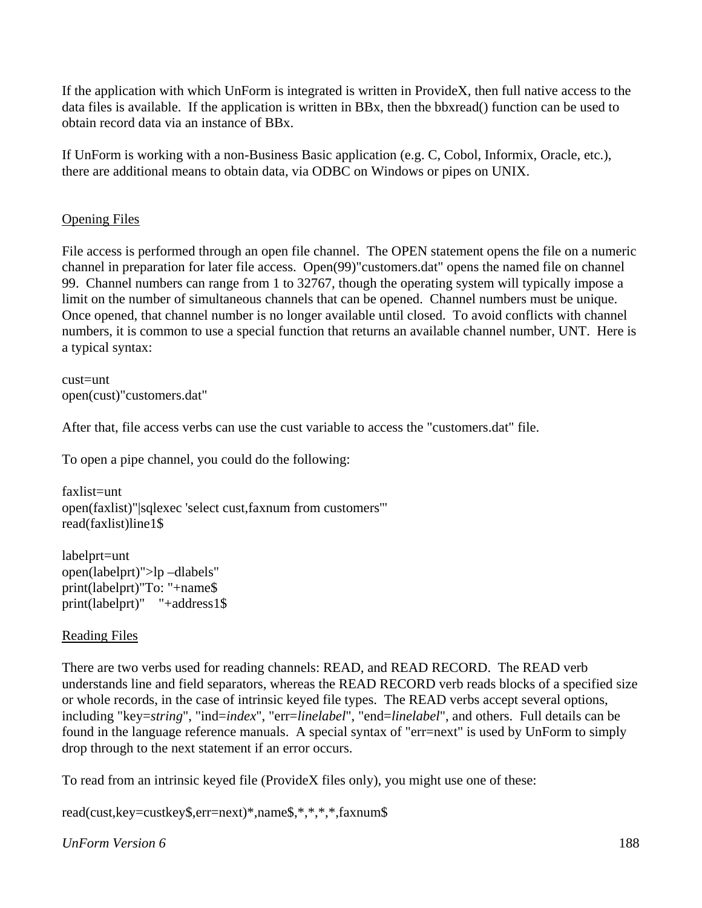If the application with which UnForm is integrated is written in ProvideX, then full native access to the data files is available. If the application is written in BBx, then the bbxread() function can be used to obtain record data via an instance of BBx.

If UnForm is working with a non-Business Basic application (e.g. C, Cobol, Informix, Oracle, etc.), there are additional means to obtain data, via ODBC on Windows or pipes on UNIX.

## Opening Files

File access is performed through an open file channel. The OPEN statement opens the file on a numeric channel in preparation for later file access. Open(99)"customers.dat" opens the named file on channel 99. Channel numbers can range from 1 to 32767, though the operating system will typically impose a limit on the number of simultaneous channels that can be opened. Channel numbers must be unique. Once opened, that channel number is no longer available until closed. To avoid conflicts with channel numbers, it is common to use a special function that returns an available channel number, UNT. Here is a typical syntax:

```
cust=unt
open(cust)"customers.dat"
```

After that, file access verbs can use the cust variable to access the "customers.dat" file.

To open a pipe channel, you could do the following:

```
faxlist=unt
open(faxlist)"|sqlexec 'select cust,faxnum from customers'"
read(faxlist)line1$

labelprt=unt
open(labelprt)">lp –dlabels"
print(labelprt)"To: "+name$
print(labelprt)"    "+address1$
```

## Reading Files

There are two verbs used for reading channels: READ, and READ RECORD. The READ verb understands line and field separators, whereas the READ RECORD verb reads blocks of a specified size or whole records, in the case of intrinsic keyed file types. The READ verbs accept several options, including "key=*string*", "ind=*index*", "err=*linelabel*", "end=*linelabel*", and others. Full details can be found in the language reference manuals. A special syntax of "err=next" is used by UnForm to simply drop through to the next statement if an error occurs.

To read from an intrinsic keyed file (ProvideX files only), you might use one of these:

```
read(cust,key=custkey$,err=next)*,name$,*,*,*,*,faxnum$
```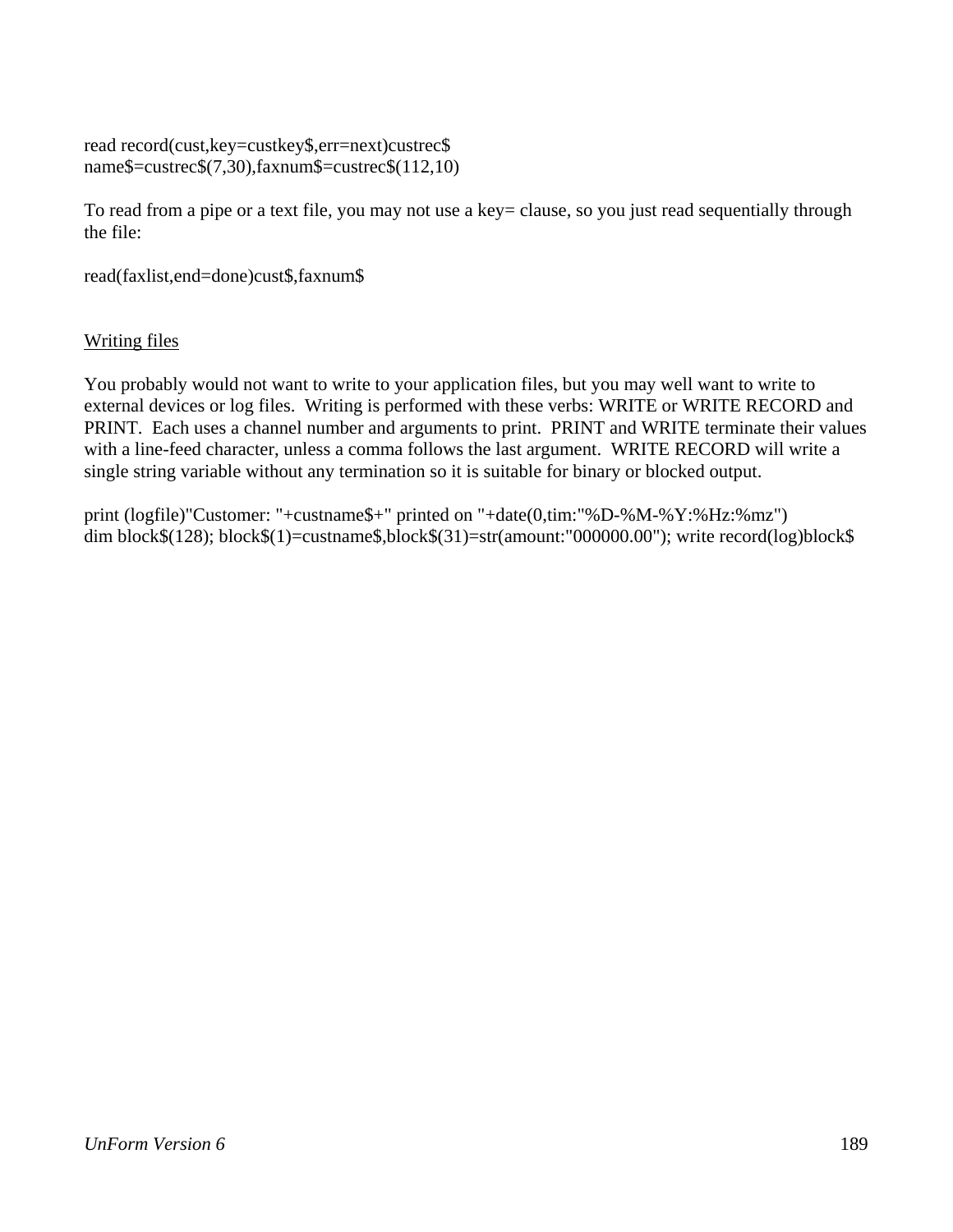```
read record(cust,key=custkey$,err=next)custrec$
name$=custrec$(7,30),faxnum$=custrec$(112,10)
```

To read from a pipe or a text file, you may not use a key= clause, so you just read sequentially through the file:

```
read(faxlist,end=done)cust$,faxnum$
```

<u>Writing files</u>

You probably would not want to write to your application files, but you may well want to write to external devices or log files. Writing is performed with these verbs: WRITE or WRITE RECORD and PRINT. Each uses a channel number and arguments to print. PRINT and WRITE terminate their values with a line-feed character, unless a comma follows the last argument. WRITE RECORD will write a single string variable without any termination so it is suitable for binary or blocked output.

```
print (logfile)"Customer: "+custname$+" printed on "+date(0,tim:"%D-%M-%Y:%Hz:%mz")
dim block$(128); block$(1)=custname$,block$(31)=str(amount:"000000.00"); write record(log)block$
```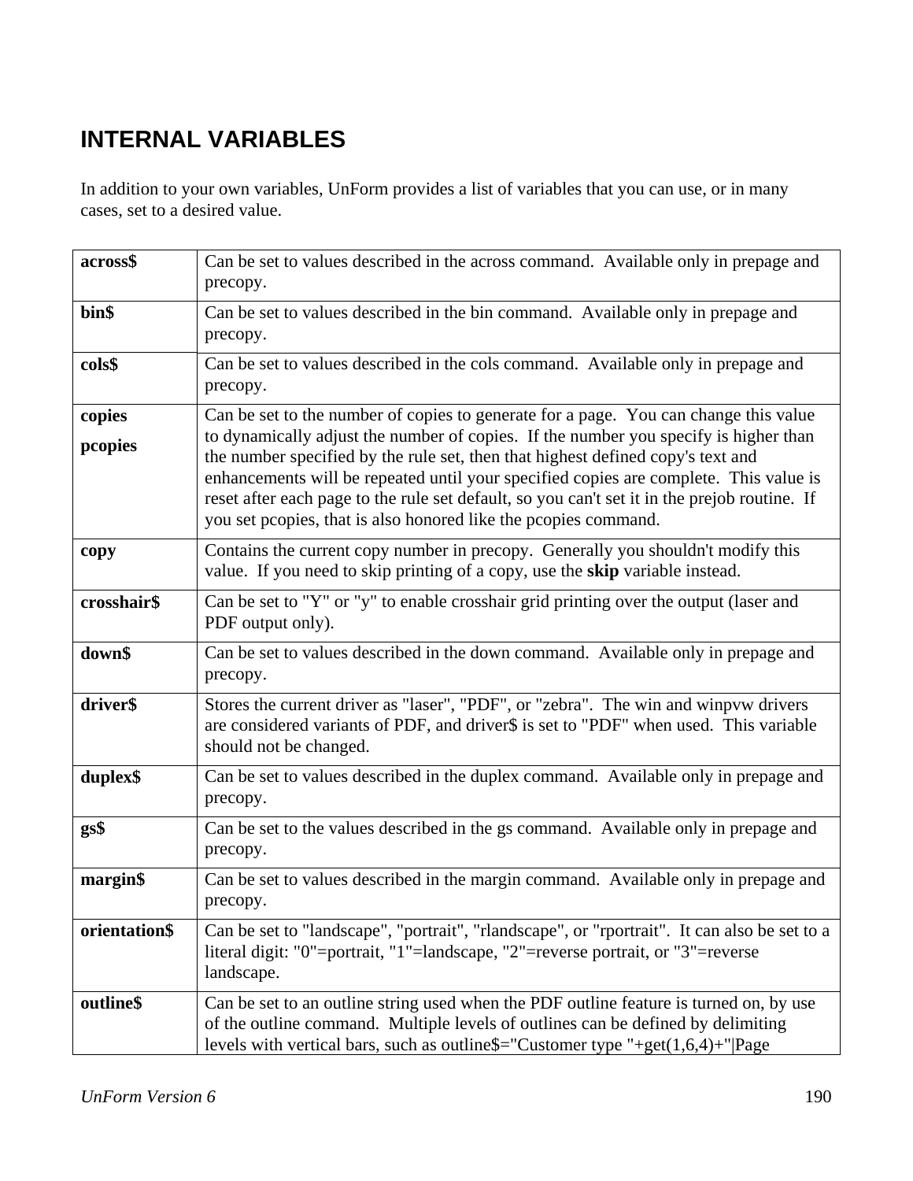# INTERNAL VARIABLES

In addition to your own variables, UnForm provides a list of variables that you can use, or in many cases, set to a desired value.

| | |
|---|---|
| **across$** | Can be set to values described in the across command. Available only in prepage and precopy. |
| **bin$** | Can be set to values described in the bin command. Available only in prepage and precopy. |
| **cols$** | Can be set to values described in the cols command. Available only in prepage and precopy. |
| **copies**<br>**pcopies** | Can be set to the number of copies to generate for a page. You can change this value to dynamically adjust the number of copies. If the number you specify is higher than the number specified by the rule set, then that highest defined copy's text and enhancements will be repeated until your specified copies are complete. This value is reset after each page to the rule set default, so you can't set it in the prejob routine. If you set pcopies, that is also honored like the pcopies command. |
| **copy** | Contains the current copy number in precopy. Generally you shouldn't modify this value. If you need to skip printing of a copy, use the **skip** variable instead. |
| **crosshair$** | Can be set to "Y" or "y" to enable crosshair grid printing over the output (laser and PDF output only). |
| **down$** | Can be set to values described in the down command. Available only in prepage and precopy. |
| **driver$** | Stores the current driver as "laser", "PDF", or "zebra". The win and winpvw drivers are considered variants of PDF, and driver$ is set to "PDF" when used. This variable should not be changed. |
| **duplex$** | Can be set to values described in the duplex command. Available only in prepage and precopy. |
| **gs$** | Can be set to the values described in the gs command. Available only in prepage and precopy. |
| **margin$** | Can be set to values described in the margin command. Available only in prepage and precopy. |
| **orientation$** | Can be set to "landscape", "portrait", "rlandscape", or "rportrait". It can also be set to a literal digit: "0"=portrait, "1"=landscape, "2"=reverse portrait, or "3"=reverse landscape. |
| **outline$** | Can be set to an outline string used when the PDF outline feature is turned on, by use of the outline command. Multiple levels of outlines can be defined by delimiting levels with vertical bars, such as outline$="Customer type "+get(1,6,4)+"\|Page |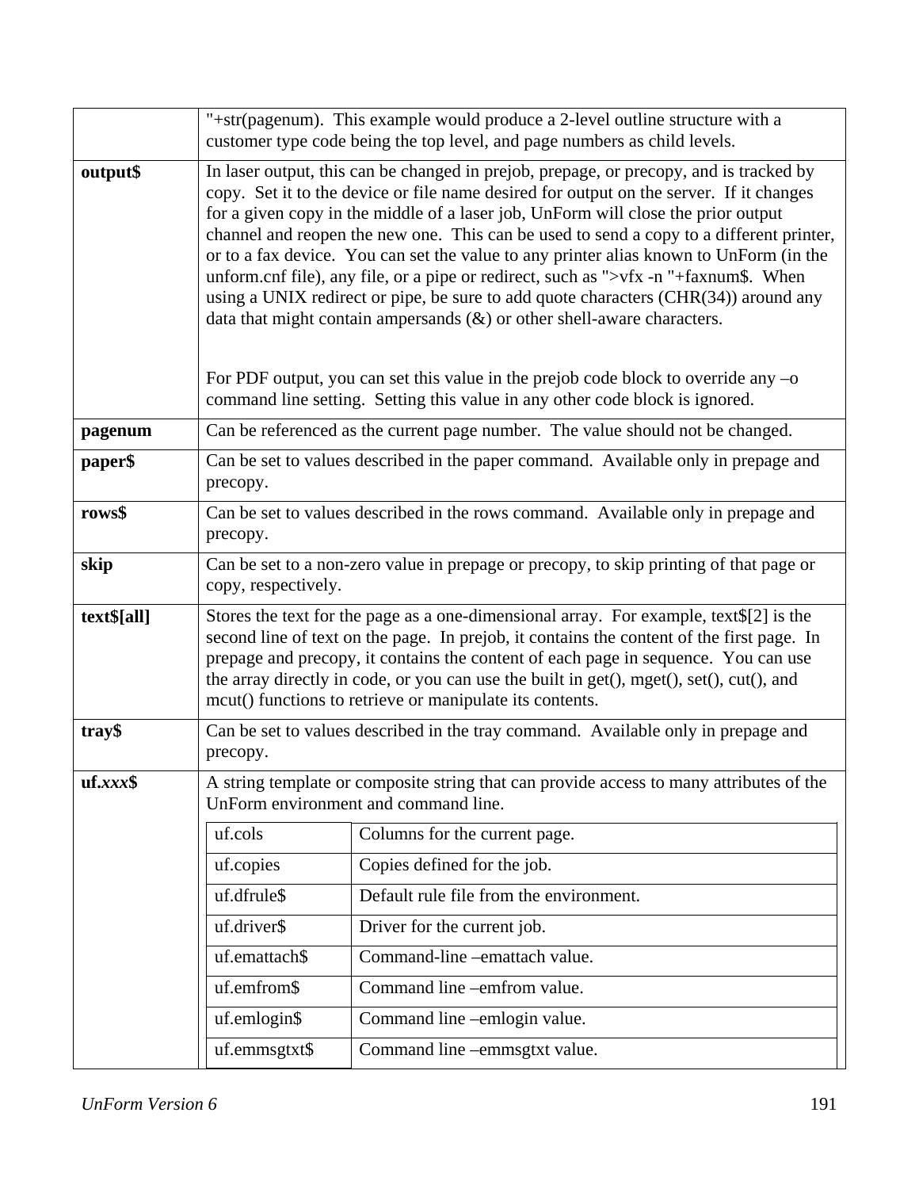| | |
|---|---|
| | "+str(pagenum). This example would produce a 2-level outline structure with a customer type code being the top level, and page numbers as child levels. |
| **output$** | In laser output, this can be changed in prejob, prepage, or precopy, and is tracked by copy. Set it to the device or file name desired for output on the server. If it changes for a given copy in the middle of a laser job, UnForm will close the prior output channel and reopen the new one. This can be used to send a copy to a different printer, or to a fax device. You can set the value to any printer alias known to UnForm (in the unform.cnf file), any file, or a pipe or redirect, such as ">vfx -n "+faxnum$. When using a UNIX redirect or pipe, be sure to add quote characters (CHR(34)) around any data that might contain ampersands (&) or other shell-aware characters.<br><br>For PDF output, you can set this value in the prejob code block to override any –o command line setting. Setting this value in any other code block is ignored. |
| **pagenum** | Can be referenced as the current page number. The value should not be changed. |
| **paper$** | Can be set to values described in the paper command. Available only in prepage and precopy. |
| **rows$** | Can be set to values described in the rows command. Available only in prepage and precopy. |
| **skip** | Can be set to a non-zero value in prepage or precopy, to skip printing of that page or copy, respectively. |
| **text$[all]** | Stores the text for the page as a one-dimensional array. For example, text$[2] is the second line of text on the page. In prejob, it contains the content of the first page. In prepage and precopy, it contains the content of each page in sequence. You can use the array directly in code, or you can use the built in get(), mget(), set(), cut(), and mcut() functions to retrieve or manipulate its contents. |
| **tray$** | Can be set to values described in the tray command. Available only in prepage and precopy. |
| **uf.*xxx*$** | A string template or composite string that can provide access to many attributes of the UnForm environment and command line. |

| | |
|---|---|
| uf.cols | Columns for the current page. |
| uf.copies | Copies defined for the job. |
| uf.dfrule$ | Default rule file from the environment. |
| uf.driver$ | Driver for the current job. |
| uf.emattach$ | Command-line –emattach value. |
| uf.emfrom$ | Command line –emfrom value. |
| uf.emlogin$ | Command line –emlogin value. |
| uf.emmsgtxt$ | Command line –emmsgtxt value. |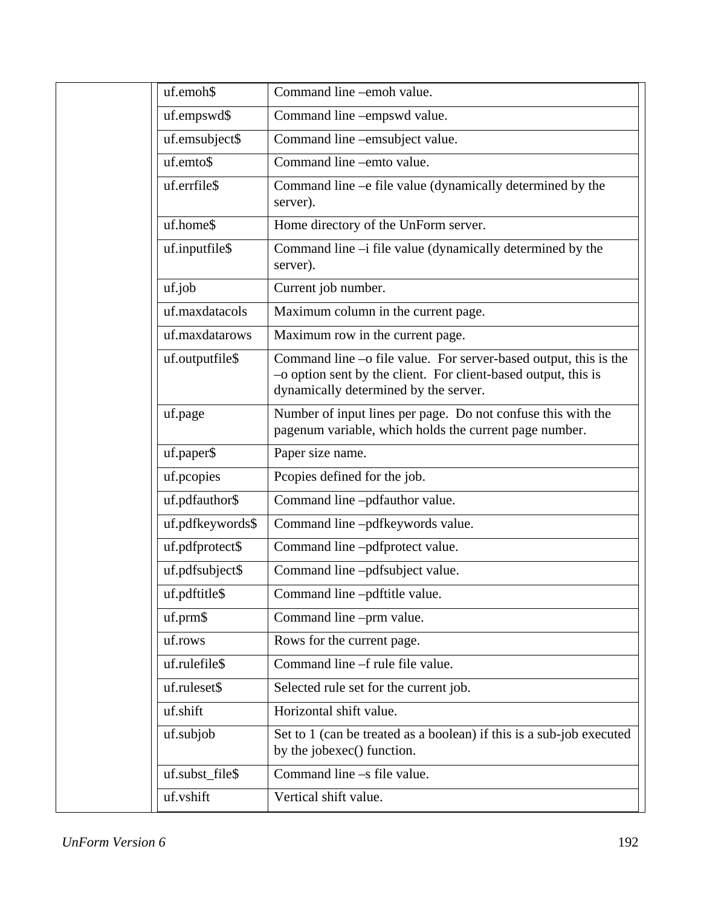| | |
|---|---|
| uf.emoh$ | Command line –emoh value. |
| uf.empswd$ | Command line –empswd value. |
| uf.emsubject$ | Command line –emsubject value. |
| uf.emto$ | Command line –emto value. |
| uf.errfile$ | Command line –e file value (dynamically determined by the server). |
| uf.home$ | Home directory of the UnForm server. |
| uf.inputfile$ | Command line –i file value (dynamically determined by the server). |
| uf.job | Current job number. |
| uf.maxdatacols | Maximum column in the current page. |
| uf.maxdatarows | Maximum row in the current page. |
| uf.outputfile$ | Command line –o file value. For server-based output, this is the –o option sent by the client. For client-based output, this is dynamically determined by the server. |
| uf.page | Number of input lines per page. Do not confuse this with the pagenum variable, which holds the current page number. |
| uf.paper$ | Paper size name. |
| uf.pcopies | Pcopies defined for the job. |
| uf.pdfauthor$ | Command line –pdfauthor value. |
| uf.pdfkeywords$ | Command line –pdfkeywords value. |
| uf.pdfprotect$ | Command line –pdfprotect value. |
| uf.pdfsubject$ | Command line –pdfsubject value. |
| uf.pdftitle$ | Command line –pdftitle value. |
| uf.prm$ | Command line –prm value. |
| uf.rows | Rows for the current page. |
| uf.rulefile$ | Command line –f rule file value. |
| uf.ruleset$ | Selected rule set for the current job. |
| uf.shift | Horizontal shift value. |
| uf.subjob | Set to 1 (can be treated as a boolean) if this is a sub-job executed by the jobexec() function. |
| uf.subst_file$ | Command line –s file value. |
| uf.vshift | Vertical shift value. |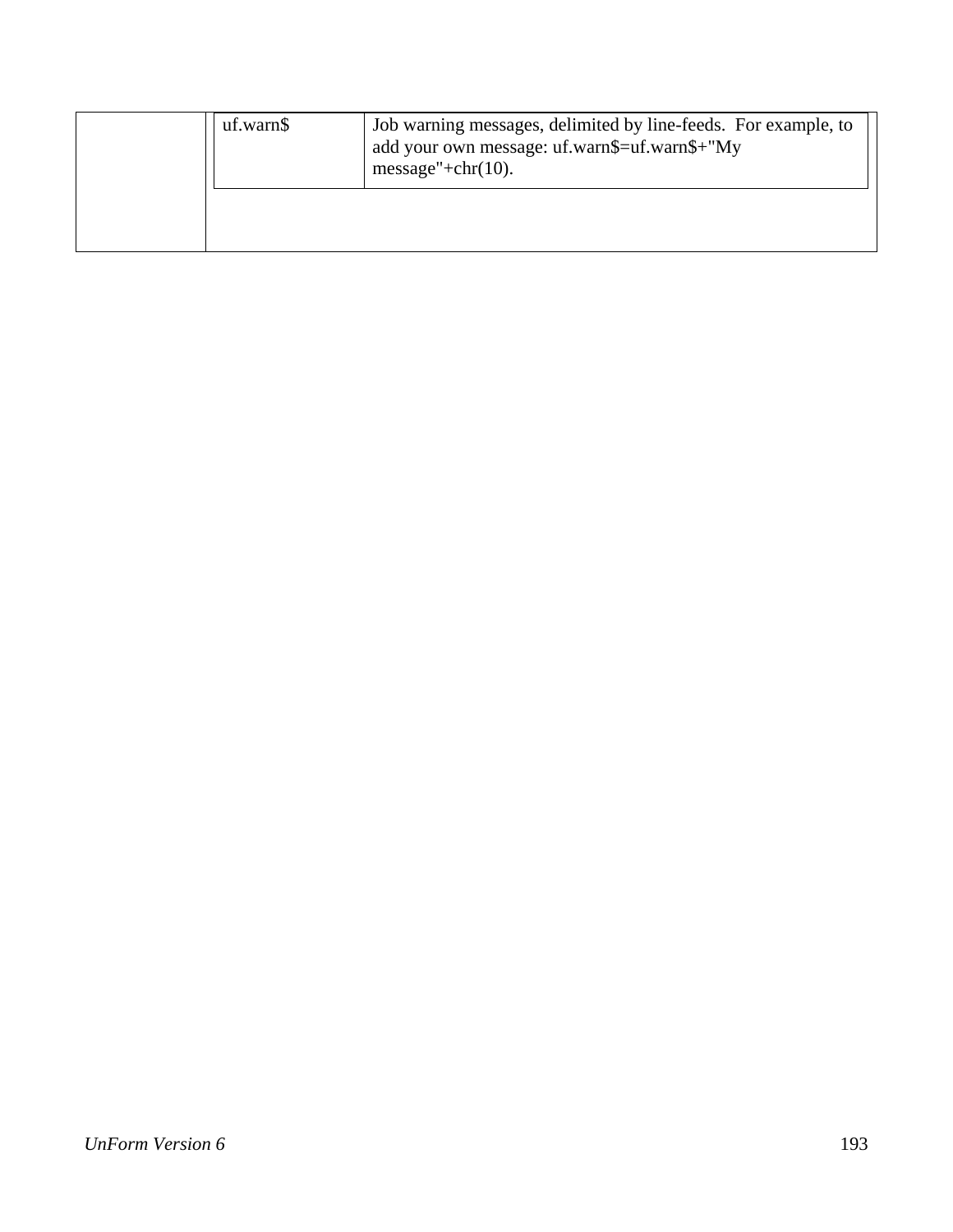| | | |
|---|---|---|
| | uf.warn$ | Job warning messages, delimited by line-feeds. For example, to add your own message: uf.warn$=uf.warn$+"My message"+chr(10). |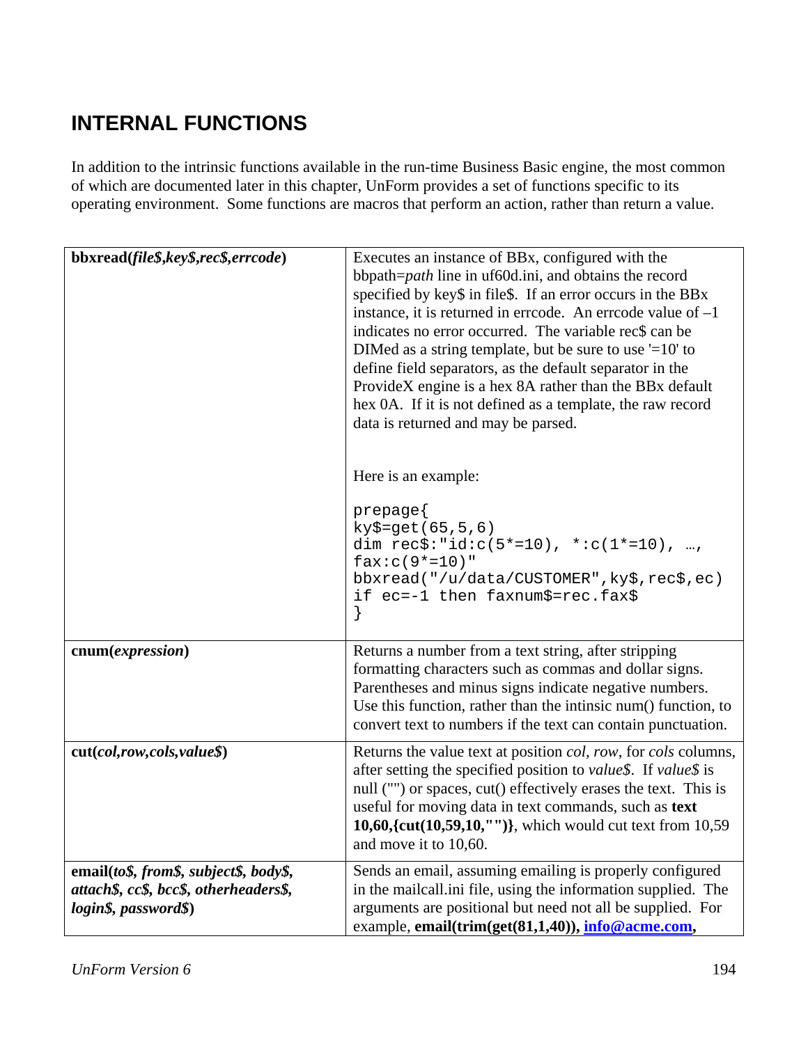## INTERNAL FUNCTIONS

In addition to the intrinsic functions available in the run-time Business Basic engine, the most common of which are documented later in this chapter, UnForm provides a set of functions specific to its operating environment. Some functions are macros that perform an action, rather than return a value.

| | |
|---|---|
| **bbxread(*file$,key$,rec$,errcode*)** | Executes an instance of BBx, configured with the bbpath=*path* line in uf60d.ini, and obtains the record specified by key$ in file$. If an error occurs in the BBx instance, it is returned in errcode. An errcode value of –1 indicates no error occurred. The variable rec$ can be DIMed as a string template, but be sure to use '=10' to define field separators, as the default separator in the ProvideX engine is a hex 8A rather than the BBx default hex 0A. If it is not defined as a template, the raw record data is returned and may be parsed.<br><br>Here is an example:<br><br>`prepage{`<br>`ky$=get(65,5,6)`<br>`dim rec$:"id:c(5*=10), *:c(1*=10), …, fax:c(9*=10)"`<br>`bbxread("/u/data/CUSTOMER",ky$,rec$,ec)`<br>`if ec=-1 then faxnum$=rec.fax$`<br>`}` |
| **cnum(*expression*)** | Returns a number from a text string, after stripping formatting characters such as commas and dollar signs. Parentheses and minus signs indicate negative numbers. Use this function, rather than the intinsic num() function, to convert text to numbers if the text can contain punctuation. |
| **cut(*col,row,cols,value$*)** | Returns the value text at position *col, row*, for *cols* columns, after setting the specified position to *value$*. If *value$* is null ("") or spaces, cut() effectively erases the text. This is useful for moving data in text commands, such as **text 10,60,{cut(10,59,10,"")}**, which would cut text from 10,59 and move it to 10,60. |
| **email(*to$, from$, subject$, body$, attach$, cc$, bcc$, otherheaders$, login$, password$*)** | Sends an email, assuming emailing is properly configured in the mailcall.ini file, using the information supplied. The arguments are positional but need not all be supplied. For example, **email(trim(get(81,1,40)), info@acme.com,** |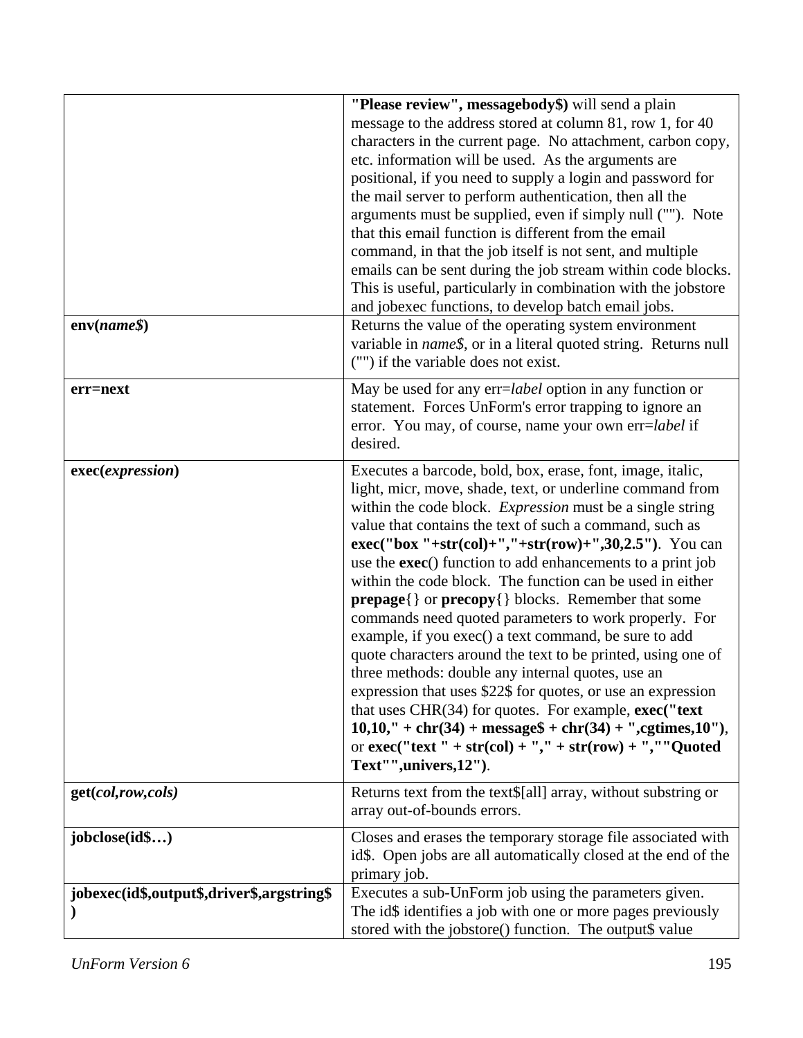| | |
|---|---|
| | **"Please review", messagebody$)** will send a plain message to the address stored at column 81, row 1, for 40 characters in the current page. No attachment, carbon copy, etc. information will be used. As the arguments are positional, if you need to supply a login and password for the mail server to perform authentication, then all the arguments must be supplied, even if simply null (""). Note that this email function is different from the email command, in that the job itself is not sent, and multiple emails can be sent during the job stream within code blocks. This is useful, particularly in combination with the jobstore and jobexec functions, to develop batch email jobs. |
| **env(*name$*)** | Returns the value of the operating system environment variable in *name$*, or in a literal quoted string. Returns null ("") if the variable does not exist. |
| **err=next** | May be used for any err=*label* option in any function or statement. Forces UnForm's error trapping to ignore an error. You may, of course, name your own err=*label* if desired. |
| **exec(*expression*)** | Executes a barcode, bold, box, erase, font, image, italic, light, micr, move, shade, text, or underline command from within the code block. *Expression* must be a single string value that contains the text of such a command, such as **exec("box "+str(col)+","+str(row)+",30,2.5")**. You can use the **exec**() function to add enhancements to a print job within the code block. The function can be used in either **prepage**{} or **precopy**{} blocks. Remember that some commands need quoted parameters to work properly. For example, if you exec() a text command, be sure to add quote characters around the text to be printed, using one of three methods: double any internal quotes, use an expression that uses $22$ for quotes, or use an expression that uses CHR(34) for quotes. For example, **exec("text 10,10," + chr(34) + message$ + chr(34) + ",cgtimes,10")**, or **exec("text " + str(col) + "," + str(row) + ",""Quoted Text"",univers,12")**. |
| **get(*col,row,cols*)** | Returns text from the text$[all] array, without substring or array out-of-bounds errors. |
| **jobclose(id$…)** | Closes and erases the temporary storage file associated with id$. Open jobs are all automatically closed at the end of the primary job. |
| **jobexec(id$,output$,driver$,argstring$)** | Executes a sub-UnForm job using the parameters given. The id$ identifies a job with one or more pages previously stored with the jobstore() function. The output$ value |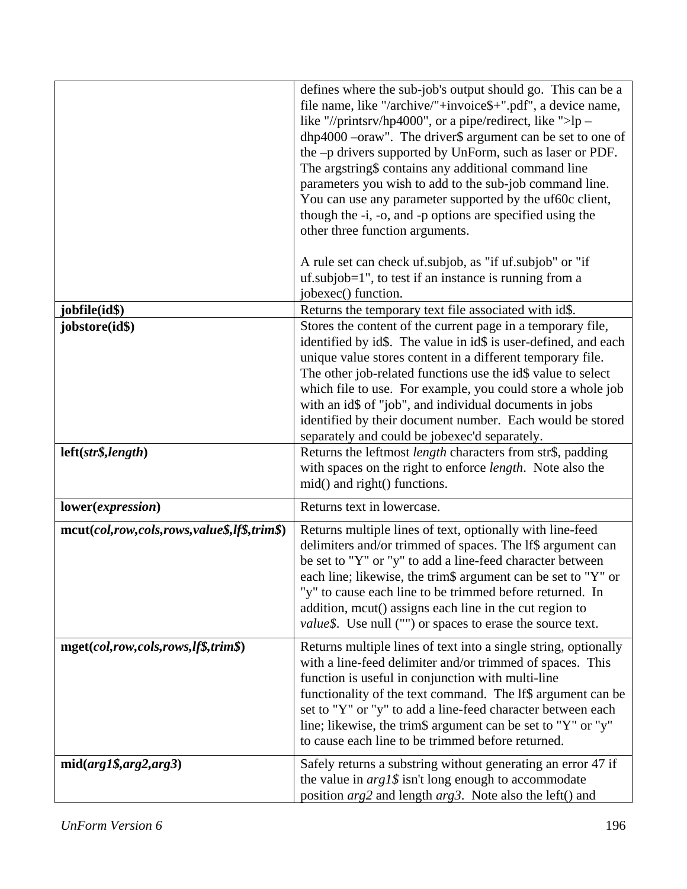| | |
|---|---|
| | defines where the sub-job's output should go. This can be a file name, like "/archive/"+invoice$+".pdf", a device name, like "//printsrv/hp4000", or a pipe/redirect, like ">lp –dhp4000 –oraw". The driver$ argument can be set to one of the –p drivers supported by UnForm, such as laser or PDF. The argstring$ contains any additional command line parameters you wish to add to the sub-job command line. You can use any parameter supported by the uf60c client, though the -i, -o, and -p options are specified using the other three function arguments.<br><br>A rule set can check uf.subjob, as "if uf.subjob" or "if uf.subjob=1", to test if an instance is running from a jobexec() function. |
| **jobfile(id$)** | Returns the temporary text file associated with id$. |
| **jobstore(id$)** | Stores the content of the current page in a temporary file, identified by id$. The value in id$ is user-defined, and each unique value stores content in a different temporary file. The other job-related functions use the id$ value to select which file to use. For example, you could store a whole job with an id$ of "job", and individual documents in jobs identified by their document number. Each would be stored separately and could be jobexec'd separately. |
| **left(*str$,length*)** | Returns the leftmost *length* characters from str$, padding with spaces on the right to enforce *length*. Note also the mid() and right() functions. |
| **lower(*expression*)** | Returns text in lowercase. |
| **mcut(*col,row,cols,rows,value$,lf$,trim$*)** | Returns multiple lines of text, optionally with line-feed delimiters and/or trimmed of spaces. The lf$ argument can be set to "Y" or "y" to add a line-feed character between each line; likewise, the trim$ argument can be set to "Y" or "y" to cause each line to be trimmed before returned. In addition, mcut() assigns each line in the cut region to *value$*. Use null ("") or spaces to erase the source text. |
| **mget(*col,row,cols,rows,lf$,trim$*)** | Returns multiple lines of text into a single string, optionally with a line-feed delimiter and/or trimmed of spaces. This function is useful in conjunction with multi-line functionality of the text command. The lf$ argument can be set to "Y" or "y" to add a line-feed character between each line; likewise, the trim$ argument can be set to "Y" or "y" to cause each line to be trimmed before returned. |
| **mid(*arg1$,arg2,arg3*)** | Safely returns a substring without generating an error 47 if the value in *arg1$* isn't long enough to accommodate position *arg2* and length *arg3*. Note also the left() and |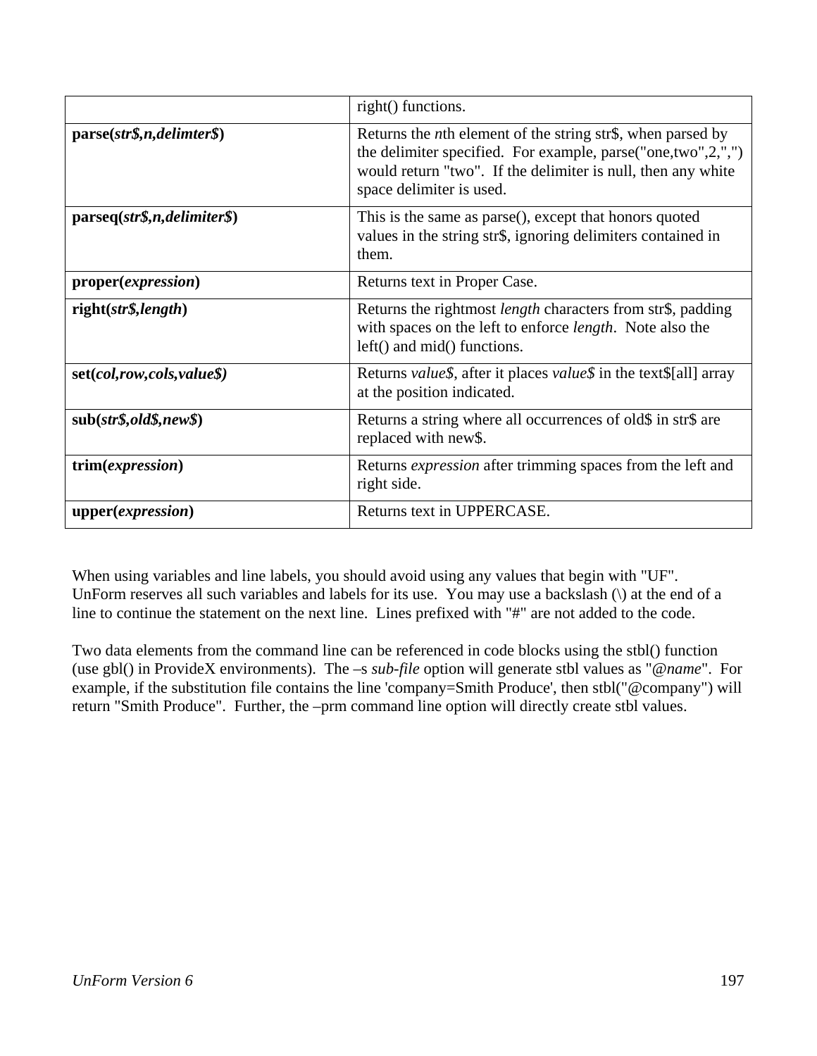| | |
|---|---|
| | right() functions. |
| **parse(*str$,n,delimter$*)** | Returns the *n*th element of the string str$, when parsed by the delimiter specified. For example, parse("one,two",2,",") would return "two". If the delimiter is null, then any white space delimiter is used. |
| **parseq(*str$,n,delimiter$*)** | This is the same as parse(), except that honors quoted values in the string str$, ignoring delimiters contained in them. |
| **proper(*expression*)** | Returns text in Proper Case. |
| **right(*str$,length*)** | Returns the rightmost *length* characters from str$, padding with spaces on the left to enforce *length*. Note also the left() and mid() functions. |
| **set(*col,row,cols,value$)*** | Returns *value$*, after it places *value$* in the text$[all] array at the position indicated. |
| **sub(*str$,old$,new$*)** | Returns a string where all occurrences of old$ in str$ are replaced with new$. |
| **trim(*expression*)** | Returns *expression* after trimming spaces from the left and right side. |
| **upper(*expression*)** | Returns text in UPPERCASE. |

When using variables and line labels, you should avoid using any values that begin with "UF". UnForm reserves all such variables and labels for its use. You may use a backslash (\) at the end of a line to continue the statement on the next line. Lines prefixed with "#" are not added to the code.

Two data elements from the command line can be referenced in code blocks using the stbl() function (use gbl() in ProvideX environments). The –s *sub-file* option will generate stbl values as "@*name*". For example, if the substitution file contains the line 'company=Smith Produce', then stbl("@company") will return "Smith Produce". Further, the –prm command line option will directly create stbl values.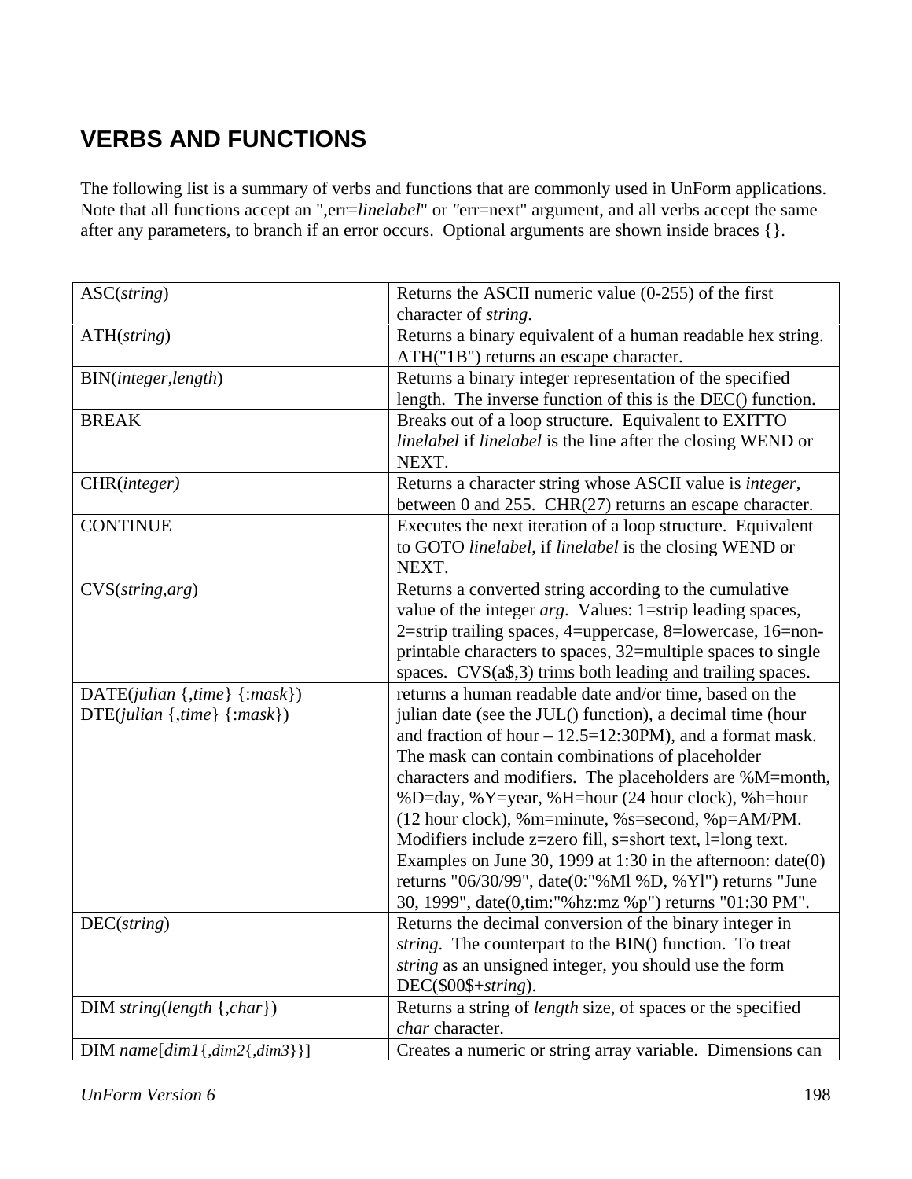## VERBS AND FUNCTIONS

The following list is a summary of verbs and functions that are commonly used in UnForm applications. Note that all functions accept an ",err=*linelabel*" or "err=next" argument, and all verbs accept the same after any parameters, to branch if an error occurs. Optional arguments are shown inside braces {}.

| | |
|---|---|
| ASC(*string*) | Returns the ASCII numeric value (0-255) of the first character of *string*. |
| ATH(*string*) | Returns a binary equivalent of a human readable hex string. ATH("1B") returns an escape character. |
| BIN(*integer*,*length*) | Returns a binary integer representation of the specified length. The inverse function of this is the DEC() function. |
| BREAK | Breaks out of a loop structure. Equivalent to EXITTO *linelabel* if *linelabel* is the line after the closing WEND or NEXT. |
| CHR(*integer)* | Returns a character string whose ASCII value is *integer*, between 0 and 255. CHR(27) returns an escape character. |
| CONTINUE | Executes the next iteration of a loop structure. Equivalent to GOTO *linelabel*, if *linelabel* is the closing WEND or NEXT. |
| CVS(*string*,*arg*) | Returns a converted string according to the cumulative value of the integer *arg*. Values: 1=strip leading spaces, 2=strip trailing spaces, 4=uppercase, 8=lowercase, 16=non-printable characters to spaces, 32=multiple spaces to single spaces. CVS(a$,3) trims both leading and trailing spaces. |
| DATE(*julian* {,*time*} {:*mask*})<br>DTE(*julian* {,*time*} {:*mask*}) | returns a human readable date and/or time, based on the julian date (see the JUL() function), a decimal time (hour and fraction of hour – 12.5=12:30PM), and a format mask. The mask can contain combinations of placeholder characters and modifiers. The placeholders are %M=month, %D=day, %Y=year, %H=hour (24 hour clock), %h=hour (12 hour clock), %m=minute, %s=second, %p=AM/PM. Modifiers include z=zero fill, s=short text, l=long text. Examples on June 30, 1999 at 1:30 in the afternoon: date(0) returns "06/30/99", date(0:"%Ml %D, %Yl") returns "June 30, 1999", date(0,tim:"%hz:mz %p") returns "01:30 PM". |
| DEC(*string*) | Returns the decimal conversion of the binary integer in *string*. The counterpart to the BIN() function. To treat *string* as an unsigned integer, you should use the form DEC($00$+*string*). |
| DIM *string*(*length* {,*char*}) | Returns a string of *length* size, of spaces or the specified *char* character. |
| DIM *name*[*dim1*{,*dim2*{,*dim3*}}] | Creates a numeric or string array variable. Dimensions can |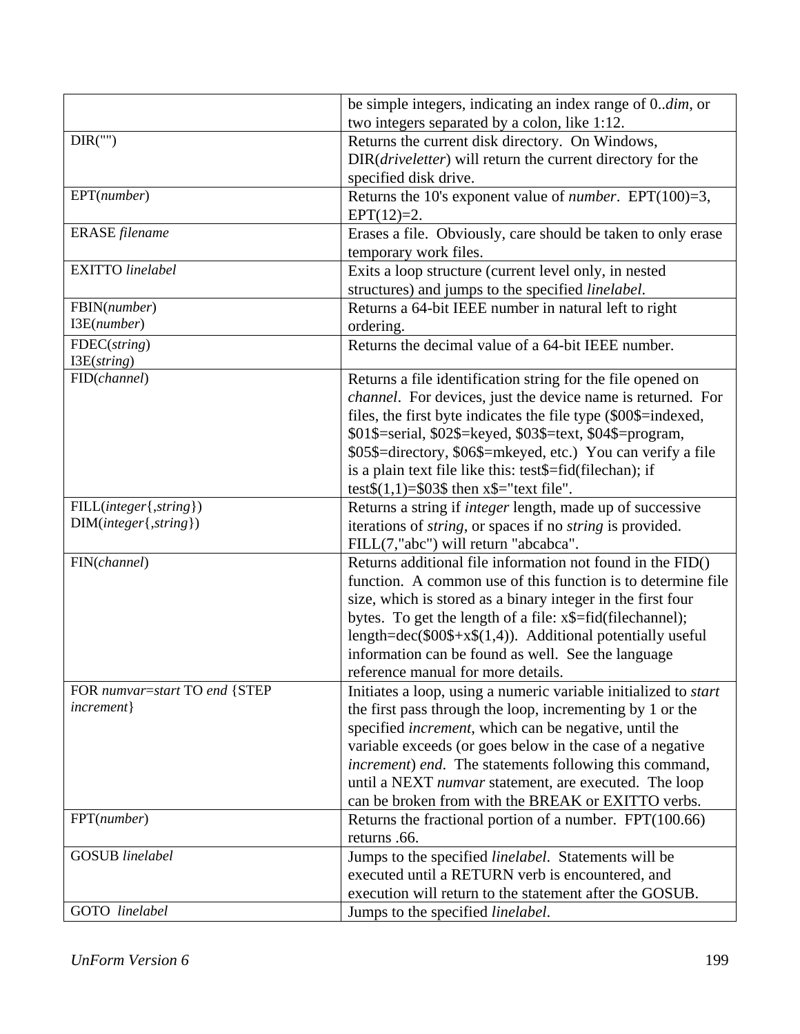| | |
|---|---|
| | be simple integers, indicating an index range of 0..*dim*, or two integers separated by a colon, like 1:12. |
| DIR("") | Returns the current disk directory. On Windows, DIR(*driveletter*) will return the current directory for the specified disk drive. |
| EPT(*number*) | Returns the 10's exponent value of *number*. EPT(100)=3, EPT(12)=2. |
| ERASE *filename* | Erases a file. Obviously, care should be taken to only erase temporary work files. |
| EXITTO *linelabel* | Exits a loop structure (current level only, in nested structures) and jumps to the specified *linelabel*. |
| FBIN(*number*)<br>I3E(*number*) | Returns a 64-bit IEEE number in natural left to right ordering. |
| FDEC(*string*)<br>I3E(*string*) | Returns the decimal value of a 64-bit IEEE number. |
| FID(*channel*) | Returns a file identification string for the file opened on *channel*. For devices, just the device name is returned. For files, the first byte indicates the file type ($00$=indexed, $01$=serial, $02$=keyed, $03$=text, $04$=program, $05$=directory, $06$=mkeyed, etc.) You can verify a file is a plain text file like this: test$=fid(filechan); if test$(1,1)=$03$ then x$="text file". |
| FILL(*integer*{,*string*})<br>DIM(*integer*{,*string*}) | Returns a string if *integer* length, made up of successive iterations of *string*, or spaces if no *string* is provided. FILL(7,"abc") will return "abcabca". |
| FIN(*channel*) | Returns additional file information not found in the FID() function. A common use of this function is to determine file size, which is stored as a binary integer in the first four bytes. To get the length of a file: x$=fid(filechannel); length=dec($00$+x$(1,4)). Additional potentially useful information can be found as well. See the language reference manual for more details. |
| FOR *numvar*=*start* TO *end* {STEP *increment*} | Initiates a loop, using a numeric variable initialized to *start* the first pass through the loop, incrementing by 1 or the specified *increment*, which can be negative, until the variable exceeds (or goes below in the case of a negative *increment*) *end*. The statements following this command, until a NEXT *numvar* statement, are executed. The loop can be broken from with the BREAK or EXITTO verbs. |
| FPT(*number*) | Returns the fractional portion of a number. FPT(100.66) returns .66. |
| GOSUB *linelabel* | Jumps to the specified *linelabel*. Statements will be executed until a RETURN verb is encountered, and execution will return to the statement after the GOSUB. |
| GOTO *linelabel* | Jumps to the specified *linelabel*. |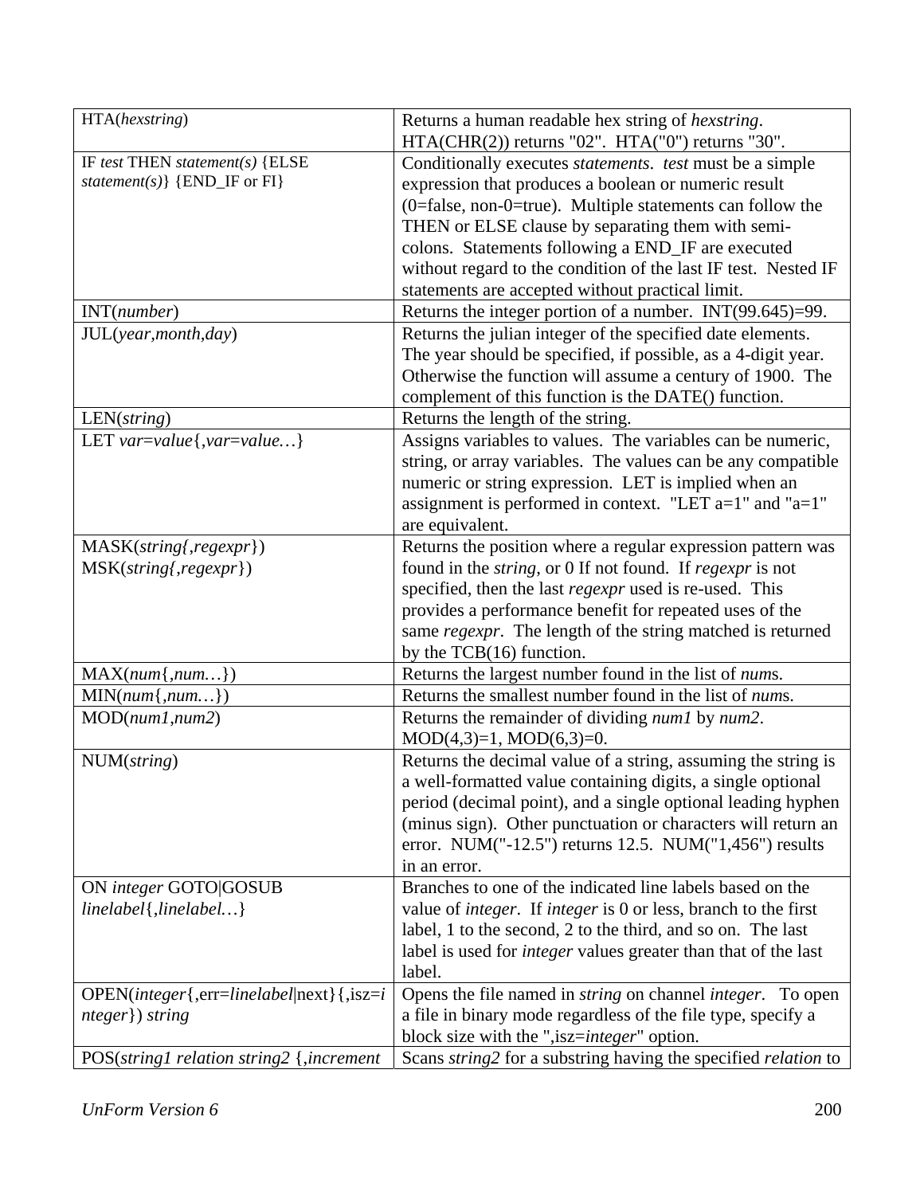| | |
|---|---|
| HTA(*hexstring*) | Returns a human readable hex string of *hexstring*. HTA(CHR(2)) returns "02". HTA("0") returns "30". |
| IF *test* THEN *statement(s)* {ELSE *statement(s)*} {END_IF or FI} | Conditionally executes *statements*. *test* must be a simple expression that produces a boolean or numeric result (0=false, non-0=true). Multiple statements can follow the THEN or ELSE clause by separating them with semi-colons. Statements following a END_IF are executed without regard to the condition of the last IF test. Nested IF statements are accepted without practical limit. |
| INT(*number*) | Returns the integer portion of a number. INT(99.645)=99. |
| JUL(*year,month,day*) | Returns the julian integer of the specified date elements. The year should be specified, if possible, as a 4-digit year. Otherwise the function will assume a century of 1900. The complement of this function is the DATE() function. |
| LEN(*string*) | Returns the length of the string. |
| LET *var*=*value*{,*var*=*value…*} | Assigns variables to values. The variables can be numeric, string, or array variables. The values can be any compatible numeric or string expression. LET is implied when an assignment is performed in context. "LET a=1" and "a=1" are equivalent. |
| MASK(*string{,regexpr*})<br>MSK(*string{,regexpr*}) | Returns the position where a regular expression pattern was found in the *string*, or 0 If not found. If *regexpr* is not specified, then the last *regexpr* used is re-used. This provides a performance benefit for repeated uses of the same *regexpr*. The length of the string matched is returned by the TCB(16) function. |
| MAX(*num*{,*num…*}) | Returns the largest number found in the list of *num*s. |
| MIN(*num*{,*num…*}) | Returns the smallest number found in the list of *num*s. |
| MOD(*num1,num2*) | Returns the remainder of dividing *num1* by *num2*. MOD(4,3)=1, MOD(6,3)=0. |
| NUM(*string*) | Returns the decimal value of a string, assuming the string is a well-formatted value containing digits, a single optional period (decimal point), and a single optional leading hyphen (minus sign). Other punctuation or characters will return an error. NUM("-12.5") returns 12.5. NUM("1,456") results in an error. |
| ON *integer* GOTO\|GOSUB *linelabel*{,*linelabel…*} | Branches to one of the indicated line labels based on the value of *integer*. If *integer* is 0 or less, branch to the first label, 1 to the second, 2 to the third, and so on. The last label is used for *integer* values greater than that of the last label. |
| OPEN(*integer*{,err=*linelabel*\|next}{,isz=*integer*}) *string* | Opens the file named in *string* on channel *integer*. To open a file in binary mode regardless of the file type, specify a block size with the ",isz=*integer*" option. |
| POS(*string1 relation string2* {,*increment* | Scans *string2* for a substring having the specified *relation* to |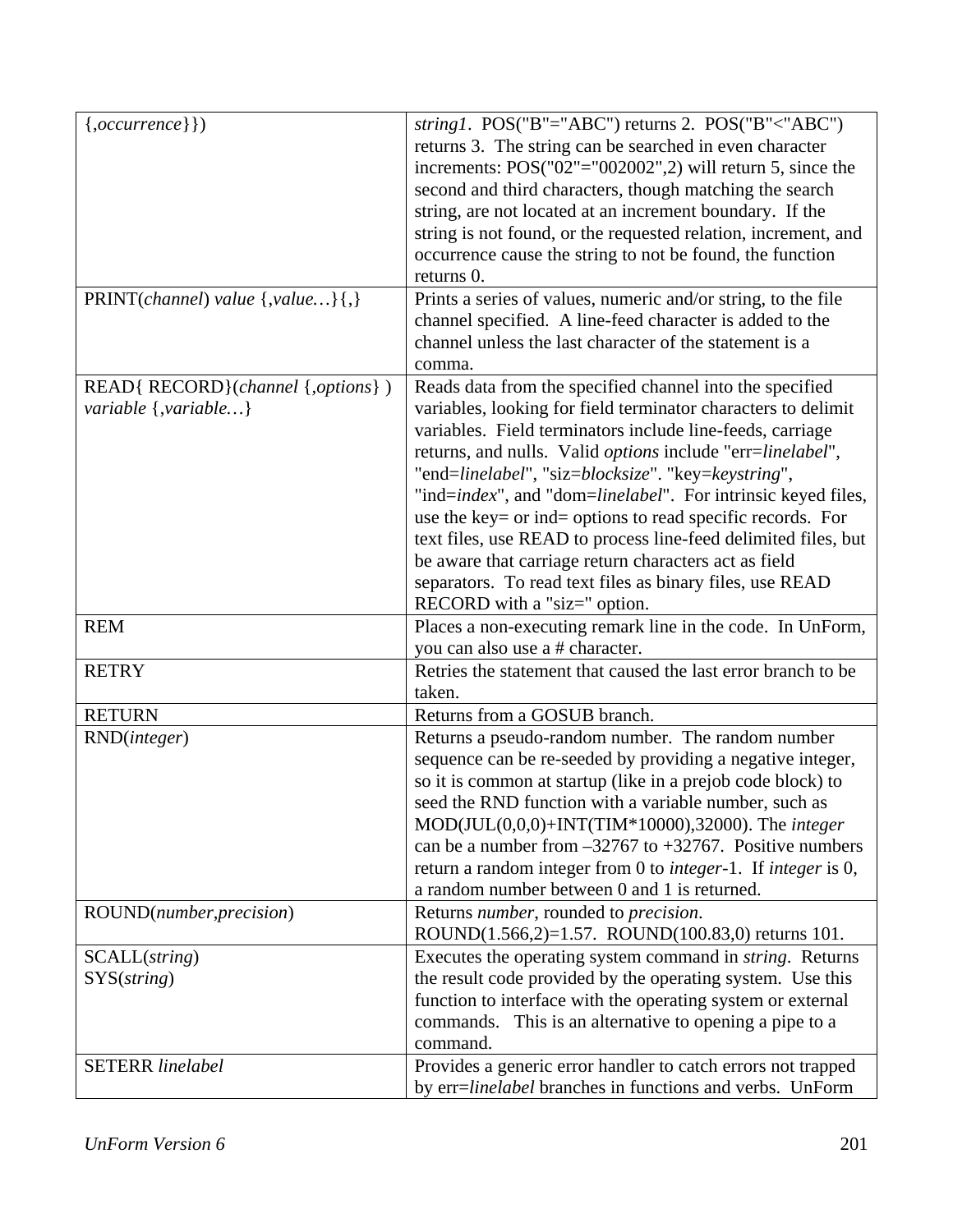| | |
|---|---|
| {,*occurrence*}}) | *string1*. POS("B"="ABC") returns 2. POS("B"<"ABC") returns 3. The string can be searched in even character increments: POS("02"="002002",2) will return 5, since the second and third characters, though matching the search string, are not located at an increment boundary. If the string is not found, or the requested relation, increment, and occurrence cause the string to not be found, the function returns 0. |
| PRINT(*channel*) *value* {,*value…*}{,} | Prints a series of values, numeric and/or string, to the file channel specified. A line-feed character is added to the channel unless the last character of the statement is a comma. |
| READ{ RECORD}(*channel* {,*options*} ) *variable* {,*variable…*} | Reads data from the specified channel into the specified variables, looking for field terminator characters to delimit variables. Field terminators include line-feeds, carriage returns, and nulls. Valid *options* include "err=*linelabel*", "end=*linelabel*", "siz=*blocksize*". "key=*keystring*", "ind=*index*", and "dom=*linelabel*". For intrinsic keyed files, use the key= or ind= options to read specific records. For text files, use READ to process line-feed delimited files, but be aware that carriage return characters act as field separators. To read text files as binary files, use READ RECORD with a "siz=" option. |
| REM | Places a non-executing remark line in the code. In UnForm, you can also use a # character. |
| RETRY | Retries the statement that caused the last error branch to be taken. |
| RETURN | Returns from a GOSUB branch. |
| RND(*integer*) | Returns a pseudo-random number. The random number sequence can be re-seeded by providing a negative integer, so it is common at startup (like in a prejob code block) to seed the RND function with a variable number, such as MOD(JUL(0,0,0)+INT(TIM*10000),32000). The *integer* can be a number from –32767 to +32767. Positive numbers return a random integer from 0 to *integer*-1. If *integer* is 0, a random number between 0 and 1 is returned. |
| ROUND(*number*,*precision*) | Returns *number*, rounded to *precision*. ROUND(1.566,2)=1.57. ROUND(100.83,0) returns 101. |
| SCALL(*string*)<br>SYS(*string*) | Executes the operating system command in *string*. Returns the result code provided by the operating system. Use this function to interface with the operating system or external commands. This is an alternative to opening a pipe to a command. |
| SETERR *linelabel* | Provides a generic error handler to catch errors not trapped by err=*linelabel* branches in functions and verbs. UnForm |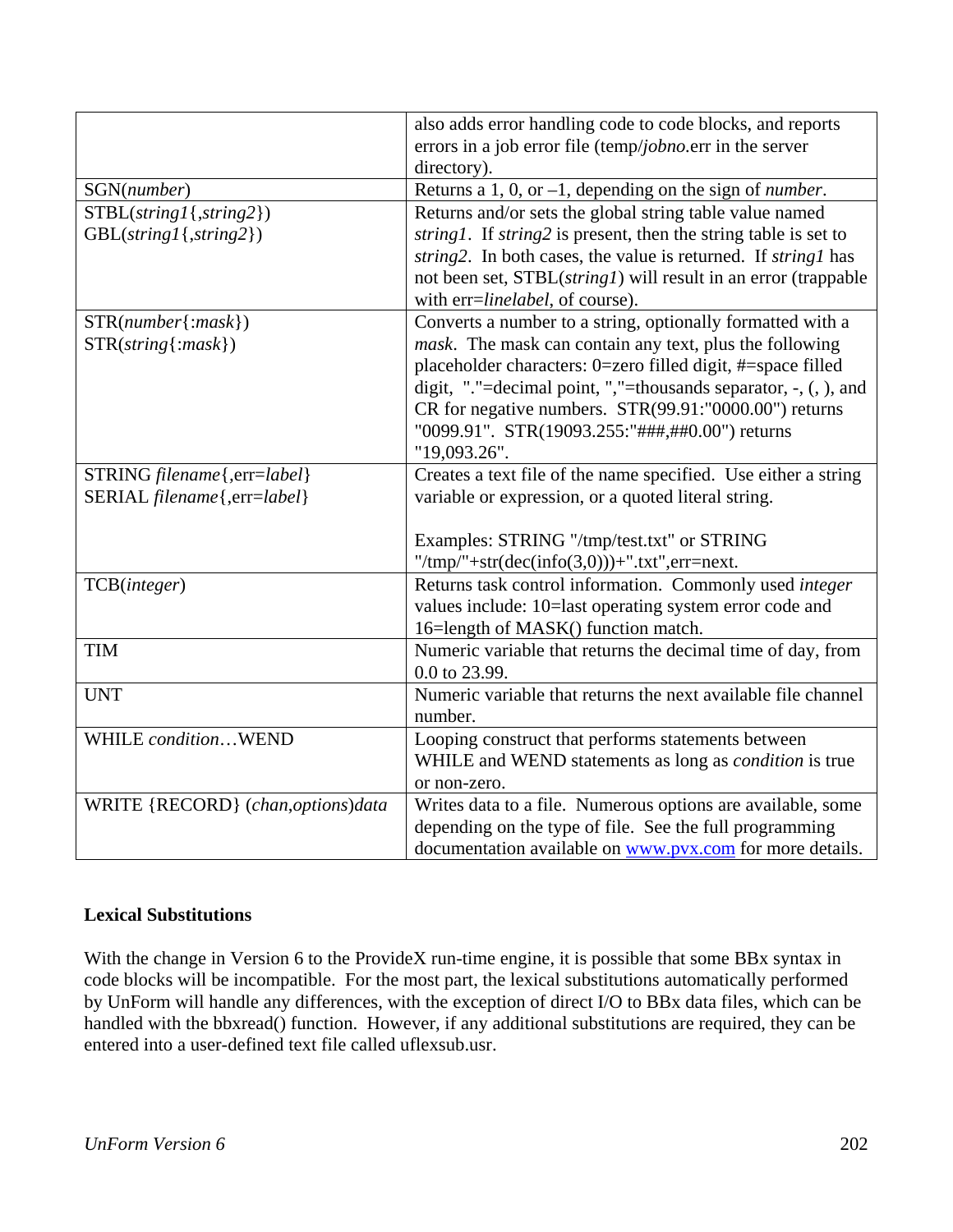| | |
|---|---|
| | also adds error handling code to code blocks, and reports errors in a job error file (temp/*jobno*.err in the server directory). |
| SGN(*number*) | Returns a 1, 0, or –1, depending on the sign of *number*. |
| STBL(*string1*{,*string2*})<br>GBL(*string1*{,*string2*}) | Returns and/or sets the global string table value named *string1*. If *string2* is present, then the string table is set to *string2*. In both cases, the value is returned. If *string1* has not been set, STBL(*string1*) will result in an error (trappable with err=*linelabel*, of course). |
| STR(*number*{:*mask*})<br>STR(*string*{:*mask*}) | Converts a number to a string, optionally formatted with a *mask*. The mask can contain any text, plus the following placeholder characters: 0=zero filled digit, #=space filled digit, "."=decimal point, ","=thousands separator, -, (, ), and CR for negative numbers. STR(99.91:"0000.00") returns "0099.91". STR(19093.255:"###,##0.00") returns "19,093.26". |
| STRING *filename*{,err=*label*}<br>SERIAL *filename*{,err=*label*} | Creates a text file of the name specified. Use either a string variable or expression, or a quoted literal string.<br><br>Examples: STRING "/tmp/test.txt" or STRING "/tmp/"+str(dec(info(3,0)))+".txt",err=next. |
| TCB(*integer*) | Returns task control information. Commonly used *integer* values include: 10=last operating system error code and 16=length of MASK() function match. |
| TIM | Numeric variable that returns the decimal time of day, from 0.0 to 23.99. |
| UNT | Numeric variable that returns the next available file channel number. |
| WHILE *condition*…WEND | Looping construct that performs statements between WHILE and WEND statements as long as *condition* is true or non-zero. |
| WRITE {RECORD} (*chan,options*)*data* | Writes data to a file. Numerous options are available, some depending on the type of file. See the full programming documentation available on www.pvx.com for more details. |

**Lexical Substitutions**

With the change in Version 6 to the ProvideX run-time engine, it is possible that some BBx syntax in code blocks will be incompatible. For the most part, the lexical substitutions automatically performed by UnForm will handle any differences, with the exception of direct I/O to BBx data files, which can be handled with the bbxread() function. However, if any additional substitutions are required, they can be entered into a user-defined text file called uflexsub.usr.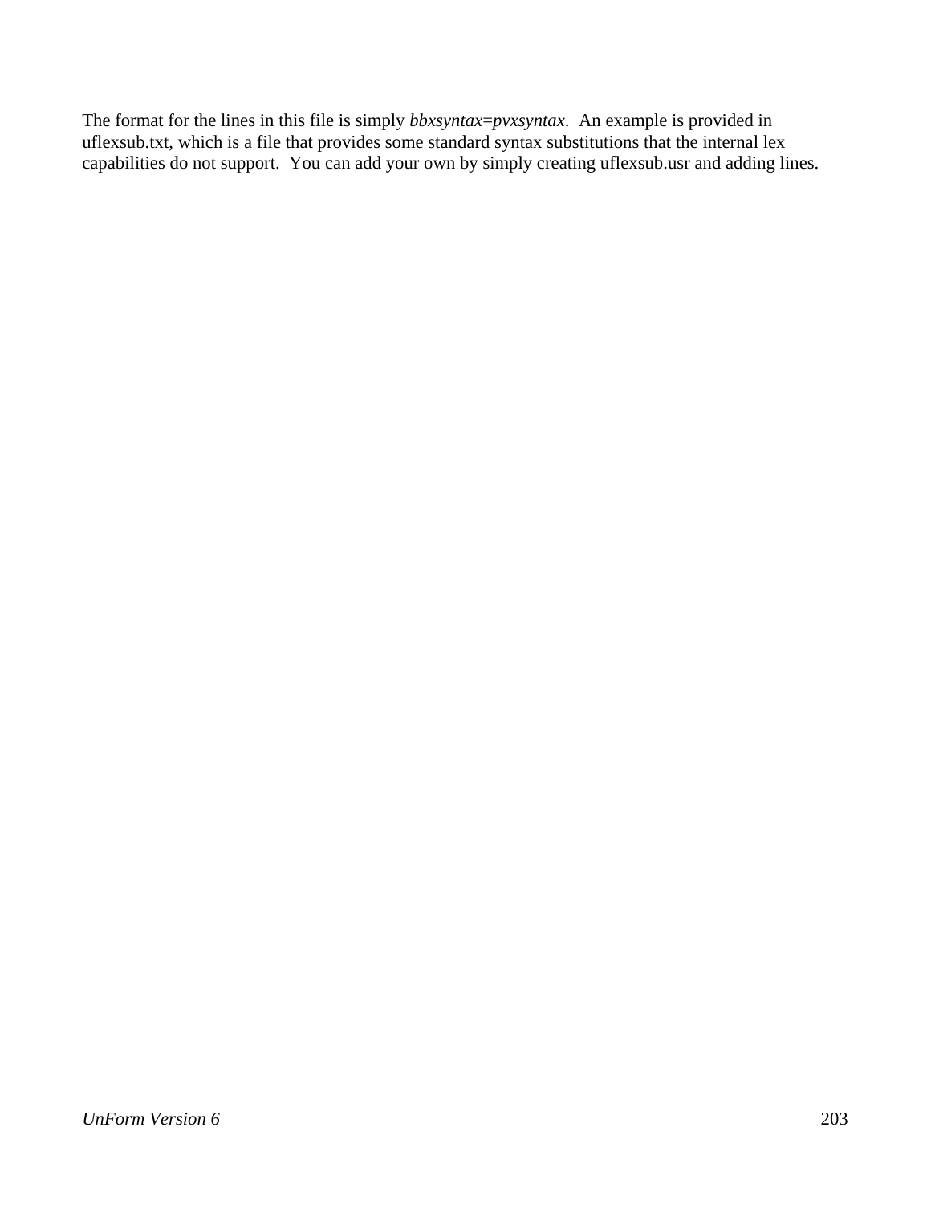The format for the lines in this file is simply *bbxsyntax=pvxsyntax*. An example is provided in uflexsub.txt, which is a file that provides some standard syntax substitutions that the internal lex capabilities do not support. You can add your own by simply creating uflexsub.usr and adding lines.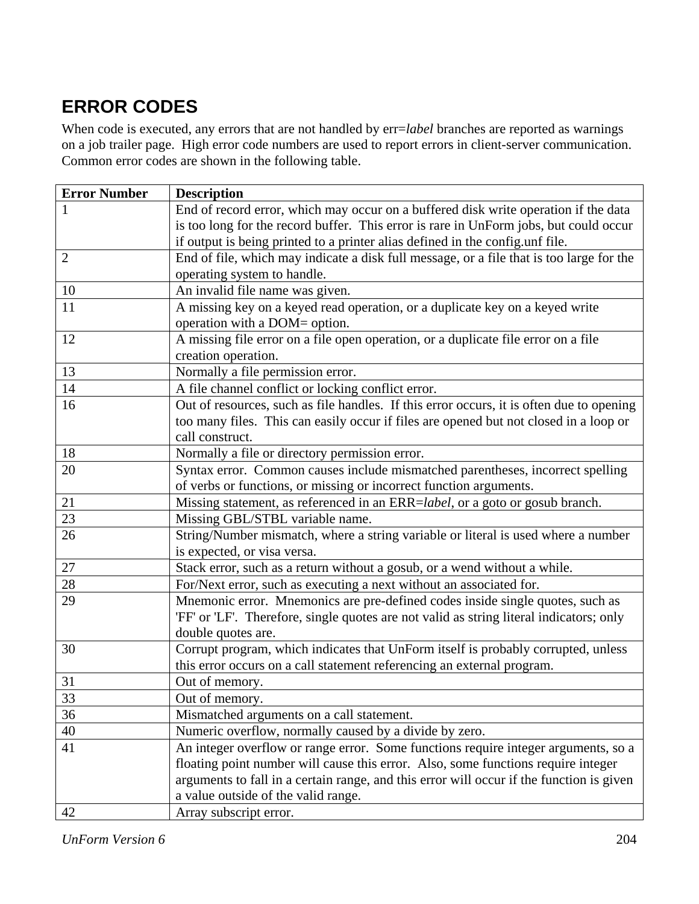## ERROR CODES

When code is executed, any errors that are not handled by err=*label* branches are reported as warnings on a job trailer page. High error code numbers are used to report errors in client-server communication. Common error codes are shown in the following table.

| Error Number | Description |
|---|---|
| 1 | End of record error, which may occur on a buffered disk write operation if the data is too long for the record buffer. This error is rare in UnForm jobs, but could occur if output is being printed to a printer alias defined in the config.unf file. |
| 2 | End of file, which may indicate a disk full message, or a file that is too large for the operating system to handle. |
| 10 | An invalid file name was given. |
| 11 | A missing key on a keyed read operation, or a duplicate key on a keyed write operation with a DOM= option. |
| 12 | A missing file error on a file open operation, or a duplicate file error on a file creation operation. |
| 13 | Normally a file permission error. |
| 14 | A file channel conflict or locking conflict error. |
| 16 | Out of resources, such as file handles. If this error occurs, it is often due to opening too many files. This can easily occur if files are opened but not closed in a loop or call construct. |
| 18 | Normally a file or directory permission error. |
| 20 | Syntax error. Common causes include mismatched parentheses, incorrect spelling of verbs or functions, or missing or incorrect function arguments. |
| 21 | Missing statement, as referenced in an ERR=*label*, or a goto or gosub branch. |
| 23 | Missing GBL/STBL variable name. |
| 26 | String/Number mismatch, where a string variable or literal is used where a number is expected, or visa versa. |
| 27 | Stack error, such as a return without a gosub, or a wend without a while. |
| 28 | For/Next error, such as executing a next without an associated for. |
| 29 | Mnemonic error. Mnemonics are pre-defined codes inside single quotes, such as 'FF' or 'LF'. Therefore, single quotes are not valid as string literal indicators; only double quotes are. |
| 30 | Corrupt program, which indicates that UnForm itself is probably corrupted, unless this error occurs on a call statement referencing an external program. |
| 31 | Out of memory. |
| 33 | Out of memory. |
| 36 | Mismatched arguments on a call statement. |
| 40 | Numeric overflow, normally caused by a divide by zero. |
| 41 | An integer overflow or range error. Some functions require integer arguments, so a floating point number will cause this error. Also, some functions require integer arguments to fall in a certain range, and this error will occur if the function is given a value outside of the valid range. |
| 42 | Array subscript error. |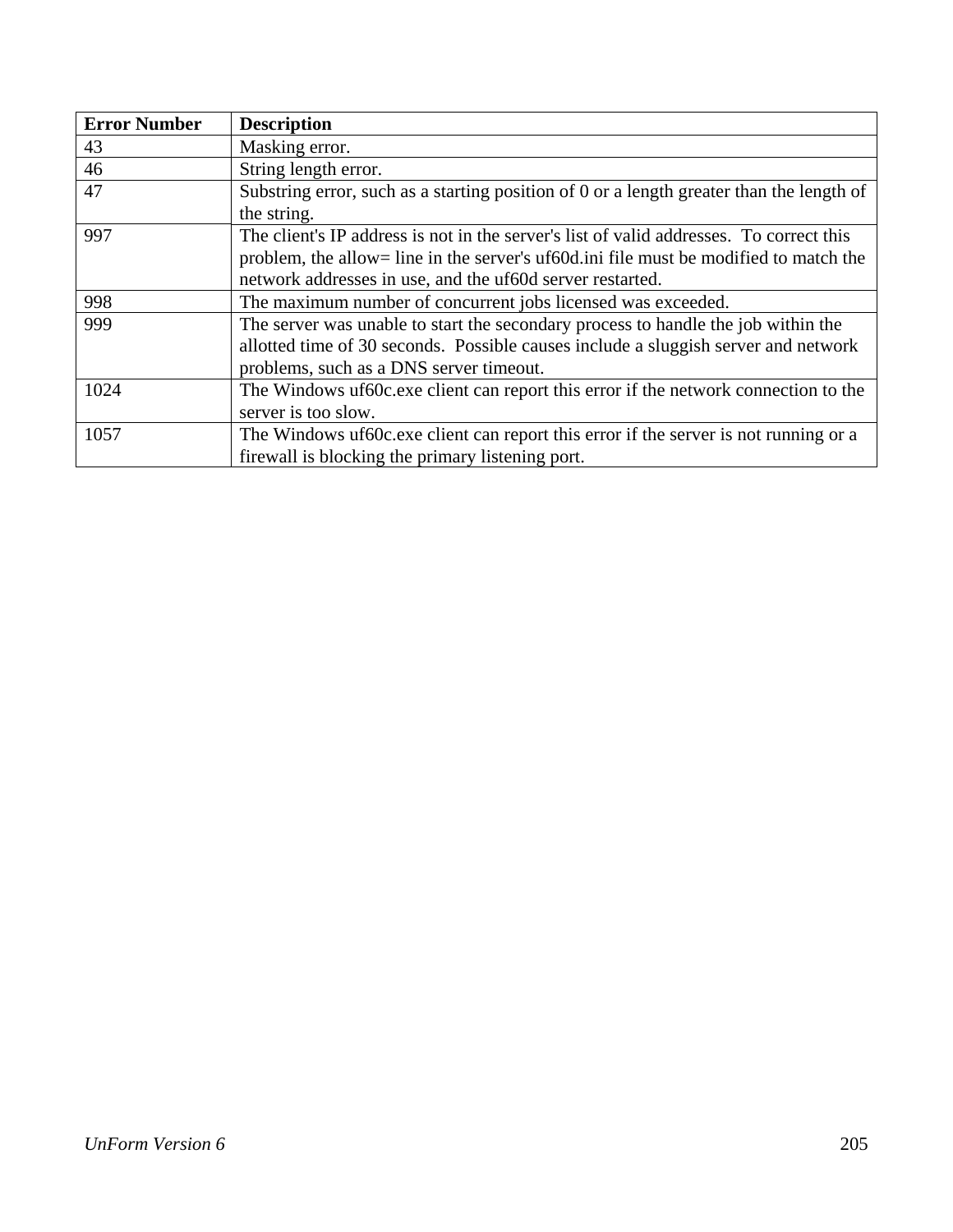| Error Number | Description |
|---|---|
| 43 | Masking error. |
| 46 | String length error. |
| 47 | Substring error, such as a starting position of 0 or a length greater than the length of the string. |
| 997 | The client's IP address is not in the server's list of valid addresses.  To correct this problem, the allow= line in the server's uf60d.ini file must be modified to match the network addresses in use, and the uf60d server restarted. |
| 998 | The maximum number of concurrent jobs licensed was exceeded. |
| 999 | The server was unable to start the secondary process to handle the job within the allotted time of 30 seconds.  Possible causes include a sluggish server and network problems, such as a DNS server timeout. |
| 1024 | The Windows uf60c.exe client can report this error if the network connection to the server is too slow. |
| 1057 | The Windows uf60c.exe client can report this error if the server is not running or a firewall is blocking the primary listening port. |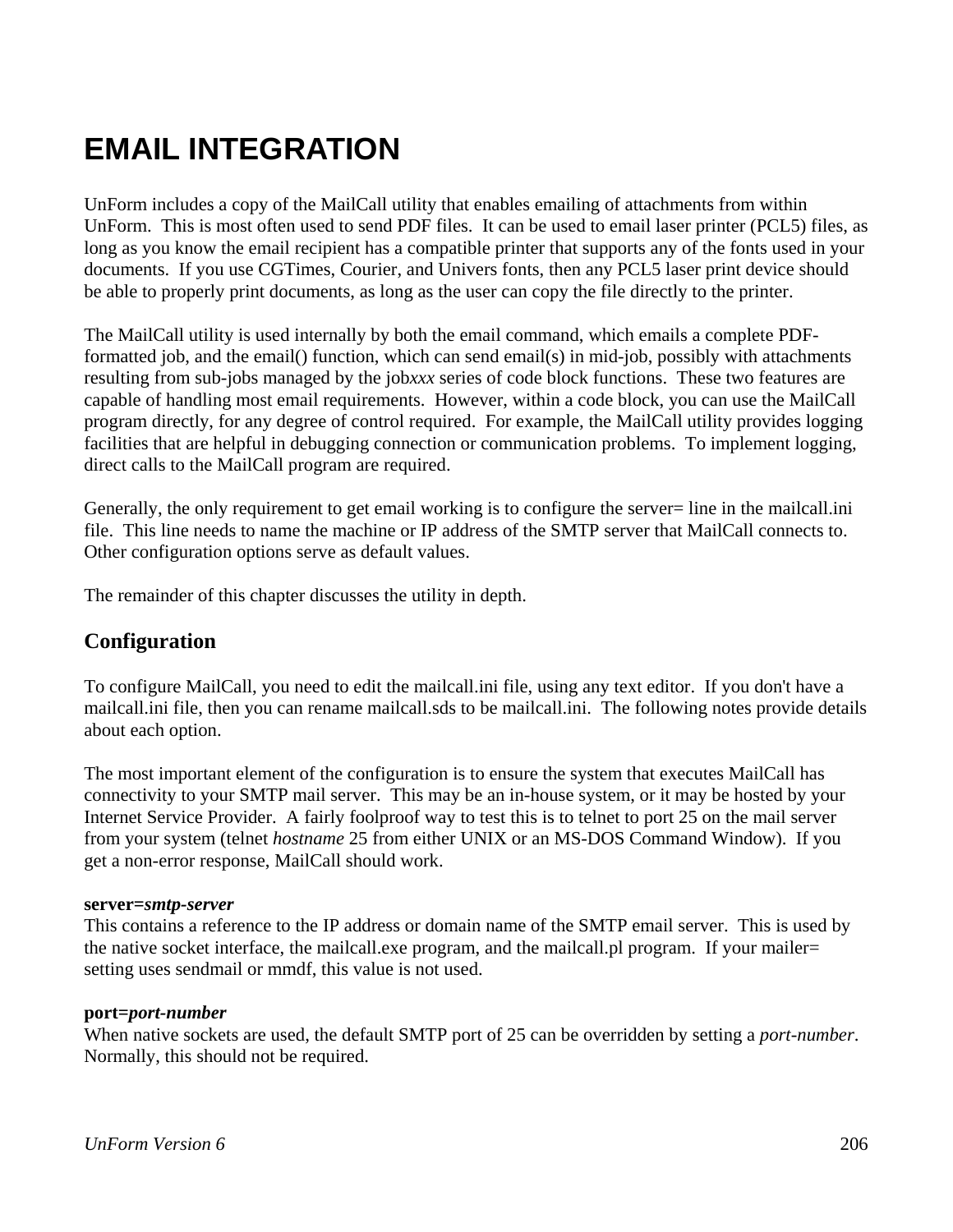# EMAIL INTEGRATION

UnForm includes a copy of the MailCall utility that enables emailing of attachments from within UnForm. This is most often used to send PDF files. It can be used to email laser printer (PCL5) files, as long as you know the email recipient has a compatible printer that supports any of the fonts used in your documents. If you use CGTimes, Courier, and Univers fonts, then any PCL5 laser print device should be able to properly print documents, as long as the user can copy the file directly to the printer.

The MailCall utility is used internally by both the email command, which emails a complete PDF-formatted job, and the email() function, which can send email(s) in mid-job, possibly with attachments resulting from sub-jobs managed by the job*xxx* series of code block functions. These two features are capable of handling most email requirements. However, within a code block, you can use the MailCall program directly, for any degree of control required. For example, the MailCall utility provides logging facilities that are helpful in debugging connection or communication problems. To implement logging, direct calls to the MailCall program are required.

Generally, the only requirement to get email working is to configure the server= line in the mailcall.ini file. This line needs to name the machine or IP address of the SMTP server that MailCall connects to. Other configuration options serve as default values.

The remainder of this chapter discusses the utility in depth.

## Configuration

To configure MailCall, you need to edit the mailcall.ini file, using any text editor. If you don't have a mailcall.ini file, then you can rename mailcall.sds to be mailcall.ini. The following notes provide details about each option.

The most important element of the configuration is to ensure the system that executes MailCall has connectivity to your SMTP mail server. This may be an in-house system, or it may be hosted by your Internet Service Provider. A fairly foolproof way to test this is to telnet to port 25 on the mail server from your system (telnet *hostname* 25 from either UNIX or an MS-DOS Command Window). If you get a non-error response, MailCall should work.

**server=*smtp-server***
This contains a reference to the IP address or domain name of the SMTP email server. This is used by the native socket interface, the mailcall.exe program, and the mailcall.pl program. If your mailer= setting uses sendmail or mmdf, this value is not used.

**port=*port-number***
When native sockets are used, the default SMTP port of 25 can be overridden by setting a *port-number*. Normally, this should not be required.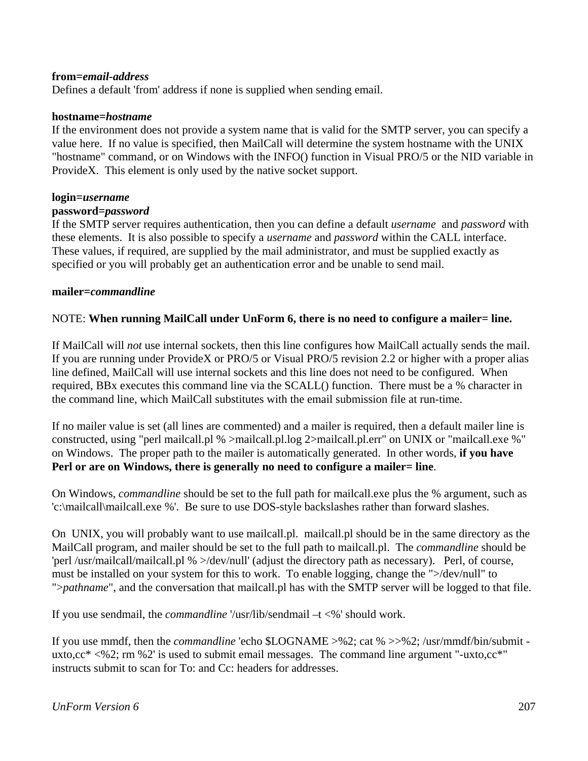**from=*email-address***
Defines a default 'from' address if none is supplied when sending email.

**hostname=*hostname***
If the environment does not provide a system name that is valid for the SMTP server, you can specify a value here. If no value is specified, then MailCall will determine the system hostname with the UNIX "hostname" command, or on Windows with the INFO() function in Visual PRO/5 or the NID variable in ProvideX. This element is only used by the native socket support.

**login=*username***
**password=*password***
If the SMTP server requires authentication, then you can define a default *username* and *password* with these elements. It is also possible to specify a *username* and *password* within the CALL interface. These values, if required, are supplied by the mail administrator, and must be supplied exactly as specified or you will probably get an authentication error and be unable to send mail.

**mailer=*commandline***

NOTE: **When running MailCall under UnForm 6, there is no need to configure a mailer= line.**

If MailCall will *not* use internal sockets, then this line configures how MailCall actually sends the mail. If you are running under ProvideX or PRO/5 or Visual PRO/5 revision 2.2 or higher with a proper alias line defined, MailCall will use internal sockets and this line does not need to be configured. When required, BBx executes this command line via the SCALL() function. There must be a % character in the command line, which MailCall substitutes with the email submission file at run-time.

If no mailer value is set (all lines are commented) and a mailer is required, then a default mailer line is constructed, using "perl mailcall.pl % >mailcall.pl.log 2>mailcall.pl.err" on UNIX or "mailcall.exe %" on Windows. The proper path to the mailer is automatically generated. In other words, **if you have Perl or are on Windows, there is generally no need to configure a mailer= line**.

On Windows, *commandline* should be set to the full path for mailcall.exe plus the % argument, such as 'c:\mailcall\mailcall.exe %'. Be sure to use DOS-style backslashes rather than forward slashes.

On UNIX, you will probably want to use mailcall.pl. mailcall.pl should be in the same directory as the MailCall program, and mailer should be set to the full path to mailcall.pl. The *commandline* should be 'perl /usr/mailcall/mailcall.pl % >/dev/null' (adjust the directory path as necessary). Perl, of course, must be installed on your system for this to work. To enable logging, change the ">/dev/null" to ">*pathname*", and the conversation that mailcall.pl has with the SMTP server will be logged to that file.

If you use sendmail, the *commandline* '/usr/lib/sendmail –t <%' should work.

If you use mmdf, then the *commandline* 'echo $LOGNAME >%2; cat % >>%2; /usr/mmdf/bin/submit -uxto,cc* <%2; rm %2' is used to submit email messages. The command line argument "-uxto,cc*" instructs submit to scan for To: and Cc: headers for addresses.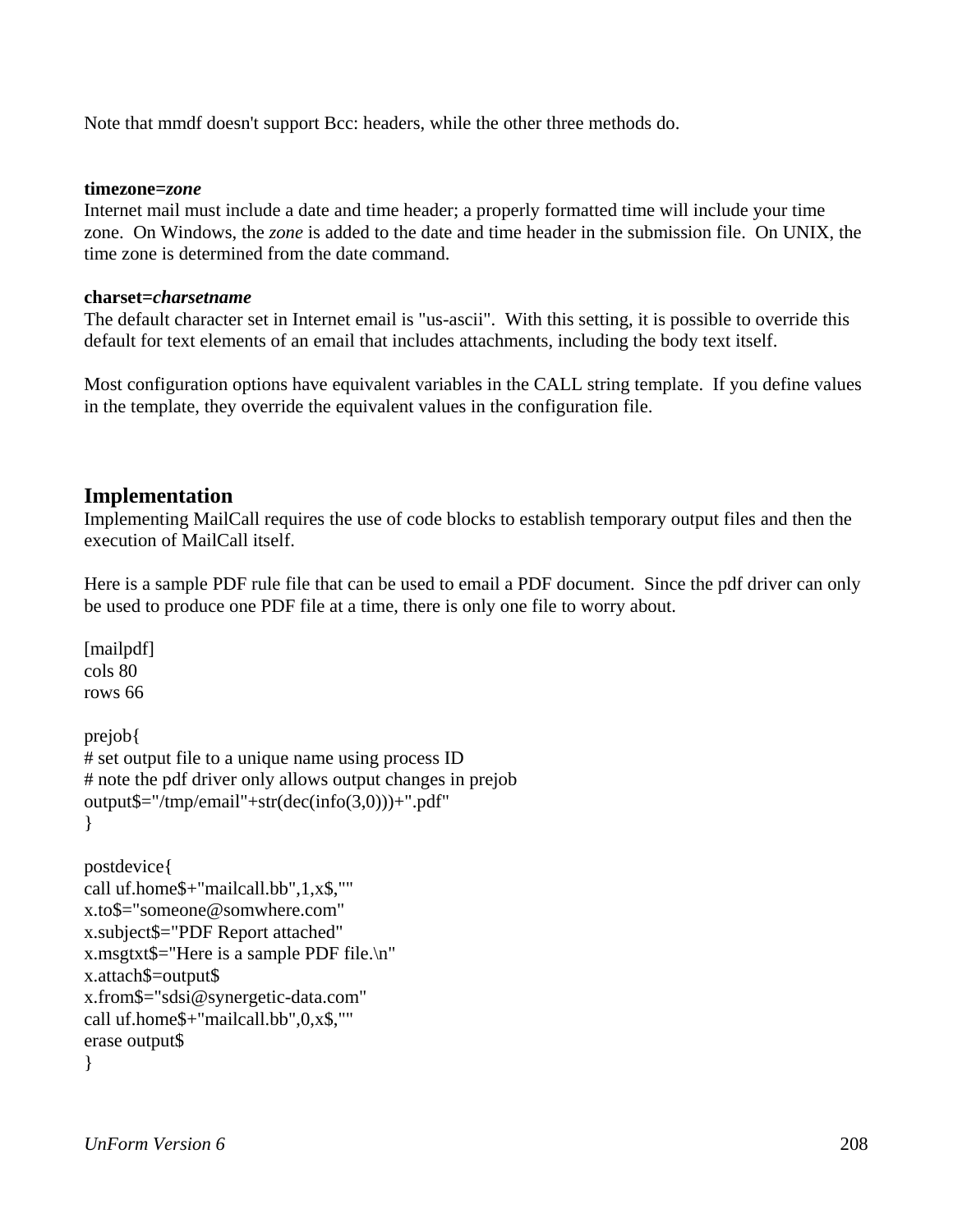Note that mmdf doesn't support Bcc: headers, while the other three methods do.

**timezone=*zone***
Internet mail must include a date and time header; a properly formatted time will include your time zone. On Windows, the *zone* is added to the date and time header in the submission file. On UNIX, the time zone is determined from the date command.

**charset=*charsetname***
The default character set in Internet email is "us-ascii". With this setting, it is possible to override this default for text elements of an email that includes attachments, including the body text itself.

Most configuration options have equivalent variables in the CALL string template. If you define values in the template, they override the equivalent values in the configuration file.

## Implementation

Implementing MailCall requires the use of code blocks to establish temporary output files and then the execution of MailCall itself.

Here is a sample PDF rule file that can be used to email a PDF document. Since the pdf driver can only be used to produce one PDF file at a time, there is only one file to worry about.

```
[mailpdf]
cols 80
rows 66

prejob{
# set output file to a unique name using process ID
# note the pdf driver only allows output changes in prejob
output$="/tmp/email"+str(dec(info(3,0)))+".pdf"
}

postdevice{
call uf.home$+"mailcall.bb",1,x$,""
x.to$="someone@somwhere.com"
x.subject$="PDF Report attached"
x.msgtxt$="Here is a sample PDF file.\n"
x.attach$=output$
x.from$="sdsi@synergetic-data.com"
call uf.home$+"mailcall.bb",0,x$,""
erase output$
}
```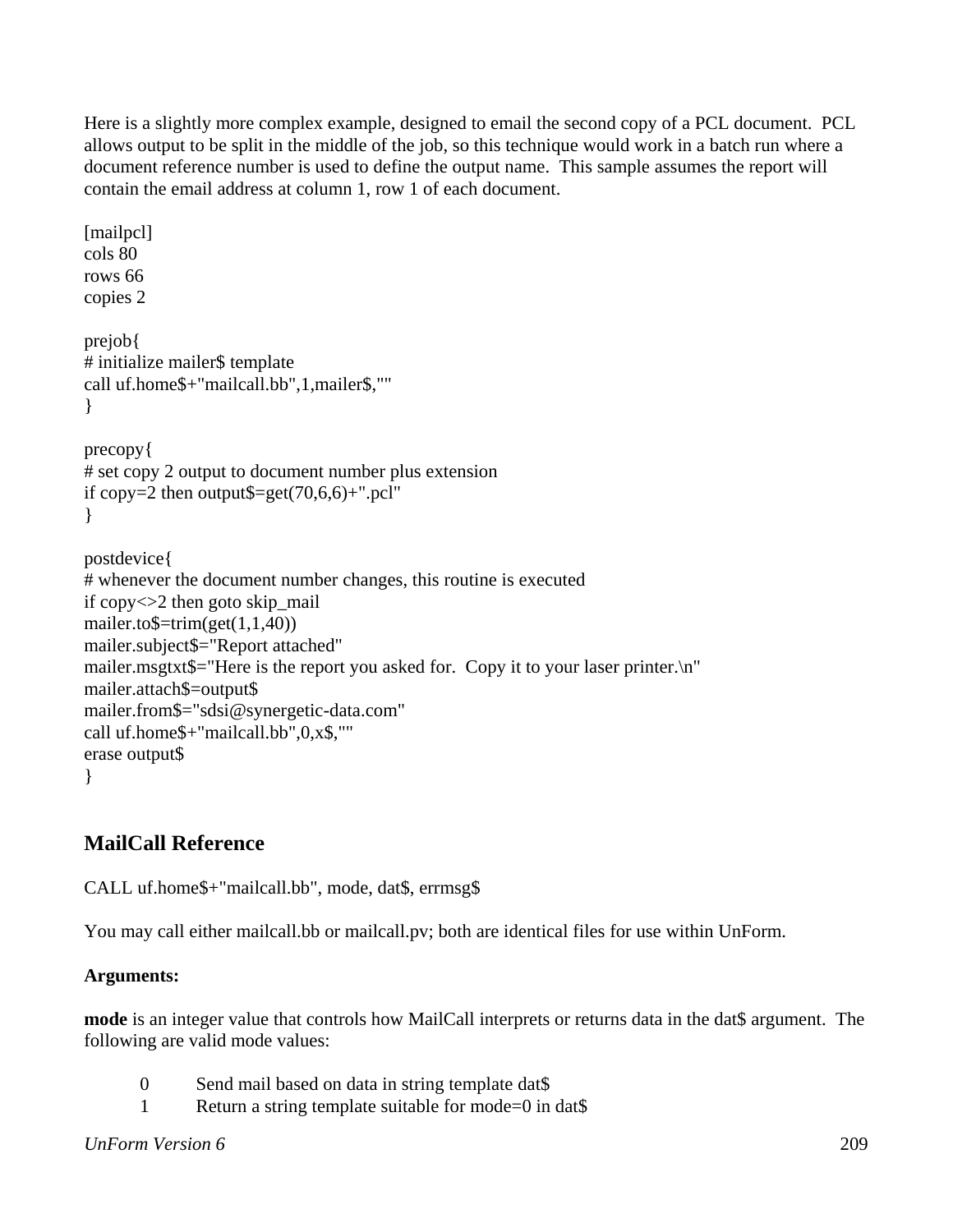Here is a slightly more complex example, designed to email the second copy of a PCL document. PCL allows output to be split in the middle of the job, so this technique would work in a batch run where a document reference number is used to define the output name. This sample assumes the report will contain the email address at column 1, row 1 of each document.

```
[mailpcl]
cols 80
rows 66
copies 2

prejob{
# initialize mailer$ template
call uf.home$+"mailcall.bb",1,mailer$,""
}

precopy{
# set copy 2 output to document number plus extension
if copy=2 then output$=get(70,6,6)+".pcl"
}

postdevice{
# whenever the document number changes, this routine is executed
if copy<>2 then goto skip_mail
mailer.to$=trim(get(1,1,40))
mailer.subject$="Report attached"
mailer.msgtxt$="Here is the report you asked for.  Copy it to your laser printer.\n"
mailer.attach$=output$
mailer.from$="sdsi@synergetic-data.com"
call uf.home$+"mailcall.bb",0,x$,""
erase output$
}
```

## MailCall Reference

CALL uf.home$+"mailcall.bb", mode, dat$, errmsg$

You may call either mailcall.bb or mailcall.pv; both are identical files for use within UnForm.

**Arguments:**

**mode** is an integer value that controls how MailCall interprets or returns data in the dat$ argument. The following are valid mode values:

- 0 Send mail based on data in string template dat$
- 1 Return a string template suitable for mode=0 in dat$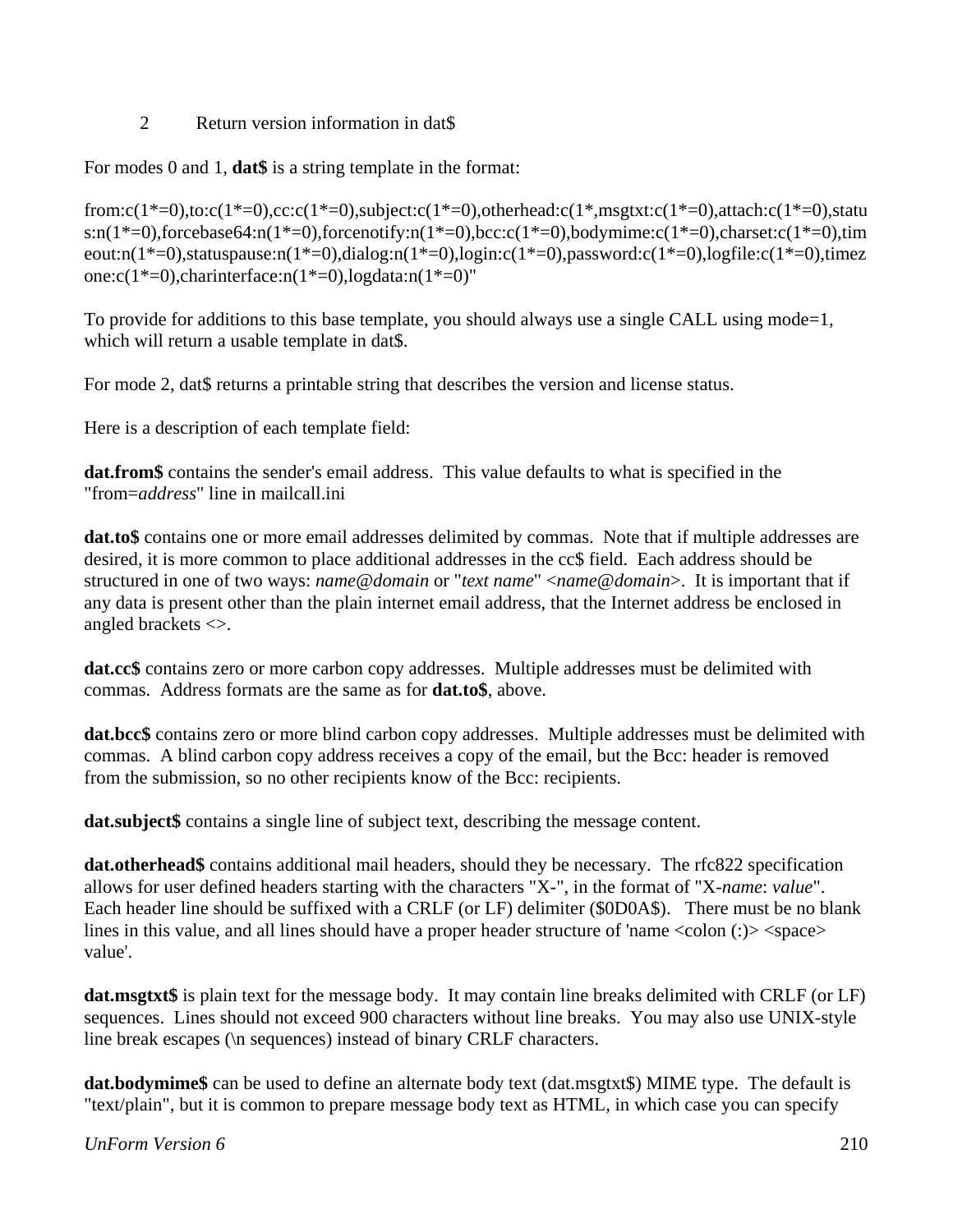2 Return version information in dat$

For modes 0 and 1, **dat$** is a string template in the format:

from:c(1*=0),to:c(1*=0),cc:c(1*=0),subject:c(1*=0),otherhead:c(1*,msgtxt:c(1*=0),attach:c(1*=0),status:n(1*=0),forcebase64:n(1*=0),forcenotify:n(1*=0),bcc:c(1*=0),bodymime:c(1*=0),charset:c(1*=0),timeout:n(1*=0),statuspause:n(1*=0),dialog:n(1*=0),login:c(1*=0),password:c(1*=0),logfile:c(1*=0),timezone:c(1*=0),charinterface:n(1*=0),logdata:n(1*=0)"

To provide for additions to this base template, you should always use a single CALL using mode=1, which will return a usable template in dat$.

For mode 2, dat$ returns a printable string that describes the version and license status.

Here is a description of each template field:

**dat.from$** contains the sender's email address. This value defaults to what is specified in the "from=*address*" line in mailcall.ini

**dat.to$** contains one or more email addresses delimited by commas. Note that if multiple addresses are desired, it is more common to place additional addresses in the cc$ field. Each address should be structured in one of two ways: *name@domain* or "*text name*" <*name@domain*>. It is important that if any data is present other than the plain internet email address, that the Internet address be enclosed in angled brackets <>.

**dat.cc$** contains zero or more carbon copy addresses. Multiple addresses must be delimited with commas. Address formats are the same as for **dat.to$**, above.

**dat.bcc$** contains zero or more blind carbon copy addresses. Multiple addresses must be delimited with commas. A blind carbon copy address receives a copy of the email, but the Bcc: header is removed from the submission, so no other recipients know of the Bcc: recipients.

**dat.subject$** contains a single line of subject text, describing the message content.

**dat.otherhead$** contains additional mail headers, should they be necessary. The rfc822 specification allows for user defined headers starting with the characters "X-", in the format of "X-*name*: *value*". Each header line should be suffixed with a CRLF (or LF) delimiter ($0D0A$). There must be no blank lines in this value, and all lines should have a proper header structure of 'name <colon (:)> <space> value'.

**dat.msgtxt$** is plain text for the message body. It may contain line breaks delimited with CRLF (or LF) sequences. Lines should not exceed 900 characters without line breaks. You may also use UNIX-style line break escapes (\n sequences) instead of binary CRLF characters.

**dat.bodymime$** can be used to define an alternate body text (dat.msgtxt$) MIME type. The default is "text/plain", but it is common to prepare message body text as HTML, in which case you can specify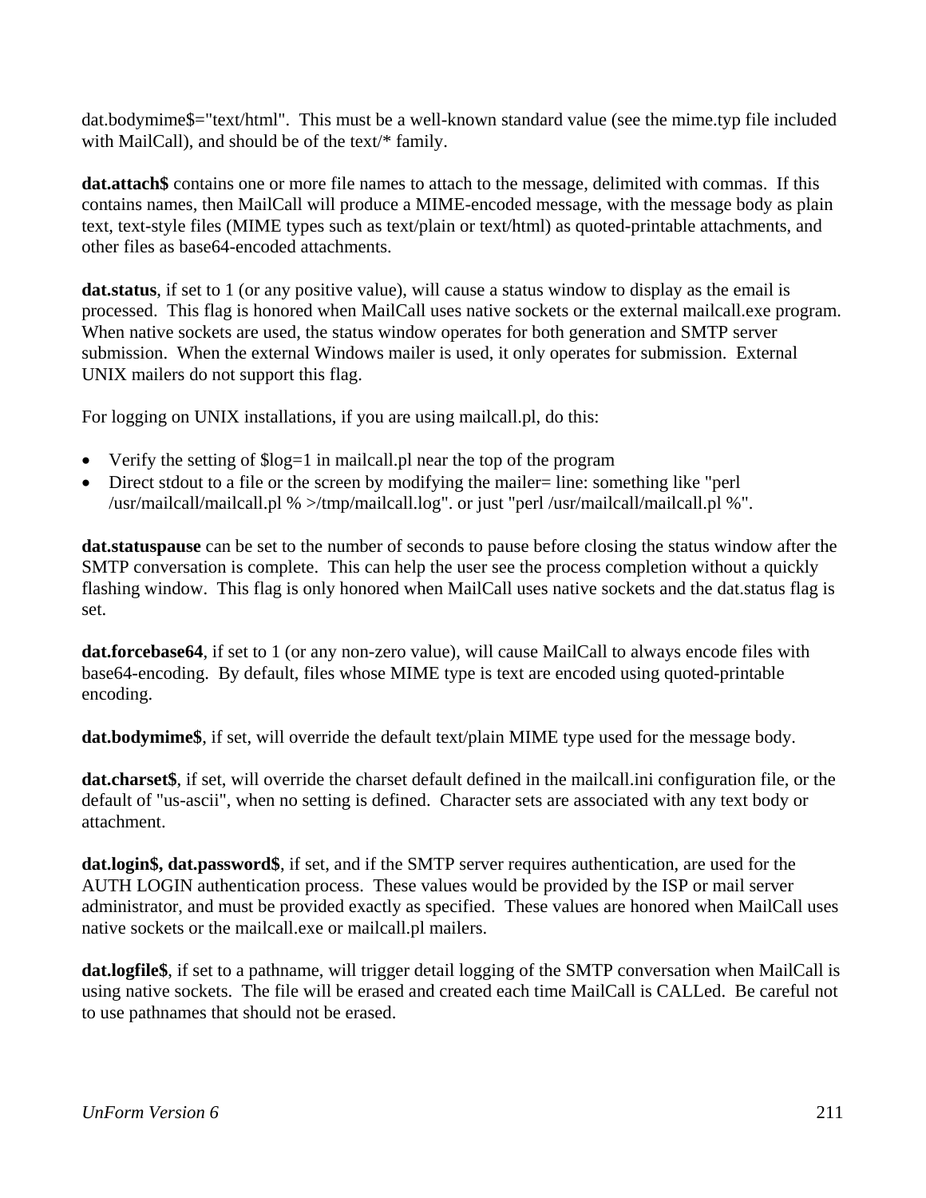dat.bodymime$="text/html". This must be a well-known standard value (see the mime.typ file included with MailCall), and should be of the text/* family.

**dat.attach$** contains one or more file names to attach to the message, delimited with commas. If this contains names, then MailCall will produce a MIME-encoded message, with the message body as plain text, text-style files (MIME types such as text/plain or text/html) as quoted-printable attachments, and other files as base64-encoded attachments.

**dat.status**, if set to 1 (or any positive value), will cause a status window to display as the email is processed. This flag is honored when MailCall uses native sockets or the external mailcall.exe program. When native sockets are used, the status window operates for both generation and SMTP server submission. When the external Windows mailer is used, it only operates for submission. External UNIX mailers do not support this flag.

For logging on UNIX installations, if you are using mailcall.pl, do this:

- Verify the setting of $log=1 in mailcall.pl near the top of the program
- Direct stdout to a file or the screen by modifying the mailer= line: something like "perl /usr/mailcall/mailcall.pl % >/tmp/mailcall.log". or just "perl /usr/mailcall/mailcall.pl %".

**dat.statuspause** can be set to the number of seconds to pause before closing the status window after the SMTP conversation is complete. This can help the user see the process completion without a quickly flashing window. This flag is only honored when MailCall uses native sockets and the dat.status flag is set.

**dat.forcebase64**, if set to 1 (or any non-zero value), will cause MailCall to always encode files with base64-encoding. By default, files whose MIME type is text are encoded using quoted-printable encoding.

**dat.bodymime$**, if set, will override the default text/plain MIME type used for the message body.

**dat.charset$**, if set, will override the charset default defined in the mailcall.ini configuration file, or the default of "us-ascii", when no setting is defined. Character sets are associated with any text body or attachment.

**dat.login$, dat.password$**, if set, and if the SMTP server requires authentication, are used for the AUTH LOGIN authentication process. These values would be provided by the ISP or mail server administrator, and must be provided exactly as specified. These values are honored when MailCall uses native sockets or the mailcall.exe or mailcall.pl mailers.

**dat.logfile$**, if set to a pathname, will trigger detail logging of the SMTP conversation when MailCall is using native sockets. The file will be erased and created each time MailCall is CALLed. Be careful not to use pathnames that should not be erased.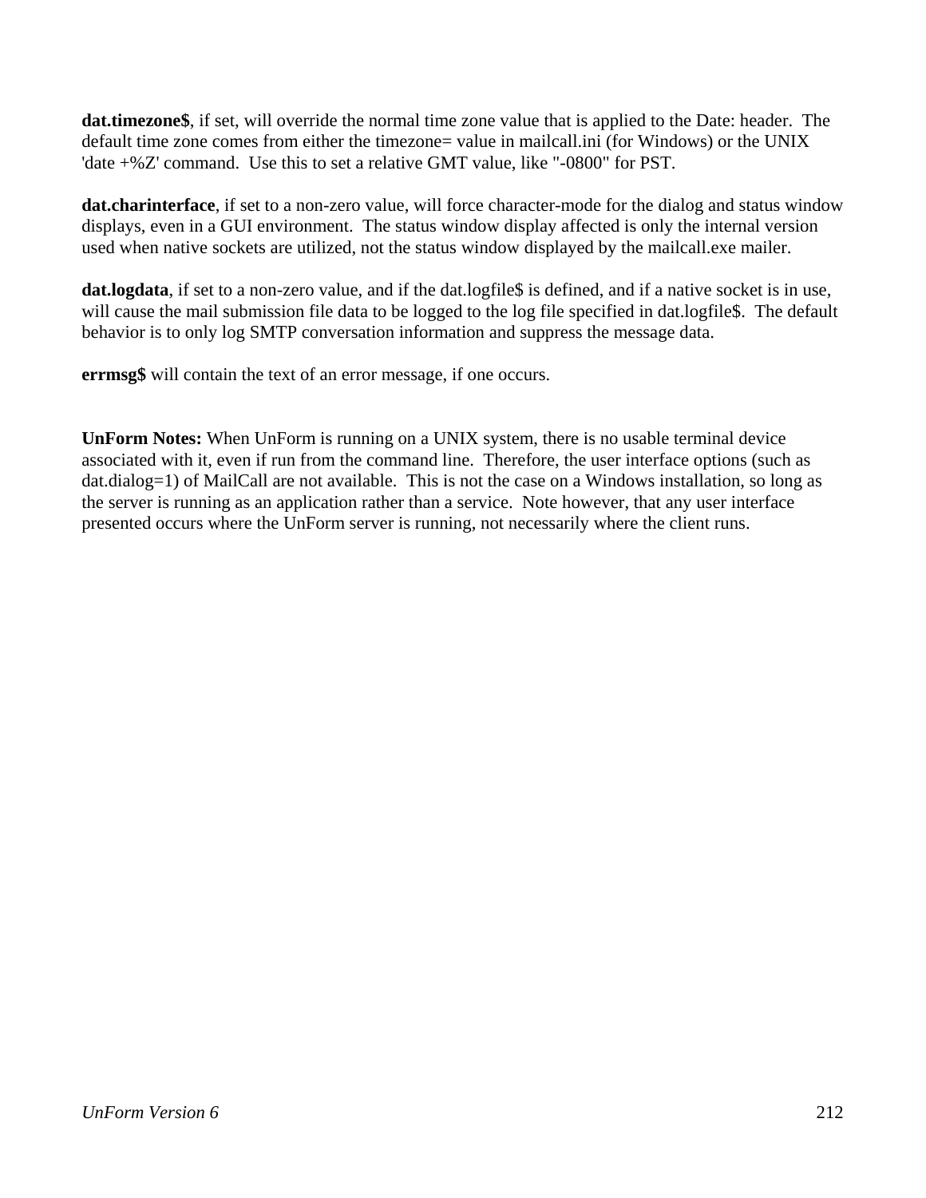**dat.timezone$**, if set, will override the normal time zone value that is applied to the Date: header. The default time zone comes from either the timezone= value in mailcall.ini (for Windows) or the UNIX 'date +%Z' command. Use this to set a relative GMT value, like "-0800" for PST.

**dat.charinterface**, if set to a non-zero value, will force character-mode for the dialog and status window displays, even in a GUI environment. The status window display affected is only the internal version used when native sockets are utilized, not the status window displayed by the mailcall.exe mailer.

**dat.logdata**, if set to a non-zero value, and if the dat.logfile$ is defined, and if a native socket is in use, will cause the mail submission file data to be logged to the log file specified in dat.logfile$. The default behavior is to only log SMTP conversation information and suppress the message data.

**errmsg$** will contain the text of an error message, if one occurs.

**UnForm Notes:** When UnForm is running on a UNIX system, there is no usable terminal device associated with it, even if run from the command line. Therefore, the user interface options (such as dat.dialog=1) of MailCall are not available. This is not the case on a Windows installation, so long as the server is running as an application rather than a service. Note however, that any user interface presented occurs where the UnForm server is running, not necessarily where the client runs.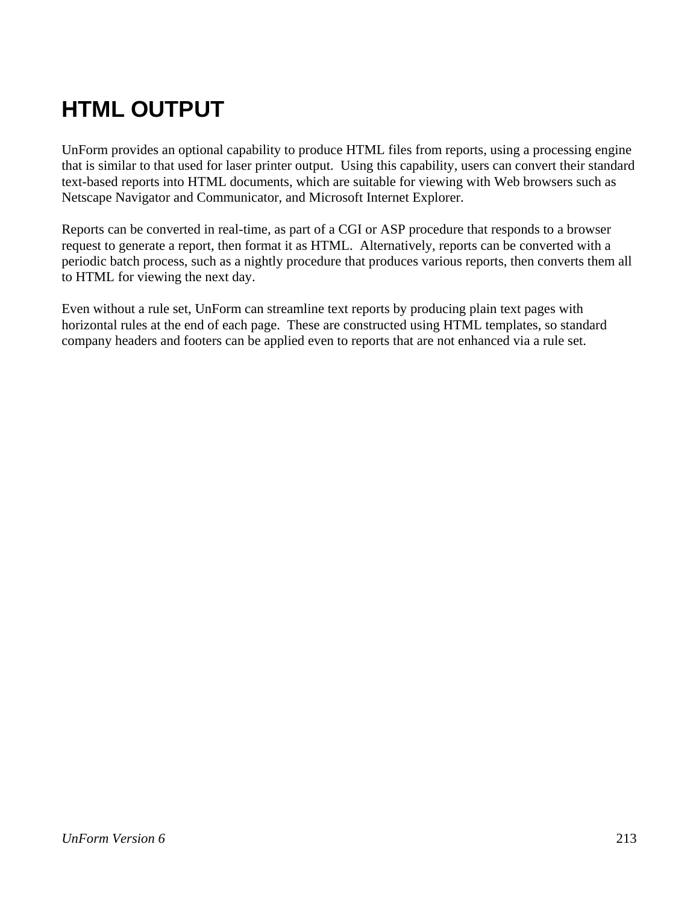# HTML OUTPUT

UnForm provides an optional capability to produce HTML files from reports, using a processing engine that is similar to that used for laser printer output. Using this capability, users can convert their standard text-based reports into HTML documents, which are suitable for viewing with Web browsers such as Netscape Navigator and Communicator, and Microsoft Internet Explorer.

Reports can be converted in real-time, as part of a CGI or ASP procedure that responds to a browser request to generate a report, then format it as HTML. Alternatively, reports can be converted with a periodic batch process, such as a nightly procedure that produces various reports, then converts them all to HTML for viewing the next day.

Even without a rule set, UnForm can streamline text reports by producing plain text pages with horizontal rules at the end of each page. These are constructed using HTML templates, so standard company headers and footers can be applied even to reports that are not enhanced via a rule set.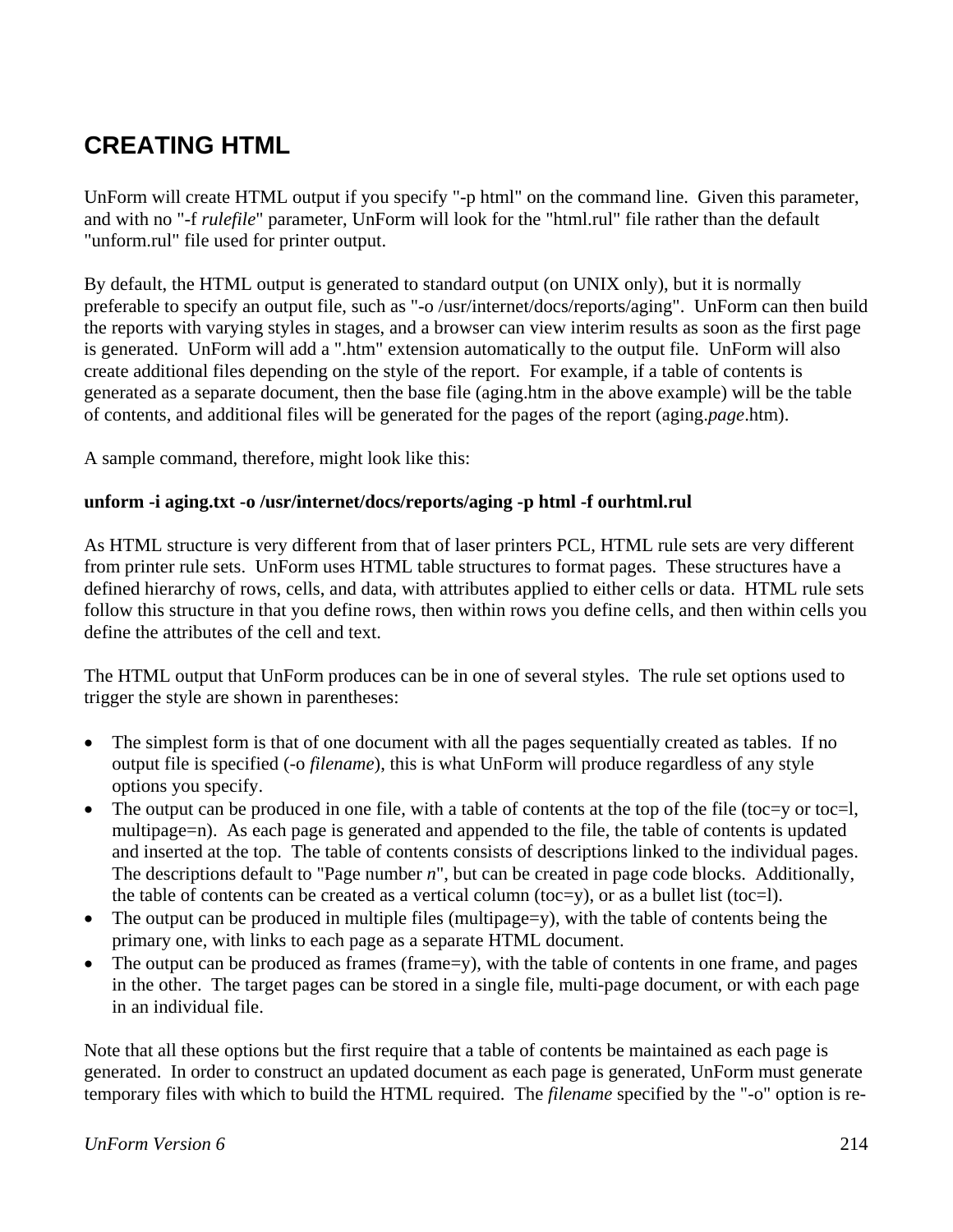# CREATING HTML

UnForm will create HTML output if you specify "-p html" on the command line. Given this parameter, and with no "-f *rulefile*" parameter, UnForm will look for the "html.rul" file rather than the default "unform.rul" file used for printer output.

By default, the HTML output is generated to standard output (on UNIX only), but it is normally preferable to specify an output file, such as "-o /usr/internet/docs/reports/aging". UnForm can then build the reports with varying styles in stages, and a browser can view interim results as soon as the first page is generated. UnForm will add a ".htm" extension automatically to the output file. UnForm will also create additional files depending on the style of the report. For example, if a table of contents is generated as a separate document, then the base file (aging.htm in the above example) will be the table of contents, and additional files will be generated for the pages of the report (aging.*page*.htm).

A sample command, therefore, might look like this:

**unform -i aging.txt -o /usr/internet/docs/reports/aging -p html -f ourhtml.rul**

As HTML structure is very different from that of laser printers PCL, HTML rule sets are very different from printer rule sets. UnForm uses HTML table structures to format pages. These structures have a defined hierarchy of rows, cells, and data, with attributes applied to either cells or data. HTML rule sets follow this structure in that you define rows, then within rows you define cells, and then within cells you define the attributes of the cell and text.

The HTML output that UnForm produces can be in one of several styles. The rule set options used to trigger the style are shown in parentheses:

- The simplest form is that of one document with all the pages sequentially created as tables. If no output file is specified (-o *filename*), this is what UnForm will produce regardless of any style options you specify.
- The output can be produced in one file, with a table of contents at the top of the file (toc=y or toc=l, multipage=n). As each page is generated and appended to the file, the table of contents is updated and inserted at the top. The table of contents consists of descriptions linked to the individual pages. The descriptions default to "Page number *n*", but can be created in page code blocks. Additionally, the table of contents can be created as a vertical column (toc=y), or as a bullet list (toc=l).
- The output can be produced in multiple files (multipage=y), with the table of contents being the primary one, with links to each page as a separate HTML document.
- The output can be produced as frames (frame=y), with the table of contents in one frame, and pages in the other. The target pages can be stored in a single file, multi-page document, or with each page in an individual file.

Note that all these options but the first require that a table of contents be maintained as each page is generated. In order to construct an updated document as each page is generated, UnForm must generate temporary files with which to build the HTML required. The *filename* specified by the "-o" option is re-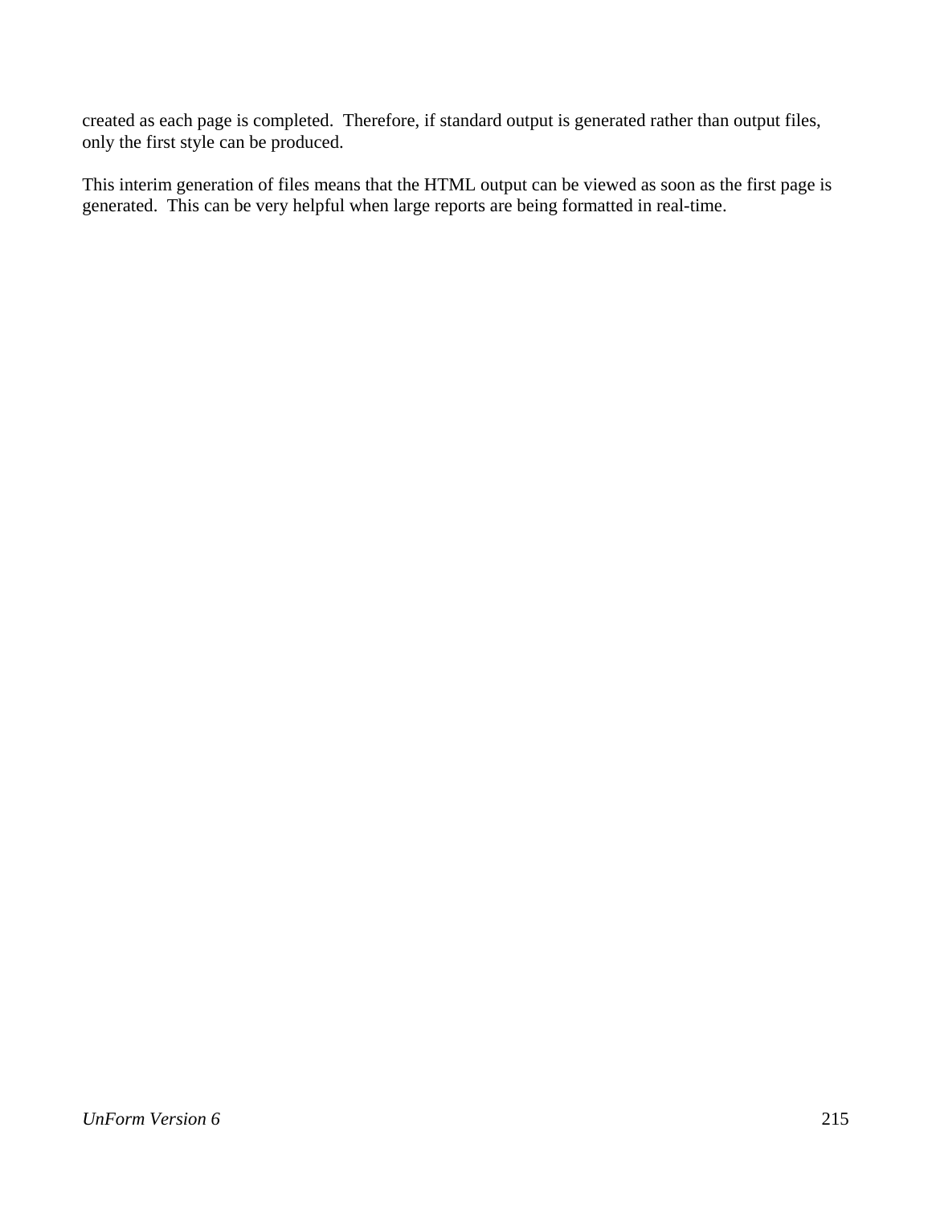created as each page is completed.  Therefore, if standard output is generated rather than output files, only the first style can be produced.

This interim generation of files means that the HTML output can be viewed as soon as the first page is generated.  This can be very helpful when large reports are being formatted in real-time.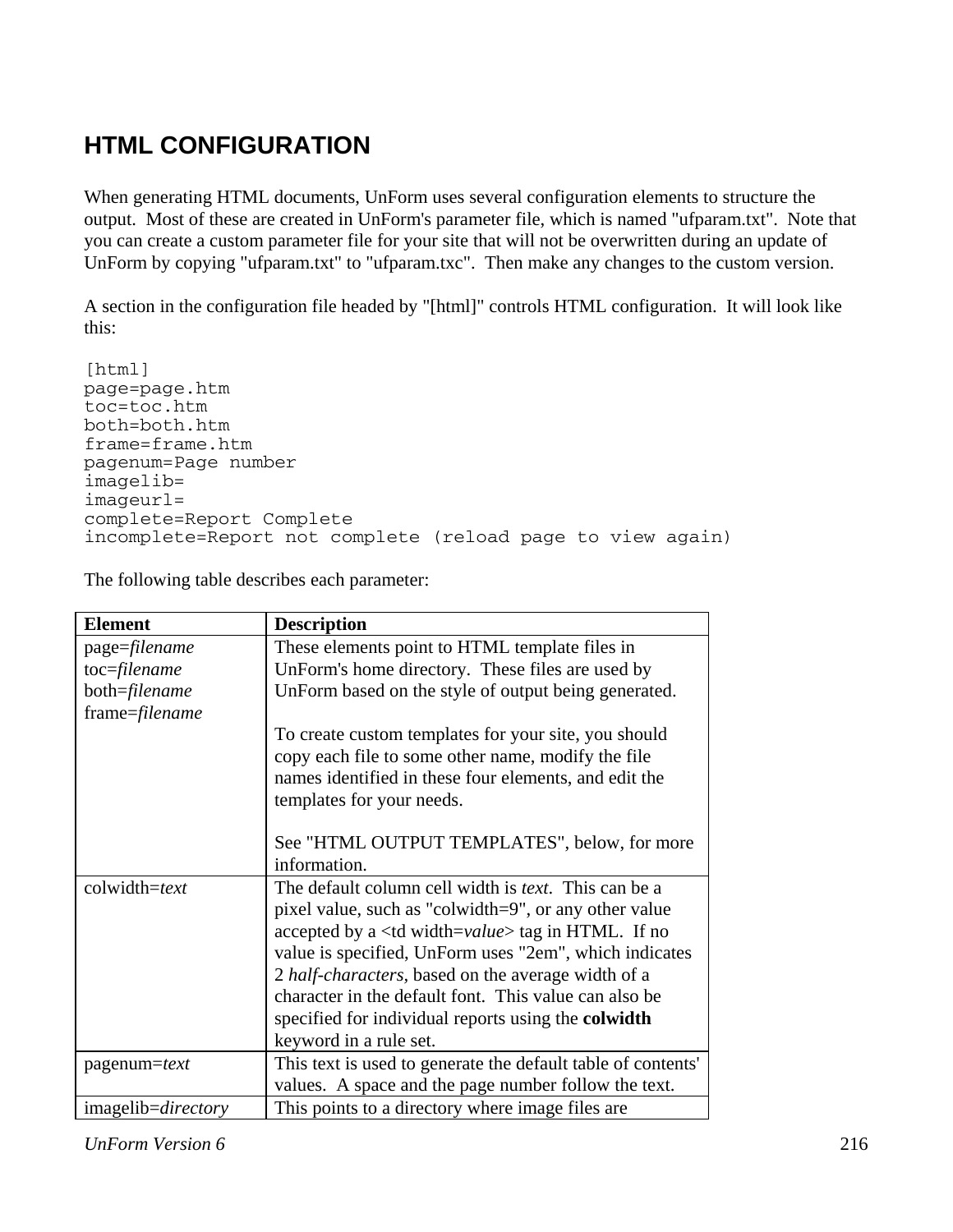# HTML CONFIGURATION

When generating HTML documents, UnForm uses several configuration elements to structure the output. Most of these are created in UnForm's parameter file, which is named "ufparam.txt". Note that you can create a custom parameter file for your site that will not be overwritten during an update of UnForm by copying "ufparam.txt" to "ufparam.txc". Then make any changes to the custom version.

A section in the configuration file headed by "[html]" controls HTML configuration. It will look like this:

```
[html]
page=page.htm
toc=toc.htm
both=both.htm
frame=frame.htm
pagenum=Page number
imagelib=
imageurl=
complete=Report Complete
incomplete=Report not complete (reload page to view again)
```

The following table describes each parameter:

| Element | Description |
|---|---|
| page=*filename*<br>toc=*filename*<br>both=*filename*<br>frame=*filename* | These elements point to HTML template files in UnForm's home directory. These files are used by UnForm based on the style of output being generated.<br><br>To create custom templates for your site, you should copy each file to some other name, modify the file names identified in these four elements, and edit the templates for your needs.<br><br>See "HTML OUTPUT TEMPLATES", below, for more information. |
| colwidth=*text* | The default column cell width is *text*. This can be a pixel value, such as "colwidth=9", or any other value accepted by a <td width=*value*> tag in HTML. If no value is specified, UnForm uses "2em", which indicates 2 *half-characters,* based on the average width of a character in the default font. This value can also be specified for individual reports using the **colwidth** keyword in a rule set. |
| pagenum=*text* | This text is used to generate the default table of contents' values. A space and the page number follow the text. |
| imagelib=*directory* | This points to a directory where image files are |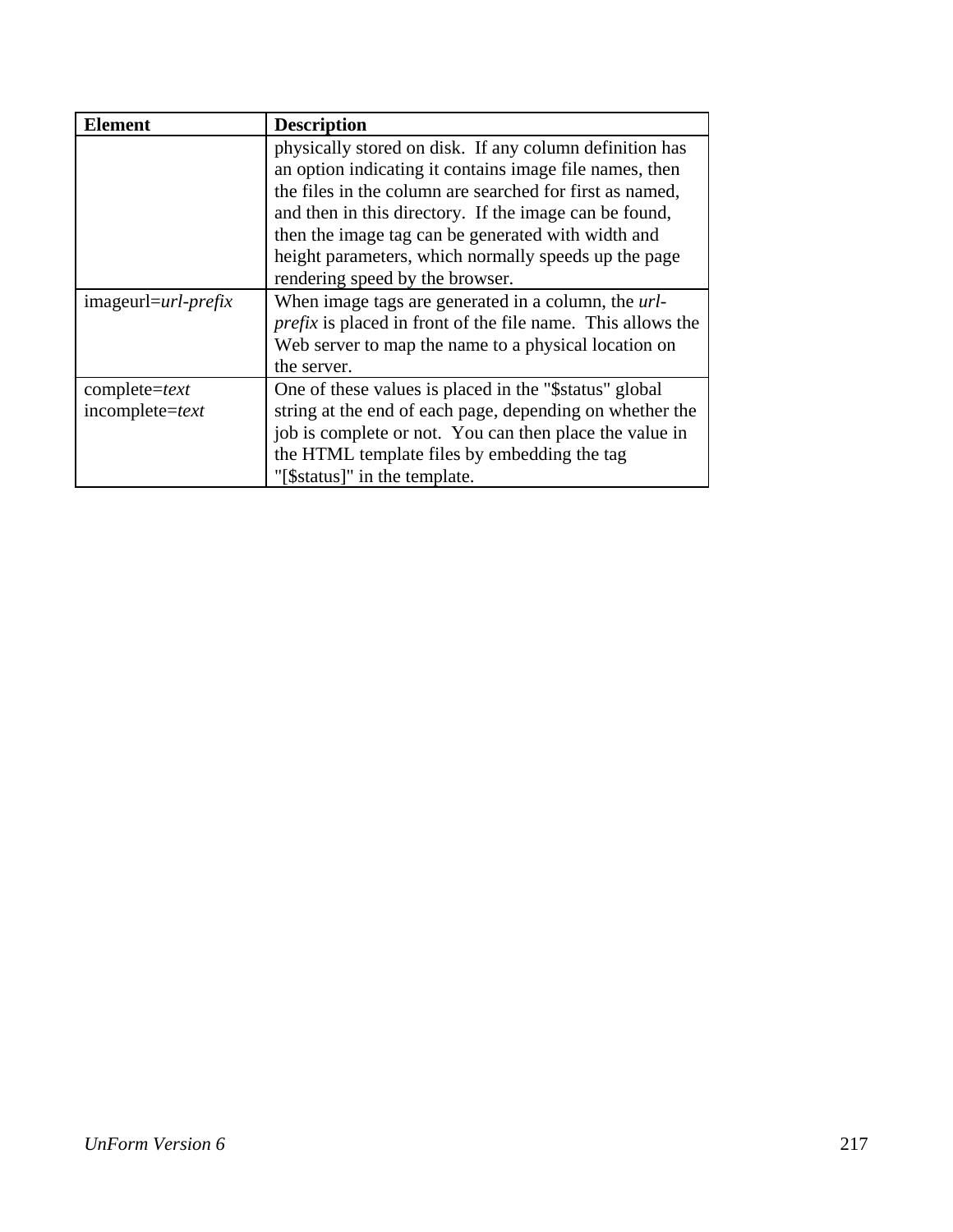| Element | Description |
| --- | --- |
| | physically stored on disk. If any column definition has an option indicating it contains image file names, then the files in the column are searched for first as named, and then in this directory. If the image can be found, then the image tag can be generated with width and height parameters, which normally speeds up the page rendering speed by the browser. |
| imageurl=*url-prefix* | When image tags are generated in a column, the *url-prefix* is placed in front of the file name. This allows the Web server to map the name to a physical location on the server. |
| complete=*text*<br>incomplete=*text* | One of these values is placed in the "$status" global string at the end of each page, depending on whether the job is complete or not. You can then place the value in the HTML template files by embedding the tag "[$status]" in the template. |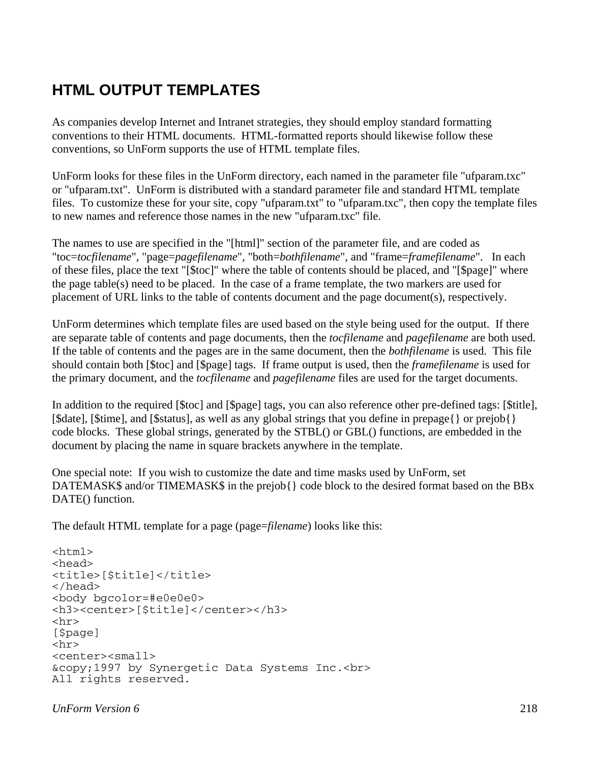## HTML OUTPUT TEMPLATES

As companies develop Internet and Intranet strategies, they should employ standard formatting conventions to their HTML documents. HTML-formatted reports should likewise follow these conventions, so UnForm supports the use of HTML template files.

UnForm looks for these files in the UnForm directory, each named in the parameter file "ufparam.txc" or "ufparam.txt". UnForm is distributed with a standard parameter file and standard HTML template files. To customize these for your site, copy "ufparam.txt" to "ufparam.txc", then copy the template files to new names and reference those names in the new "ufparam.txc" file.

The names to use are specified in the "[html]" section of the parameter file, and are coded as "toc=*tocfilename*", "page=*pagefilename*", "both=*bothfilename*", and "frame=*framefilename*". In each of these files, place the text "[$toc]" where the table of contents should be placed, and "[$page]" where the page table(s) need to be placed. In the case of a frame template, the two markers are used for placement of URL links to the table of contents document and the page document(s), respectively.

UnForm determines which template files are used based on the style being used for the output. If there are separate table of contents and page documents, then the *tocfilename* and *pagefilename* are both used. If the table of contents and the pages are in the same document, then the *bothfilename* is used. This file should contain both [$toc] and [$page] tags. If frame output is used, then the *framefilename* is used for the primary document, and the *tocfilename* and *pagefilename* files are used for the target documents.

In addition to the required [$toc] and [$page] tags, you can also reference other pre-defined tags: [$title], [$date], [$time], and [$status], as well as any global strings that you define in prepage{} or prejob{} code blocks. These global strings, generated by the STBL() or GBL() functions, are embedded in the document by placing the name in square brackets anywhere in the template.

One special note: If you wish to customize the date and time masks used by UnForm, set DATEMASK$ and/or TIMEMASK$ in the prejob{} code block to the desired format based on the BBx DATE() function.

The default HTML template for a page (page=*filename*) looks like this:

```
<html>
<head>
<title>[$title]</title>
</head>
<body bgcolor=#e0e0e0>
<h3><center>[$title]</center></h3>
<hr>
[$page]
<hr>
<center><small>
&copy;1997 by Synergetic Data Systems Inc.<br>
All rights reserved.
```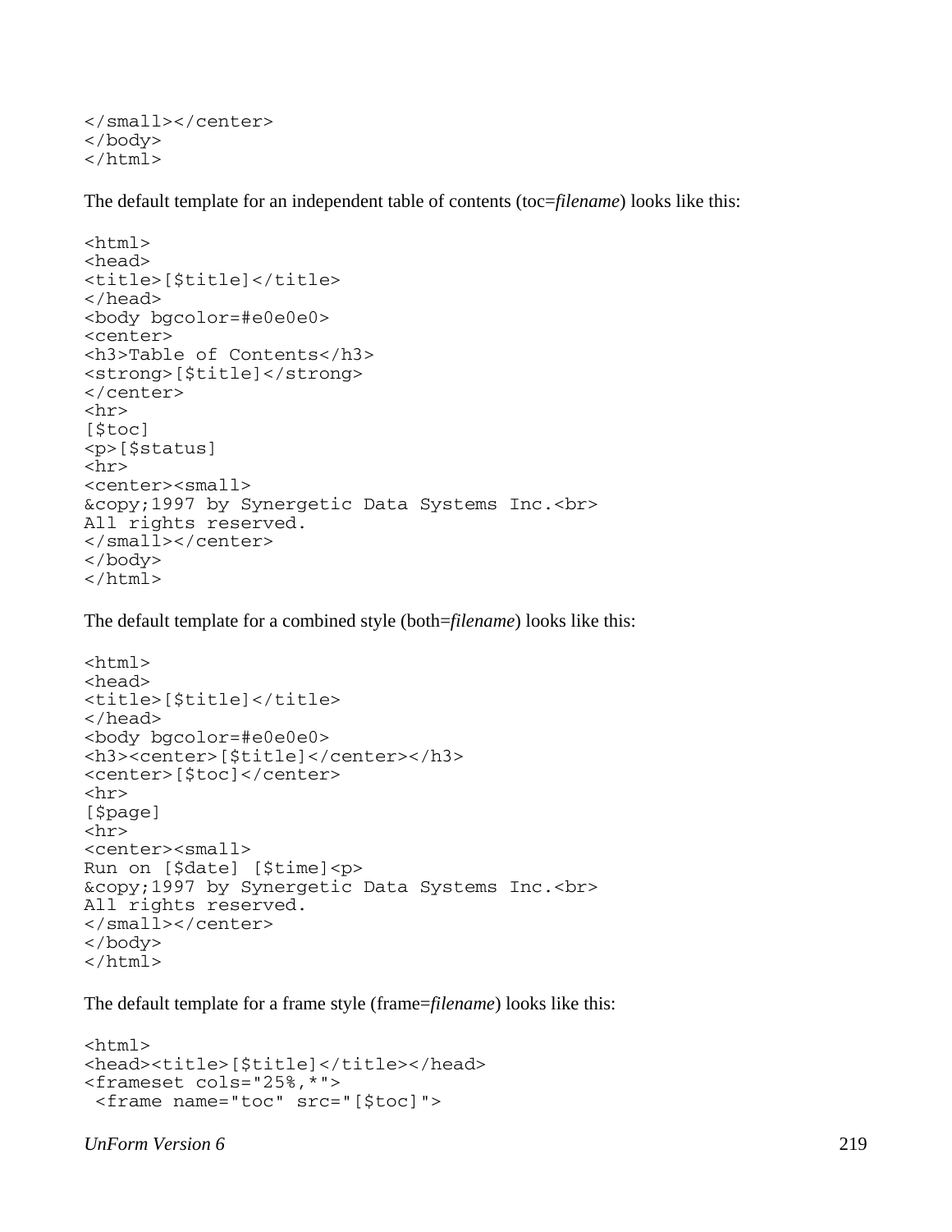```
</small></center>
</body>
</html>
```

The default template for an independent table of contents (toc=*filename*) looks like this:

```
<html>
<head>
<title>[$title]</title>
</head>
<body bgcolor=#e0e0e0>
<center>
<h3>Table of Contents</h3>
<strong>[$title]</strong>
</center>
<hr>
[$toc]
<p>[$status]
<hr>
<center><small>
&copy;1997 by Synergetic Data Systems Inc.<br>
All rights reserved.
</small></center>
</body>
</html>
```

The default template for a combined style (both=*filename*) looks like this:

```
<html>
<head>
<title>[$title]</title>
</head>
<body bgcolor=#e0e0e0>
<h3><center>[$title]</center></h3>
<center>[$toc]</center>
<hr>
[$page]
<hr>
<center><small>
Run on [$date] [$time]<p>
&copy;1997 by Synergetic Data Systems Inc.<br>
All rights reserved.
</small></center>
</body>
</html>
```

The default template for a frame style (frame=*filename*) looks like this:

```
<html>
<head><title>[$title]</title></head>
<frameset cols="25%,*">
 <frame name="toc" src="[$toc]">
```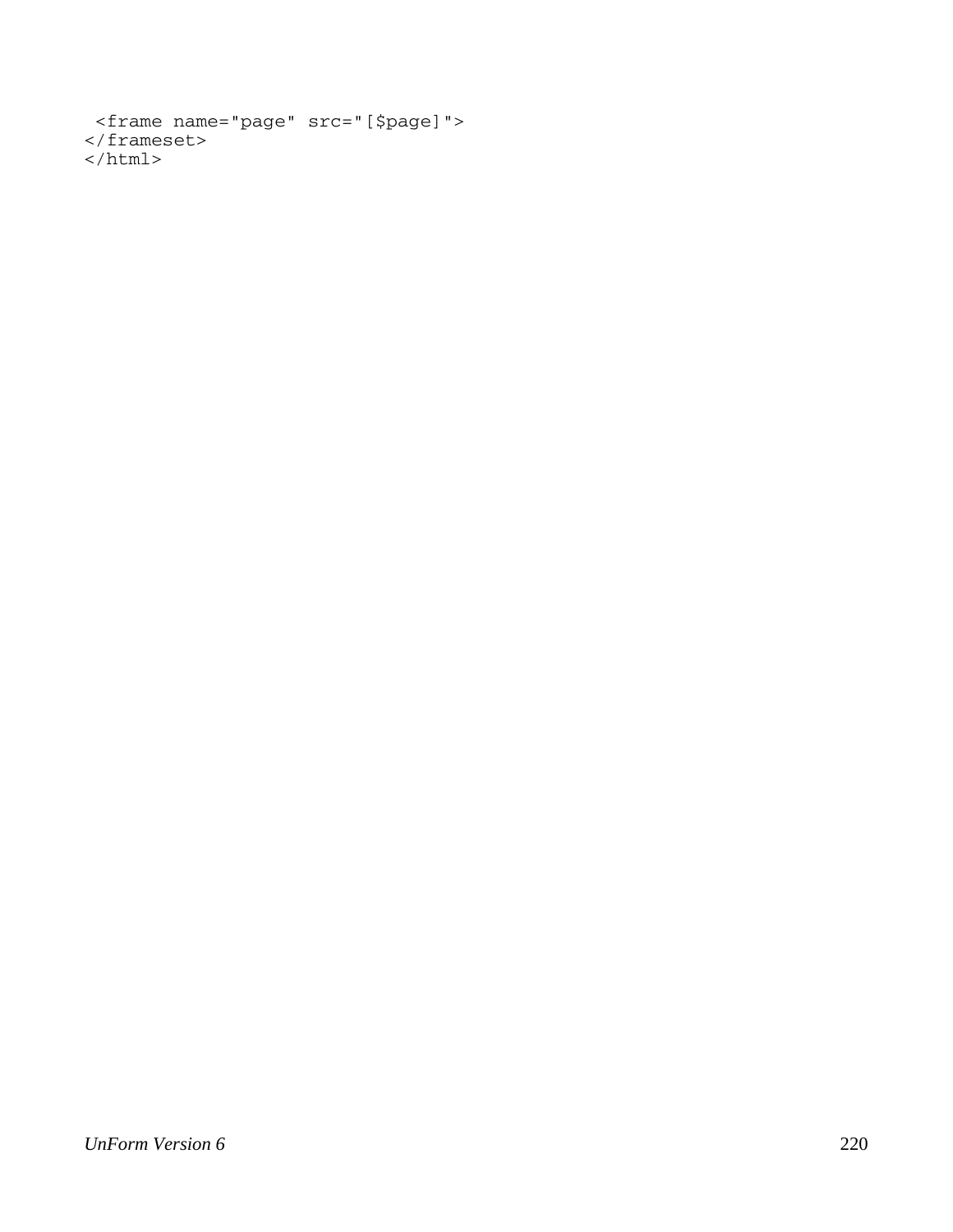```
 <frame name="page" src="[$page]">
</frameset>
</html>
```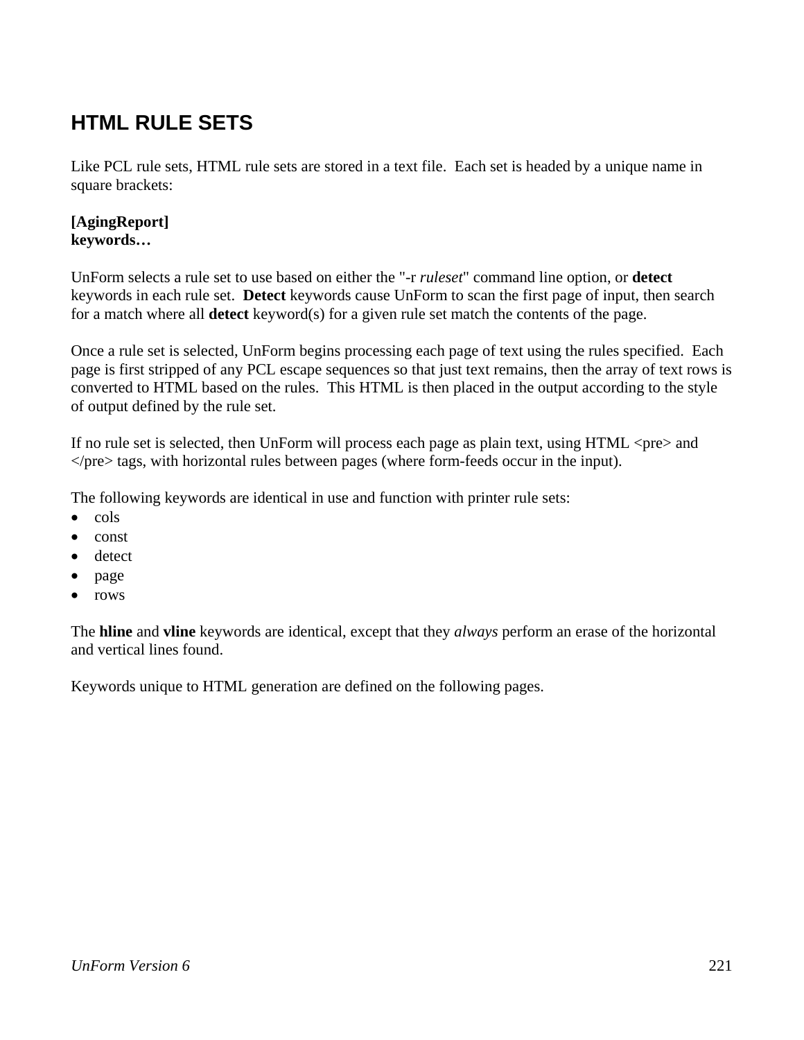# HTML RULE SETS

Like PCL rule sets, HTML rule sets are stored in a text file. Each set is headed by a unique name in square brackets:

**[AgingReport]**
**keywords…**

UnForm selects a rule set to use based on either the "-r *ruleset*" command line option, or **detect** keywords in each rule set. **Detect** keywords cause UnForm to scan the first page of input, then search for a match where all **detect** keyword(s) for a given rule set match the contents of the page.

Once a rule set is selected, UnForm begins processing each page of text using the rules specified. Each page is first stripped of any PCL escape sequences so that just text remains, then the array of text rows is converted to HTML based on the rules. This HTML is then placed in the output according to the style of output defined by the rule set.

If no rule set is selected, then UnForm will process each page as plain text, using HTML <pre> and </pre> tags, with horizontal rules between pages (where form-feeds occur in the input).

The following keywords are identical in use and function with printer rule sets:

- cols
- const
- detect
- page
- rows

The **hline** and **vline** keywords are identical, except that they *always* perform an erase of the horizontal and vertical lines found.

Keywords unique to HTML generation are defined on the following pages.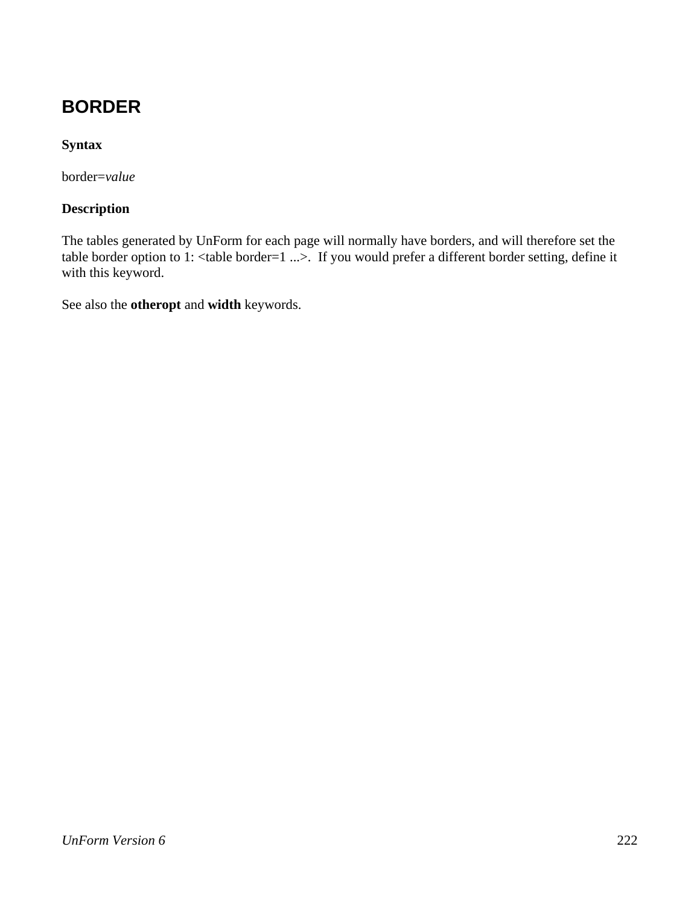## BORDER

**Syntax**

border=*value*

**Description**

The tables generated by UnForm for each page will normally have borders, and will therefore set the table border option to 1: <table border=1 ...>. If you would prefer a different border setting, define it with this keyword.

See also the **otheropt** and **width** keywords.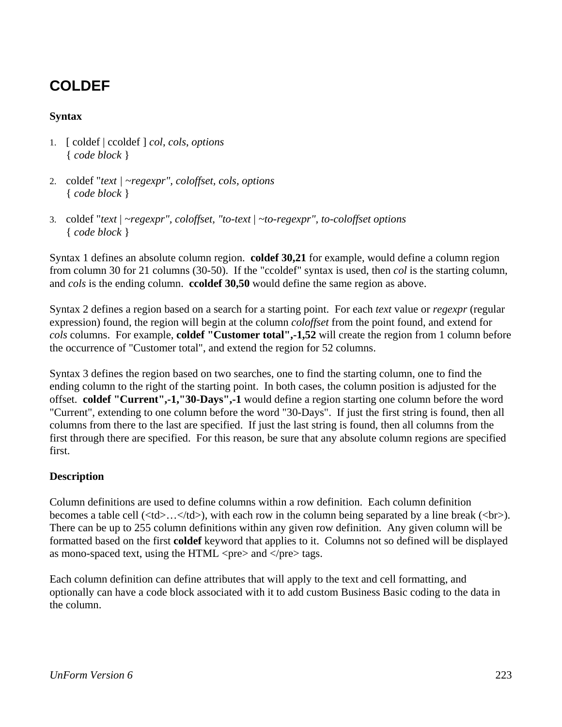# COLDEF

**Syntax**

1. [ coldef | ccoldef ] *col*, *cols*, *options*
   { *code block* }

2. coldef "*text* | ~*regexpr", coloffset, cols, options*
   { *code block* }

3. coldef "*text* | ~*regexpr", coloffset, "to-text* | ~*to-regexpr", to-coloffset options*
   { *code block* }

Syntax 1 defines an absolute column region. **coldef 30,21** for example, would define a column region from column 30 for 21 columns (30-50). If the "ccoldef" syntax is used, then *col* is the starting column, and *cols* is the ending column. **ccoldef 30,50** would define the same region as above.

Syntax 2 defines a region based on a search for a starting point. For each *text* value or *regexpr* (regular expression) found, the region will begin at the column *coloffset* from the point found, and extend for *cols* columns. For example, **coldef "Customer total",-1,52** will create the region from 1 column before the occurrence of "Customer total", and extend the region for 52 columns.

Syntax 3 defines the region based on two searches, one to find the starting column, one to find the ending column to the right of the starting point. In both cases, the column position is adjusted for the offset. **coldef "Current",-1,"30-Days",-1** would define a region starting one column before the word "Current", extending to one column before the word "30-Days". If just the first string is found, then all columns from there to the last are specified. If just the last string is found, then all columns from the first through there are specified. For this reason, be sure that any absolute column regions are specified first.

**Description**

Column definitions are used to define columns within a row definition. Each column definition becomes a table cell (<td>…</td>), with each row in the column being separated by a line break (<br>). There can be up to 255 column definitions within any given row definition. Any given column will be formatted based on the first **coldef** keyword that applies to it. Columns not so defined will be displayed as mono-spaced text, using the HTML <pre> and </pre> tags.

Each column definition can define attributes that will apply to the text and cell formatting, and optionally can have a code block associated with it to add custom Business Basic coding to the data in the column.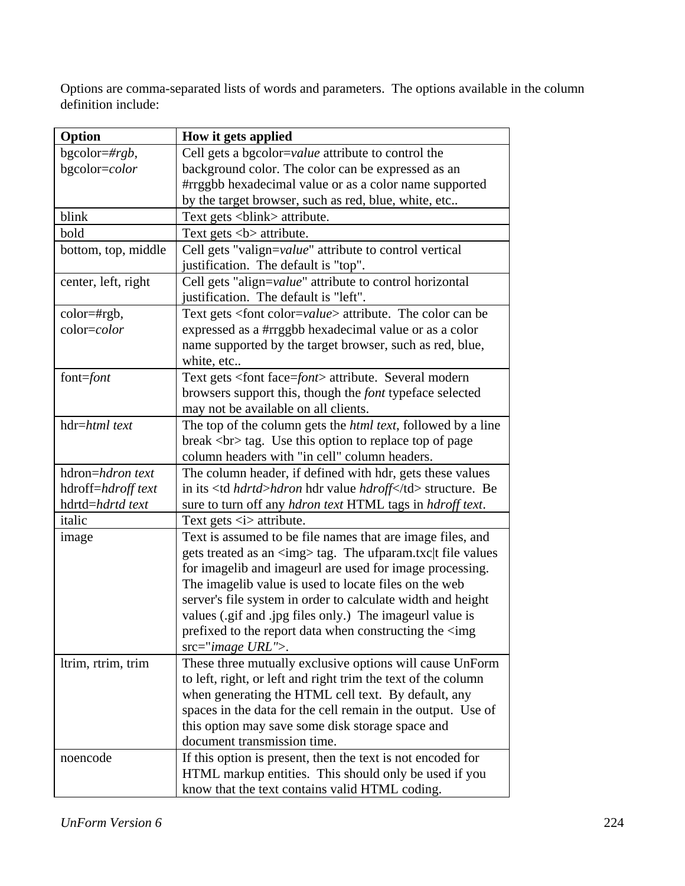Options are comma-separated lists of words and parameters. The options available in the column definition include:

| Option | How it gets applied |
|---|---|
| bgcolor=*#rgb*, bgcolor=*color* | Cell gets a bgcolor=*value* attribute to control the background color. The color can be expressed as an #rrggbb hexadecimal value or as a color name supported by the target browser, such as red, blue, white, etc.. |
| blink | Text gets <blink> attribute. |
| bold | Text gets <b> attribute. |
| bottom, top, middle | Cell gets "valign=*value*" attribute to control vertical justification. The default is "top". |
| center, left, right | Cell gets "align=*value*" attribute to control horizontal justification. The default is "left". |
| color=#rgb, color=*color* | Text gets <font color=*value*> attribute. The color can be expressed as a #rrggbb hexadecimal value or as a color name supported by the target browser, such as red, blue, white, etc.. |
| font=*font* | Text gets <font face=*font*> attribute. Several modern browsers support this, though the *font* typeface selected may not be available on all clients. |
| hdr=*html text* | The top of the column gets the *html text*, followed by a line break <br> tag. Use this option to replace top of page column headers with "in cell" column headers. |
| hdron=*hdron text* hdroff=*hdroff text* hdrtd=*hdrtd text* | The column header, if defined with hdr, gets these values in its <td *hdrtd*>*hdron* hdr value *hdroff*</td> structure. Be sure to turn off any *hdron text* HTML tags in *hdroff text*. |
| italic | Text gets <i> attribute. |
| image | Text is assumed to be file names that are image files, and gets treated as an <img> tag. The ufparam.txc\|t file values for imagelib and imageurl are used for image processing. The imagelib value is used to locate files on the web server's file system in order to calculate width and height values (.gif and .jpg files only.) The imageurl value is prefixed to the report data when constructing the <img src="*image URL*">. |
| ltrim, rtrim, trim | These three mutually exclusive options will cause UnForm to left, right, or left and right trim the text of the column when generating the HTML cell text. By default, any spaces in the data for the cell remain in the output. Use of this option may save some disk storage space and document transmission time. |
| noencode | If this option is present, then the text is not encoded for HTML markup entities. This should only be used if you know that the text contains valid HTML coding. |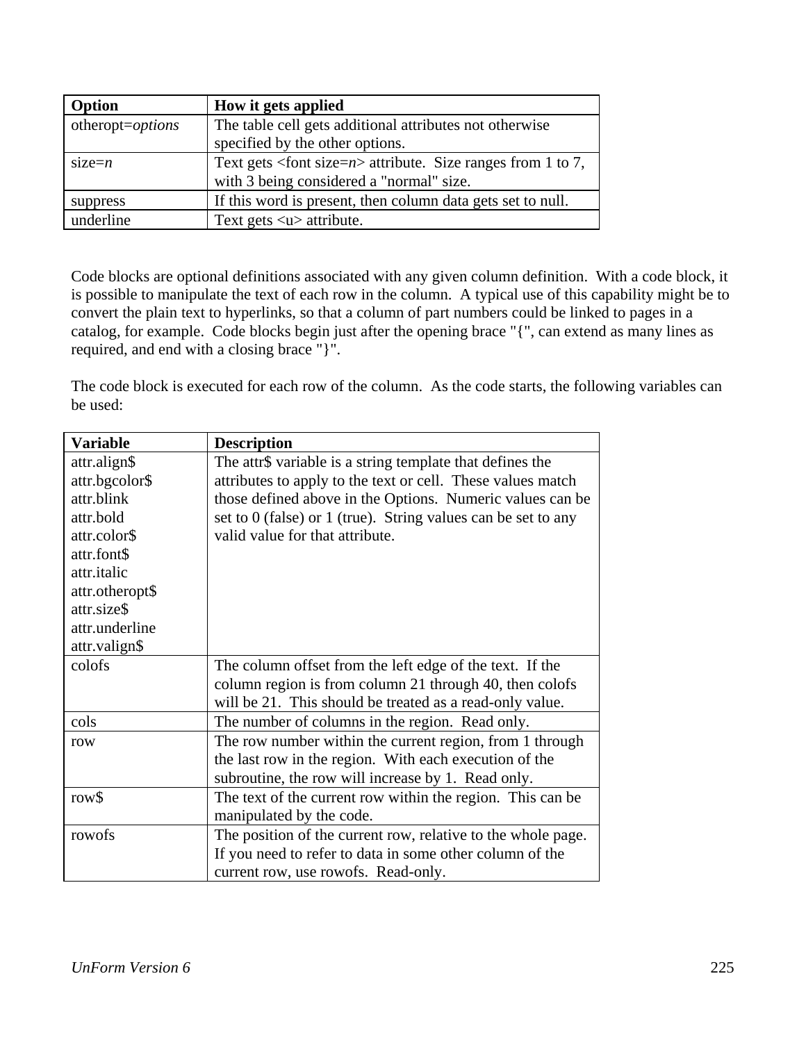| Option | How it gets applied |
| --- | --- |
| otheropt=*options* | The table cell gets additional attributes not otherwise specified by the other options. |
| size=*n* | Text gets <font size=*n*> attribute. Size ranges from 1 to 7, with 3 being considered a "normal" size. |
| suppress | If this word is present, then column data gets set to null. |
| underline | Text gets <u> attribute. |

Code blocks are optional definitions associated with any given column definition. With a code block, it is possible to manipulate the text of each row in the column. A typical use of this capability might be to convert the plain text to hyperlinks, so that a column of part numbers could be linked to pages in a catalog, for example. Code blocks begin just after the opening brace "{", can extend as many lines as required, and end with a closing brace "}".

The code block is executed for each row of the column. As the code starts, the following variables can be used:

| Variable | Description |
| --- | --- |
| attr.align$<br>attr.bgcolor$<br>attr.blink<br>attr.bold<br>attr.color$<br>attr.font$<br>attr.italic<br>attr.otheropt$<br>attr.size$<br>attr.underline<br>attr.valign$ | The attr$ variable is a string template that defines the attributes to apply to the text or cell. These values match those defined above in the Options. Numeric values can be set to 0 (false) or 1 (true). String values can be set to any valid value for that attribute. |
| colofs | The column offset from the left edge of the text. If the column region is from column 21 through 40, then colofs will be 21. This should be treated as a read-only value. |
| cols | The number of columns in the region. Read only. |
| row | The row number within the current region, from 1 through the last row in the region. With each execution of the subroutine, the row will increase by 1. Read only. |
| row$ | The text of the current row within the region. This can be manipulated by the code. |
| rowofs | The position of the current row, relative to the whole page. If you need to refer to data in some other column of the current row, use rowofs. Read-only. |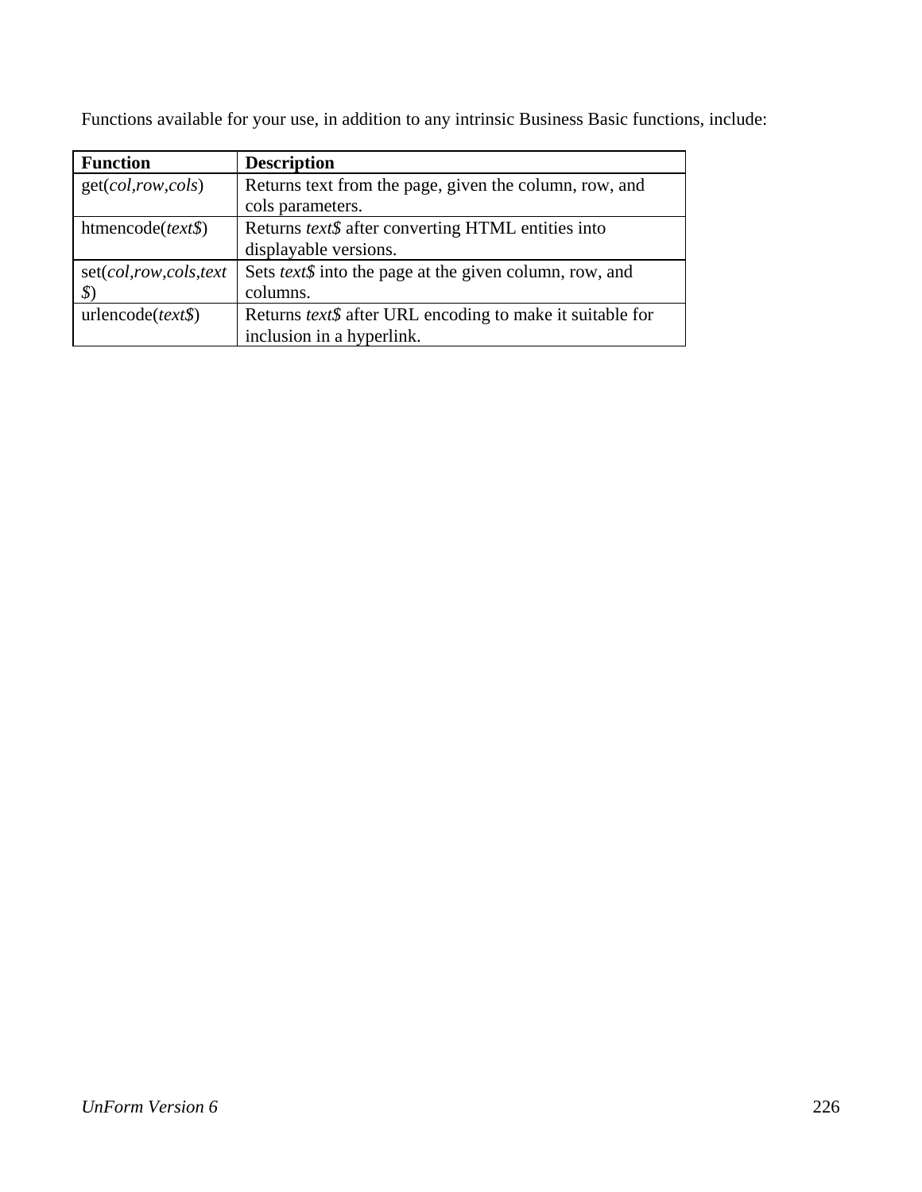Functions available for your use, in addition to any intrinsic Business Basic functions, include:

| Function | Description |
| --- | --- |
| get(*col*,*row*,*cols*) | Returns text from the page, given the column, row, and cols parameters. |
| htmencode(*text$*) | Returns *text$* after converting HTML entities into displayable versions. |
| set(*col*,*row*,*cols*,*text$*) | Sets *text$* into the page at the given column, row, and columns. |
| urlencode(*text$*) | Returns *text$* after URL encoding to make it suitable for inclusion in a hyperlink. |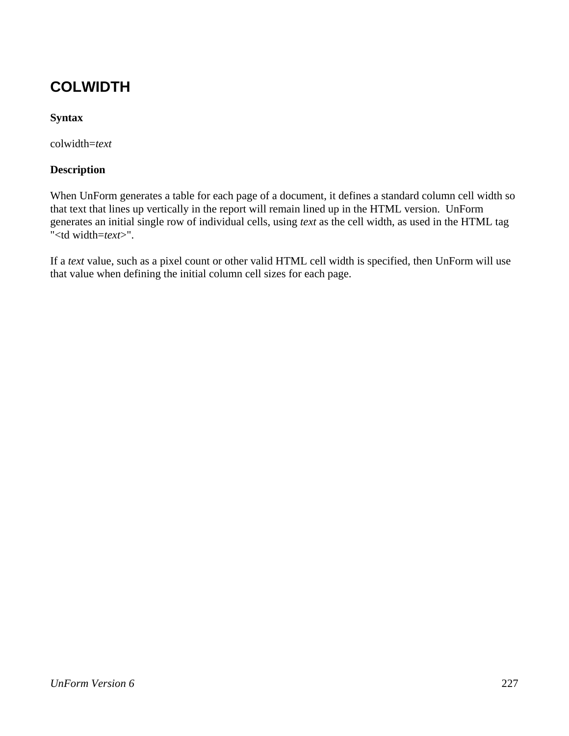# COLWIDTH

**Syntax**

colwidth=*text*

**Description**

When UnForm generates a table for each page of a document, it defines a standard column cell width so that text that lines up vertically in the report will remain lined up in the HTML version. UnForm generates an initial single row of individual cells, using *text* as the cell width, as used in the HTML tag "<td width=*text*>".

If a *text* value, such as a pixel count or other valid HTML cell width is specified, then UnForm will use that value when defining the initial column cell sizes for each page.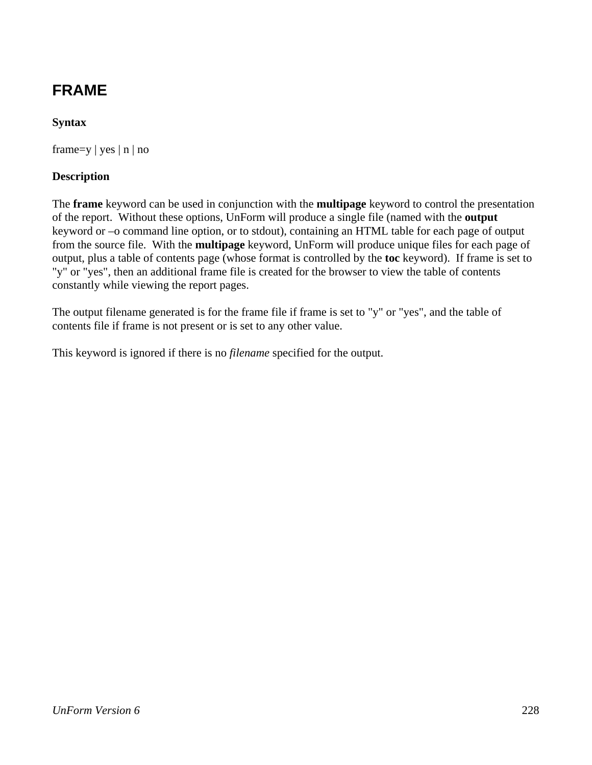## FRAME

**Syntax**

frame=y | yes | n | no

**Description**

The **frame** keyword can be used in conjunction with the **multipage** keyword to control the presentation of the report. Without these options, UnForm will produce a single file (named with the **output** keyword or –o command line option, or to stdout), containing an HTML table for each page of output from the source file. With the **multipage** keyword, UnForm will produce unique files for each page of output, plus a table of contents page (whose format is controlled by the **toc** keyword). If frame is set to "y" or "yes", then an additional frame file is created for the browser to view the table of contents constantly while viewing the report pages.

The output filename generated is for the frame file if frame is set to "y" or "yes", and the table of contents file if frame is not present or is set to any other value.

This keyword is ignored if there is no *filename* specified for the output.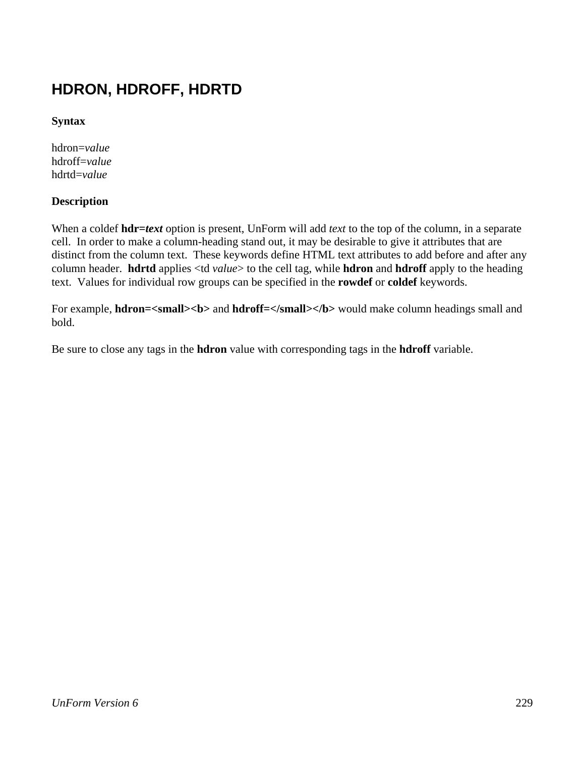## HDRON, HDROFF, HDRTD

**Syntax**

hdron=*value*
hdroff=*value*
hdrtd=*value*

**Description**

When a coldef **hdr=*text*** option is present, UnForm will add *text* to the top of the column, in a separate cell. In order to make a column-heading stand out, it may be desirable to give it attributes that are distinct from the column text. These keywords define HTML text attributes to add before and after any column header. **hdrtd** applies <td *value*> to the cell tag, while **hdron** and **hdroff** apply to the heading text. Values for individual row groups can be specified in the **rowdef** or **coldef** keywords.

For example, **hdron=<small><b>** and **hdroff=</small></b>** would make column headings small and bold.

Be sure to close any tags in the **hdron** value with corresponding tags in the **hdroff** variable.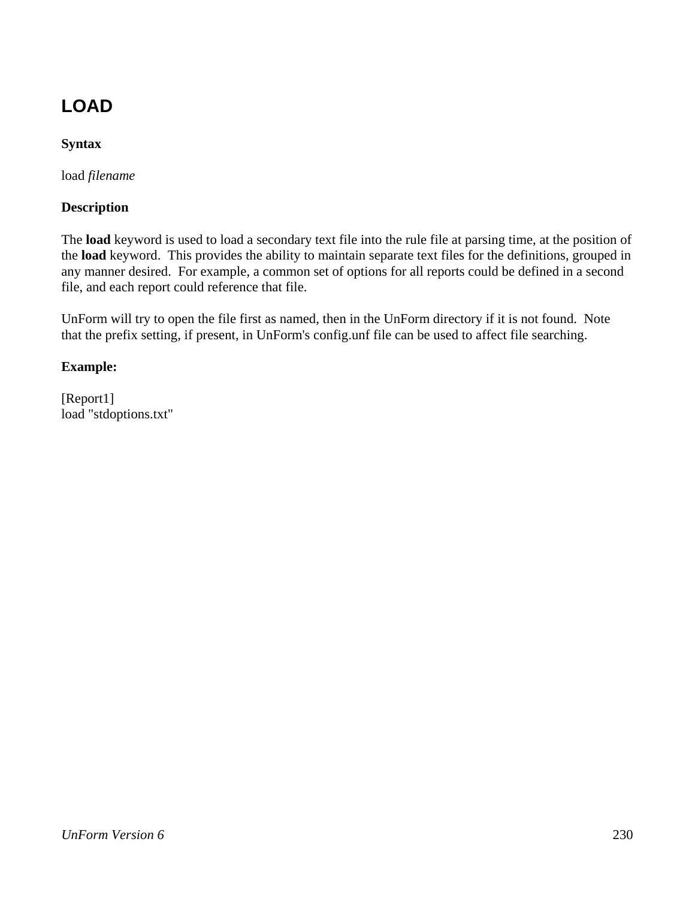## LOAD

**Syntax**

load *filename*

**Description**

The **load** keyword is used to load a secondary text file into the rule file at parsing time, at the position of the **load** keyword. This provides the ability to maintain separate text files for the definitions, grouped in any manner desired. For example, a common set of options for all reports could be defined in a second file, and each report could reference that file.

UnForm will try to open the file first as named, then in the UnForm directory if it is not found. Note that the prefix setting, if present, in UnForm's config.unf file can be used to affect file searching.

**Example:**

```
[Report1]
load "stdoptions.txt"
```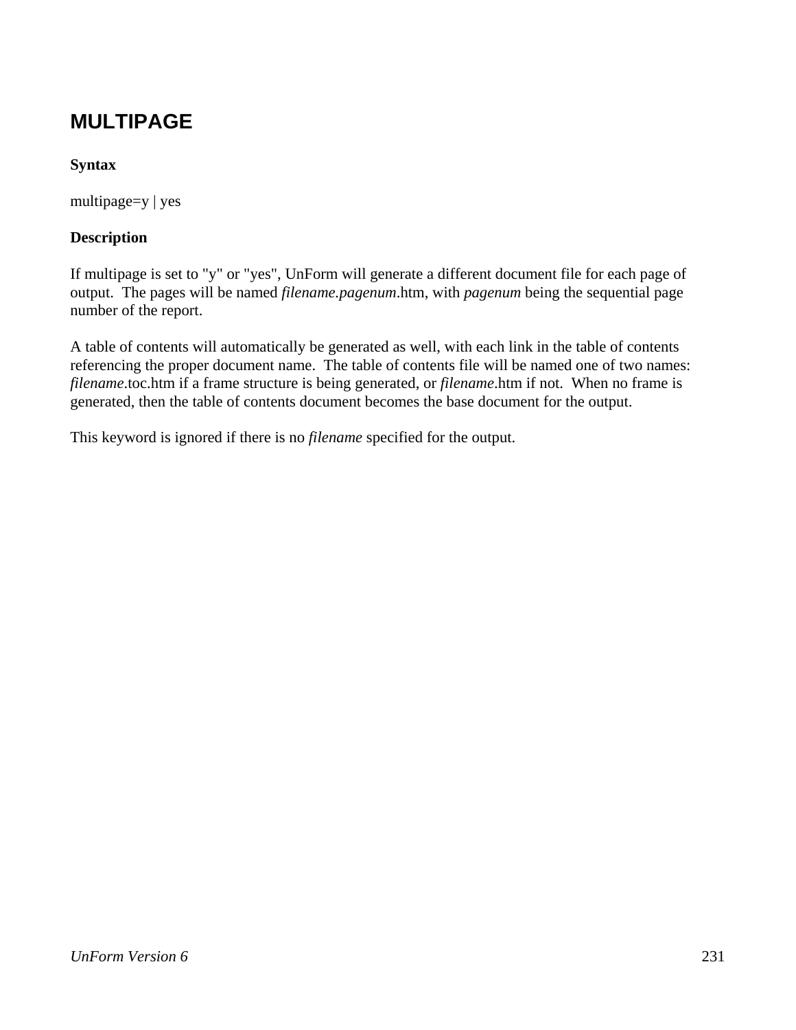## MULTIPAGE

**Syntax**

multipage=y | yes

**Description**

If multipage is set to "y" or "yes", UnForm will generate a different document file for each page of output. The pages will be named *filename.pagenum*.htm, with *pagenum* being the sequential page number of the report.

A table of contents will automatically be generated as well, with each link in the table of contents referencing the proper document name. The table of contents file will be named one of two names: *filename*.toc.htm if a frame structure is being generated, or *filename*.htm if not. When no frame is generated, then the table of contents document becomes the base document for the output.

This keyword is ignored if there is no *filename* specified for the output.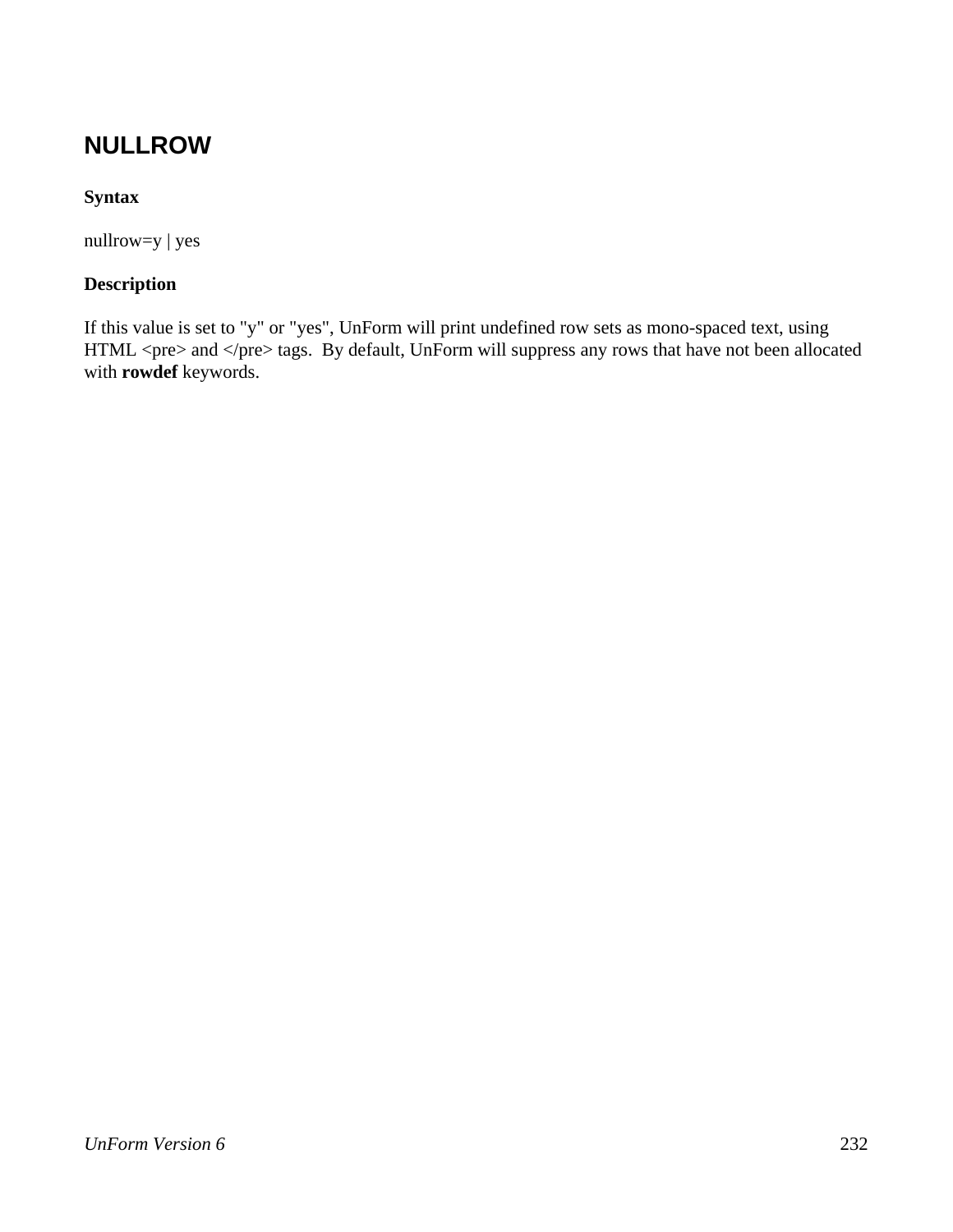## NULLROW

**Syntax**

nullrow=y | yes

**Description**

If this value is set to "y" or "yes", UnForm will print undefined row sets as mono-spaced text, using HTML <pre> and </pre> tags.  By default, UnForm will suppress any rows that have not been allocated with **rowdef** keywords.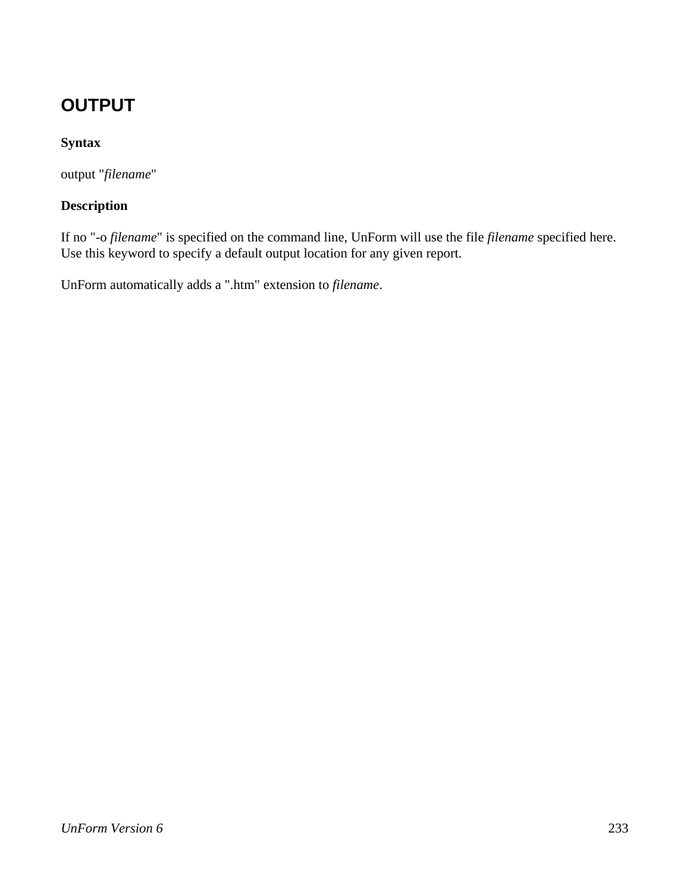## OUTPUT

**Syntax**

output "*filename*"

**Description**

If no "-o *filename*" is specified on the command line, UnForm will use the file *filename* specified here. Use this keyword to specify a default output location for any given report.

UnForm automatically adds a ".htm" extension to *filename*.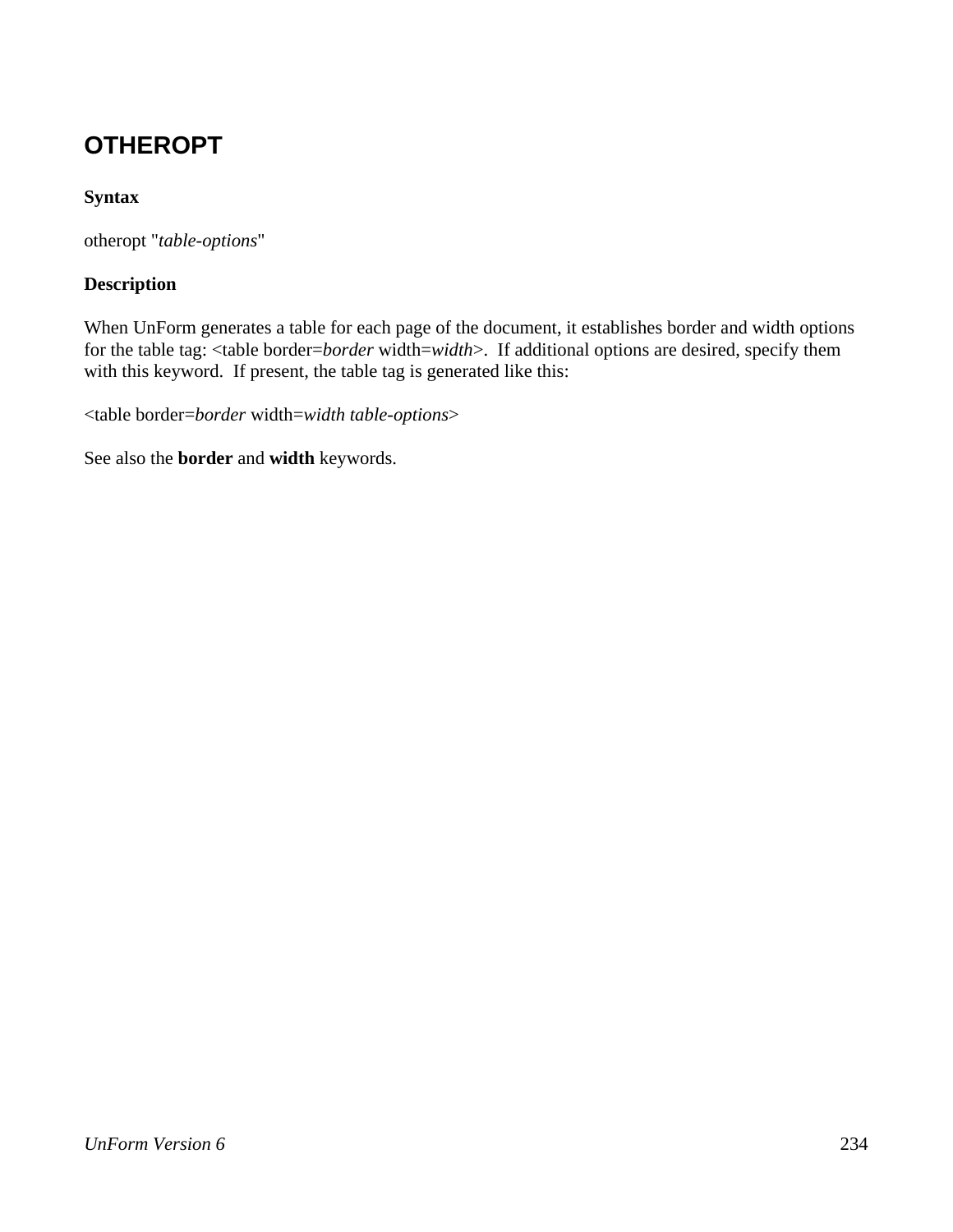## OTHEROPT

**Syntax**

otheropt "*table-options*"

**Description**

When UnForm generates a table for each page of the document, it establishes border and width options for the table tag: <table border=*border* width=*width*>. If additional options are desired, specify them with this keyword. If present, the table tag is generated like this:

<table border=*border* width=*width table-options*>

See also the **border** and **width** keywords.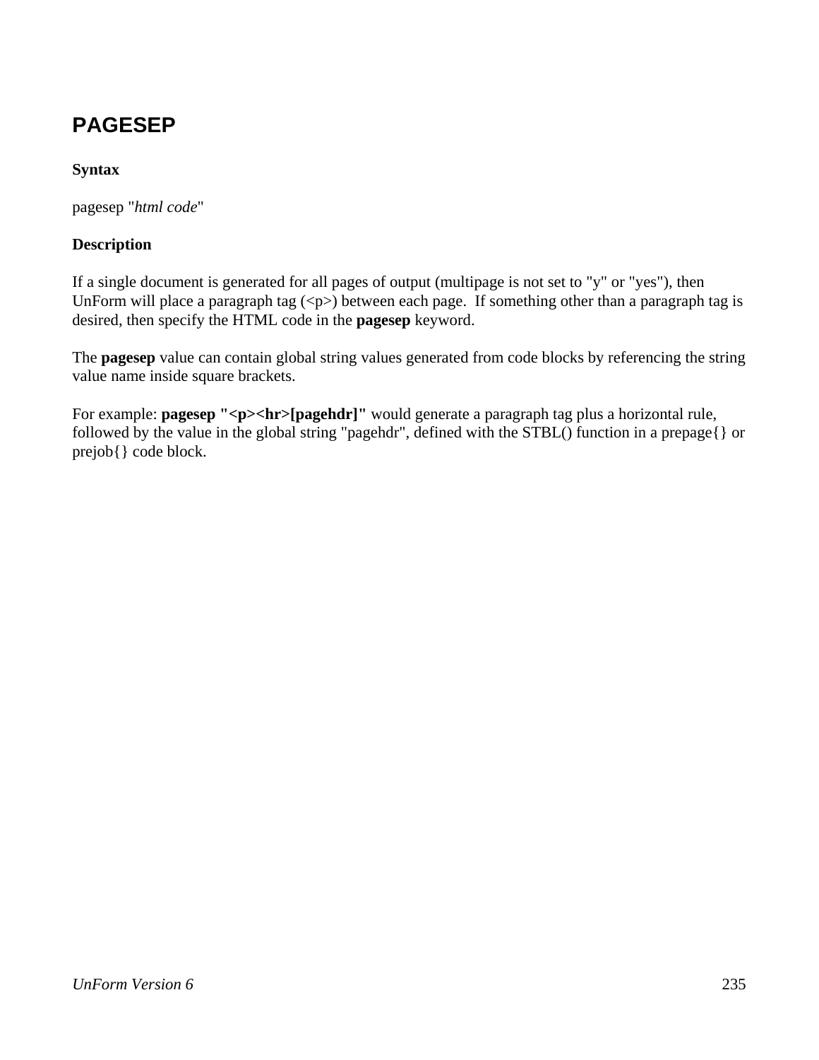## PAGESEP

**Syntax**

pagesep "*html code*"

**Description**

If a single document is generated for all pages of output (multipage is not set to "y" or "yes"), then UnForm will place a paragraph tag (<p>) between each page. If something other than a paragraph tag is desired, then specify the HTML code in the **pagesep** keyword.

The **pagesep** value can contain global string values generated from code blocks by referencing the string value name inside square brackets.

For example: **pagesep "<p><hr>[pagehdr]"** would generate a paragraph tag plus a horizontal rule, followed by the value in the global string "pagehdr", defined with the STBL() function in a prepage{} or prejob{} code block.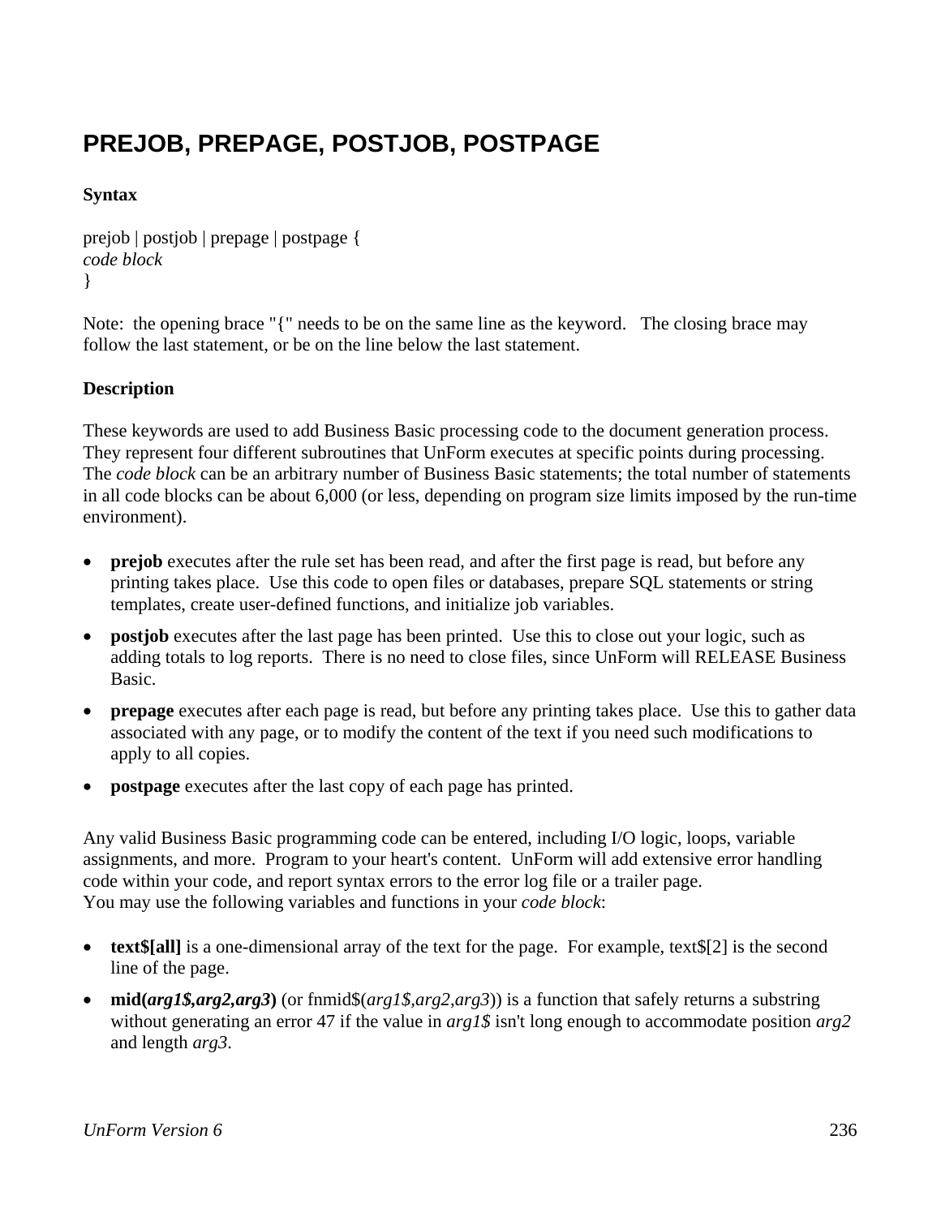## PREJOB, PREPAGE, POSTJOB, POSTPAGE

**Syntax**

prejob | postjob | prepage | postpage {
*code block*
}

Note: the opening brace "{" needs to be on the same line as the keyword. The closing brace may follow the last statement, or be on the line below the last statement.

**Description**

These keywords are used to add Business Basic processing code to the document generation process. They represent four different subroutines that UnForm executes at specific points during processing. The *code block* can be an arbitrary number of Business Basic statements; the total number of statements in all code blocks can be about 6,000 (or less, depending on program size limits imposed by the run-time environment).

- **prejob** executes after the rule set has been read, and after the first page is read, but before any printing takes place. Use this code to open files or databases, prepare SQL statements or string templates, create user-defined functions, and initialize job variables.
- **postjob** executes after the last page has been printed. Use this to close out your logic, such as adding totals to log reports. There is no need to close files, since UnForm will RELEASE Business Basic.
- **prepage** executes after each page is read, but before any printing takes place. Use this to gather data associated with any page, or to modify the content of the text if you need such modifications to apply to all copies.
- **postpage** executes after the last copy of each page has printed.

Any valid Business Basic programming code can be entered, including I/O logic, loops, variable assignments, and more. Program to your heart's content. UnForm will add extensive error handling code within your code, and report syntax errors to the error log file or a trailer page.
You may use the following variables and functions in your *code block*:

- **text$[all]** is a one-dimensional array of the text for the page. For example, text$[2] is the second line of the page.
- **mid(*arg1$,arg2,arg3*)** (or fnmid$(*arg1$,arg2,arg3*)) is a function that safely returns a substring without generating an error 47 if the value in *arg1$* isn't long enough to accommodate position *arg2* and length *arg3*.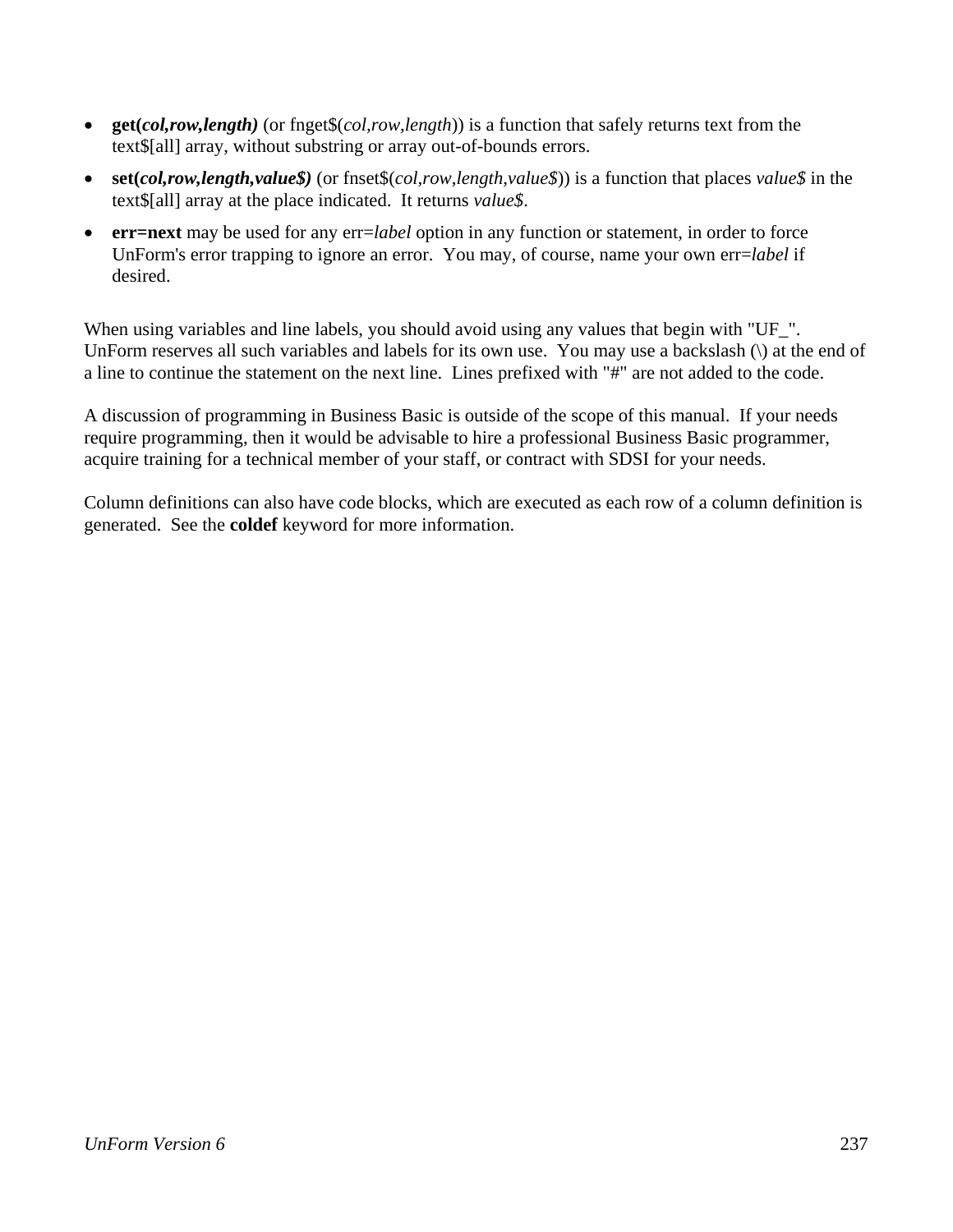- **get(*col,row,length*)** (or fnget$(*col,row,length*)) is a function that safely returns text from the text$[all] array, without substring or array out-of-bounds errors.
- **set(*col,row,length,value$*)** (or fnset$(*col,row,length,value$*)) is a function that places *value$* in the text$[all] array at the place indicated. It returns *value$*.
- **err=next** may be used for any err=*label* option in any function or statement, in order to force UnForm's error trapping to ignore an error. You may, of course, name your own err=*label* if desired.

When using variables and line labels, you should avoid using any values that begin with "UF_". UnForm reserves all such variables and labels for its own use. You may use a backslash (\) at the end of a line to continue the statement on the next line. Lines prefixed with "#" are not added to the code.

A discussion of programming in Business Basic is outside of the scope of this manual. If your needs require programming, then it would be advisable to hire a professional Business Basic programmer, acquire training for a technical member of your staff, or contract with SDSI for your needs.

Column definitions can also have code blocks, which are executed as each row of a column definition is generated. See the **coldef** keyword for more information.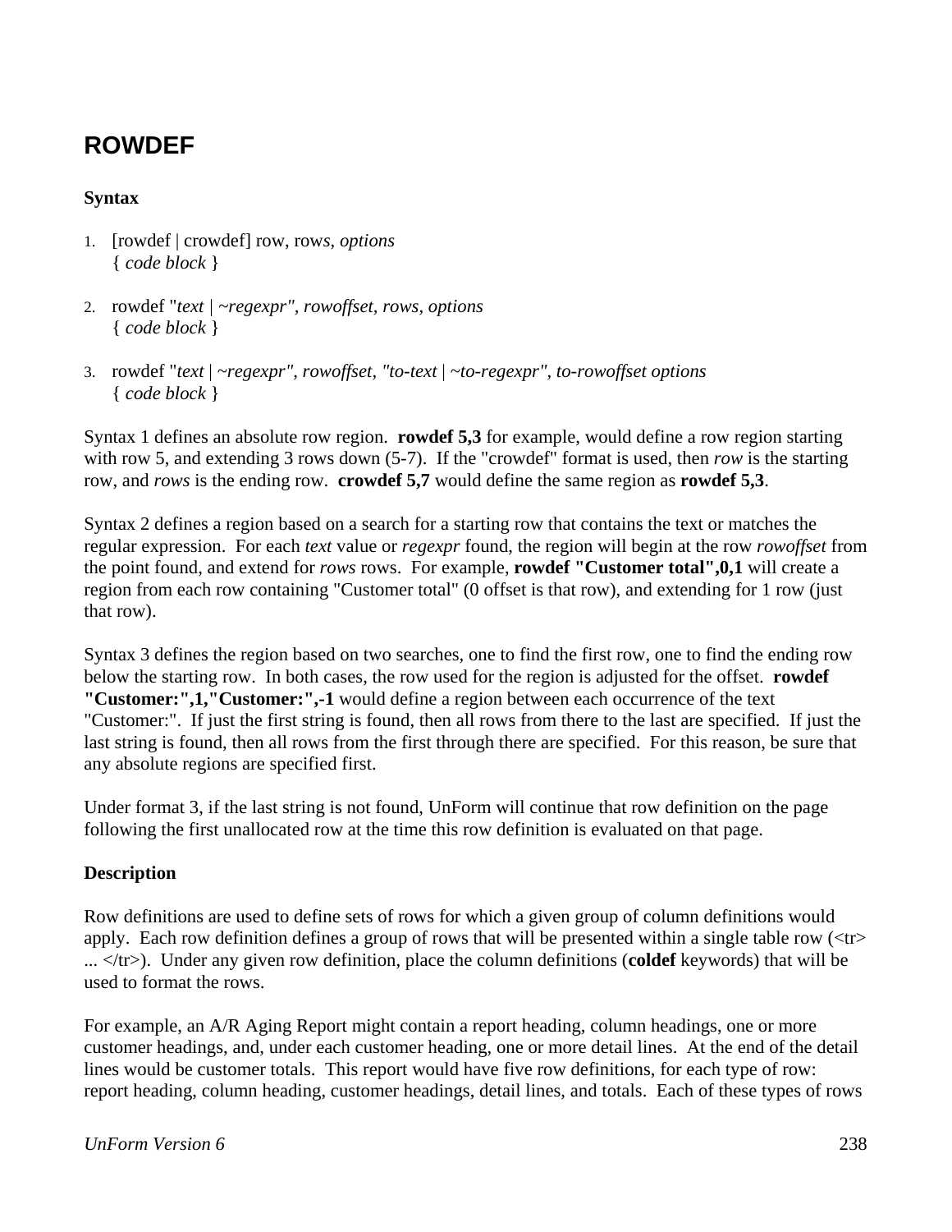## ROWDEF

**Syntax**

1. [rowdef | crowdef] row, row*s*, *options*
   { *code block* }

2. rowdef "*text* | *~regexpr", rowoffset, rows, options*
   { *code block* }

3. rowdef "*text* | *~regexpr", rowoffset, "to-text* | *~to-regexpr", to-rowoffset options*
   { *code block* }

Syntax 1 defines an absolute row region. **rowdef 5,3** for example, would define a row region starting with row 5, and extending 3 rows down (5-7). If the "crowdef" format is used, then *row* is the starting row, and *rows* is the ending row. **crowdef 5,7** would define the same region as **rowdef 5,3**.

Syntax 2 defines a region based on a search for a starting row that contains the text or matches the regular expression. For each *text* value or *regexpr* found, the region will begin at the row *rowoffset* from the point found, and extend for *rows* rows. For example, **rowdef "Customer total",0,1** will create a region from each row containing "Customer total" (0 offset is that row), and extending for 1 row (just that row).

Syntax 3 defines the region based on two searches, one to find the first row, one to find the ending row below the starting row. In both cases, the row used for the region is adjusted for the offset. **rowdef "Customer:",1,"Customer:",-1** would define a region between each occurrence of the text "Customer:". If just the first string is found, then all rows from there to the last are specified. If just the last string is found, then all rows from the first through there are specified. For this reason, be sure that any absolute regions are specified first.

Under format 3, if the last string is not found, UnForm will continue that row definition on the page following the first unallocated row at the time this row definition is evaluated on that page.

**Description**

Row definitions are used to define sets of rows for which a given group of column definitions would apply. Each row definition defines a group of rows that will be presented within a single table row (<tr> ... </tr>). Under any given row definition, place the column definitions (**coldef** keywords) that will be used to format the rows.

For example, an A/R Aging Report might contain a report heading, column headings, one or more customer headings, and, under each customer heading, one or more detail lines. At the end of the detail lines would be customer totals. This report would have five row definitions, for each type of row: report heading, column heading, customer headings, detail lines, and totals. Each of these types of rows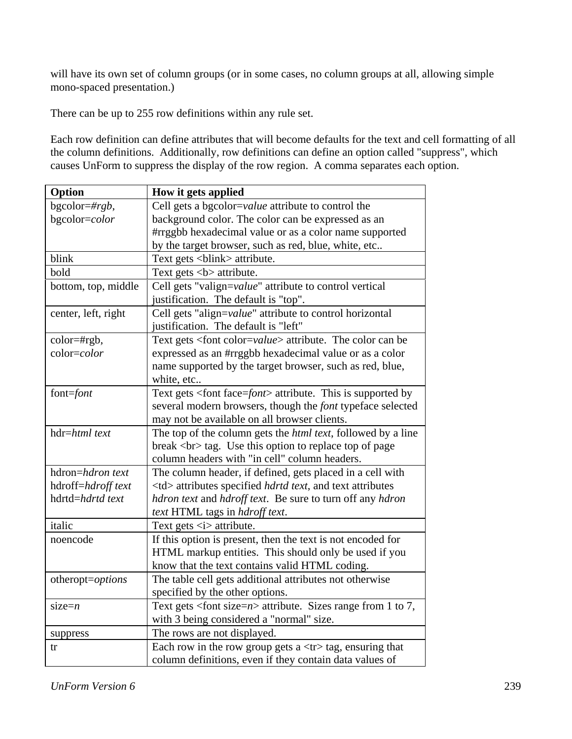will have its own set of column groups (or in some cases, no column groups at all, allowing simple mono-spaced presentation.)

There can be up to 255 row definitions within any rule set.

Each row definition can define attributes that will become defaults for the text and cell formatting of all the column definitions. Additionally, row definitions can define an option called "suppress", which causes UnForm to suppress the display of the row region. A comma separates each option.

| **Option** | **How it gets applied** |
|---|---|
| bgcolor=*#rgb*, bgcolor=*color* | Cell gets a bgcolor=*value* attribute to control the background color. The color can be expressed as an #rrggbb hexadecimal value or as a color name supported by the target browser, such as red, blue, white, etc.. |
| blink | Text gets <blink> attribute. |
| bold | Text gets <b> attribute. |
| bottom, top, middle | Cell gets "valign=*value*" attribute to control vertical justification. The default is "top". |
| center, left, right | Cell gets "align=*value*" attribute to control horizontal justification. The default is "left" |
| color=#rgb, color=*color* | Text gets <font color=*value*> attribute. The color can be expressed as an #rrggbb hexadecimal value or as a color name supported by the target browser, such as red, blue, white, etc.. |
| font=*font* | Text gets <font face=*font*> attribute. This is supported by several modern browsers, though the *font* typeface selected may not be available on all browser clients. |
| hdr=*html text* | The top of the column gets the *html text*, followed by a line break <br> tag. Use this option to replace top of page column headers with "in cell" column headers. |
| hdron=*hdron text* hdroff=*hdroff text* hdrtd=*hdrtd text* | The column header, if defined, gets placed in a cell with <td> attributes specified *hdrtd text*, and text attributes *hdron text* and *hdroff text*. Be sure to turn off any *hdron text* HTML tags in *hdroff text*. |
| italic | Text gets <i> attribute. |
| noencode | If this option is present, then the text is not encoded for HTML markup entities. This should only be used if you know that the text contains valid HTML coding. |
| otheropt=*options* | The table cell gets additional attributes not otherwise specified by the other options. |
| size=*n* | Text gets <font size=*n*> attribute. Sizes range from 1 to 7, with 3 being considered a "normal" size. |
| suppress | The rows are not displayed. |
| tr | Each row in the row group gets a <tr> tag, ensuring that column definitions, even if they contain data values of |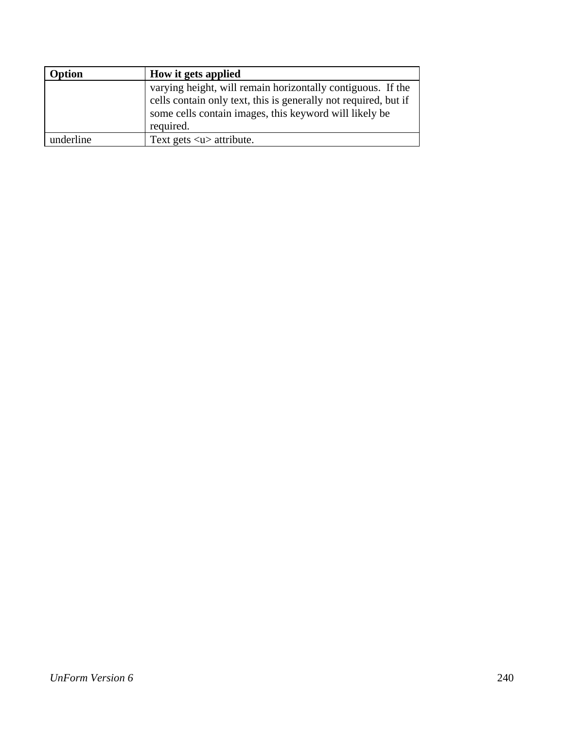| Option | How it gets applied |
| --- | --- |
| | varying height, will remain horizontally contiguous.  If the cells contain only text, this is generally not required, but if some cells contain images, this keyword will likely be required. |
| underline | Text gets <u> attribute. |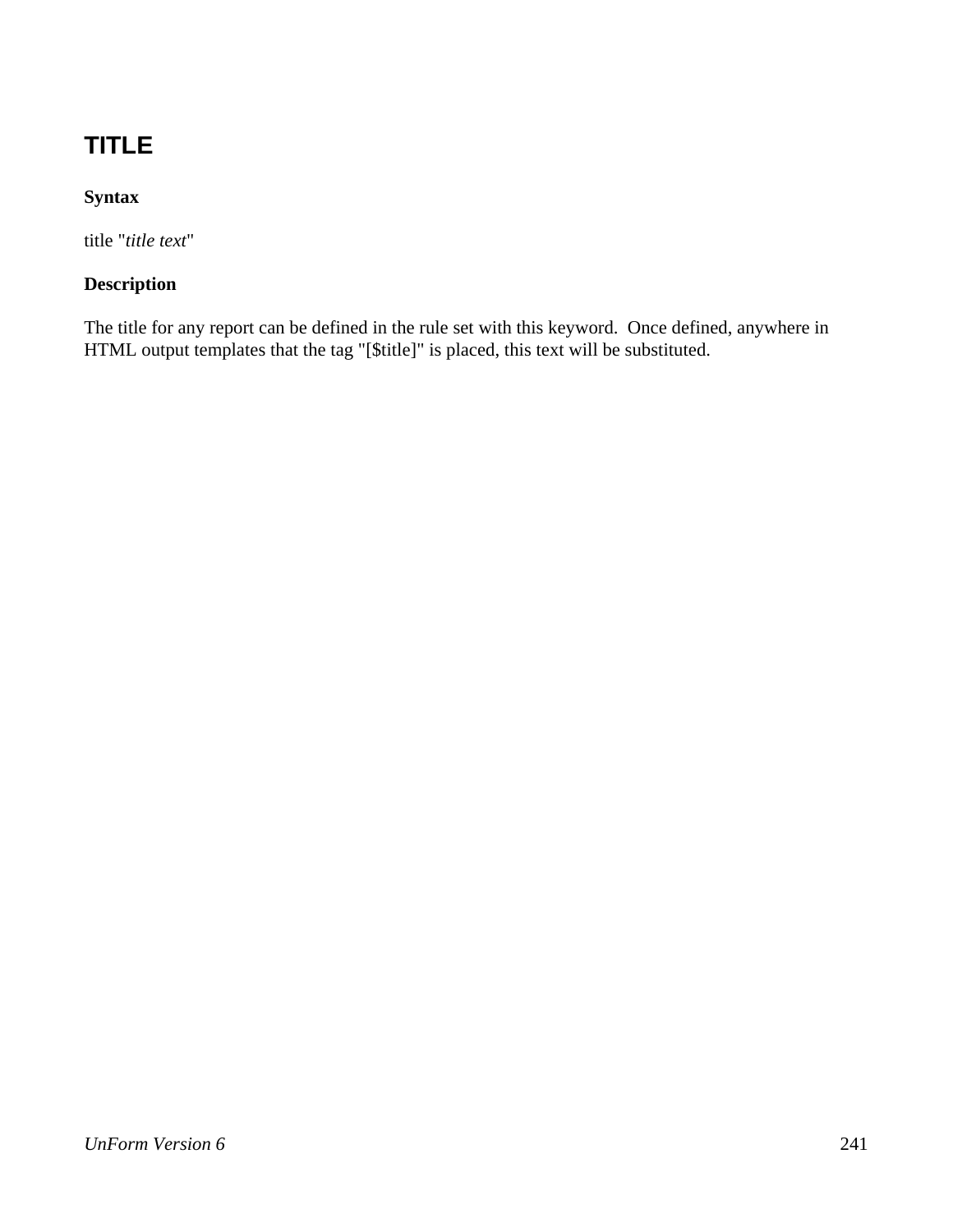## TITLE

**Syntax**

title "*title text*"

**Description**

The title for any report can be defined in the rule set with this keyword.  Once defined, anywhere in HTML output templates that the tag "[$title]" is placed, this text will be substituted.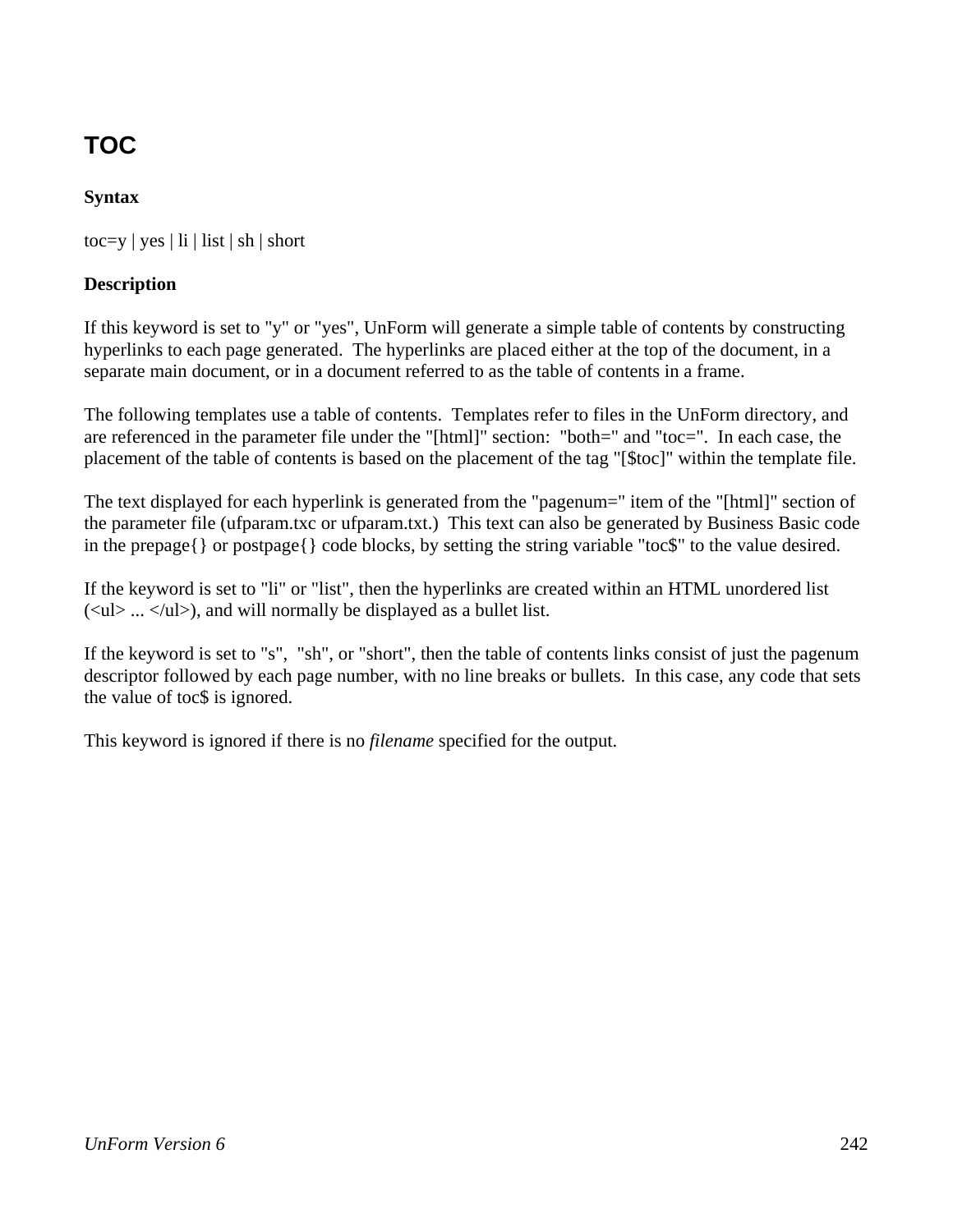## TOC

**Syntax**

toc=y | yes | li | list | sh | short

**Description**

If this keyword is set to "y" or "yes", UnForm will generate a simple table of contents by constructing hyperlinks to each page generated. The hyperlinks are placed either at the top of the document, in a separate main document, or in a document referred to as the table of contents in a frame.

The following templates use a table of contents. Templates refer to files in the UnForm directory, and are referenced in the parameter file under the "[html]" section: "both=" and "toc=". In each case, the placement of the table of contents is based on the placement of the tag "[$toc]" within the template file.

The text displayed for each hyperlink is generated from the "pagenum=" item of the "[html]" section of the parameter file (ufparam.txc or ufparam.txt.) This text can also be generated by Business Basic code in the prepage{} or postpage{} code blocks, by setting the string variable "toc$" to the value desired.

If the keyword is set to "li" or "list", then the hyperlinks are created within an HTML unordered list (<ul> ... </ul>), and will normally be displayed as a bullet list.

If the keyword is set to "s", "sh", or "short", then the table of contents links consist of just the pagenum descriptor followed by each page number, with no line breaks or bullets. In this case, any code that sets the value of toc$ is ignored.

This keyword is ignored if there is no *filename* specified for the output.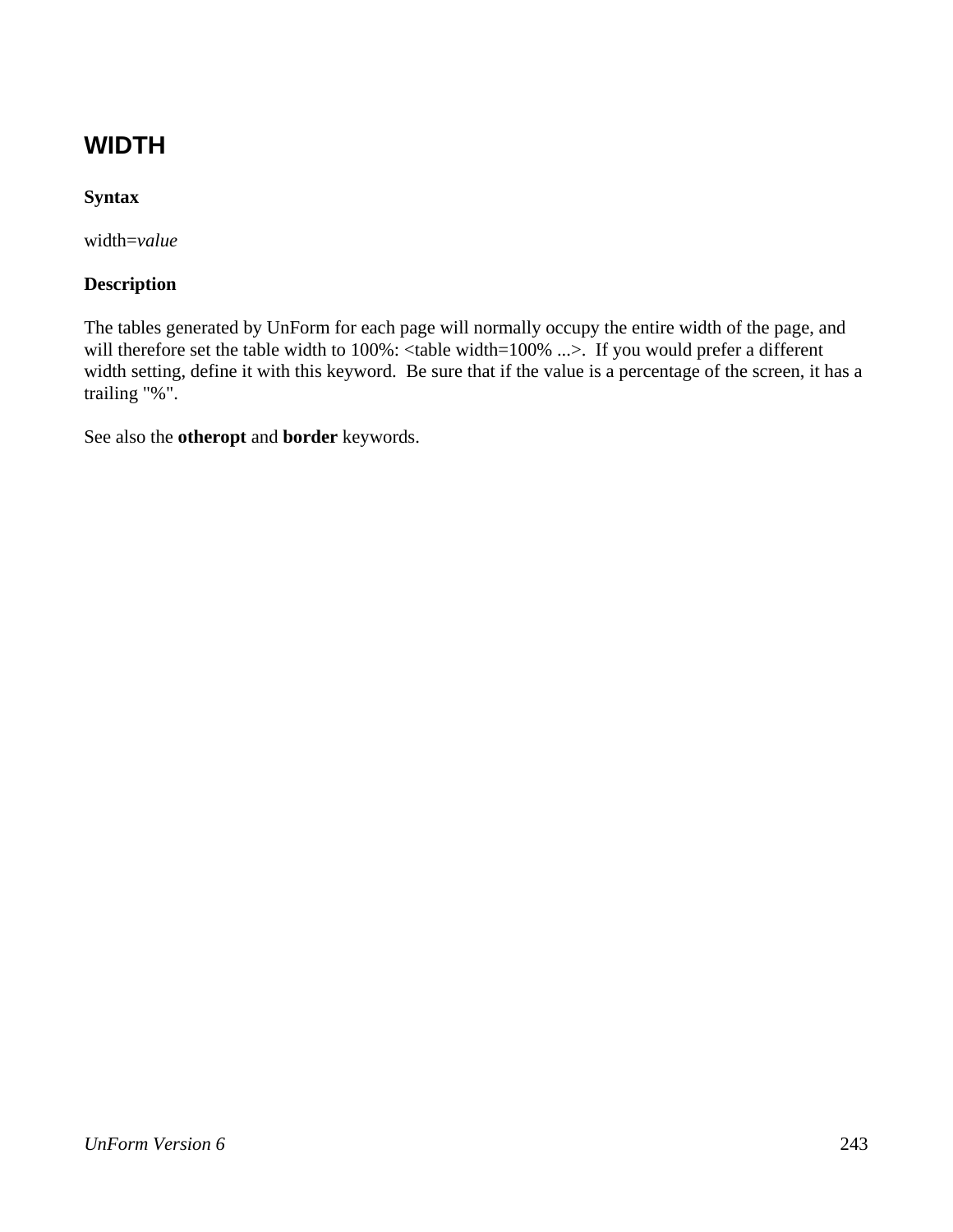## WIDTH

**Syntax**

width=*value*

**Description**

The tables generated by UnForm for each page will normally occupy the entire width of the page, and will therefore set the table width to 100%: <table width=100% ...>.  If you would prefer a different width setting, define it with this keyword.  Be sure that if the value is a percentage of the screen, it has a trailing "%".

See also the **otheropt** and **border** keywords.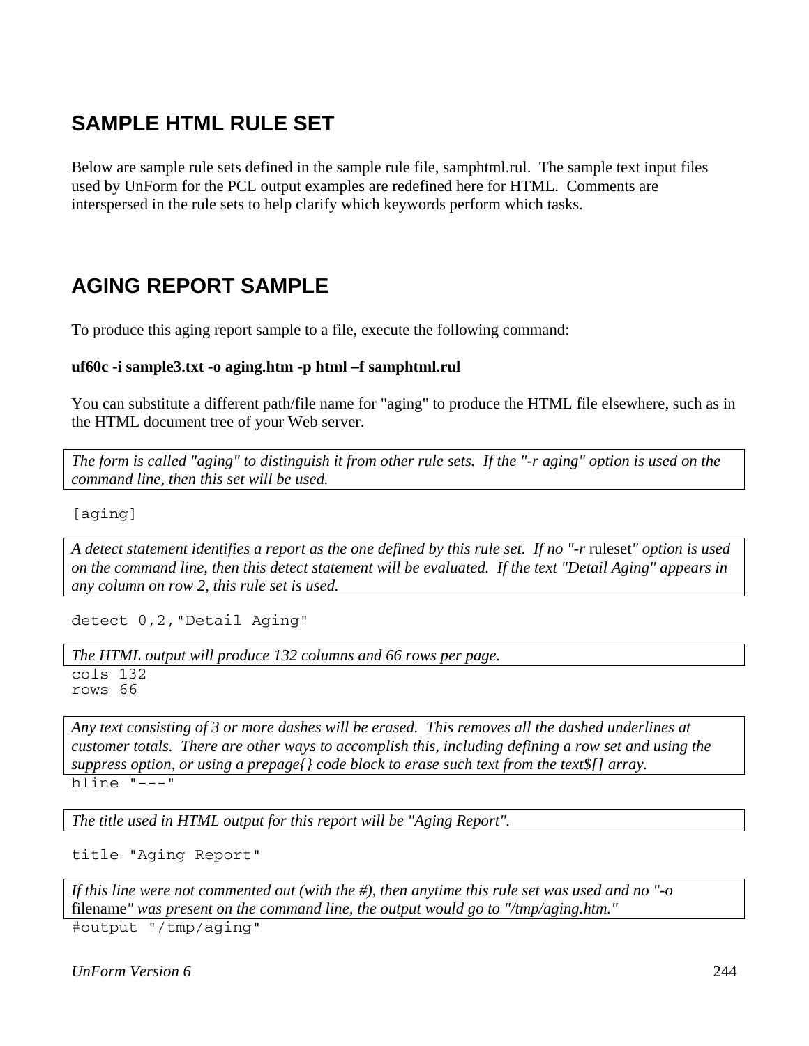## SAMPLE HTML RULE SET

Below are sample rule sets defined in the sample rule file, samphtml.rul. The sample text input files used by UnForm for the PCL output examples are redefined here for HTML. Comments are interspersed in the rule sets to help clarify which keywords perform which tasks.

## AGING REPORT SAMPLE

To produce this aging report sample to a file, execute the following command:

**uf60c -i sample3.txt -o aging.htm -p html –f samphtml.rul**

You can substitute a different path/file name for "aging" to produce the HTML file elsewhere, such as in the HTML document tree of your Web server.

*The form is called "aging" to distinguish it from other rule sets. If the "-r aging" option is used on the command line, then this set will be used.*

```
[aging]
```

*A detect statement identifies a report as the one defined by this rule set. If no "-r* ruleset*" option is used on the command line, then this detect statement will be evaluated. If the text "Detail Aging" appears in any column on row 2, this rule set is used.*

```
detect 0,2,"Detail Aging"
```

*The HTML output will produce 132 columns and 66 rows per page.*

```
cols 132
rows 66
```

*Any text consisting of 3 or more dashes will be erased. This removes all the dashed underlines at customer totals. There are other ways to accomplish this, including defining a row set and using the suppress option, or using a prepage{} code block to erase such text from the text$[] array.*

```
hline "---"
```

*The title used in HTML output for this report will be "Aging Report".*

```
title "Aging Report"
```

*If this line were not commented out (with the #), then anytime this rule set was used and no "-o* filename*" was present on the command line, the output would go to "/tmp/aging.htm."*

```
#output "/tmp/aging"
```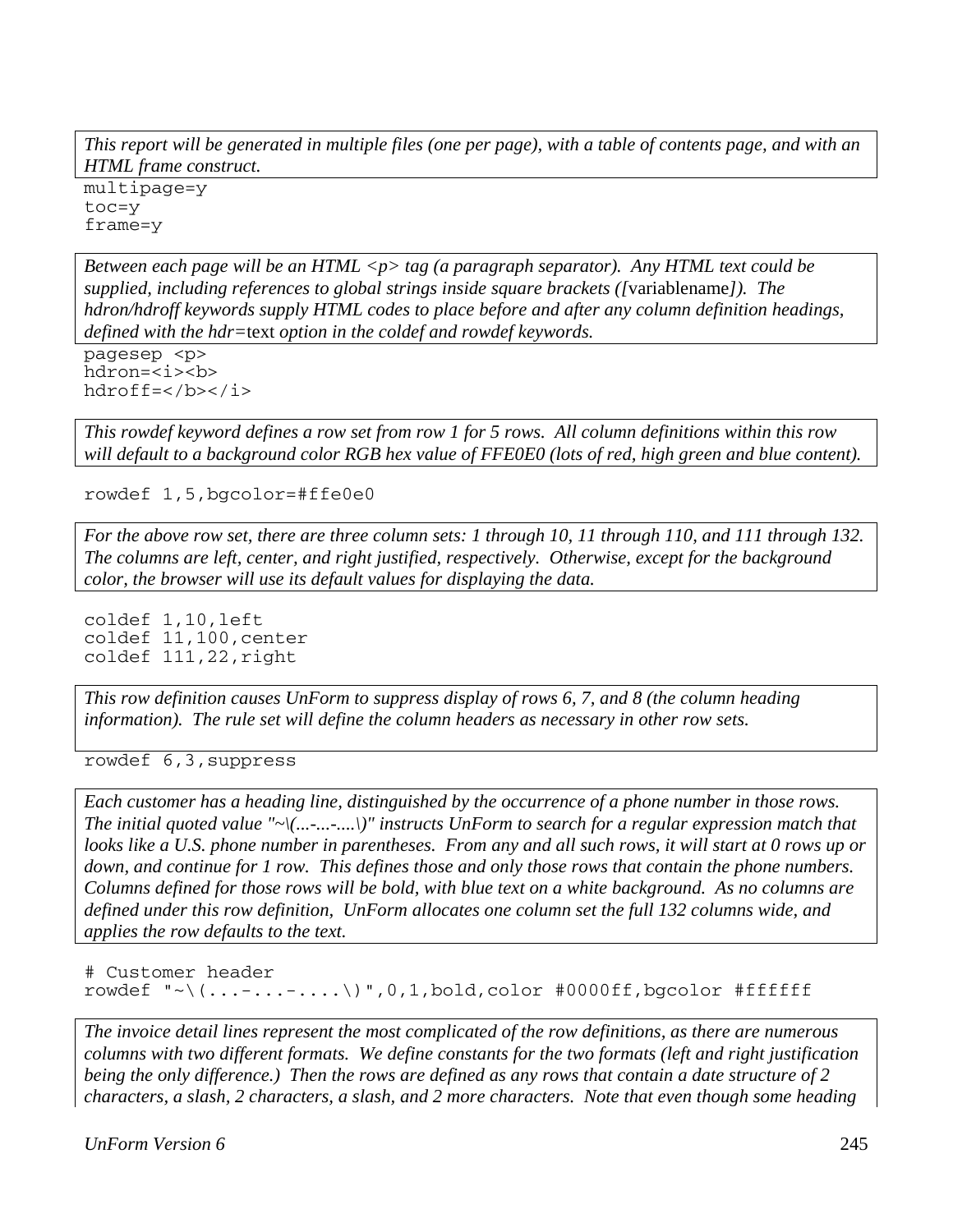*This report will be generated in multiple files (one per page), with a table of contents page, and with an HTML frame construct.*

```
multipage=y
toc=y
frame=y
```

*Between each page will be an HTML <p> tag (a paragraph separator). Any HTML text could be supplied, including references to global strings inside square brackets ([*variablename*]). The hdron/hdroff keywords supply HTML codes to place before and after any column definition headings, defined with the hdr=*text *option in the coldef and rowdef keywords.*

```
pagesep <p>
hdron=<i><b>
hdroff=</b></i>
```

*This rowdef keyword defines a row set from row 1 for 5 rows. All column definitions within this row will default to a background color RGB hex value of FFE0E0 (lots of red, high green and blue content).*

```
rowdef 1,5,bgcolor=#ffe0e0
```

*For the above row set, there are three column sets: 1 through 10, 11 through 110, and 111 through 132. The columns are left, center, and right justified, respectively. Otherwise, except for the background color, the browser will use its default values for displaying the data.*

```
coldef 1,10,left
coldef 11,100,center
coldef 111,22,right
```

*This row definition causes UnForm to suppress display of rows 6, 7, and 8 (the column heading information). The rule set will define the column headers as necessary in other row sets.*

```
rowdef 6,3,suppress
```

*Each customer has a heading line, distinguished by the occurrence of a phone number in those rows. The initial quoted value "~\(...-...-....\)" instructs UnForm to search for a regular expression match that looks like a U.S. phone number in parentheses. From any and all such rows, it will start at 0 rows up or down, and continue for 1 row. This defines those and only those rows that contain the phone numbers. Columns defined for those rows will be bold, with blue text on a white background. As no columns are defined under this row definition, UnForm allocates one column set the full 132 columns wide, and applies the row defaults to the text.*

```
# Customer header
rowdef "~\(...-...-....\)",0,1,bold,color #0000ff,bgcolor #ffffff
```

*The invoice detail lines represent the most complicated of the row definitions, as there are numerous columns with two different formats. We define constants for the two formats (left and right justification being the only difference.) Then the rows are defined as any rows that contain a date structure of 2 characters, a slash, 2 characters, a slash, and 2 more characters. Note that even though some heading*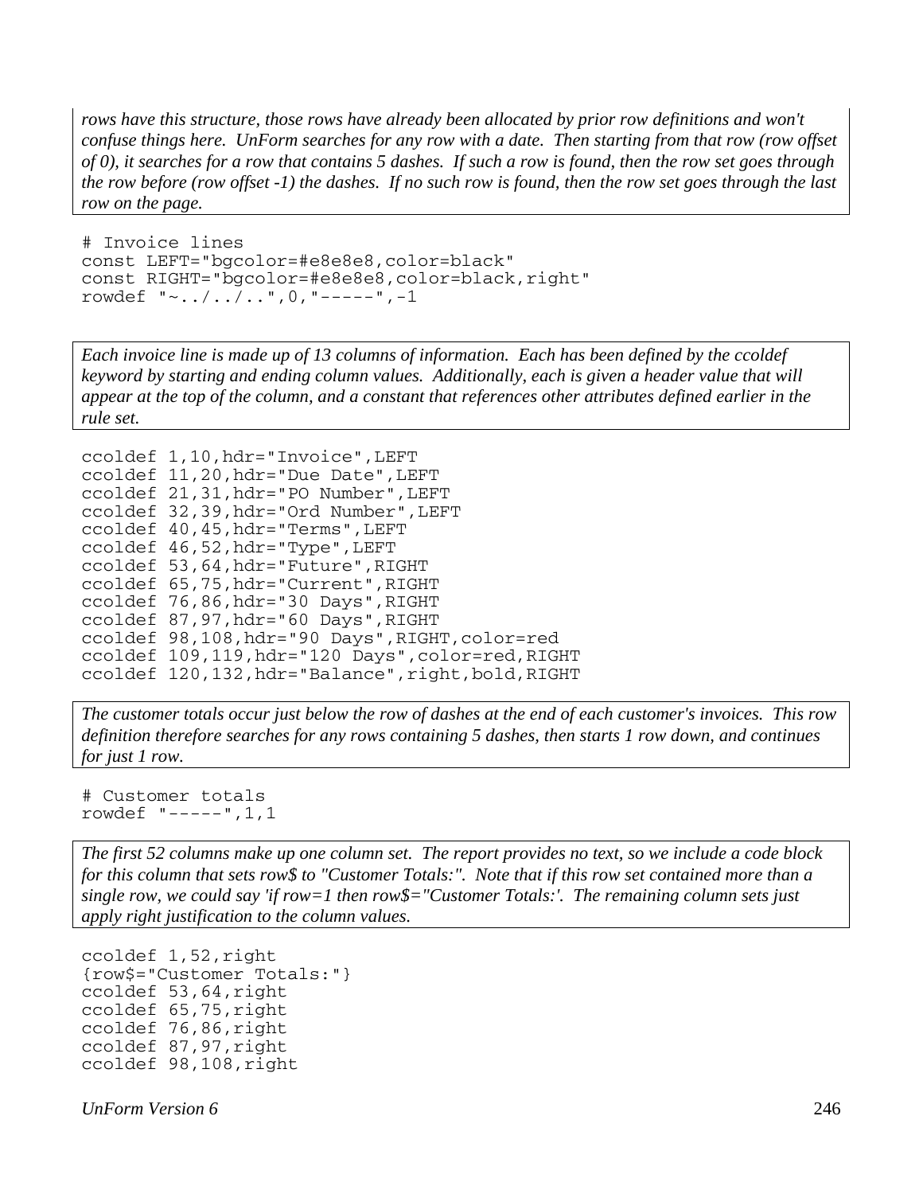*rows have this structure, those rows have already been allocated by prior row definitions and won't confuse things here. UnForm searches for any row with a date. Then starting from that row (row offset of 0), it searches for a row that contains 5 dashes. If such a row is found, then the row set goes through the row before (row offset -1) the dashes. If no such row is found, then the row set goes through the last row on the page.*

```
# Invoice lines
const LEFT="bgcolor=#e8e8e8,color=black"
const RIGHT="bgcolor=#e8e8e8,color=black,right"
rowdef "~../../..",0,"-----",-1
```

*Each invoice line is made up of 13 columns of information. Each has been defined by the ccoldef keyword by starting and ending column values. Additionally, each is given a header value that will appear at the top of the column, and a constant that references other attributes defined earlier in the rule set.*

```
ccoldef 1,10,hdr="Invoice",LEFT
ccoldef 11,20,hdr="Due Date",LEFT
ccoldef 21,31,hdr="PO Number",LEFT
ccoldef 32,39,hdr="Ord Number",LEFT
ccoldef 40,45,hdr="Terms",LEFT
ccoldef 46,52,hdr="Type",LEFT
ccoldef 53,64,hdr="Future",RIGHT
ccoldef 65,75,hdr="Current",RIGHT
ccoldef 76,86,hdr="30 Days",RIGHT
ccoldef 87,97,hdr="60 Days",RIGHT
ccoldef 98,108,hdr="90 Days",RIGHT,color=red
ccoldef 109,119,hdr="120 Days",color=red,RIGHT
ccoldef 120,132,hdr="Balance",right,bold,RIGHT
```

*The customer totals occur just below the row of dashes at the end of each customer's invoices. This row definition therefore searches for any rows containing 5 dashes, then starts 1 row down, and continues for just 1 row.*

```
# Customer totals
rowdef "-----",1,1
```

*The first 52 columns make up one column set. The report provides no text, so we include a code block for this column that sets row$ to "Customer Totals:". Note that if this row set contained more than a single row, we could say 'if row=1 then row$="Customer Totals:'. The remaining column sets just apply right justification to the column values.*

```
ccoldef 1,52,right
{row$="Customer Totals:"}
ccoldef 53,64,right
ccoldef 65,75,right
ccoldef 76,86,right
ccoldef 87,97,right
ccoldef 98,108,right
```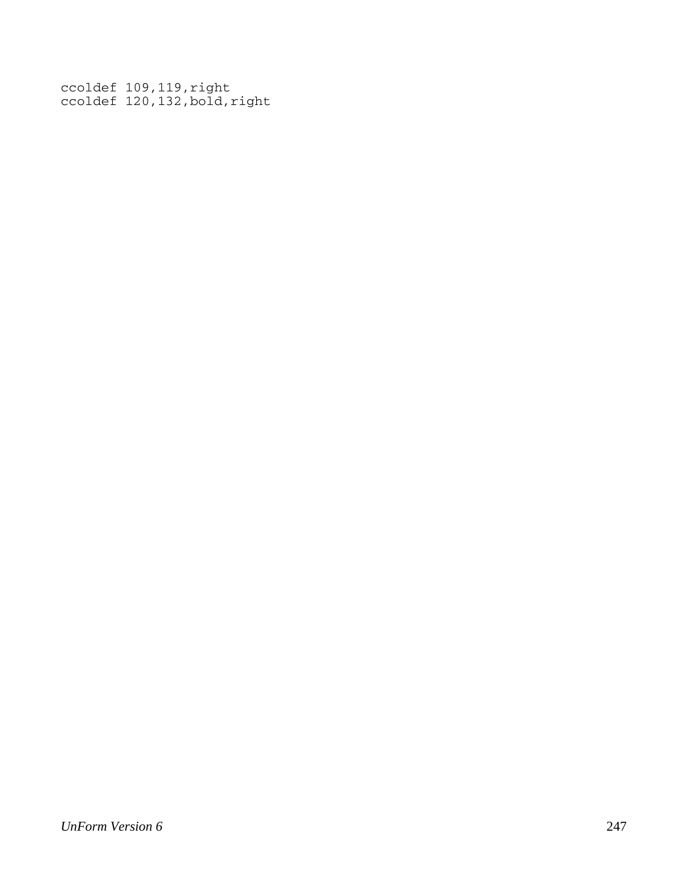```
ccoldef 109,119,right
ccoldef 120,132,bold,right
```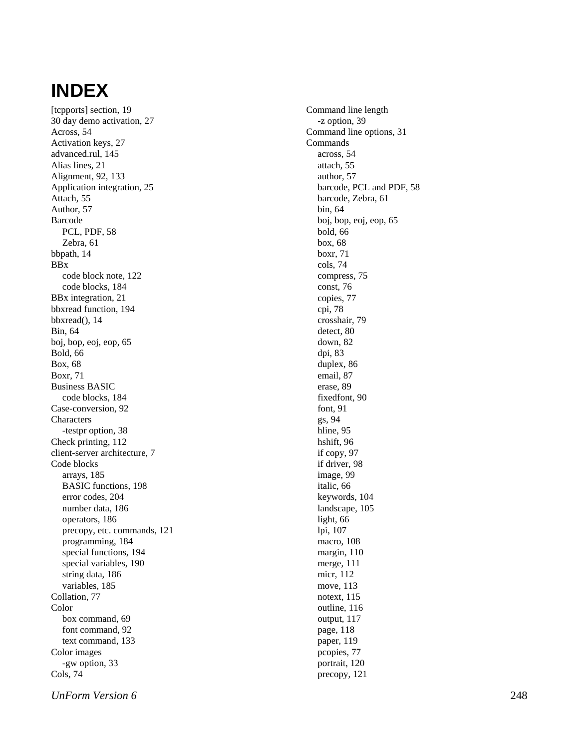# INDEX

[tcpports] section, 19
30 day demo activation, 27
Across, 54
Activation keys, 27
advanced.rul, 145
Alias lines, 21
Alignment, 92, 133
Application integration, 25
Attach, 55
Author, 57
Barcode
- PCL, PDF, 58
- Zebra, 61

bbpath, 14
BBx
- code block note, 122
- code blocks, 184

BBx integration, 21
bbxread function, 194
bbxread(), 14
Bin, 64
boj, bop, eoj, eop, 65
Bold, 66
Box, 68
Boxr, 71
Business BASIC
- code blocks, 184

Case-conversion, 92
Characters
- -testpr option, 38

Check printing, 112
client-server architecture, 7
Code blocks
- arrays, 185
- BASIC functions, 198
- error codes, 204
- number data, 186
- operators, 186
- precopy, etc. commands, 121
- programming, 184
- special functions, 194
- special variables, 190
- string data, 186
- variables, 185

Collation, 77
Color
- box command, 69
- font command, 92
- text command, 133

Color images
- -gw option, 33

Cols, 74
Command line length
- -z option, 39

Command line options, 31
Commands
- across, 54
- attach, 55
- author, 57
- barcode, PCL and PDF, 58
- barcode, Zebra, 61
- bin, 64
- boj, bop, eoj, eop, 65
- bold, 66
- box, 68
- boxr, 71
- cols, 74
- compress, 75
- const, 76
- copies, 77
- cpi, 78
- crosshair, 79
- detect, 80
- down, 82
- dpi, 83
- duplex, 86
- email, 87
- erase, 89
- fixedfont, 90
- font, 91
- gs, 94
- hline, 95
- hshift, 96
- if copy, 97
- if driver, 98
- image, 99
- italic, 66
- keywords, 104
- landscape, 105
- light, 66
- lpi, 107
- macro, 108
- margin, 110
- merge, 111
- micr, 112
- move, 113
- notext, 115
- outline, 116
- output, 117
- page, 118
- paper, 119
- pcopies, 77
- portrait, 120
- precopy, 121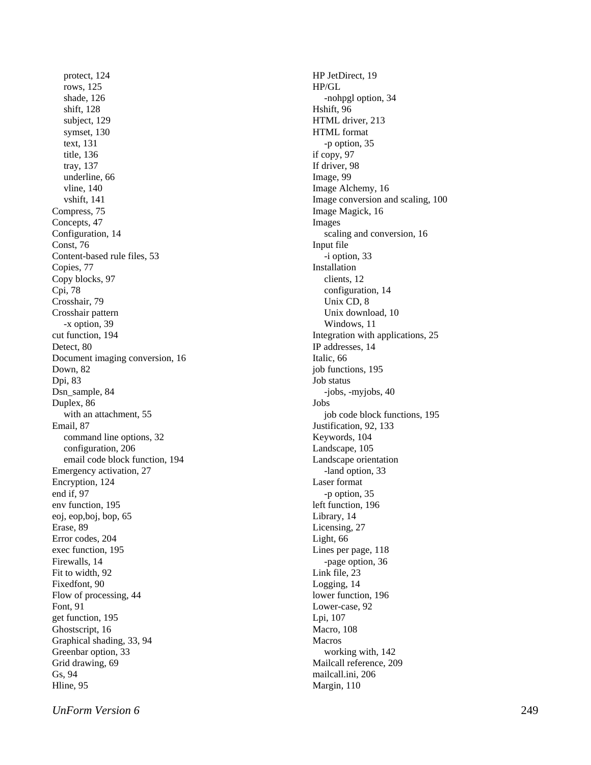- protect, 124
- rows, 125
- shade, 126
- shift, 128
- subject, 129
- symset, 130
- text, 131
- title, 136
- tray, 137
- underline, 66
- vline, 140
- vshift, 141

Compress, 75
Concepts, 47
Configuration, 14
Const, 76
Content-based rule files, 53
Copies, 77
Copy blocks, 97
Cpi, 78
Crosshair, 79
Crosshair pattern
- -x option, 39

cut function, 194
Detect, 80
Document imaging conversion, 16
Down, 82
Dpi, 83
Dsn_sample, 84
Duplex, 86
- with an attachment, 55

Email, 87
- command line options, 32
- configuration, 206
- email code block function, 194

Emergency activation, 27
Encryption, 124
end if, 97
env function, 195
eoj, eop,boj, bop, 65
Erase, 89
Error codes, 204
exec function, 195
Firewalls, 14
Fit to width, 92
Fixedfont, 90
Flow of processing, 44
Font, 91
get function, 195
Ghostscript, 16
Graphical shading, 33, 94
Greenbar option, 33
Grid drawing, 69
Gs, 94
Hline, 95
HP JetDirect, 19
HP/GL
- -nohpgl option, 34

Hshift, 96
HTML driver, 213
HTML format
- -p option, 35

if copy, 97
If driver, 98
Image, 99
Image Alchemy, 16
Image conversion and scaling, 100
Image Magick, 16
Images
- scaling and conversion, 16

Input file
- -i option, 33

Installation
- clients, 12
- configuration, 14
- Unix CD, 8
- Unix download, 10
- Windows, 11

Integration with applications, 25
IP addresses, 14
Italic, 66
job functions, 195
Job status
- -jobs, -myjobs, 40

Jobs
- job code block functions, 195

Justification, 92, 133
Keywords, 104
Landscape, 105
Landscape orientation
- -land option, 33

Laser format
- -p option, 35

left function, 196
Library, 14
Licensing, 27
Light, 66
Lines per page, 118
- -page option, 36

Link file, 23
Logging, 14
lower function, 196
Lower-case, 92
Lpi, 107
Macro, 108
Macros
- working with, 142

Mailcall reference, 209
mailcall.ini, 206
Margin, 110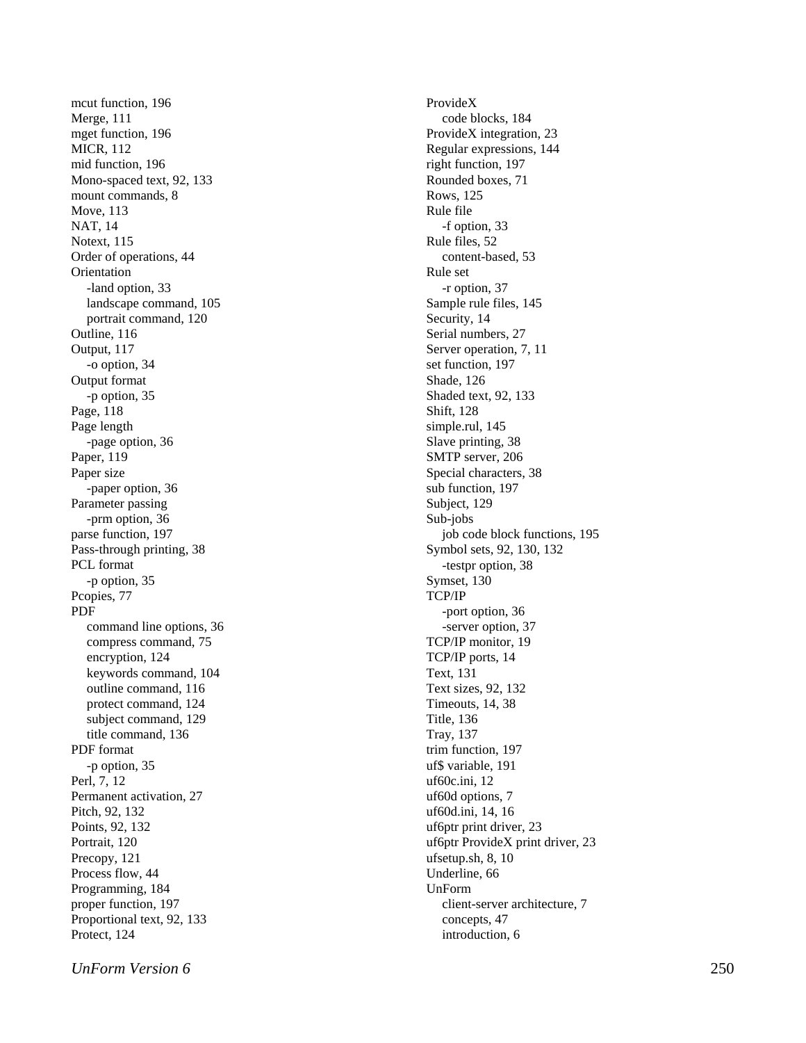mcut function, 196
Merge, 111
mget function, 196
MICR, 112
mid function, 196
Mono-spaced text, 92, 133
mount commands, 8
Move, 113
NAT, 14
Notext, 115
Order of operations, 44
Orientation
    -land option, 33
    landscape command, 105
    portrait command, 120
Outline, 116
Output, 117
    -o option, 34
Output format
    -p option, 35
Page, 118
Page length
    -page option, 36
Paper, 119
Paper size
    -paper option, 36
Parameter passing
    -prm option, 36
parse function, 197
Pass-through printing, 38
PCL format
    -p option, 35
Pcopies, 77
PDF
    command line options, 36
    compress command, 75
    encryption, 124
    keywords command, 104
    outline command, 116
    protect command, 124
    subject command, 129
    title command, 136
PDF format
    -p option, 35
Perl, 7, 12
Permanent activation, 27
Pitch, 92, 132
Points, 92, 132
Portrait, 120
Precopy, 121
Process flow, 44
Programming, 184
proper function, 197
Proportional text, 92, 133
Protect, 124
ProvideX
    code blocks, 184
ProvideX integration, 23
Regular expressions, 144
right function, 197
Rounded boxes, 71
Rows, 125
Rule file
    -f option, 33
Rule files, 52
    content-based, 53
Rule set
    -r option, 37
Sample rule files, 145
Security, 14
Serial numbers, 27
Server operation, 7, 11
set function, 197
Shade, 126
Shaded text, 92, 133
Shift, 128
simple.rul, 145
Slave printing, 38
SMTP server, 206
Special characters, 38
sub function, 197
Subject, 129
Sub-jobs
    job code block functions, 195
Symbol sets, 92, 130, 132
    -testpr option, 38
Symset, 130
TCP/IP
    -port option, 36
    -server option, 37
TCP/IP monitor, 19
TCP/IP ports, 14
Text, 131
Text sizes, 92, 132
Timeouts, 14, 38
Title, 136
Tray, 137
trim function, 197
uf$ variable, 191
uf60c.ini, 12
uf60d options, 7
uf60d.ini, 14, 16
uf6ptr print driver, 23
uf6ptr ProvideX print driver, 23
ufsetup.sh, 8, 10
Underline, 66
UnForm
    client-server architecture, 7
    concepts, 47
    introduction, 6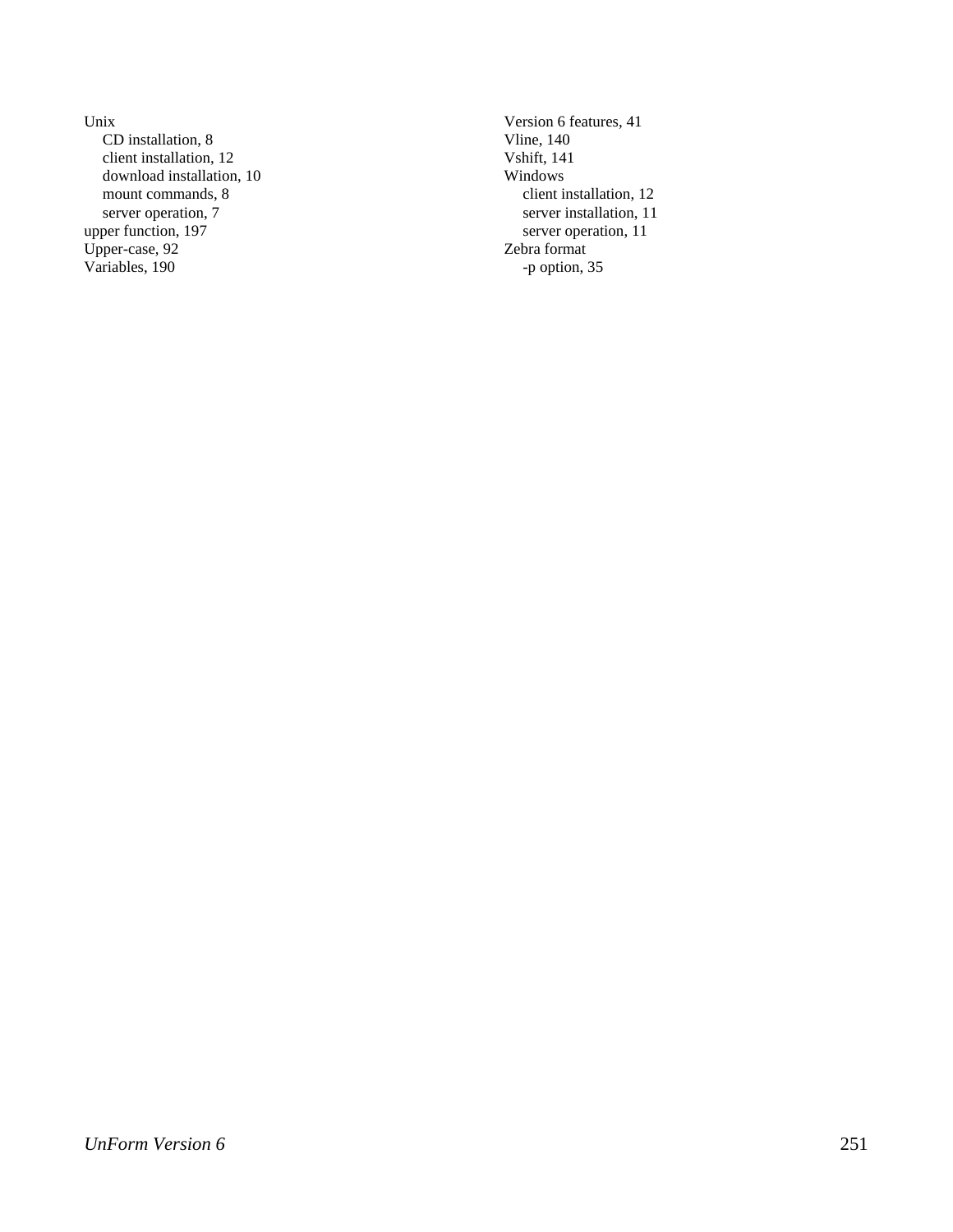Unix

- CD installation, 8
- client installation, 12
- download installation, 10
- mount commands, 8
- server operation, 7

upper function, 197

Upper-case, 92

Variables, 190

Version 6 features, 41

Vline, 140

Vshift, 141

Windows

- client installation, 12
- server installation, 11
- server operation, 11

Zebra format

- -p option, 35